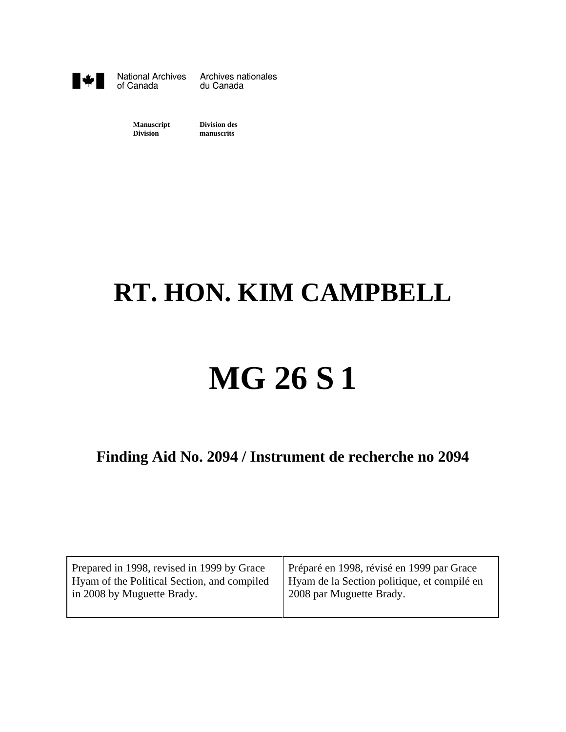National Archives of Canada | Archives nationales du Canada

**Manuscript Division** | **Division des manuscrits**

# RT. HON. KIM CAMPBELL

# MG 26 S 1

## Finding Aid No. 2094 / Instrument de recherche no 2094

| Prepared in 1998, revised in 1999 by Grace Hyam of the Political Section, and compiled in 2008 by Muguette Brady. | Préparé en 1998, révisé en 1999 par Grace Hyam de la Section politique, et compilé en 2008 par Muguette Brady. |
| --- | --- |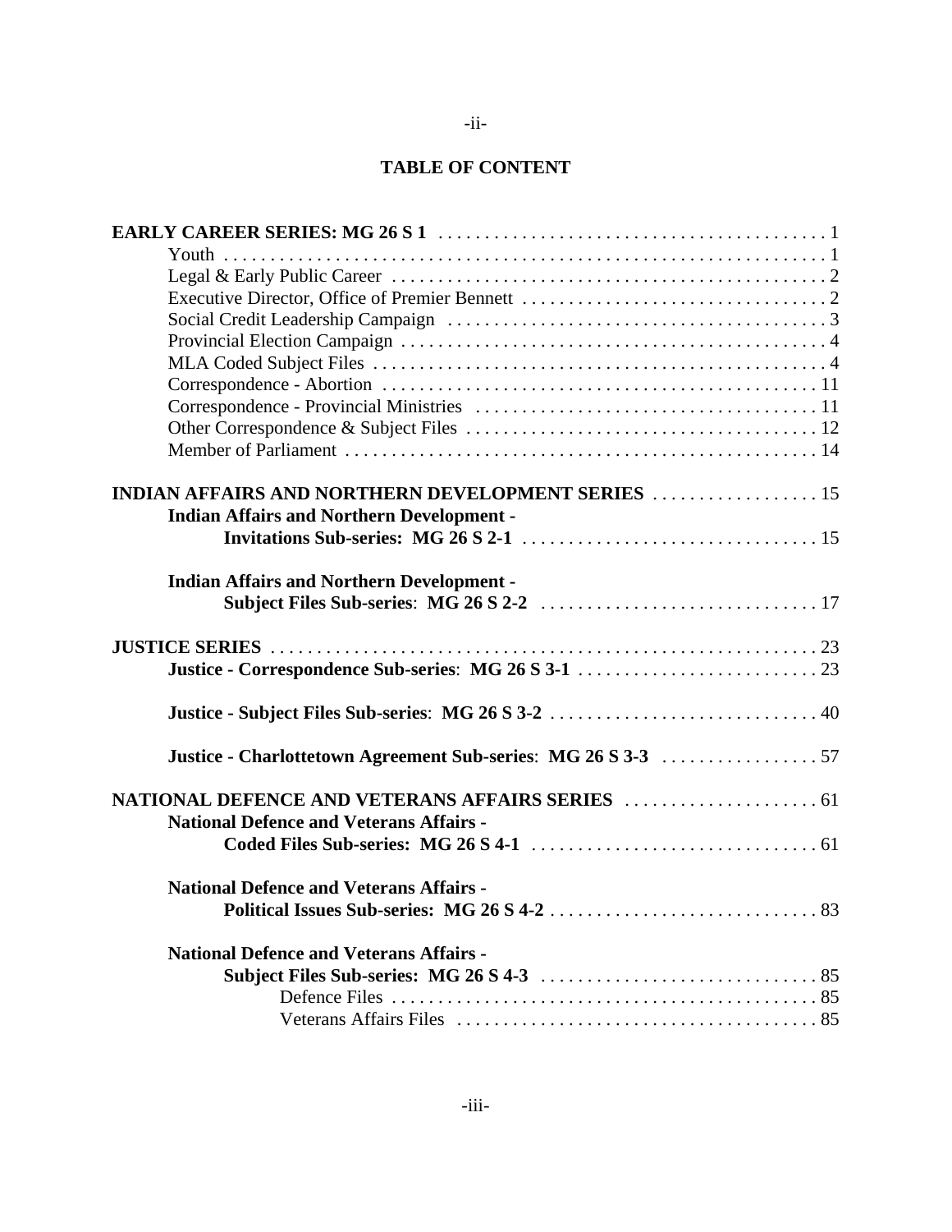# TABLE OF CONTENT

**EARLY CAREER SERIES: MG 26 S 1** . . . . . . . . . . 1
- Youth . . . . . . . . . . 1
- Legal & Early Public Career . . . . . . . . . . 2
- Executive Director, Office of Premier Bennett . . . . . . . . . . 2
- Social Credit Leadership Campaign . . . . . . . . . . 3
- Provincial Election Campaign . . . . . . . . . . 4
- MLA Coded Subject Files . . . . . . . . . . 4
- Correspondence - Abortion . . . . . . . . . . 11
- Correspondence - Provincial Ministries . . . . . . . . . . 11
- Other Correspondence & Subject Files . . . . . . . . . . 12
- Member of Parliament . . . . . . . . . . 14

**INDIAN AFFAIRS AND NORTHERN DEVELOPMENT SERIES** . . . . . . . . . . 15
- **Indian Affairs and Northern Development - Invitations Sub-series: MG 26 S 2-1** . . . . . . . . . . 15
- **Indian Affairs and Northern Development - Subject Files Sub-series: MG 26 S 2-2** . . . . . . . . . . 17

**JUSTICE SERIES** . . . . . . . . . . 23
- **Justice - Correspondence Sub-series: MG 26 S 3-1** . . . . . . . . . . 23
- **Justice - Subject Files Sub-series: MG 26 S 3-2** . . . . . . . . . . 40
- **Justice - Charlottetown Agreement Sub-series: MG 26 S 3-3** . . . . . . . . . . 57

**NATIONAL DEFENCE AND VETERANS AFFAIRS SERIES** . . . . . . . . . . 61
- **National Defence and Veterans Affairs - Coded Files Sub-series: MG 26 S 4-1** . . . . . . . . . . 61
- **National Defence and Veterans Affairs - Political Issues Sub-series: MG 26 S 4-2** . . . . . . . . . . 83
- **National Defence and Veterans Affairs - Subject Files Sub-series: MG 26 S 4-3** . . . . . . . . . . 85
  - Defence Files . . . . . . . . . . 85
  - Veterans Affairs Files . . . . . . . . . . 85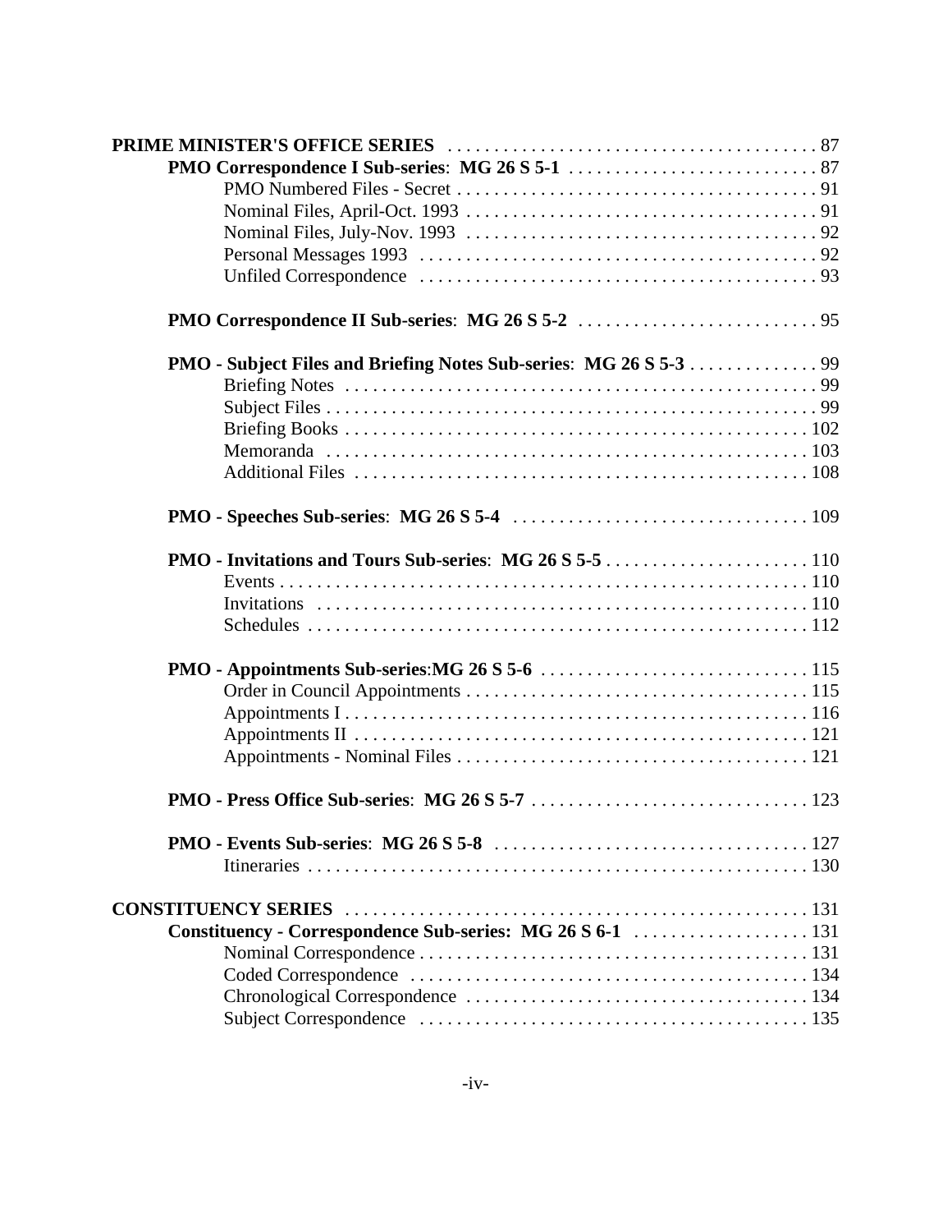**PRIME MINISTER'S OFFICE SERIES** . . . . . . . . . . 87

- **PMO Correspondence I Sub-series**: **MG 26 S 5-1** . . . . . . . . . . 87
  - PMO Numbered Files - Secret . . . . . . . . . . 91
  - Nominal Files, April-Oct. 1993 . . . . . . . . . . 91
  - Nominal Files, July-Nov. 1993 . . . . . . . . . . 92
  - Personal Messages 1993 . . . . . . . . . . 92
  - Unfiled Correspondence . . . . . . . . . . 93

- **PMO Correspondence II Sub-series**: **MG 26 S 5-2** . . . . . . . . . . 95

- **PMO - Subject Files and Briefing Notes Sub-series**: **MG 26 S 5-3** . . . . . . . . . . 99
  - Briefing Notes . . . . . . . . . . 99
  - Subject Files . . . . . . . . . . 99
  - Briefing Books . . . . . . . . . . 102
  - Memoranda . . . . . . . . . . 103
  - Additional Files . . . . . . . . . . 108

- **PMO - Speeches Sub-series**: **MG 26 S 5-4** . . . . . . . . . . 109

- **PMO - Invitations and Tours Sub-series**: **MG 26 S 5-5** . . . . . . . . . . 110
  - Events . . . . . . . . . . 110
  - Invitations . . . . . . . . . . 110
  - Schedules . . . . . . . . . . 112

- **PMO - Appointments Sub-series**:**MG 26 S 5-6** . . . . . . . . . . 115
  - Order in Council Appointments . . . . . . . . . . 115
  - Appointments I . . . . . . . . . . 116
  - Appointments II . . . . . . . . . . 121
  - Appointments - Nominal Files . . . . . . . . . . 121

- **PMO - Press Office Sub-series**: **MG 26 S 5-7** . . . . . . . . . . 123

- **PMO - Events Sub-series**: **MG 26 S 5-8** . . . . . . . . . . 127
  - Itineraries . . . . . . . . . . 130

**CONSTITUENCY SERIES** . . . . . . . . . . 131

- **Constituency - Correspondence Sub-series: MG 26 S 6-1** . . . . . . . . . . 131
  - Nominal Correspondence . . . . . . . . . . 131
  - Coded Correspondence . . . . . . . . . . 134
  - Chronological Correspondence . . . . . . . . . . 134
  - Subject Correspondence . . . . . . . . . . 135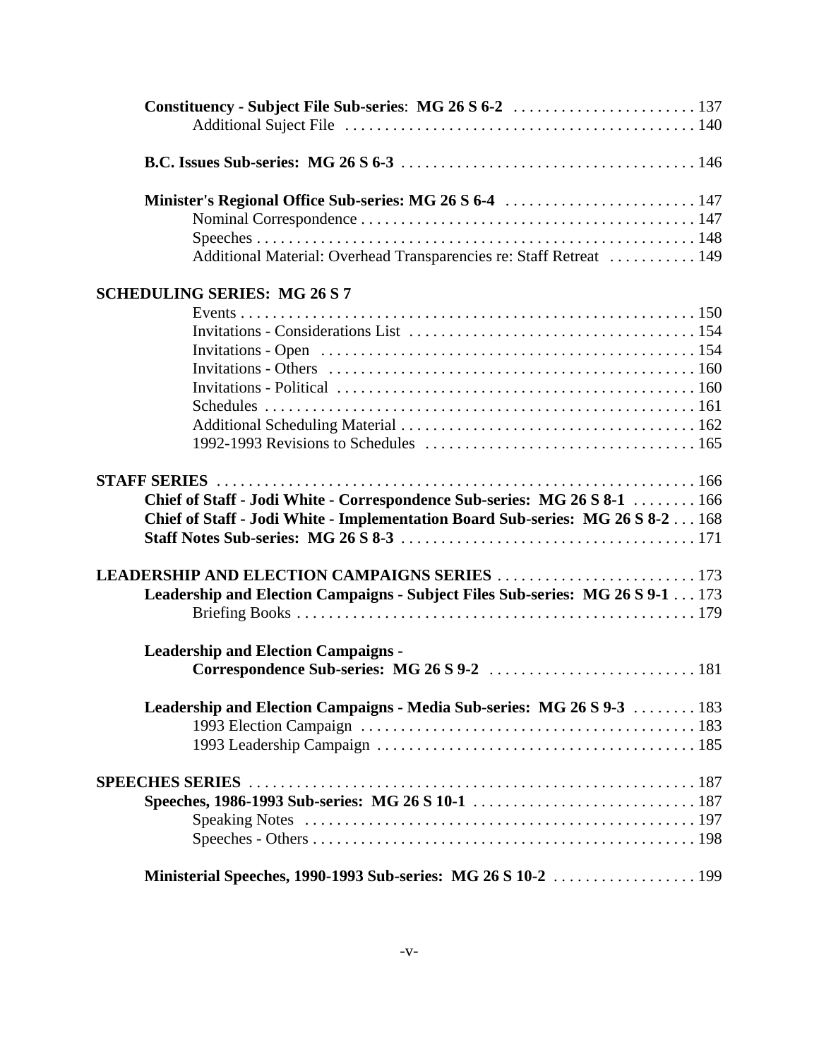**Constituency - Subject File Sub-series: MG 26 S 6-2** . . . . . . . . . . . . . . . . . . . . . . . 137
Additional Suject File . . . . . . . . . . . . . . . . . . . . . . . . . . . . . . . . . . . . . . . . . . . . 140

**B.C. Issues Sub-series: MG 26 S 6-3** . . . . . . . . . . . . . . . . . . . . . . . . . . . . . . . . . . . . 146

**Minister's Regional Office Sub-series: MG 26 S 6-4** . . . . . . . . . . . . . . . . . . . . . . . . 147
Nominal Correspondence . . . . . . . . . . . . . . . . . . . . . . . . . . . . . . . . . . . . . . . . . . 147
Speeches . . . . . . . . . . . . . . . . . . . . . . . . . . . . . . . . . . . . . . . . . . . . . . . . . . . . . . 148
Additional Material: Overhead Transparencies re: Staff Retreat . . . . . . . . . . . 149

**SCHEDULING SERIES: MG 26 S 7**
Events . . . . . . . . . . . . . . . . . . . . . . . . . . . . . . . . . . . . . . . . . . . . . . . . . . . . . . . . . 150
Invitations - Considerations List . . . . . . . . . . . . . . . . . . . . . . . . . . . . . . . . . . . 154
Invitations - Open . . . . . . . . . . . . . . . . . . . . . . . . . . . . . . . . . . . . . . . . . . . . . . 154
Invitations - Others . . . . . . . . . . . . . . . . . . . . . . . . . . . . . . . . . . . . . . . . . . . . . 160
Invitations - Political . . . . . . . . . . . . . . . . . . . . . . . . . . . . . . . . . . . . . . . . . . . . 160
Schedules . . . . . . . . . . . . . . . . . . . . . . . . . . . . . . . . . . . . . . . . . . . . . . . . . . . . . 161
Additional Scheduling Material . . . . . . . . . . . . . . . . . . . . . . . . . . . . . . . . . . . . 162
1992-1993 Revisions to Schedules . . . . . . . . . . . . . . . . . . . . . . . . . . . . . . . . . 165

**STAFF SERIES** . . . . . . . . . . . . . . . . . . . . . . . . . . . . . . . . . . . . . . . . . . . . . . . . . . . . . . . . . 166
**Chief of Staff - Jodi White - Correspondence Sub-series: MG 26 S 8-1** . . . . . . . . 166
**Chief of Staff - Jodi White - Implementation Board Sub-series: MG 26 S 8-2** . . . 168
**Staff Notes Sub-series: MG 26 S 8-3** . . . . . . . . . . . . . . . . . . . . . . . . . . . . . . . . . . . . 171

**LEADERSHIP AND ELECTION CAMPAIGNS SERIES** . . . . . . . . . . . . . . . . . . . . . . . . . 173
**Leadership and Election Campaigns - Subject Files Sub-series: MG 26 S 9-1** . . . 173
Briefing Books . . . . . . . . . . . . . . . . . . . . . . . . . . . . . . . . . . . . . . . . . . . . . . . . . . 179

**Leadership and Election Campaigns -**
**Correspondence Sub-series: MG 26 S 9-2** . . . . . . . . . . . . . . . . . . . . . . . . . . 181

**Leadership and Election Campaigns - Media Sub-series: MG 26 S 9-3** . . . . . . . . 183
1993 Election Campaign . . . . . . . . . . . . . . . . . . . . . . . . . . . . . . . . . . . . . . . . . . 183
1993 Leadership Campaign . . . . . . . . . . . . . . . . . . . . . . . . . . . . . . . . . . . . . . . . 185

**SPEECHES SERIES** . . . . . . . . . . . . . . . . . . . . . . . . . . . . . . . . . . . . . . . . . . . . . . . . . . . . . . 187
**Speeches, 1986-1993 Sub-series: MG 26 S 10-1** . . . . . . . . . . . . . . . . . . . . . . . . . . . . 187
Speaking Notes . . . . . . . . . . . . . . . . . . . . . . . . . . . . . . . . . . . . . . . . . . . . . . . . . 197
Speeches - Others . . . . . . . . . . . . . . . . . . . . . . . . . . . . . . . . . . . . . . . . . . . . . . . 198

**Ministerial Speeches, 1990-1993 Sub-series: MG 26 S 10-2** . . . . . . . . . . . . . . . . . . 199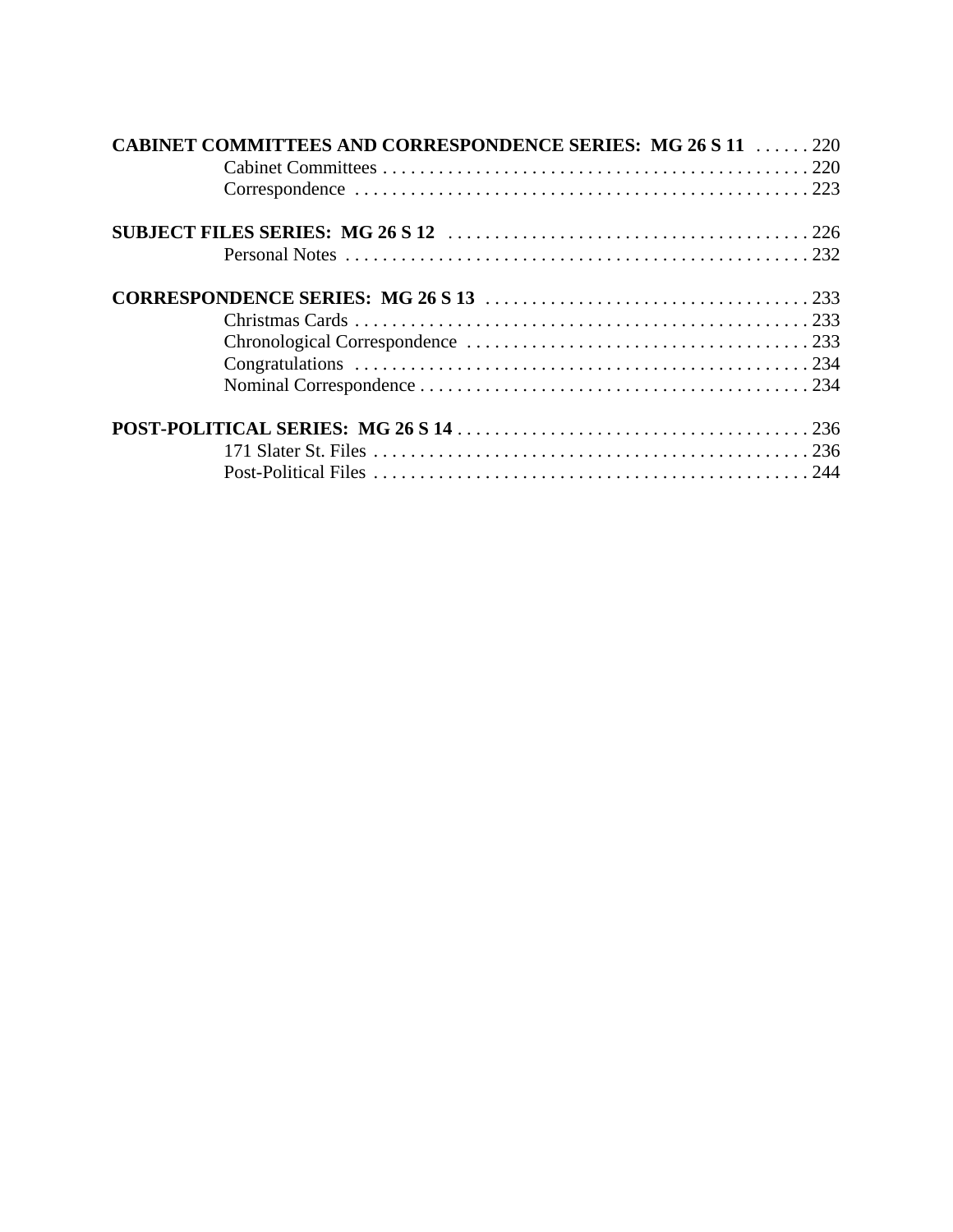**CABINET COMMITTEES AND CORRESPONDENCE SERIES: MG 26 S 11** . . . . . . 220
- Cabinet Committees . . . . . . . . . . . . . . . . . . . . . . . . . . . . . . . . . . . . . . . . . . . . . . 220
- Correspondence . . . . . . . . . . . . . . . . . . . . . . . . . . . . . . . . . . . . . . . . . . . . . . . 223

**SUBJECT FILES SERIES: MG 26 S 12** . . . . . . . . . . . . . . . . . . . . . . . . . . . . . . . . . . . . . . . 226
- Personal Notes . . . . . . . . . . . . . . . . . . . . . . . . . . . . . . . . . . . . . . . . . . . . . . . . . . 232

**CORRESPONDENCE SERIES: MG 26 S 13** . . . . . . . . . . . . . . . . . . . . . . . . . . . . . . . . . . . 233
- Christmas Cards . . . . . . . . . . . . . . . . . . . . . . . . . . . . . . . . . . . . . . . . . . . . . . . . . 233
- Chronological Correspondence . . . . . . . . . . . . . . . . . . . . . . . . . . . . . . . . . . . . . 233
- Congratulations . . . . . . . . . . . . . . . . . . . . . . . . . . . . . . . . . . . . . . . . . . . . . . . . . 234
- Nominal Correspondence . . . . . . . . . . . . . . . . . . . . . . . . . . . . . . . . . . . . . . . . . . 234

**POST-POLITICAL SERIES: MG 26 S 14** . . . . . . . . . . . . . . . . . . . . . . . . . . . . . . . . . . . . . . 236
- 171 Slater St. Files . . . . . . . . . . . . . . . . . . . . . . . . . . . . . . . . . . . . . . . . . . . . . . . 236
- Post-Political Files . . . . . . . . . . . . . . . . . . . . . . . . . . . . . . . . . . . . . . . . . . . . . . . 244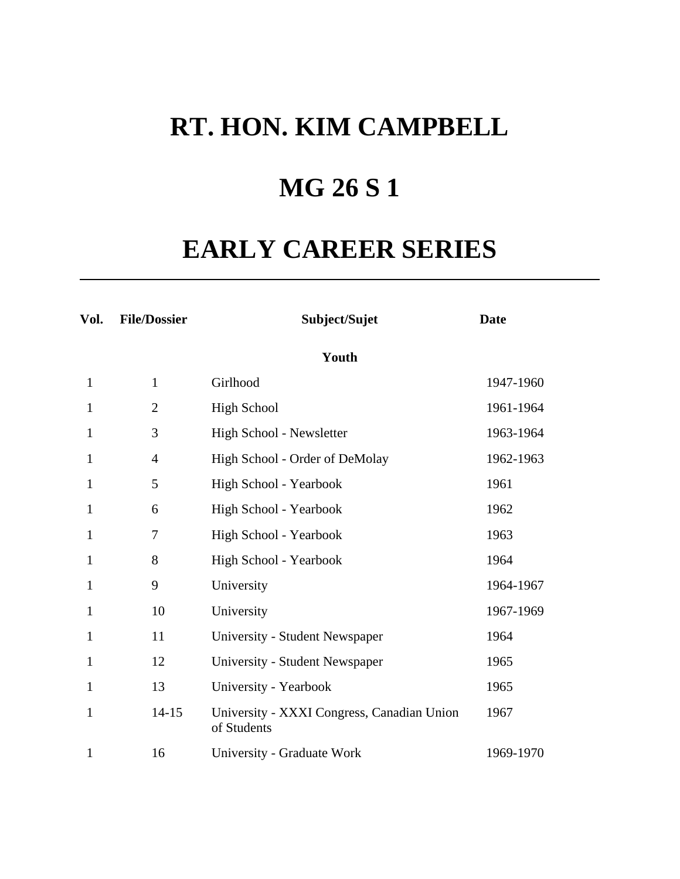# RT. HON. KIM CAMPBELL

# MG 26 S 1

# EARLY CAREER SERIES

| Vol. | File/Dossier | Subject/Sujet | Date |
|---|---|---|---|
| | | **Youth** | |
| 1 | 1 | Girlhood | 1947-1960 |
| 1 | 2 | High School | 1961-1964 |
| 1 | 3 | High School - Newsletter | 1963-1964 |
| 1 | 4 | High School - Order of DeMolay | 1962-1963 |
| 1 | 5 | High School - Yearbook | 1961 |
| 1 | 6 | High School - Yearbook | 1962 |
| 1 | 7 | High School - Yearbook | 1963 |
| 1 | 8 | High School - Yearbook | 1964 |
| 1 | 9 | University | 1964-1967 |
| 1 | 10 | University | 1967-1969 |
| 1 | 11 | University - Student Newspaper | 1964 |
| 1 | 12 | University - Student Newspaper | 1965 |
| 1 | 13 | University - Yearbook | 1965 |
| 1 | 14-15 | University - XXXI Congress, Canadian Union of Students | 1967 |
| 1 | 16 | University - Graduate Work | 1969-1970 |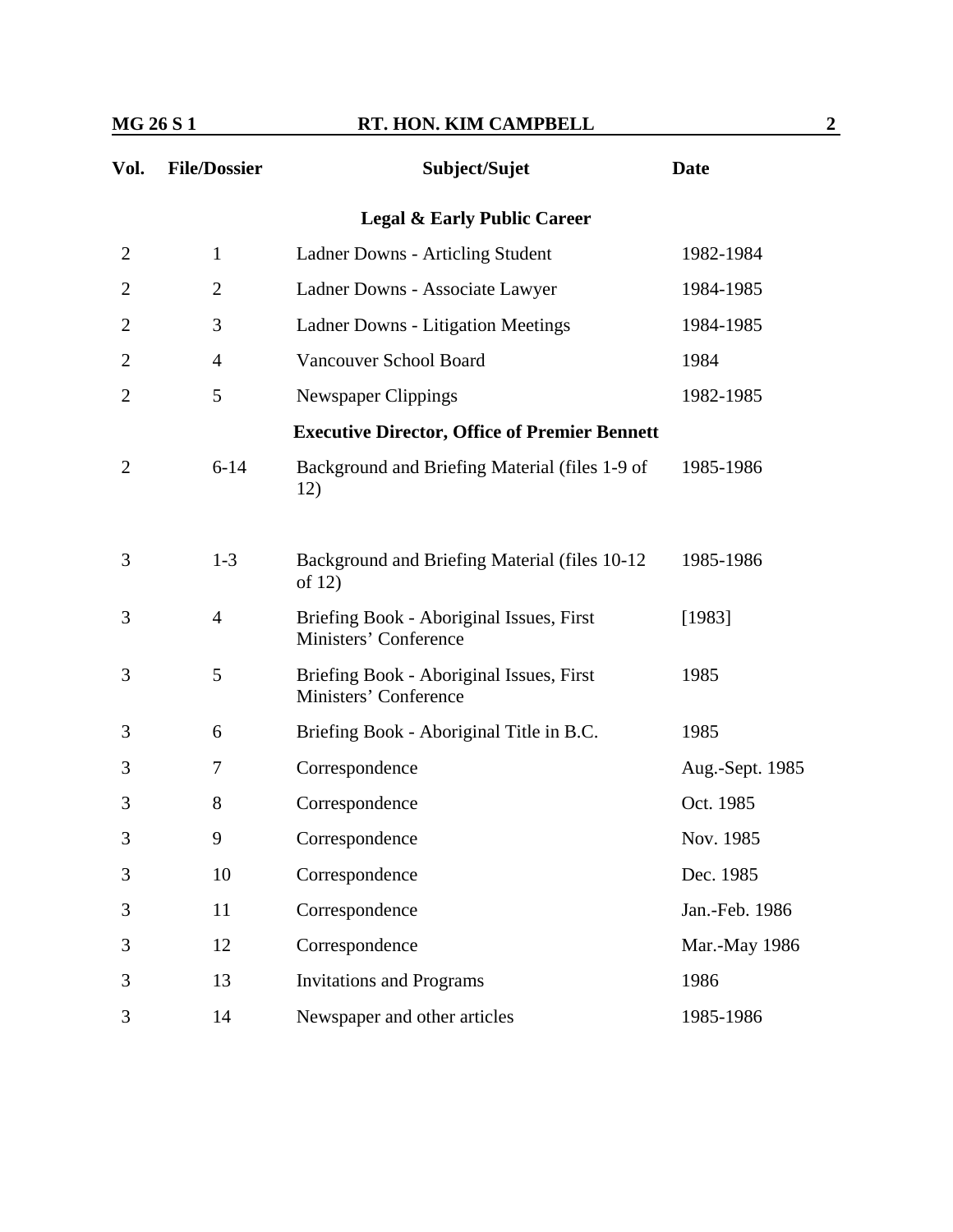| Vol. | File/Dossier | Subject/Sujet | Date |
|---|---|---|---|
| | | **Legal & Early Public Career** | |
| 2 | 1 | Ladner Downs - Articling Student | 1982-1984 |
| 2 | 2 | Ladner Downs - Associate Lawyer | 1984-1985 |
| 2 | 3 | Ladner Downs - Litigation Meetings | 1984-1985 |
| 2 | 4 | Vancouver School Board | 1984 |
| 2 | 5 | Newspaper Clippings | 1982-1985 |
| | | **Executive Director, Office of Premier Bennett** | |
| 2 | 6-14 | Background and Briefing Material (files 1-9 of 12) | 1985-1986 |
| 3 | 1-3 | Background and Briefing Material (files 10-12 of 12) | 1985-1986 |
| 3 | 4 | Briefing Book - Aboriginal Issues, First Ministers' Conference | [1983] |
| 3 | 5 | Briefing Book - Aboriginal Issues, First Ministers' Conference | 1985 |
| 3 | 6 | Briefing Book - Aboriginal Title in B.C. | 1985 |
| 3 | 7 | Correspondence | Aug.-Sept. 1985 |
| 3 | 8 | Correspondence | Oct. 1985 |
| 3 | 9 | Correspondence | Nov. 1985 |
| 3 | 10 | Correspondence | Dec. 1985 |
| 3 | 11 | Correspondence | Jan.-Feb. 1986 |
| 3 | 12 | Correspondence | Mar.-May 1986 |
| 3 | 13 | Invitations and Programs | 1986 |
| 3 | 14 | Newspaper and other articles | 1985-1986 |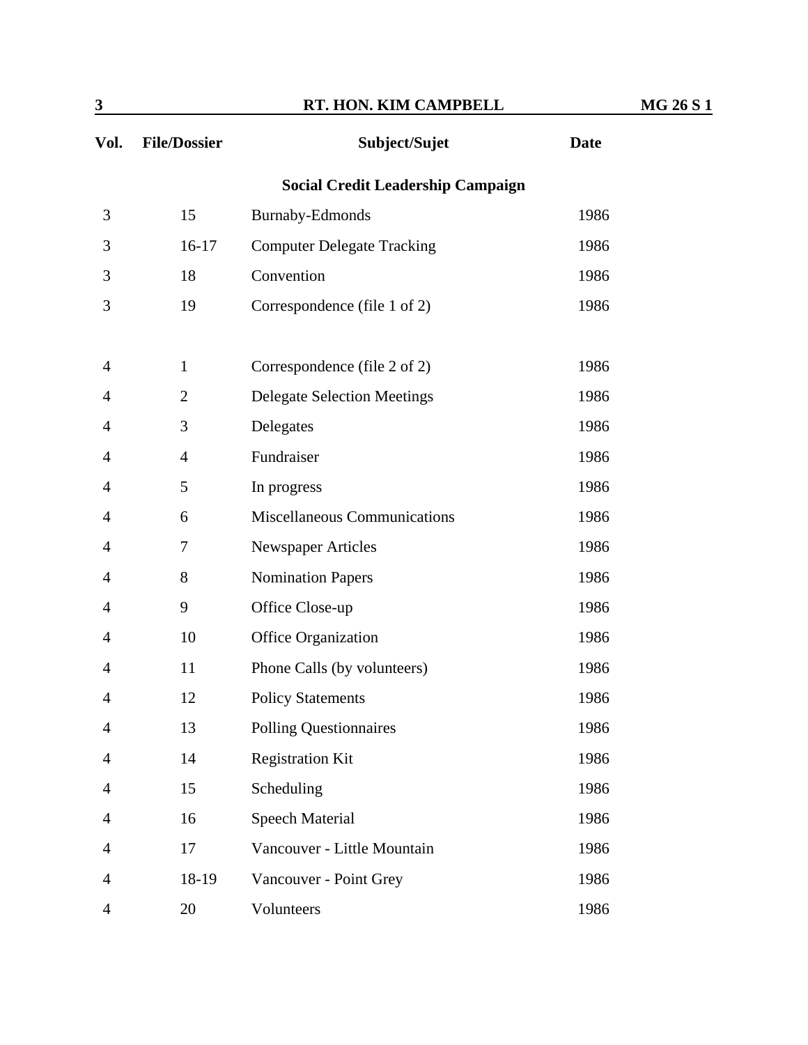| Vol. | File/Dossier | Subject/Sujet | Date |
|---|---|---|---|
| | | **Social Credit Leadership Campaign** | |
| 3 | 15 | Burnaby-Edmonds | 1986 |
| 3 | 16-17 | Computer Delegate Tracking | 1986 |
| 3 | 18 | Convention | 1986 |
| 3 | 19 | Correspondence (file 1 of 2) | 1986 |
| 4 | 1 | Correspondence (file 2 of 2) | 1986 |
| 4 | 2 | Delegate Selection Meetings | 1986 |
| 4 | 3 | Delegates | 1986 |
| 4 | 4 | Fundraiser | 1986 |
| 4 | 5 | In progress | 1986 |
| 4 | 6 | Miscellaneous Communications | 1986 |
| 4 | 7 | Newspaper Articles | 1986 |
| 4 | 8 | Nomination Papers | 1986 |
| 4 | 9 | Office Close-up | 1986 |
| 4 | 10 | Office Organization | 1986 |
| 4 | 11 | Phone Calls (by volunteers) | 1986 |
| 4 | 12 | Policy Statements | 1986 |
| 4 | 13 | Polling Questionnaires | 1986 |
| 4 | 14 | Registration Kit | 1986 |
| 4 | 15 | Scheduling | 1986 |
| 4 | 16 | Speech Material | 1986 |
| 4 | 17 | Vancouver - Little Mountain | 1986 |
| 4 | 18-19 | Vancouver - Point Grey | 1986 |
| 4 | 20 | Volunteers | 1986 |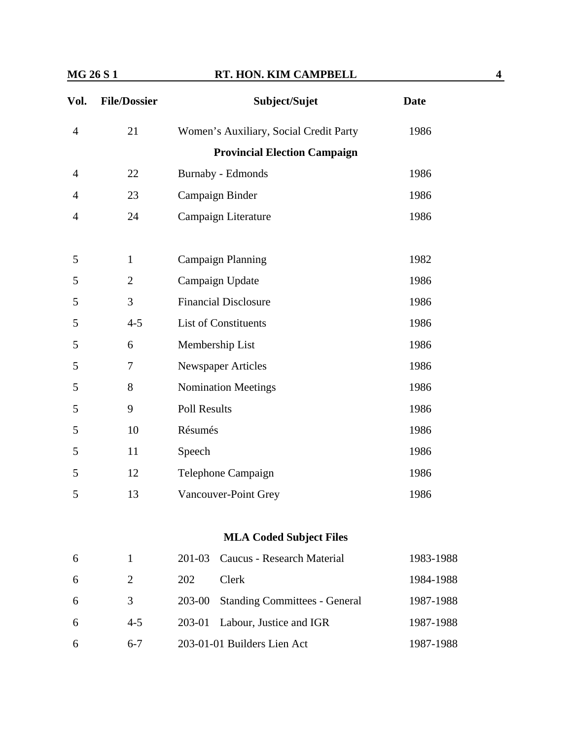| Vol. | File/Dossier | Subject/Sujet | Date |
|---|---|---|---|
| 4 | 21 | Women's Auxiliary, Social Credit Party | 1986 |
| | | **Provincial Election Campaign** | |
| 4 | 22 | Burnaby - Edmonds | 1986 |
| 4 | 23 | Campaign Binder | 1986 |
| 4 | 24 | Campaign Literature | 1986 |
| 5 | 1 | Campaign Planning | 1982 |
| 5 | 2 | Campaign Update | 1986 |
| 5 | 3 | Financial Disclosure | 1986 |
| 5 | 4-5 | List of Constituents | 1986 |
| 5 | 6 | Membership List | 1986 |
| 5 | 7 | Newspaper Articles | 1986 |
| 5 | 8 | Nomination Meetings | 1986 |
| 5 | 9 | Poll Results | 1986 |
| 5 | 10 | Résumés | 1986 |
| 5 | 11 | Speech | 1986 |
| 5 | 12 | Telephone Campaign | 1986 |
| 5 | 13 | Vancouver-Point Grey | 1986 |
| | | **MLA Coded Subject Files** | |
| 6 | 1 | 201-03 Caucus - Research Material | 1983-1988 |
| 6 | 2 | 202 Clerk | 1984-1988 |
| 6 | 3 | 203-00 Standing Committees - General | 1987-1988 |
| 6 | 4-5 | 203-01 Labour, Justice and IGR | 1987-1988 |
| 6 | 6-7 | 203-01-01 Builders Lien Act | 1987-1988 |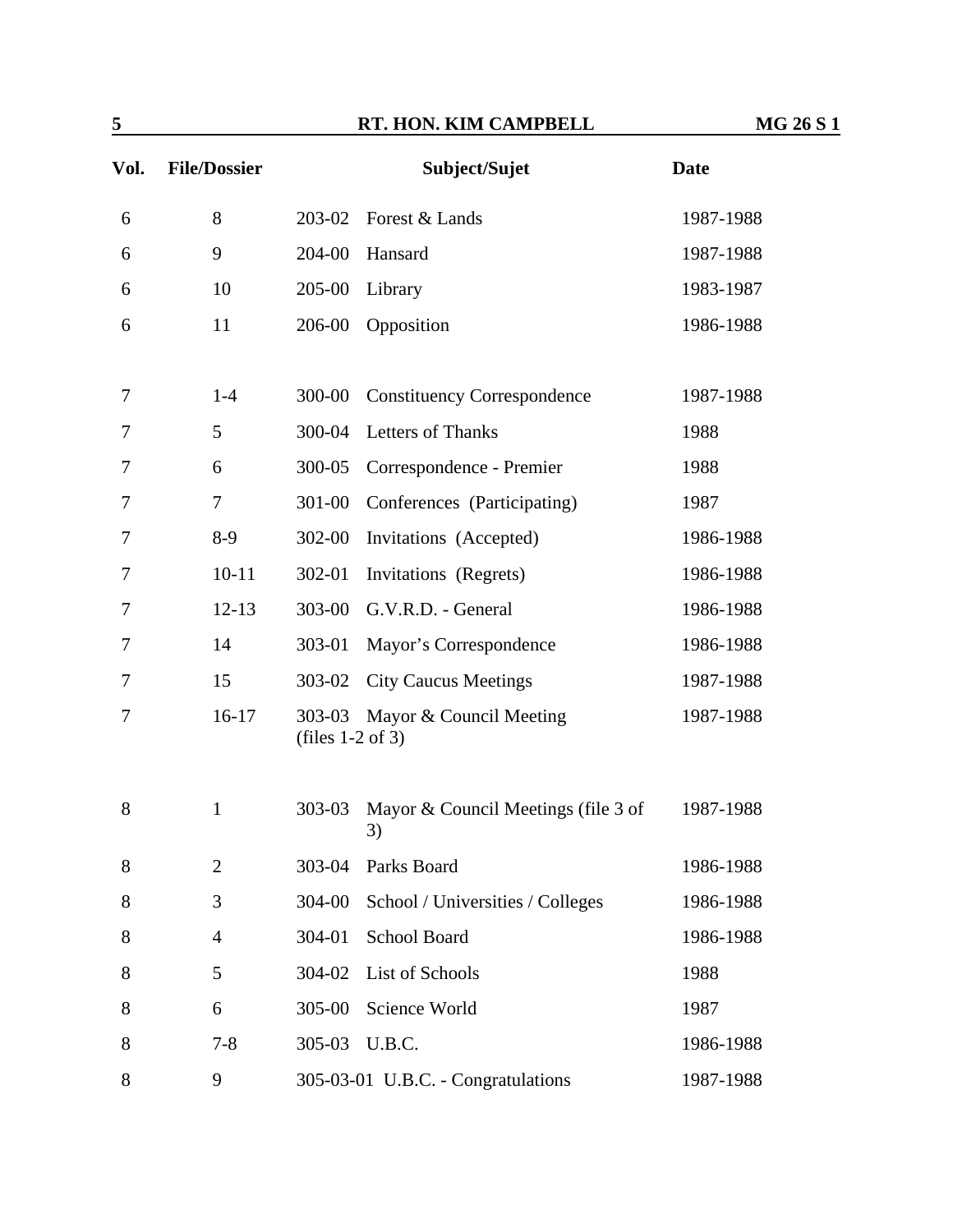| Vol. | File/Dossier | Subject/Sujet | Date |
|---|---|---|---|
| 6 | 8 | 203-02 Forest & Lands | 1987-1988 |
| 6 | 9 | 204-00 Hansard | 1987-1988 |
| 6 | 10 | 205-00 Library | 1983-1987 |
| 6 | 11 | 206-00 Opposition | 1986-1988 |
| 7 | 1-4 | 300-00 Constituency Correspondence | 1987-1988 |
| 7 | 5 | 300-04 Letters of Thanks | 1988 |
| 7 | 6 | 300-05 Correspondence - Premier | 1988 |
| 7 | 7 | 301-00 Conferences (Participating) | 1987 |
| 7 | 8-9 | 302-00 Invitations (Accepted) | 1986-1988 |
| 7 | 10-11 | 302-01 Invitations (Regrets) | 1986-1988 |
| 7 | 12-13 | 303-00 G.V.R.D. - General | 1986-1988 |
| 7 | 14 | 303-01 Mayor's Correspondence | 1986-1988 |
| 7 | 15 | 303-02 City Caucus Meetings | 1987-1988 |
| 7 | 16-17 | 303-03 Mayor & Council Meeting (files 1-2 of 3) | 1987-1988 |
| 8 | 1 | 303-03 Mayor & Council Meetings (file 3 of 3) | 1987-1988 |
| 8 | 2 | 303-04 Parks Board | 1986-1988 |
| 8 | 3 | 304-00 School / Universities / Colleges | 1986-1988 |
| 8 | 4 | 304-01 School Board | 1986-1988 |
| 8 | 5 | 304-02 List of Schools | 1988 |
| 8 | 6 | 305-00 Science World | 1987 |
| 8 | 7-8 | 305-03 U.B.C. | 1986-1988 |
| 8 | 9 | 305-03-01 U.B.C. - Congratulations | 1987-1988 |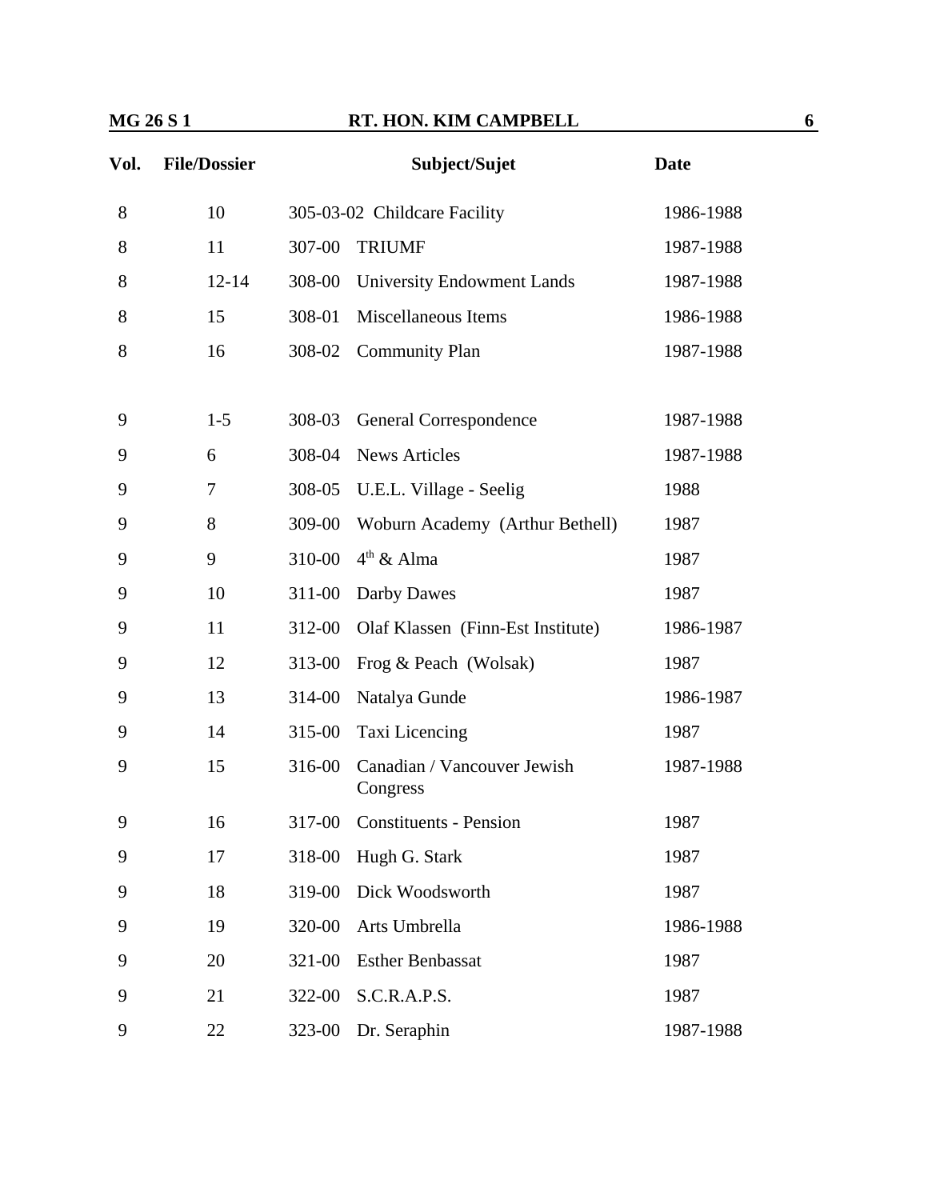| Vol. | File/Dossier | Subject/Sujet | Date |
|---|---|---|---|
| 8 | 10 | 305-03-02 Childcare Facility | 1986-1988 |
| 8 | 11 | 307-00 TRIUMF | 1987-1988 |
| 8 | 12-14 | 308-00 University Endowment Lands | 1987-1988 |
| 8 | 15 | 308-01 Miscellaneous Items | 1986-1988 |
| 8 | 16 | 308-02 Community Plan | 1987-1988 |
| 9 | 1-5 | 308-03 General Correspondence | 1987-1988 |
| 9 | 6 | 308-04 News Articles | 1987-1988 |
| 9 | 7 | 308-05 U.E.L. Village - Seelig | 1988 |
| 9 | 8 | 309-00 Woburn Academy (Arthur Bethell) | 1987 |
| 9 | 9 | 310-00 4th & Alma | 1987 |
| 9 | 10 | 311-00 Darby Dawes | 1987 |
| 9 | 11 | 312-00 Olaf Klassen (Finn-Est Institute) | 1986-1987 |
| 9 | 12 | 313-00 Frog & Peach (Wolsak) | 1987 |
| 9 | 13 | 314-00 Natalya Gunde | 1986-1987 |
| 9 | 14 | 315-00 Taxi Licencing | 1987 |
| 9 | 15 | 316-00 Canadian / Vancouver Jewish Congress | 1987-1988 |
| 9 | 16 | 317-00 Constituents - Pension | 1987 |
| 9 | 17 | 318-00 Hugh G. Stark | 1987 |
| 9 | 18 | 319-00 Dick Woodsworth | 1987 |
| 9 | 19 | 320-00 Arts Umbrella | 1986-1988 |
| 9 | 20 | 321-00 Esther Benbassat | 1987 |
| 9 | 21 | 322-00 S.C.R.A.P.S. | 1987 |
| 9 | 22 | 323-00 Dr. Seraphin | 1987-1988 |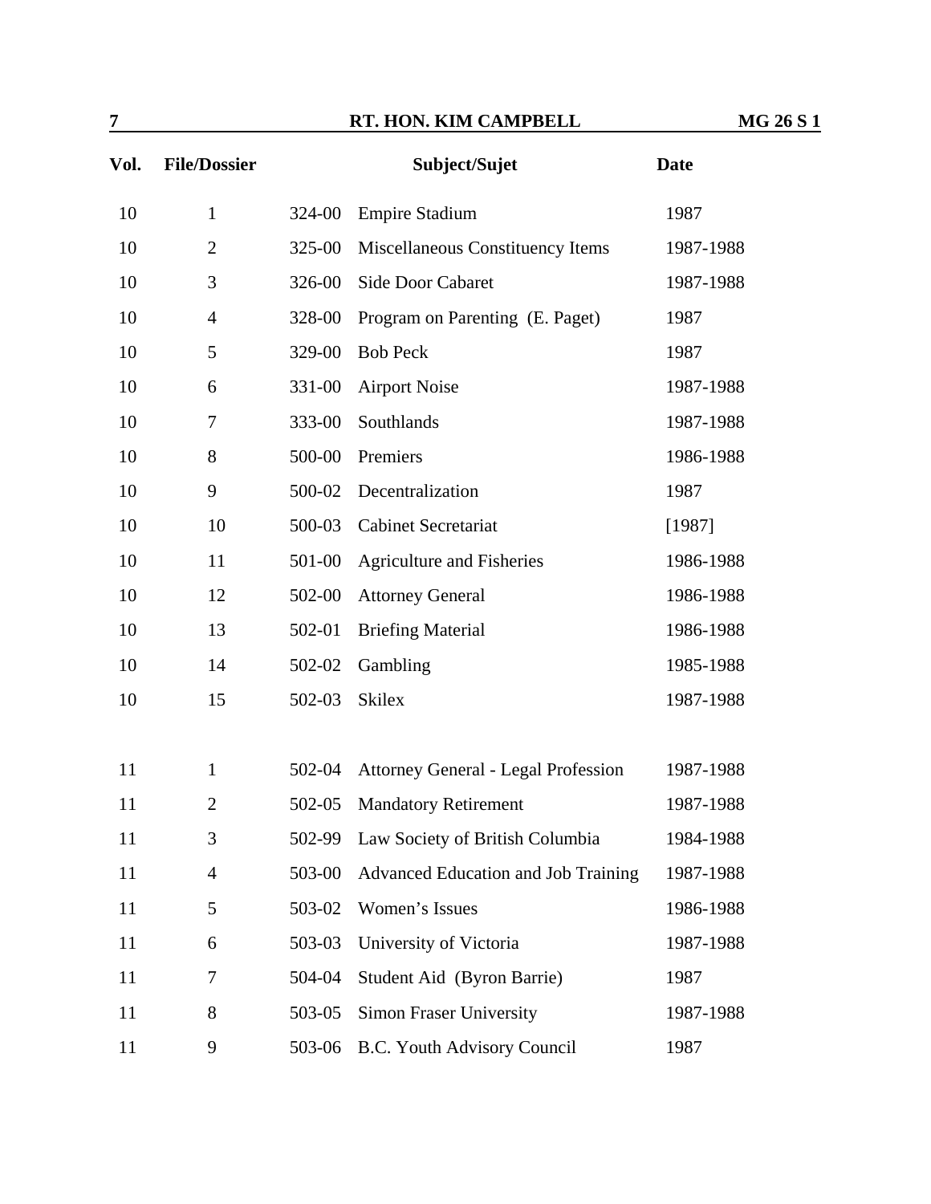| Vol. | File/Dossier | | Subject/Sujet | Date |
|---|---|---|---|---|
| 10 | 1 | 324-00 | Empire Stadium | 1987 |
| 10 | 2 | 325-00 | Miscellaneous Constituency Items | 1987-1988 |
| 10 | 3 | 326-00 | Side Door Cabaret | 1987-1988 |
| 10 | 4 | 328-00 | Program on Parenting (E. Paget) | 1987 |
| 10 | 5 | 329-00 | Bob Peck | 1987 |
| 10 | 6 | 331-00 | Airport Noise | 1987-1988 |
| 10 | 7 | 333-00 | Southlands | 1987-1988 |
| 10 | 8 | 500-00 | Premiers | 1986-1988 |
| 10 | 9 | 500-02 | Decentralization | 1987 |
| 10 | 10 | 500-03 | Cabinet Secretariat | [1987] |
| 10 | 11 | 501-00 | Agriculture and Fisheries | 1986-1988 |
| 10 | 12 | 502-00 | Attorney General | 1986-1988 |
| 10 | 13 | 502-01 | Briefing Material | 1986-1988 |
| 10 | 14 | 502-02 | Gambling | 1985-1988 |
| 10 | 15 | 502-03 | Skilex | 1987-1988 |
| | | | | |
| 11 | 1 | 502-04 | Attorney General - Legal Profession | 1987-1988 |
| 11 | 2 | 502-05 | Mandatory Retirement | 1987-1988 |
| 11 | 3 | 502-99 | Law Society of British Columbia | 1984-1988 |
| 11 | 4 | 503-00 | Advanced Education and Job Training | 1987-1988 |
| 11 | 5 | 503-02 | Women's Issues | 1986-1988 |
| 11 | 6 | 503-03 | University of Victoria | 1987-1988 |
| 11 | 7 | 504-04 | Student Aid (Byron Barrie) | 1987 |
| 11 | 8 | 503-05 | Simon Fraser University | 1987-1988 |
| 11 | 9 | 503-06 | B.C. Youth Advisory Council | 1987 |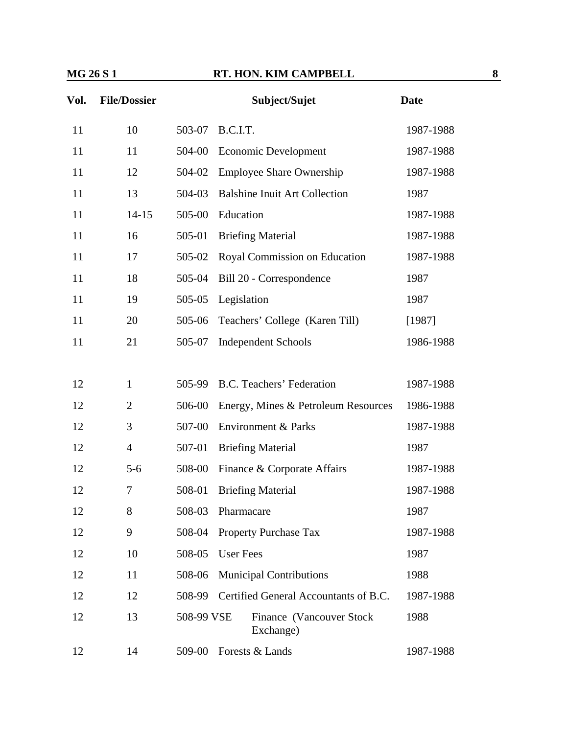| Vol. | File/Dossier | Subject/Sujet | | Date |
|---|---|---|---|---|
| 11 | 10 | 503-07 | B.C.I.T. | 1987-1988 |
| 11 | 11 | 504-00 | Economic Development | 1987-1988 |
| 11 | 12 | 504-02 | Employee Share Ownership | 1987-1988 |
| 11 | 13 | 504-03 | Balshine Inuit Art Collection | 1987 |
| 11 | 14-15 | 505-00 | Education | 1987-1988 |
| 11 | 16 | 505-01 | Briefing Material | 1987-1988 |
| 11 | 17 | 505-02 | Royal Commission on Education | 1987-1988 |
| 11 | 18 | 505-04 | Bill 20 - Correspondence | 1987 |
| 11 | 19 | 505-05 | Legislation | 1987 |
| 11 | 20 | 505-06 | Teachers' College (Karen Till) | [1987] |
| 11 | 21 | 505-07 | Independent Schools | 1986-1988 |
| | | | | |
| 12 | 1 | 505-99 | B.C. Teachers' Federation | 1987-1988 |
| 12 | 2 | 506-00 | Energy, Mines & Petroleum Resources | 1986-1988 |
| 12 | 3 | 507-00 | Environment & Parks | 1987-1988 |
| 12 | 4 | 507-01 | Briefing Material | 1987 |
| 12 | 5-6 | 508-00 | Finance & Corporate Affairs | 1987-1988 |
| 12 | 7 | 508-01 | Briefing Material | 1987-1988 |
| 12 | 8 | 508-03 | Pharmacare | 1987 |
| 12 | 9 | 508-04 | Property Purchase Tax | 1987-1988 |
| 12 | 10 | 508-05 | User Fees | 1987 |
| 12 | 11 | 508-06 | Municipal Contributions | 1988 |
| 12 | 12 | 508-99 | Certified General Accountants of B.C. | 1987-1988 |
| 12 | 13 | 508-99 VSE | Finance (Vancouver Stock Exchange) | 1988 |
| 12 | 14 | 509-00 | Forests & Lands | 1987-1988 |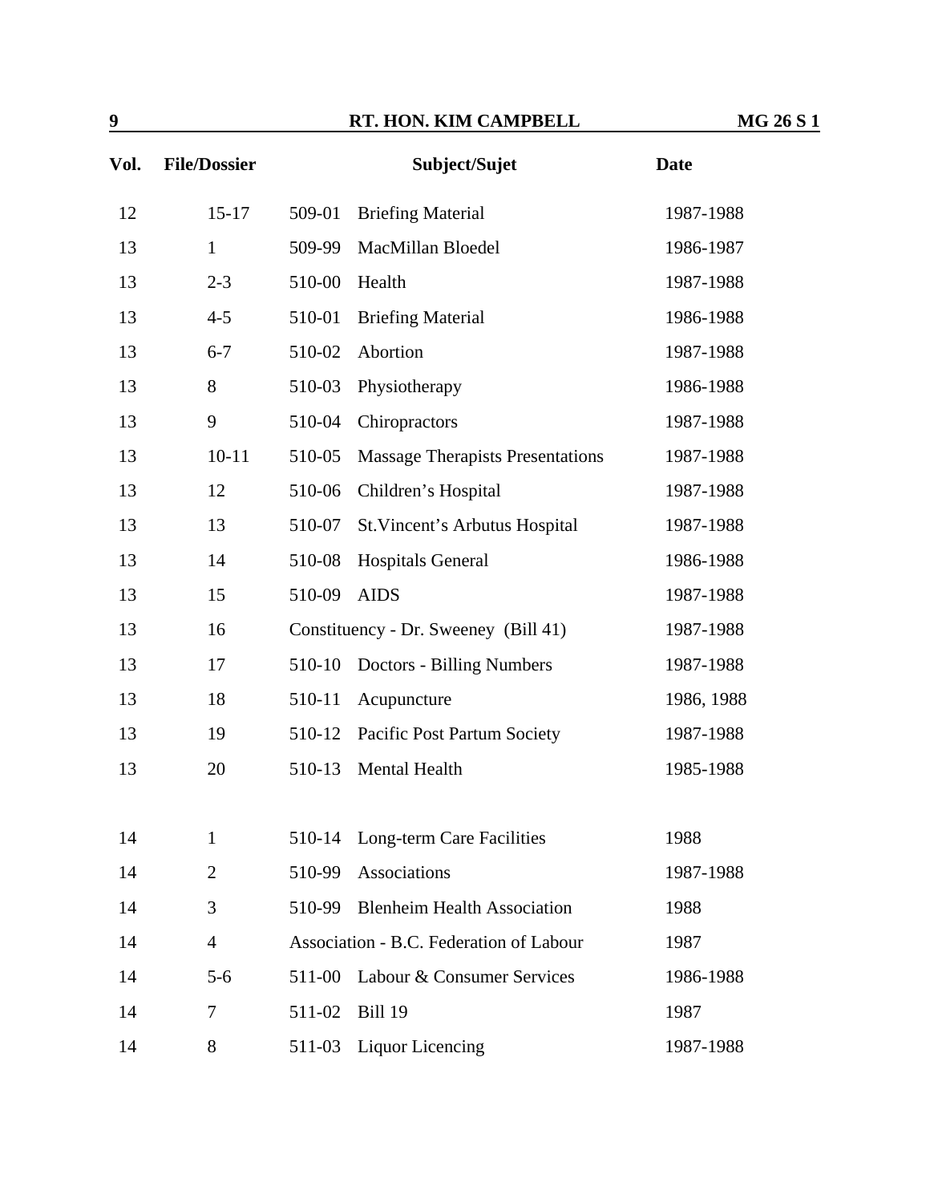| Vol. | File/Dossier | Subject/Sujet | Date |
|---|---|---|---|
| 12 | 15-17 | 509-01 Briefing Material | 1987-1988 |
| 13 | 1 | 509-99 MacMillan Bloedel | 1986-1987 |
| 13 | 2-3 | 510-00 Health | 1987-1988 |
| 13 | 4-5 | 510-01 Briefing Material | 1986-1988 |
| 13 | 6-7 | 510-02 Abortion | 1987-1988 |
| 13 | 8 | 510-03 Physiotherapy | 1986-1988 |
| 13 | 9 | 510-04 Chiropractors | 1987-1988 |
| 13 | 10-11 | 510-05 Massage Therapists Presentations | 1987-1988 |
| 13 | 12 | 510-06 Children's Hospital | 1987-1988 |
| 13 | 13 | 510-07 St.Vincent's Arbutus Hospital | 1987-1988 |
| 13 | 14 | 510-08 Hospitals General | 1986-1988 |
| 13 | 15 | 510-09 AIDS | 1987-1988 |
| 13 | 16 | Constituency - Dr. Sweeney (Bill 41) | 1987-1988 |
| 13 | 17 | 510-10 Doctors - Billing Numbers | 1987-1988 |
| 13 | 18 | 510-11 Acupuncture | 1986, 1988 |
| 13 | 19 | 510-12 Pacific Post Partum Society | 1987-1988 |
| 13 | 20 | 510-13 Mental Health | 1985-1988 |
| 14 | 1 | 510-14 Long-term Care Facilities | 1988 |
| 14 | 2 | 510-99 Associations | 1987-1988 |
| 14 | 3 | 510-99 Blenheim Health Association | 1988 |
| 14 | 4 | Association - B.C. Federation of Labour | 1987 |
| 14 | 5-6 | 511-00 Labour & Consumer Services | 1986-1988 |
| 14 | 7 | 511-02 Bill 19 | 1987 |
| 14 | 8 | 511-03 Liquor Licencing | 1987-1988 |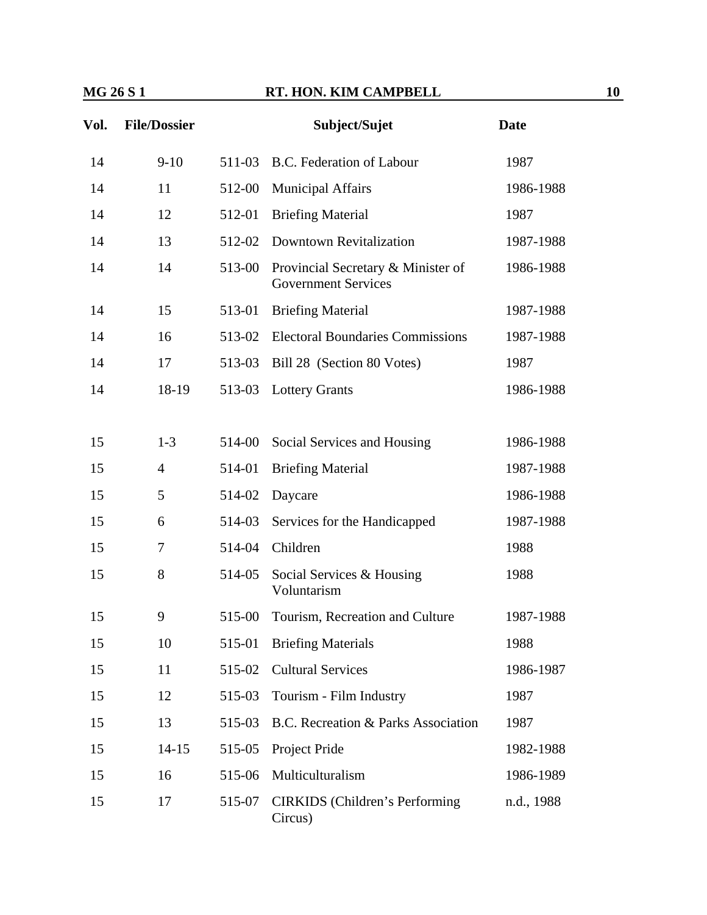| Vol. | File/Dossier | | Subject/Sujet | Date |
|---|---|---|---|---|
| 14 | 9-10 | 511-03 | B.C. Federation of Labour | 1987 |
| 14 | 11 | 512-00 | Municipal Affairs | 1986-1988 |
| 14 | 12 | 512-01 | Briefing Material | 1987 |
| 14 | 13 | 512-02 | Downtown Revitalization | 1987-1988 |
| 14 | 14 | 513-00 | Provincial Secretary & Minister of Government Services | 1986-1988 |
| 14 | 15 | 513-01 | Briefing Material | 1987-1988 |
| 14 | 16 | 513-02 | Electoral Boundaries Commissions | 1987-1988 |
| 14 | 17 | 513-03 | Bill 28 (Section 80 Votes) | 1987 |
| 14 | 18-19 | 513-03 | Lottery Grants | 1986-1988 |
| | | | | |
| 15 | 1-3 | 514-00 | Social Services and Housing | 1986-1988 |
| 15 | 4 | 514-01 | Briefing Material | 1987-1988 |
| 15 | 5 | 514-02 | Daycare | 1986-1988 |
| 15 | 6 | 514-03 | Services for the Handicapped | 1987-1988 |
| 15 | 7 | 514-04 | Children | 1988 |
| 15 | 8 | 514-05 | Social Services & Housing Voluntarism | 1988 |
| 15 | 9 | 515-00 | Tourism, Recreation and Culture | 1987-1988 |
| 15 | 10 | 515-01 | Briefing Materials | 1988 |
| 15 | 11 | 515-02 | Cultural Services | 1986-1987 |
| 15 | 12 | 515-03 | Tourism - Film Industry | 1987 |
| 15 | 13 | 515-03 | B.C. Recreation & Parks Association | 1987 |
| 15 | 14-15 | 515-05 | Project Pride | 1982-1988 |
| 15 | 16 | 515-06 | Multiculturalism | 1986-1989 |
| 15 | 17 | 515-07 | CIRKIDS (Children's Performing Circus) | n.d., 1988 |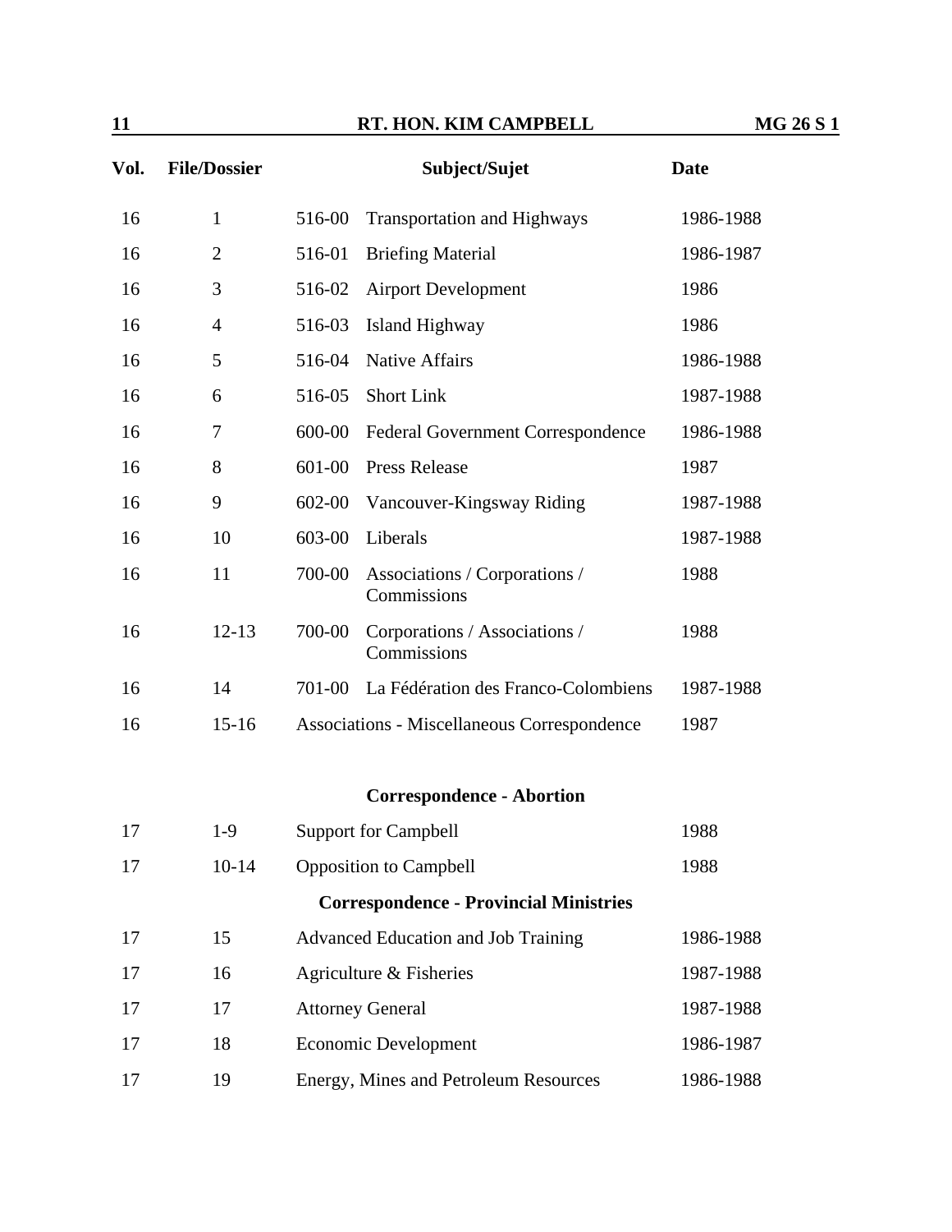| Vol. | File/Dossier | Subject/Sujet | | Date |
|---|---|---|---|---|
| 16 | 1 | 516-00 | Transportation and Highways | 1986-1988 |
| 16 | 2 | 516-01 | Briefing Material | 1986-1987 |
| 16 | 3 | 516-02 | Airport Development | 1986 |
| 16 | 4 | 516-03 | Island Highway | 1986 |
| 16 | 5 | 516-04 | Native Affairs | 1986-1988 |
| 16 | 6 | 516-05 | Short Link | 1987-1988 |
| 16 | 7 | 600-00 | Federal Government Correspondence | 1986-1988 |
| 16 | 8 | 601-00 | Press Release | 1987 |
| 16 | 9 | 602-00 | Vancouver-Kingsway Riding | 1987-1988 |
| 16 | 10 | 603-00 | Liberals | 1987-1988 |
| 16 | 11 | 700-00 | Associations / Corporations / Commissions | 1988 |
| 16 | 12-13 | 700-00 | Corporations / Associations / Commissions | 1988 |
| 16 | 14 | 701-00 | La Fédération des Franco-Colombiens | 1987-1988 |
| 16 | 15-16 | Associations - Miscellaneous Correspondence | | 1987 |

**Correspondence - Abortion**

| Vol. | File/Dossier | Subject/Sujet | Date |
|---|---|---|---|
| 17 | 1-9 | Support for Campbell | 1988 |
| 17 | 10-14 | Opposition to Campbell | 1988 |

**Correspondence - Provincial Ministries**

| Vol. | File/Dossier | Subject/Sujet | Date |
|---|---|---|---|
| 17 | 15 | Advanced Education and Job Training | 1986-1988 |
| 17 | 16 | Agriculture & Fisheries | 1987-1988 |
| 17 | 17 | Attorney General | 1987-1988 |
| 17 | 18 | Economic Development | 1986-1987 |
| 17 | 19 | Energy, Mines and Petroleum Resources | 1986-1988 |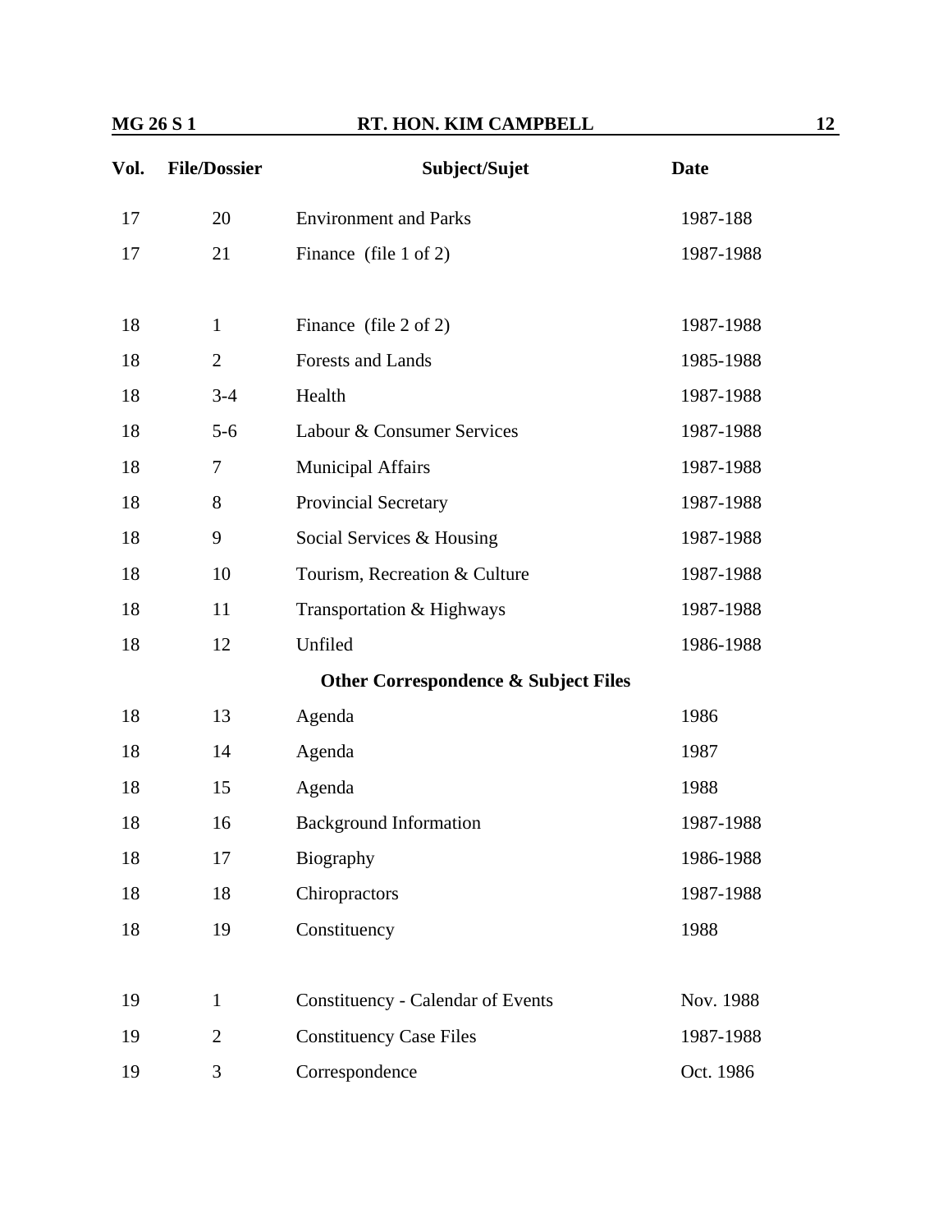| Vol. | File/Dossier | Subject/Sujet | Date |
|---|---|---|---|
| 17 | 20 | Environment and Parks | 1987-188 |
| 17 | 21 | Finance (file 1 of 2) | 1987-1988 |
| | | | |
| 18 | 1 | Finance (file 2 of 2) | 1987-1988 |
| 18 | 2 | Forests and Lands | 1985-1988 |
| 18 | 3-4 | Health | 1987-1988 |
| 18 | 5-6 | Labour & Consumer Services | 1987-1988 |
| 18 | 7 | Municipal Affairs | 1987-1988 |
| 18 | 8 | Provincial Secretary | 1987-1988 |
| 18 | 9 | Social Services & Housing | 1987-1988 |
| 18 | 10 | Tourism, Recreation & Culture | 1987-1988 |
| 18 | 11 | Transportation & Highways | 1987-1988 |
| 18 | 12 | Unfiled | 1986-1988 |
| | | **Other Correspondence & Subject Files** | |
| 18 | 13 | Agenda | 1986 |
| 18 | 14 | Agenda | 1987 |
| 18 | 15 | Agenda | 1988 |
| 18 | 16 | Background Information | 1987-1988 |
| 18 | 17 | Biography | 1986-1988 |
| 18 | 18 | Chiropractors | 1987-1988 |
| 18 | 19 | Constituency | 1988 |
| | | | |
| 19 | 1 | Constituency - Calendar of Events | Nov. 1988 |
| 19 | 2 | Constituency Case Files | 1987-1988 |
| 19 | 3 | Correspondence | Oct. 1986 |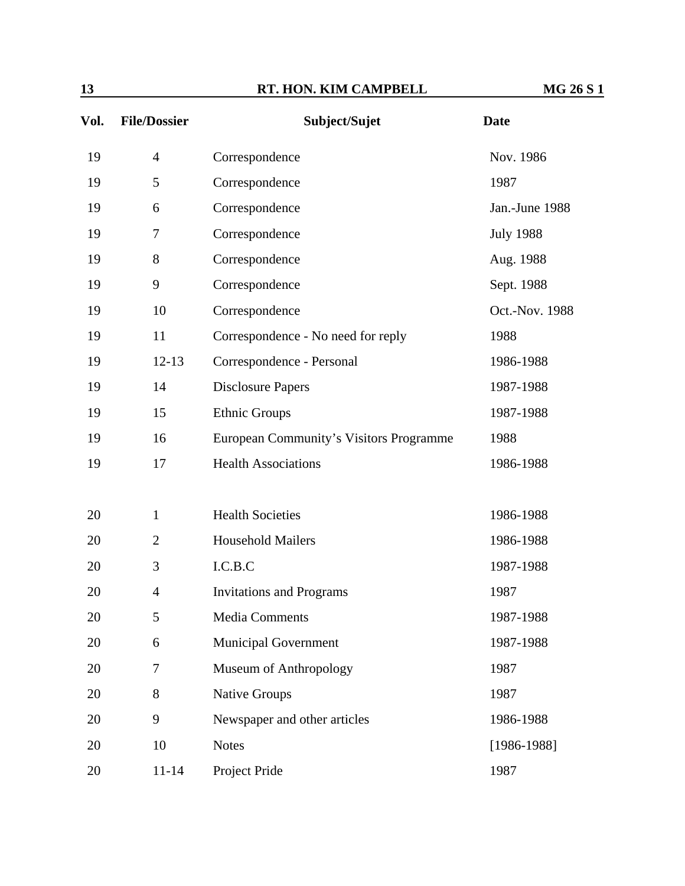| Vol. | File/Dossier | Subject/Sujet | Date |
|---|---|---|---|
| 19 | 4 | Correspondence | Nov. 1986 |
| 19 | 5 | Correspondence | 1987 |
| 19 | 6 | Correspondence | Jan.-June 1988 |
| 19 | 7 | Correspondence | July 1988 |
| 19 | 8 | Correspondence | Aug. 1988 |
| 19 | 9 | Correspondence | Sept. 1988 |
| 19 | 10 | Correspondence | Oct.-Nov. 1988 |
| 19 | 11 | Correspondence - No need for reply | 1988 |
| 19 | 12-13 | Correspondence - Personal | 1986-1988 |
| 19 | 14 | Disclosure Papers | 1987-1988 |
| 19 | 15 | Ethnic Groups | 1987-1988 |
| 19 | 16 | European Community's Visitors Programme | 1988 |
| 19 | 17 | Health Associations | 1986-1988 |
| 20 | 1 | Health Societies | 1986-1988 |
| 20 | 2 | Household Mailers | 1986-1988 |
| 20 | 3 | I.C.B.C | 1987-1988 |
| 20 | 4 | Invitations and Programs | 1987 |
| 20 | 5 | Media Comments | 1987-1988 |
| 20 | 6 | Municipal Government | 1987-1988 |
| 20 | 7 | Museum of Anthropology | 1987 |
| 20 | 8 | Native Groups | 1987 |
| 20 | 9 | Newspaper and other articles | 1986-1988 |
| 20 | 10 | Notes | [1986-1988] |
| 20 | 11-14 | Project Pride | 1987 |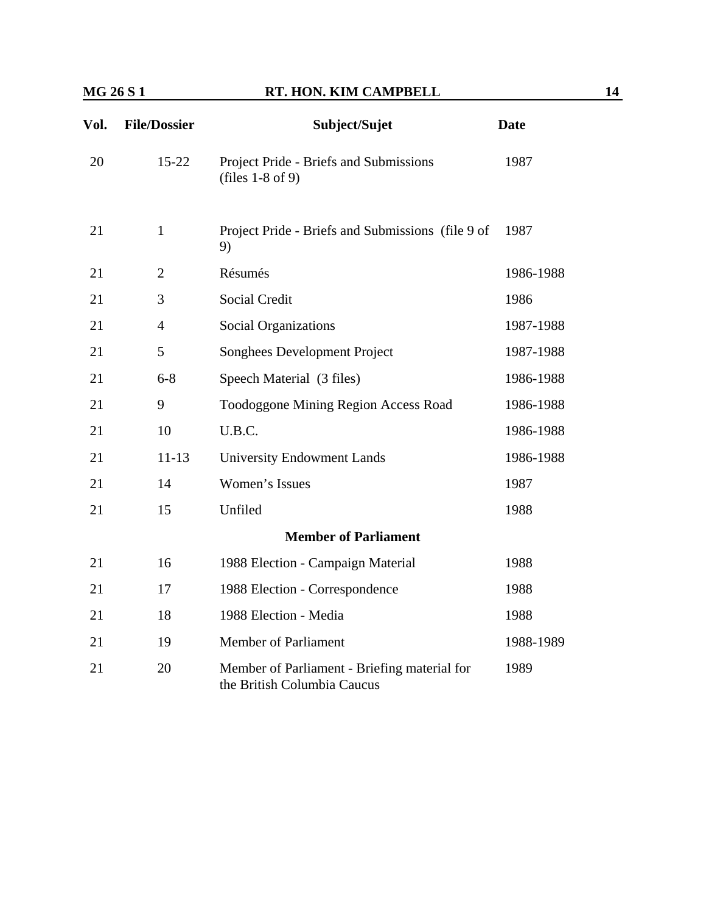| Vol. | File/Dossier | Subject/Sujet | Date |
|---|---|---|---|
| 20 | 15-22 | Project Pride - Briefs and Submissions (files 1-8 of 9) | 1987 |
| 21 | 1 | Project Pride - Briefs and Submissions (file 9 of 9) | 1987 |
| 21 | 2 | Résumés | 1986-1988 |
| 21 | 3 | Social Credit | 1986 |
| 21 | 4 | Social Organizations | 1987-1988 |
| 21 | 5 | Songhees Development Project | 1987-1988 |
| 21 | 6-8 | Speech Material (3 files) | 1986-1988 |
| 21 | 9 | Toodoggone Mining Region Access Road | 1986-1988 |
| 21 | 10 | U.B.C. | 1986-1988 |
| 21 | 11-13 | University Endowment Lands | 1986-1988 |
| 21 | 14 | Women's Issues | 1987 |
| 21 | 15 | Unfiled | 1988 |
| | | **Member of Parliament** | |
| 21 | 16 | 1988 Election - Campaign Material | 1988 |
| 21 | 17 | 1988 Election - Correspondence | 1988 |
| 21 | 18 | 1988 Election - Media | 1988 |
| 21 | 19 | Member of Parliament | 1988-1989 |
| 21 | 20 | Member of Parliament - Briefing material for the British Columbia Caucus | 1989 |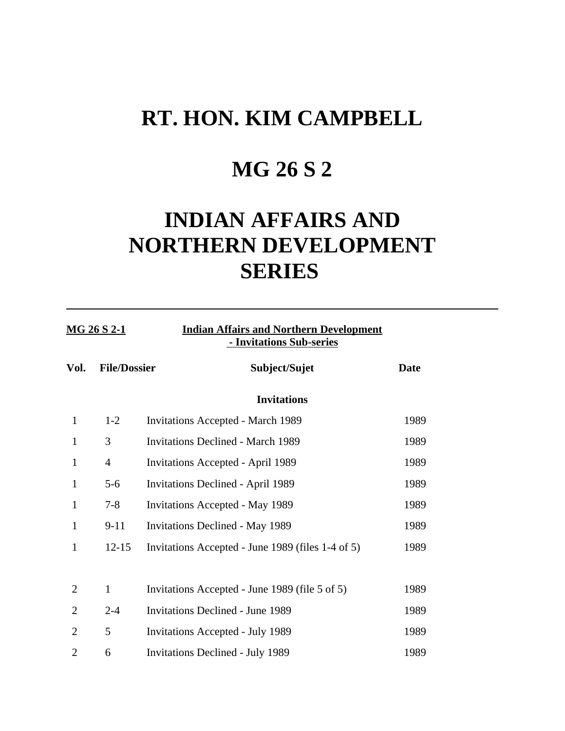# RT. HON. KIM CAMPBELL

# MG 26 S 2

# INDIAN AFFAIRS AND NORTHERN DEVELOPMENT SERIES

---

**MG 26 S 2-1** — **Indian Affairs and Northern Development - Invitations Sub-series**

| Vol. | File/Dossier | Subject/Sujet | Date |
|---|---|---|---|
| | | **Invitations** | |
| 1 | 1-2 | Invitations Accepted - March 1989 | 1989 |
| 1 | 3 | Invitations Declined - March 1989 | 1989 |
| 1 | 4 | Invitations Accepted - April 1989 | 1989 |
| 1 | 5-6 | Invitations Declined - April 1989 | 1989 |
| 1 | 7-8 | Invitations Accepted - May 1989 | 1989 |
| 1 | 9-11 | Invitations Declined - May 1989 | 1989 |
| 1 | 12-15 | Invitations Accepted - June 1989 (files 1-4 of 5) | 1989 |
| 2 | 1 | Invitations Accepted - June 1989 (file 5 of 5) | 1989 |
| 2 | 2-4 | Invitations Declined - June 1989 | 1989 |
| 2 | 5 | Invitations Accepted - July 1989 | 1989 |
| 2 | 6 | Invitations Declined - July 1989 | 1989 |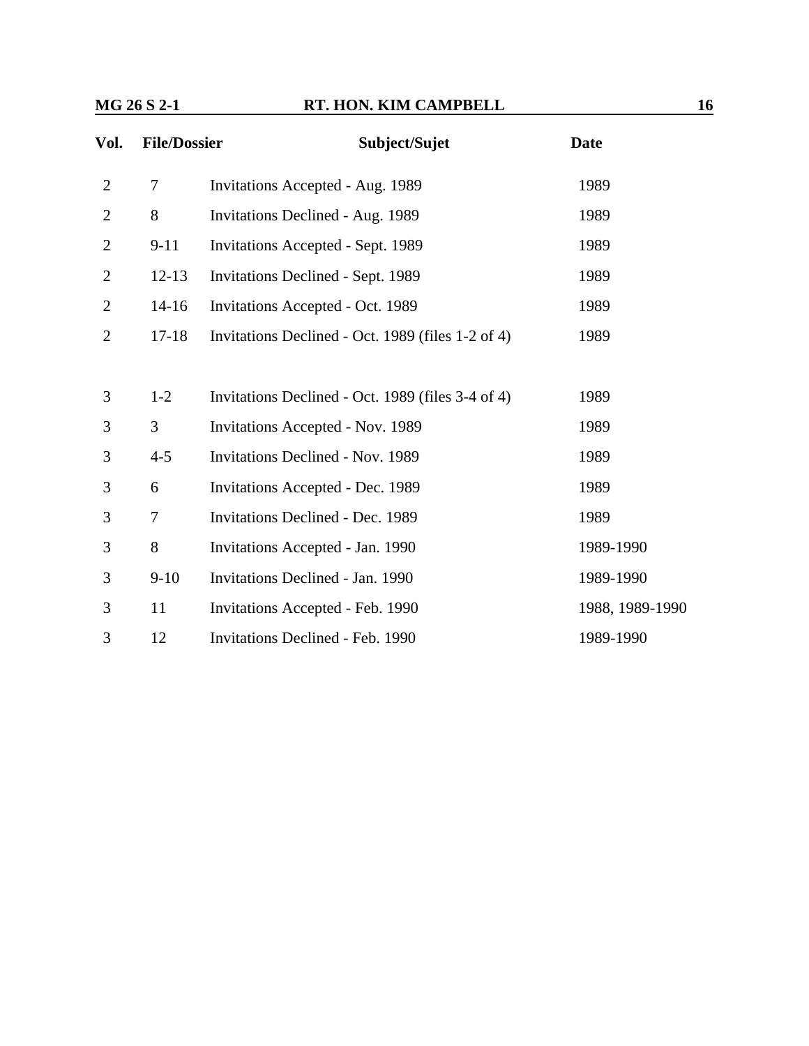| Vol. | File/Dossier | Subject/Sujet | Date |
|---|---|---|---|
| 2 | 7 | Invitations Accepted - Aug. 1989 | 1989 |
| 2 | 8 | Invitations Declined - Aug. 1989 | 1989 |
| 2 | 9-11 | Invitations Accepted - Sept. 1989 | 1989 |
| 2 | 12-13 | Invitations Declined - Sept. 1989 | 1989 |
| 2 | 14-16 | Invitations Accepted - Oct. 1989 | 1989 |
| 2 | 17-18 | Invitations Declined - Oct. 1989 (files 1-2 of 4) | 1989 |
| 3 | 1-2 | Invitations Declined - Oct. 1989 (files 3-4 of 4) | 1989 |
| 3 | 3 | Invitations Accepted - Nov. 1989 | 1989 |
| 3 | 4-5 | Invitations Declined - Nov. 1989 | 1989 |
| 3 | 6 | Invitations Accepted - Dec. 1989 | 1989 |
| 3 | 7 | Invitations Declined - Dec. 1989 | 1989 |
| 3 | 8 | Invitations Accepted - Jan. 1990 | 1989-1990 |
| 3 | 9-10 | Invitations Declined - Jan. 1990 | 1989-1990 |
| 3 | 11 | Invitations Accepted - Feb. 1990 | 1988, 1989-1990 |
| 3 | 12 | Invitations Declined - Feb. 1990 | 1989-1990 |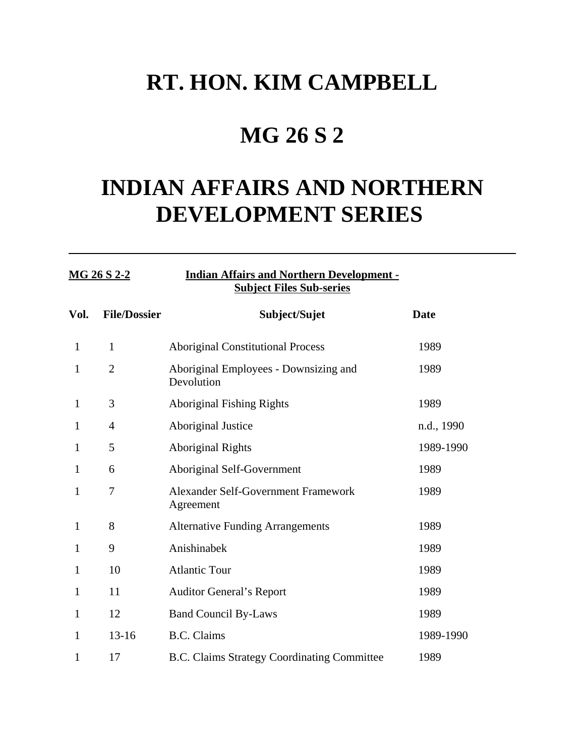# RT. HON. KIM CAMPBELL

# MG 26 S 2

# INDIAN AFFAIRS AND NORTHERN DEVELOPMENT SERIES

---

**MG 26 S 2-2** **Indian Affairs and Northern Development - Subject Files Sub-series**

| Vol. | File/Dossier | Subject/Sujet | Date |
|---|---|---|---|
| 1 | 1 | Aboriginal Constitutional Process | 1989 |
| 1 | 2 | Aboriginal Employees - Downsizing and Devolution | 1989 |
| 1 | 3 | Aboriginal Fishing Rights | 1989 |
| 1 | 4 | Aboriginal Justice | n.d., 1990 |
| 1 | 5 | Aboriginal Rights | 1989-1990 |
| 1 | 6 | Aboriginal Self-Government | 1989 |
| 1 | 7 | Alexander Self-Government Framework Agreement | 1989 |
| 1 | 8 | Alternative Funding Arrangements | 1989 |
| 1 | 9 | Anishinabek | 1989 |
| 1 | 10 | Atlantic Tour | 1989 |
| 1 | 11 | Auditor General's Report | 1989 |
| 1 | 12 | Band Council By-Laws | 1989 |
| 1 | 13-16 | B.C. Claims | 1989-1990 |
| 1 | 17 | B.C. Claims Strategy Coordinating Committee | 1989 |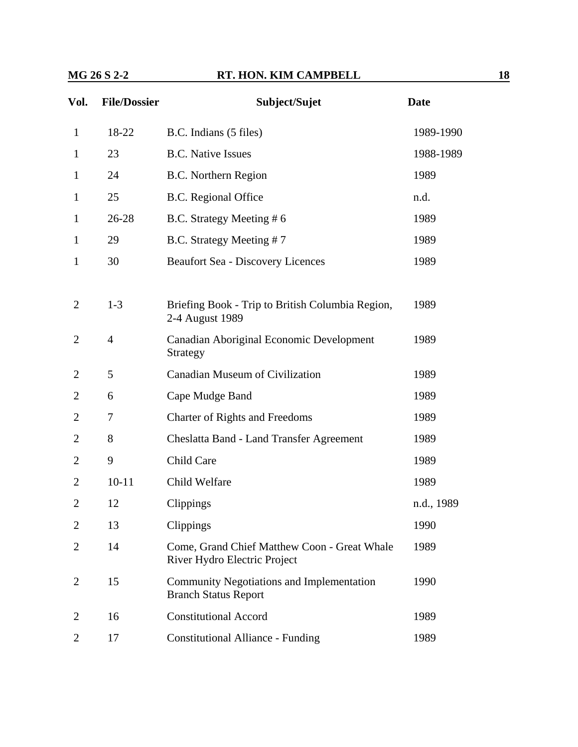| Vol. | File/Dossier | Subject/Sujet | Date |
|---|---|---|---|
| 1 | 18-22 | B.C. Indians (5 files) | 1989-1990 |
| 1 | 23 | B.C. Native Issues | 1988-1989 |
| 1 | 24 | B.C. Northern Region | 1989 |
| 1 | 25 | B.C. Regional Office | n.d. |
| 1 | 26-28 | B.C. Strategy Meeting # 6 | 1989 |
| 1 | 29 | B.C. Strategy Meeting # 7 | 1989 |
| 1 | 30 | Beaufort Sea - Discovery Licences | 1989 |
| 2 | 1-3 | Briefing Book - Trip to British Columbia Region, 2-4 August 1989 | 1989 |
| 2 | 4 | Canadian Aboriginal Economic Development Strategy | 1989 |
| 2 | 5 | Canadian Museum of Civilization | 1989 |
| 2 | 6 | Cape Mudge Band | 1989 |
| 2 | 7 | Charter of Rights and Freedoms | 1989 |
| 2 | 8 | Cheslatta Band - Land Transfer Agreement | 1989 |
| 2 | 9 | Child Care | 1989 |
| 2 | 10-11 | Child Welfare | 1989 |
| 2 | 12 | Clippings | n.d., 1989 |
| 2 | 13 | Clippings | 1990 |
| 2 | 14 | Come, Grand Chief Matthew Coon - Great Whale River Hydro Electric Project | 1989 |
| 2 | 15 | Community Negotiations and Implementation Branch Status Report | 1990 |
| 2 | 16 | Constitutional Accord | 1989 |
| 2 | 17 | Constitutional Alliance - Funding | 1989 |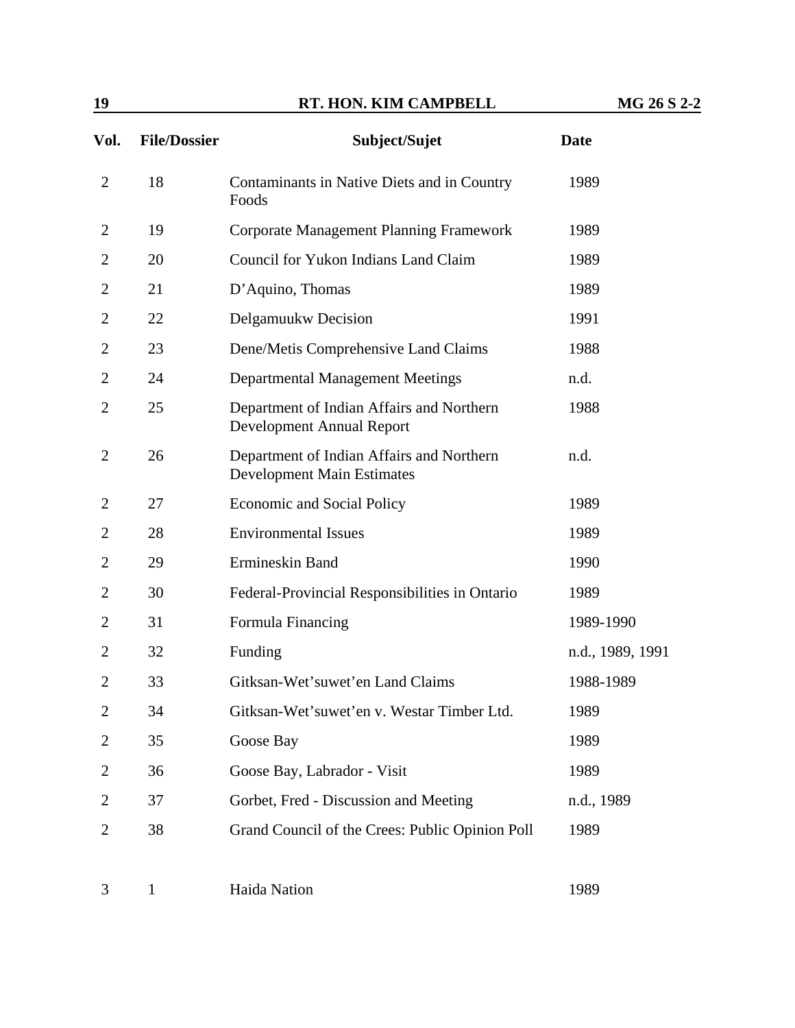| Vol. | File/Dossier | Subject/Sujet | Date |
|---|---|---|---|
| 2 | 18 | Contaminants in Native Diets and in Country Foods | 1989 |
| 2 | 19 | Corporate Management Planning Framework | 1989 |
| 2 | 20 | Council for Yukon Indians Land Claim | 1989 |
| 2 | 21 | D'Aquino, Thomas | 1989 |
| 2 | 22 | Delgamuukw Decision | 1991 |
| 2 | 23 | Dene/Metis Comprehensive Land Claims | 1988 |
| 2 | 24 | Departmental Management Meetings | n.d. |
| 2 | 25 | Department of Indian Affairs and Northern Development Annual Report | 1988 |
| 2 | 26 | Department of Indian Affairs and Northern Development Main Estimates | n.d. |
| 2 | 27 | Economic and Social Policy | 1989 |
| 2 | 28 | Environmental Issues | 1989 |
| 2 | 29 | Ermineskin Band | 1990 |
| 2 | 30 | Federal-Provincial Responsibilities in Ontario | 1989 |
| 2 | 31 | Formula Financing | 1989-1990 |
| 2 | 32 | Funding | n.d., 1989, 1991 |
| 2 | 33 | Gitksan-Wet'suwet'en Land Claims | 1988-1989 |
| 2 | 34 | Gitksan-Wet'suwet'en v. Westar Timber Ltd. | 1989 |
| 2 | 35 | Goose Bay | 1989 |
| 2 | 36 | Goose Bay, Labrador - Visit | 1989 |
| 2 | 37 | Gorbet, Fred - Discussion and Meeting | n.d., 1989 |
| 2 | 38 | Grand Council of the Crees: Public Opinion Poll | 1989 |
| 3 | 1 | Haida Nation | 1989 |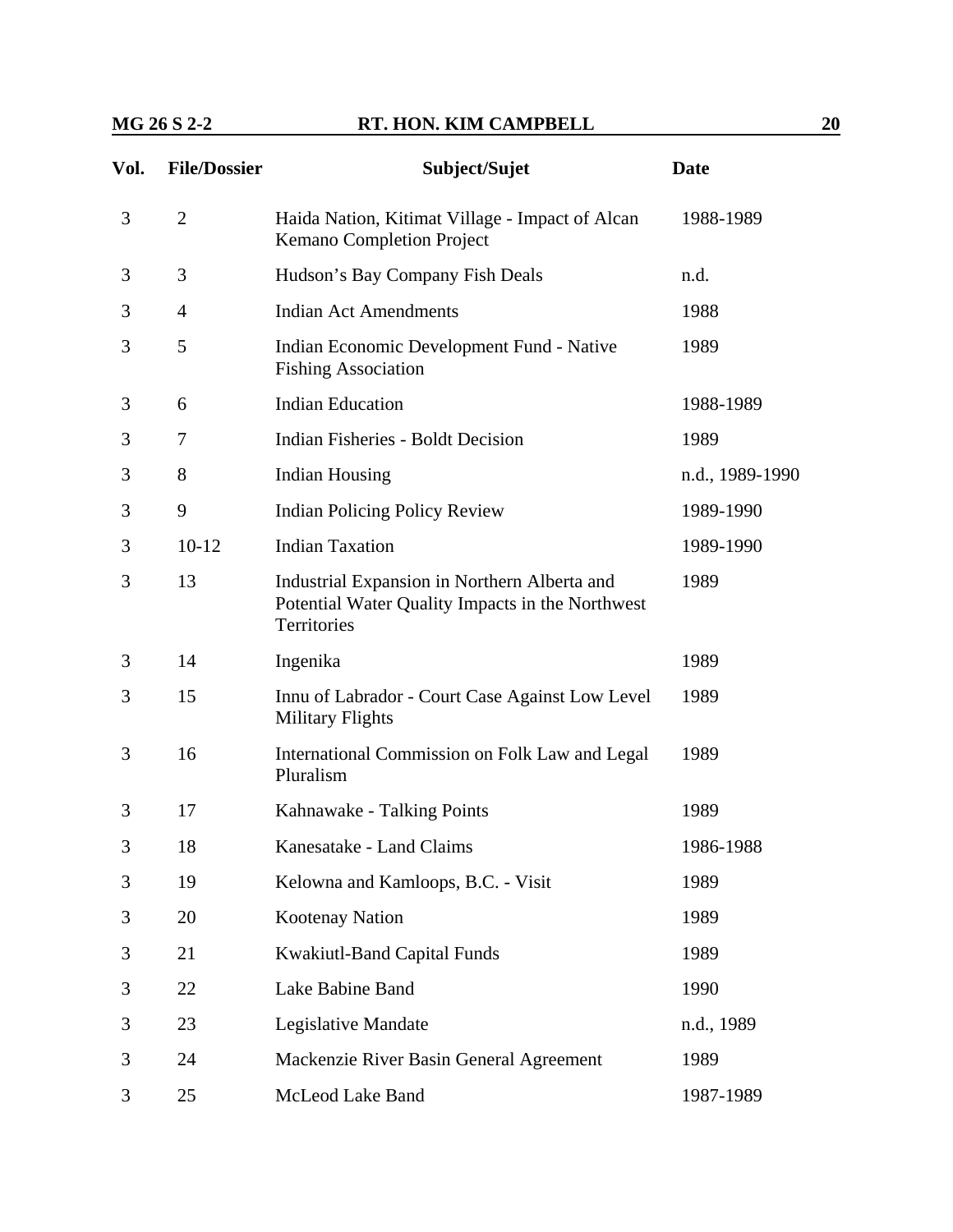| Vol. | File/Dossier | Subject/Sujet | Date |
|---|---|---|---|
| 3 | 2 | Haida Nation, Kitimat Village - Impact of Alcan Kemano Completion Project | 1988-1989 |
| 3 | 3 | Hudson's Bay Company Fish Deals | n.d. |
| 3 | 4 | Indian Act Amendments | 1988 |
| 3 | 5 | Indian Economic Development Fund - Native Fishing Association | 1989 |
| 3 | 6 | Indian Education | 1988-1989 |
| 3 | 7 | Indian Fisheries - Boldt Decision | 1989 |
| 3 | 8 | Indian Housing | n.d., 1989-1990 |
| 3 | 9 | Indian Policing Policy Review | 1989-1990 |
| 3 | 10-12 | Indian Taxation | 1989-1990 |
| 3 | 13 | Industrial Expansion in Northern Alberta and Potential Water Quality Impacts in the Northwest Territories | 1989 |
| 3 | 14 | Ingenika | 1989 |
| 3 | 15 | Innu of Labrador - Court Case Against Low Level Military Flights | 1989 |
| 3 | 16 | International Commission on Folk Law and Legal Pluralism | 1989 |
| 3 | 17 | Kahnawake - Talking Points | 1989 |
| 3 | 18 | Kanesatake - Land Claims | 1986-1988 |
| 3 | 19 | Kelowna and Kamloops, B.C. - Visit | 1989 |
| 3 | 20 | Kootenay Nation | 1989 |
| 3 | 21 | Kwakiutl-Band Capital Funds | 1989 |
| 3 | 22 | Lake Babine Band | 1990 |
| 3 | 23 | Legislative Mandate | n.d., 1989 |
| 3 | 24 | Mackenzie River Basin General Agreement | 1989 |
| 3 | 25 | McLeod Lake Band | 1987-1989 |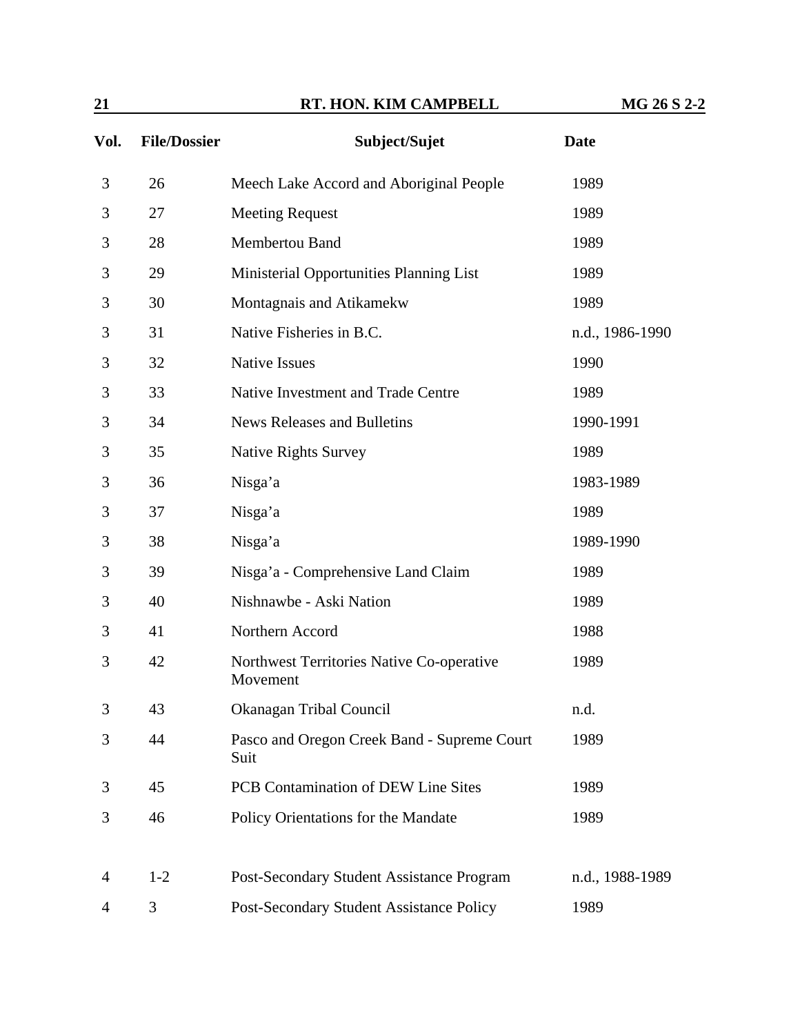| Vol. | File/Dossier | Subject/Sujet | Date |
|---|---|---|---|
| 3 | 26 | Meech Lake Accord and Aboriginal People | 1989 |
| 3 | 27 | Meeting Request | 1989 |
| 3 | 28 | Membertou Band | 1989 |
| 3 | 29 | Ministerial Opportunities Planning List | 1989 |
| 3 | 30 | Montagnais and Atikamekw | 1989 |
| 3 | 31 | Native Fisheries in B.C. | n.d., 1986-1990 |
| 3 | 32 | Native Issues | 1990 |
| 3 | 33 | Native Investment and Trade Centre | 1989 |
| 3 | 34 | News Releases and Bulletins | 1990-1991 |
| 3 | 35 | Native Rights Survey | 1989 |
| 3 | 36 | Nisga'a | 1983-1989 |
| 3 | 37 | Nisga'a | 1989 |
| 3 | 38 | Nisga'a | 1989-1990 |
| 3 | 39 | Nisga'a - Comprehensive Land Claim | 1989 |
| 3 | 40 | Nishnawbe - Aski Nation | 1989 |
| 3 | 41 | Northern Accord | 1988 |
| 3 | 42 | Northwest Territories Native Co-operative Movement | 1989 |
| 3 | 43 | Okanagan Tribal Council | n.d. |
| 3 | 44 | Pasco and Oregon Creek Band - Supreme Court Suit | 1989 |
| 3 | 45 | PCB Contamination of DEW Line Sites | 1989 |
| 3 | 46 | Policy Orientations for the Mandate | 1989 |
| 4 | 1-2 | Post-Secondary Student Assistance Program | n.d., 1988-1989 |
| 4 | 3 | Post-Secondary Student Assistance Policy | 1989 |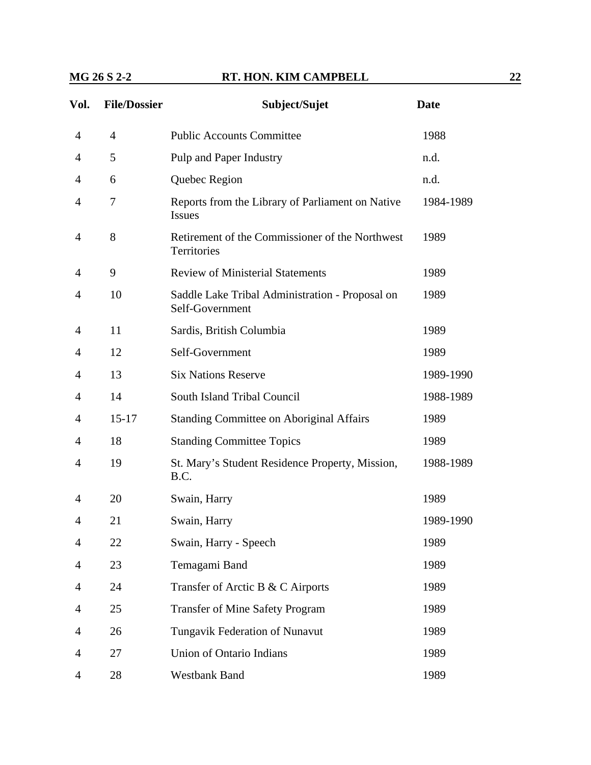| Vol. | File/Dossier | Subject/Sujet | Date |
|---|---|---|---|
| 4 | 4 | Public Accounts Committee | 1988 |
| 4 | 5 | Pulp and Paper Industry | n.d. |
| 4 | 6 | Quebec Region | n.d. |
| 4 | 7 | Reports from the Library of Parliament on Native Issues | 1984-1989 |
| 4 | 8 | Retirement of the Commissioner of the Northwest Territories | 1989 |
| 4 | 9 | Review of Ministerial Statements | 1989 |
| 4 | 10 | Saddle Lake Tribal Administration - Proposal on Self-Government | 1989 |
| 4 | 11 | Sardis, British Columbia | 1989 |
| 4 | 12 | Self-Government | 1989 |
| 4 | 13 | Six Nations Reserve | 1989-1990 |
| 4 | 14 | South Island Tribal Council | 1988-1989 |
| 4 | 15-17 | Standing Committee on Aboriginal Affairs | 1989 |
| 4 | 18 | Standing Committee Topics | 1989 |
| 4 | 19 | St. Mary's Student Residence Property, Mission, B.C. | 1988-1989 |
| 4 | 20 | Swain, Harry | 1989 |
| 4 | 21 | Swain, Harry | 1989-1990 |
| 4 | 22 | Swain, Harry - Speech | 1989 |
| 4 | 23 | Temagami Band | 1989 |
| 4 | 24 | Transfer of Arctic B & C Airports | 1989 |
| 4 | 25 | Transfer of Mine Safety Program | 1989 |
| 4 | 26 | Tungavik Federation of Nunavut | 1989 |
| 4 | 27 | Union of Ontario Indians | 1989 |
| 4 | 28 | Westbank Band | 1989 |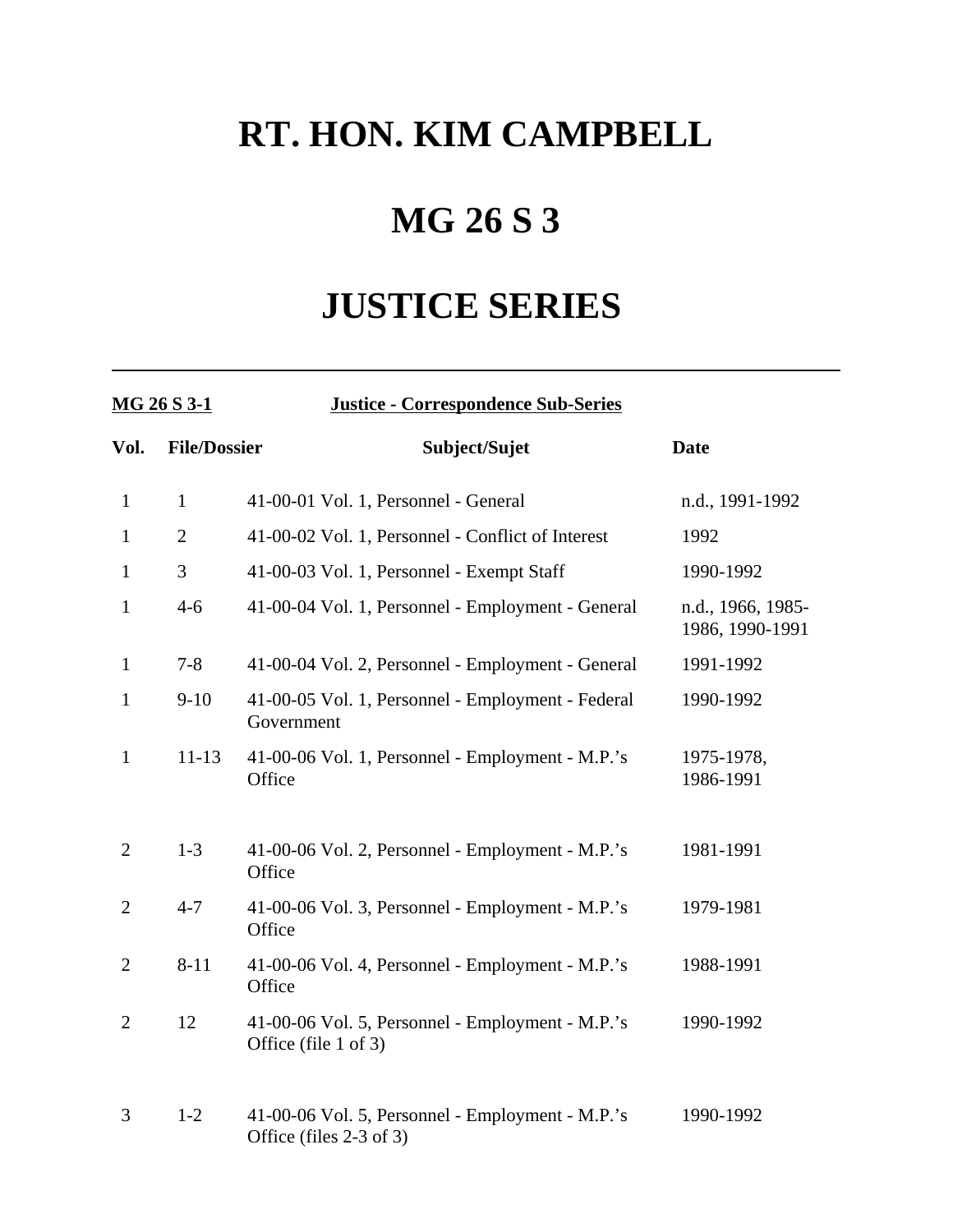# RT. HON. KIM CAMPBELL

# MG 26 S 3

# JUSTICE SERIES

---

**MG 26 S 3-1** **Justice - Correspondence Sub-Series**

| Vol. | File/Dossier | Subject/Sujet | Date |
|---|---|---|---|
| 1 | 1 | 41-00-01 Vol. 1, Personnel - General | n.d., 1991-1992 |
| 1 | 2 | 41-00-02 Vol. 1, Personnel - Conflict of Interest | 1992 |
| 1 | 3 | 41-00-03 Vol. 1, Personnel - Exempt Staff | 1990-1992 |
| 1 | 4-6 | 41-00-04 Vol. 1, Personnel - Employment - General | n.d., 1966, 1985-1986, 1990-1991 |
| 1 | 7-8 | 41-00-04 Vol. 2, Personnel - Employment - General | 1991-1992 |
| 1 | 9-10 | 41-00-05 Vol. 1, Personnel - Employment - Federal Government | 1990-1992 |
| 1 | 11-13 | 41-00-06 Vol. 1, Personnel - Employment - M.P.'s Office | 1975-1978, 1986-1991 |
| 2 | 1-3 | 41-00-06 Vol. 2, Personnel - Employment - M.P.'s Office | 1981-1991 |
| 2 | 4-7 | 41-00-06 Vol. 3, Personnel - Employment - M.P.'s Office | 1979-1981 |
| 2 | 8-11 | 41-00-06 Vol. 4, Personnel - Employment - M.P.'s Office | 1988-1991 |
| 2 | 12 | 41-00-06 Vol. 5, Personnel - Employment - M.P.'s Office (file 1 of 3) | 1990-1992 |
| 3 | 1-2 | 41-00-06 Vol. 5, Personnel - Employment - M.P.'s Office (files 2-3 of 3) | 1990-1992 |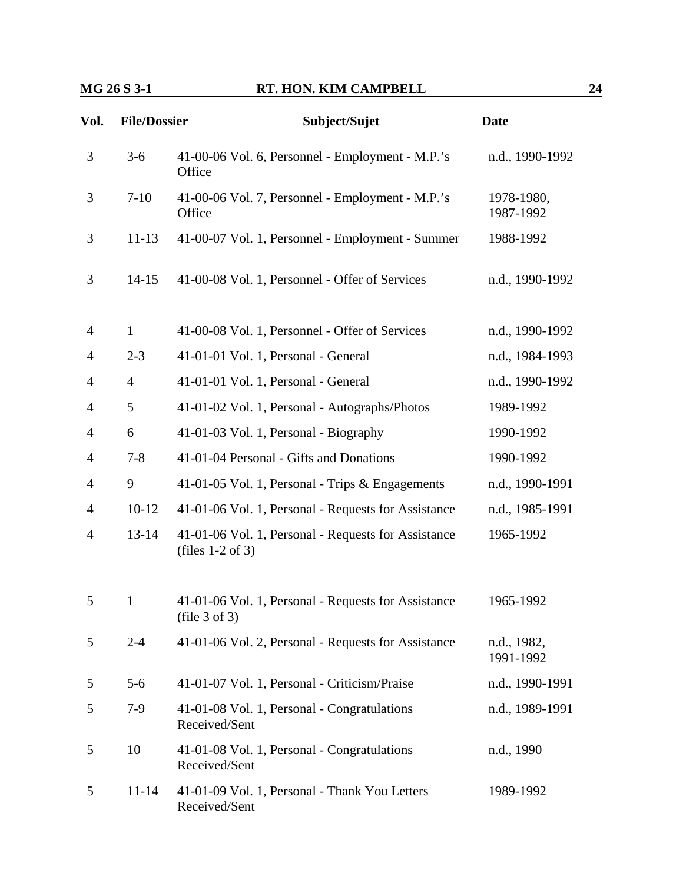| Vol. | File/Dossier | Subject/Sujet | Date |
|---|---|---|---|
| 3 | 3-6 | 41-00-06 Vol. 6, Personnel - Employment - M.P.'s Office | n.d., 1990-1992 |
| 3 | 7-10 | 41-00-06 Vol. 7, Personnel - Employment - M.P.'s Office | 1978-1980, 1987-1992 |
| 3 | 11-13 | 41-00-07 Vol. 1, Personnel - Employment - Summer | 1988-1992 |
| 3 | 14-15 | 41-00-08 Vol. 1, Personnel - Offer of Services | n.d., 1990-1992 |
| 4 | 1 | 41-00-08 Vol. 1, Personnel - Offer of Services | n.d., 1990-1992 |
| 4 | 2-3 | 41-01-01 Vol. 1, Personal - General | n.d., 1984-1993 |
| 4 | 4 | 41-01-01 Vol. 1, Personal - General | n.d., 1990-1992 |
| 4 | 5 | 41-01-02 Vol. 1, Personal - Autographs/Photos | 1989-1992 |
| 4 | 6 | 41-01-03 Vol. 1, Personal - Biography | 1990-1992 |
| 4 | 7-8 | 41-01-04 Personal - Gifts and Donations | 1990-1992 |
| 4 | 9 | 41-01-05 Vol. 1, Personal - Trips & Engagements | n.d., 1990-1991 |
| 4 | 10-12 | 41-01-06 Vol. 1, Personal - Requests for Assistance | n.d., 1985-1991 |
| 4 | 13-14 | 41-01-06 Vol. 1, Personal - Requests for Assistance (files 1-2 of 3) | 1965-1992 |
| 5 | 1 | 41-01-06 Vol. 1, Personal - Requests for Assistance (file 3 of 3) | 1965-1992 |
| 5 | 2-4 | 41-01-06 Vol. 2, Personal - Requests for Assistance | n.d., 1982, 1991-1992 |
| 5 | 5-6 | 41-01-07 Vol. 1, Personal - Criticism/Praise | n.d., 1990-1991 |
| 5 | 7-9 | 41-01-08 Vol. 1, Personal - Congratulations Received/Sent | n.d., 1989-1991 |
| 5 | 10 | 41-01-08 Vol. 1, Personal - Congratulations Received/Sent | n.d., 1990 |
| 5 | 11-14 | 41-01-09 Vol. 1, Personal - Thank You Letters Received/Sent | 1989-1992 |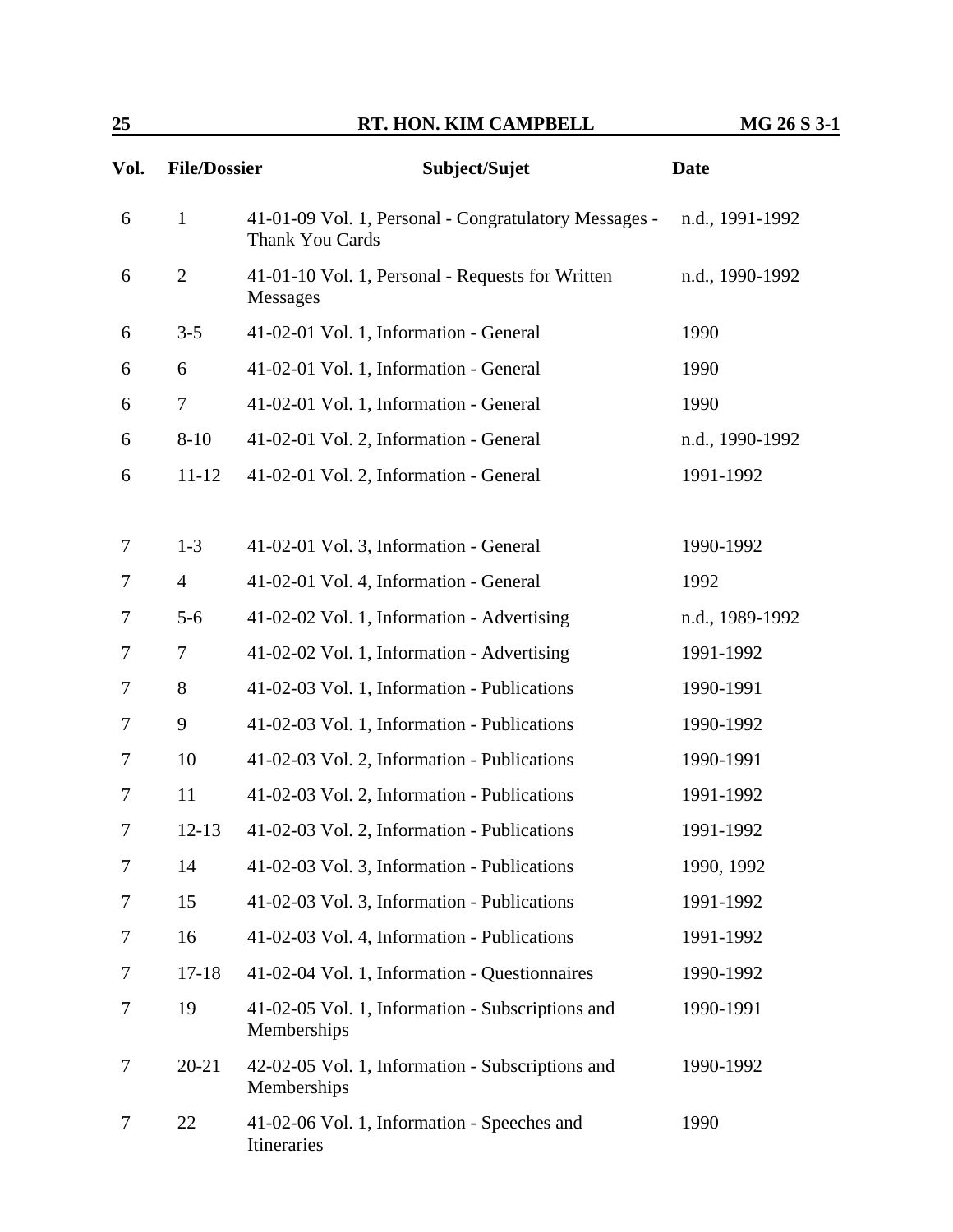| Vol. | File/Dossier | Subject/Sujet | Date |
|---|---|---|---|
| 6 | 1 | 41-01-09 Vol. 1, Personal - Congratulatory Messages - Thank You Cards | n.d., 1991-1992 |
| 6 | 2 | 41-01-10 Vol. 1, Personal - Requests for Written Messages | n.d., 1990-1992 |
| 6 | 3-5 | 41-02-01 Vol. 1, Information - General | 1990 |
| 6 | 6 | 41-02-01 Vol. 1, Information - General | 1990 |
| 6 | 7 | 41-02-01 Vol. 1, Information - General | 1990 |
| 6 | 8-10 | 41-02-01 Vol. 2, Information - General | n.d., 1990-1992 |
| 6 | 11-12 | 41-02-01 Vol. 2, Information - General | 1991-1992 |
| 7 | 1-3 | 41-02-01 Vol. 3, Information - General | 1990-1992 |
| 7 | 4 | 41-02-01 Vol. 4, Information - General | 1992 |
| 7 | 5-6 | 41-02-02 Vol. 1, Information - Advertising | n.d., 1989-1992 |
| 7 | 7 | 41-02-02 Vol. 1, Information - Advertising | 1991-1992 |
| 7 | 8 | 41-02-03 Vol. 1, Information - Publications | 1990-1991 |
| 7 | 9 | 41-02-03 Vol. 1, Information - Publications | 1990-1992 |
| 7 | 10 | 41-02-03 Vol. 2, Information - Publications | 1990-1991 |
| 7 | 11 | 41-02-03 Vol. 2, Information - Publications | 1991-1992 |
| 7 | 12-13 | 41-02-03 Vol. 2, Information - Publications | 1991-1992 |
| 7 | 14 | 41-02-03 Vol. 3, Information - Publications | 1990, 1992 |
| 7 | 15 | 41-02-03 Vol. 3, Information - Publications | 1991-1992 |
| 7 | 16 | 41-02-03 Vol. 4, Information - Publications | 1991-1992 |
| 7 | 17-18 | 41-02-04 Vol. 1, Information - Questionnaires | 1990-1992 |
| 7 | 19 | 41-02-05 Vol. 1, Information - Subscriptions and Memberships | 1990-1991 |
| 7 | 20-21 | 42-02-05 Vol. 1, Information - Subscriptions and Memberships | 1990-1992 |
| 7 | 22 | 41-02-06 Vol. 1, Information - Speeches and Itineraries | 1990 |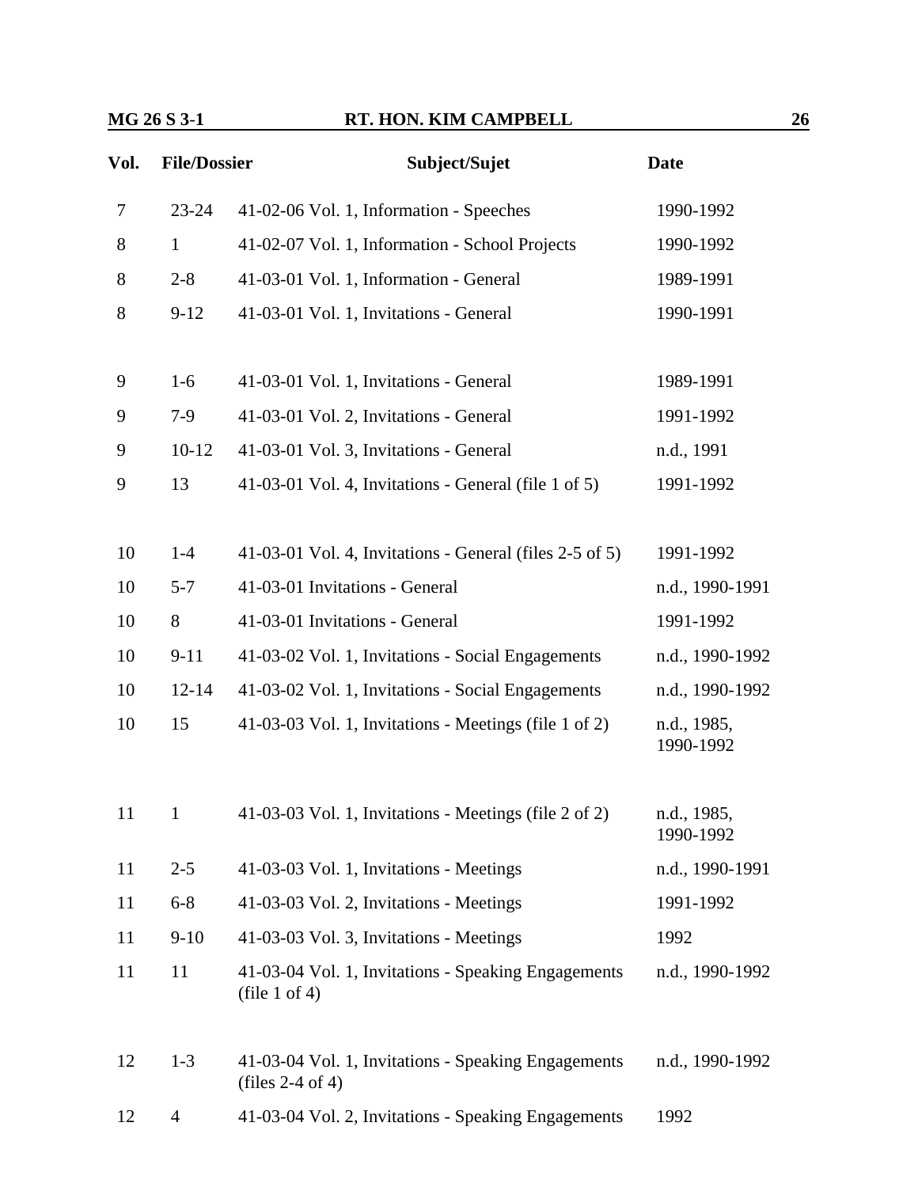| Vol. | File/Dossier | Subject/Sujet | Date |
|---|---|---|---|
| 7 | 23-24 | 41-02-06 Vol. 1, Information - Speeches | 1990-1992 |
| 8 | 1 | 41-02-07 Vol. 1, Information - School Projects | 1990-1992 |
| 8 | 2-8 | 41-03-01 Vol. 1, Information - General | 1989-1991 |
| 8 | 9-12 | 41-03-01 Vol. 1, Invitations - General | 1990-1991 |
| 9 | 1-6 | 41-03-01 Vol. 1, Invitations - General | 1989-1991 |
| 9 | 7-9 | 41-03-01 Vol. 2, Invitations - General | 1991-1992 |
| 9 | 10-12 | 41-03-01 Vol. 3, Invitations - General | n.d., 1991 |
| 9 | 13 | 41-03-01 Vol. 4, Invitations - General (file 1 of 5) | 1991-1992 |
| 10 | 1-4 | 41-03-01 Vol. 4, Invitations - General (files 2-5 of 5) | 1991-1992 |
| 10 | 5-7 | 41-03-01 Invitations - General | n.d., 1990-1991 |
| 10 | 8 | 41-03-01 Invitations - General | 1991-1992 |
| 10 | 9-11 | 41-03-02 Vol. 1, Invitations - Social Engagements | n.d., 1990-1992 |
| 10 | 12-14 | 41-03-02 Vol. 1, Invitations - Social Engagements | n.d., 1990-1992 |
| 10 | 15 | 41-03-03 Vol. 1, Invitations - Meetings (file 1 of 2) | n.d., 1985, 1990-1992 |
| 11 | 1 | 41-03-03 Vol. 1, Invitations - Meetings (file 2 of 2) | n.d., 1985, 1990-1992 |
| 11 | 2-5 | 41-03-03 Vol. 1, Invitations - Meetings | n.d., 1990-1991 |
| 11 | 6-8 | 41-03-03 Vol. 2, Invitations - Meetings | 1991-1992 |
| 11 | 9-10 | 41-03-03 Vol. 3, Invitations - Meetings | 1992 |
| 11 | 11 | 41-03-04 Vol. 1, Invitations - Speaking Engagements (file 1 of 4) | n.d., 1990-1992 |
| 12 | 1-3 | 41-03-04 Vol. 1, Invitations - Speaking Engagements (files 2-4 of 4) | n.d., 1990-1992 |
| 12 | 4 | 41-03-04 Vol. 2, Invitations - Speaking Engagements | 1992 |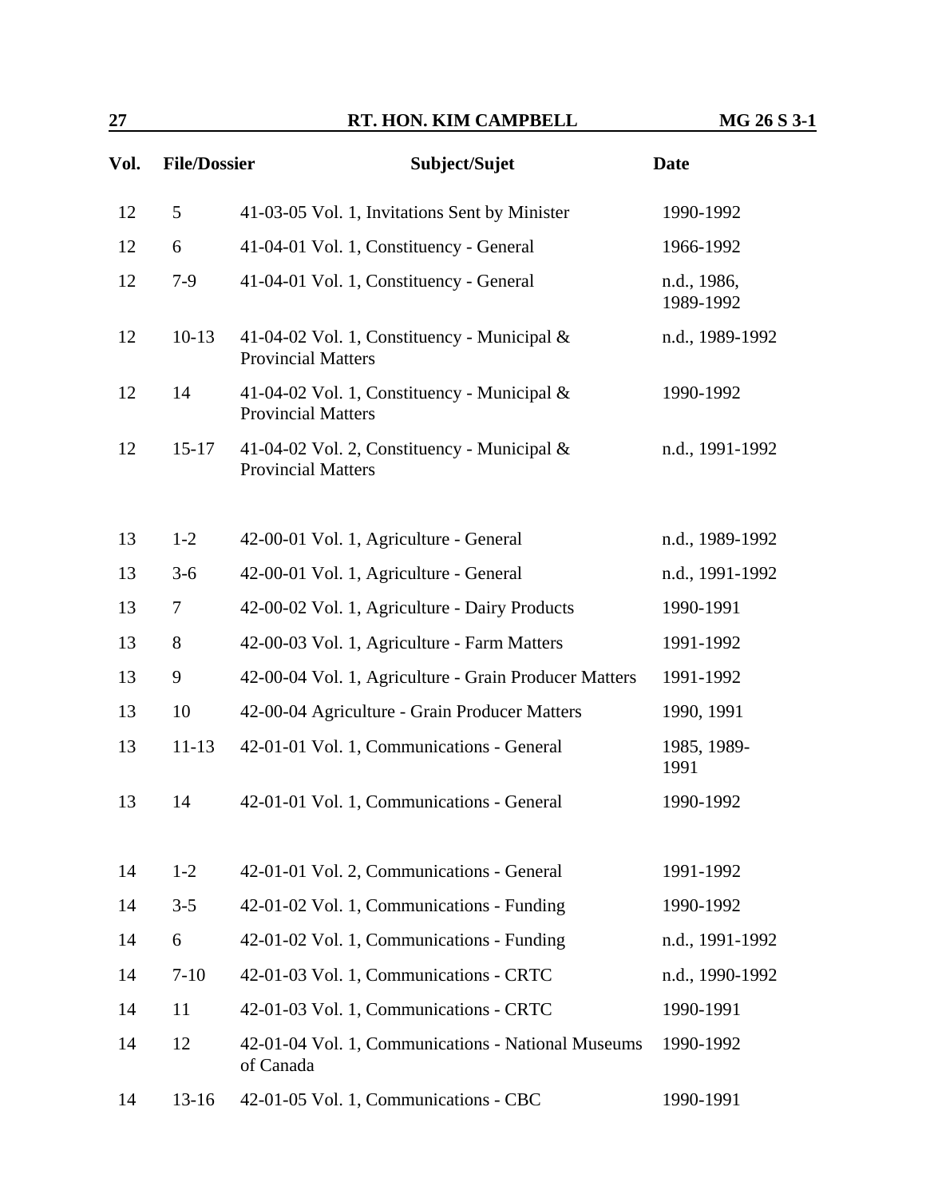| Vol. | File/Dossier | Subject/Sujet | Date |
|---|---|---|---|
| 12 | 5 | 41-03-05 Vol. 1, Invitations Sent by Minister | 1990-1992 |
| 12 | 6 | 41-04-01 Vol. 1, Constituency - General | 1966-1992 |
| 12 | 7-9 | 41-04-01 Vol. 1, Constituency - General | n.d., 1986, 1989-1992 |
| 12 | 10-13 | 41-04-02 Vol. 1, Constituency - Municipal & Provincial Matters | n.d., 1989-1992 |
| 12 | 14 | 41-04-02 Vol. 1, Constituency - Municipal & Provincial Matters | 1990-1992 |
| 12 | 15-17 | 41-04-02 Vol. 2, Constituency - Municipal & Provincial Matters | n.d., 1991-1992 |
| 13 | 1-2 | 42-00-01 Vol. 1, Agriculture - General | n.d., 1989-1992 |
| 13 | 3-6 | 42-00-01 Vol. 1, Agriculture - General | n.d., 1991-1992 |
| 13 | 7 | 42-00-02 Vol. 1, Agriculture - Dairy Products | 1990-1991 |
| 13 | 8 | 42-00-03 Vol. 1, Agriculture - Farm Matters | 1991-1992 |
| 13 | 9 | 42-00-04 Vol. 1, Agriculture - Grain Producer Matters | 1991-1992 |
| 13 | 10 | 42-00-04 Agriculture - Grain Producer Matters | 1990, 1991 |
| 13 | 11-13 | 42-01-01 Vol. 1, Communications - General | 1985, 1989-1991 |
| 13 | 14 | 42-01-01 Vol. 1, Communications - General | 1990-1992 |
| 14 | 1-2 | 42-01-01 Vol. 2, Communications - General | 1991-1992 |
| 14 | 3-5 | 42-01-02 Vol. 1, Communications - Funding | 1990-1992 |
| 14 | 6 | 42-01-02 Vol. 1, Communications - Funding | n.d., 1991-1992 |
| 14 | 7-10 | 42-01-03 Vol. 1, Communications - CRTC | n.d., 1990-1992 |
| 14 | 11 | 42-01-03 Vol. 1, Communications - CRTC | 1990-1991 |
| 14 | 12 | 42-01-04 Vol. 1, Communications - National Museums of Canada | 1990-1992 |
| 14 | 13-16 | 42-01-05 Vol. 1, Communications - CBC | 1990-1991 |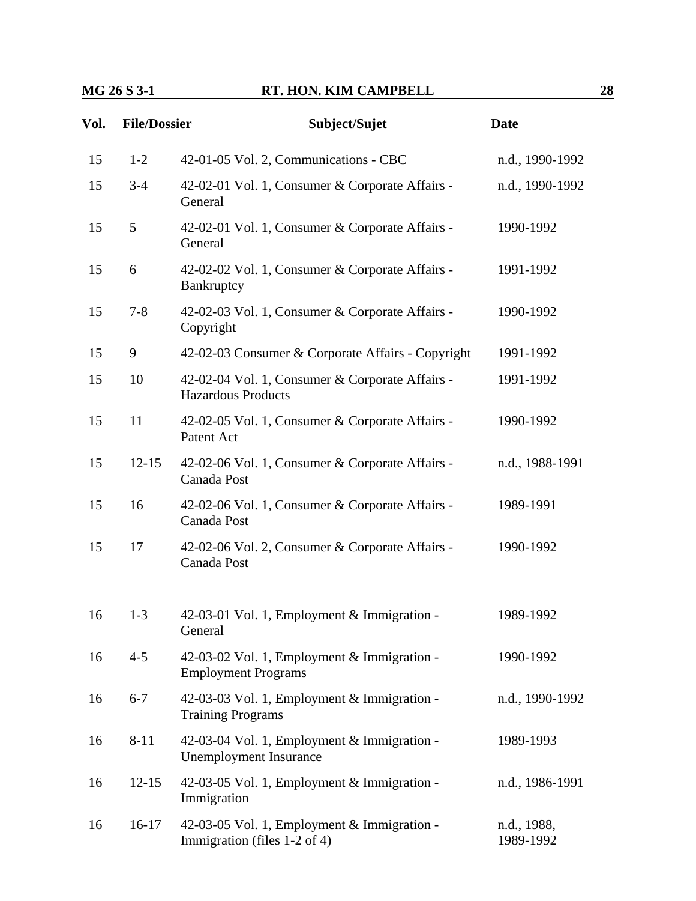| Vol. | File/Dossier | Subject/Sujet | Date |
|---|---|---|---|
| 15 | 1-2 | 42-01-05 Vol. 2, Communications - CBC | n.d., 1990-1992 |
| 15 | 3-4 | 42-02-01 Vol. 1, Consumer & Corporate Affairs - General | n.d., 1990-1992 |
| 15 | 5 | 42-02-01 Vol. 1, Consumer & Corporate Affairs - General | 1990-1992 |
| 15 | 6 | 42-02-02 Vol. 1, Consumer & Corporate Affairs - Bankruptcy | 1991-1992 |
| 15 | 7-8 | 42-02-03 Vol. 1, Consumer & Corporate Affairs - Copyright | 1990-1992 |
| 15 | 9 | 42-02-03 Consumer & Corporate Affairs - Copyright | 1991-1992 |
| 15 | 10 | 42-02-04 Vol. 1, Consumer & Corporate Affairs - Hazardous Products | 1991-1992 |
| 15 | 11 | 42-02-05 Vol. 1, Consumer & Corporate Affairs - Patent Act | 1990-1992 |
| 15 | 12-15 | 42-02-06 Vol. 1, Consumer & Corporate Affairs - Canada Post | n.d., 1988-1991 |
| 15 | 16 | 42-02-06 Vol. 1, Consumer & Corporate Affairs - Canada Post | 1989-1991 |
| 15 | 17 | 42-02-06 Vol. 2, Consumer & Corporate Affairs - Canada Post | 1990-1992 |
| 16 | 1-3 | 42-03-01 Vol. 1, Employment & Immigration - General | 1989-1992 |
| 16 | 4-5 | 42-03-02 Vol. 1, Employment & Immigration - Employment Programs | 1990-1992 |
| 16 | 6-7 | 42-03-03 Vol. 1, Employment & Immigration - Training Programs | n.d., 1990-1992 |
| 16 | 8-11 | 42-03-04 Vol. 1, Employment & Immigration - Unemployment Insurance | 1989-1993 |
| 16 | 12-15 | 42-03-05 Vol. 1, Employment & Immigration - Immigration | n.d., 1986-1991 |
| 16 | 16-17 | 42-03-05 Vol. 1, Employment & Immigration - Immigration (files 1-2 of 4) | n.d., 1988, 1989-1992 |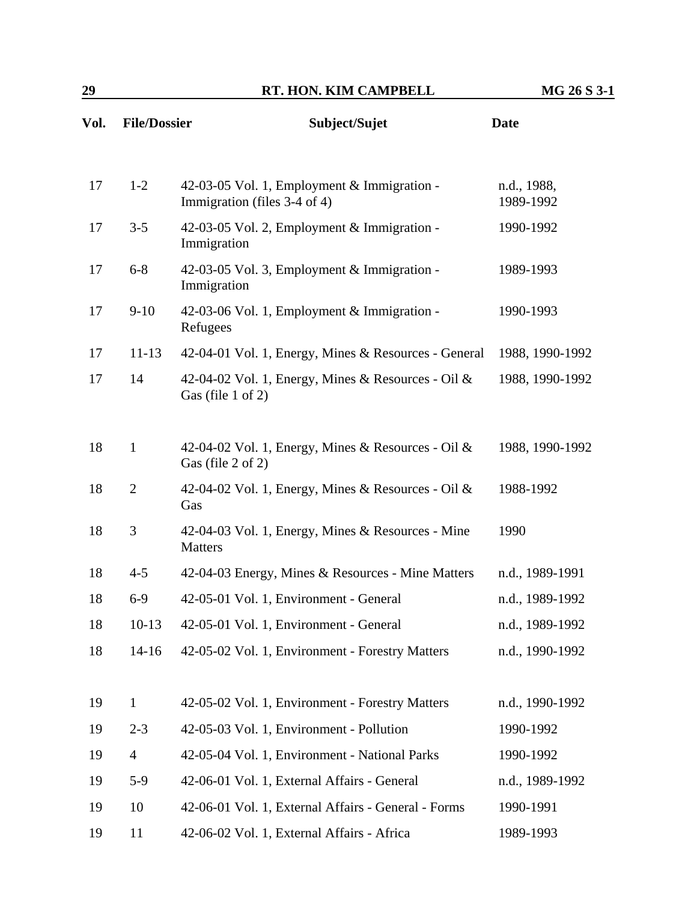| Vol. | File/Dossier | Subject/Sujet | Date |
|---|---|---|---|
| 17 | 1-2 | 42-03-05 Vol. 1, Employment & Immigration - Immigration (files 3-4 of 4) | n.d., 1988, 1989-1992 |
| 17 | 3-5 | 42-03-05 Vol. 2, Employment & Immigration - Immigration | 1990-1992 |
| 17 | 6-8 | 42-03-05 Vol. 3, Employment & Immigration - Immigration | 1989-1993 |
| 17 | 9-10 | 42-03-06 Vol. 1, Employment & Immigration - Refugees | 1990-1993 |
| 17 | 11-13 | 42-04-01 Vol. 1, Energy, Mines & Resources - General | 1988, 1990-1992 |
| 17 | 14 | 42-04-02 Vol. 1, Energy, Mines & Resources - Oil & Gas (file 1 of 2) | 1988, 1990-1992 |
| 18 | 1 | 42-04-02 Vol. 1, Energy, Mines & Resources - Oil & Gas (file 2 of 2) | 1988, 1990-1992 |
| 18 | 2 | 42-04-02 Vol. 1, Energy, Mines & Resources - Oil & Gas | 1988-1992 |
| 18 | 3 | 42-04-03 Vol. 1, Energy, Mines & Resources - Mine Matters | 1990 |
| 18 | 4-5 | 42-04-03 Energy, Mines & Resources - Mine Matters | n.d., 1989-1991 |
| 18 | 6-9 | 42-05-01 Vol. 1, Environment - General | n.d., 1989-1992 |
| 18 | 10-13 | 42-05-01 Vol. 1, Environment - General | n.d., 1989-1992 |
| 18 | 14-16 | 42-05-02 Vol. 1, Environment - Forestry Matters | n.d., 1990-1992 |
| 19 | 1 | 42-05-02 Vol. 1, Environment - Forestry Matters | n.d., 1990-1992 |
| 19 | 2-3 | 42-05-03 Vol. 1, Environment - Pollution | 1990-1992 |
| 19 | 4 | 42-05-04 Vol. 1, Environment - National Parks | 1990-1992 |
| 19 | 5-9 | 42-06-01 Vol. 1, External Affairs - General | n.d., 1989-1992 |
| 19 | 10 | 42-06-01 Vol. 1, External Affairs - General - Forms | 1990-1991 |
| 19 | 11 | 42-06-02 Vol. 1, External Affairs - Africa | 1989-1993 |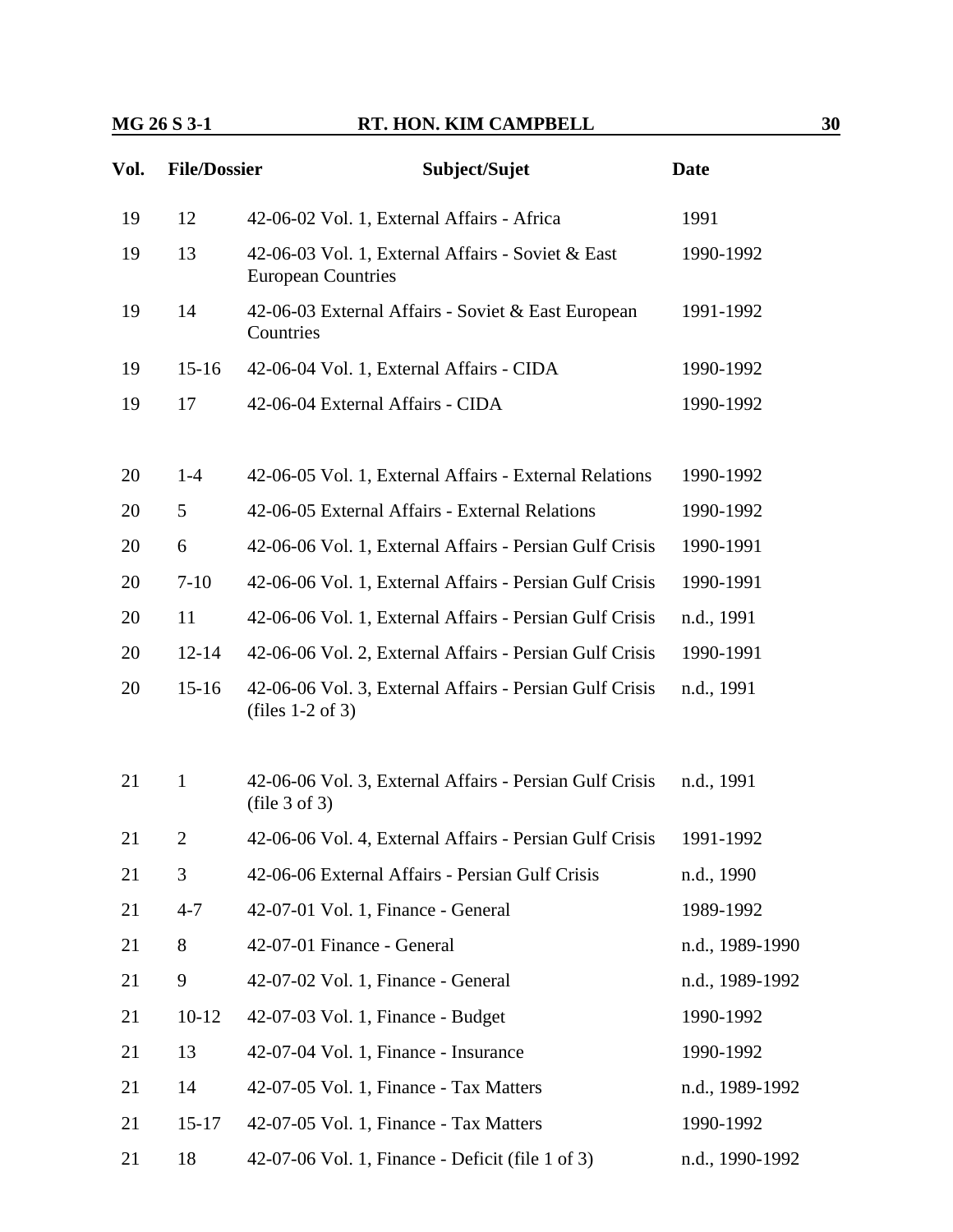| Vol. | File/Dossier | Subject/Sujet | Date |
|---|---|---|---|
| 19 | 12 | 42-06-02 Vol. 1, External Affairs - Africa | 1991 |
| 19 | 13 | 42-06-03 Vol. 1, External Affairs - Soviet & East European Countries | 1990-1992 |
| 19 | 14 | 42-06-03 External Affairs - Soviet & East European Countries | 1991-1992 |
| 19 | 15-16 | 42-06-04 Vol. 1, External Affairs - CIDA | 1990-1992 |
| 19 | 17 | 42-06-04 External Affairs - CIDA | 1990-1992 |
| 20 | 1-4 | 42-06-05 Vol. 1, External Affairs - External Relations | 1990-1992 |
| 20 | 5 | 42-06-05 External Affairs - External Relations | 1990-1992 |
| 20 | 6 | 42-06-06 Vol. 1, External Affairs - Persian Gulf Crisis | 1990-1991 |
| 20 | 7-10 | 42-06-06 Vol. 1, External Affairs - Persian Gulf Crisis | 1990-1991 |
| 20 | 11 | 42-06-06 Vol. 1, External Affairs - Persian Gulf Crisis | n.d., 1991 |
| 20 | 12-14 | 42-06-06 Vol. 2, External Affairs - Persian Gulf Crisis | 1990-1991 |
| 20 | 15-16 | 42-06-06 Vol. 3, External Affairs - Persian Gulf Crisis (files 1-2 of 3) | n.d., 1991 |
| 21 | 1 | 42-06-06 Vol. 3, External Affairs - Persian Gulf Crisis (file 3 of 3) | n.d., 1991 |
| 21 | 2 | 42-06-06 Vol. 4, External Affairs - Persian Gulf Crisis | 1991-1992 |
| 21 | 3 | 42-06-06 External Affairs - Persian Gulf Crisis | n.d., 1990 |
| 21 | 4-7 | 42-07-01 Vol. 1, Finance - General | 1989-1992 |
| 21 | 8 | 42-07-01 Finance - General | n.d., 1989-1990 |
| 21 | 9 | 42-07-02 Vol. 1, Finance - General | n.d., 1989-1992 |
| 21 | 10-12 | 42-07-03 Vol. 1, Finance - Budget | 1990-1992 |
| 21 | 13 | 42-07-04 Vol. 1, Finance - Insurance | 1990-1992 |
| 21 | 14 | 42-07-05 Vol. 1, Finance - Tax Matters | n.d., 1989-1992 |
| 21 | 15-17 | 42-07-05 Vol. 1, Finance - Tax Matters | 1990-1992 |
| 21 | 18 | 42-07-06 Vol. 1, Finance - Deficit (file 1 of 3) | n.d., 1990-1992 |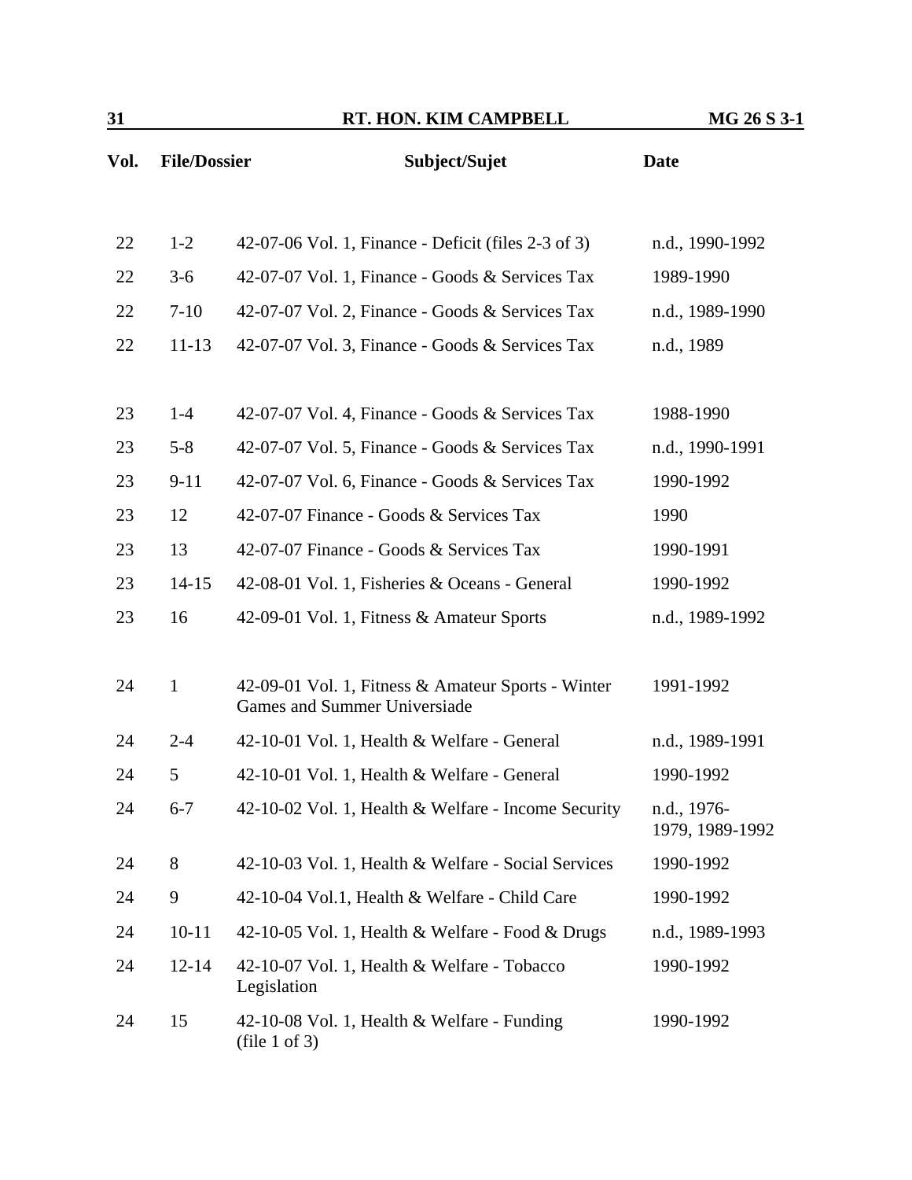| Vol. | File/Dossier | Subject/Sujet | Date |
|---|---|---|---|
| 22 | 1-2 | 42-07-06 Vol. 1, Finance - Deficit (files 2-3 of 3) | n.d., 1990-1992 |
| 22 | 3-6 | 42-07-07 Vol. 1, Finance - Goods & Services Tax | 1989-1990 |
| 22 | 7-10 | 42-07-07 Vol. 2, Finance - Goods & Services Tax | n.d., 1989-1990 |
| 22 | 11-13 | 42-07-07 Vol. 3, Finance - Goods & Services Tax | n.d., 1989 |
| 23 | 1-4 | 42-07-07 Vol. 4, Finance - Goods & Services Tax | 1988-1990 |
| 23 | 5-8 | 42-07-07 Vol. 5, Finance - Goods & Services Tax | n.d., 1990-1991 |
| 23 | 9-11 | 42-07-07 Vol. 6, Finance - Goods & Services Tax | 1990-1992 |
| 23 | 12 | 42-07-07 Finance - Goods & Services Tax | 1990 |
| 23 | 13 | 42-07-07 Finance - Goods & Services Tax | 1990-1991 |
| 23 | 14-15 | 42-08-01 Vol. 1, Fisheries & Oceans - General | 1990-1992 |
| 23 | 16 | 42-09-01 Vol. 1, Fitness & Amateur Sports | n.d., 1989-1992 |
| 24 | 1 | 42-09-01 Vol. 1, Fitness & Amateur Sports - Winter Games and Summer Universiade | 1991-1992 |
| 24 | 2-4 | 42-10-01 Vol. 1, Health & Welfare - General | n.d., 1989-1991 |
| 24 | 5 | 42-10-01 Vol. 1, Health & Welfare - General | 1990-1992 |
| 24 | 6-7 | 42-10-02 Vol. 1, Health & Welfare - Income Security | n.d., 1976-1979, 1989-1992 |
| 24 | 8 | 42-10-03 Vol. 1, Health & Welfare - Social Services | 1990-1992 |
| 24 | 9 | 42-10-04 Vol.1, Health & Welfare - Child Care | 1990-1992 |
| 24 | 10-11 | 42-10-05 Vol. 1, Health & Welfare - Food & Drugs | n.d., 1989-1993 |
| 24 | 12-14 | 42-10-07 Vol. 1, Health & Welfare - Tobacco Legislation | 1990-1992 |
| 24 | 15 | 42-10-08 Vol. 1, Health & Welfare - Funding (file 1 of 3) | 1990-1992 |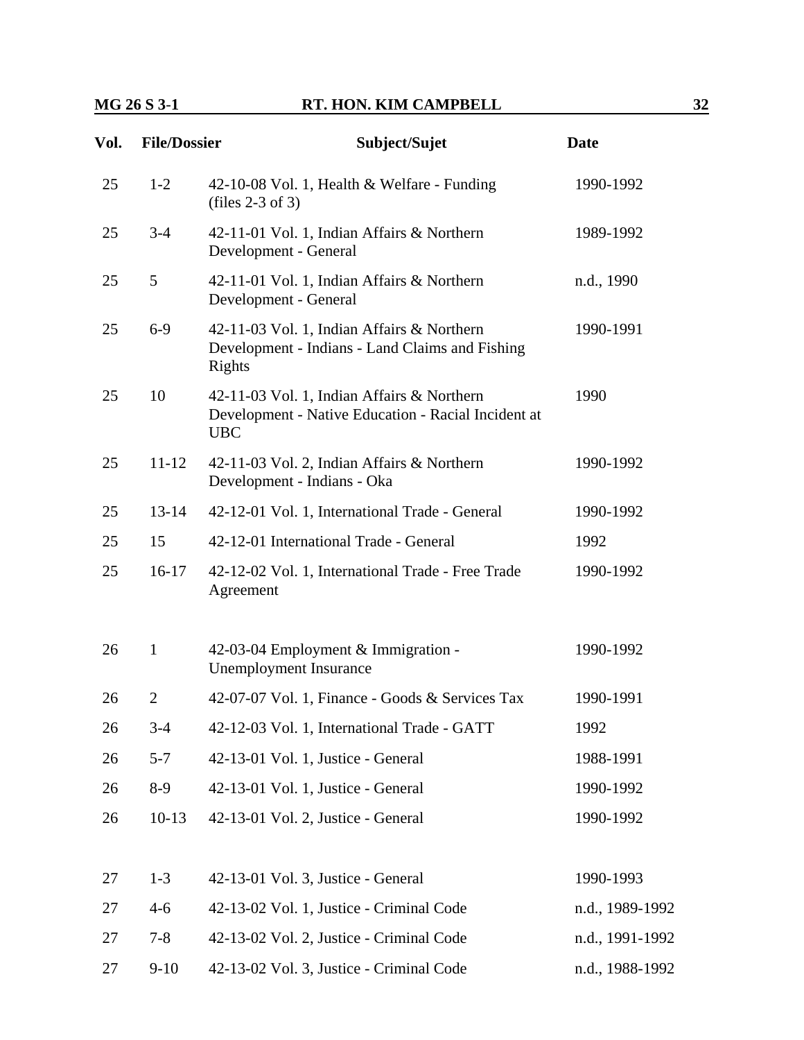| Vol. | File/Dossier | Subject/Sujet | Date |
|---|---|---|---|
| 25 | 1-2 | 42-10-08 Vol. 1, Health & Welfare - Funding (files 2-3 of 3) | 1990-1992 |
| 25 | 3-4 | 42-11-01 Vol. 1, Indian Affairs & Northern Development - General | 1989-1992 |
| 25 | 5 | 42-11-01 Vol. 1, Indian Affairs & Northern Development - General | n.d., 1990 |
| 25 | 6-9 | 42-11-03 Vol. 1, Indian Affairs & Northern Development - Indians - Land Claims and Fishing Rights | 1990-1991 |
| 25 | 10 | 42-11-03 Vol. 1, Indian Affairs & Northern Development - Native Education - Racial Incident at UBC | 1990 |
| 25 | 11-12 | 42-11-03 Vol. 2, Indian Affairs & Northern Development - Indians - Oka | 1990-1992 |
| 25 | 13-14 | 42-12-01 Vol. 1, International Trade - General | 1990-1992 |
| 25 | 15 | 42-12-01 International Trade - General | 1992 |
| 25 | 16-17 | 42-12-02 Vol. 1, International Trade - Free Trade Agreement | 1990-1992 |
| 26 | 1 | 42-03-04 Employment & Immigration - Unemployment Insurance | 1990-1992 |
| 26 | 2 | 42-07-07 Vol. 1, Finance - Goods & Services Tax | 1990-1991 |
| 26 | 3-4 | 42-12-03 Vol. 1, International Trade - GATT | 1992 |
| 26 | 5-7 | 42-13-01 Vol. 1, Justice - General | 1988-1991 |
| 26 | 8-9 | 42-13-01 Vol. 1, Justice - General | 1990-1992 |
| 26 | 10-13 | 42-13-01 Vol. 2, Justice - General | 1990-1992 |
| 27 | 1-3 | 42-13-01 Vol. 3, Justice - General | 1990-1993 |
| 27 | 4-6 | 42-13-02 Vol. 1, Justice - Criminal Code | n.d., 1989-1992 |
| 27 | 7-8 | 42-13-02 Vol. 2, Justice - Criminal Code | n.d., 1991-1992 |
| 27 | 9-10 | 42-13-02 Vol. 3, Justice - Criminal Code | n.d., 1988-1992 |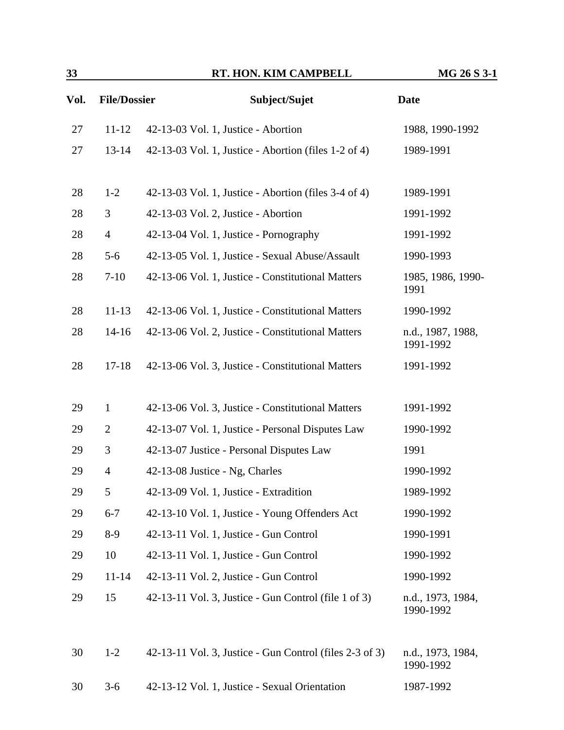| Vol. | File/Dossier | Subject/Sujet | Date |
|---|---|---|---|
| 27 | 11-12 | 42-13-03 Vol. 1, Justice - Abortion | 1988, 1990-1992 |
| 27 | 13-14 | 42-13-03 Vol. 1, Justice - Abortion (files 1-2 of 4) | 1989-1991 |
| 28 | 1-2 | 42-13-03 Vol. 1, Justice - Abortion (files 3-4 of 4) | 1989-1991 |
| 28 | 3 | 42-13-03 Vol. 2, Justice - Abortion | 1991-1992 |
| 28 | 4 | 42-13-04 Vol. 1, Justice - Pornography | 1991-1992 |
| 28 | 5-6 | 42-13-05 Vol. 1, Justice - Sexual Abuse/Assault | 1990-1993 |
| 28 | 7-10 | 42-13-06 Vol. 1, Justice - Constitutional Matters | 1985, 1986, 1990-1991 |
| 28 | 11-13 | 42-13-06 Vol. 1, Justice - Constitutional Matters | 1990-1992 |
| 28 | 14-16 | 42-13-06 Vol. 2, Justice - Constitutional Matters | n.d., 1987, 1988, 1991-1992 |
| 28 | 17-18 | 42-13-06 Vol. 3, Justice - Constitutional Matters | 1991-1992 |
| 29 | 1 | 42-13-06 Vol. 3, Justice - Constitutional Matters | 1991-1992 |
| 29 | 2 | 42-13-07 Vol. 1, Justice - Personal Disputes Law | 1990-1992 |
| 29 | 3 | 42-13-07 Justice - Personal Disputes Law | 1991 |
| 29 | 4 | 42-13-08 Justice - Ng, Charles | 1990-1992 |
| 29 | 5 | 42-13-09 Vol. 1, Justice - Extradition | 1989-1992 |
| 29 | 6-7 | 42-13-10 Vol. 1, Justice - Young Offenders Act | 1990-1992 |
| 29 | 8-9 | 42-13-11 Vol. 1, Justice - Gun Control | 1990-1991 |
| 29 | 10 | 42-13-11 Vol. 1, Justice - Gun Control | 1990-1992 |
| 29 | 11-14 | 42-13-11 Vol. 2, Justice - Gun Control | 1990-1992 |
| 29 | 15 | 42-13-11 Vol. 3, Justice - Gun Control (file 1 of 3) | n.d., 1973, 1984, 1990-1992 |
| 30 | 1-2 | 42-13-11 Vol. 3, Justice - Gun Control (files 2-3 of 3) | n.d., 1973, 1984, 1990-1992 |
| 30 | 3-6 | 42-13-12 Vol. 1, Justice - Sexual Orientation | 1987-1992 |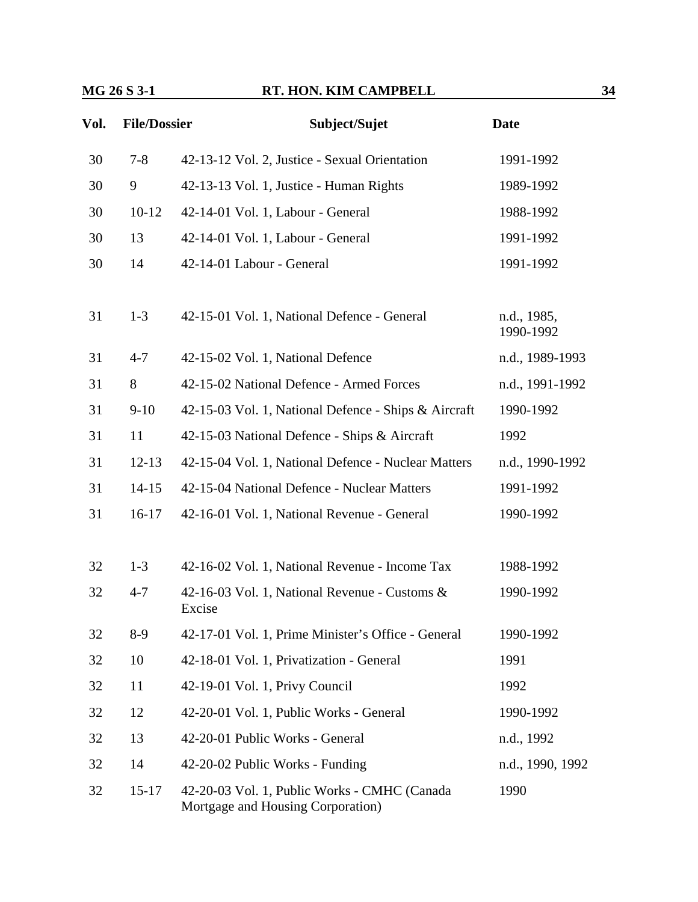| Vol. | File/Dossier | Subject/Sujet | Date |
|---|---|---|---|
| 30 | 7-8 | 42-13-12 Vol. 2, Justice - Sexual Orientation | 1991-1992 |
| 30 | 9 | 42-13-13 Vol. 1, Justice - Human Rights | 1989-1992 |
| 30 | 10-12 | 42-14-01 Vol. 1, Labour - General | 1988-1992 |
| 30 | 13 | 42-14-01 Vol. 1, Labour - General | 1991-1992 |
| 30 | 14 | 42-14-01 Labour - General | 1991-1992 |
| 31 | 1-3 | 42-15-01 Vol. 1, National Defence - General | n.d., 1985, 1990-1992 |
| 31 | 4-7 | 42-15-02 Vol. 1, National Defence | n.d., 1989-1993 |
| 31 | 8 | 42-15-02 National Defence - Armed Forces | n.d., 1991-1992 |
| 31 | 9-10 | 42-15-03 Vol. 1, National Defence - Ships & Aircraft | 1990-1992 |
| 31 | 11 | 42-15-03 National Defence - Ships & Aircraft | 1992 |
| 31 | 12-13 | 42-15-04 Vol. 1, National Defence - Nuclear Matters | n.d., 1990-1992 |
| 31 | 14-15 | 42-15-04 National Defence - Nuclear Matters | 1991-1992 |
| 31 | 16-17 | 42-16-01 Vol. 1, National Revenue - General | 1990-1992 |
| 32 | 1-3 | 42-16-02 Vol. 1, National Revenue - Income Tax | 1988-1992 |
| 32 | 4-7 | 42-16-03 Vol. 1, National Revenue - Customs & Excise | 1990-1992 |
| 32 | 8-9 | 42-17-01 Vol. 1, Prime Minister's Office - General | 1990-1992 |
| 32 | 10 | 42-18-01 Vol. 1, Privatization - General | 1991 |
| 32 | 11 | 42-19-01 Vol. 1, Privy Council | 1992 |
| 32 | 12 | 42-20-01 Vol. 1, Public Works - General | 1990-1992 |
| 32 | 13 | 42-20-01 Public Works - General | n.d., 1992 |
| 32 | 14 | 42-20-02 Public Works - Funding | n.d., 1990, 1992 |
| 32 | 15-17 | 42-20-03 Vol. 1, Public Works - CMHC (Canada Mortgage and Housing Corporation) | 1990 |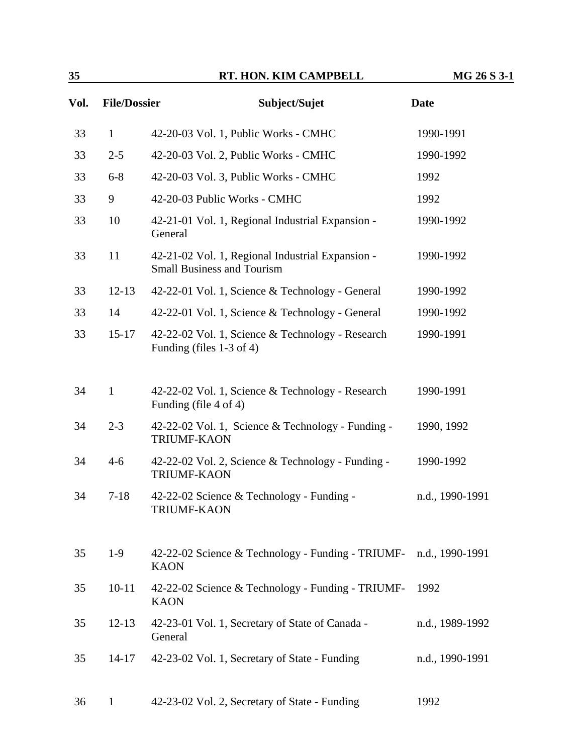| Vol. | File/Dossier | Subject/Sujet | Date |
|---|---|---|---|
| 33 | 1 | 42-20-03 Vol. 1, Public Works - CMHC | 1990-1991 |
| 33 | 2-5 | 42-20-03 Vol. 2, Public Works - CMHC | 1990-1992 |
| 33 | 6-8 | 42-20-03 Vol. 3, Public Works - CMHC | 1992 |
| 33 | 9 | 42-20-03 Public Works - CMHC | 1992 |
| 33 | 10 | 42-21-01 Vol. 1, Regional Industrial Expansion - General | 1990-1992 |
| 33 | 11 | 42-21-02 Vol. 1, Regional Industrial Expansion - Small Business and Tourism | 1990-1992 |
| 33 | 12-13 | 42-22-01 Vol. 1, Science & Technology - General | 1990-1992 |
| 33 | 14 | 42-22-01 Vol. 1, Science & Technology - General | 1990-1992 |
| 33 | 15-17 | 42-22-02 Vol. 1, Science & Technology - Research Funding (files 1-3 of 4) | 1990-1991 |
| 34 | 1 | 42-22-02 Vol. 1, Science & Technology - Research Funding (file 4 of 4) | 1990-1991 |
| 34 | 2-3 | 42-22-02 Vol. 1, Science & Technology - Funding - TRIUMF-KAON | 1990, 1992 |
| 34 | 4-6 | 42-22-02 Vol. 2, Science & Technology - Funding - TRIUMF-KAON | 1990-1992 |
| 34 | 7-18 | 42-22-02 Science & Technology - Funding - TRIUMF-KAON | n.d., 1990-1991 |
| 35 | 1-9 | 42-22-02 Science & Technology - Funding - TRIUMF-KAON | n.d., 1990-1991 |
| 35 | 10-11 | 42-22-02 Science & Technology - Funding - TRIUMF-KAON | 1992 |
| 35 | 12-13 | 42-23-01 Vol. 1, Secretary of State of Canada - General | n.d., 1989-1992 |
| 35 | 14-17 | 42-23-02 Vol. 1, Secretary of State - Funding | n.d., 1990-1991 |
| 36 | 1 | 42-23-02 Vol. 2, Secretary of State - Funding | 1992 |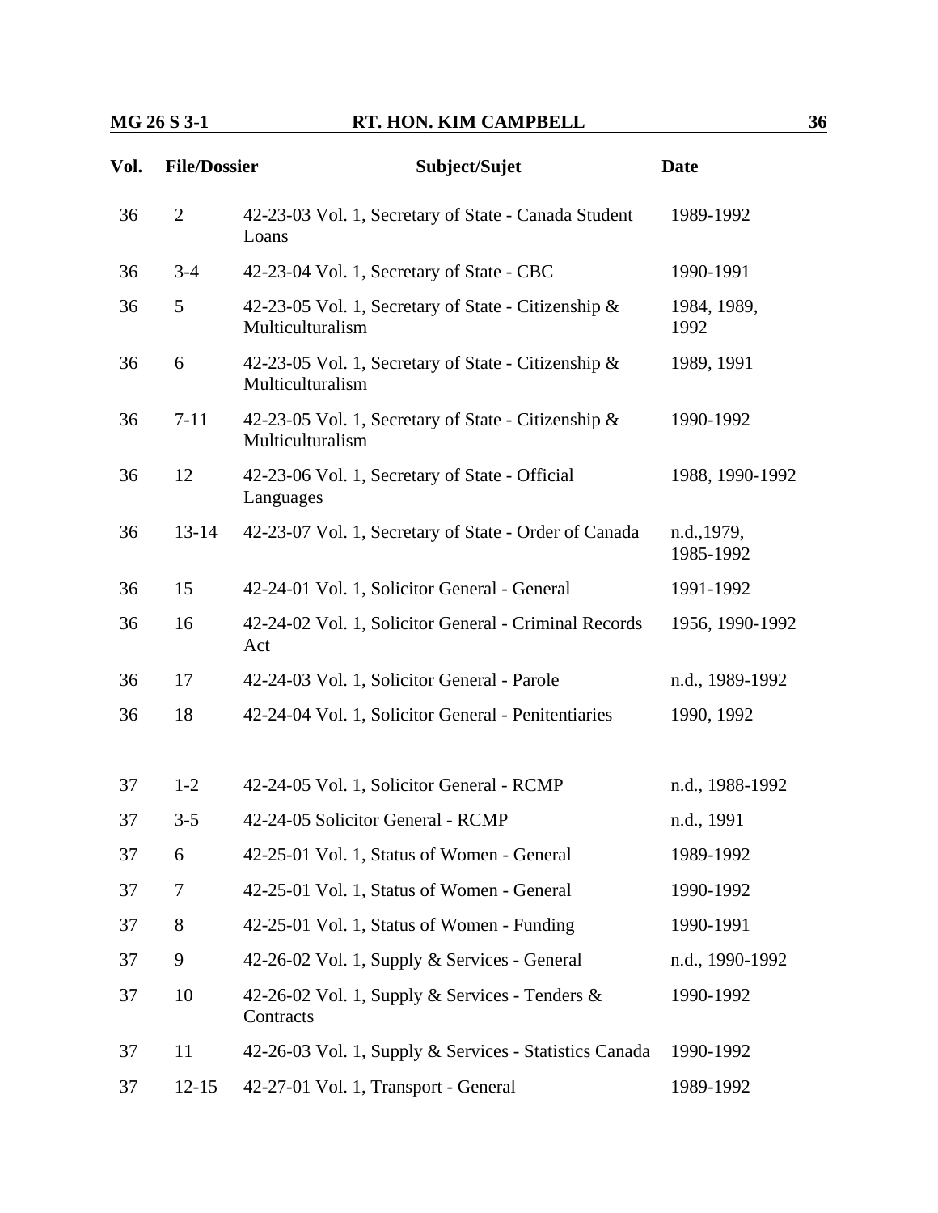| Vol. | File/Dossier | Subject/Sujet | Date |
|---|---|---|---|
| 36 | 2 | 42-23-03 Vol. 1, Secretary of State - Canada Student Loans | 1989-1992 |
| 36 | 3-4 | 42-23-04 Vol. 1, Secretary of State - CBC | 1990-1991 |
| 36 | 5 | 42-23-05 Vol. 1, Secretary of State - Citizenship & Multiculturalism | 1984, 1989, 1992 |
| 36 | 6 | 42-23-05 Vol. 1, Secretary of State - Citizenship & Multiculturalism | 1989, 1991 |
| 36 | 7-11 | 42-23-05 Vol. 1, Secretary of State - Citizenship & Multiculturalism | 1990-1992 |
| 36 | 12 | 42-23-06 Vol. 1, Secretary of State - Official Languages | 1988, 1990-1992 |
| 36 | 13-14 | 42-23-07 Vol. 1, Secretary of State - Order of Canada | n.d.,1979, 1985-1992 |
| 36 | 15 | 42-24-01 Vol. 1, Solicitor General - General | 1991-1992 |
| 36 | 16 | 42-24-02 Vol. 1, Solicitor General - Criminal Records Act | 1956, 1990-1992 |
| 36 | 17 | 42-24-03 Vol. 1, Solicitor General - Parole | n.d., 1989-1992 |
| 36 | 18 | 42-24-04 Vol. 1, Solicitor General - Penitentiaries | 1990, 1992 |
| 37 | 1-2 | 42-24-05 Vol. 1, Solicitor General - RCMP | n.d., 1988-1992 |
| 37 | 3-5 | 42-24-05 Solicitor General - RCMP | n.d., 1991 |
| 37 | 6 | 42-25-01 Vol. 1, Status of Women - General | 1989-1992 |
| 37 | 7 | 42-25-01 Vol. 1, Status of Women - General | 1990-1992 |
| 37 | 8 | 42-25-01 Vol. 1, Status of Women - Funding | 1990-1991 |
| 37 | 9 | 42-26-02 Vol. 1, Supply & Services - General | n.d., 1990-1992 |
| 37 | 10 | 42-26-02 Vol. 1, Supply & Services - Tenders & Contracts | 1990-1992 |
| 37 | 11 | 42-26-03 Vol. 1, Supply & Services - Statistics Canada | 1990-1992 |
| 37 | 12-15 | 42-27-01 Vol. 1, Transport - General | 1989-1992 |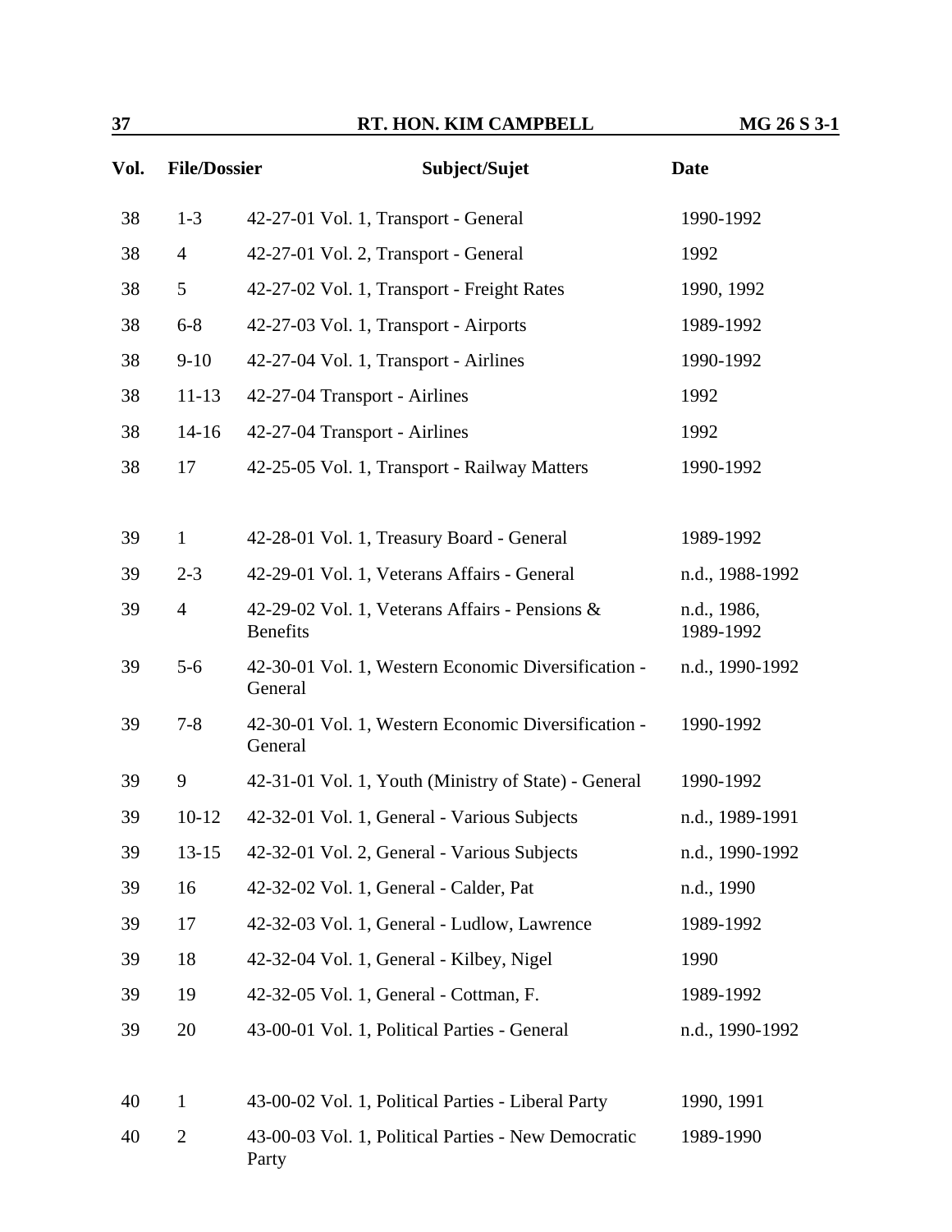| Vol. | File/Dossier | Subject/Sujet | Date |
|---|---|---|---|
| 38 | 1-3 | 42-27-01 Vol. 1, Transport - General | 1990-1992 |
| 38 | 4 | 42-27-01 Vol. 2, Transport - General | 1992 |
| 38 | 5 | 42-27-02 Vol. 1, Transport - Freight Rates | 1990, 1992 |
| 38 | 6-8 | 42-27-03 Vol. 1, Transport - Airports | 1989-1992 |
| 38 | 9-10 | 42-27-04 Vol. 1, Transport - Airlines | 1990-1992 |
| 38 | 11-13 | 42-27-04 Transport - Airlines | 1992 |
| 38 | 14-16 | 42-27-04 Transport - Airlines | 1992 |
| 38 | 17 | 42-25-05 Vol. 1, Transport - Railway Matters | 1990-1992 |
| 39 | 1 | 42-28-01 Vol. 1, Treasury Board - General | 1989-1992 |
| 39 | 2-3 | 42-29-01 Vol. 1, Veterans Affairs - General | n.d., 1988-1992 |
| 39 | 4 | 42-29-02 Vol. 1, Veterans Affairs - Pensions & Benefits | n.d., 1986, 1989-1992 |
| 39 | 5-6 | 42-30-01 Vol. 1, Western Economic Diversification - General | n.d., 1990-1992 |
| 39 | 7-8 | 42-30-01 Vol. 1, Western Economic Diversification - General | 1990-1992 |
| 39 | 9 | 42-31-01 Vol. 1, Youth (Ministry of State) - General | 1990-1992 |
| 39 | 10-12 | 42-32-01 Vol. 1, General - Various Subjects | n.d., 1989-1991 |
| 39 | 13-15 | 42-32-01 Vol. 2, General - Various Subjects | n.d., 1990-1992 |
| 39 | 16 | 42-32-02 Vol. 1, General - Calder, Pat | n.d., 1990 |
| 39 | 17 | 42-32-03 Vol. 1, General - Ludlow, Lawrence | 1989-1992 |
| 39 | 18 | 42-32-04 Vol. 1, General - Kilbey, Nigel | 1990 |
| 39 | 19 | 42-32-05 Vol. 1, General - Cottman, F. | 1989-1992 |
| 39 | 20 | 43-00-01 Vol. 1, Political Parties - General | n.d., 1990-1992 |
| 40 | 1 | 43-00-02 Vol. 1, Political Parties - Liberal Party | 1990, 1991 |
| 40 | 2 | 43-00-03 Vol. 1, Political Parties - New Democratic Party | 1989-1990 |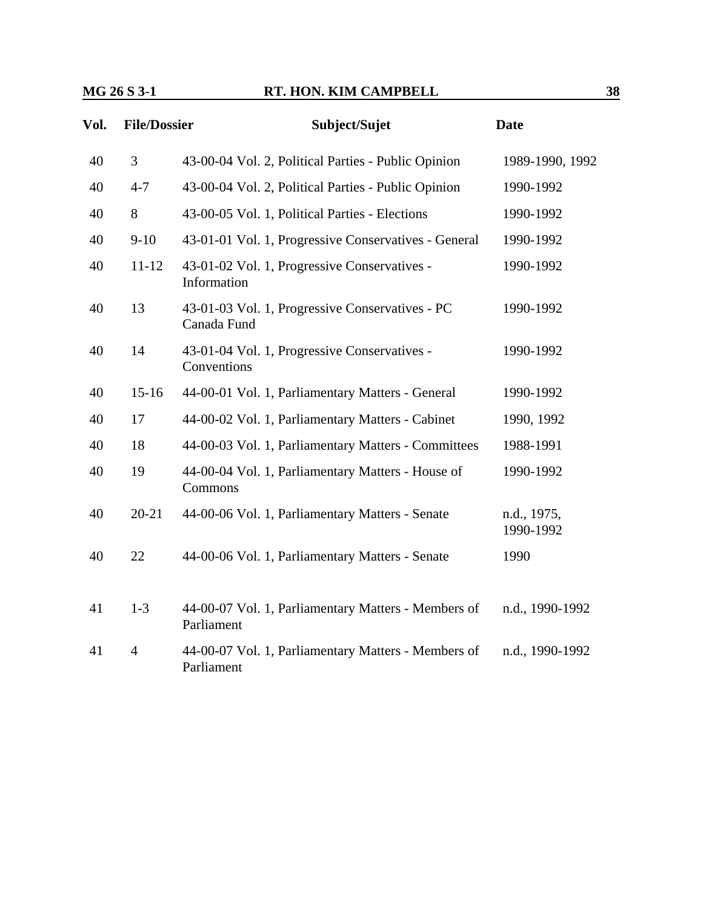| Vol. | File/Dossier | Subject/Sujet | Date |
|---|---|---|---|
| 40 | 3 | 43-00-04 Vol. 2, Political Parties - Public Opinion | 1989-1990, 1992 |
| 40 | 4-7 | 43-00-04 Vol. 2, Political Parties - Public Opinion | 1990-1992 |
| 40 | 8 | 43-00-05 Vol. 1, Political Parties - Elections | 1990-1992 |
| 40 | 9-10 | 43-01-01 Vol. 1, Progressive Conservatives - General | 1990-1992 |
| 40 | 11-12 | 43-01-02 Vol. 1, Progressive Conservatives - Information | 1990-1992 |
| 40 | 13 | 43-01-03 Vol. 1, Progressive Conservatives - PC Canada Fund | 1990-1992 |
| 40 | 14 | 43-01-04 Vol. 1, Progressive Conservatives - Conventions | 1990-1992 |
| 40 | 15-16 | 44-00-01 Vol. 1, Parliamentary Matters - General | 1990-1992 |
| 40 | 17 | 44-00-02 Vol. 1, Parliamentary Matters - Cabinet | 1990, 1992 |
| 40 | 18 | 44-00-03 Vol. 1, Parliamentary Matters - Committees | 1988-1991 |
| 40 | 19 | 44-00-04 Vol. 1, Parliamentary Matters - House of Commons | 1990-1992 |
| 40 | 20-21 | 44-00-06 Vol. 1, Parliamentary Matters - Senate | n.d., 1975, 1990-1992 |
| 40 | 22 | 44-00-06 Vol. 1, Parliamentary Matters - Senate | 1990 |
| 41 | 1-3 | 44-00-07 Vol. 1, Parliamentary Matters - Members of Parliament | n.d., 1990-1992 |
| 41 | 4 | 44-00-07 Vol. 1, Parliamentary Matters - Members of Parliament | n.d., 1990-1992 |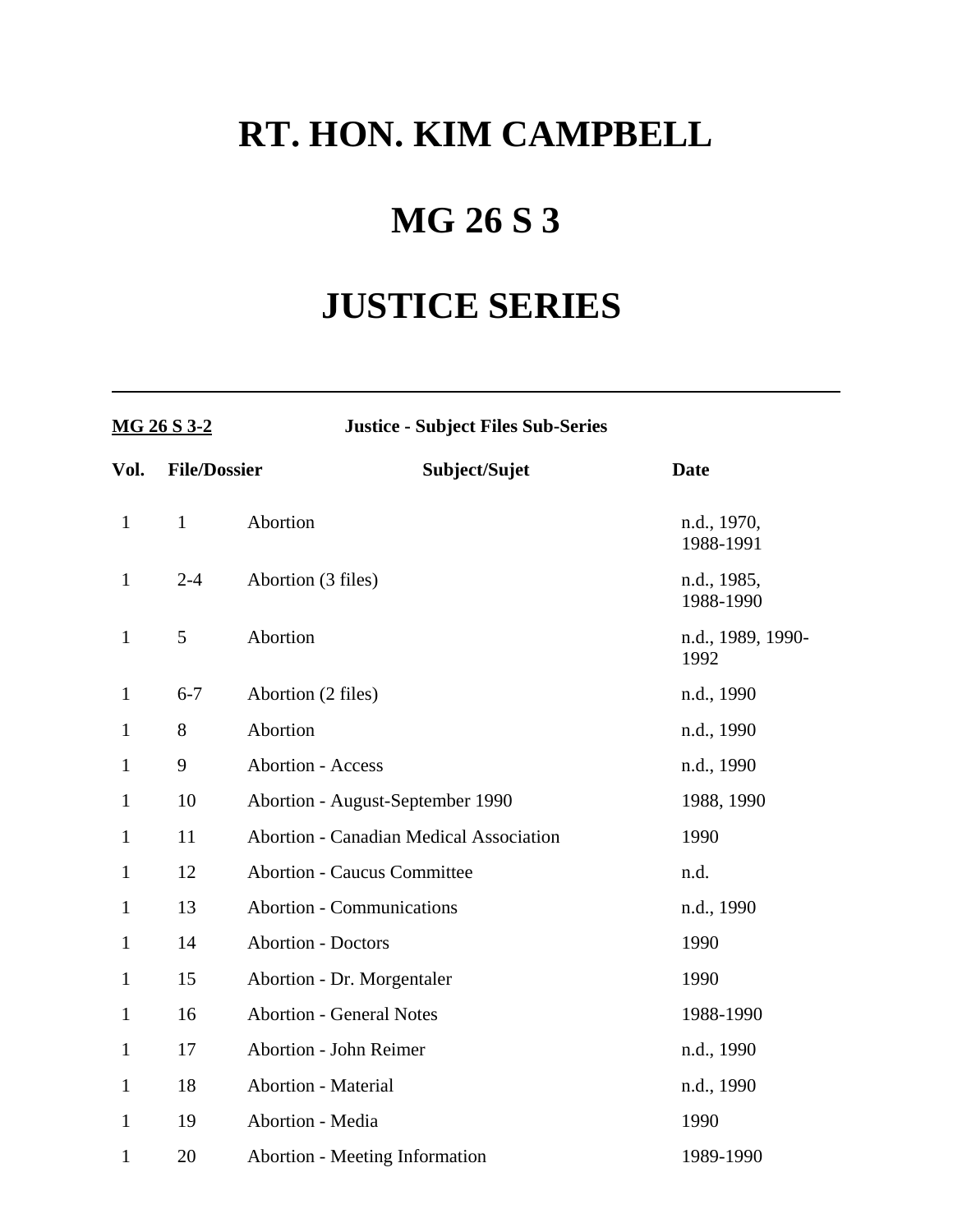# RT. HON. KIM CAMPBELL

# MG 26 S 3

# JUSTICE SERIES

---

**MG 26 S 3-2** **Justice - Subject Files Sub-Series**

| Vol. | File/Dossier | Subject/Sujet | Date |
|---|---|---|---|
| 1 | 1 | Abortion | n.d., 1970, 1988-1991 |
| 1 | 2-4 | Abortion (3 files) | n.d., 1985, 1988-1990 |
| 1 | 5 | Abortion | n.d., 1989, 1990-1992 |
| 1 | 6-7 | Abortion (2 files) | n.d., 1990 |
| 1 | 8 | Abortion | n.d., 1990 |
| 1 | 9 | Abortion - Access | n.d., 1990 |
| 1 | 10 | Abortion - August-September 1990 | 1988, 1990 |
| 1 | 11 | Abortion - Canadian Medical Association | 1990 |
| 1 | 12 | Abortion - Caucus Committee | n.d. |
| 1 | 13 | Abortion - Communications | n.d., 1990 |
| 1 | 14 | Abortion - Doctors | 1990 |
| 1 | 15 | Abortion - Dr. Morgentaler | 1990 |
| 1 | 16 | Abortion - General Notes | 1988-1990 |
| 1 | 17 | Abortion - John Reimer | n.d., 1990 |
| 1 | 18 | Abortion - Material | n.d., 1990 |
| 1 | 19 | Abortion - Media | 1990 |
| 1 | 20 | Abortion - Meeting Information | 1989-1990 |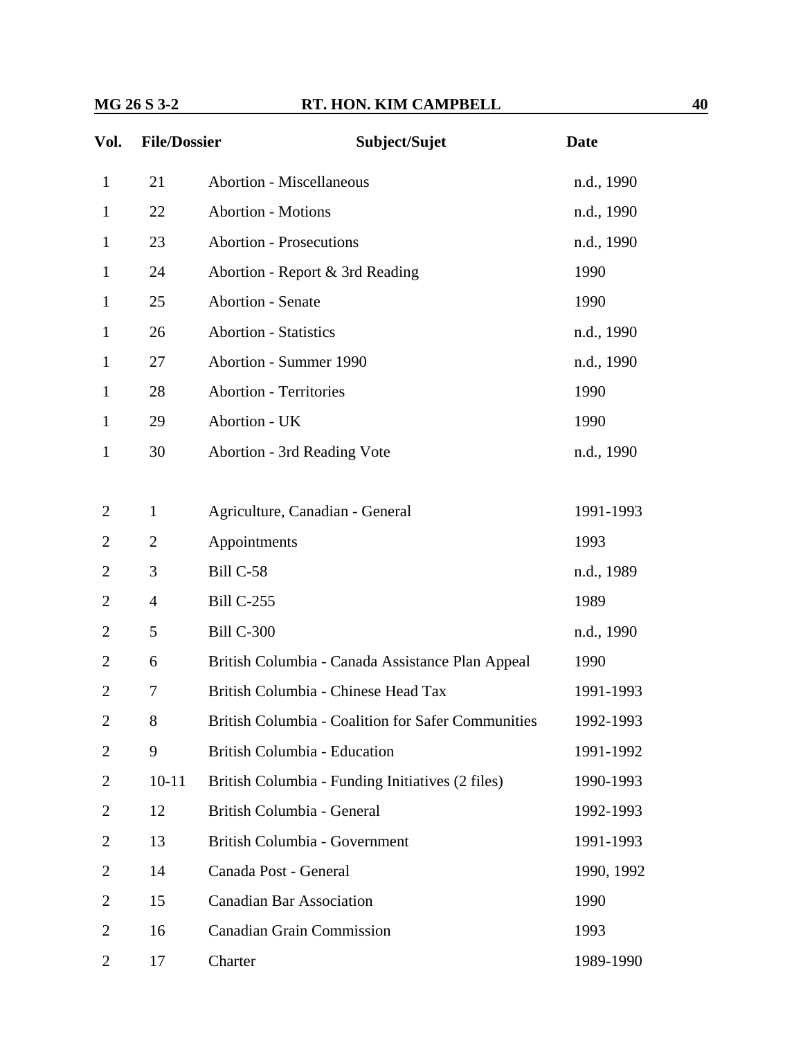| Vol. | File/Dossier | Subject/Sujet | Date |
|---|---|---|---|
| 1 | 21 | Abortion - Miscellaneous | n.d., 1990 |
| 1 | 22 | Abortion - Motions | n.d., 1990 |
| 1 | 23 | Abortion - Prosecutions | n.d., 1990 |
| 1 | 24 | Abortion - Report & 3rd Reading | 1990 |
| 1 | 25 | Abortion - Senate | 1990 |
| 1 | 26 | Abortion - Statistics | n.d., 1990 |
| 1 | 27 | Abortion - Summer 1990 | n.d., 1990 |
| 1 | 28 | Abortion - Territories | 1990 |
| 1 | 29 | Abortion - UK | 1990 |
| 1 | 30 | Abortion - 3rd Reading Vote | n.d., 1990 |
| | | | |
| 2 | 1 | Agriculture, Canadian - General | 1991-1993 |
| 2 | 2 | Appointments | 1993 |
| 2 | 3 | Bill C-58 | n.d., 1989 |
| 2 | 4 | Bill C-255 | 1989 |
| 2 | 5 | Bill C-300 | n.d., 1990 |
| 2 | 6 | British Columbia - Canada Assistance Plan Appeal | 1990 |
| 2 | 7 | British Columbia - Chinese Head Tax | 1991-1993 |
| 2 | 8 | British Columbia - Coalition for Safer Communities | 1992-1993 |
| 2 | 9 | British Columbia - Education | 1991-1992 |
| 2 | 10-11 | British Columbia - Funding Initiatives (2 files) | 1990-1993 |
| 2 | 12 | British Columbia - General | 1992-1993 |
| 2 | 13 | British Columbia - Government | 1991-1993 |
| 2 | 14 | Canada Post - General | 1990, 1992 |
| 2 | 15 | Canadian Bar Association | 1990 |
| 2 | 16 | Canadian Grain Commission | 1993 |
| 2 | 17 | Charter | 1989-1990 |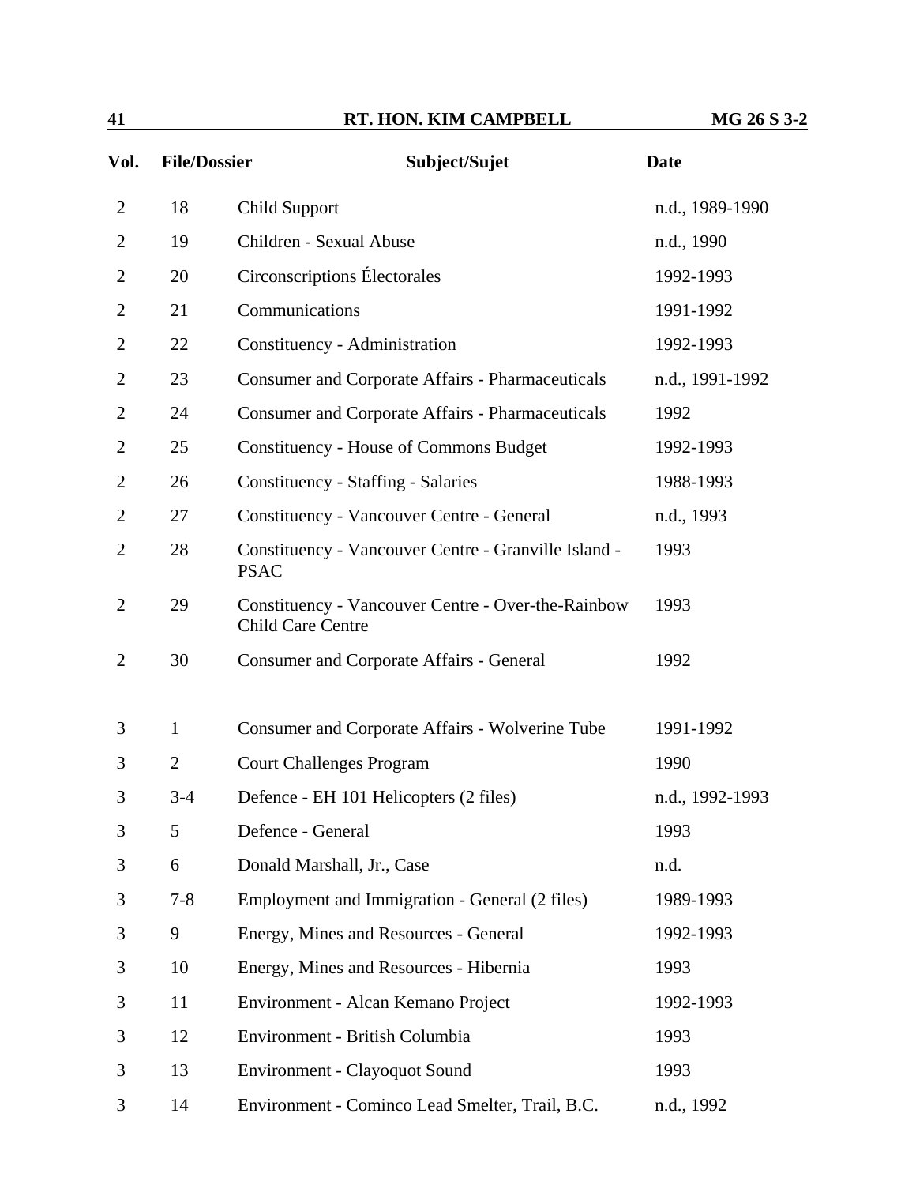| Vol. | File/Dossier | Subject/Sujet | Date |
|---|---|---|---|
| 2 | 18 | Child Support | n.d., 1989-1990 |
| 2 | 19 | Children - Sexual Abuse | n.d., 1990 |
| 2 | 20 | Circonscriptions Électorales | 1992-1993 |
| 2 | 21 | Communications | 1991-1992 |
| 2 | 22 | Constituency - Administration | 1992-1993 |
| 2 | 23 | Consumer and Corporate Affairs - Pharmaceuticals | n.d., 1991-1992 |
| 2 | 24 | Consumer and Corporate Affairs - Pharmaceuticals | 1992 |
| 2 | 25 | Constituency - House of Commons Budget | 1992-1993 |
| 2 | 26 | Constituency - Staffing - Salaries | 1988-1993 |
| 2 | 27 | Constituency - Vancouver Centre - General | n.d., 1993 |
| 2 | 28 | Constituency - Vancouver Centre - Granville Island - PSAC | 1993 |
| 2 | 29 | Constituency - Vancouver Centre - Over-the-Rainbow Child Care Centre | 1993 |
| 2 | 30 | Consumer and Corporate Affairs - General | 1992 |
| 3 | 1 | Consumer and Corporate Affairs - Wolverine Tube | 1991-1992 |
| 3 | 2 | Court Challenges Program | 1990 |
| 3 | 3-4 | Defence - EH 101 Helicopters (2 files) | n.d., 1992-1993 |
| 3 | 5 | Defence - General | 1993 |
| 3 | 6 | Donald Marshall, Jr., Case | n.d. |
| 3 | 7-8 | Employment and Immigration - General (2 files) | 1989-1993 |
| 3 | 9 | Energy, Mines and Resources - General | 1992-1993 |
| 3 | 10 | Energy, Mines and Resources - Hibernia | 1993 |
| 3 | 11 | Environment - Alcan Kemano Project | 1992-1993 |
| 3 | 12 | Environment - British Columbia | 1993 |
| 3 | 13 | Environment - Clayoquot Sound | 1993 |
| 3 | 14 | Environment - Cominco Lead Smelter, Trail, B.C. | n.d., 1992 |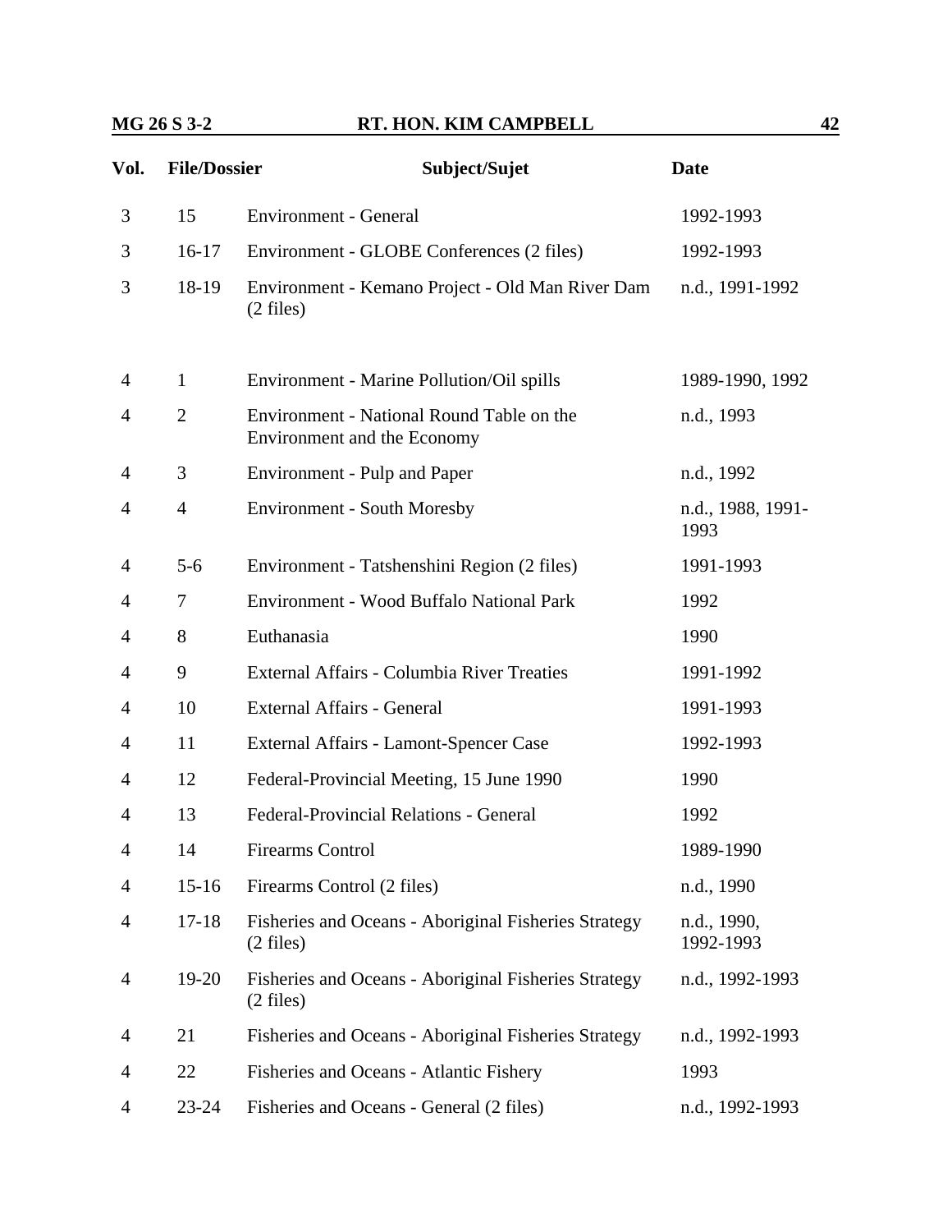| Vol. | File/Dossier | Subject/Sujet | Date |
|---|---|---|---|
| 3 | 15 | Environment - General | 1992-1993 |
| 3 | 16-17 | Environment - GLOBE Conferences (2 files) | 1992-1993 |
| 3 | 18-19 | Environment - Kemano Project - Old Man River Dam (2 files) | n.d., 1991-1992 |
| 4 | 1 | Environment - Marine Pollution/Oil spills | 1989-1990, 1992 |
| 4 | 2 | Environment - National Round Table on the Environment and the Economy | n.d., 1993 |
| 4 | 3 | Environment - Pulp and Paper | n.d., 1992 |
| 4 | 4 | Environment - South Moresby | n.d., 1988, 1991-1993 |
| 4 | 5-6 | Environment - Tatshenshini Region (2 files) | 1991-1993 |
| 4 | 7 | Environment - Wood Buffalo National Park | 1992 |
| 4 | 8 | Euthanasia | 1990 |
| 4 | 9 | External Affairs - Columbia River Treaties | 1991-1992 |
| 4 | 10 | External Affairs - General | 1991-1993 |
| 4 | 11 | External Affairs - Lamont-Spencer Case | 1992-1993 |
| 4 | 12 | Federal-Provincial Meeting, 15 June 1990 | 1990 |
| 4 | 13 | Federal-Provincial Relations - General | 1992 |
| 4 | 14 | Firearms Control | 1989-1990 |
| 4 | 15-16 | Firearms Control (2 files) | n.d., 1990 |
| 4 | 17-18 | Fisheries and Oceans - Aboriginal Fisheries Strategy (2 files) | n.d., 1990, 1992-1993 |
| 4 | 19-20 | Fisheries and Oceans - Aboriginal Fisheries Strategy (2 files) | n.d., 1992-1993 |
| 4 | 21 | Fisheries and Oceans - Aboriginal Fisheries Strategy | n.d., 1992-1993 |
| 4 | 22 | Fisheries and Oceans - Atlantic Fishery | 1993 |
| 4 | 23-24 | Fisheries and Oceans - General (2 files) | n.d., 1992-1993 |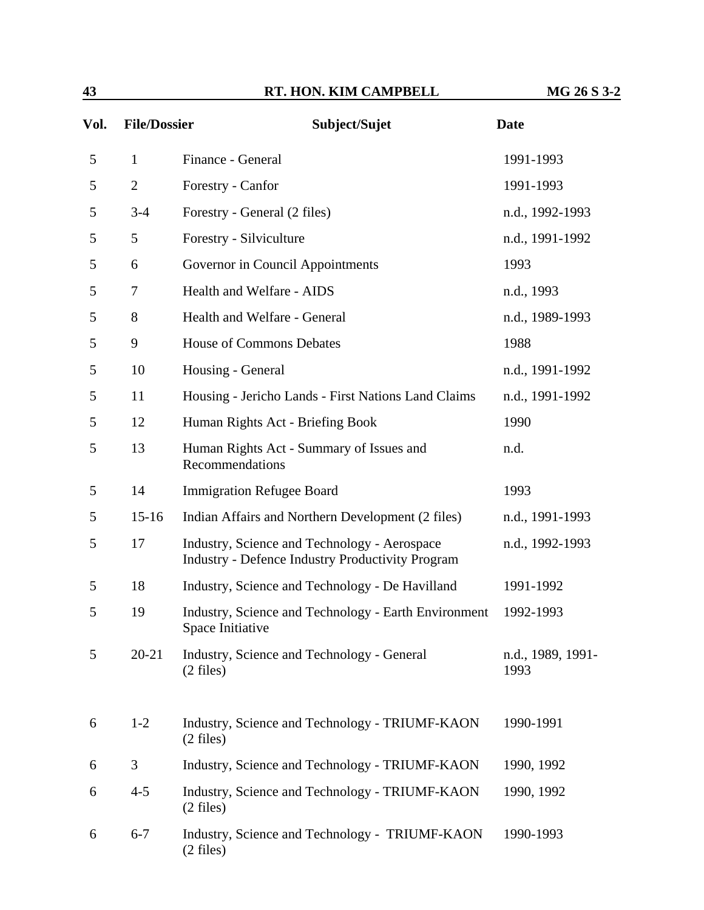| Vol. | File/Dossier | Subject/Sujet | Date |
|---|---|---|---|
| 5 | 1 | Finance - General | 1991-1993 |
| 5 | 2 | Forestry - Canfor | 1991-1993 |
| 5 | 3-4 | Forestry - General (2 files) | n.d., 1992-1993 |
| 5 | 5 | Forestry - Silviculture | n.d., 1991-1992 |
| 5 | 6 | Governor in Council Appointments | 1993 |
| 5 | 7 | Health and Welfare - AIDS | n.d., 1993 |
| 5 | 8 | Health and Welfare - General | n.d., 1989-1993 |
| 5 | 9 | House of Commons Debates | 1988 |
| 5 | 10 | Housing - General | n.d., 1991-1992 |
| 5 | 11 | Housing - Jericho Lands - First Nations Land Claims | n.d., 1991-1992 |
| 5 | 12 | Human Rights Act - Briefing Book | 1990 |
| 5 | 13 | Human Rights Act - Summary of Issues and Recommendations | n.d. |
| 5 | 14 | Immigration Refugee Board | 1993 |
| 5 | 15-16 | Indian Affairs and Northern Development (2 files) | n.d., 1991-1993 |
| 5 | 17 | Industry, Science and Technology - Aerospace Industry - Defence Industry Productivity Program | n.d., 1992-1993 |
| 5 | 18 | Industry, Science and Technology - De Havilland | 1991-1992 |
| 5 | 19 | Industry, Science and Technology - Earth Environment Space Initiative | 1992-1993 |
| 5 | 20-21 | Industry, Science and Technology - General (2 files) | n.d., 1989, 1991-1993 |
| 6 | 1-2 | Industry, Science and Technology - TRIUMF-KAON (2 files) | 1990-1991 |
| 6 | 3 | Industry, Science and Technology - TRIUMF-KAON | 1990, 1992 |
| 6 | 4-5 | Industry, Science and Technology - TRIUMF-KAON (2 files) | 1990, 1992 |
| 6 | 6-7 | Industry, Science and Technology - TRIUMF-KAON (2 files) | 1990-1993 |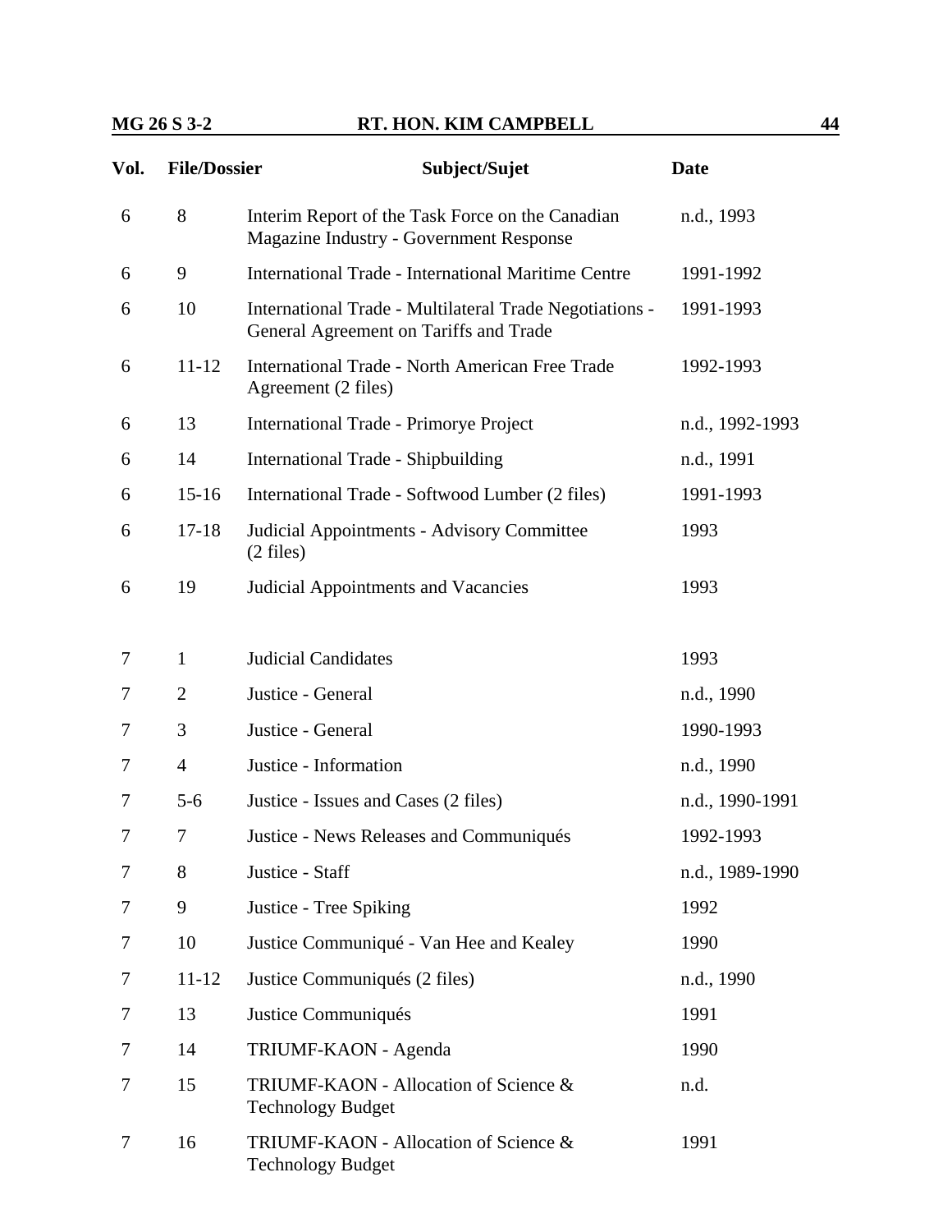| Vol. | File/Dossier | Subject/Sujet | Date |
|---|---|---|---|
| 6 | 8 | Interim Report of the Task Force on the Canadian Magazine Industry - Government Response | n.d., 1993 |
| 6 | 9 | International Trade - International Maritime Centre | 1991-1992 |
| 6 | 10 | International Trade - Multilateral Trade Negotiations - General Agreement on Tariffs and Trade | 1991-1993 |
| 6 | 11-12 | International Trade - North American Free Trade Agreement (2 files) | 1992-1993 |
| 6 | 13 | International Trade - Primorye Project | n.d., 1992-1993 |
| 6 | 14 | International Trade - Shipbuilding | n.d., 1991 |
| 6 | 15-16 | International Trade - Softwood Lumber (2 files) | 1991-1993 |
| 6 | 17-18 | Judicial Appointments - Advisory Committee (2 files) | 1993 |
| 6 | 19 | Judicial Appointments and Vacancies | 1993 |
| 7 | 1 | Judicial Candidates | 1993 |
| 7 | 2 | Justice - General | n.d., 1990 |
| 7 | 3 | Justice - General | 1990-1993 |
| 7 | 4 | Justice - Information | n.d., 1990 |
| 7 | 5-6 | Justice - Issues and Cases (2 files) | n.d., 1990-1991 |
| 7 | 7 | Justice - News Releases and Communiqués | 1992-1993 |
| 7 | 8 | Justice - Staff | n.d., 1989-1990 |
| 7 | 9 | Justice - Tree Spiking | 1992 |
| 7 | 10 | Justice Communiqué - Van Hee and Kealey | 1990 |
| 7 | 11-12 | Justice Communiqués (2 files) | n.d., 1990 |
| 7 | 13 | Justice Communiqués | 1991 |
| 7 | 14 | TRIUMF-KAON - Agenda | 1990 |
| 7 | 15 | TRIUMF-KAON - Allocation of Science & Technology Budget | n.d. |
| 7 | 16 | TRIUMF-KAON - Allocation of Science & Technology Budget | 1991 |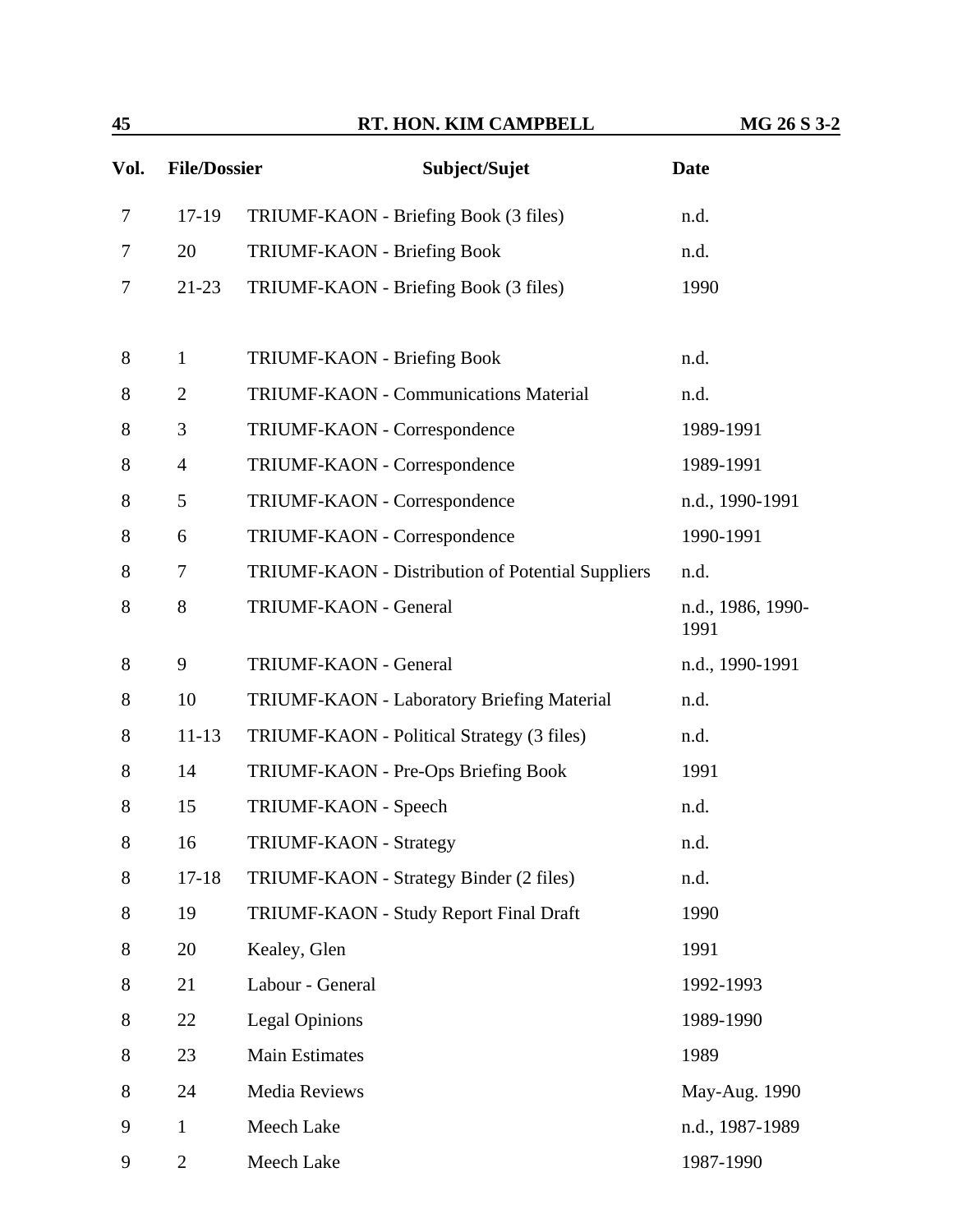| Vol. | File/Dossier | Subject/Sujet | Date |
|---|---|---|---|
| 7 | 17-19 | TRIUMF-KAON - Briefing Book (3 files) | n.d. |
| 7 | 20 | TRIUMF-KAON - Briefing Book | n.d. |
| 7 | 21-23 | TRIUMF-KAON - Briefing Book (3 files) | 1990 |
| 8 | 1 | TRIUMF-KAON - Briefing Book | n.d. |
| 8 | 2 | TRIUMF-KAON - Communications Material | n.d. |
| 8 | 3 | TRIUMF-KAON - Correspondence | 1989-1991 |
| 8 | 4 | TRIUMF-KAON - Correspondence | 1989-1991 |
| 8 | 5 | TRIUMF-KAON - Correspondence | n.d., 1990-1991 |
| 8 | 6 | TRIUMF-KAON - Correspondence | 1990-1991 |
| 8 | 7 | TRIUMF-KAON - Distribution of Potential Suppliers | n.d. |
| 8 | 8 | TRIUMF-KAON - General | n.d., 1986, 1990-1991 |
| 8 | 9 | TRIUMF-KAON - General | n.d., 1990-1991 |
| 8 | 10 | TRIUMF-KAON - Laboratory Briefing Material | n.d. |
| 8 | 11-13 | TRIUMF-KAON - Political Strategy (3 files) | n.d. |
| 8 | 14 | TRIUMF-KAON - Pre-Ops Briefing Book | 1991 |
| 8 | 15 | TRIUMF-KAON - Speech | n.d. |
| 8 | 16 | TRIUMF-KAON - Strategy | n.d. |
| 8 | 17-18 | TRIUMF-KAON - Strategy Binder (2 files) | n.d. |
| 8 | 19 | TRIUMF-KAON - Study Report Final Draft | 1990 |
| 8 | 20 | Kealey, Glen | 1991 |
| 8 | 21 | Labour - General | 1992-1993 |
| 8 | 22 | Legal Opinions | 1989-1990 |
| 8 | 23 | Main Estimates | 1989 |
| 8 | 24 | Media Reviews | May-Aug. 1990 |
| 9 | 1 | Meech Lake | n.d., 1987-1989 |
| 9 | 2 | Meech Lake | 1987-1990 |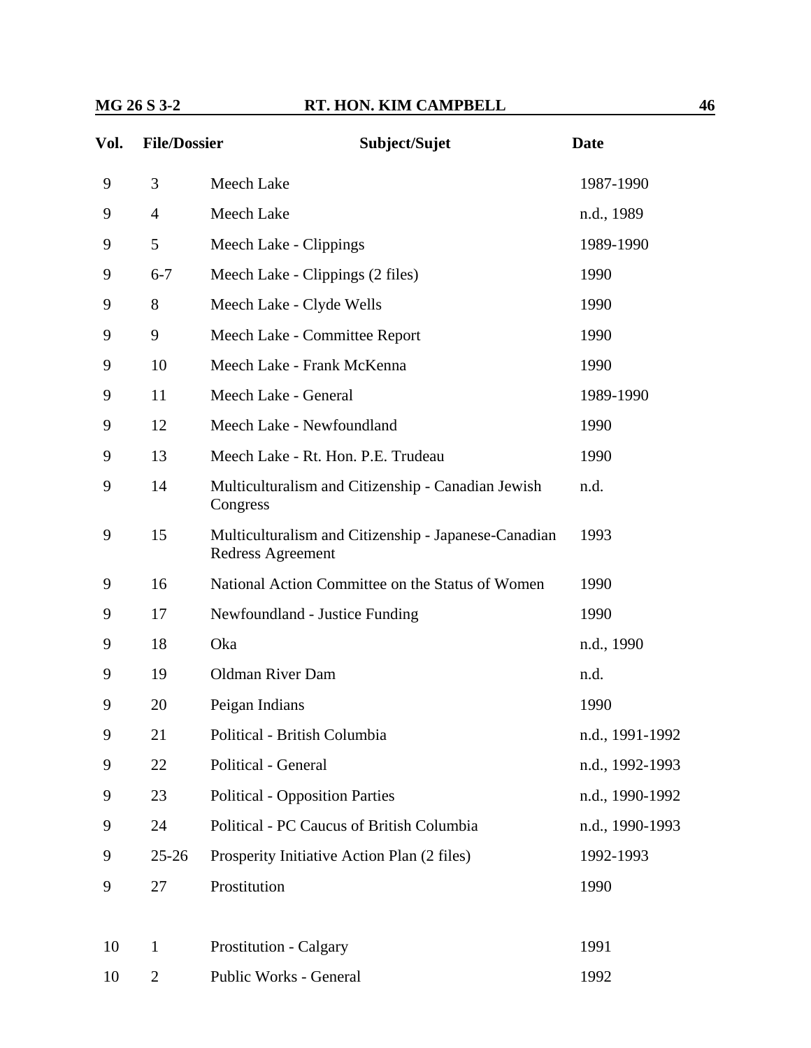| Vol. | File/Dossier | Subject/Sujet | Date |
|---|---|---|---|
| 9 | 3 | Meech Lake | 1987-1990 |
| 9 | 4 | Meech Lake | n.d., 1989 |
| 9 | 5 | Meech Lake - Clippings | 1989-1990 |
| 9 | 6-7 | Meech Lake - Clippings (2 files) | 1990 |
| 9 | 8 | Meech Lake - Clyde Wells | 1990 |
| 9 | 9 | Meech Lake - Committee Report | 1990 |
| 9 | 10 | Meech Lake - Frank McKenna | 1990 |
| 9 | 11 | Meech Lake - General | 1989-1990 |
| 9 | 12 | Meech Lake - Newfoundland | 1990 |
| 9 | 13 | Meech Lake - Rt. Hon. P.E. Trudeau | 1990 |
| 9 | 14 | Multiculturalism and Citizenship - Canadian Jewish Congress | n.d. |
| 9 | 15 | Multiculturalism and Citizenship - Japanese-Canadian Redress Agreement | 1993 |
| 9 | 16 | National Action Committee on the Status of Women | 1990 |
| 9 | 17 | Newfoundland - Justice Funding | 1990 |
| 9 | 18 | Oka | n.d., 1990 |
| 9 | 19 | Oldman River Dam | n.d. |
| 9 | 20 | Peigan Indians | 1990 |
| 9 | 21 | Political - British Columbia | n.d., 1991-1992 |
| 9 | 22 | Political - General | n.d., 1992-1993 |
| 9 | 23 | Political - Opposition Parties | n.d., 1990-1992 |
| 9 | 24 | Political - PC Caucus of British Columbia | n.d., 1990-1993 |
| 9 | 25-26 | Prosperity Initiative Action Plan (2 files) | 1992-1993 |
| 9 | 27 | Prostitution | 1990 |
| 10 | 1 | Prostitution - Calgary | 1991 |
| 10 | 2 | Public Works - General | 1992 |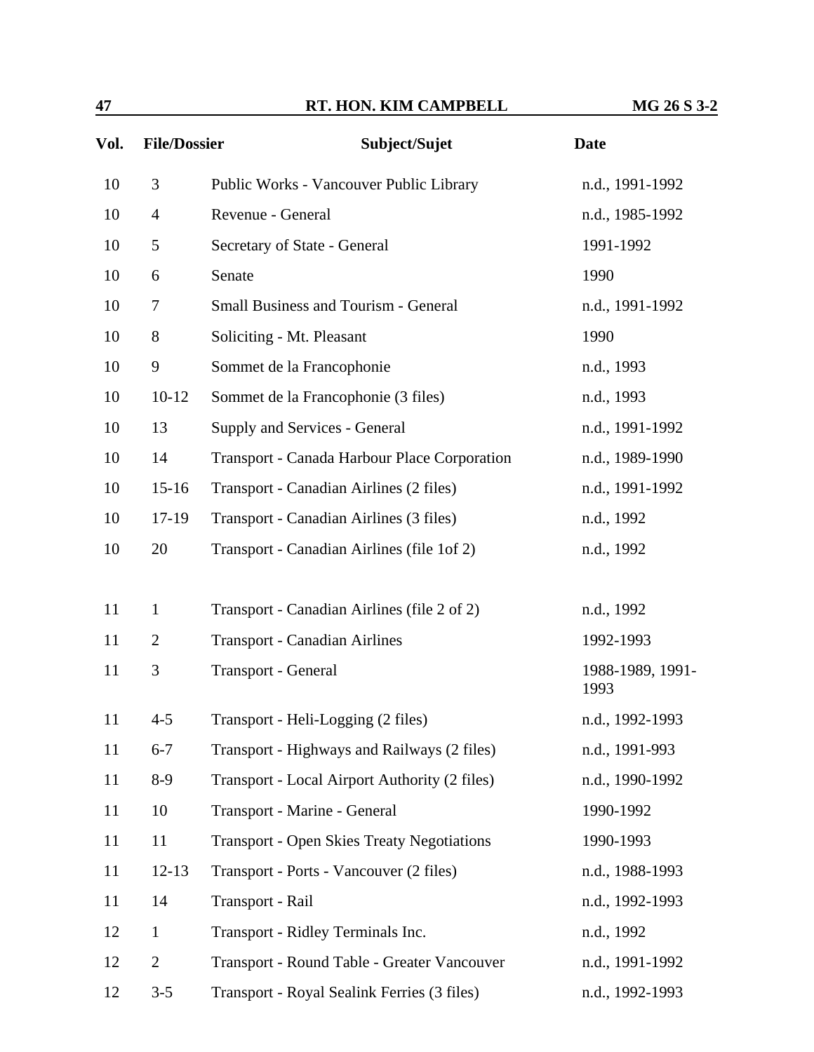| Vol. | File/Dossier | Subject/Sujet | Date |
|---|---|---|---|
| 10 | 3 | Public Works - Vancouver Public Library | n.d., 1991-1992 |
| 10 | 4 | Revenue - General | n.d., 1985-1992 |
| 10 | 5 | Secretary of State - General | 1991-1992 |
| 10 | 6 | Senate | 1990 |
| 10 | 7 | Small Business and Tourism - General | n.d., 1991-1992 |
| 10 | 8 | Soliciting - Mt. Pleasant | 1990 |
| 10 | 9 | Sommet de la Francophonie | n.d., 1993 |
| 10 | 10-12 | Sommet de la Francophonie (3 files) | n.d., 1993 |
| 10 | 13 | Supply and Services - General | n.d., 1991-1992 |
| 10 | 14 | Transport - Canada Harbour Place Corporation | n.d., 1989-1990 |
| 10 | 15-16 | Transport - Canadian Airlines (2 files) | n.d., 1991-1992 |
| 10 | 17-19 | Transport - Canadian Airlines (3 files) | n.d., 1992 |
| 10 | 20 | Transport - Canadian Airlines (file 1of 2) | n.d., 1992 |
| 11 | 1 | Transport - Canadian Airlines (file 2 of 2) | n.d., 1992 |
| 11 | 2 | Transport - Canadian Airlines | 1992-1993 |
| 11 | 3 | Transport - General | 1988-1989, 1991-1993 |
| 11 | 4-5 | Transport - Heli-Logging (2 files) | n.d., 1992-1993 |
| 11 | 6-7 | Transport - Highways and Railways (2 files) | n.d., 1991-993 |
| 11 | 8-9 | Transport - Local Airport Authority (2 files) | n.d., 1990-1992 |
| 11 | 10 | Transport - Marine - General | 1990-1992 |
| 11 | 11 | Transport - Open Skies Treaty Negotiations | 1990-1993 |
| 11 | 12-13 | Transport - Ports - Vancouver (2 files) | n.d., 1988-1993 |
| 11 | 14 | Transport - Rail | n.d., 1992-1993 |
| 12 | 1 | Transport - Ridley Terminals Inc. | n.d., 1992 |
| 12 | 2 | Transport - Round Table - Greater Vancouver | n.d., 1991-1992 |
| 12 | 3-5 | Transport - Royal Sealink Ferries (3 files) | n.d., 1992-1993 |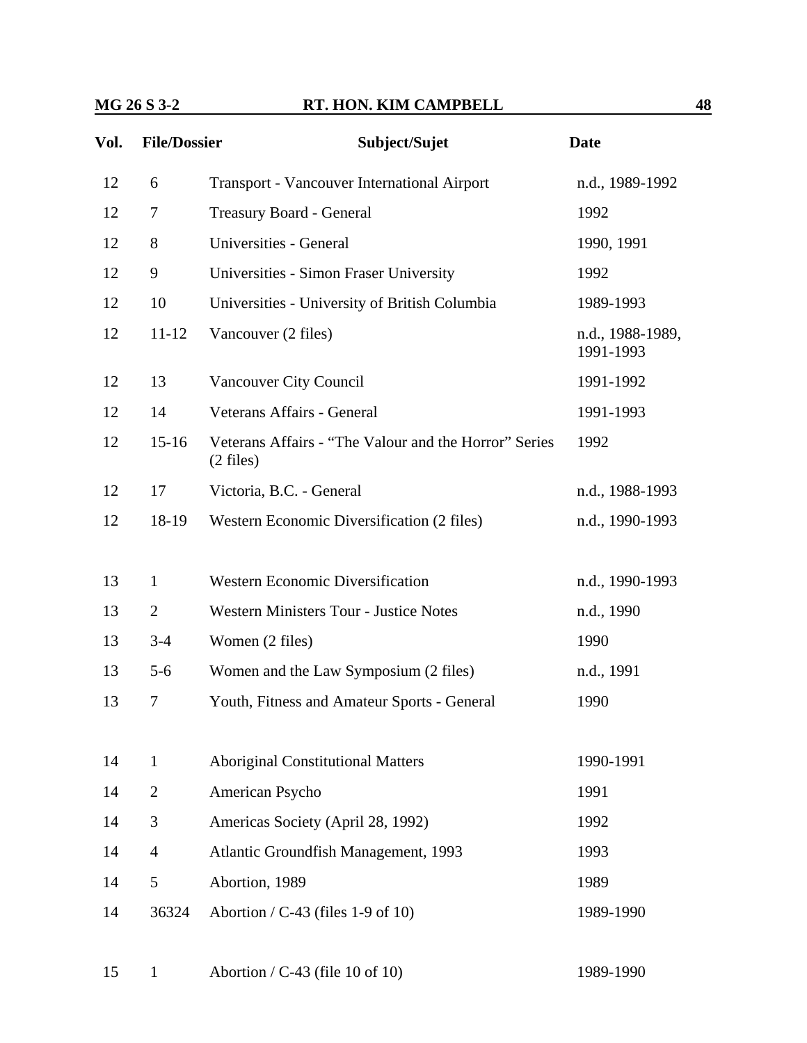| Vol. | File/Dossier | Subject/Sujet | Date |
|---|---|---|---|
| 12 | 6 | Transport - Vancouver International Airport | n.d., 1989-1992 |
| 12 | 7 | Treasury Board - General | 1992 |
| 12 | 8 | Universities - General | 1990, 1991 |
| 12 | 9 | Universities - Simon Fraser University | 1992 |
| 12 | 10 | Universities - University of British Columbia | 1989-1993 |
| 12 | 11-12 | Vancouver (2 files) | n.d., 1988-1989, 1991-1993 |
| 12 | 13 | Vancouver City Council | 1991-1992 |
| 12 | 14 | Veterans Affairs - General | 1991-1993 |
| 12 | 15-16 | Veterans Affairs - "The Valour and the Horror" Series (2 files) | 1992 |
| 12 | 17 | Victoria, B.C. - General | n.d., 1988-1993 |
| 12 | 18-19 | Western Economic Diversification (2 files) | n.d., 1990-1993 |
| 13 | 1 | Western Economic Diversification | n.d., 1990-1993 |
| 13 | 2 | Western Ministers Tour - Justice Notes | n.d., 1990 |
| 13 | 3-4 | Women (2 files) | 1990 |
| 13 | 5-6 | Women and the Law Symposium (2 files) | n.d., 1991 |
| 13 | 7 | Youth, Fitness and Amateur Sports - General | 1990 |
| 14 | 1 | Aboriginal Constitutional Matters | 1990-1991 |
| 14 | 2 | American Psycho | 1991 |
| 14 | 3 | Americas Society (April 28, 1992) | 1992 |
| 14 | 4 | Atlantic Groundfish Management, 1993 | 1993 |
| 14 | 5 | Abortion, 1989 | 1989 |
| 14 | 36324 | Abortion / C-43 (files 1-9 of 10) | 1989-1990 |
| 15 | 1 | Abortion / C-43 (file 10 of 10) | 1989-1990 |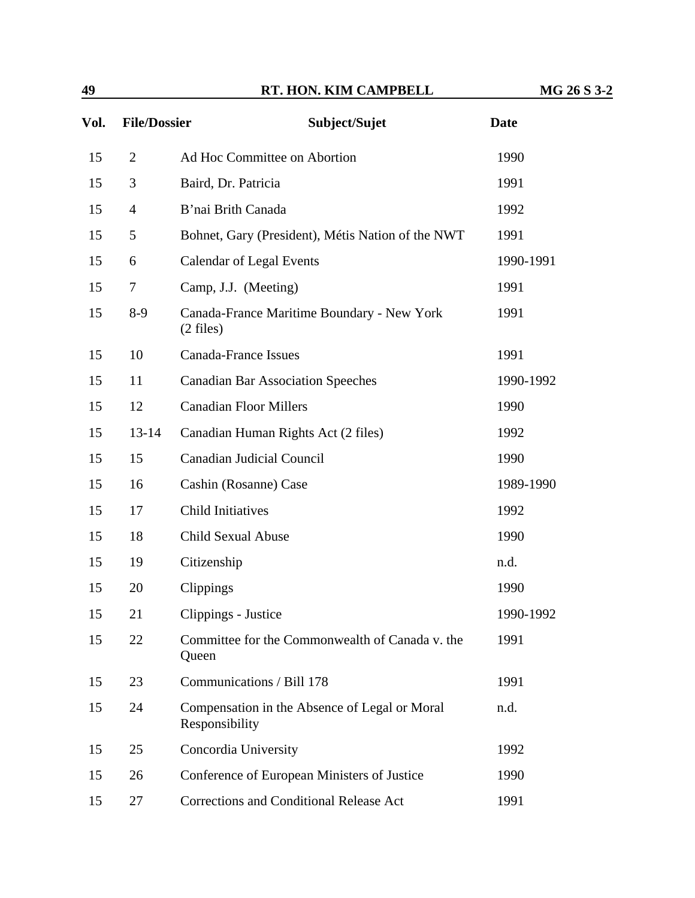| Vol. | File/Dossier | Subject/Sujet | Date |
| --- | --- | --- | --- |
| 15 | 2 | Ad Hoc Committee on Abortion | 1990 |
| 15 | 3 | Baird, Dr. Patricia | 1991 |
| 15 | 4 | B'nai Brith Canada | 1992 |
| 15 | 5 | Bohnet, Gary (President), Métis Nation of the NWT | 1991 |
| 15 | 6 | Calendar of Legal Events | 1990-1991 |
| 15 | 7 | Camp, J.J. (Meeting) | 1991 |
| 15 | 8-9 | Canada-France Maritime Boundary - New York (2 files) | 1991 |
| 15 | 10 | Canada-France Issues | 1991 |
| 15 | 11 | Canadian Bar Association Speeches | 1990-1992 |
| 15 | 12 | Canadian Floor Millers | 1990 |
| 15 | 13-14 | Canadian Human Rights Act (2 files) | 1992 |
| 15 | 15 | Canadian Judicial Council | 1990 |
| 15 | 16 | Cashin (Rosanne) Case | 1989-1990 |
| 15 | 17 | Child Initiatives | 1992 |
| 15 | 18 | Child Sexual Abuse | 1990 |
| 15 | 19 | Citizenship | n.d. |
| 15 | 20 | Clippings | 1990 |
| 15 | 21 | Clippings - Justice | 1990-1992 |
| 15 | 22 | Committee for the Commonwealth of Canada v. the Queen | 1991 |
| 15 | 23 | Communications / Bill 178 | 1991 |
| 15 | 24 | Compensation in the Absence of Legal or Moral Responsibility | n.d. |
| 15 | 25 | Concordia University | 1992 |
| 15 | 26 | Conference of European Ministers of Justice | 1990 |
| 15 | 27 | Corrections and Conditional Release Act | 1991 |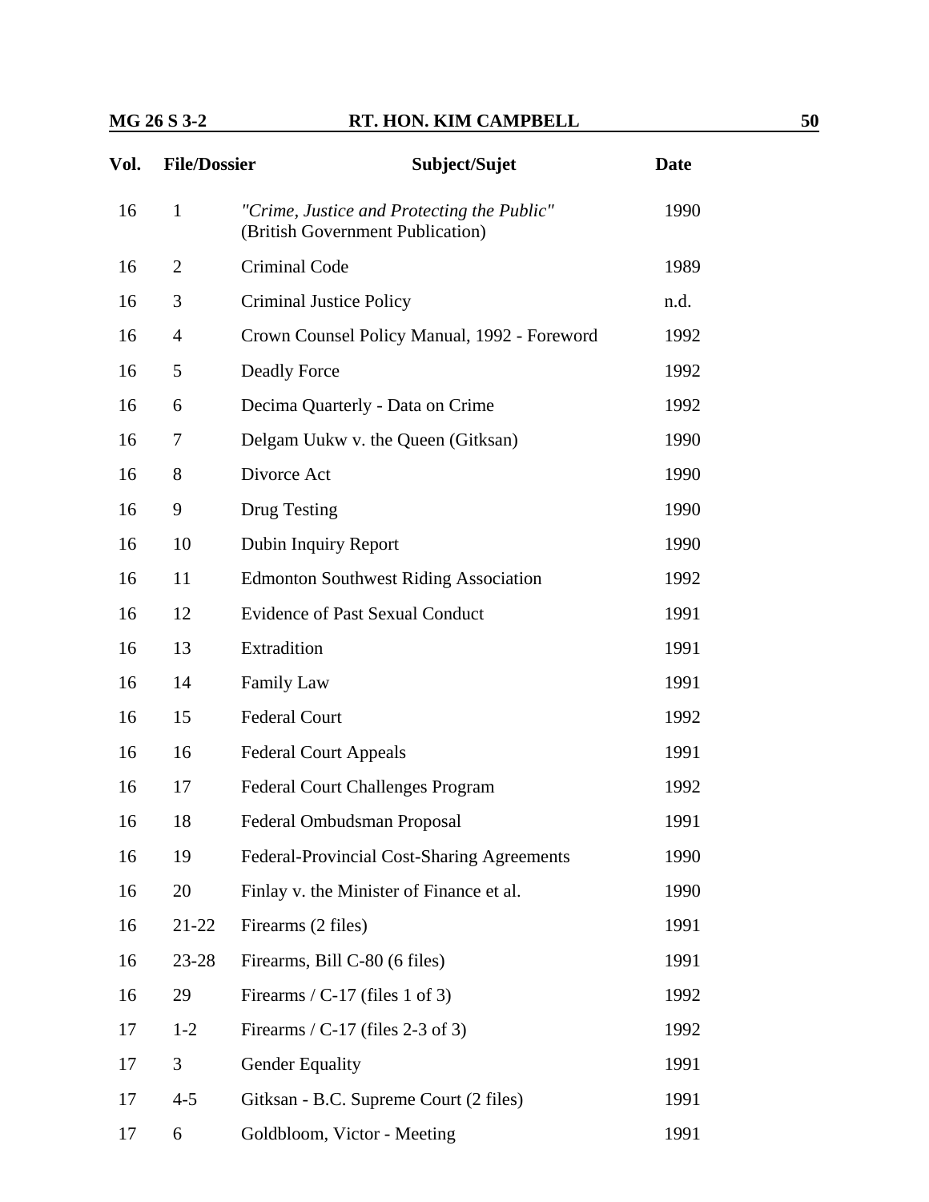| Vol. | File/Dossier | Subject/Sujet | Date |
|---|---|---|---|
| 16 | 1 | *"Crime, Justice and Protecting the Public"* (British Government Publication) | 1990 |
| 16 | 2 | Criminal Code | 1989 |
| 16 | 3 | Criminal Justice Policy | n.d. |
| 16 | 4 | Crown Counsel Policy Manual, 1992 - Foreword | 1992 |
| 16 | 5 | Deadly Force | 1992 |
| 16 | 6 | Decima Quarterly - Data on Crime | 1992 |
| 16 | 7 | Delgam Uukw v. the Queen (Gitksan) | 1990 |
| 16 | 8 | Divorce Act | 1990 |
| 16 | 9 | Drug Testing | 1990 |
| 16 | 10 | Dubin Inquiry Report | 1990 |
| 16 | 11 | Edmonton Southwest Riding Association | 1992 |
| 16 | 12 | Evidence of Past Sexual Conduct | 1991 |
| 16 | 13 | Extradition | 1991 |
| 16 | 14 | Family Law | 1991 |
| 16 | 15 | Federal Court | 1992 |
| 16 | 16 | Federal Court Appeals | 1991 |
| 16 | 17 | Federal Court Challenges Program | 1992 |
| 16 | 18 | Federal Ombudsman Proposal | 1991 |
| 16 | 19 | Federal-Provincial Cost-Sharing Agreements | 1990 |
| 16 | 20 | Finlay v. the Minister of Finance et al. | 1990 |
| 16 | 21-22 | Firearms (2 files) | 1991 |
| 16 | 23-28 | Firearms, Bill C-80 (6 files) | 1991 |
| 16 | 29 | Firearms / C-17 (files 1 of 3) | 1992 |
| 17 | 1-2 | Firearms / C-17 (files 2-3 of 3) | 1992 |
| 17 | 3 | Gender Equality | 1991 |
| 17 | 4-5 | Gitksan - B.C. Supreme Court (2 files) | 1991 |
| 17 | 6 | Goldbloom, Victor - Meeting | 1991 |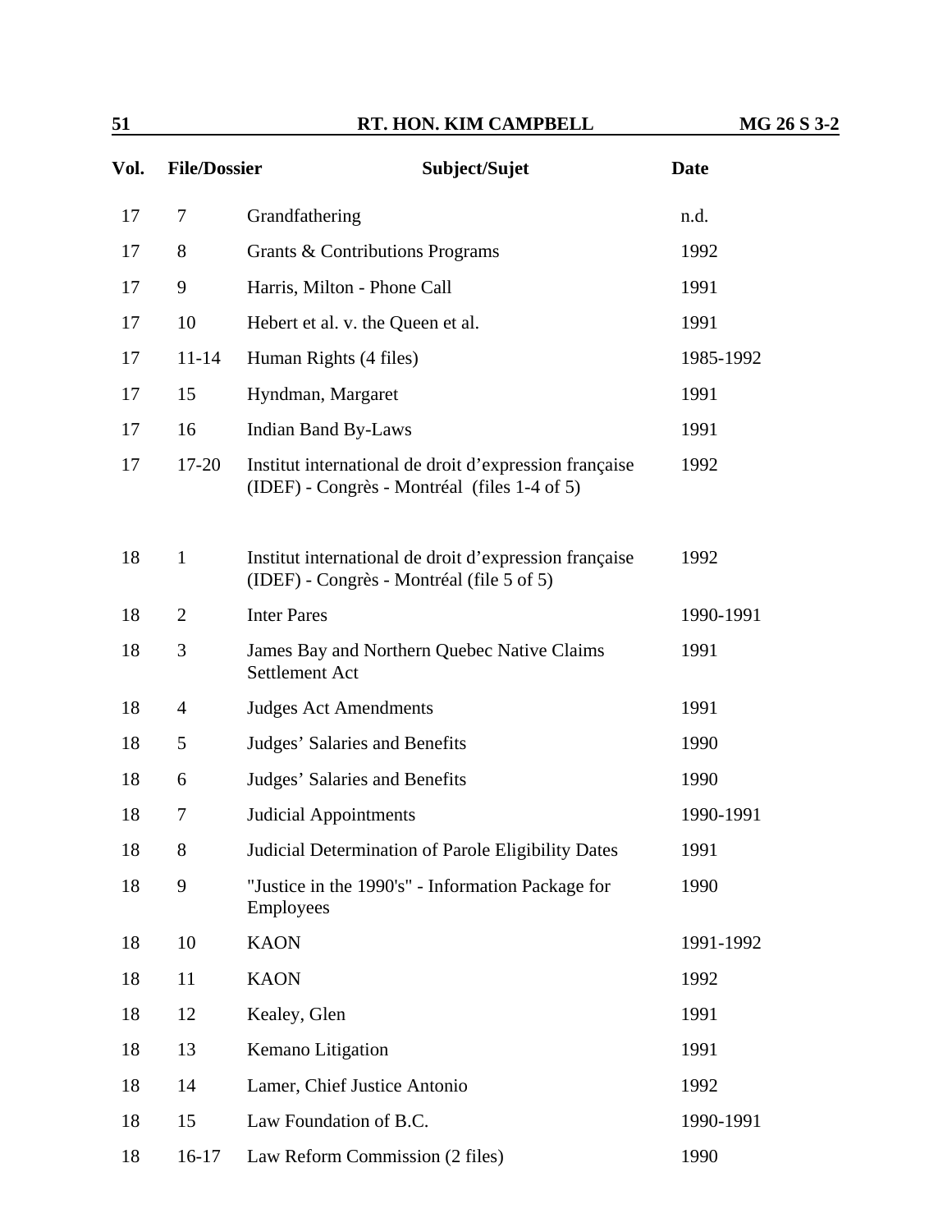| Vol. | File/Dossier | Subject/Sujet | Date |
|---|---|---|---|
| 17 | 7 | Grandfathering | n.d. |
| 17 | 8 | Grants & Contributions Programs | 1992 |
| 17 | 9 | Harris, Milton - Phone Call | 1991 |
| 17 | 10 | Hebert et al. v. the Queen et al. | 1991 |
| 17 | 11-14 | Human Rights (4 files) | 1985-1992 |
| 17 | 15 | Hyndman, Margaret | 1991 |
| 17 | 16 | Indian Band By-Laws | 1991 |
| 17 | 17-20 | Institut international de droit d'expression française (IDEF) - Congrès - Montréal (files 1-4 of 5) | 1992 |
| 18 | 1 | Institut international de droit d'expression française (IDEF) - Congrès - Montréal (file 5 of 5) | 1992 |
| 18 | 2 | Inter Pares | 1990-1991 |
| 18 | 3 | James Bay and Northern Quebec Native Claims Settlement Act | 1991 |
| 18 | 4 | Judges Act Amendments | 1991 |
| 18 | 5 | Judges' Salaries and Benefits | 1990 |
| 18 | 6 | Judges' Salaries and Benefits | 1990 |
| 18 | 7 | Judicial Appointments | 1990-1991 |
| 18 | 8 | Judicial Determination of Parole Eligibility Dates | 1991 |
| 18 | 9 | "Justice in the 1990's" - Information Package for Employees | 1990 |
| 18 | 10 | KAON | 1991-1992 |
| 18 | 11 | KAON | 1992 |
| 18 | 12 | Kealey, Glen | 1991 |
| 18 | 13 | Kemano Litigation | 1991 |
| 18 | 14 | Lamer, Chief Justice Antonio | 1992 |
| 18 | 15 | Law Foundation of B.C. | 1990-1991 |
| 18 | 16-17 | Law Reform Commission (2 files) | 1990 |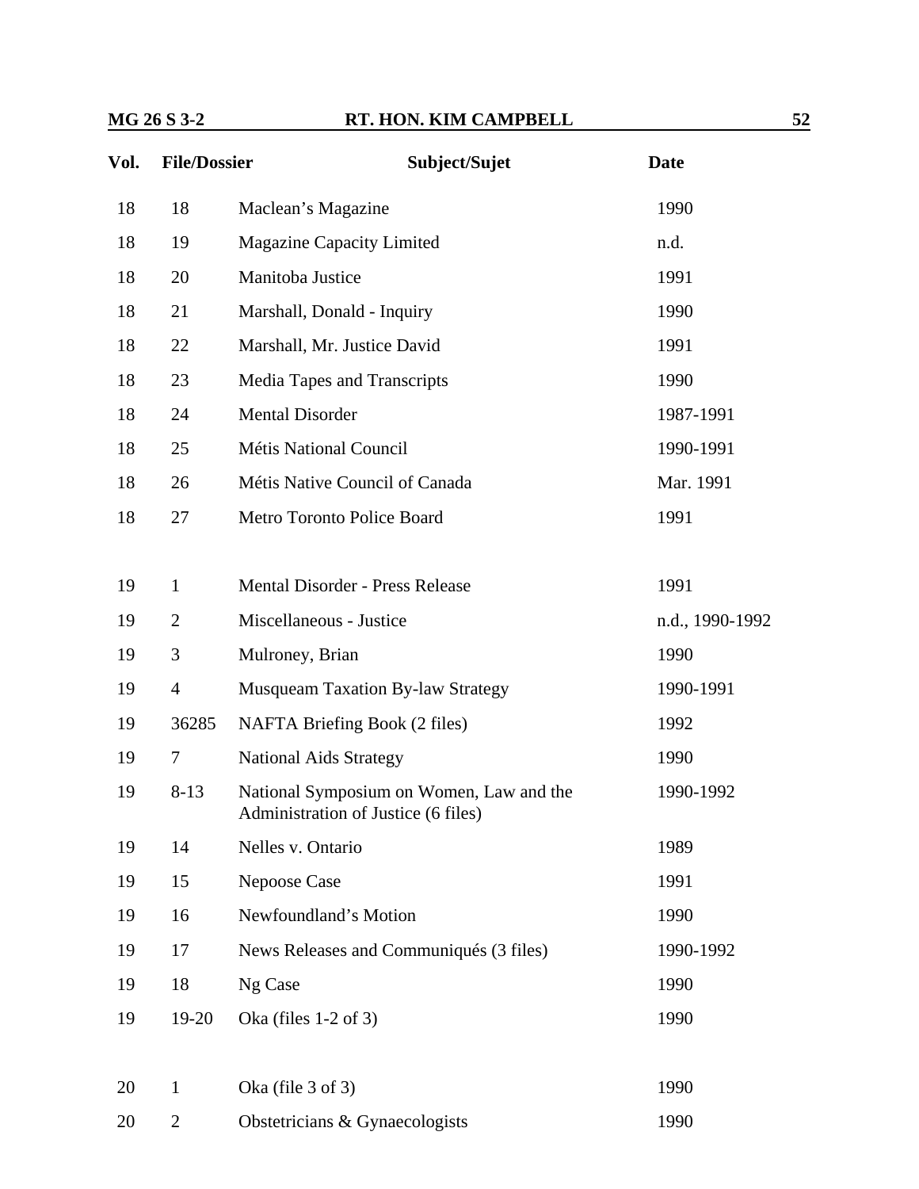| Vol. | File/Dossier | Subject/Sujet | Date |
|---|---|---|---|
| 18 | 18 | Maclean's Magazine | 1990 |
| 18 | 19 | Magazine Capacity Limited | n.d. |
| 18 | 20 | Manitoba Justice | 1991 |
| 18 | 21 | Marshall, Donald - Inquiry | 1990 |
| 18 | 22 | Marshall, Mr. Justice David | 1991 |
| 18 | 23 | Media Tapes and Transcripts | 1990 |
| 18 | 24 | Mental Disorder | 1987-1991 |
| 18 | 25 | Métis National Council | 1990-1991 |
| 18 | 26 | Métis Native Council of Canada | Mar. 1991 |
| 18 | 27 | Metro Toronto Police Board | 1991 |
| 19 | 1 | Mental Disorder - Press Release | 1991 |
| 19 | 2 | Miscellaneous - Justice | n.d., 1990-1992 |
| 19 | 3 | Mulroney, Brian | 1990 |
| 19 | 4 | Musqueam Taxation By-law Strategy | 1990-1991 |
| 19 | 36285 | NAFTA Briefing Book (2 files) | 1992 |
| 19 | 7 | National Aids Strategy | 1990 |
| 19 | 8-13 | National Symposium on Women, Law and the Administration of Justice (6 files) | 1990-1992 |
| 19 | 14 | Nelles v. Ontario | 1989 |
| 19 | 15 | Nepoose Case | 1991 |
| 19 | 16 | Newfoundland's Motion | 1990 |
| 19 | 17 | News Releases and Communiqués (3 files) | 1990-1992 |
| 19 | 18 | Ng Case | 1990 |
| 19 | 19-20 | Oka (files 1-2 of 3) | 1990 |
| 20 | 1 | Oka (file 3 of 3) | 1990 |
| 20 | 2 | Obstetricians & Gynaecologists | 1990 |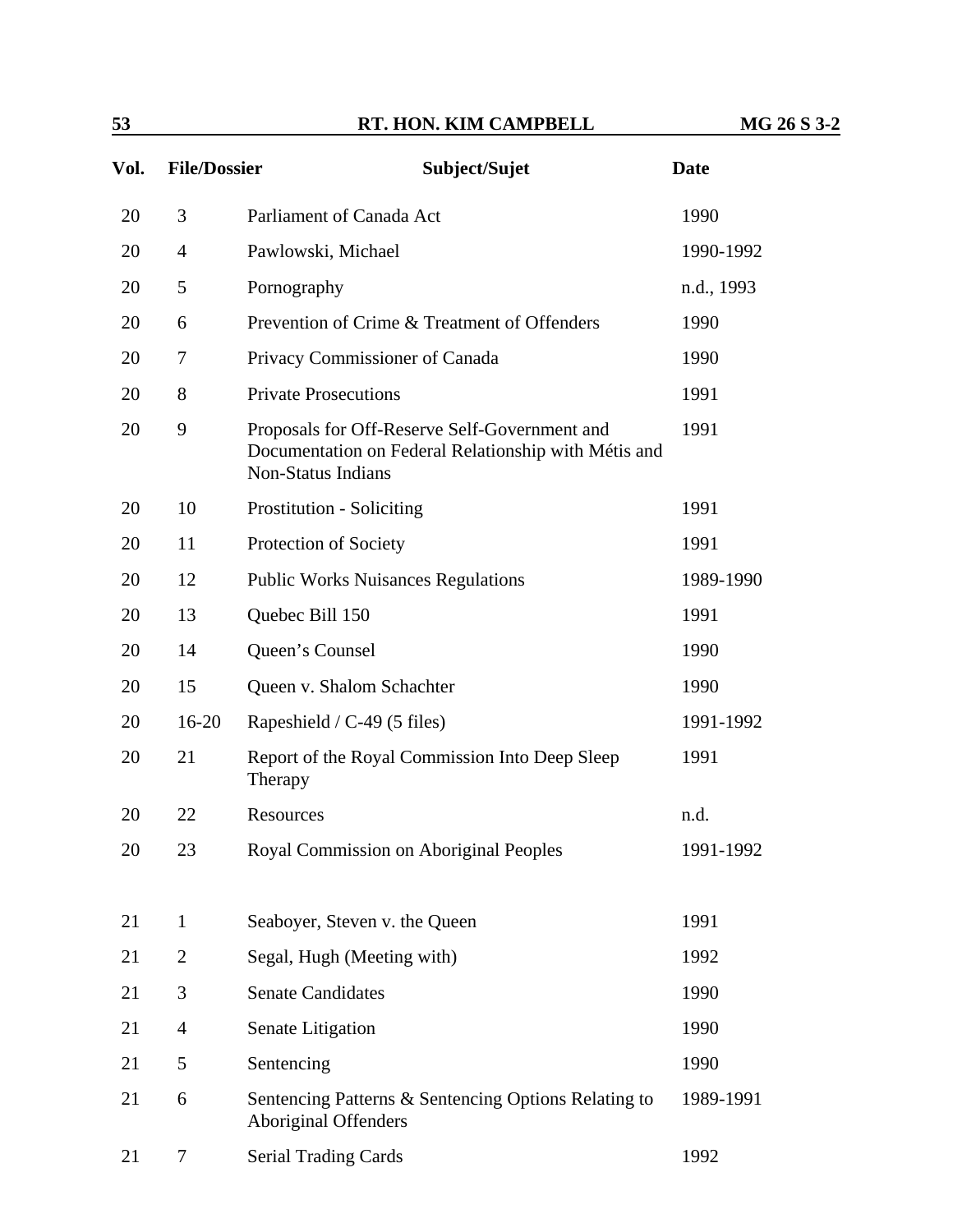| Vol. | File/Dossier | Subject/Sujet | Date |
|---|---|---|---|
| 20 | 3 | Parliament of Canada Act | 1990 |
| 20 | 4 | Pawlowski, Michael | 1990-1992 |
| 20 | 5 | Pornography | n.d., 1993 |
| 20 | 6 | Prevention of Crime & Treatment of Offenders | 1990 |
| 20 | 7 | Privacy Commissioner of Canada | 1990 |
| 20 | 8 | Private Prosecutions | 1991 |
| 20 | 9 | Proposals for Off-Reserve Self-Government and Documentation on Federal Relationship with Métis and Non-Status Indians | 1991 |
| 20 | 10 | Prostitution - Soliciting | 1991 |
| 20 | 11 | Protection of Society | 1991 |
| 20 | 12 | Public Works Nuisances Regulations | 1989-1990 |
| 20 | 13 | Quebec Bill 150 | 1991 |
| 20 | 14 | Queen's Counsel | 1990 |
| 20 | 15 | Queen v. Shalom Schachter | 1990 |
| 20 | 16-20 | Rapeshield / C-49 (5 files) | 1991-1992 |
| 20 | 21 | Report of the Royal Commission Into Deep Sleep Therapy | 1991 |
| 20 | 22 | Resources | n.d. |
| 20 | 23 | Royal Commission on Aboriginal Peoples | 1991-1992 |
| 21 | 1 | Seaboyer, Steven v. the Queen | 1991 |
| 21 | 2 | Segal, Hugh (Meeting with) | 1992 |
| 21 | 3 | Senate Candidates | 1990 |
| 21 | 4 | Senate Litigation | 1990 |
| 21 | 5 | Sentencing | 1990 |
| 21 | 6 | Sentencing Patterns & Sentencing Options Relating to Aboriginal Offenders | 1989-1991 |
| 21 | 7 | Serial Trading Cards | 1992 |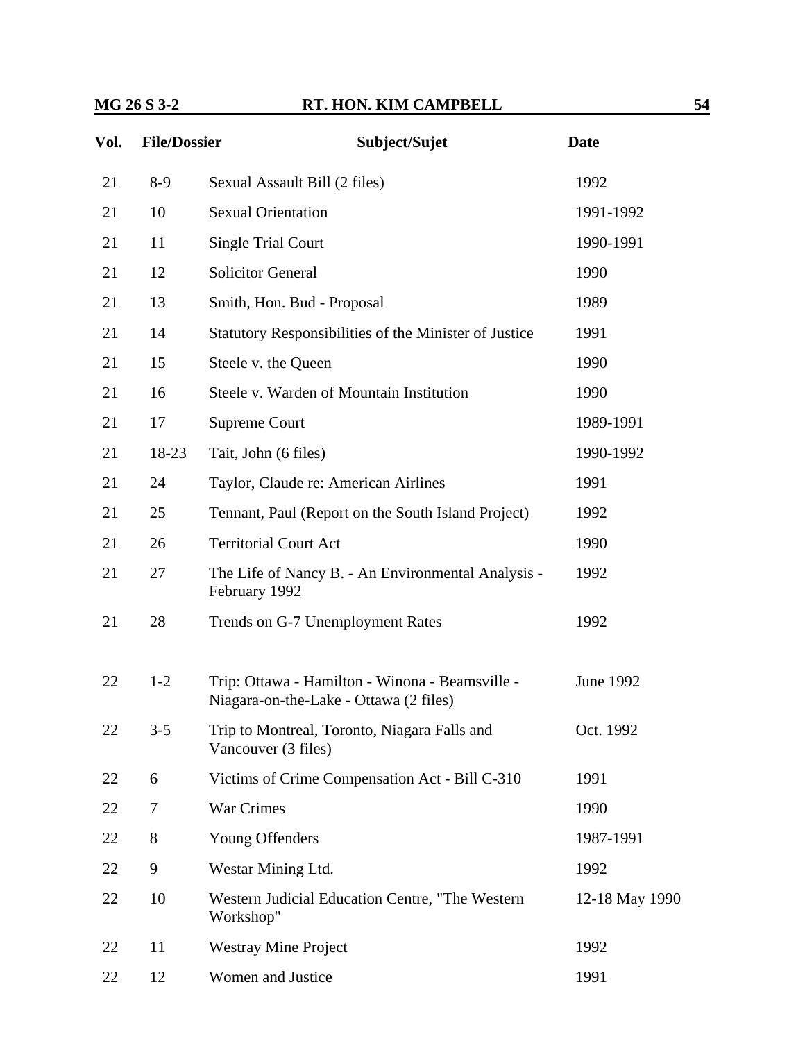| Vol. | File/Dossier | Subject/Sujet | Date |
|---|---|---|---|
| 21 | 8-9 | Sexual Assault Bill (2 files) | 1992 |
| 21 | 10 | Sexual Orientation | 1991-1992 |
| 21 | 11 | Single Trial Court | 1990-1991 |
| 21 | 12 | Solicitor General | 1990 |
| 21 | 13 | Smith, Hon. Bud - Proposal | 1989 |
| 21 | 14 | Statutory Responsibilities of the Minister of Justice | 1991 |
| 21 | 15 | Steele v. the Queen | 1990 |
| 21 | 16 | Steele v. Warden of Mountain Institution | 1990 |
| 21 | 17 | Supreme Court | 1989-1991 |
| 21 | 18-23 | Tait, John (6 files) | 1990-1992 |
| 21 | 24 | Taylor, Claude re: American Airlines | 1991 |
| 21 | 25 | Tennant, Paul (Report on the South Island Project) | 1992 |
| 21 | 26 | Territorial Court Act | 1990 |
| 21 | 27 | The Life of Nancy B. - An Environmental Analysis - February 1992 | 1992 |
| 21 | 28 | Trends on G-7 Unemployment Rates | 1992 |
| 22 | 1-2 | Trip: Ottawa - Hamilton - Winona - Beamsville - Niagara-on-the-Lake - Ottawa (2 files) | June 1992 |
| 22 | 3-5 | Trip to Montreal, Toronto, Niagara Falls and Vancouver (3 files) | Oct. 1992 |
| 22 | 6 | Victims of Crime Compensation Act - Bill C-310 | 1991 |
| 22 | 7 | War Crimes | 1990 |
| 22 | 8 | Young Offenders | 1987-1991 |
| 22 | 9 | Westar Mining Ltd. | 1992 |
| 22 | 10 | Western Judicial Education Centre, "The Western Workshop" | 12-18 May 1990 |
| 22 | 11 | Westray Mine Project | 1992 |
| 22 | 12 | Women and Justice | 1991 |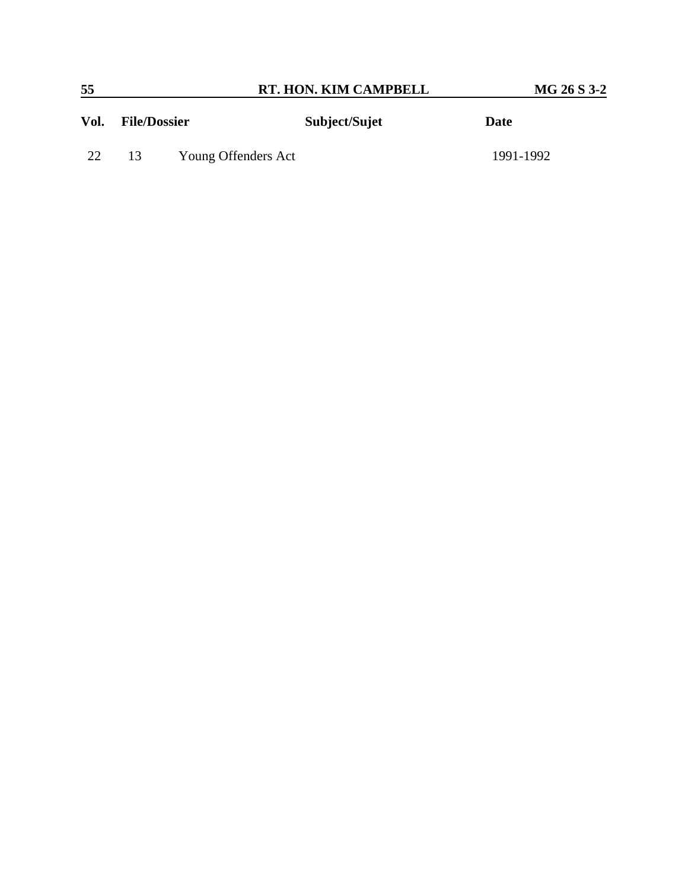| Vol. | File/Dossier | Subject/Sujet | Date |
|---|---|---|---|
| 22 | 13 | Young Offenders Act | 1991-1992 |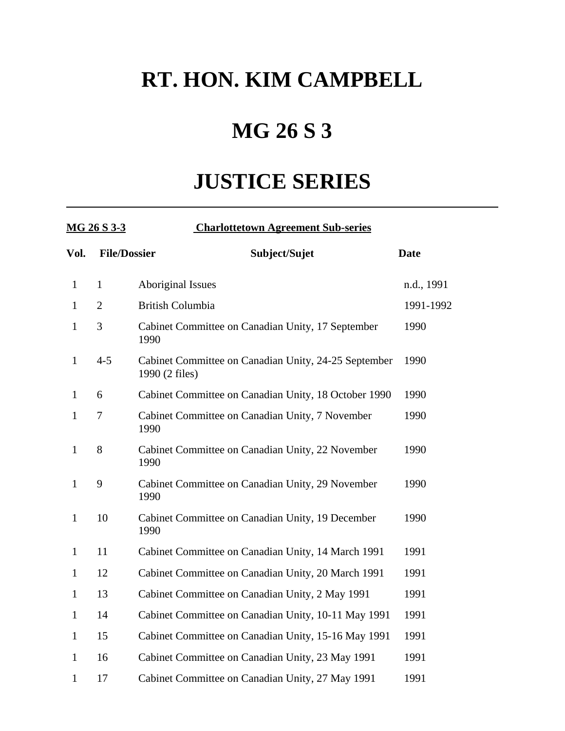# RT. HON. KIM CAMPBELL

# MG 26 S 3

# JUSTICE SERIES

---

**MG 26 S 3-3** **Charlottetown Agreement Sub-series**

| Vol. | File/Dossier | Subject/Sujet | Date |
|---|---|---|---|
| 1 | 1 | Aboriginal Issues | n.d., 1991 |
| 1 | 2 | British Columbia | 1991-1992 |
| 1 | 3 | Cabinet Committee on Canadian Unity, 17 September 1990 | 1990 |
| 1 | 4-5 | Cabinet Committee on Canadian Unity, 24-25 September 1990 (2 files) | 1990 |
| 1 | 6 | Cabinet Committee on Canadian Unity, 18 October 1990 | 1990 |
| 1 | 7 | Cabinet Committee on Canadian Unity, 7 November 1990 | 1990 |
| 1 | 8 | Cabinet Committee on Canadian Unity, 22 November 1990 | 1990 |
| 1 | 9 | Cabinet Committee on Canadian Unity, 29 November 1990 | 1990 |
| 1 | 10 | Cabinet Committee on Canadian Unity, 19 December 1990 | 1990 |
| 1 | 11 | Cabinet Committee on Canadian Unity, 14 March 1991 | 1991 |
| 1 | 12 | Cabinet Committee on Canadian Unity, 20 March 1991 | 1991 |
| 1 | 13 | Cabinet Committee on Canadian Unity, 2 May 1991 | 1991 |
| 1 | 14 | Cabinet Committee on Canadian Unity, 10-11 May 1991 | 1991 |
| 1 | 15 | Cabinet Committee on Canadian Unity, 15-16 May 1991 | 1991 |
| 1 | 16 | Cabinet Committee on Canadian Unity, 23 May 1991 | 1991 |
| 1 | 17 | Cabinet Committee on Canadian Unity, 27 May 1991 | 1991 |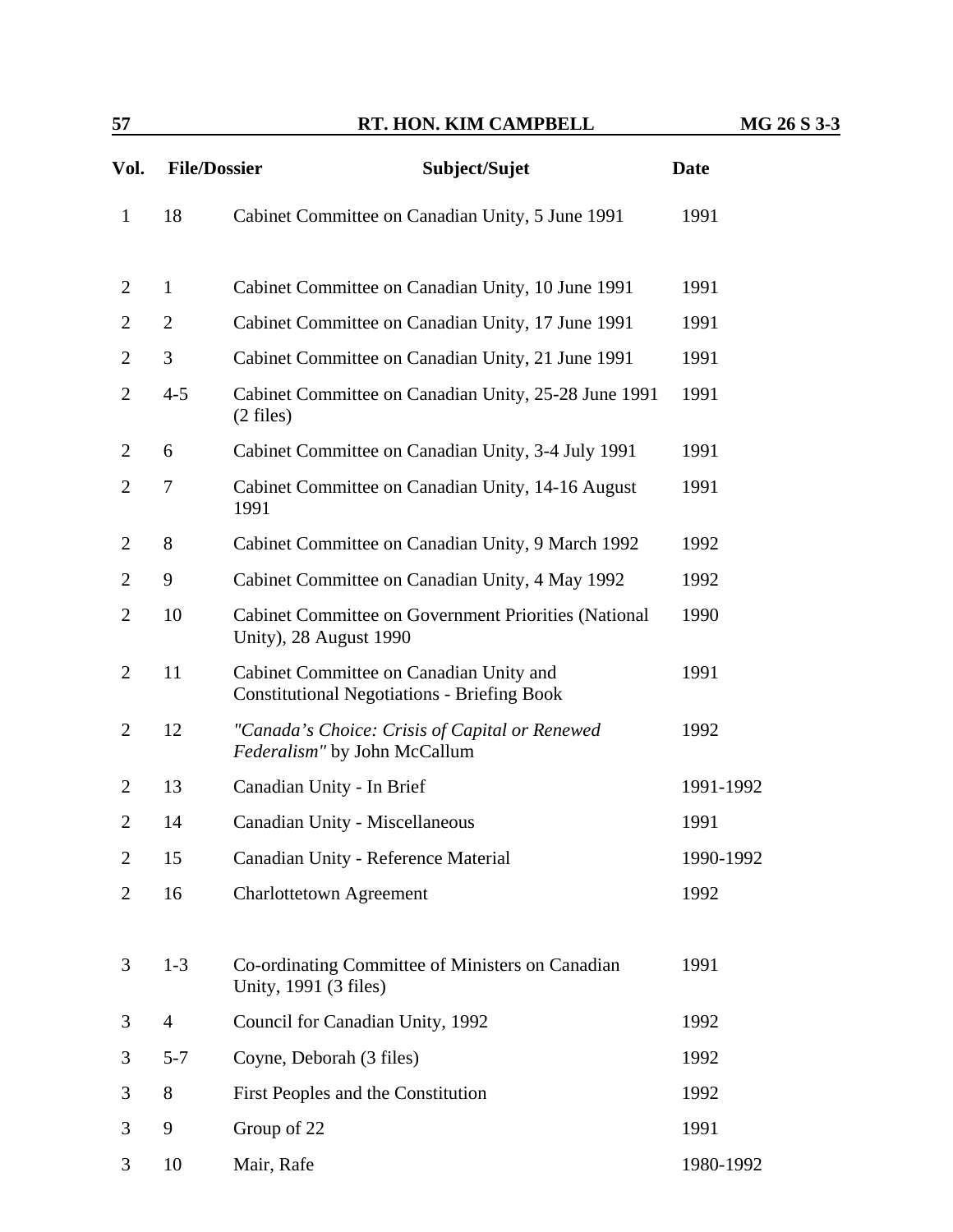| Vol. | File/Dossier | Subject/Sujet | Date |
|---|---|---|---|
| 1 | 18 | Cabinet Committee on Canadian Unity, 5 June 1991 | 1991 |
| 2 | 1 | Cabinet Committee on Canadian Unity, 10 June 1991 | 1991 |
| 2 | 2 | Cabinet Committee on Canadian Unity, 17 June 1991 | 1991 |
| 2 | 3 | Cabinet Committee on Canadian Unity, 21 June 1991 | 1991 |
| 2 | 4-5 | Cabinet Committee on Canadian Unity, 25-28 June 1991 (2 files) | 1991 |
| 2 | 6 | Cabinet Committee on Canadian Unity, 3-4 July 1991 | 1991 |
| 2 | 7 | Cabinet Committee on Canadian Unity, 14-16 August 1991 | 1991 |
| 2 | 8 | Cabinet Committee on Canadian Unity, 9 March 1992 | 1992 |
| 2 | 9 | Cabinet Committee on Canadian Unity, 4 May 1992 | 1992 |
| 2 | 10 | Cabinet Committee on Government Priorities (National Unity), 28 August 1990 | 1990 |
| 2 | 11 | Cabinet Committee on Canadian Unity and Constitutional Negotiations - Briefing Book | 1991 |
| 2 | 12 | *"Canada's Choice: Crisis of Capital or Renewed Federalism"* by John McCallum | 1992 |
| 2 | 13 | Canadian Unity - In Brief | 1991-1992 |
| 2 | 14 | Canadian Unity - Miscellaneous | 1991 |
| 2 | 15 | Canadian Unity - Reference Material | 1990-1992 |
| 2 | 16 | Charlottetown Agreement | 1992 |
| 3 | 1-3 | Co-ordinating Committee of Ministers on Canadian Unity, 1991 (3 files) | 1991 |
| 3 | 4 | Council for Canadian Unity, 1992 | 1992 |
| 3 | 5-7 | Coyne, Deborah (3 files) | 1992 |
| 3 | 8 | First Peoples and the Constitution | 1992 |
| 3 | 9 | Group of 22 | 1991 |
| 3 | 10 | Mair, Rafe | 1980-1992 |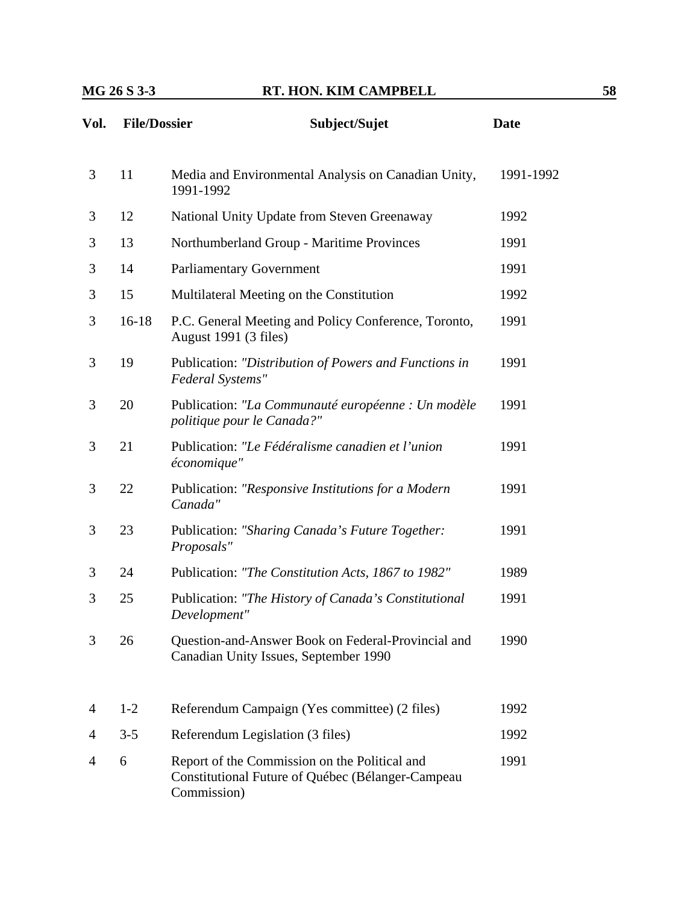| Vol. | File/Dossier | Subject/Sujet | Date |
|---|---|---|---|
| 3 | 11 | Media and Environmental Analysis on Canadian Unity, 1991-1992 | 1991-1992 |
| 3 | 12 | National Unity Update from Steven Greenaway | 1992 |
| 3 | 13 | Northumberland Group - Maritime Provinces | 1991 |
| 3 | 14 | Parliamentary Government | 1991 |
| 3 | 15 | Multilateral Meeting on the Constitution | 1992 |
| 3 | 16-18 | P.C. General Meeting and Policy Conference, Toronto, August 1991 (3 files) | 1991 |
| 3 | 19 | Publication: *"Distribution of Powers and Functions in Federal Systems"* | 1991 |
| 3 | 20 | Publication: *"La Communauté européenne : Un modèle politique pour le Canada?"* | 1991 |
| 3 | 21 | Publication: *"Le Fédéralisme canadien et l'union économique"* | 1991 |
| 3 | 22 | Publication: *"Responsive Institutions for a Modern Canada"* | 1991 |
| 3 | 23 | Publication: *"Sharing Canada's Future Together: Proposals"* | 1991 |
| 3 | 24 | Publication: *"The Constitution Acts, 1867 to 1982"* | 1989 |
| 3 | 25 | Publication: *"The History of Canada's Constitutional Development"* | 1991 |
| 3 | 26 | Question-and-Answer Book on Federal-Provincial and Canadian Unity Issues, September 1990 | 1990 |
| 4 | 1-2 | Referendum Campaign (Yes committee) (2 files) | 1992 |
| 4 | 3-5 | Referendum Legislation (3 files) | 1992 |
| 4 | 6 | Report of the Commission on the Political and Constitutional Future of Québec (Bélanger-Campeau Commission) | 1991 |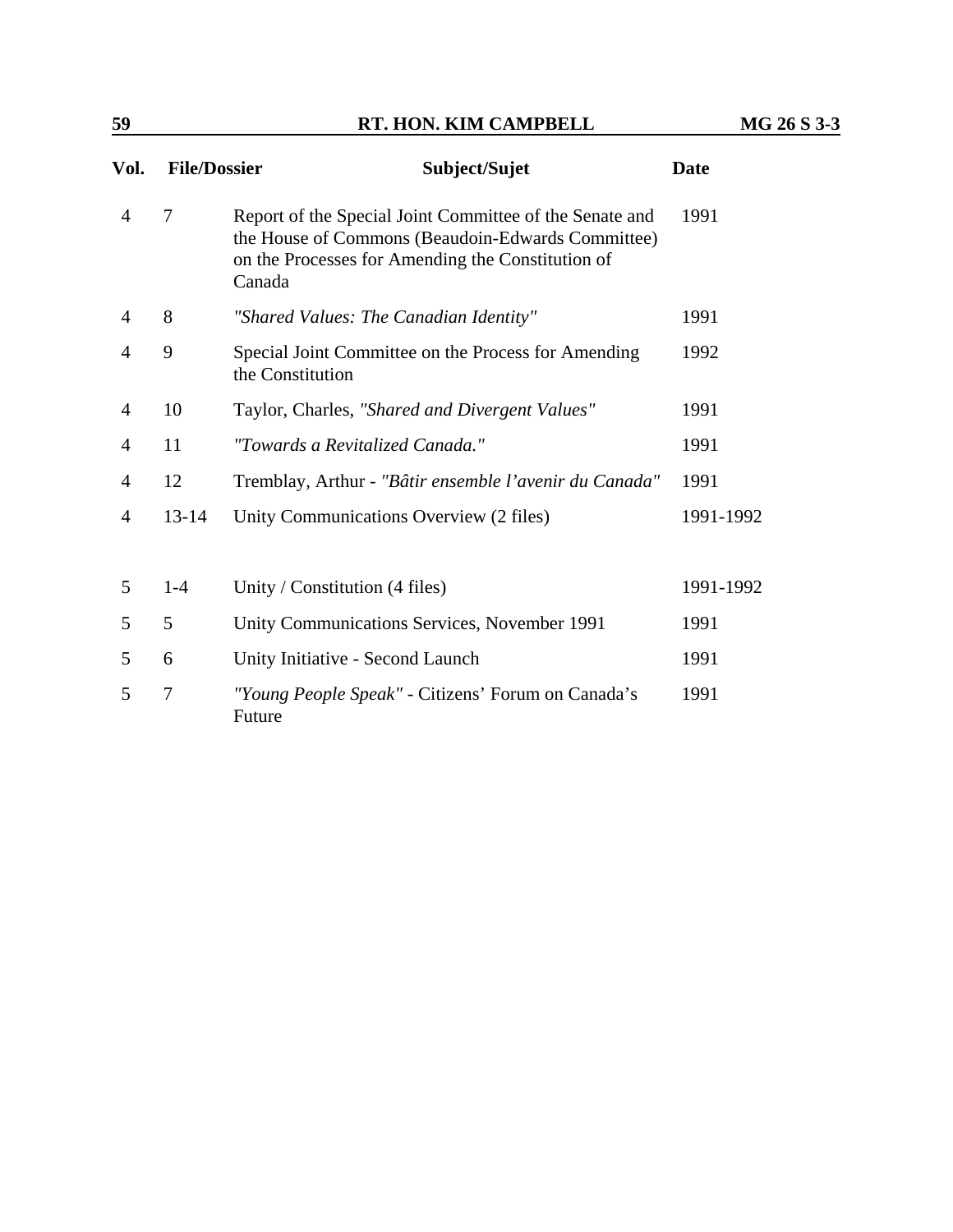| Vol. | File/Dossier | Subject/Sujet | Date |
|---|---|---|---|
| 4 | 7 | Report of the Special Joint Committee of the Senate and the House of Commons (Beaudoin-Edwards Committee) on the Processes for Amending the Constitution of Canada | 1991 |
| 4 | 8 | *"Shared Values: The Canadian Identity"* | 1991 |
| 4 | 9 | Special Joint Committee on the Process for Amending the Constitution | 1992 |
| 4 | 10 | Taylor, Charles, *"Shared and Divergent Values"* | 1991 |
| 4 | 11 | *"Towards a Revitalized Canada."* | 1991 |
| 4 | 12 | Tremblay, Arthur - *"Bâtir ensemble l'avenir du Canada"* | 1991 |
| 4 | 13-14 | Unity Communications Overview (2 files) | 1991-1992 |
| 5 | 1-4 | Unity / Constitution (4 files) | 1991-1992 |
| 5 | 5 | Unity Communications Services, November 1991 | 1991 |
| 5 | 6 | Unity Initiative - Second Launch | 1991 |
| 5 | 7 | *"Young People Speak"* - Citizens' Forum on Canada's Future | 1991 |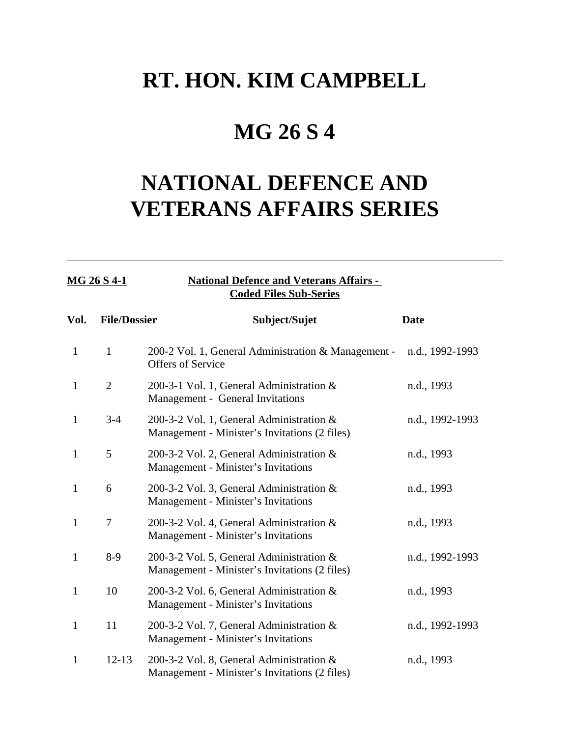# RT. HON. KIM CAMPBELL

# MG 26 S 4

# NATIONAL DEFENCE AND VETERANS AFFAIRS SERIES

---

**MG 26 S 4-1** **National Defence and Veterans Affairs - Coded Files Sub-Series**

| Vol. | File/Dossier | Subject/Sujet | Date |
|---|---|---|---|
| 1 | 1 | 200-2 Vol. 1, General Administration & Management - Offers of Service | n.d., 1992-1993 |
| 1 | 2 | 200-3-1 Vol. 1, General Administration & Management - General Invitations | n.d., 1993 |
| 1 | 3-4 | 200-3-2 Vol. 1, General Administration & Management - Minister's Invitations (2 files) | n.d., 1992-1993 |
| 1 | 5 | 200-3-2 Vol. 2, General Administration & Management - Minister's Invitations | n.d., 1993 |
| 1 | 6 | 200-3-2 Vol. 3, General Administration & Management - Minister's Invitations | n.d., 1993 |
| 1 | 7 | 200-3-2 Vol. 4, General Administration & Management - Minister's Invitations | n.d., 1993 |
| 1 | 8-9 | 200-3-2 Vol. 5, General Administration & Management - Minister's Invitations (2 files) | n.d., 1992-1993 |
| 1 | 10 | 200-3-2 Vol. 6, General Administration & Management - Minister's Invitations | n.d., 1993 |
| 1 | 11 | 200-3-2 Vol. 7, General Administration & Management - Minister's Invitations | n.d., 1992-1993 |
| 1 | 12-13 | 200-3-2 Vol. 8, General Administration & Management - Minister's Invitations (2 files) | n.d., 1993 |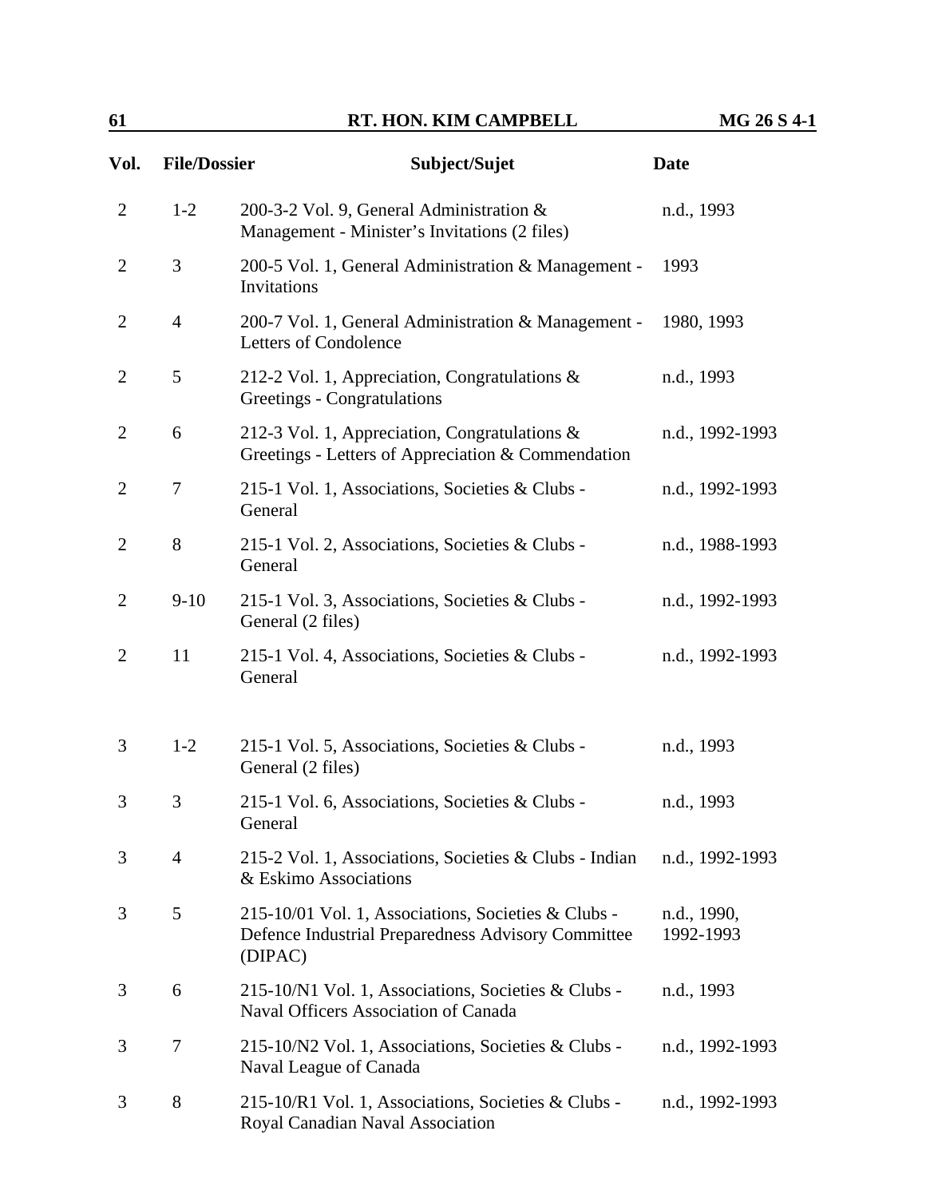| Vol. | File/Dossier | Subject/Sujet | Date |
|---|---|---|---|
| 2 | 1-2 | 200-3-2 Vol. 9, General Administration & Management - Minister's Invitations (2 files) | n.d., 1993 |
| 2 | 3 | 200-5 Vol. 1, General Administration & Management - Invitations | 1993 |
| 2 | 4 | 200-7 Vol. 1, General Administration & Management - Letters of Condolence | 1980, 1993 |
| 2 | 5 | 212-2 Vol. 1, Appreciation, Congratulations & Greetings - Congratulations | n.d., 1993 |
| 2 | 6 | 212-3 Vol. 1, Appreciation, Congratulations & Greetings - Letters of Appreciation & Commendation | n.d., 1992-1993 |
| 2 | 7 | 215-1 Vol. 1, Associations, Societies & Clubs - General | n.d., 1992-1993 |
| 2 | 8 | 215-1 Vol. 2, Associations, Societies & Clubs - General | n.d., 1988-1993 |
| 2 | 9-10 | 215-1 Vol. 3, Associations, Societies & Clubs - General (2 files) | n.d., 1992-1993 |
| 2 | 11 | 215-1 Vol. 4, Associations, Societies & Clubs - General | n.d., 1992-1993 |
| 3 | 1-2 | 215-1 Vol. 5, Associations, Societies & Clubs - General (2 files) | n.d., 1993 |
| 3 | 3 | 215-1 Vol. 6, Associations, Societies & Clubs - General | n.d., 1993 |
| 3 | 4 | 215-2 Vol. 1, Associations, Societies & Clubs - Indian & Eskimo Associations | n.d., 1992-1993 |
| 3 | 5 | 215-10/01 Vol. 1, Associations, Societies & Clubs - Defence Industrial Preparedness Advisory Committee (DIPAC) | n.d., 1990, 1992-1993 |
| 3 | 6 | 215-10/N1 Vol. 1, Associations, Societies & Clubs - Naval Officers Association of Canada | n.d., 1993 |
| 3 | 7 | 215-10/N2 Vol. 1, Associations, Societies & Clubs - Naval League of Canada | n.d., 1992-1993 |
| 3 | 8 | 215-10/R1 Vol. 1, Associations, Societies & Clubs - Royal Canadian Naval Association | n.d., 1992-1993 |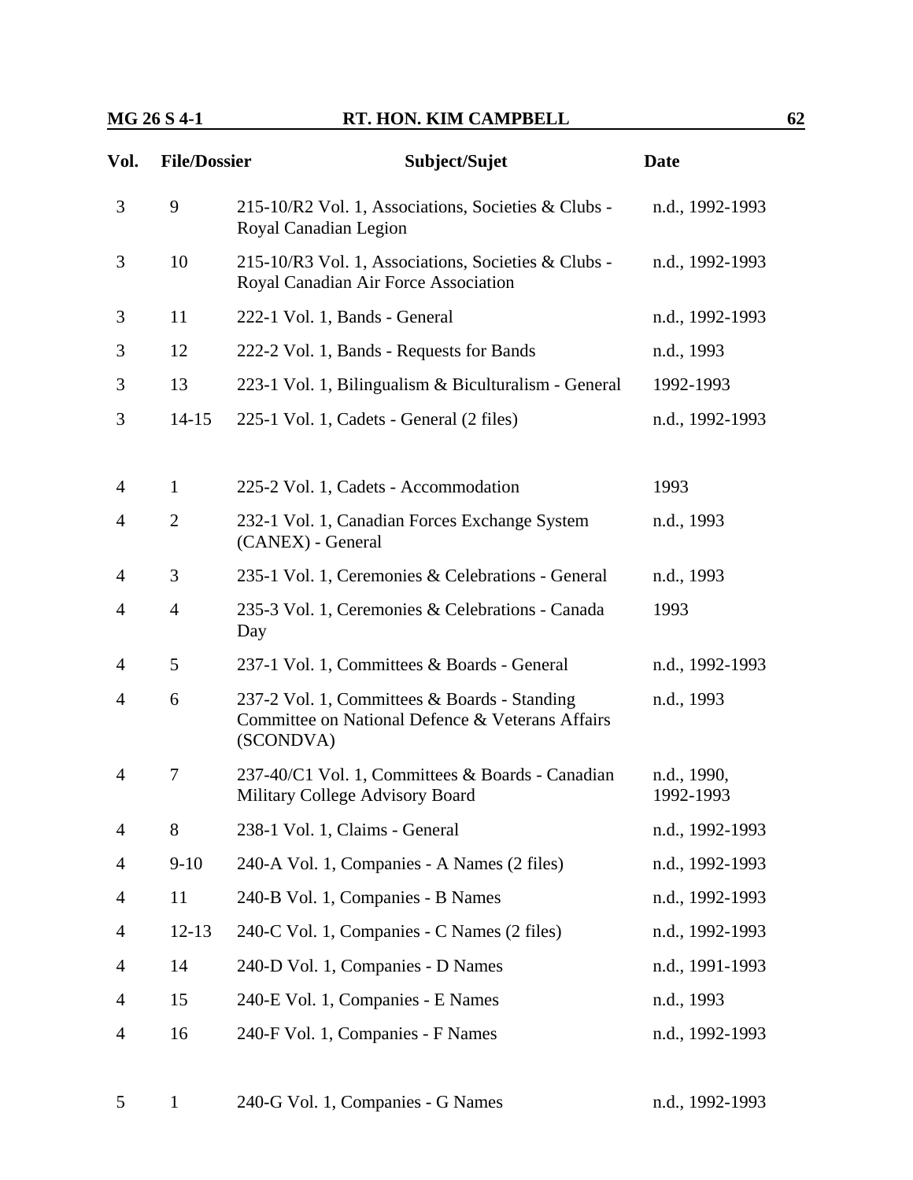| Vol. | File/Dossier | Subject/Sujet | Date |
|---|---|---|---|
| 3 | 9 | 215-10/R2 Vol. 1, Associations, Societies & Clubs - Royal Canadian Legion | n.d., 1992-1993 |
| 3 | 10 | 215-10/R3 Vol. 1, Associations, Societies & Clubs - Royal Canadian Air Force Association | n.d., 1992-1993 |
| 3 | 11 | 222-1 Vol. 1, Bands - General | n.d., 1992-1993 |
| 3 | 12 | 222-2 Vol. 1, Bands - Requests for Bands | n.d., 1993 |
| 3 | 13 | 223-1 Vol. 1, Bilingualism & Biculturalism - General | 1992-1993 |
| 3 | 14-15 | 225-1 Vol. 1, Cadets - General (2 files) | n.d., 1992-1993 |
| 4 | 1 | 225-2 Vol. 1, Cadets - Accommodation | 1993 |
| 4 | 2 | 232-1 Vol. 1, Canadian Forces Exchange System (CANEX) - General | n.d., 1993 |
| 4 | 3 | 235-1 Vol. 1, Ceremonies & Celebrations - General | n.d., 1993 |
| 4 | 4 | 235-3 Vol. 1, Ceremonies & Celebrations - Canada Day | 1993 |
| 4 | 5 | 237-1 Vol. 1, Committees & Boards - General | n.d., 1992-1993 |
| 4 | 6 | 237-2 Vol. 1, Committees & Boards - Standing Committee on National Defence & Veterans Affairs (SCONDVA) | n.d., 1993 |
| 4 | 7 | 237-40/C1 Vol. 1, Committees & Boards - Canadian Military College Advisory Board | n.d., 1990, 1992-1993 |
| 4 | 8 | 238-1 Vol. 1, Claims - General | n.d., 1992-1993 |
| 4 | 9-10 | 240-A Vol. 1, Companies - A Names (2 files) | n.d., 1992-1993 |
| 4 | 11 | 240-B Vol. 1, Companies - B Names | n.d., 1992-1993 |
| 4 | 12-13 | 240-C Vol. 1, Companies - C Names (2 files) | n.d., 1992-1993 |
| 4 | 14 | 240-D Vol. 1, Companies - D Names | n.d., 1991-1993 |
| 4 | 15 | 240-E Vol. 1, Companies - E Names | n.d., 1993 |
| 4 | 16 | 240-F Vol. 1, Companies - F Names | n.d., 1992-1993 |
| 5 | 1 | 240-G Vol. 1, Companies - G Names | n.d., 1992-1993 |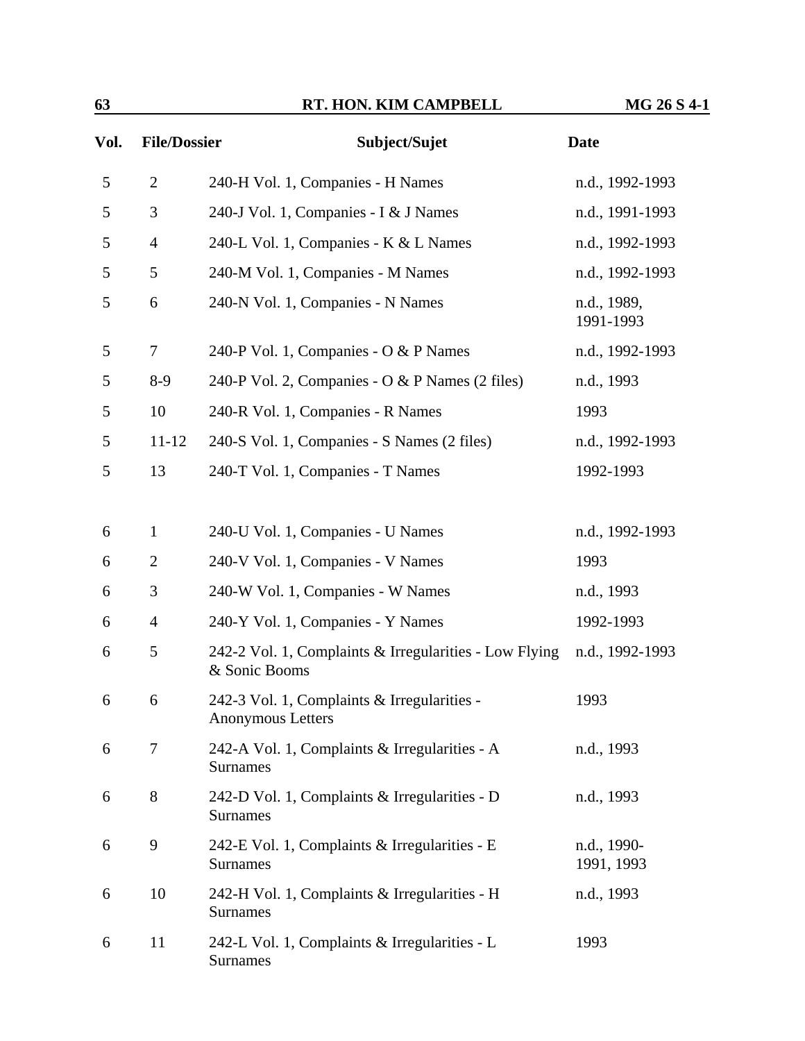| Vol. | File/Dossier | Subject/Sujet | Date |
|---|---|---|---|
| 5 | 2 | 240-H Vol. 1, Companies - H Names | n.d., 1992-1993 |
| 5 | 3 | 240-J Vol. 1, Companies - I & J Names | n.d., 1991-1993 |
| 5 | 4 | 240-L Vol. 1, Companies - K & L Names | n.d., 1992-1993 |
| 5 | 5 | 240-M Vol. 1, Companies - M Names | n.d., 1992-1993 |
| 5 | 6 | 240-N Vol. 1, Companies - N Names | n.d., 1989, 1991-1993 |
| 5 | 7 | 240-P Vol. 1, Companies - O & P Names | n.d., 1992-1993 |
| 5 | 8-9 | 240-P Vol. 2, Companies - O & P Names (2 files) | n.d., 1993 |
| 5 | 10 | 240-R Vol. 1, Companies - R Names | 1993 |
| 5 | 11-12 | 240-S Vol. 1, Companies - S Names (2 files) | n.d., 1992-1993 |
| 5 | 13 | 240-T Vol. 1, Companies - T Names | 1992-1993 |
| 6 | 1 | 240-U Vol. 1, Companies - U Names | n.d., 1992-1993 |
| 6 | 2 | 240-V Vol. 1, Companies - V Names | 1993 |
| 6 | 3 | 240-W Vol. 1, Companies - W Names | n.d., 1993 |
| 6 | 4 | 240-Y Vol. 1, Companies - Y Names | 1992-1993 |
| 6 | 5 | 242-2 Vol. 1, Complaints & Irregularities - Low Flying & Sonic Booms | n.d., 1992-1993 |
| 6 | 6 | 242-3 Vol. 1, Complaints & Irregularities - Anonymous Letters | 1993 |
| 6 | 7 | 242-A Vol. 1, Complaints & Irregularities - A Surnames | n.d., 1993 |
| 6 | 8 | 242-D Vol. 1, Complaints & Irregularities - D Surnames | n.d., 1993 |
| 6 | 9 | 242-E Vol. 1, Complaints & Irregularities - E Surnames | n.d., 1990-1991, 1993 |
| 6 | 10 | 242-H Vol. 1, Complaints & Irregularities - H Surnames | n.d., 1993 |
| 6 | 11 | 242-L Vol. 1, Complaints & Irregularities - L Surnames | 1993 |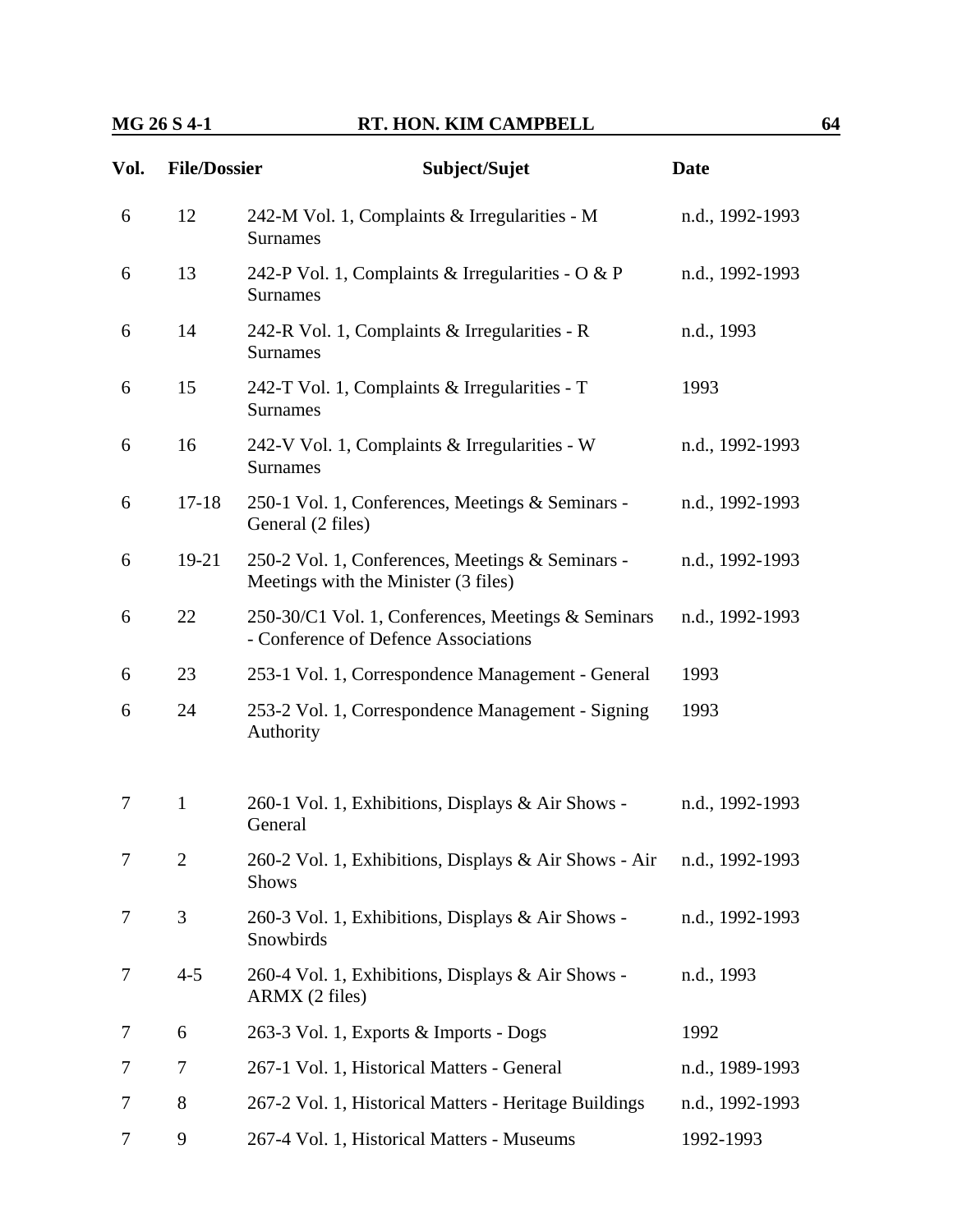| Vol. | File/Dossier | Subject/Sujet | Date |
|---|---|---|---|
| 6 | 12 | 242-M Vol. 1, Complaints & Irregularities - M Surnames | n.d., 1992-1993 |
| 6 | 13 | 242-P Vol. 1, Complaints & Irregularities - O & P Surnames | n.d., 1992-1993 |
| 6 | 14 | 242-R Vol. 1, Complaints & Irregularities - R Surnames | n.d., 1993 |
| 6 | 15 | 242-T Vol. 1, Complaints & Irregularities - T Surnames | 1993 |
| 6 | 16 | 242-V Vol. 1, Complaints & Irregularities - W Surnames | n.d., 1992-1993 |
| 6 | 17-18 | 250-1 Vol. 1, Conferences, Meetings & Seminars - General (2 files) | n.d., 1992-1993 |
| 6 | 19-21 | 250-2 Vol. 1, Conferences, Meetings & Seminars - Meetings with the Minister (3 files) | n.d., 1992-1993 |
| 6 | 22 | 250-30/C1 Vol. 1, Conferences, Meetings & Seminars - Conference of Defence Associations | n.d., 1992-1993 |
| 6 | 23 | 253-1 Vol. 1, Correspondence Management - General | 1993 |
| 6 | 24 | 253-2 Vol. 1, Correspondence Management - Signing Authority | 1993 |
| 7 | 1 | 260-1 Vol. 1, Exhibitions, Displays & Air Shows - General | n.d., 1992-1993 |
| 7 | 2 | 260-2 Vol. 1, Exhibitions, Displays & Air Shows - Air Shows | n.d., 1992-1993 |
| 7 | 3 | 260-3 Vol. 1, Exhibitions, Displays & Air Shows - Snowbirds | n.d., 1992-1993 |
| 7 | 4-5 | 260-4 Vol. 1, Exhibitions, Displays & Air Shows - ARMX (2 files) | n.d., 1993 |
| 7 | 6 | 263-3 Vol. 1, Exports & Imports - Dogs | 1992 |
| 7 | 7 | 267-1 Vol. 1, Historical Matters - General | n.d., 1989-1993 |
| 7 | 8 | 267-2 Vol. 1, Historical Matters - Heritage Buildings | n.d., 1992-1993 |
| 7 | 9 | 267-4 Vol. 1, Historical Matters - Museums | 1992-1993 |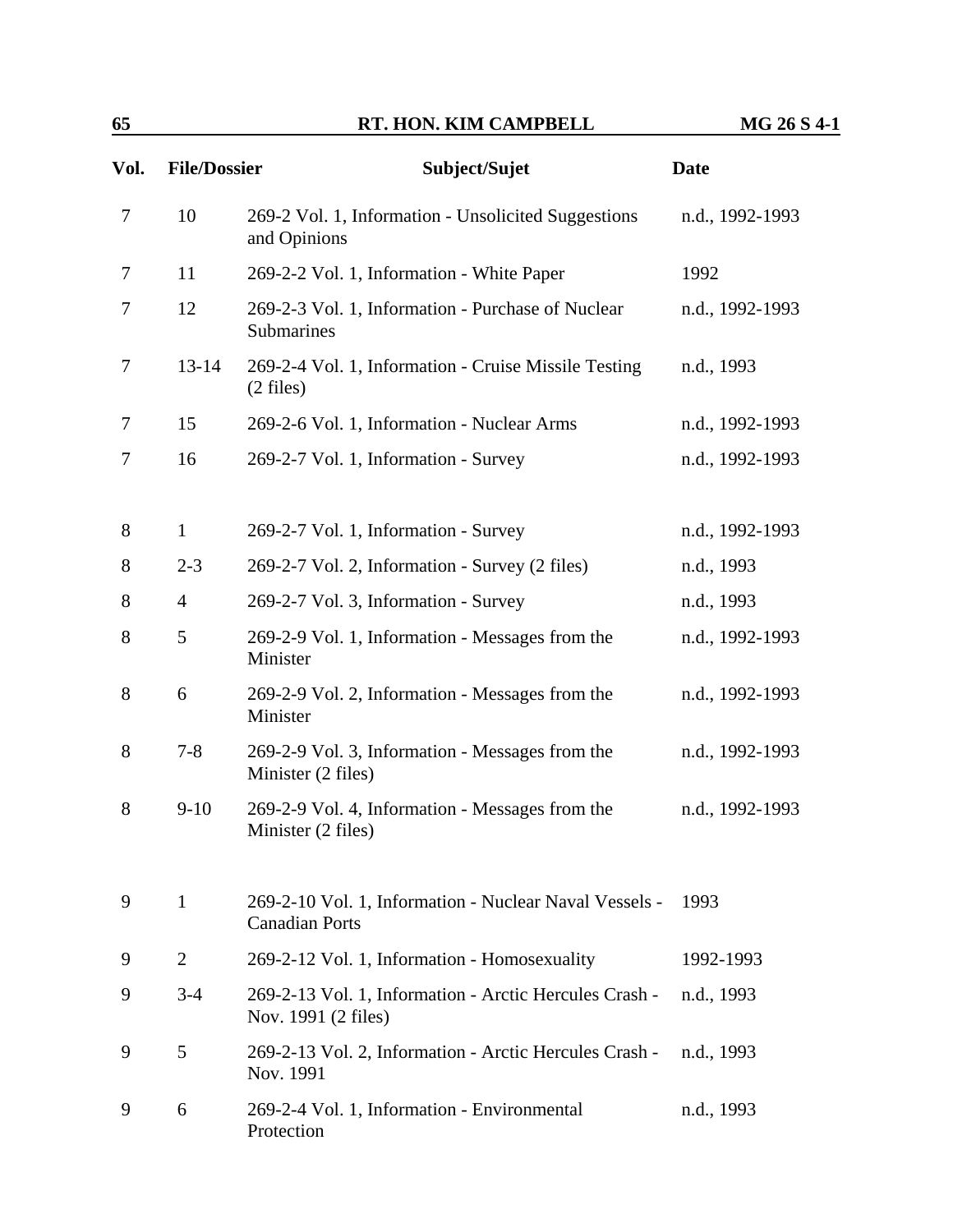| Vol. | File/Dossier | Subject/Sujet | Date |
|---|---|---|---|
| 7 | 10 | 269-2 Vol. 1, Information - Unsolicited Suggestions and Opinions | n.d., 1992-1993 |
| 7 | 11 | 269-2-2 Vol. 1, Information - White Paper | 1992 |
| 7 | 12 | 269-2-3 Vol. 1, Information - Purchase of Nuclear Submarines | n.d., 1992-1993 |
| 7 | 13-14 | 269-2-4 Vol. 1, Information - Cruise Missile Testing (2 files) | n.d., 1993 |
| 7 | 15 | 269-2-6 Vol. 1, Information - Nuclear Arms | n.d., 1992-1993 |
| 7 | 16 | 269-2-7 Vol. 1, Information - Survey | n.d., 1992-1993 |
| 8 | 1 | 269-2-7 Vol. 1, Information - Survey | n.d., 1992-1993 |
| 8 | 2-3 | 269-2-7 Vol. 2, Information - Survey (2 files) | n.d., 1993 |
| 8 | 4 | 269-2-7 Vol. 3, Information - Survey | n.d., 1993 |
| 8 | 5 | 269-2-9 Vol. 1, Information - Messages from the Minister | n.d., 1992-1993 |
| 8 | 6 | 269-2-9 Vol. 2, Information - Messages from the Minister | n.d., 1992-1993 |
| 8 | 7-8 | 269-2-9 Vol. 3, Information - Messages from the Minister (2 files) | n.d., 1992-1993 |
| 8 | 9-10 | 269-2-9 Vol. 4, Information - Messages from the Minister (2 files) | n.d., 1992-1993 |
| 9 | 1 | 269-2-10 Vol. 1, Information - Nuclear Naval Vessels - Canadian Ports | 1993 |
| 9 | 2 | 269-2-12 Vol. 1, Information - Homosexuality | 1992-1993 |
| 9 | 3-4 | 269-2-13 Vol. 1, Information - Arctic Hercules Crash - Nov. 1991 (2 files) | n.d., 1993 |
| 9 | 5 | 269-2-13 Vol. 2, Information - Arctic Hercules Crash - Nov. 1991 | n.d., 1993 |
| 9 | 6 | 269-2-4 Vol. 1, Information - Environmental Protection | n.d., 1993 |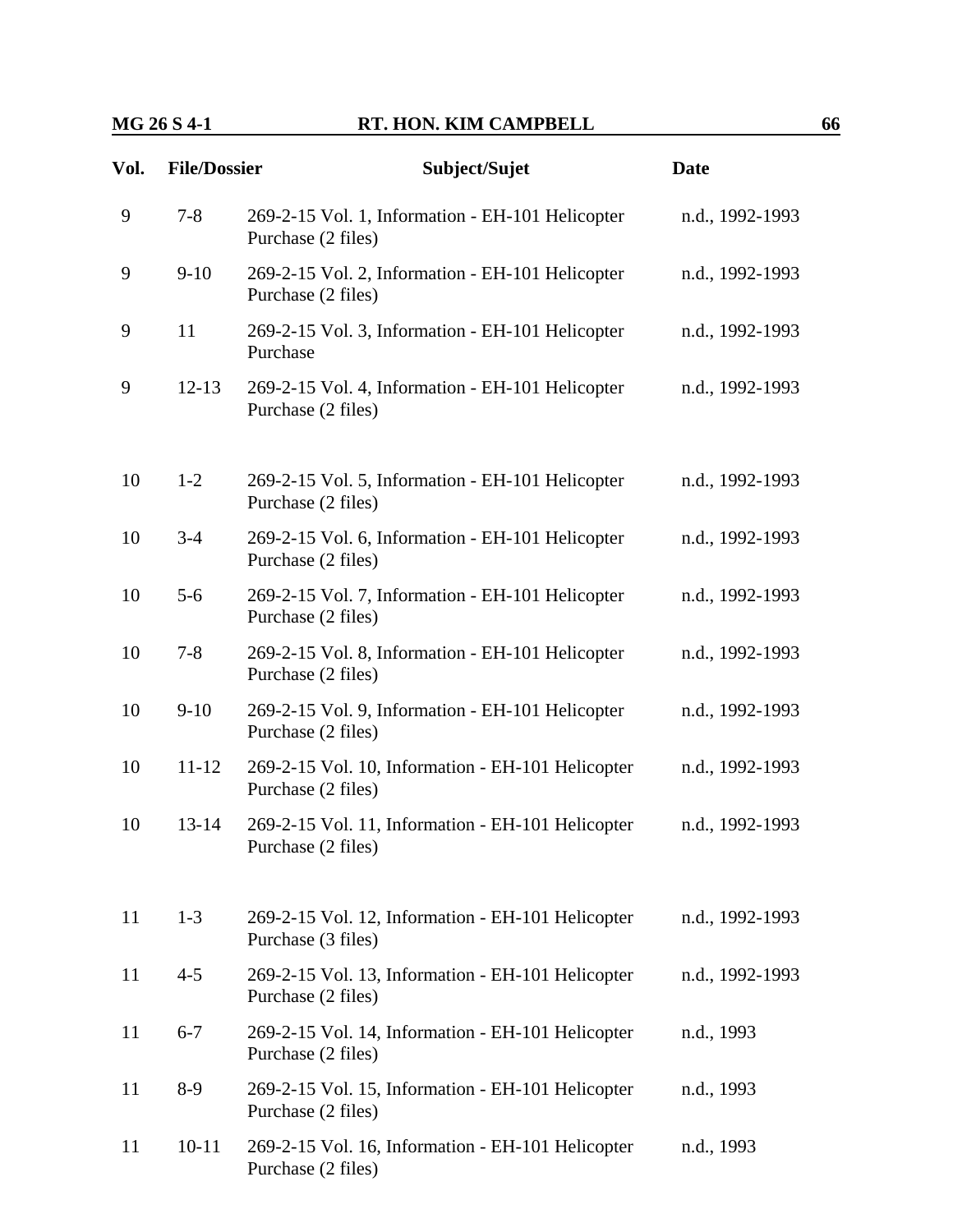| Vol. | File/Dossier | Subject/Sujet | Date |
|---|---|---|---|
| 9 | 7-8 | 269-2-15 Vol. 1, Information - EH-101 Helicopter Purchase (2 files) | n.d., 1992-1993 |
| 9 | 9-10 | 269-2-15 Vol. 2, Information - EH-101 Helicopter Purchase (2 files) | n.d., 1992-1993 |
| 9 | 11 | 269-2-15 Vol. 3, Information - EH-101 Helicopter Purchase | n.d., 1992-1993 |
| 9 | 12-13 | 269-2-15 Vol. 4, Information - EH-101 Helicopter Purchase (2 files) | n.d., 1992-1993 |
| 10 | 1-2 | 269-2-15 Vol. 5, Information - EH-101 Helicopter Purchase (2 files) | n.d., 1992-1993 |
| 10 | 3-4 | 269-2-15 Vol. 6, Information - EH-101 Helicopter Purchase (2 files) | n.d., 1992-1993 |
| 10 | 5-6 | 269-2-15 Vol. 7, Information - EH-101 Helicopter Purchase (2 files) | n.d., 1992-1993 |
| 10 | 7-8 | 269-2-15 Vol. 8, Information - EH-101 Helicopter Purchase (2 files) | n.d., 1992-1993 |
| 10 | 9-10 | 269-2-15 Vol. 9, Information - EH-101 Helicopter Purchase (2 files) | n.d., 1992-1993 |
| 10 | 11-12 | 269-2-15 Vol. 10, Information - EH-101 Helicopter Purchase (2 files) | n.d., 1992-1993 |
| 10 | 13-14 | 269-2-15 Vol. 11, Information - EH-101 Helicopter Purchase (2 files) | n.d., 1992-1993 |
| 11 | 1-3 | 269-2-15 Vol. 12, Information - EH-101 Helicopter Purchase (3 files) | n.d., 1992-1993 |
| 11 | 4-5 | 269-2-15 Vol. 13, Information - EH-101 Helicopter Purchase (2 files) | n.d., 1992-1993 |
| 11 | 6-7 | 269-2-15 Vol. 14, Information - EH-101 Helicopter Purchase (2 files) | n.d., 1993 |
| 11 | 8-9 | 269-2-15 Vol. 15, Information - EH-101 Helicopter Purchase (2 files) | n.d., 1993 |
| 11 | 10-11 | 269-2-15 Vol. 16, Information - EH-101 Helicopter Purchase (2 files) | n.d., 1993 |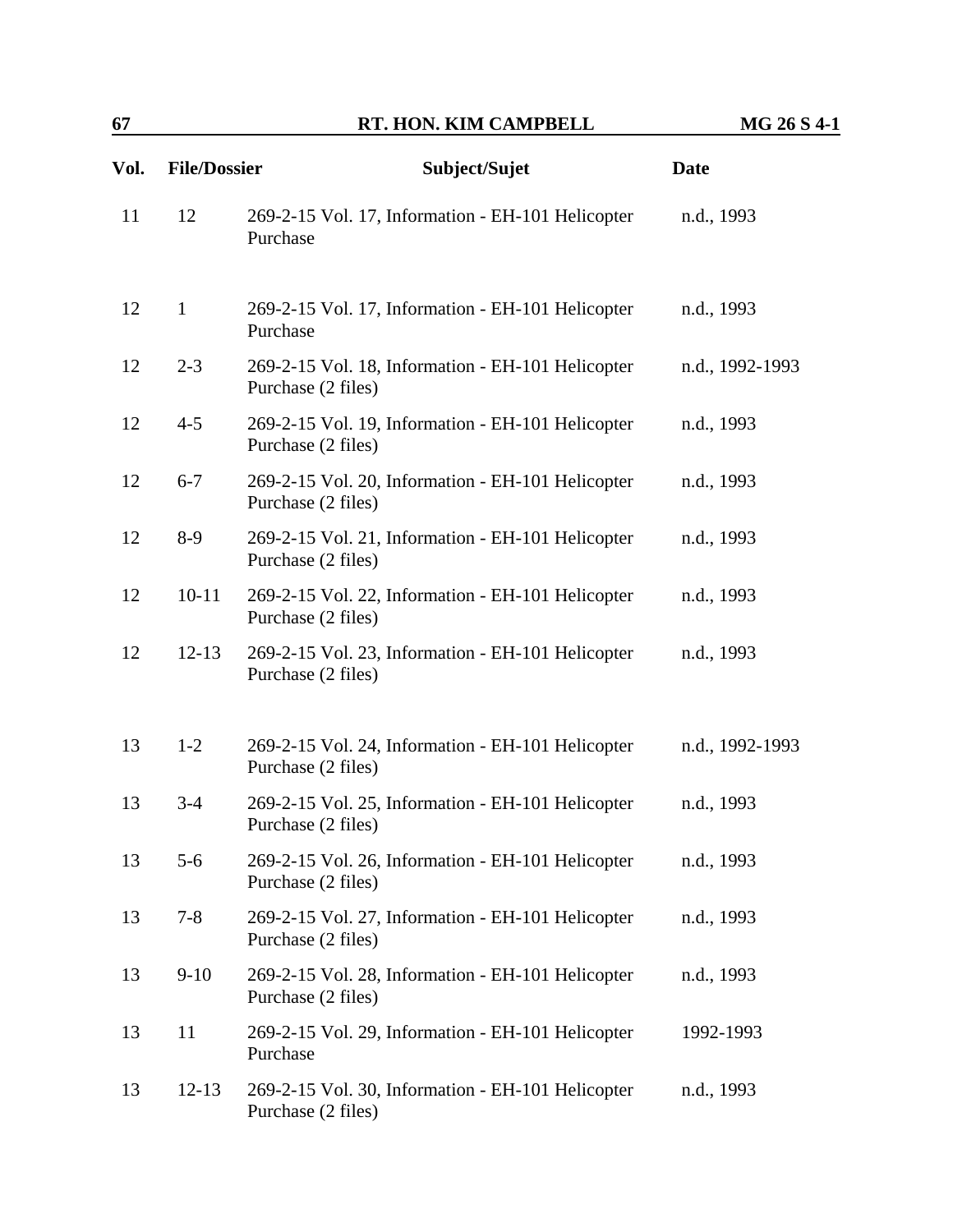| Vol. | File/Dossier | Subject/Sujet | Date |
| --- | --- | --- | --- |
| 11 | 12 | 269-2-15 Vol. 17, Information - EH-101 Helicopter Purchase | n.d., 1993 |
| 12 | 1 | 269-2-15 Vol. 17, Information - EH-101 Helicopter Purchase | n.d., 1993 |
| 12 | 2-3 | 269-2-15 Vol. 18, Information - EH-101 Helicopter Purchase (2 files) | n.d., 1992-1993 |
| 12 | 4-5 | 269-2-15 Vol. 19, Information - EH-101 Helicopter Purchase (2 files) | n.d., 1993 |
| 12 | 6-7 | 269-2-15 Vol. 20, Information - EH-101 Helicopter Purchase (2 files) | n.d., 1993 |
| 12 | 8-9 | 269-2-15 Vol. 21, Information - EH-101 Helicopter Purchase (2 files) | n.d., 1993 |
| 12 | 10-11 | 269-2-15 Vol. 22, Information - EH-101 Helicopter Purchase (2 files) | n.d., 1993 |
| 12 | 12-13 | 269-2-15 Vol. 23, Information - EH-101 Helicopter Purchase (2 files) | n.d., 1993 |
| 13 | 1-2 | 269-2-15 Vol. 24, Information - EH-101 Helicopter Purchase (2 files) | n.d., 1992-1993 |
| 13 | 3-4 | 269-2-15 Vol. 25, Information - EH-101 Helicopter Purchase (2 files) | n.d., 1993 |
| 13 | 5-6 | 269-2-15 Vol. 26, Information - EH-101 Helicopter Purchase (2 files) | n.d., 1993 |
| 13 | 7-8 | 269-2-15 Vol. 27, Information - EH-101 Helicopter Purchase (2 files) | n.d., 1993 |
| 13 | 9-10 | 269-2-15 Vol. 28, Information - EH-101 Helicopter Purchase (2 files) | n.d., 1993 |
| 13 | 11 | 269-2-15 Vol. 29, Information - EH-101 Helicopter Purchase | 1992-1993 |
| 13 | 12-13 | 269-2-15 Vol. 30, Information - EH-101 Helicopter Purchase (2 files) | n.d., 1993 |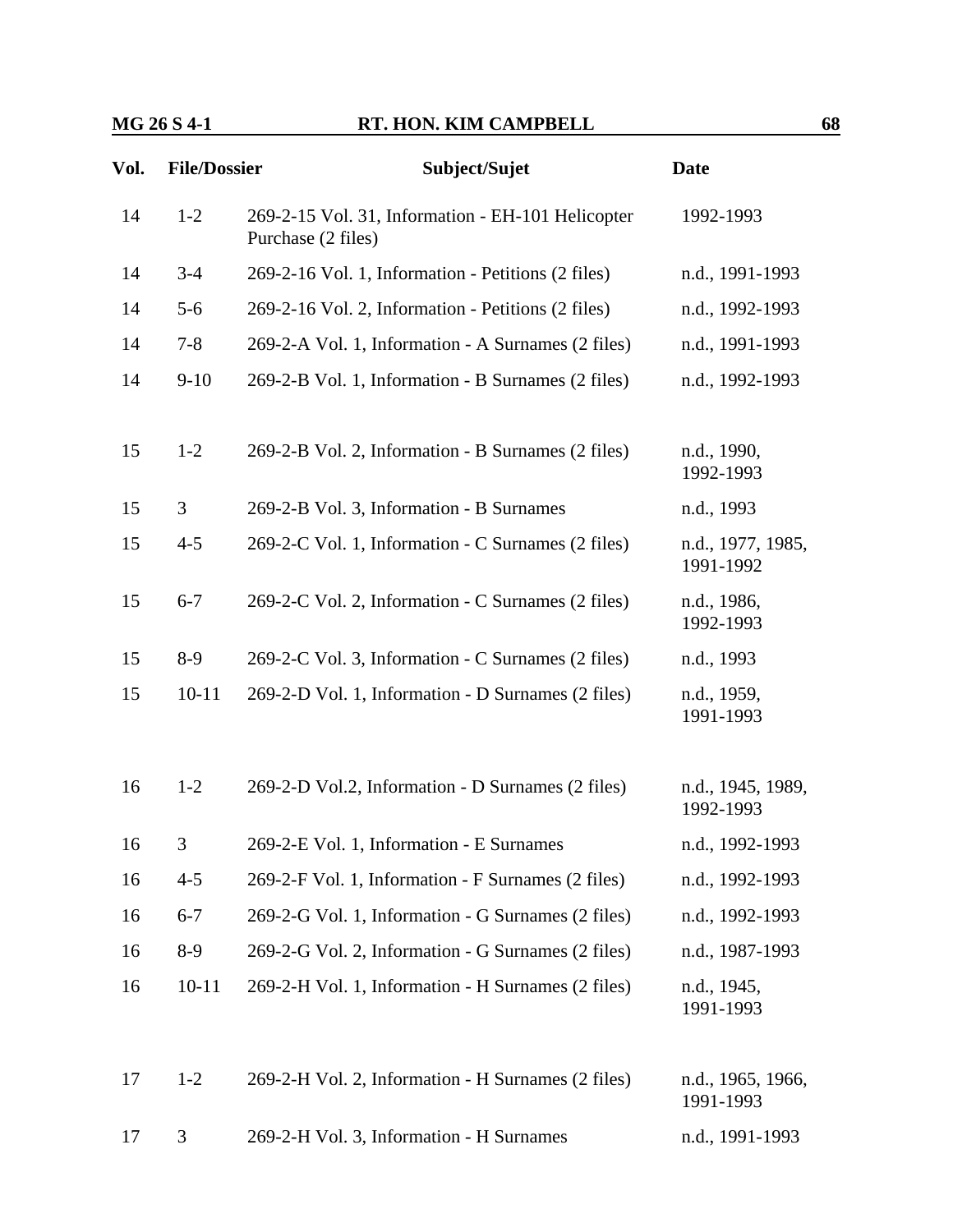| Vol. | File/Dossier | Subject/Sujet | Date |
|---|---|---|---|
| 14 | 1-2 | 269-2-15 Vol. 31, Information - EH-101 Helicopter Purchase (2 files) | 1992-1993 |
| 14 | 3-4 | 269-2-16 Vol. 1, Information - Petitions (2 files) | n.d., 1991-1993 |
| 14 | 5-6 | 269-2-16 Vol. 2, Information - Petitions (2 files) | n.d., 1992-1993 |
| 14 | 7-8 | 269-2-A Vol. 1, Information - A Surnames (2 files) | n.d., 1991-1993 |
| 14 | 9-10 | 269-2-B Vol. 1, Information - B Surnames (2 files) | n.d., 1992-1993 |
| 15 | 1-2 | 269-2-B Vol. 2, Information - B Surnames (2 files) | n.d., 1990, 1992-1993 |
| 15 | 3 | 269-2-B Vol. 3, Information - B Surnames | n.d., 1993 |
| 15 | 4-5 | 269-2-C Vol. 1, Information - C Surnames (2 files) | n.d., 1977, 1985, 1991-1992 |
| 15 | 6-7 | 269-2-C Vol. 2, Information - C Surnames (2 files) | n.d., 1986, 1992-1993 |
| 15 | 8-9 | 269-2-C Vol. 3, Information - C Surnames (2 files) | n.d., 1993 |
| 15 | 10-11 | 269-2-D Vol. 1, Information - D Surnames (2 files) | n.d., 1959, 1991-1993 |
| 16 | 1-2 | 269-2-D Vol.2, Information - D Surnames (2 files) | n.d., 1945, 1989, 1992-1993 |
| 16 | 3 | 269-2-E Vol. 1, Information - E Surnames | n.d., 1992-1993 |
| 16 | 4-5 | 269-2-F Vol. 1, Information - F Surnames (2 files) | n.d., 1992-1993 |
| 16 | 6-7 | 269-2-G Vol. 1, Information - G Surnames (2 files) | n.d., 1992-1993 |
| 16 | 8-9 | 269-2-G Vol. 2, Information - G Surnames (2 files) | n.d., 1987-1993 |
| 16 | 10-11 | 269-2-H Vol. 1, Information - H Surnames (2 files) | n.d., 1945, 1991-1993 |
| 17 | 1-2 | 269-2-H Vol. 2, Information - H Surnames (2 files) | n.d., 1965, 1966, 1991-1993 |
| 17 | 3 | 269-2-H Vol. 3, Information - H Surnames | n.d., 1991-1993 |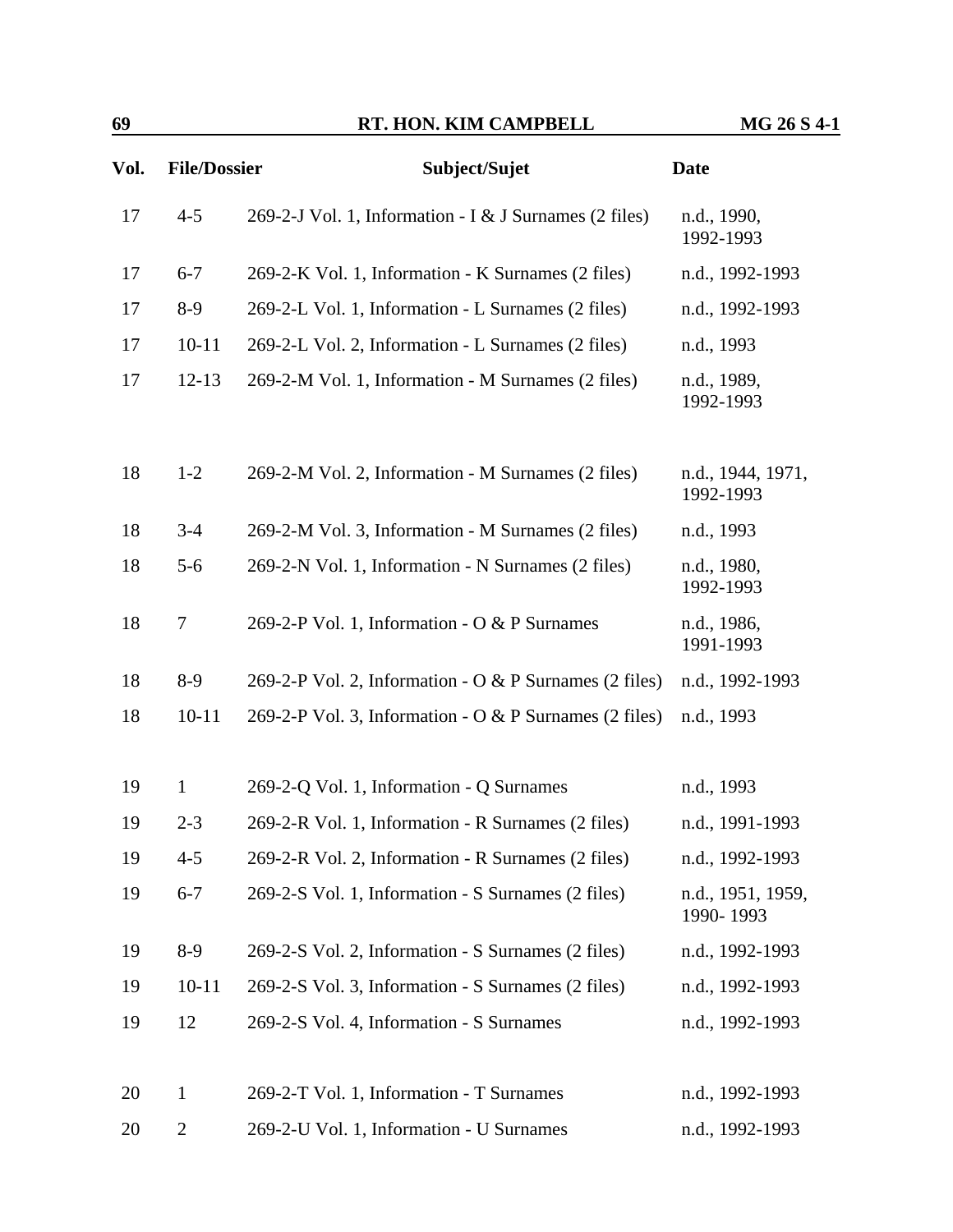| Vol. | File/Dossier | Subject/Sujet | Date |
|---|---|---|---|
| 17 | 4-5 | 269-2-J Vol. 1, Information - I & J Surnames (2 files) | n.d., 1990, 1992-1993 |
| 17 | 6-7 | 269-2-K Vol. 1, Information - K Surnames (2 files) | n.d., 1992-1993 |
| 17 | 8-9 | 269-2-L Vol. 1, Information - L Surnames (2 files) | n.d., 1992-1993 |
| 17 | 10-11 | 269-2-L Vol. 2, Information - L Surnames (2 files) | n.d., 1993 |
| 17 | 12-13 | 269-2-M Vol. 1, Information - M Surnames (2 files) | n.d., 1989, 1992-1993 |
| 18 | 1-2 | 269-2-M Vol. 2, Information - M Surnames (2 files) | n.d., 1944, 1971, 1992-1993 |
| 18 | 3-4 | 269-2-M Vol. 3, Information - M Surnames (2 files) | n.d., 1993 |
| 18 | 5-6 | 269-2-N Vol. 1, Information - N Surnames (2 files) | n.d., 1980, 1992-1993 |
| 18 | 7 | 269-2-P Vol. 1, Information - O & P Surnames | n.d., 1986, 1991-1993 |
| 18 | 8-9 | 269-2-P Vol. 2, Information - O & P Surnames (2 files) | n.d., 1992-1993 |
| 18 | 10-11 | 269-2-P Vol. 3, Information - O & P Surnames (2 files) | n.d., 1993 |
| 19 | 1 | 269-2-Q Vol. 1, Information - Q Surnames | n.d., 1993 |
| 19 | 2-3 | 269-2-R Vol. 1, Information - R Surnames (2 files) | n.d., 1991-1993 |
| 19 | 4-5 | 269-2-R Vol. 2, Information - R Surnames (2 files) | n.d., 1992-1993 |
| 19 | 6-7 | 269-2-S Vol. 1, Information - S Surnames (2 files) | n.d., 1951, 1959, 1990- 1993 |
| 19 | 8-9 | 269-2-S Vol. 2, Information - S Surnames (2 files) | n.d., 1992-1993 |
| 19 | 10-11 | 269-2-S Vol. 3, Information - S Surnames (2 files) | n.d., 1992-1993 |
| 19 | 12 | 269-2-S Vol. 4, Information - S Surnames | n.d., 1992-1993 |
| 20 | 1 | 269-2-T Vol. 1, Information - T Surnames | n.d., 1992-1993 |
| 20 | 2 | 269-2-U Vol. 1, Information - U Surnames | n.d., 1992-1993 |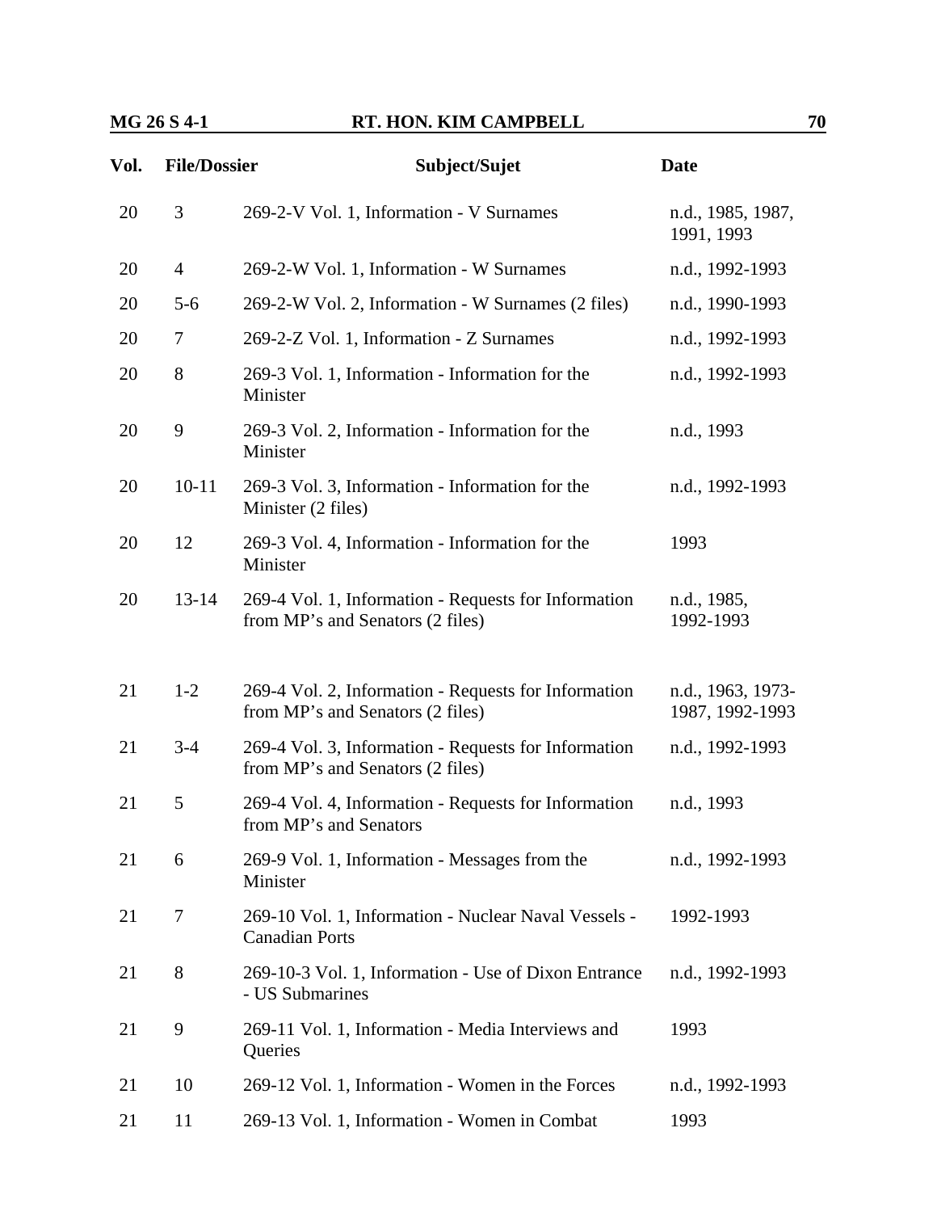| Vol. | File/Dossier | Subject/Sujet | Date |
|---|---|---|---|
| 20 | 3 | 269-2-V Vol. 1, Information - V Surnames | n.d., 1985, 1987, 1991, 1993 |
| 20 | 4 | 269-2-W Vol. 1, Information - W Surnames | n.d., 1992-1993 |
| 20 | 5-6 | 269-2-W Vol. 2, Information - W Surnames (2 files) | n.d., 1990-1993 |
| 20 | 7 | 269-2-Z Vol. 1, Information - Z Surnames | n.d., 1992-1993 |
| 20 | 8 | 269-3 Vol. 1, Information - Information for the Minister | n.d., 1992-1993 |
| 20 | 9 | 269-3 Vol. 2, Information - Information for the Minister | n.d., 1993 |
| 20 | 10-11 | 269-3 Vol. 3, Information - Information for the Minister (2 files) | n.d., 1992-1993 |
| 20 | 12 | 269-3 Vol. 4, Information - Information for the Minister | 1993 |
| 20 | 13-14 | 269-4 Vol. 1, Information - Requests for Information from MP's and Senators (2 files) | n.d., 1985, 1992-1993 |
| 21 | 1-2 | 269-4 Vol. 2, Information - Requests for Information from MP's and Senators (2 files) | n.d., 1963, 1973-1987, 1992-1993 |
| 21 | 3-4 | 269-4 Vol. 3, Information - Requests for Information from MP's and Senators (2 files) | n.d., 1992-1993 |
| 21 | 5 | 269-4 Vol. 4, Information - Requests for Information from MP's and Senators | n.d., 1993 |
| 21 | 6 | 269-9 Vol. 1, Information - Messages from the Minister | n.d., 1992-1993 |
| 21 | 7 | 269-10 Vol. 1, Information - Nuclear Naval Vessels - Canadian Ports | 1992-1993 |
| 21 | 8 | 269-10-3 Vol. 1, Information - Use of Dixon Entrance - US Submarines | n.d., 1992-1993 |
| 21 | 9 | 269-11 Vol. 1, Information - Media Interviews and Queries | 1993 |
| 21 | 10 | 269-12 Vol. 1, Information - Women in the Forces | n.d., 1992-1993 |
| 21 | 11 | 269-13 Vol. 1, Information - Women in Combat | 1993 |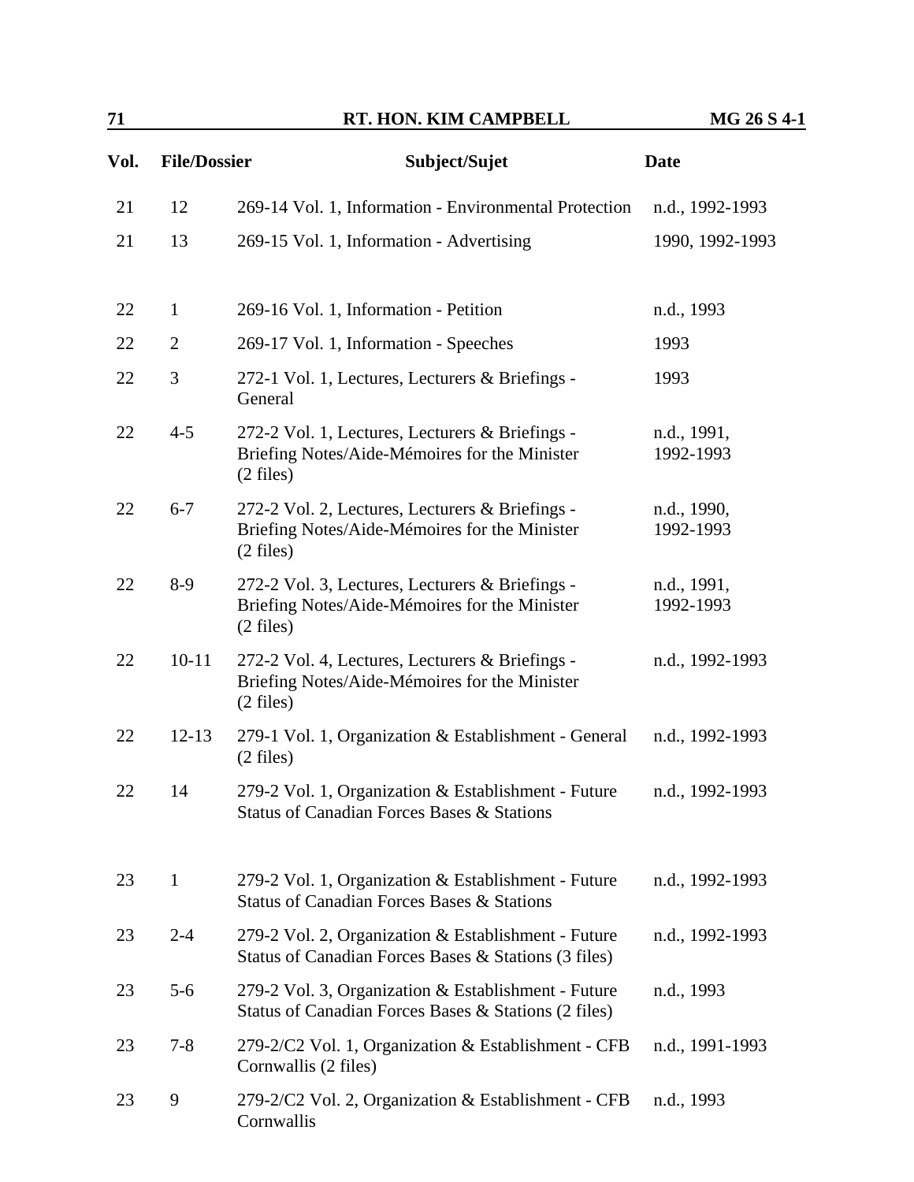| Vol. | File/Dossier | Subject/Sujet | Date |
|---|---|---|---|
| 21 | 12 | 269-14 Vol. 1, Information - Environmental Protection | n.d., 1992-1993 |
| 21 | 13 | 269-15 Vol. 1, Information - Advertising | 1990, 1992-1993 |
| 22 | 1 | 269-16 Vol. 1, Information - Petition | n.d., 1993 |
| 22 | 2 | 269-17 Vol. 1, Information - Speeches | 1993 |
| 22 | 3 | 272-1 Vol. 1, Lectures, Lecturers & Briefings - General | 1993 |
| 22 | 4-5 | 272-2 Vol. 1, Lectures, Lecturers & Briefings - Briefing Notes/Aide-Mémoires for the Minister (2 files) | n.d., 1991, 1992-1993 |
| 22 | 6-7 | 272-2 Vol. 2, Lectures, Lecturers & Briefings - Briefing Notes/Aide-Mémoires for the Minister (2 files) | n.d., 1990, 1992-1993 |
| 22 | 8-9 | 272-2 Vol. 3, Lectures, Lecturers & Briefings - Briefing Notes/Aide-Mémoires for the Minister (2 files) | n.d., 1991, 1992-1993 |
| 22 | 10-11 | 272-2 Vol. 4, Lectures, Lecturers & Briefings - Briefing Notes/Aide-Mémoires for the Minister (2 files) | n.d., 1992-1993 |
| 22 | 12-13 | 279-1 Vol. 1, Organization & Establishment - General (2 files) | n.d., 1992-1993 |
| 22 | 14 | 279-2 Vol. 1, Organization & Establishment - Future Status of Canadian Forces Bases & Stations | n.d., 1992-1993 |
| 23 | 1 | 279-2 Vol. 1, Organization & Establishment - Future Status of Canadian Forces Bases & Stations | n.d., 1992-1993 |
| 23 | 2-4 | 279-2 Vol. 2, Organization & Establishment - Future Status of Canadian Forces Bases & Stations (3 files) | n.d., 1992-1993 |
| 23 | 5-6 | 279-2 Vol. 3, Organization & Establishment - Future Status of Canadian Forces Bases & Stations (2 files) | n.d., 1993 |
| 23 | 7-8 | 279-2/C2 Vol. 1, Organization & Establishment - CFB Cornwallis (2 files) | n.d., 1991-1993 |
| 23 | 9 | 279-2/C2 Vol. 2, Organization & Establishment - CFB Cornwallis | n.d., 1993 |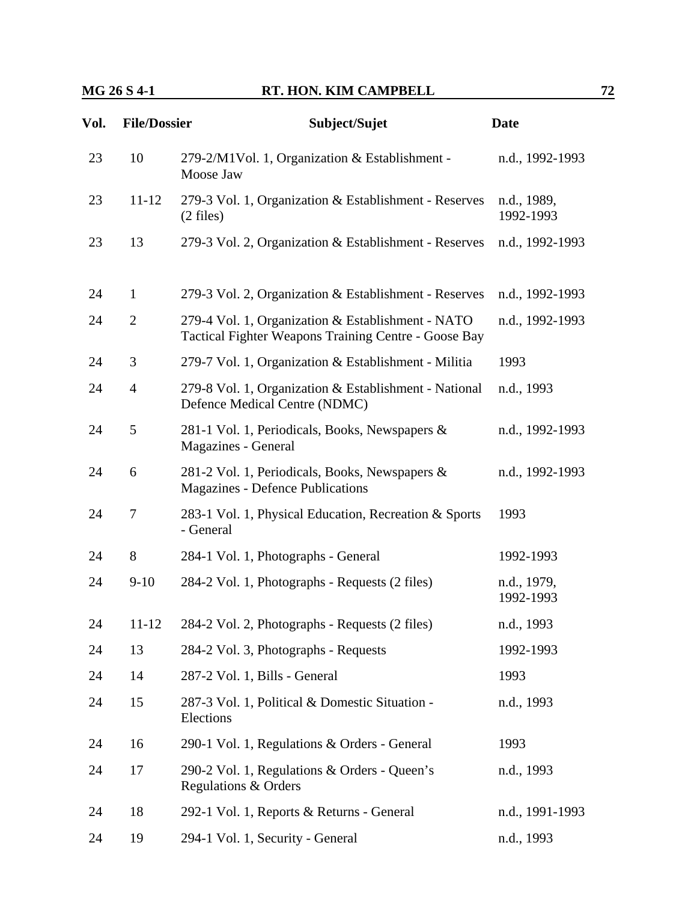| Vol. | File/Dossier | Subject/Sujet | Date |
|---|---|---|---|
| 23 | 10 | 279-2/M1Vol. 1, Organization & Establishment - Moose Jaw | n.d., 1992-1993 |
| 23 | 11-12 | 279-3 Vol. 1, Organization & Establishment - Reserves (2 files) | n.d., 1989, 1992-1993 |
| 23 | 13 | 279-3 Vol. 2, Organization & Establishment - Reserves | n.d., 1992-1993 |
| 24 | 1 | 279-3 Vol. 2, Organization & Establishment - Reserves | n.d., 1992-1993 |
| 24 | 2 | 279-4 Vol. 1, Organization & Establishment - NATO Tactical Fighter Weapons Training Centre - Goose Bay | n.d., 1992-1993 |
| 24 | 3 | 279-7 Vol. 1, Organization & Establishment - Militia | 1993 |
| 24 | 4 | 279-8 Vol. 1, Organization & Establishment - National Defence Medical Centre (NDMC) | n.d., 1993 |
| 24 | 5 | 281-1 Vol. 1, Periodicals, Books, Newspapers & Magazines - General | n.d., 1992-1993 |
| 24 | 6 | 281-2 Vol. 1, Periodicals, Books, Newspapers & Magazines - Defence Publications | n.d., 1992-1993 |
| 24 | 7 | 283-1 Vol. 1, Physical Education, Recreation & Sports - General | 1993 |
| 24 | 8 | 284-1 Vol. 1, Photographs - General | 1992-1993 |
| 24 | 9-10 | 284-2 Vol. 1, Photographs - Requests (2 files) | n.d., 1979, 1992-1993 |
| 24 | 11-12 | 284-2 Vol. 2, Photographs - Requests (2 files) | n.d., 1993 |
| 24 | 13 | 284-2 Vol. 3, Photographs - Requests | 1992-1993 |
| 24 | 14 | 287-2 Vol. 1, Bills - General | 1993 |
| 24 | 15 | 287-3 Vol. 1, Political & Domestic Situation - Elections | n.d., 1993 |
| 24 | 16 | 290-1 Vol. 1, Regulations & Orders - General | 1993 |
| 24 | 17 | 290-2 Vol. 1, Regulations & Orders - Queen's Regulations & Orders | n.d., 1993 |
| 24 | 18 | 292-1 Vol. 1, Reports & Returns - General | n.d., 1991-1993 |
| 24 | 19 | 294-1 Vol. 1, Security - General | n.d., 1993 |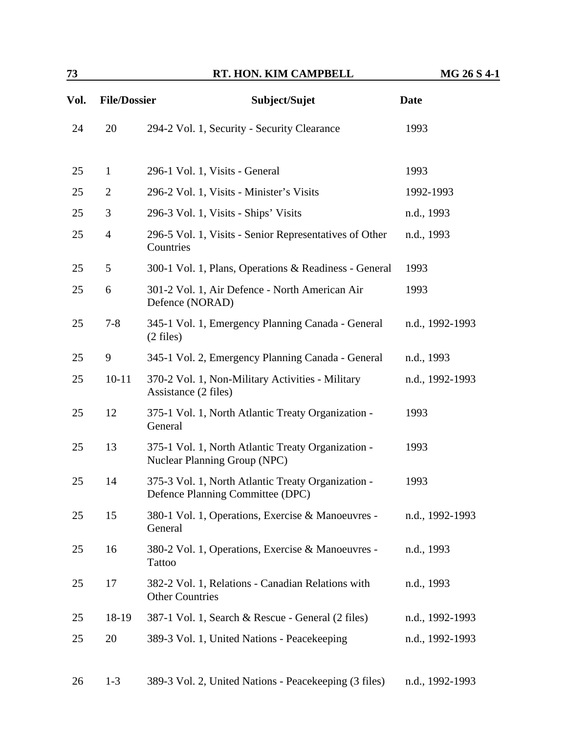| Vol. | File/Dossier | Subject/Sujet | Date |
|---|---|---|---|
| 24 | 20 | 294-2 Vol. 1, Security - Security Clearance | 1993 |
| 25 | 1 | 296-1 Vol. 1, Visits - General | 1993 |
| 25 | 2 | 296-2 Vol. 1, Visits - Minister's Visits | 1992-1993 |
| 25 | 3 | 296-3 Vol. 1, Visits - Ships' Visits | n.d., 1993 |
| 25 | 4 | 296-5 Vol. 1, Visits - Senior Representatives of Other Countries | n.d., 1993 |
| 25 | 5 | 300-1 Vol. 1, Plans, Operations & Readiness - General | 1993 |
| 25 | 6 | 301-2 Vol. 1, Air Defence - North American Air Defence (NORAD) | 1993 |
| 25 | 7-8 | 345-1 Vol. 1, Emergency Planning Canada - General (2 files) | n.d., 1992-1993 |
| 25 | 9 | 345-1 Vol. 2, Emergency Planning Canada - General | n.d., 1993 |
| 25 | 10-11 | 370-2 Vol. 1, Non-Military Activities - Military Assistance (2 files) | n.d., 1992-1993 |
| 25 | 12 | 375-1 Vol. 1, North Atlantic Treaty Organization - General | 1993 |
| 25 | 13 | 375-1 Vol. 1, North Atlantic Treaty Organization - Nuclear Planning Group (NPC) | 1993 |
| 25 | 14 | 375-3 Vol. 1, North Atlantic Treaty Organization - Defence Planning Committee (DPC) | 1993 |
| 25 | 15 | 380-1 Vol. 1, Operations, Exercise & Manoeuvres - General | n.d., 1992-1993 |
| 25 | 16 | 380-2 Vol. 1, Operations, Exercise & Manoeuvres - Tattoo | n.d., 1993 |
| 25 | 17 | 382-2 Vol. 1, Relations - Canadian Relations with Other Countries | n.d., 1993 |
| 25 | 18-19 | 387-1 Vol. 1, Search & Rescue - General (2 files) | n.d., 1992-1993 |
| 25 | 20 | 389-3 Vol. 1, United Nations - Peacekeeping | n.d., 1992-1993 |
| 26 | 1-3 | 389-3 Vol. 2, United Nations - Peacekeeping (3 files) | n.d., 1992-1993 |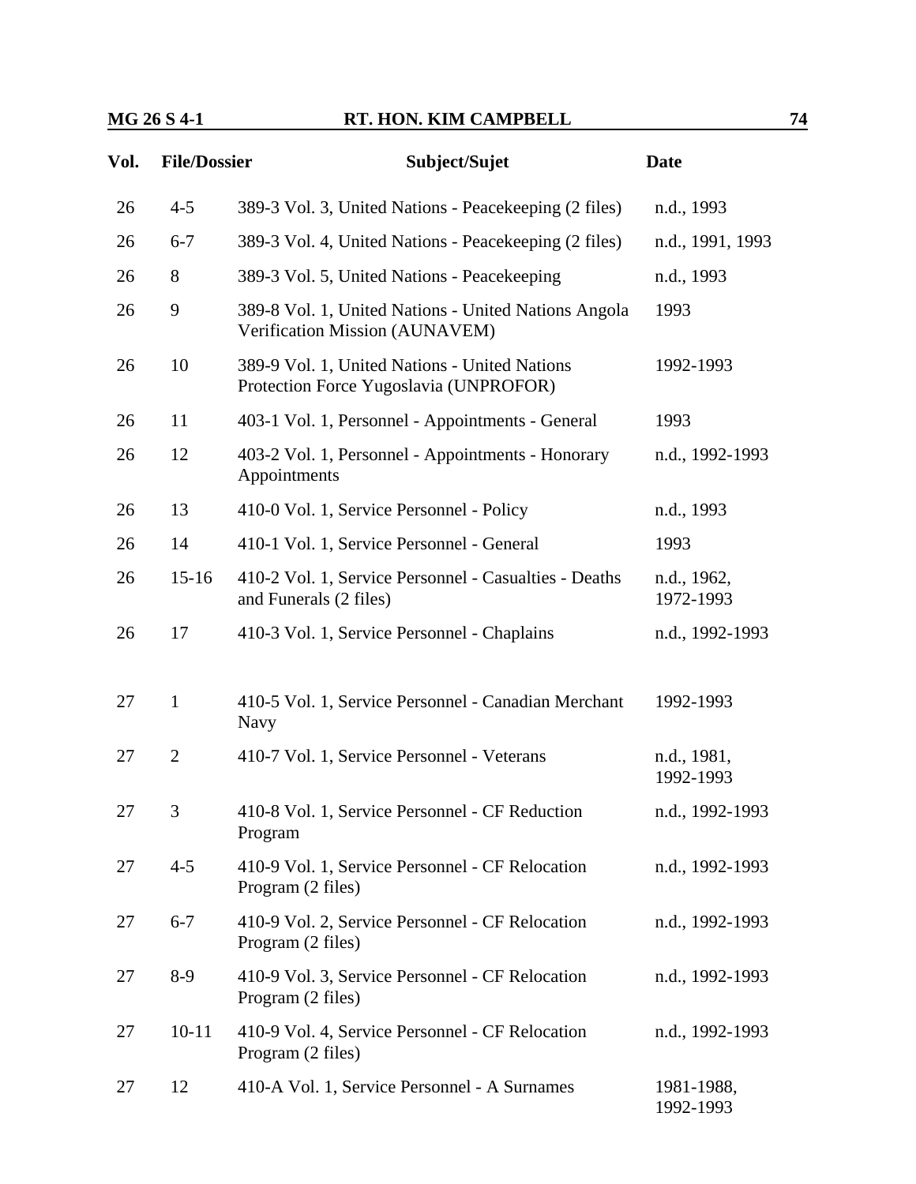| Vol. | File/Dossier | Subject/Sujet | Date |
|---|---|---|---|
| 26 | 4-5 | 389-3 Vol. 3, United Nations - Peacekeeping (2 files) | n.d., 1993 |
| 26 | 6-7 | 389-3 Vol. 4, United Nations - Peacekeeping (2 files) | n.d., 1991, 1993 |
| 26 | 8 | 389-3 Vol. 5, United Nations - Peacekeeping | n.d., 1993 |
| 26 | 9 | 389-8 Vol. 1, United Nations - United Nations Angola Verification Mission (AUNAVEM) | 1993 |
| 26 | 10 | 389-9 Vol. 1, United Nations - United Nations Protection Force Yugoslavia (UNPROFOR) | 1992-1993 |
| 26 | 11 | 403-1 Vol. 1, Personnel - Appointments - General | 1993 |
| 26 | 12 | 403-2 Vol. 1, Personnel - Appointments - Honorary Appointments | n.d., 1992-1993 |
| 26 | 13 | 410-0 Vol. 1, Service Personnel - Policy | n.d., 1993 |
| 26 | 14 | 410-1 Vol. 1, Service Personnel - General | 1993 |
| 26 | 15-16 | 410-2 Vol. 1, Service Personnel - Casualties - Deaths and Funerals (2 files) | n.d., 1962, 1972-1993 |
| 26 | 17 | 410-3 Vol. 1, Service Personnel - Chaplains | n.d., 1992-1993 |
| 27 | 1 | 410-5 Vol. 1, Service Personnel - Canadian Merchant Navy | 1992-1993 |
| 27 | 2 | 410-7 Vol. 1, Service Personnel - Veterans | n.d., 1981, 1992-1993 |
| 27 | 3 | 410-8 Vol. 1, Service Personnel - CF Reduction Program | n.d., 1992-1993 |
| 27 | 4-5 | 410-9 Vol. 1, Service Personnel - CF Relocation Program (2 files) | n.d., 1992-1993 |
| 27 | 6-7 | 410-9 Vol. 2, Service Personnel - CF Relocation Program (2 files) | n.d., 1992-1993 |
| 27 | 8-9 | 410-9 Vol. 3, Service Personnel - CF Relocation Program (2 files) | n.d., 1992-1993 |
| 27 | 10-11 | 410-9 Vol. 4, Service Personnel - CF Relocation Program (2 files) | n.d., 1992-1993 |
| 27 | 12 | 410-A Vol. 1, Service Personnel - A Surnames | 1981-1988, 1992-1993 |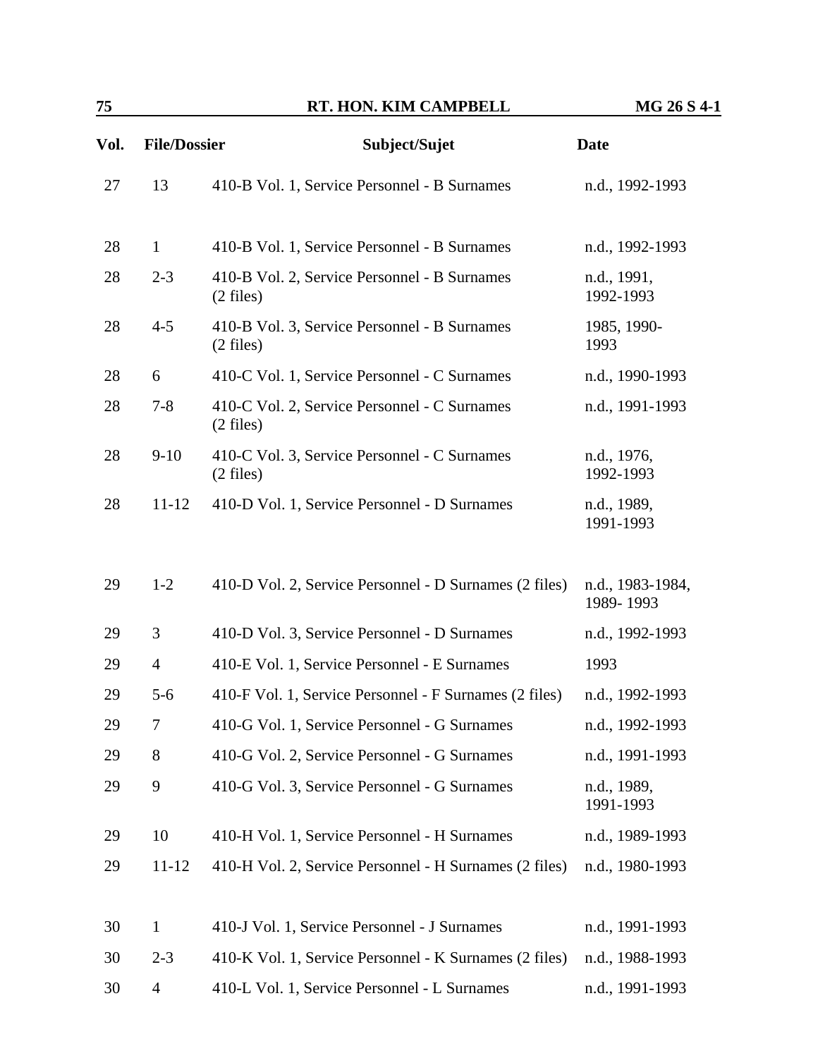| Vol. | File/Dossier | Subject/Sujet | Date |
|---|---|---|---|
| 27 | 13 | 410-B Vol. 1, Service Personnel - B Surnames | n.d., 1992-1993 |
| 28 | 1 | 410-B Vol. 1, Service Personnel - B Surnames | n.d., 1992-1993 |
| 28 | 2-3 | 410-B Vol. 2, Service Personnel - B Surnames (2 files) | n.d., 1991, 1992-1993 |
| 28 | 4-5 | 410-B Vol. 3, Service Personnel - B Surnames (2 files) | 1985, 1990-1993 |
| 28 | 6 | 410-C Vol. 1, Service Personnel - C Surnames | n.d., 1990-1993 |
| 28 | 7-8 | 410-C Vol. 2, Service Personnel - C Surnames (2 files) | n.d., 1991-1993 |
| 28 | 9-10 | 410-C Vol. 3, Service Personnel - C Surnames (2 files) | n.d., 1976, 1992-1993 |
| 28 | 11-12 | 410-D Vol. 1, Service Personnel - D Surnames | n.d., 1989, 1991-1993 |
| 29 | 1-2 | 410-D Vol. 2, Service Personnel - D Surnames (2 files) | n.d., 1983-1984, 1989- 1993 |
| 29 | 3 | 410-D Vol. 3, Service Personnel - D Surnames | n.d., 1992-1993 |
| 29 | 4 | 410-E Vol. 1, Service Personnel - E Surnames | 1993 |
| 29 | 5-6 | 410-F Vol. 1, Service Personnel - F Surnames (2 files) | n.d., 1992-1993 |
| 29 | 7 | 410-G Vol. 1, Service Personnel - G Surnames | n.d., 1992-1993 |
| 29 | 8 | 410-G Vol. 2, Service Personnel - G Surnames | n.d., 1991-1993 |
| 29 | 9 | 410-G Vol. 3, Service Personnel - G Surnames | n.d., 1989, 1991-1993 |
| 29 | 10 | 410-H Vol. 1, Service Personnel - H Surnames | n.d., 1989-1993 |
| 29 | 11-12 | 410-H Vol. 2, Service Personnel - H Surnames (2 files) | n.d., 1980-1993 |
| 30 | 1 | 410-J Vol. 1, Service Personnel - J Surnames | n.d., 1991-1993 |
| 30 | 2-3 | 410-K Vol. 1, Service Personnel - K Surnames (2 files) | n.d., 1988-1993 |
| 30 | 4 | 410-L Vol. 1, Service Personnel - L Surnames | n.d., 1991-1993 |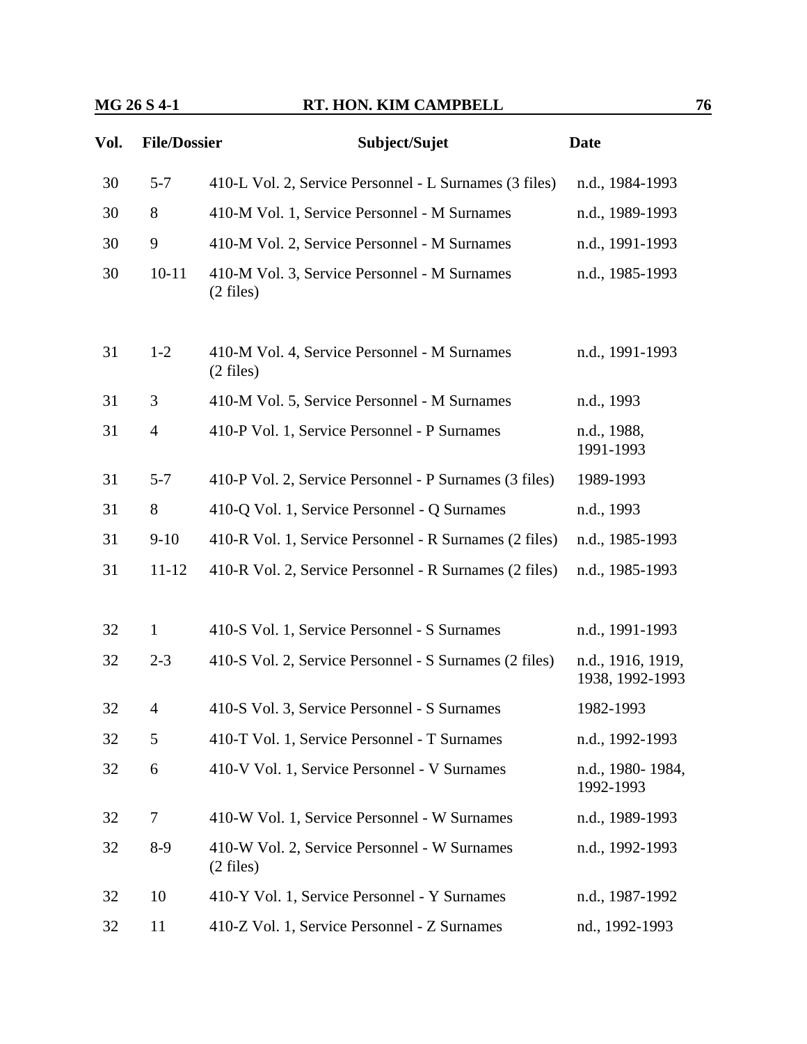| Vol. | File/Dossier | Subject/Sujet | Date |
|---|---|---|---|
| 30 | 5-7 | 410-L Vol. 2, Service Personnel - L Surnames (3 files) | n.d., 1984-1993 |
| 30 | 8 | 410-M Vol. 1, Service Personnel - M Surnames | n.d., 1989-1993 |
| 30 | 9 | 410-M Vol. 2, Service Personnel - M Surnames | n.d., 1991-1993 |
| 30 | 10-11 | 410-M Vol. 3, Service Personnel - M Surnames (2 files) | n.d., 1985-1993 |
| 31 | 1-2 | 410-M Vol. 4, Service Personnel - M Surnames (2 files) | n.d., 1991-1993 |
| 31 | 3 | 410-M Vol. 5, Service Personnel - M Surnames | n.d., 1993 |
| 31 | 4 | 410-P Vol. 1, Service Personnel - P Surnames | n.d., 1988, 1991-1993 |
| 31 | 5-7 | 410-P Vol. 2, Service Personnel - P Surnames (3 files) | 1989-1993 |
| 31 | 8 | 410-Q Vol. 1, Service Personnel - Q Surnames | n.d., 1993 |
| 31 | 9-10 | 410-R Vol. 1, Service Personnel - R Surnames (2 files) | n.d., 1985-1993 |
| 31 | 11-12 | 410-R Vol. 2, Service Personnel - R Surnames (2 files) | n.d., 1985-1993 |
| 32 | 1 | 410-S Vol. 1, Service Personnel - S Surnames | n.d., 1991-1993 |
| 32 | 2-3 | 410-S Vol. 2, Service Personnel - S Surnames (2 files) | n.d., 1916, 1919, 1938, 1992-1993 |
| 32 | 4 | 410-S Vol. 3, Service Personnel - S Surnames | 1982-1993 |
| 32 | 5 | 410-T Vol. 1, Service Personnel - T Surnames | n.d., 1992-1993 |
| 32 | 6 | 410-V Vol. 1, Service Personnel - V Surnames | n.d., 1980- 1984, 1992-1993 |
| 32 | 7 | 410-W Vol. 1, Service Personnel - W Surnames | n.d., 1989-1993 |
| 32 | 8-9 | 410-W Vol. 2, Service Personnel - W Surnames (2 files) | n.d., 1992-1993 |
| 32 | 10 | 410-Y Vol. 1, Service Personnel - Y Surnames | n.d., 1987-1992 |
| 32 | 11 | 410-Z Vol. 1, Service Personnel - Z Surnames | nd., 1992-1993 |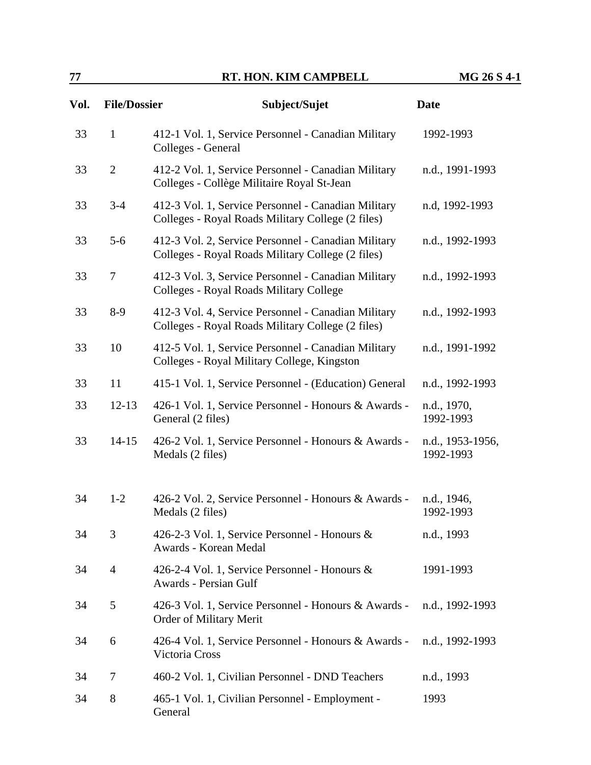| Vol. | File/Dossier | Subject/Sujet | Date |
|---|---|---|---|
| 33 | 1 | 412-1 Vol. 1, Service Personnel - Canadian Military Colleges - General | 1992-1993 |
| 33 | 2 | 412-2 Vol. 1, Service Personnel - Canadian Military Colleges - Collège Militaire Royal St-Jean | n.d., 1991-1993 |
| 33 | 3-4 | 412-3 Vol. 1, Service Personnel - Canadian Military Colleges - Royal Roads Military College (2 files) | n.d, 1992-1993 |
| 33 | 5-6 | 412-3 Vol. 2, Service Personnel - Canadian Military Colleges - Royal Roads Military College (2 files) | n.d., 1992-1993 |
| 33 | 7 | 412-3 Vol. 3, Service Personnel - Canadian Military Colleges - Royal Roads Military College | n.d., 1992-1993 |
| 33 | 8-9 | 412-3 Vol. 4, Service Personnel - Canadian Military Colleges - Royal Roads Military College (2 files) | n.d., 1992-1993 |
| 33 | 10 | 412-5 Vol. 1, Service Personnel - Canadian Military Colleges - Royal Military College, Kingston | n.d., 1991-1992 |
| 33 | 11 | 415-1 Vol. 1, Service Personnel - (Education) General | n.d., 1992-1993 |
| 33 | 12-13 | 426-1 Vol. 1, Service Personnel - Honours & Awards - General (2 files) | n.d., 1970, 1992-1993 |
| 33 | 14-15 | 426-2 Vol. 1, Service Personnel - Honours & Awards - Medals (2 files) | n.d., 1953-1956, 1992-1993 |
| 34 | 1-2 | 426-2 Vol. 2, Service Personnel - Honours & Awards - Medals (2 files) | n.d., 1946, 1992-1993 |
| 34 | 3 | 426-2-3 Vol. 1, Service Personnel - Honours & Awards - Korean Medal | n.d., 1993 |
| 34 | 4 | 426-2-4 Vol. 1, Service Personnel - Honours & Awards - Persian Gulf | 1991-1993 |
| 34 | 5 | 426-3 Vol. 1, Service Personnel - Honours & Awards - Order of Military Merit | n.d., 1992-1993 |
| 34 | 6 | 426-4 Vol. 1, Service Personnel - Honours & Awards - Victoria Cross | n.d., 1992-1993 |
| 34 | 7 | 460-2 Vol. 1, Civilian Personnel - DND Teachers | n.d., 1993 |
| 34 | 8 | 465-1 Vol. 1, Civilian Personnel - Employment - General | 1993 |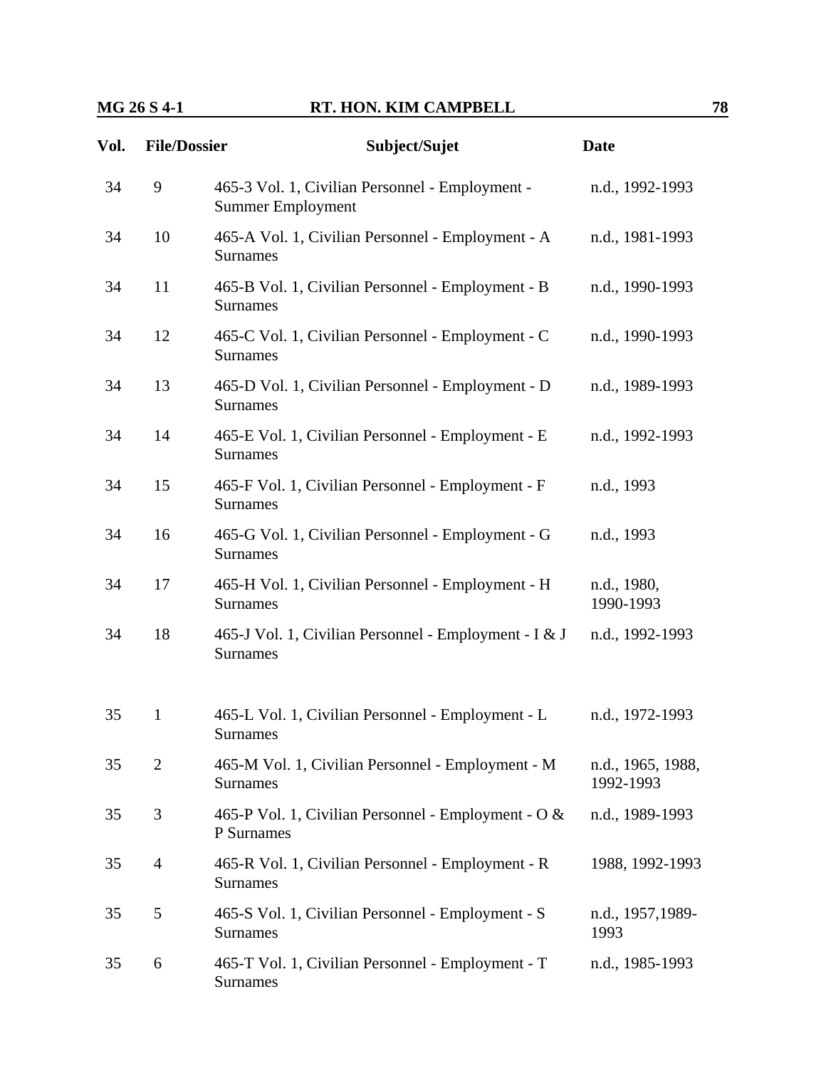| Vol. | File/Dossier | Subject/Sujet | Date |
|---|---|---|---|
| 34 | 9 | 465-3 Vol. 1, Civilian Personnel - Employment - Summer Employment | n.d., 1992-1993 |
| 34 | 10 | 465-A Vol. 1, Civilian Personnel - Employment - A Surnames | n.d., 1981-1993 |
| 34 | 11 | 465-B Vol. 1, Civilian Personnel - Employment - B Surnames | n.d., 1990-1993 |
| 34 | 12 | 465-C Vol. 1, Civilian Personnel - Employment - C Surnames | n.d., 1990-1993 |
| 34 | 13 | 465-D Vol. 1, Civilian Personnel - Employment - D Surnames | n.d., 1989-1993 |
| 34 | 14 | 465-E Vol. 1, Civilian Personnel - Employment - E Surnames | n.d., 1992-1993 |
| 34 | 15 | 465-F Vol. 1, Civilian Personnel - Employment - F Surnames | n.d., 1993 |
| 34 | 16 | 465-G Vol. 1, Civilian Personnel - Employment - G Surnames | n.d., 1993 |
| 34 | 17 | 465-H Vol. 1, Civilian Personnel - Employment - H Surnames | n.d., 1980, 1990-1993 |
| 34 | 18 | 465-J Vol. 1, Civilian Personnel - Employment - I & J Surnames | n.d., 1992-1993 |
| 35 | 1 | 465-L Vol. 1, Civilian Personnel - Employment - L Surnames | n.d., 1972-1993 |
| 35 | 2 | 465-M Vol. 1, Civilian Personnel - Employment - M Surnames | n.d., 1965, 1988, 1992-1993 |
| 35 | 3 | 465-P Vol. 1, Civilian Personnel - Employment - O & P Surnames | n.d., 1989-1993 |
| 35 | 4 | 465-R Vol. 1, Civilian Personnel - Employment - R Surnames | 1988, 1992-1993 |
| 35 | 5 | 465-S Vol. 1, Civilian Personnel - Employment - S Surnames | n.d., 1957,1989-1993 |
| 35 | 6 | 465-T Vol. 1, Civilian Personnel - Employment - T Surnames | n.d., 1985-1993 |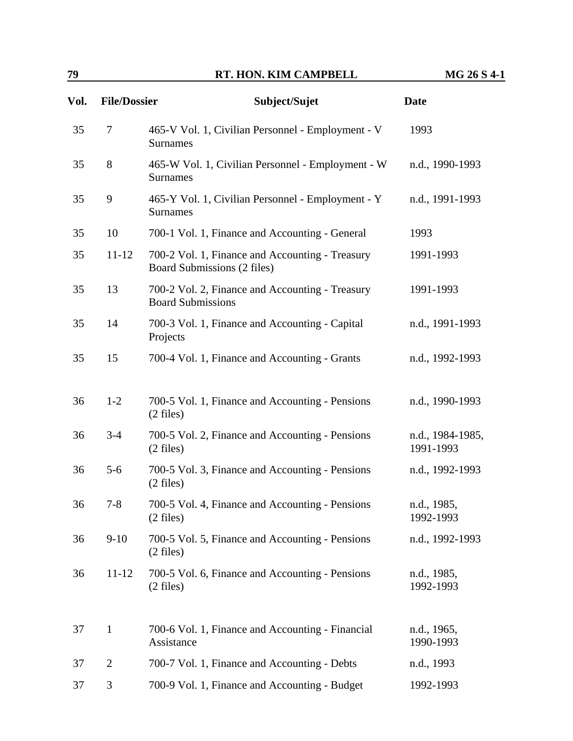| Vol. | File/Dossier | Subject/Sujet | Date |
|---|---|---|---|
| 35 | 7 | 465-V Vol. 1, Civilian Personnel - Employment - V Surnames | 1993 |
| 35 | 8 | 465-W Vol. 1, Civilian Personnel - Employment - W Surnames | n.d., 1990-1993 |
| 35 | 9 | 465-Y Vol. 1, Civilian Personnel - Employment - Y Surnames | n.d., 1991-1993 |
| 35 | 10 | 700-1 Vol. 1, Finance and Accounting - General | 1993 |
| 35 | 11-12 | 700-2 Vol. 1, Finance and Accounting - Treasury Board Submissions (2 files) | 1991-1993 |
| 35 | 13 | 700-2 Vol. 2, Finance and Accounting - Treasury Board Submissions | 1991-1993 |
| 35 | 14 | 700-3 Vol. 1, Finance and Accounting - Capital Projects | n.d., 1991-1993 |
| 35 | 15 | 700-4 Vol. 1, Finance and Accounting - Grants | n.d., 1992-1993 |
| 36 | 1-2 | 700-5 Vol. 1, Finance and Accounting - Pensions (2 files) | n.d., 1990-1993 |
| 36 | 3-4 | 700-5 Vol. 2, Finance and Accounting - Pensions (2 files) | n.d., 1984-1985, 1991-1993 |
| 36 | 5-6 | 700-5 Vol. 3, Finance and Accounting - Pensions (2 files) | n.d., 1992-1993 |
| 36 | 7-8 | 700-5 Vol. 4, Finance and Accounting - Pensions (2 files) | n.d., 1985, 1992-1993 |
| 36 | 9-10 | 700-5 Vol. 5, Finance and Accounting - Pensions (2 files) | n.d., 1992-1993 |
| 36 | 11-12 | 700-5 Vol. 6, Finance and Accounting - Pensions (2 files) | n.d., 1985, 1992-1993 |
| 37 | 1 | 700-6 Vol. 1, Finance and Accounting - Financial Assistance | n.d., 1965, 1990-1993 |
| 37 | 2 | 700-7 Vol. 1, Finance and Accounting - Debts | n.d., 1993 |
| 37 | 3 | 700-9 Vol. 1, Finance and Accounting - Budget | 1992-1993 |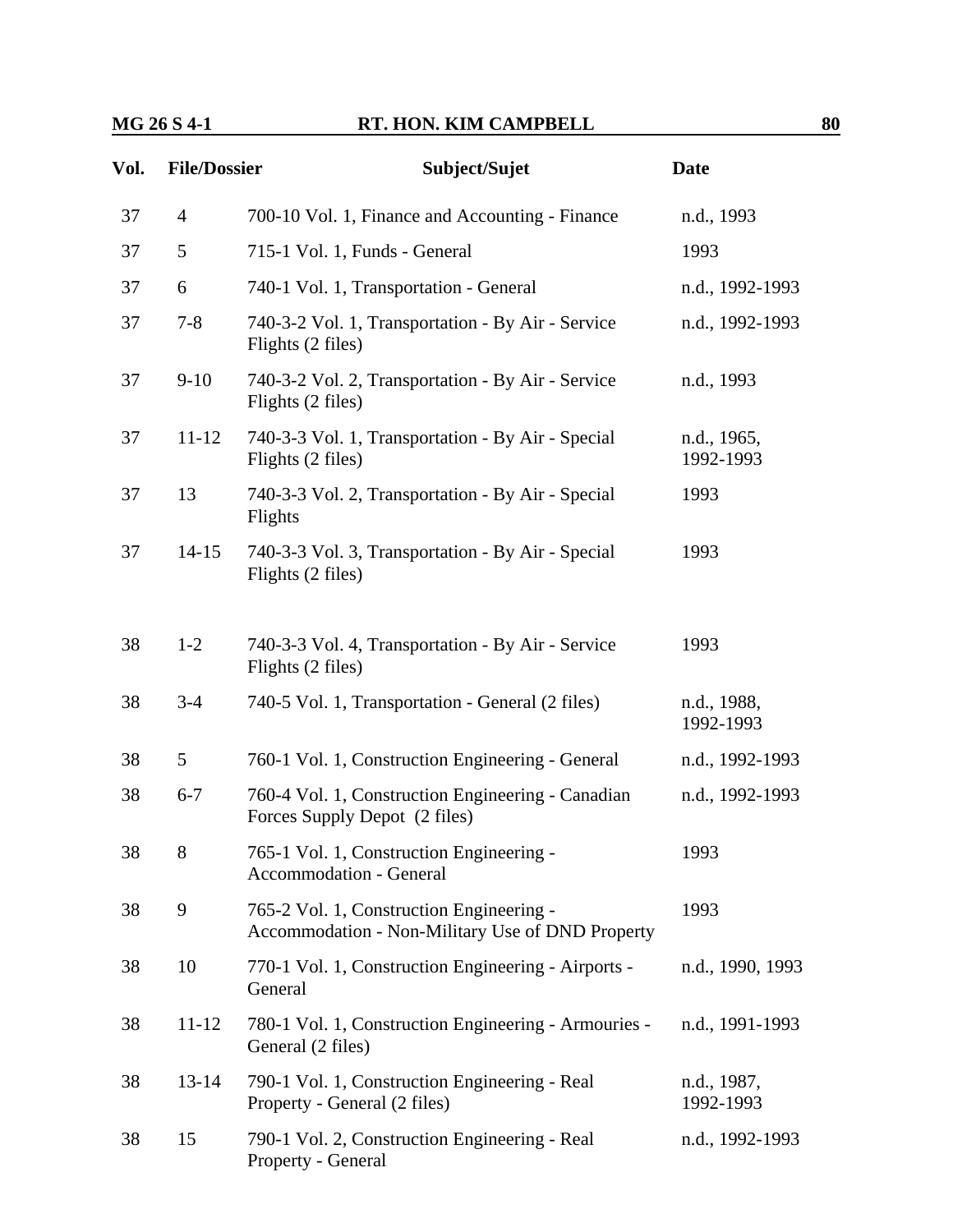| Vol. | File/Dossier | Subject/Sujet | Date |
|---|---|---|---|
| 37 | 4 | 700-10 Vol. 1, Finance and Accounting - Finance | n.d., 1993 |
| 37 | 5 | 715-1 Vol. 1, Funds - General | 1993 |
| 37 | 6 | 740-1 Vol. 1, Transportation - General | n.d., 1992-1993 |
| 37 | 7-8 | 740-3-2 Vol. 1, Transportation - By Air - Service Flights (2 files) | n.d., 1992-1993 |
| 37 | 9-10 | 740-3-2 Vol. 2, Transportation - By Air - Service Flights (2 files) | n.d., 1993 |
| 37 | 11-12 | 740-3-3 Vol. 1, Transportation - By Air - Special Flights (2 files) | n.d., 1965, 1992-1993 |
| 37 | 13 | 740-3-3 Vol. 2, Transportation - By Air - Special Flights | 1993 |
| 37 | 14-15 | 740-3-3 Vol. 3, Transportation - By Air - Special Flights (2 files) | 1993 |
| 38 | 1-2 | 740-3-3 Vol. 4, Transportation - By Air - Service Flights (2 files) | 1993 |
| 38 | 3-4 | 740-5 Vol. 1, Transportation - General (2 files) | n.d., 1988, 1992-1993 |
| 38 | 5 | 760-1 Vol. 1, Construction Engineering - General | n.d., 1992-1993 |
| 38 | 6-7 | 760-4 Vol. 1, Construction Engineering - Canadian Forces Supply Depot (2 files) | n.d., 1992-1993 |
| 38 | 8 | 765-1 Vol. 1, Construction Engineering - Accommodation - General | 1993 |
| 38 | 9 | 765-2 Vol. 1, Construction Engineering - Accommodation - Non-Military Use of DND Property | 1993 |
| 38 | 10 | 770-1 Vol. 1, Construction Engineering - Airports - General | n.d., 1990, 1993 |
| 38 | 11-12 | 780-1 Vol. 1, Construction Engineering - Armouries - General (2 files) | n.d., 1991-1993 |
| 38 | 13-14 | 790-1 Vol. 1, Construction Engineering - Real Property - General (2 files) | n.d., 1987, 1992-1993 |
| 38 | 15 | 790-1 Vol. 2, Construction Engineering - Real Property - General | n.d., 1992-1993 |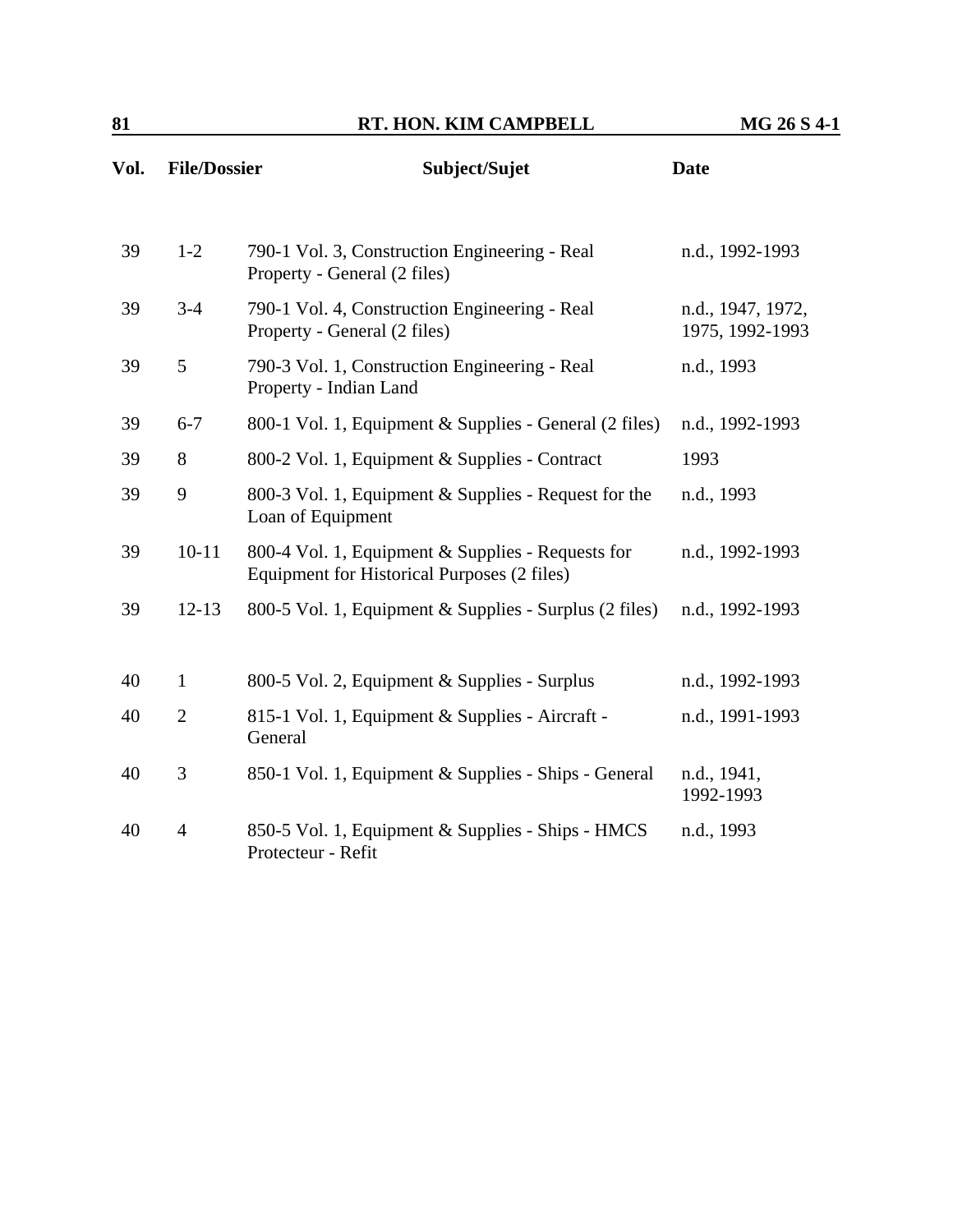| Vol. | File/Dossier | Subject/Sujet | Date |
|---|---|---|---|
| 39 | 1-2 | 790-1 Vol. 3, Construction Engineering - Real Property - General (2 files) | n.d., 1992-1993 |
| 39 | 3-4 | 790-1 Vol. 4, Construction Engineering - Real Property - General (2 files) | n.d., 1947, 1972, 1975, 1992-1993 |
| 39 | 5 | 790-3 Vol. 1, Construction Engineering - Real Property - Indian Land | n.d., 1993 |
| 39 | 6-7 | 800-1 Vol. 1, Equipment & Supplies - General (2 files) | n.d., 1992-1993 |
| 39 | 8 | 800-2 Vol. 1, Equipment & Supplies - Contract | 1993 |
| 39 | 9 | 800-3 Vol. 1, Equipment & Supplies - Request for the Loan of Equipment | n.d., 1993 |
| 39 | 10-11 | 800-4 Vol. 1, Equipment & Supplies - Requests for Equipment for Historical Purposes (2 files) | n.d., 1992-1993 |
| 39 | 12-13 | 800-5 Vol. 1, Equipment & Supplies - Surplus (2 files) | n.d., 1992-1993 |
| 40 | 1 | 800-5 Vol. 2, Equipment & Supplies - Surplus | n.d., 1992-1993 |
| 40 | 2 | 815-1 Vol. 1, Equipment & Supplies - Aircraft - General | n.d., 1991-1993 |
| 40 | 3 | 850-1 Vol. 1, Equipment & Supplies - Ships - General | n.d., 1941, 1992-1993 |
| 40 | 4 | 850-5 Vol. 1, Equipment & Supplies - Ships - HMCS Protecteur - Refit | n.d., 1993 |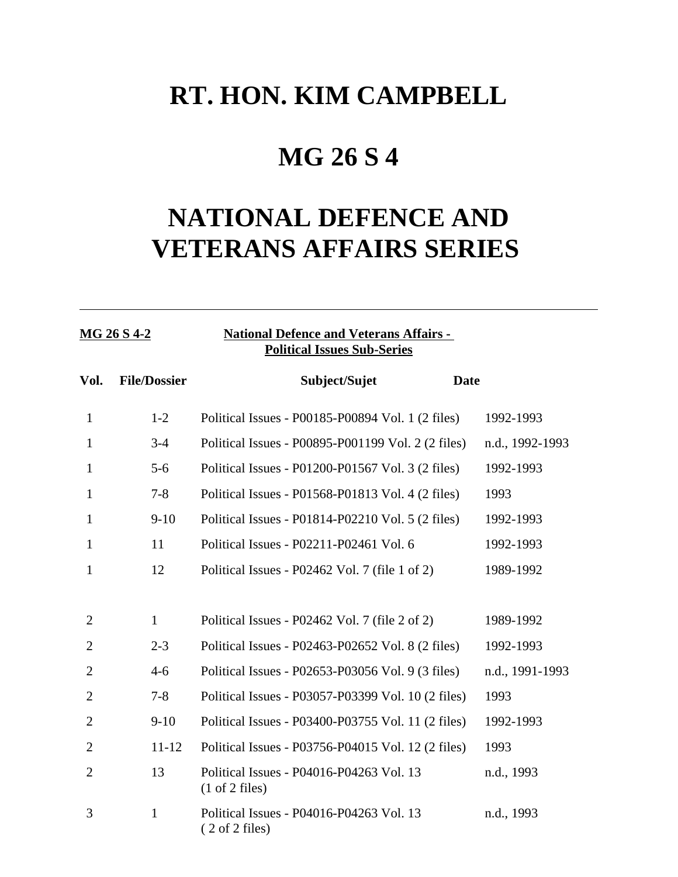# RT. HON. KIM CAMPBELL

# MG 26 S 4

# NATIONAL DEFENCE AND VETERANS AFFAIRS SERIES

---

**MG 26 S 4-2** **National Defence and Veterans Affairs - Political Issues Sub-Series**

| Vol. | File/Dossier | Subject/Sujet | Date |
|---|---|---|---|
| 1 | 1-2 | Political Issues - P00185-P00894 Vol. 1 (2 files) | 1992-1993 |
| 1 | 3-4 | Political Issues - P00895-P001199 Vol. 2 (2 files) | n.d., 1992-1993 |
| 1 | 5-6 | Political Issues - P01200-P01567 Vol. 3 (2 files) | 1992-1993 |
| 1 | 7-8 | Political Issues - P01568-P01813 Vol. 4 (2 files) | 1993 |
| 1 | 9-10 | Political Issues - P01814-P02210 Vol. 5 (2 files) | 1992-1993 |
| 1 | 11 | Political Issues - P02211-P02461 Vol. 6 | 1992-1993 |
| 1 | 12 | Political Issues - P02462 Vol. 7 (file 1 of 2) | 1989-1992 |
| 2 | 1 | Political Issues - P02462 Vol. 7 (file 2 of 2) | 1989-1992 |
| 2 | 2-3 | Political Issues - P02463-P02652 Vol. 8 (2 files) | 1992-1993 |
| 2 | 4-6 | Political Issues - P02653-P03056 Vol. 9 (3 files) | n.d., 1991-1993 |
| 2 | 7-8 | Political Issues - P03057-P03399 Vol. 10 (2 files) | 1993 |
| 2 | 9-10 | Political Issues - P03400-P03755 Vol. 11 (2 files) | 1992-1993 |
| 2 | 11-12 | Political Issues - P03756-P04015 Vol. 12 (2 files) | 1993 |
| 2 | 13 | Political Issues - P04016-P04263 Vol. 13 (1 of 2 files) | n.d., 1993 |
| 3 | 1 | Political Issues - P04016-P04263 Vol. 13 ( 2 of 2 files) | n.d., 1993 |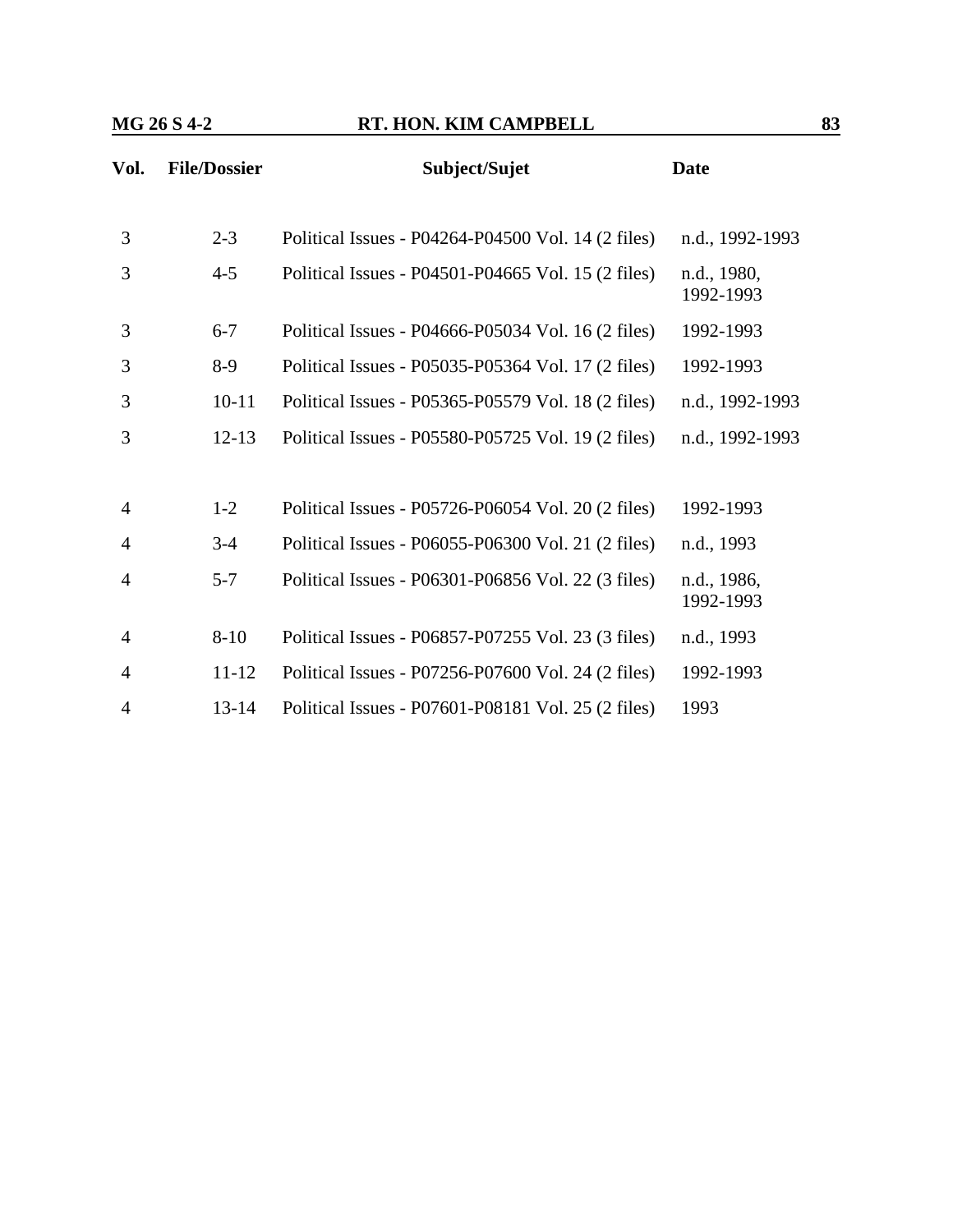| Vol. | File/Dossier | Subject/Sujet | Date |
|---|---|---|---|
| 3 | 2-3 | Political Issues - P04264-P04500 Vol. 14 (2 files) | n.d., 1992-1993 |
| 3 | 4-5 | Political Issues - P04501-P04665 Vol. 15 (2 files) | n.d., 1980, 1992-1993 |
| 3 | 6-7 | Political Issues - P04666-P05034 Vol. 16 (2 files) | 1992-1993 |
| 3 | 8-9 | Political Issues - P05035-P05364 Vol. 17 (2 files) | 1992-1993 |
| 3 | 10-11 | Political Issues - P05365-P05579 Vol. 18 (2 files) | n.d., 1992-1993 |
| 3 | 12-13 | Political Issues - P05580-P05725 Vol. 19 (2 files) | n.d., 1992-1993 |
| 4 | 1-2 | Political Issues - P05726-P06054 Vol. 20 (2 files) | 1992-1993 |
| 4 | 3-4 | Political Issues - P06055-P06300 Vol. 21 (2 files) | n.d., 1993 |
| 4 | 5-7 | Political Issues - P06301-P06856 Vol. 22 (3 files) | n.d., 1986, 1992-1993 |
| 4 | 8-10 | Political Issues - P06857-P07255 Vol. 23 (3 files) | n.d., 1993 |
| 4 | 11-12 | Political Issues - P07256-P07600 Vol. 24 (2 files) | 1992-1993 |
| 4 | 13-14 | Political Issues - P07601-P08181 Vol. 25 (2 files) | 1993 |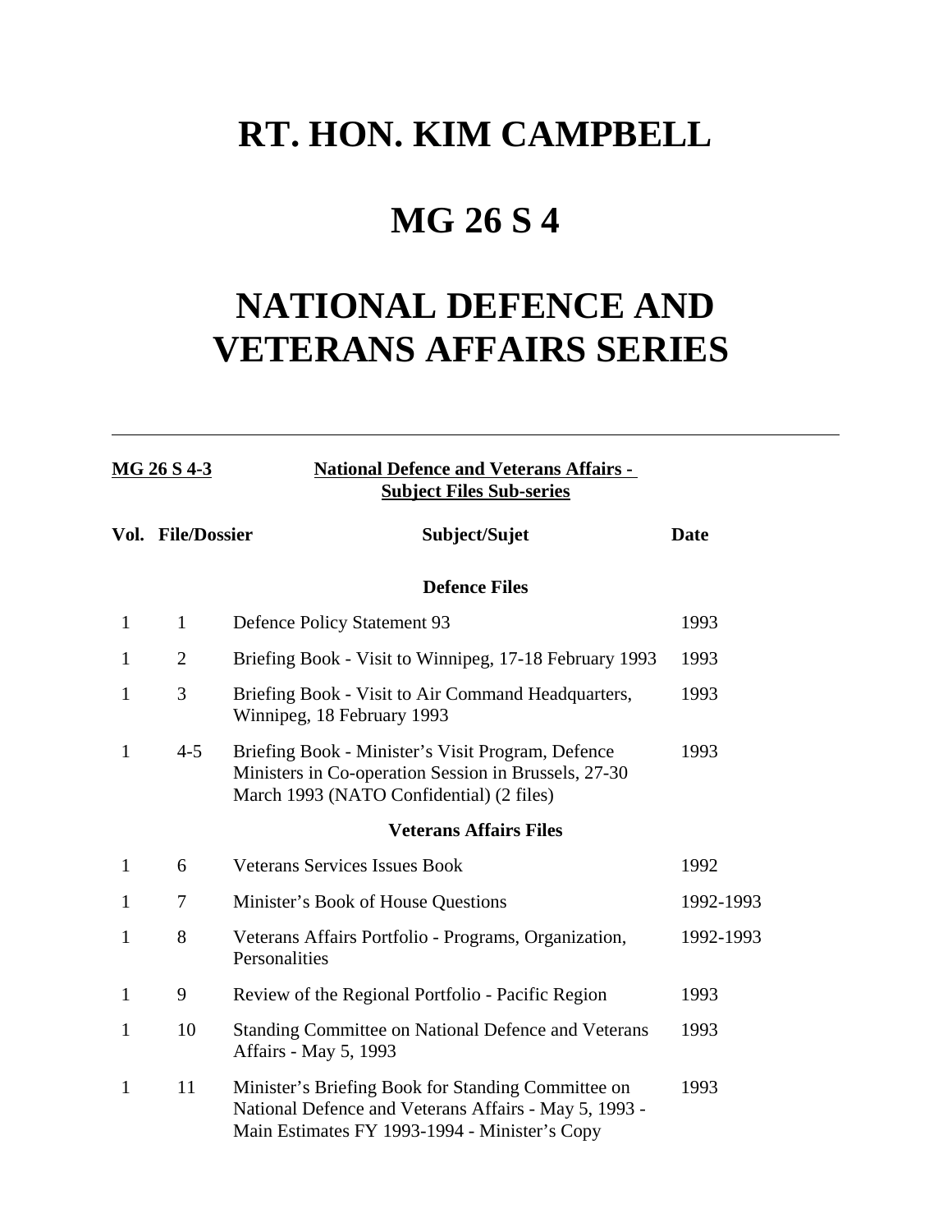# RT. HON. KIM CAMPBELL

# MG 26 S 4

# NATIONAL DEFENCE AND VETERANS AFFAIRS SERIES

---

**MG 26 S 4-3** **National Defence and Veterans Affairs - Subject Files Sub-series**

| Vol. | File/Dossier | Subject/Sujet | Date |
|---|---|---|---|
| | | **Defence Files** | |
| 1 | 1 | Defence Policy Statement 93 | 1993 |
| 1 | 2 | Briefing Book - Visit to Winnipeg, 17-18 February 1993 | 1993 |
| 1 | 3 | Briefing Book - Visit to Air Command Headquarters, Winnipeg, 18 February 1993 | 1993 |
| 1 | 4-5 | Briefing Book - Minister's Visit Program, Defence Ministers in Co-operation Session in Brussels, 27-30 March 1993 (NATO Confidential) (2 files) | 1993 |
| | | **Veterans Affairs Files** | |
| 1 | 6 | Veterans Services Issues Book | 1992 |
| 1 | 7 | Minister's Book of House Questions | 1992-1993 |
| 1 | 8 | Veterans Affairs Portfolio - Programs, Organization, Personalities | 1992-1993 |
| 1 | 9 | Review of the Regional Portfolio - Pacific Region | 1993 |
| 1 | 10 | Standing Committee on National Defence and Veterans Affairs - May 5, 1993 | 1993 |
| 1 | 11 | Minister's Briefing Book for Standing Committee on National Defence and Veterans Affairs - May 5, 1993 - Main Estimates FY 1993-1994 - Minister's Copy | 1993 |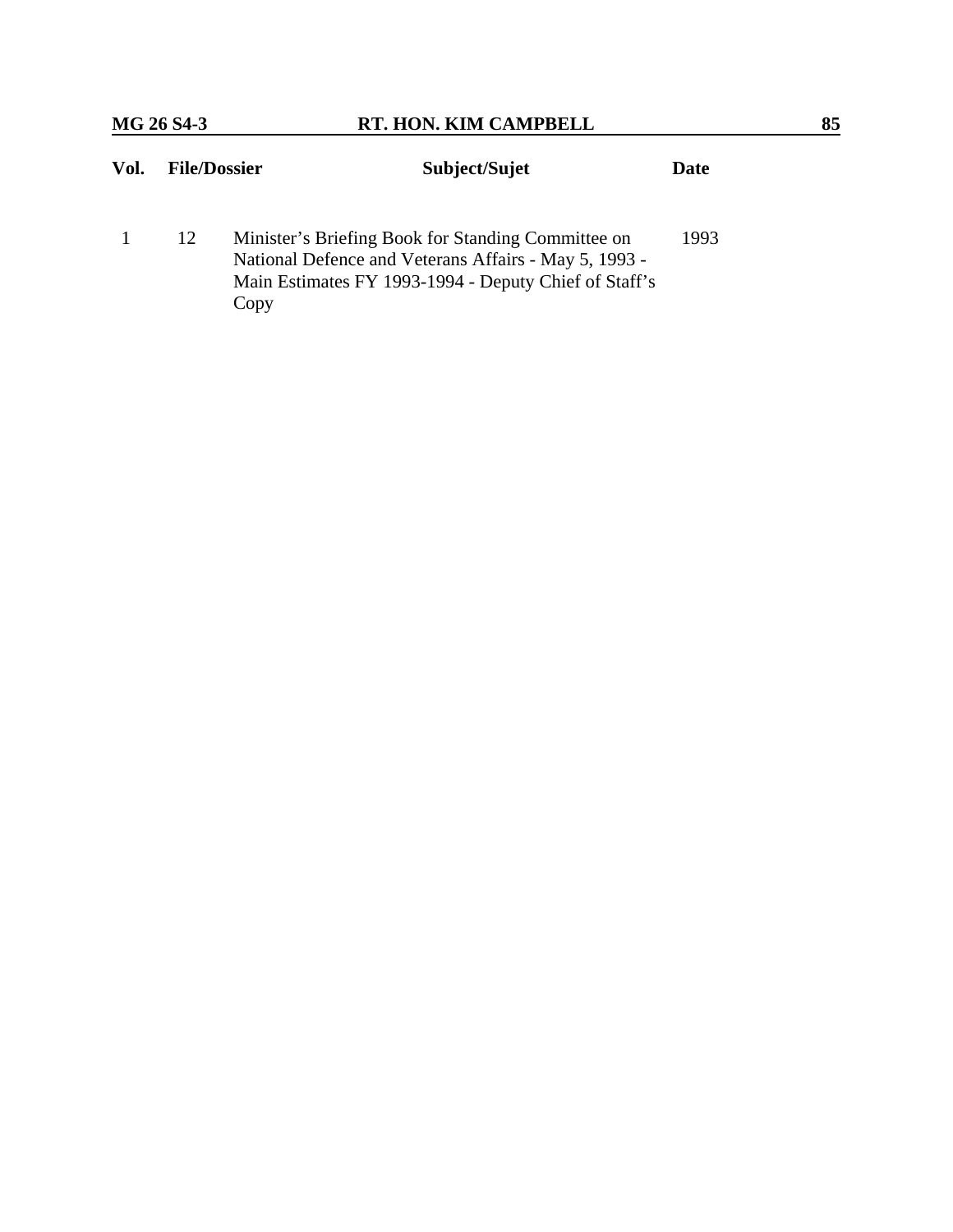| Vol. | File/Dossier | Subject/Sujet | Date |
|---|---|---|---|
| 1 | 12 | Minister's Briefing Book for Standing Committee on National Defence and Veterans Affairs - May 5, 1993 - Main Estimates FY 1993-1994 - Deputy Chief of Staff's Copy | 1993 |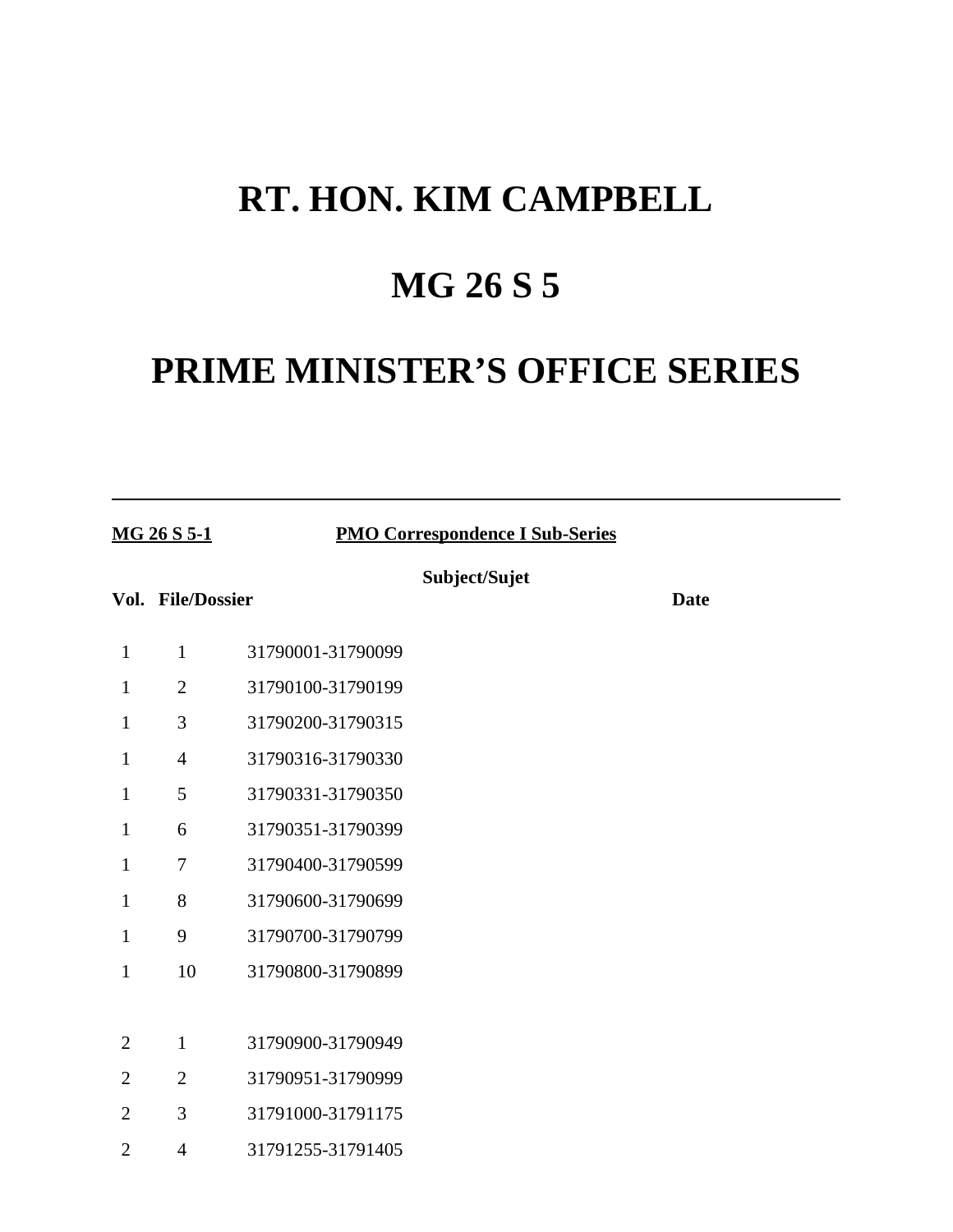# RT. HON. KIM CAMPBELL

# MG 26 S 5

# PRIME MINISTER'S OFFICE SERIES

---

**MG 26 S 5-1** **PMO Correspondence I Sub-Series**

| Vol. | File/Dossier | Subject/Sujet | Date |
|---|---|---|---|
| 1 | 1 | 31790001-31790099 | |
| 1 | 2 | 31790100-31790199 | |
| 1 | 3 | 31790200-31790315 | |
| 1 | 4 | 31790316-31790330 | |
| 1 | 5 | 31790331-31790350 | |
| 1 | 6 | 31790351-31790399 | |
| 1 | 7 | 31790400-31790599 | |
| 1 | 8 | 31790600-31790699 | |
| 1 | 9 | 31790700-31790799 | |
| 1 | 10 | 31790800-31790899 | |
| 2 | 1 | 31790900-31790949 | |
| 2 | 2 | 31790951-31790999 | |
| 2 | 3 | 31791000-31791175 | |
| 2 | 4 | 31791255-31791405 | |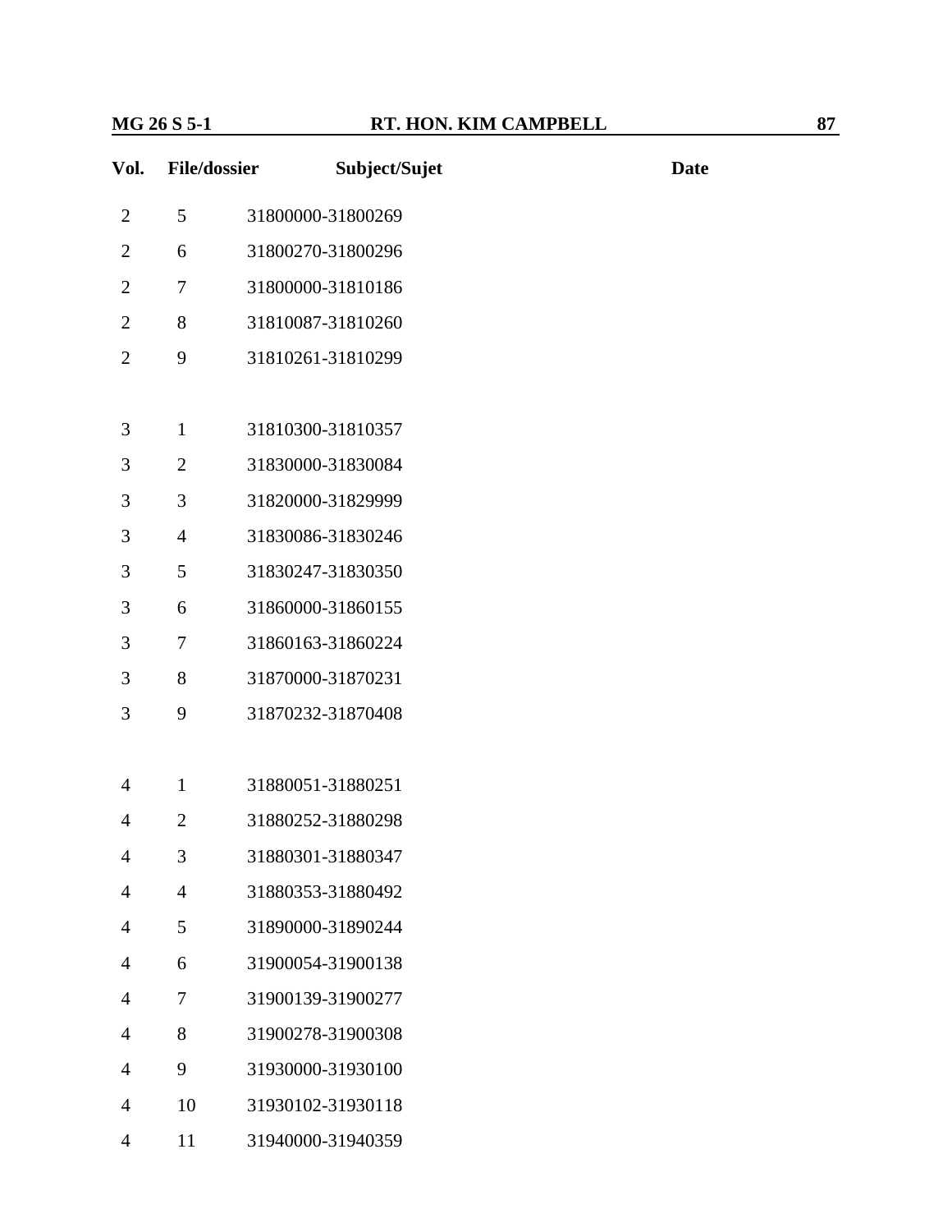| Vol. | File/dossier | Subject/Sujet | Date |
|---|---|---|---|
| 2 | 5 | 31800000-31800269 | |
| 2 | 6 | 31800270-31800296 | |
| 2 | 7 | 31800000-31810186 | |
| 2 | 8 | 31810087-31810260 | |
| 2 | 9 | 31810261-31810299 | |
| | | | |
| 3 | 1 | 31810300-31810357 | |
| 3 | 2 | 31830000-31830084 | |
| 3 | 3 | 31820000-31829999 | |
| 3 | 4 | 31830086-31830246 | |
| 3 | 5 | 31830247-31830350 | |
| 3 | 6 | 31860000-31860155 | |
| 3 | 7 | 31860163-31860224 | |
| 3 | 8 | 31870000-31870231 | |
| 3 | 9 | 31870232-31870408 | |
| | | | |
| 4 | 1 | 31880051-31880251 | |
| 4 | 2 | 31880252-31880298 | |
| 4 | 3 | 31880301-31880347 | |
| 4 | 4 | 31880353-31880492 | |
| 4 | 5 | 31890000-31890244 | |
| 4 | 6 | 31900054-31900138 | |
| 4 | 7 | 31900139-31900277 | |
| 4 | 8 | 31900278-31900308 | |
| 4 | 9 | 31930000-31930100 | |
| 4 | 10 | 31930102-31930118 | |
| 4 | 11 | 31940000-31940359 | |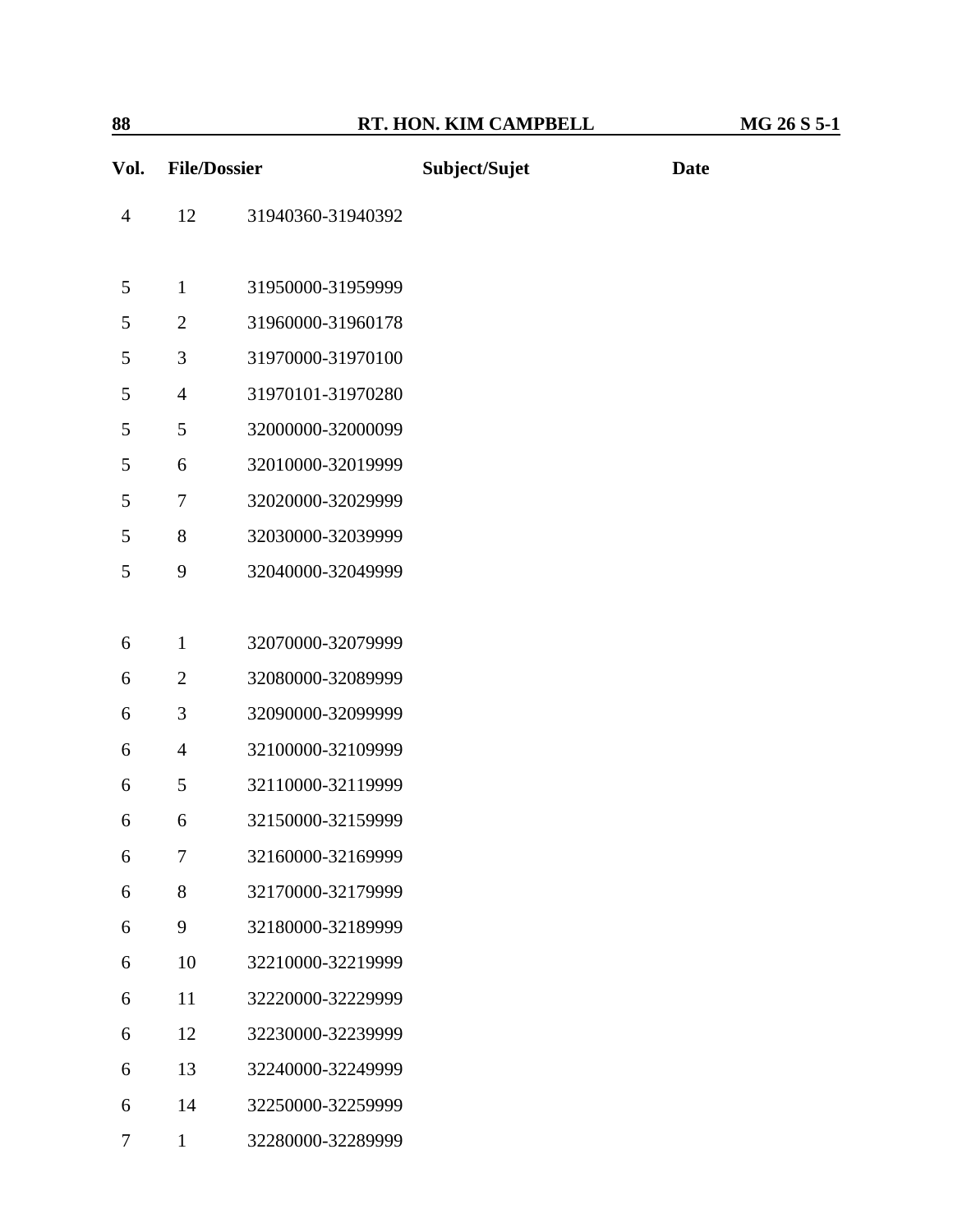| Vol. | File/Dossier | | Subject/Sujet | Date |
|---|---|---|---|---|
| 4 | 12 | 31940360-31940392 | | |
| | | | | |
| 5 | 1 | 31950000-31959999 | | |
| 5 | 2 | 31960000-31960178 | | |
| 5 | 3 | 31970000-31970100 | | |
| 5 | 4 | 31970101-31970280 | | |
| 5 | 5 | 32000000-32000099 | | |
| 5 | 6 | 32010000-32019999 | | |
| 5 | 7 | 32020000-32029999 | | |
| 5 | 8 | 32030000-32039999 | | |
| 5 | 9 | 32040000-32049999 | | |
| | | | | |
| 6 | 1 | 32070000-32079999 | | |
| 6 | 2 | 32080000-32089999 | | |
| 6 | 3 | 32090000-32099999 | | |
| 6 | 4 | 32100000-32109999 | | |
| 6 | 5 | 32110000-32119999 | | |
| 6 | 6 | 32150000-32159999 | | |
| 6 | 7 | 32160000-32169999 | | |
| 6 | 8 | 32170000-32179999 | | |
| 6 | 9 | 32180000-32189999 | | |
| 6 | 10 | 32210000-32219999 | | |
| 6 | 11 | 32220000-32229999 | | |
| 6 | 12 | 32230000-32239999 | | |
| 6 | 13 | 32240000-32249999 | | |
| 6 | 14 | 32250000-32259999 | | |
| 7 | 1 | 32280000-32289999 | | |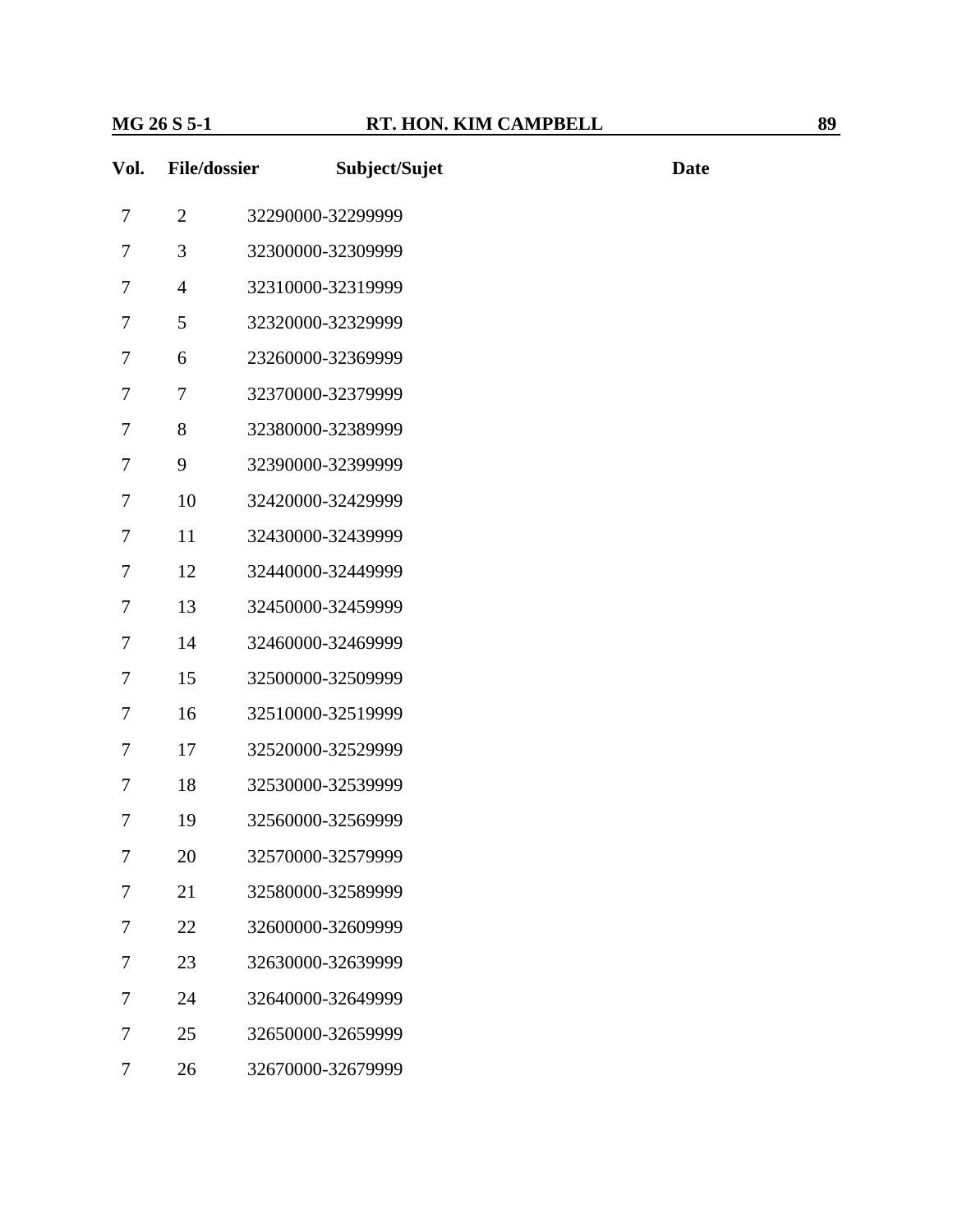| Vol. | File/dossier | Subject/Sujet | Date |
|---|---|---|---|
| 7 | 2 | 32290000-32299999 | |
| 7 | 3 | 32300000-32309999 | |
| 7 | 4 | 32310000-32319999 | |
| 7 | 5 | 32320000-32329999 | |
| 7 | 6 | 23260000-32369999 | |
| 7 | 7 | 32370000-32379999 | |
| 7 | 8 | 32380000-32389999 | |
| 7 | 9 | 32390000-32399999 | |
| 7 | 10 | 32420000-32429999 | |
| 7 | 11 | 32430000-32439999 | |
| 7 | 12 | 32440000-32449999 | |
| 7 | 13 | 32450000-32459999 | |
| 7 | 14 | 32460000-32469999 | |
| 7 | 15 | 32500000-32509999 | |
| 7 | 16 | 32510000-32519999 | |
| 7 | 17 | 32520000-32529999 | |
| 7 | 18 | 32530000-32539999 | |
| 7 | 19 | 32560000-32569999 | |
| 7 | 20 | 32570000-32579999 | |
| 7 | 21 | 32580000-32589999 | |
| 7 | 22 | 32600000-32609999 | |
| 7 | 23 | 32630000-32639999 | |
| 7 | 24 | 32640000-32649999 | |
| 7 | 25 | 32650000-32659999 | |
| 7 | 26 | 32670000-32679999 | |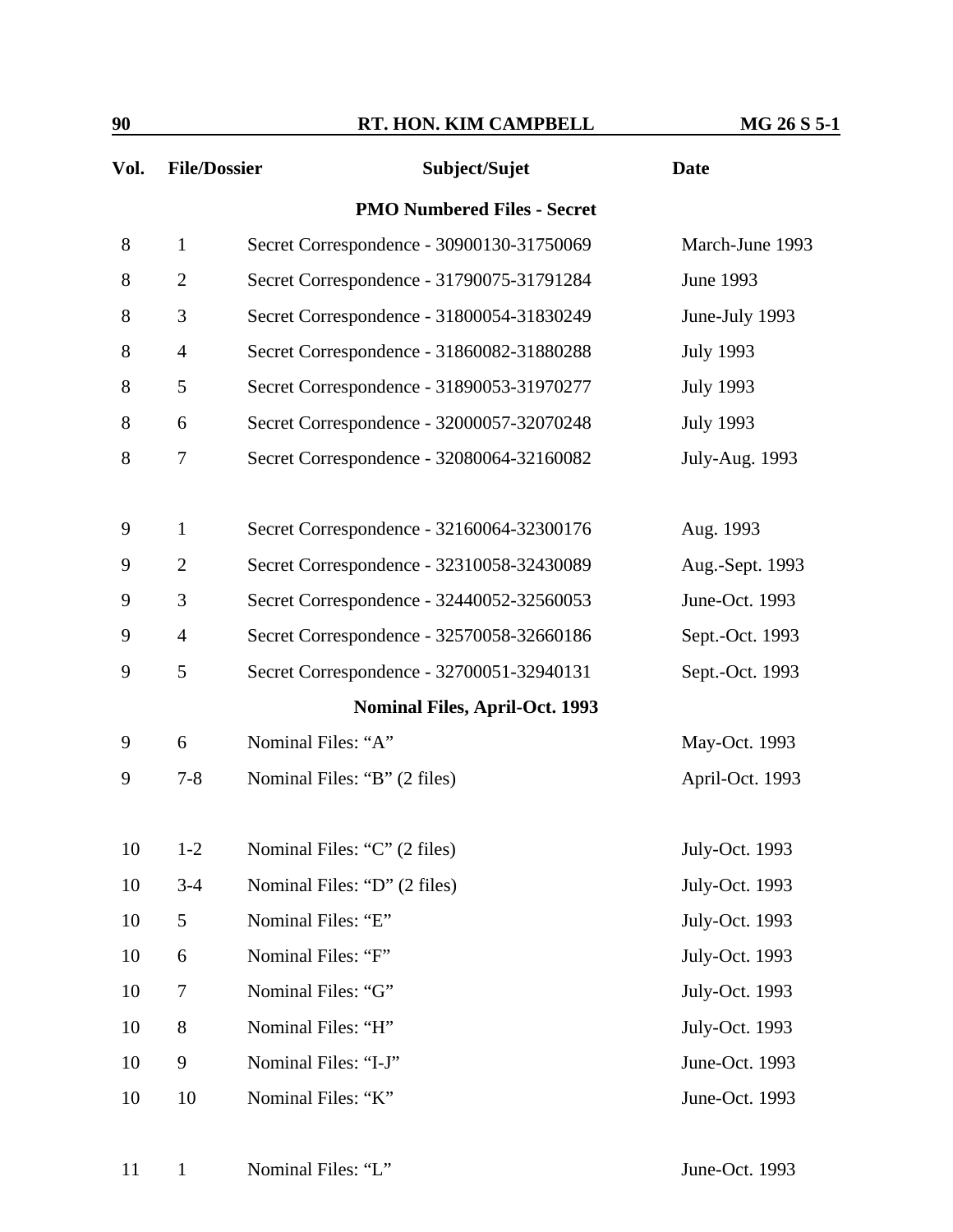| Vol. | File/Dossier | Subject/Sujet | Date |
|---|---|---|---|
| | | **PMO Numbered Files - Secret** | |
| 8 | 1 | Secret Correspondence - 30900130-31750069 | March-June 1993 |
| 8 | 2 | Secret Correspondence - 31790075-31791284 | June 1993 |
| 8 | 3 | Secret Correspondence - 31800054-31830249 | June-July 1993 |
| 8 | 4 | Secret Correspondence - 31860082-31880288 | July 1993 |
| 8 | 5 | Secret Correspondence - 31890053-31970277 | July 1993 |
| 8 | 6 | Secret Correspondence - 32000057-32070248 | July 1993 |
| 8 | 7 | Secret Correspondence - 32080064-32160082 | July-Aug. 1993 |
| 9 | 1 | Secret Correspondence - 32160064-32300176 | Aug. 1993 |
| 9 | 2 | Secret Correspondence - 32310058-32430089 | Aug.-Sept. 1993 |
| 9 | 3 | Secret Correspondence - 32440052-32560053 | June-Oct. 1993 |
| 9 | 4 | Secret Correspondence - 32570058-32660186 | Sept.-Oct. 1993 |
| 9 | 5 | Secret Correspondence - 32700051-32940131 | Sept.-Oct. 1993 |
| | | **Nominal Files, April-Oct. 1993** | |
| 9 | 6 | Nominal Files: "A" | May-Oct. 1993 |
| 9 | 7-8 | Nominal Files: "B" (2 files) | April-Oct. 1993 |
| 10 | 1-2 | Nominal Files: "C" (2 files) | July-Oct. 1993 |
| 10 | 3-4 | Nominal Files: "D" (2 files) | July-Oct. 1993 |
| 10 | 5 | Nominal Files: "E" | July-Oct. 1993 |
| 10 | 6 | Nominal Files: "F" | July-Oct. 1993 |
| 10 | 7 | Nominal Files: "G" | July-Oct. 1993 |
| 10 | 8 | Nominal Files: "H" | July-Oct. 1993 |
| 10 | 9 | Nominal Files: "I-J" | June-Oct. 1993 |
| 10 | 10 | Nominal Files: "K" | June-Oct. 1993 |
| 11 | 1 | Nominal Files: "L" | June-Oct. 1993 |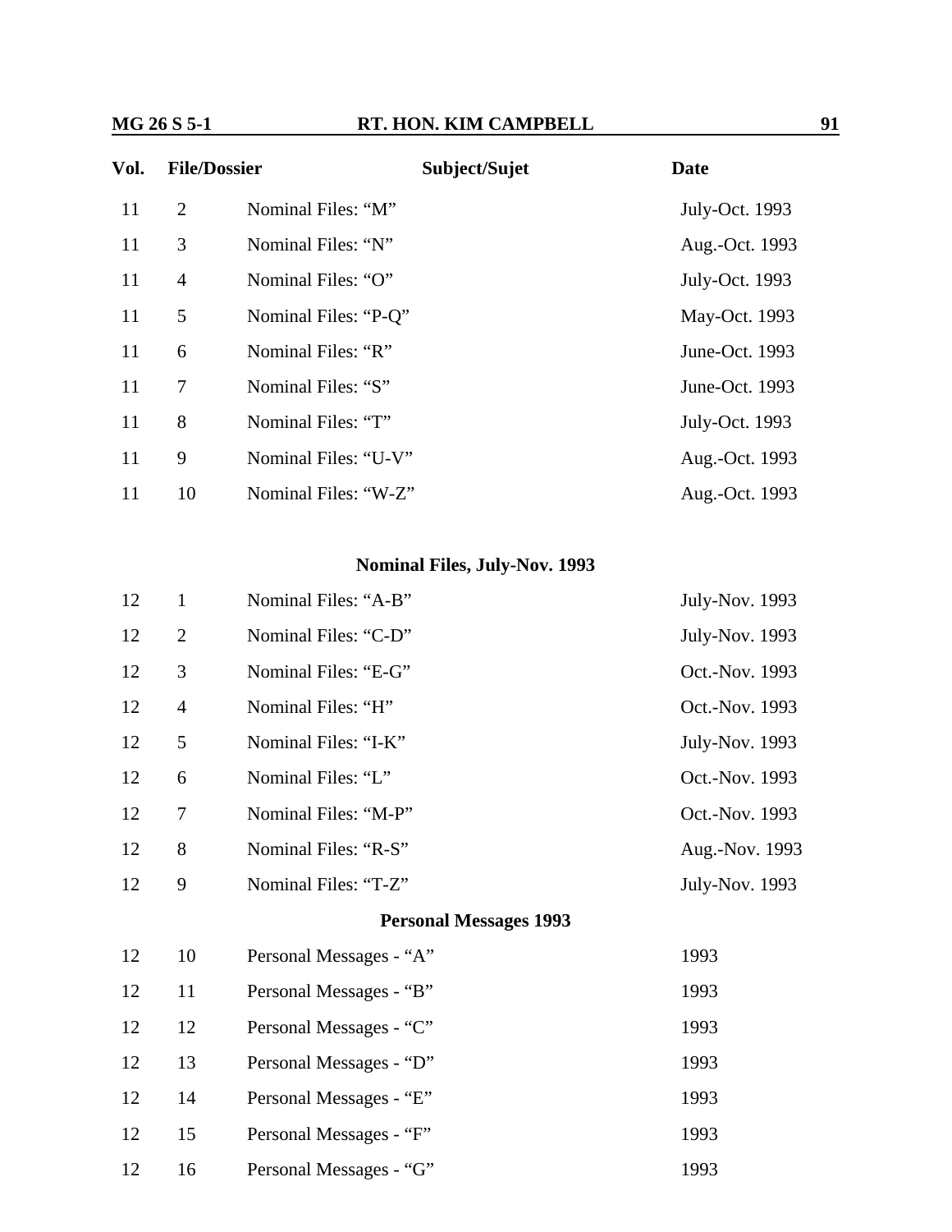| Vol. | File/Dossier | Subject/Sujet | Date |
|---|---|---|---|
| 11 | 2 | Nominal Files: "M" | July-Oct. 1993 |
| 11 | 3 | Nominal Files: "N" | Aug.-Oct. 1993 |
| 11 | 4 | Nominal Files: "O" | July-Oct. 1993 |
| 11 | 5 | Nominal Files: "P-Q" | May-Oct. 1993 |
| 11 | 6 | Nominal Files: "R" | June-Oct. 1993 |
| 11 | 7 | Nominal Files: "S" | June-Oct. 1993 |
| 11 | 8 | Nominal Files: "T" | July-Oct. 1993 |
| 11 | 9 | Nominal Files: "U-V" | Aug.-Oct. 1993 |
| 11 | 10 | Nominal Files: "W-Z" | Aug.-Oct. 1993 |

**Nominal Files, July-Nov. 1993**

| Vol. | File/Dossier | Subject/Sujet | Date |
|---|---|---|---|
| 12 | 1 | Nominal Files: "A-B" | July-Nov. 1993 |
| 12 | 2 | Nominal Files: "C-D" | July-Nov. 1993 |
| 12 | 3 | Nominal Files: "E-G" | Oct.-Nov. 1993 |
| 12 | 4 | Nominal Files: "H" | Oct.-Nov. 1993 |
| 12 | 5 | Nominal Files: "I-K" | July-Nov. 1993 |
| 12 | 6 | Nominal Files: "L" | Oct.-Nov. 1993 |
| 12 | 7 | Nominal Files: "M-P" | Oct.-Nov. 1993 |
| 12 | 8 | Nominal Files: "R-S" | Aug.-Nov. 1993 |
| 12 | 9 | Nominal Files: "T-Z" | July-Nov. 1993 |

**Personal Messages 1993**

| Vol. | File/Dossier | Subject/Sujet | Date |
|---|---|---|---|
| 12 | 10 | Personal Messages - "A" | 1993 |
| 12 | 11 | Personal Messages - "B" | 1993 |
| 12 | 12 | Personal Messages - "C" | 1993 |
| 12 | 13 | Personal Messages - "D" | 1993 |
| 12 | 14 | Personal Messages - "E" | 1993 |
| 12 | 15 | Personal Messages - "F" | 1993 |
| 12 | 16 | Personal Messages - "G" | 1993 |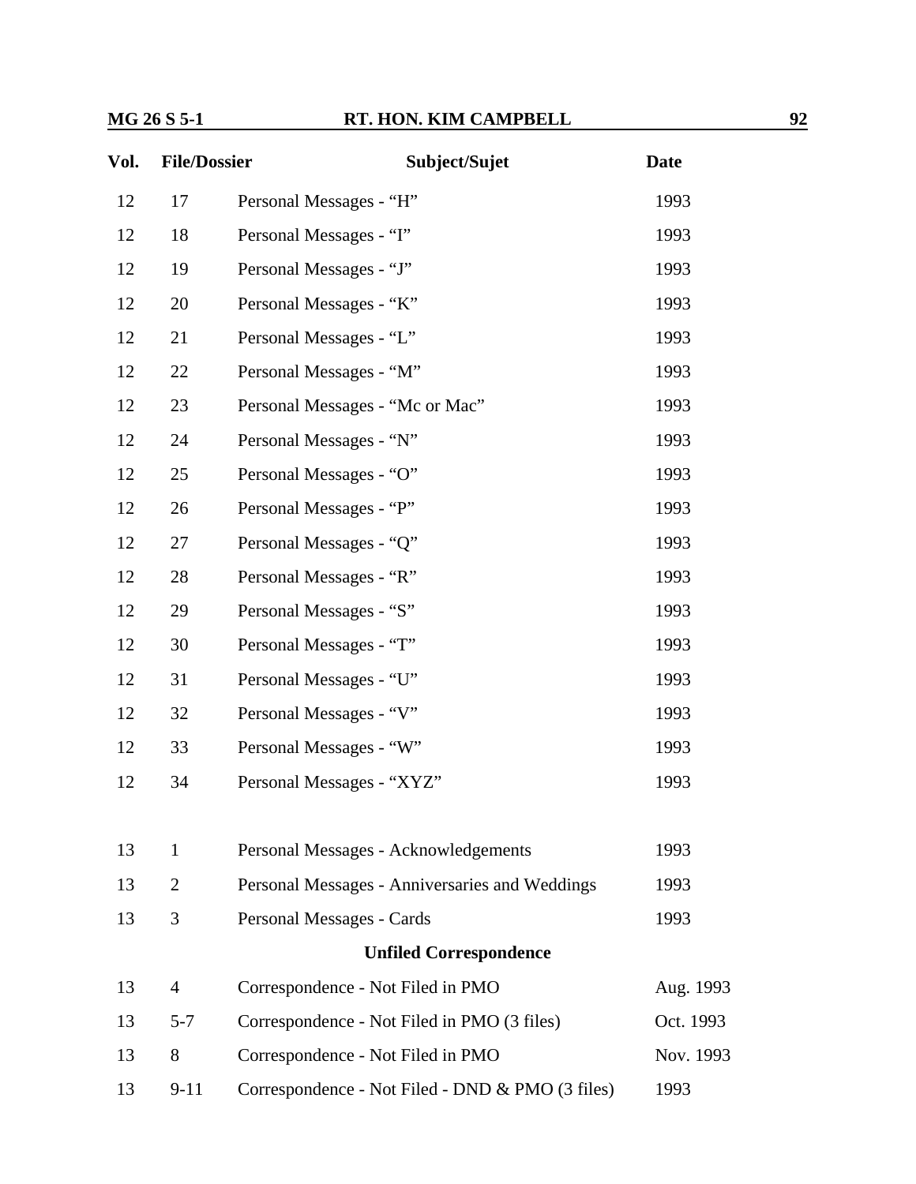| Vol. | File/Dossier | Subject/Sujet | Date |
|---|---|---|---|
| 12 | 17 | Personal Messages - “H” | 1993 |
| 12 | 18 | Personal Messages - “I” | 1993 |
| 12 | 19 | Personal Messages - “J” | 1993 |
| 12 | 20 | Personal Messages - “K” | 1993 |
| 12 | 21 | Personal Messages - “L” | 1993 |
| 12 | 22 | Personal Messages - “M” | 1993 |
| 12 | 23 | Personal Messages - “Mc or Mac” | 1993 |
| 12 | 24 | Personal Messages - “N” | 1993 |
| 12 | 25 | Personal Messages - “O” | 1993 |
| 12 | 26 | Personal Messages - “P” | 1993 |
| 12 | 27 | Personal Messages - “Q” | 1993 |
| 12 | 28 | Personal Messages - “R” | 1993 |
| 12 | 29 | Personal Messages - “S” | 1993 |
| 12 | 30 | Personal Messages - “T” | 1993 |
| 12 | 31 | Personal Messages - “U” | 1993 |
| 12 | 32 | Personal Messages - “V” | 1993 |
| 12 | 33 | Personal Messages - “W” | 1993 |
| 12 | 34 | Personal Messages - “XYZ” | 1993 |
| | | | |
| 13 | 1 | Personal Messages - Acknowledgements | 1993 |
| 13 | 2 | Personal Messages - Anniversaries and Weddings | 1993 |
| 13 | 3 | Personal Messages - Cards | 1993 |
| | | **Unfiled Correspondence** | |
| 13 | 4 | Correspondence - Not Filed in PMO | Aug. 1993 |
| 13 | 5-7 | Correspondence - Not Filed in PMO (3 files) | Oct. 1993 |
| 13 | 8 | Correspondence - Not Filed in PMO | Nov. 1993 |
| 13 | 9-11 | Correspondence - Not Filed - DND & PMO (3 files) | 1993 |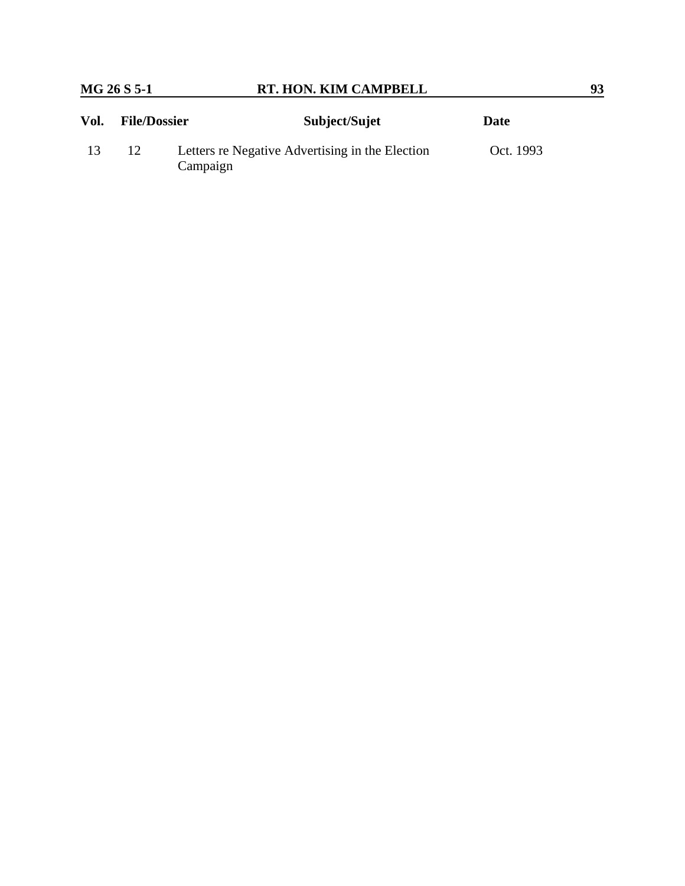| Vol. | File/Dossier | Subject/Sujet | Date |
|---|---|---|---|
| 13 | 12 | Letters re Negative Advertising in the Election Campaign | Oct. 1993 |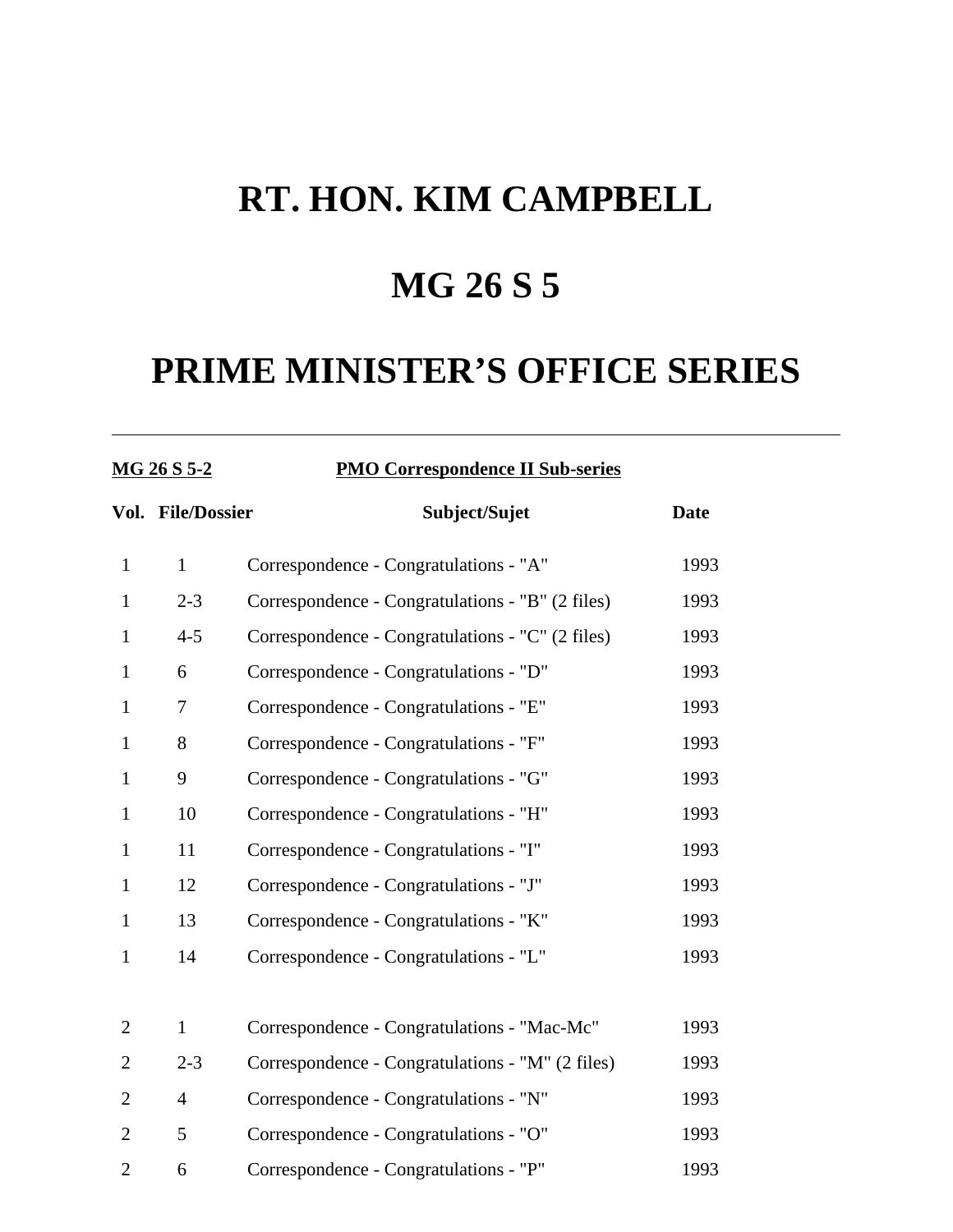# RT. HON. KIM CAMPBELL

# MG 26 S 5

# PRIME MINISTER’S OFFICE SERIES

---

**MG 26 S 5-2** **PMO Correspondence II Sub-series**

| Vol. | File/Dossier | Subject/Sujet | Date |
|---|---|---|---|
| 1 | 1 | Correspondence - Congratulations - "A" | 1993 |
| 1 | 2-3 | Correspondence - Congratulations - "B" (2 files) | 1993 |
| 1 | 4-5 | Correspondence - Congratulations - "C" (2 files) | 1993 |
| 1 | 6 | Correspondence - Congratulations - "D" | 1993 |
| 1 | 7 | Correspondence - Congratulations - "E" | 1993 |
| 1 | 8 | Correspondence - Congratulations - "F" | 1993 |
| 1 | 9 | Correspondence - Congratulations - "G" | 1993 |
| 1 | 10 | Correspondence - Congratulations - "H" | 1993 |
| 1 | 11 | Correspondence - Congratulations - "I" | 1993 |
| 1 | 12 | Correspondence - Congratulations - "J" | 1993 |
| 1 | 13 | Correspondence - Congratulations - "K" | 1993 |
| 1 | 14 | Correspondence - Congratulations - "L" | 1993 |
| 2 | 1 | Correspondence - Congratulations - "Mac-Mc" | 1993 |
| 2 | 2-3 | Correspondence - Congratulations - "M" (2 files) | 1993 |
| 2 | 4 | Correspondence - Congratulations - "N" | 1993 |
| 2 | 5 | Correspondence - Congratulations - "O" | 1993 |
| 2 | 6 | Correspondence - Congratulations - "P" | 1993 |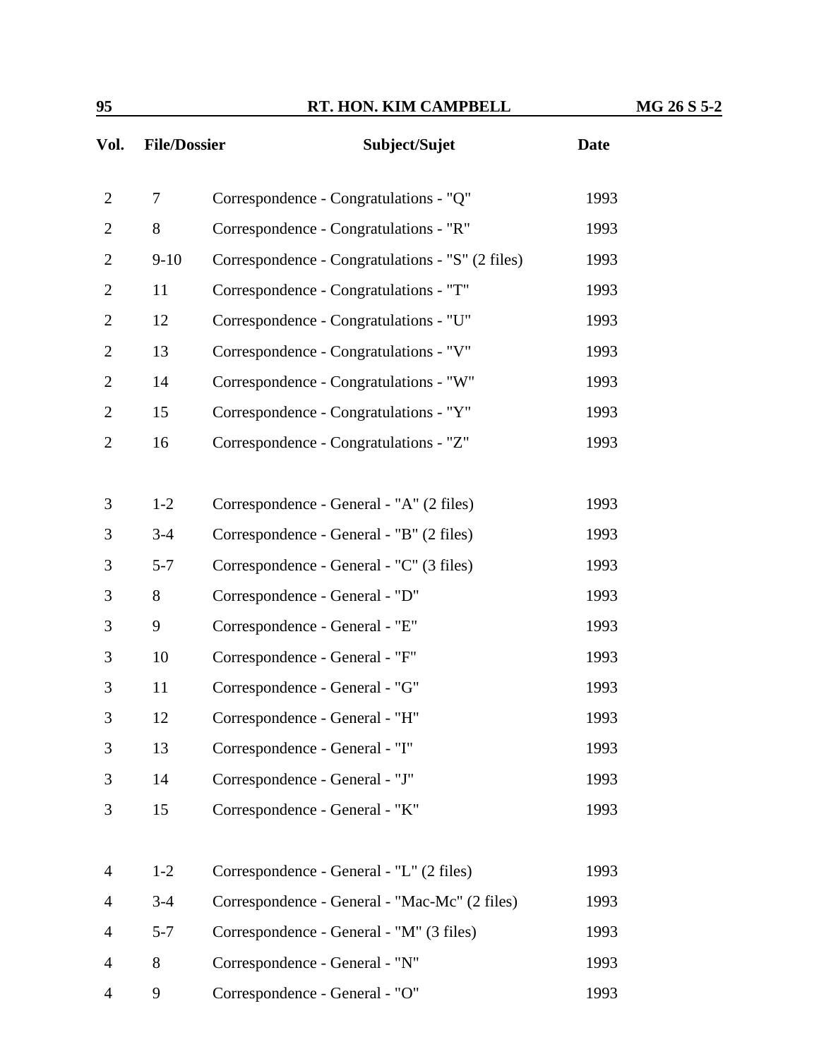| Vol. | File/Dossier | Subject/Sujet | Date |
|---|---|---|---|
| 2 | 7 | Correspondence - Congratulations - "Q" | 1993 |
| 2 | 8 | Correspondence - Congratulations - "R" | 1993 |
| 2 | 9-10 | Correspondence - Congratulations - "S" (2 files) | 1993 |
| 2 | 11 | Correspondence - Congratulations - "T" | 1993 |
| 2 | 12 | Correspondence - Congratulations - "U" | 1993 |
| 2 | 13 | Correspondence - Congratulations - "V" | 1993 |
| 2 | 14 | Correspondence - Congratulations - "W" | 1993 |
| 2 | 15 | Correspondence - Congratulations - "Y" | 1993 |
| 2 | 16 | Correspondence - Congratulations - "Z" | 1993 |
| | | | |
| 3 | 1-2 | Correspondence - General - "A" (2 files) | 1993 |
| 3 | 3-4 | Correspondence - General - "B" (2 files) | 1993 |
| 3 | 5-7 | Correspondence - General - "C" (3 files) | 1993 |
| 3 | 8 | Correspondence - General - "D" | 1993 |
| 3 | 9 | Correspondence - General - "E" | 1993 |
| 3 | 10 | Correspondence - General - "F" | 1993 |
| 3 | 11 | Correspondence - General - "G" | 1993 |
| 3 | 12 | Correspondence - General - "H" | 1993 |
| 3 | 13 | Correspondence - General - "I" | 1993 |
| 3 | 14 | Correspondence - General - "J" | 1993 |
| 3 | 15 | Correspondence - General - "K" | 1993 |
| | | | |
| 4 | 1-2 | Correspondence - General - "L" (2 files) | 1993 |
| 4 | 3-4 | Correspondence - General - "Mac-Mc" (2 files) | 1993 |
| 4 | 5-7 | Correspondence - General - "M" (3 files) | 1993 |
| 4 | 8 | Correspondence - General - "N" | 1993 |
| 4 | 9 | Correspondence - General - "O" | 1993 |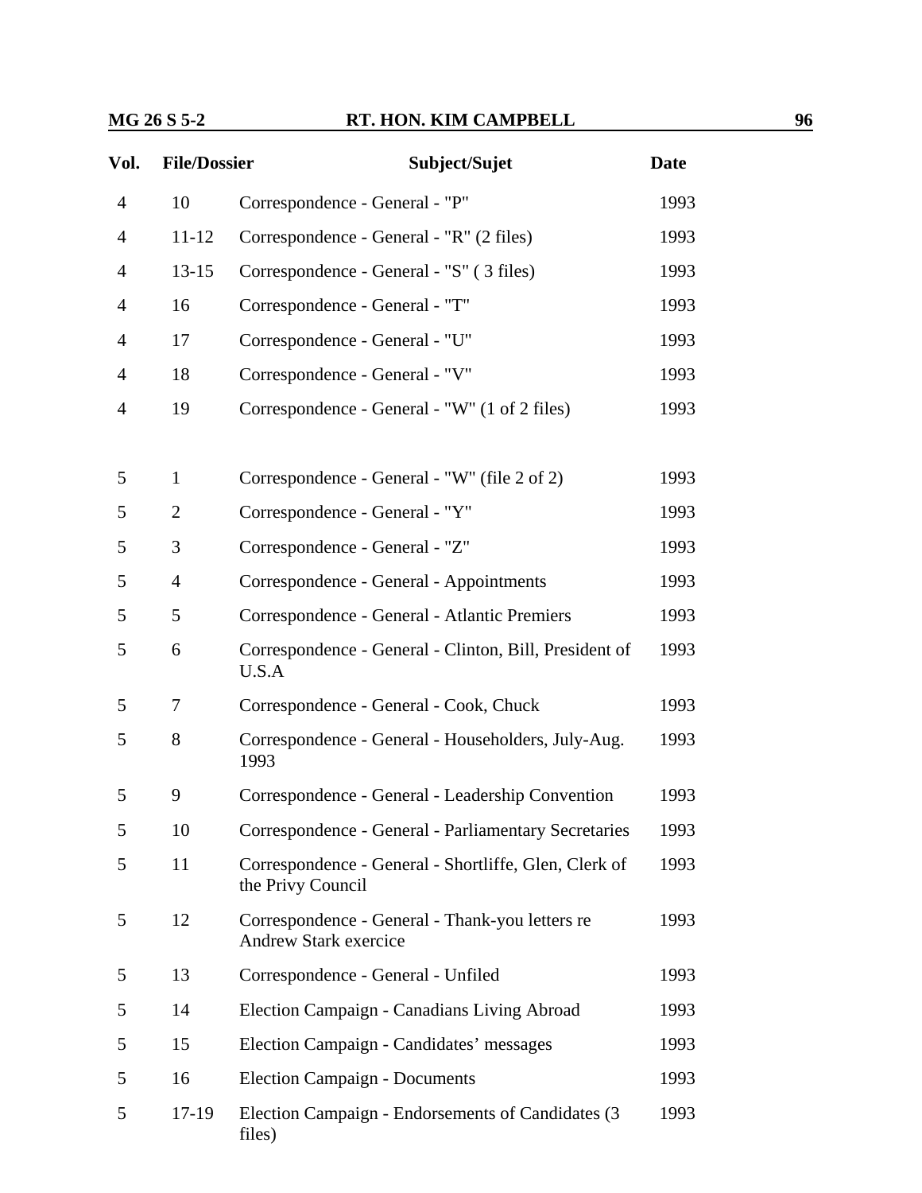| Vol. | File/Dossier | Subject/Sujet | Date |
|---|---|---|---|
| 4 | 10 | Correspondence - General - "P" | 1993 |
| 4 | 11-12 | Correspondence - General - "R" (2 files) | 1993 |
| 4 | 13-15 | Correspondence - General - "S" ( 3 files) | 1993 |
| 4 | 16 | Correspondence - General - "T" | 1993 |
| 4 | 17 | Correspondence - General - "U" | 1993 |
| 4 | 18 | Correspondence - General - "V" | 1993 |
| 4 | 19 | Correspondence - General - "W" (1 of 2 files) | 1993 |
| 5 | 1 | Correspondence - General - "W" (file 2 of 2) | 1993 |
| 5 | 2 | Correspondence - General - "Y" | 1993 |
| 5 | 3 | Correspondence - General - "Z" | 1993 |
| 5 | 4 | Correspondence - General - Appointments | 1993 |
| 5 | 5 | Correspondence - General - Atlantic Premiers | 1993 |
| 5 | 6 | Correspondence - General - Clinton, Bill, President of U.S.A | 1993 |
| 5 | 7 | Correspondence - General - Cook, Chuck | 1993 |
| 5 | 8 | Correspondence - General - Householders, July-Aug. 1993 | 1993 |
| 5 | 9 | Correspondence - General - Leadership Convention | 1993 |
| 5 | 10 | Correspondence - General - Parliamentary Secretaries | 1993 |
| 5 | 11 | Correspondence - General - Shortliffe, Glen, Clerk of the Privy Council | 1993 |
| 5 | 12 | Correspondence - General - Thank-you letters re Andrew Stark exercice | 1993 |
| 5 | 13 | Correspondence - General - Unfiled | 1993 |
| 5 | 14 | Election Campaign - Canadians Living Abroad | 1993 |
| 5 | 15 | Election Campaign - Candidates' messages | 1993 |
| 5 | 16 | Election Campaign - Documents | 1993 |
| 5 | 17-19 | Election Campaign - Endorsements of Candidates (3 files) | 1993 |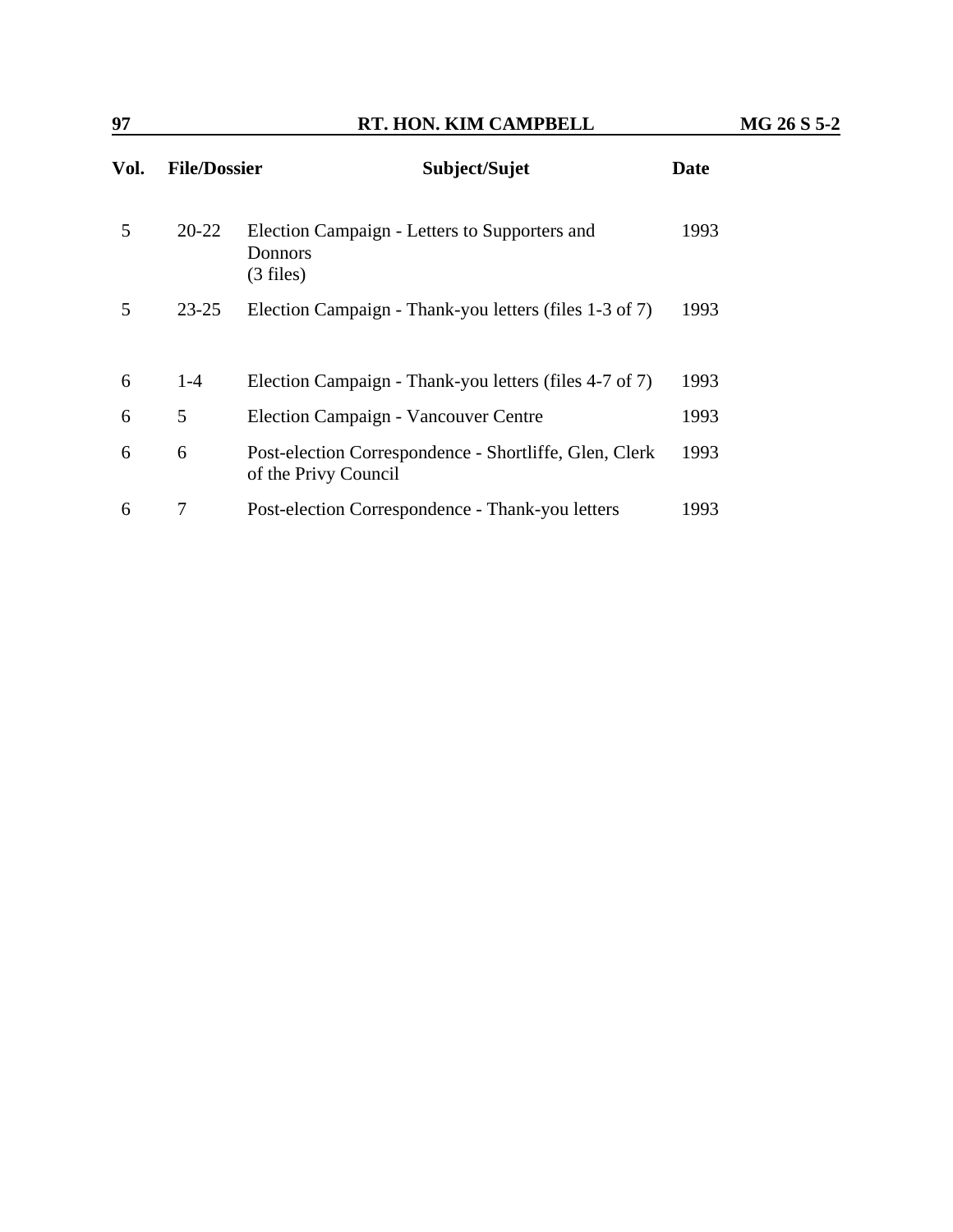| Vol. | File/Dossier | Subject/Sujet | Date |
|---|---|---|---|
| 5 | 20-22 | Election Campaign - Letters to Supporters and Donnors (3 files) | 1993 |
| 5 | 23-25 | Election Campaign - Thank-you letters (files 1-3 of 7) | 1993 |
| 6 | 1-4 | Election Campaign - Thank-you letters (files 4-7 of 7) | 1993 |
| 6 | 5 | Election Campaign - Vancouver Centre | 1993 |
| 6 | 6 | Post-election Correspondence - Shortliffe, Glen, Clerk of the Privy Council | 1993 |
| 6 | 7 | Post-election Correspondence - Thank-you letters | 1993 |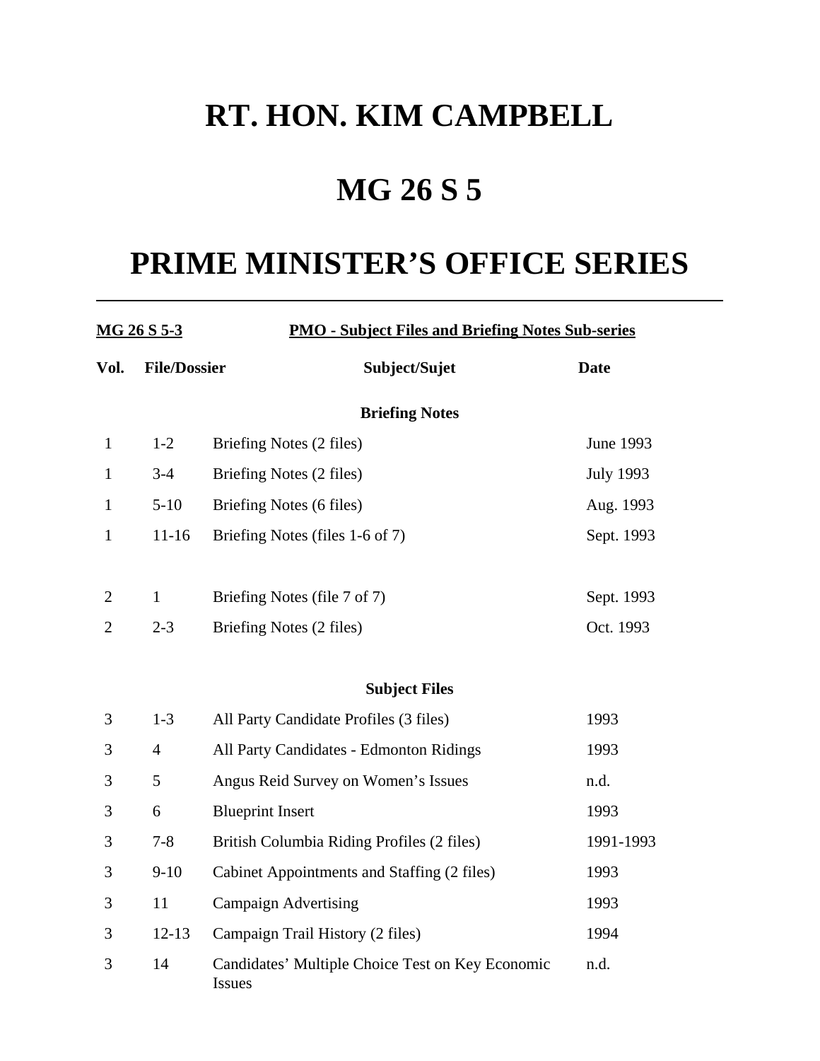# RT. HON. KIM CAMPBELL

# MG 26 S 5

# PRIME MINISTER'S OFFICE SERIES

---

**MG 26 S 5-3** **PMO - Subject Files and Briefing Notes Sub-series**

| Vol. | File/Dossier | Subject/Sujet | Date |
|---|---|---|---|
| | | **Briefing Notes** | |
| 1 | 1-2 | Briefing Notes (2 files) | June 1993 |
| 1 | 3-4 | Briefing Notes (2 files) | July 1993 |
| 1 | 5-10 | Briefing Notes (6 files) | Aug. 1993 |
| 1 | 11-16 | Briefing Notes (files 1-6 of 7) | Sept. 1993 |
| 2 | 1 | Briefing Notes (file 7 of 7) | Sept. 1993 |
| 2 | 2-3 | Briefing Notes (2 files) | Oct. 1993 |
| | | **Subject Files** | |
| 3 | 1-3 | All Party Candidate Profiles (3 files) | 1993 |
| 3 | 4 | All Party Candidates - Edmonton Ridings | 1993 |
| 3 | 5 | Angus Reid Survey on Women's Issues | n.d. |
| 3 | 6 | Blueprint Insert | 1993 |
| 3 | 7-8 | British Columbia Riding Profiles (2 files) | 1991-1993 |
| 3 | 9-10 | Cabinet Appointments and Staffing (2 files) | 1993 |
| 3 | 11 | Campaign Advertising | 1993 |
| 3 | 12-13 | Campaign Trail History (2 files) | 1994 |
| 3 | 14 | Candidates' Multiple Choice Test on Key Economic Issues | n.d. |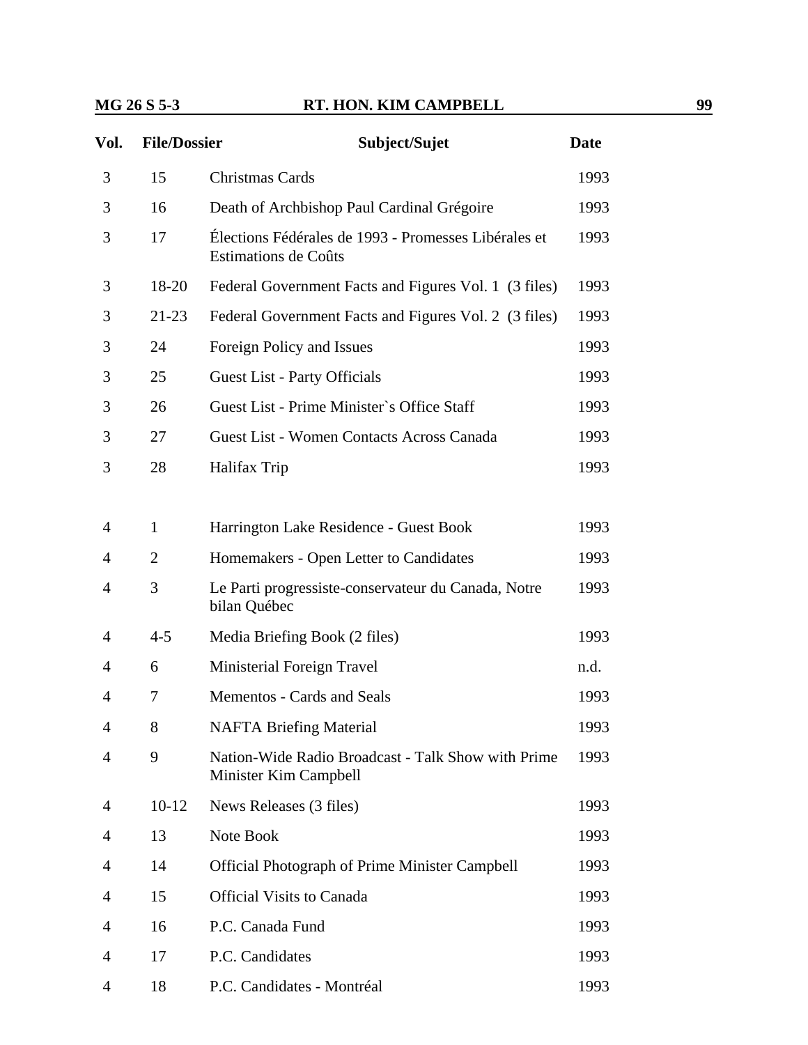| Vol. | File/Dossier | Subject/Sujet | Date |
|---|---|---|---|
| 3 | 15 | Christmas Cards | 1993 |
| 3 | 16 | Death of Archbishop Paul Cardinal Grégoire | 1993 |
| 3 | 17 | Élections Fédérales de 1993 - Promesses Libérales et Estimations de Coûts | 1993 |
| 3 | 18-20 | Federal Government Facts and Figures Vol. 1 (3 files) | 1993 |
| 3 | 21-23 | Federal Government Facts and Figures Vol. 2 (3 files) | 1993 |
| 3 | 24 | Foreign Policy and Issues | 1993 |
| 3 | 25 | Guest List - Party Officials | 1993 |
| 3 | 26 | Guest List - Prime Minister`s Office Staff | 1993 |
| 3 | 27 | Guest List - Women Contacts Across Canada | 1993 |
| 3 | 28 | Halifax Trip | 1993 |
| 4 | 1 | Harrington Lake Residence - Guest Book | 1993 |
| 4 | 2 | Homemakers - Open Letter to Candidates | 1993 |
| 4 | 3 | Le Parti progressiste-conservateur du Canada, Notre bilan Québec | 1993 |
| 4 | 4-5 | Media Briefing Book (2 files) | 1993 |
| 4 | 6 | Ministerial Foreign Travel | n.d. |
| 4 | 7 | Mementos - Cards and Seals | 1993 |
| 4 | 8 | NAFTA Briefing Material | 1993 |
| 4 | 9 | Nation-Wide Radio Broadcast - Talk Show with Prime Minister Kim Campbell | 1993 |
| 4 | 10-12 | News Releases (3 files) | 1993 |
| 4 | 13 | Note Book | 1993 |
| 4 | 14 | Official Photograph of Prime Minister Campbell | 1993 |
| 4 | 15 | Official Visits to Canada | 1993 |
| 4 | 16 | P.C. Canada Fund | 1993 |
| 4 | 17 | P.C. Candidates | 1993 |
| 4 | 18 | P.C. Candidates - Montréal | 1993 |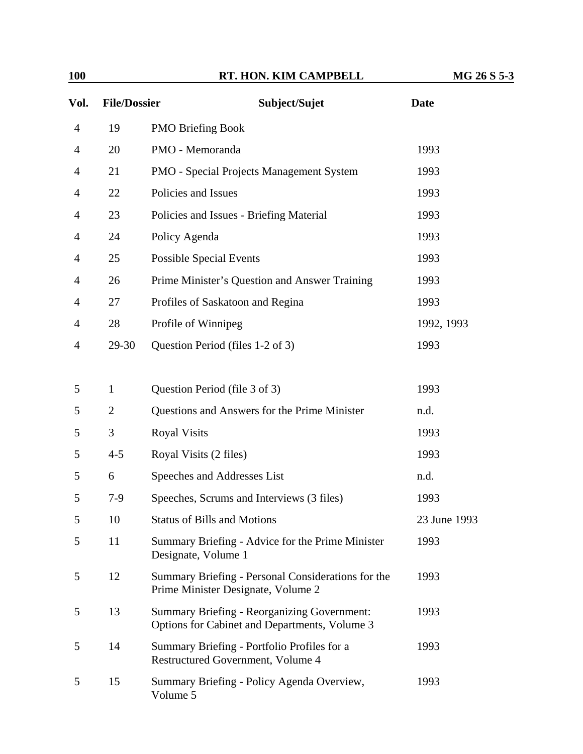| Vol. | File/Dossier | Subject/Sujet | Date |
|---|---|---|---|
| 4 | 19 | PMO Briefing Book | |
| 4 | 20 | PMO - Memoranda | 1993 |
| 4 | 21 | PMO - Special Projects Management System | 1993 |
| 4 | 22 | Policies and Issues | 1993 |
| 4 | 23 | Policies and Issues - Briefing Material | 1993 |
| 4 | 24 | Policy Agenda | 1993 |
| 4 | 25 | Possible Special Events | 1993 |
| 4 | 26 | Prime Minister's Question and Answer Training | 1993 |
| 4 | 27 | Profiles of Saskatoon and Regina | 1993 |
| 4 | 28 | Profile of Winnipeg | 1992, 1993 |
| 4 | 29-30 | Question Period (files 1-2 of 3) | 1993 |
| 5 | 1 | Question Period (file 3 of 3) | 1993 |
| 5 | 2 | Questions and Answers for the Prime Minister | n.d. |
| 5 | 3 | Royal Visits | 1993 |
| 5 | 4-5 | Royal Visits (2 files) | 1993 |
| 5 | 6 | Speeches and Addresses List | n.d. |
| 5 | 7-9 | Speeches, Scrums and Interviews (3 files) | 1993 |
| 5 | 10 | Status of Bills and Motions | 23 June 1993 |
| 5 | 11 | Summary Briefing - Advice for the Prime Minister Designate, Volume 1 | 1993 |
| 5 | 12 | Summary Briefing - Personal Considerations for the Prime Minister Designate, Volume 2 | 1993 |
| 5 | 13 | Summary Briefing - Reorganizing Government: Options for Cabinet and Departments, Volume 3 | 1993 |
| 5 | 14 | Summary Briefing - Portfolio Profiles for a Restructured Government, Volume 4 | 1993 |
| 5 | 15 | Summary Briefing - Policy Agenda Overview, Volume 5 | 1993 |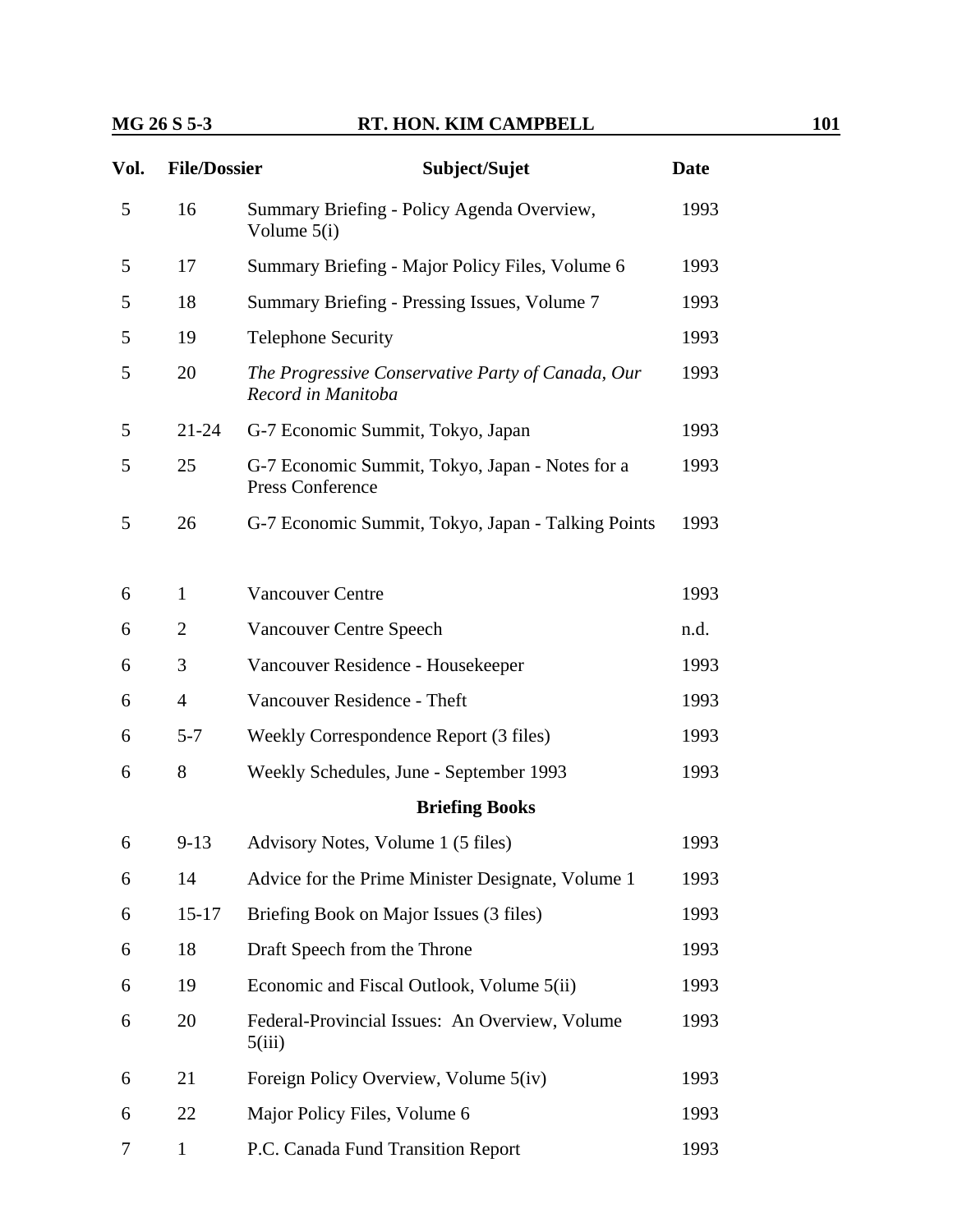| Vol. | File/Dossier | Subject/Sujet | Date |
|---|---|---|---|
| 5 | 16 | Summary Briefing - Policy Agenda Overview, Volume 5(i) | 1993 |
| 5 | 17 | Summary Briefing - Major Policy Files, Volume 6 | 1993 |
| 5 | 18 | Summary Briefing - Pressing Issues, Volume 7 | 1993 |
| 5 | 19 | Telephone Security | 1993 |
| 5 | 20 | *The Progressive Conservative Party of Canada, Our Record in Manitoba* | 1993 |
| 5 | 21-24 | G-7 Economic Summit, Tokyo, Japan | 1993 |
| 5 | 25 | G-7 Economic Summit, Tokyo, Japan - Notes for a Press Conference | 1993 |
| 5 | 26 | G-7 Economic Summit, Tokyo, Japan - Talking Points | 1993 |
| 6 | 1 | Vancouver Centre | 1993 |
| 6 | 2 | Vancouver Centre Speech | n.d. |
| 6 | 3 | Vancouver Residence - Housekeeper | 1993 |
| 6 | 4 | Vancouver Residence - Theft | 1993 |
| 6 | 5-7 | Weekly Correspondence Report (3 files) | 1993 |
| 6 | 8 | Weekly Schedules, June - September 1993 | 1993 |
| | | **Briefing Books** | |
| 6 | 9-13 | Advisory Notes, Volume 1 (5 files) | 1993 |
| 6 | 14 | Advice for the Prime Minister Designate, Volume 1 | 1993 |
| 6 | 15-17 | Briefing Book on Major Issues (3 files) | 1993 |
| 6 | 18 | Draft Speech from the Throne | 1993 |
| 6 | 19 | Economic and Fiscal Outlook, Volume 5(ii) | 1993 |
| 6 | 20 | Federal-Provincial Issues: An Overview, Volume 5(iii) | 1993 |
| 6 | 21 | Foreign Policy Overview, Volume 5(iv) | 1993 |
| 6 | 22 | Major Policy Files, Volume 6 | 1993 |
| 7 | 1 | P.C. Canada Fund Transition Report | 1993 |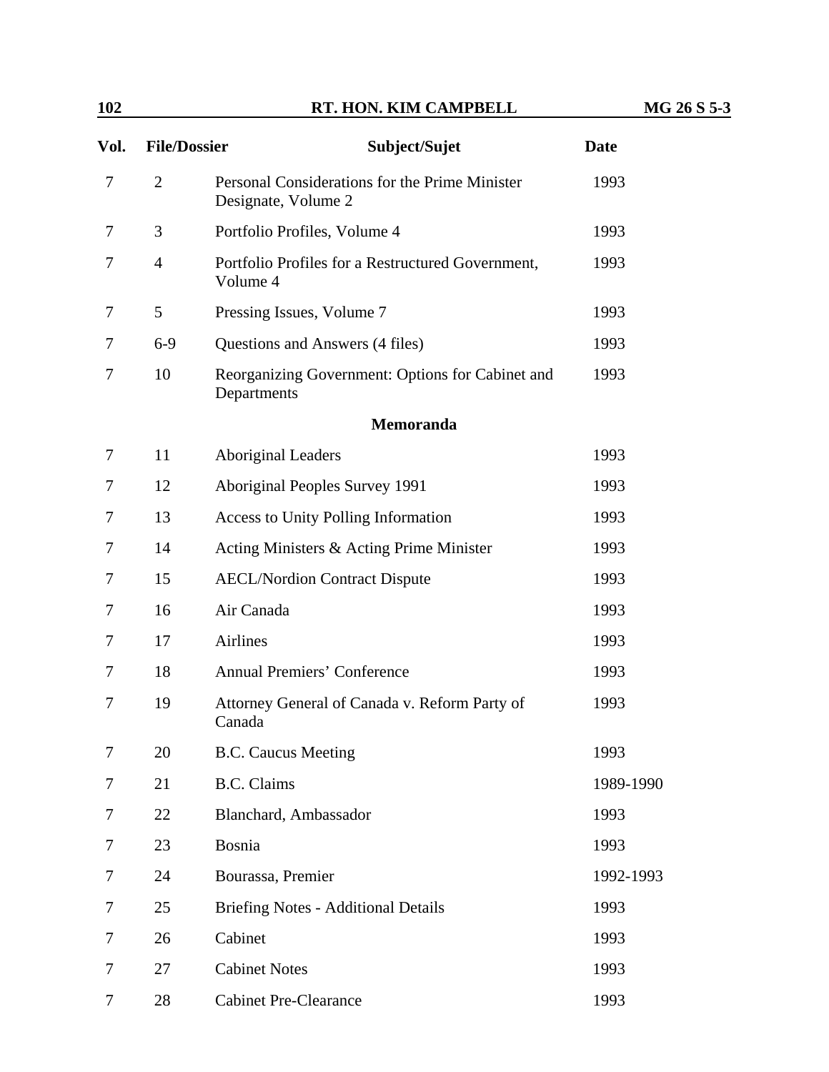| Vol. | File/Dossier | Subject/Sujet | Date |
|---|---|---|---|
| 7 | 2 | Personal Considerations for the Prime Minister Designate, Volume 2 | 1993 |
| 7 | 3 | Portfolio Profiles, Volume 4 | 1993 |
| 7 | 4 | Portfolio Profiles for a Restructured Government, Volume 4 | 1993 |
| 7 | 5 | Pressing Issues, Volume 7 | 1993 |
| 7 | 6-9 | Questions and Answers (4 files) | 1993 |
| 7 | 10 | Reorganizing Government: Options for Cabinet and Departments | 1993 |
| | | **Memoranda** | |
| 7 | 11 | Aboriginal Leaders | 1993 |
| 7 | 12 | Aboriginal Peoples Survey 1991 | 1993 |
| 7 | 13 | Access to Unity Polling Information | 1993 |
| 7 | 14 | Acting Ministers & Acting Prime Minister | 1993 |
| 7 | 15 | AECL/Nordion Contract Dispute | 1993 |
| 7 | 16 | Air Canada | 1993 |
| 7 | 17 | Airlines | 1993 |
| 7 | 18 | Annual Premiers' Conference | 1993 |
| 7 | 19 | Attorney General of Canada v. Reform Party of Canada | 1993 |
| 7 | 20 | B.C. Caucus Meeting | 1993 |
| 7 | 21 | B.C. Claims | 1989-1990 |
| 7 | 22 | Blanchard, Ambassador | 1993 |
| 7 | 23 | Bosnia | 1993 |
| 7 | 24 | Bourassa, Premier | 1992-1993 |
| 7 | 25 | Briefing Notes - Additional Details | 1993 |
| 7 | 26 | Cabinet | 1993 |
| 7 | 27 | Cabinet Notes | 1993 |
| 7 | 28 | Cabinet Pre-Clearance | 1993 |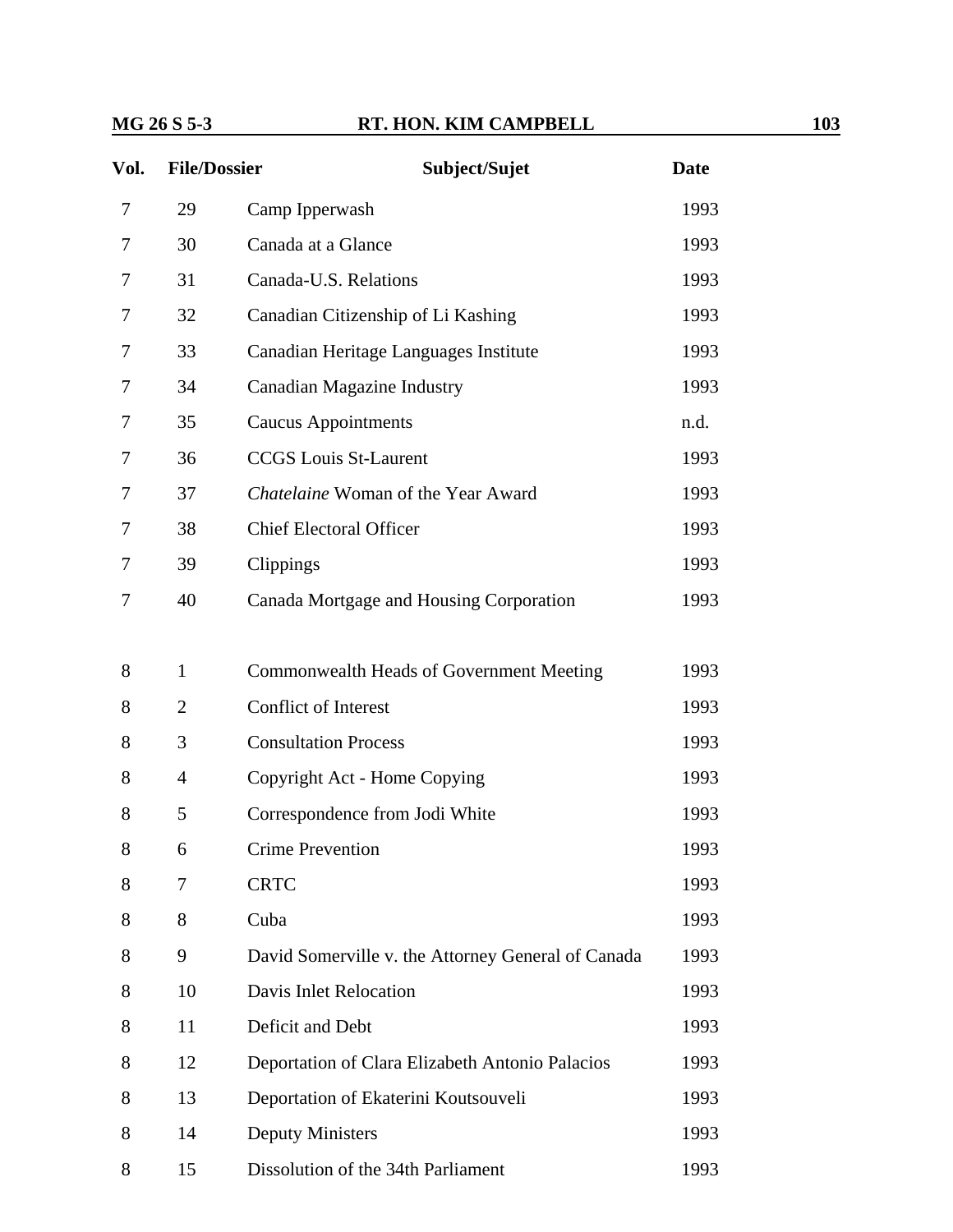| Vol. | File/Dossier | Subject/Sujet | Date |
|---|---|---|---|
| 7 | 29 | Camp Ipperwash | 1993 |
| 7 | 30 | Canada at a Glance | 1993 |
| 7 | 31 | Canada-U.S. Relations | 1993 |
| 7 | 32 | Canadian Citizenship of Li Kashing | 1993 |
| 7 | 33 | Canadian Heritage Languages Institute | 1993 |
| 7 | 34 | Canadian Magazine Industry | 1993 |
| 7 | 35 | Caucus Appointments | n.d. |
| 7 | 36 | CCGS Louis St-Laurent | 1993 |
| 7 | 37 | *Chatelaine* Woman of the Year Award | 1993 |
| 7 | 38 | Chief Electoral Officer | 1993 |
| 7 | 39 | Clippings | 1993 |
| 7 | 40 | Canada Mortgage and Housing Corporation | 1993 |
| 8 | 1 | Commonwealth Heads of Government Meeting | 1993 |
| 8 | 2 | Conflict of Interest | 1993 |
| 8 | 3 | Consultation Process | 1993 |
| 8 | 4 | Copyright Act - Home Copying | 1993 |
| 8 | 5 | Correspondence from Jodi White | 1993 |
| 8 | 6 | Crime Prevention | 1993 |
| 8 | 7 | CRTC | 1993 |
| 8 | 8 | Cuba | 1993 |
| 8 | 9 | David Somerville v. the Attorney General of Canada | 1993 |
| 8 | 10 | Davis Inlet Relocation | 1993 |
| 8 | 11 | Deficit and Debt | 1993 |
| 8 | 12 | Deportation of Clara Elizabeth Antonio Palacios | 1993 |
| 8 | 13 | Deportation of Ekaterini Koutsouveli | 1993 |
| 8 | 14 | Deputy Ministers | 1993 |
| 8 | 15 | Dissolution of the 34th Parliament | 1993 |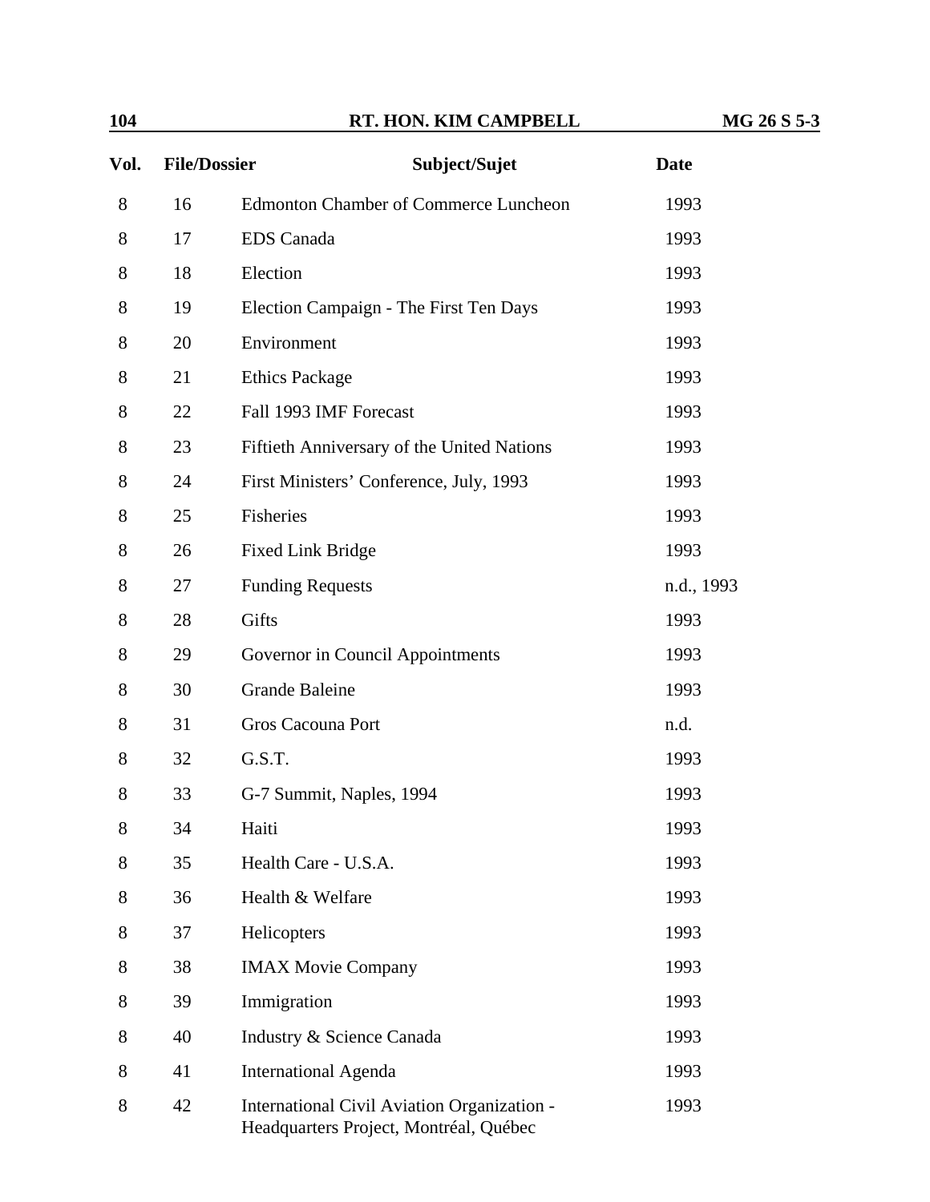| Vol. | File/Dossier | Subject/Sujet | Date |
|---|---|---|---|
| 8 | 16 | Edmonton Chamber of Commerce Luncheon | 1993 |
| 8 | 17 | EDS Canada | 1993 |
| 8 | 18 | Election | 1993 |
| 8 | 19 | Election Campaign - The First Ten Days | 1993 |
| 8 | 20 | Environment | 1993 |
| 8 | 21 | Ethics Package | 1993 |
| 8 | 22 | Fall 1993 IMF Forecast | 1993 |
| 8 | 23 | Fiftieth Anniversary of the United Nations | 1993 |
| 8 | 24 | First Ministers' Conference, July, 1993 | 1993 |
| 8 | 25 | Fisheries | 1993 |
| 8 | 26 | Fixed Link Bridge | 1993 |
| 8 | 27 | Funding Requests | n.d., 1993 |
| 8 | 28 | Gifts | 1993 |
| 8 | 29 | Governor in Council Appointments | 1993 |
| 8 | 30 | Grande Baleine | 1993 |
| 8 | 31 | Gros Cacouna Port | n.d. |
| 8 | 32 | G.S.T. | 1993 |
| 8 | 33 | G-7 Summit, Naples, 1994 | 1993 |
| 8 | 34 | Haiti | 1993 |
| 8 | 35 | Health Care - U.S.A. | 1993 |
| 8 | 36 | Health & Welfare | 1993 |
| 8 | 37 | Helicopters | 1993 |
| 8 | 38 | IMAX Movie Company | 1993 |
| 8 | 39 | Immigration | 1993 |
| 8 | 40 | Industry & Science Canada | 1993 |
| 8 | 41 | International Agenda | 1993 |
| 8 | 42 | International Civil Aviation Organization - Headquarters Project, Montréal, Québec | 1993 |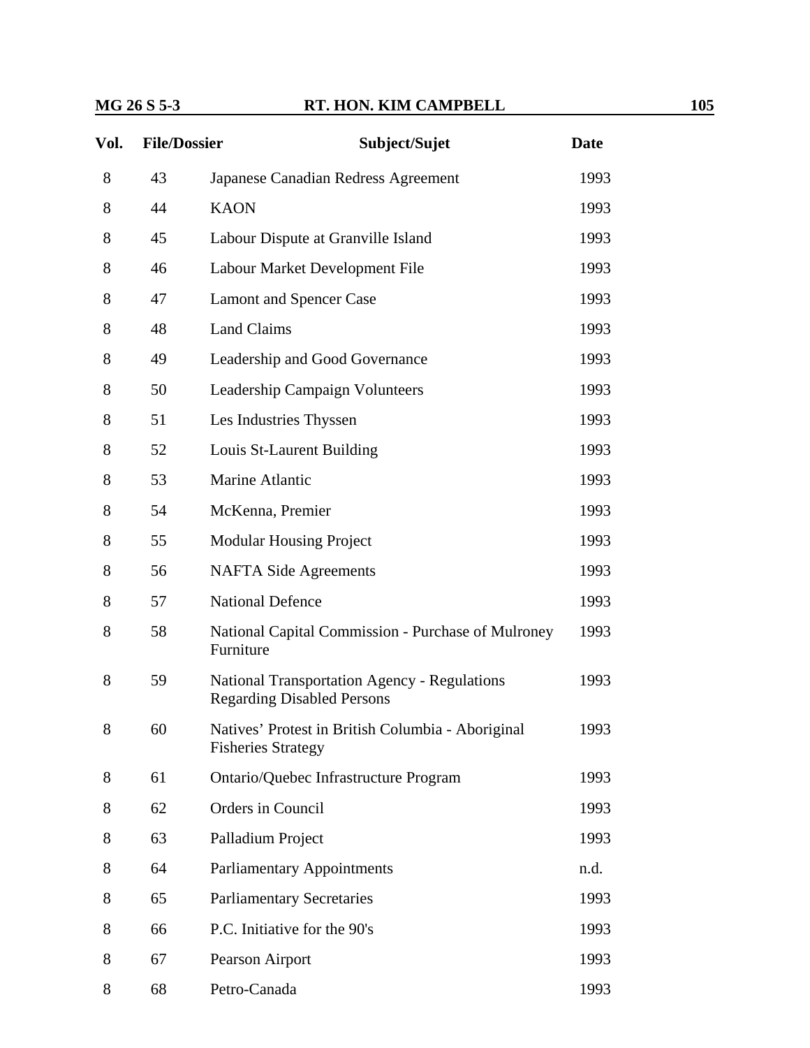| Vol. | File/Dossier | Subject/Sujet | Date |
| --- | --- | --- | --- |
| 8 | 43 | Japanese Canadian Redress Agreement | 1993 |
| 8 | 44 | KAON | 1993 |
| 8 | 45 | Labour Dispute at Granville Island | 1993 |
| 8 | 46 | Labour Market Development File | 1993 |
| 8 | 47 | Lamont and Spencer Case | 1993 |
| 8 | 48 | Land Claims | 1993 |
| 8 | 49 | Leadership and Good Governance | 1993 |
| 8 | 50 | Leadership Campaign Volunteers | 1993 |
| 8 | 51 | Les Industries Thyssen | 1993 |
| 8 | 52 | Louis St-Laurent Building | 1993 |
| 8 | 53 | Marine Atlantic | 1993 |
| 8 | 54 | McKenna, Premier | 1993 |
| 8 | 55 | Modular Housing Project | 1993 |
| 8 | 56 | NAFTA Side Agreements | 1993 |
| 8 | 57 | National Defence | 1993 |
| 8 | 58 | National Capital Commission - Purchase of Mulroney Furniture | 1993 |
| 8 | 59 | National Transportation Agency - Regulations Regarding Disabled Persons | 1993 |
| 8 | 60 | Natives' Protest in British Columbia - Aboriginal Fisheries Strategy | 1993 |
| 8 | 61 | Ontario/Quebec Infrastructure Program | 1993 |
| 8 | 62 | Orders in Council | 1993 |
| 8 | 63 | Palladium Project | 1993 |
| 8 | 64 | Parliamentary Appointments | n.d. |
| 8 | 65 | Parliamentary Secretaries | 1993 |
| 8 | 66 | P.C. Initiative for the 90's | 1993 |
| 8 | 67 | Pearson Airport | 1993 |
| 8 | 68 | Petro-Canada | 1993 |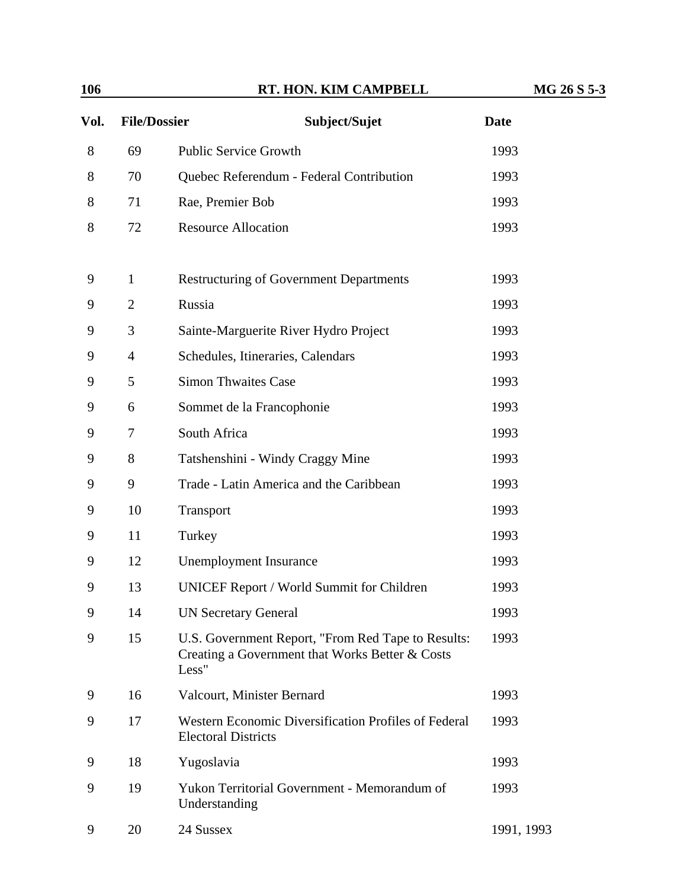| Vol. | File/Dossier | Subject/Sujet | Date |
|---|---|---|---|
| 8 | 69 | Public Service Growth | 1993 |
| 8 | 70 | Quebec Referendum - Federal Contribution | 1993 |
| 8 | 71 | Rae, Premier Bob | 1993 |
| 8 | 72 | Resource Allocation | 1993 |
| 9 | 1 | Restructuring of Government Departments | 1993 |
| 9 | 2 | Russia | 1993 |
| 9 | 3 | Sainte-Marguerite River Hydro Project | 1993 |
| 9 | 4 | Schedules, Itineraries, Calendars | 1993 |
| 9 | 5 | Simon Thwaites Case | 1993 |
| 9 | 6 | Sommet de la Francophonie | 1993 |
| 9 | 7 | South Africa | 1993 |
| 9 | 8 | Tatshenshini - Windy Craggy Mine | 1993 |
| 9 | 9 | Trade - Latin America and the Caribbean | 1993 |
| 9 | 10 | Transport | 1993 |
| 9 | 11 | Turkey | 1993 |
| 9 | 12 | Unemployment Insurance | 1993 |
| 9 | 13 | UNICEF Report / World Summit for Children | 1993 |
| 9 | 14 | UN Secretary General | 1993 |
| 9 | 15 | U.S. Government Report, "From Red Tape to Results: Creating a Government that Works Better & Costs Less" | 1993 |
| 9 | 16 | Valcourt, Minister Bernard | 1993 |
| 9 | 17 | Western Economic Diversification Profiles of Federal Electoral Districts | 1993 |
| 9 | 18 | Yugoslavia | 1993 |
| 9 | 19 | Yukon Territorial Government - Memorandum of Understanding | 1993 |
| 9 | 20 | 24 Sussex | 1991, 1993 |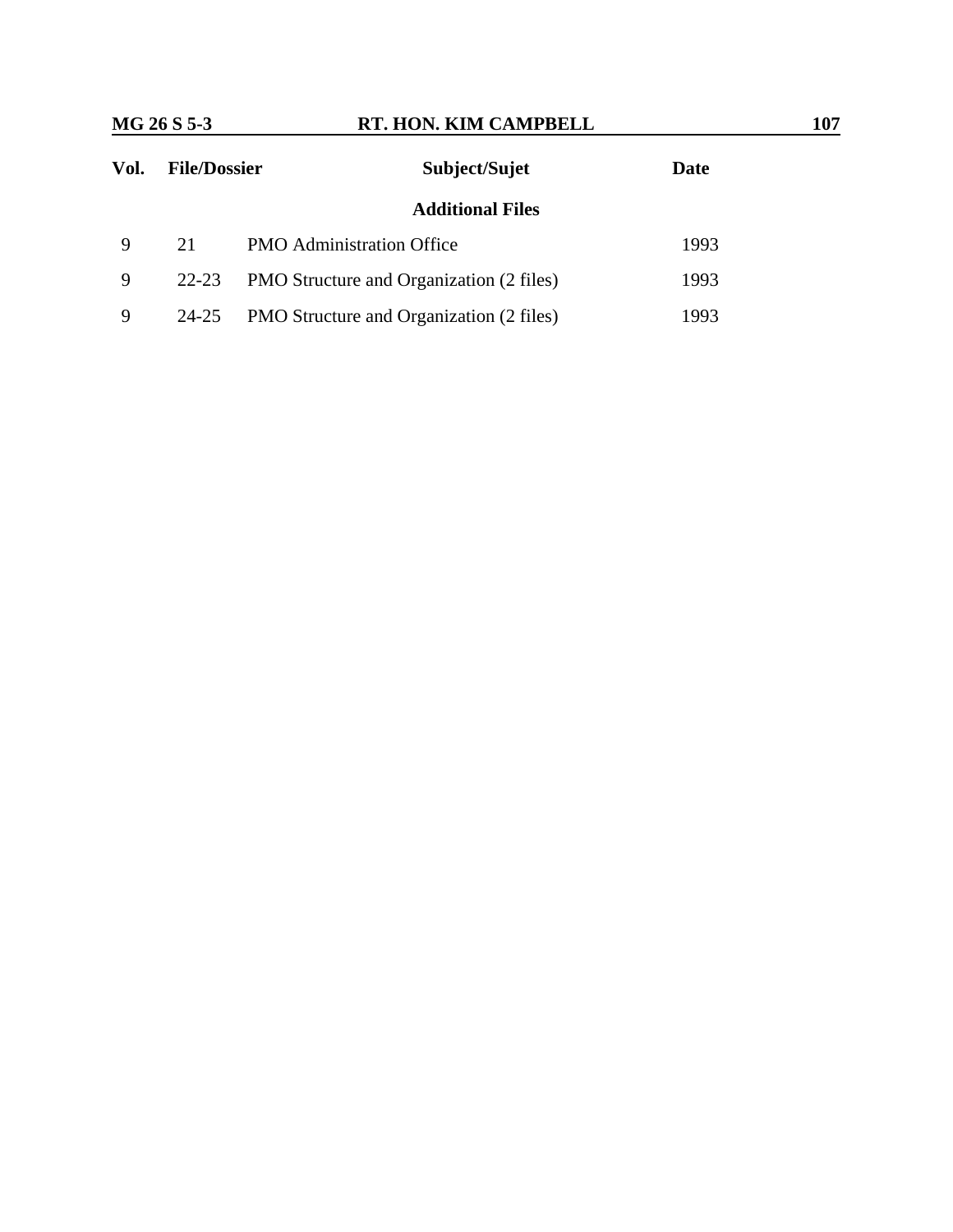| Vol. | File/Dossier | Subject/Sujet | Date |
|---|---|---|---|
| | | **Additional Files** | |
| 9 | 21 | PMO Administration Office | 1993 |
| 9 | 22-23 | PMO Structure and Organization (2 files) | 1993 |
| 9 | 24-25 | PMO Structure and Organization (2 files) | 1993 |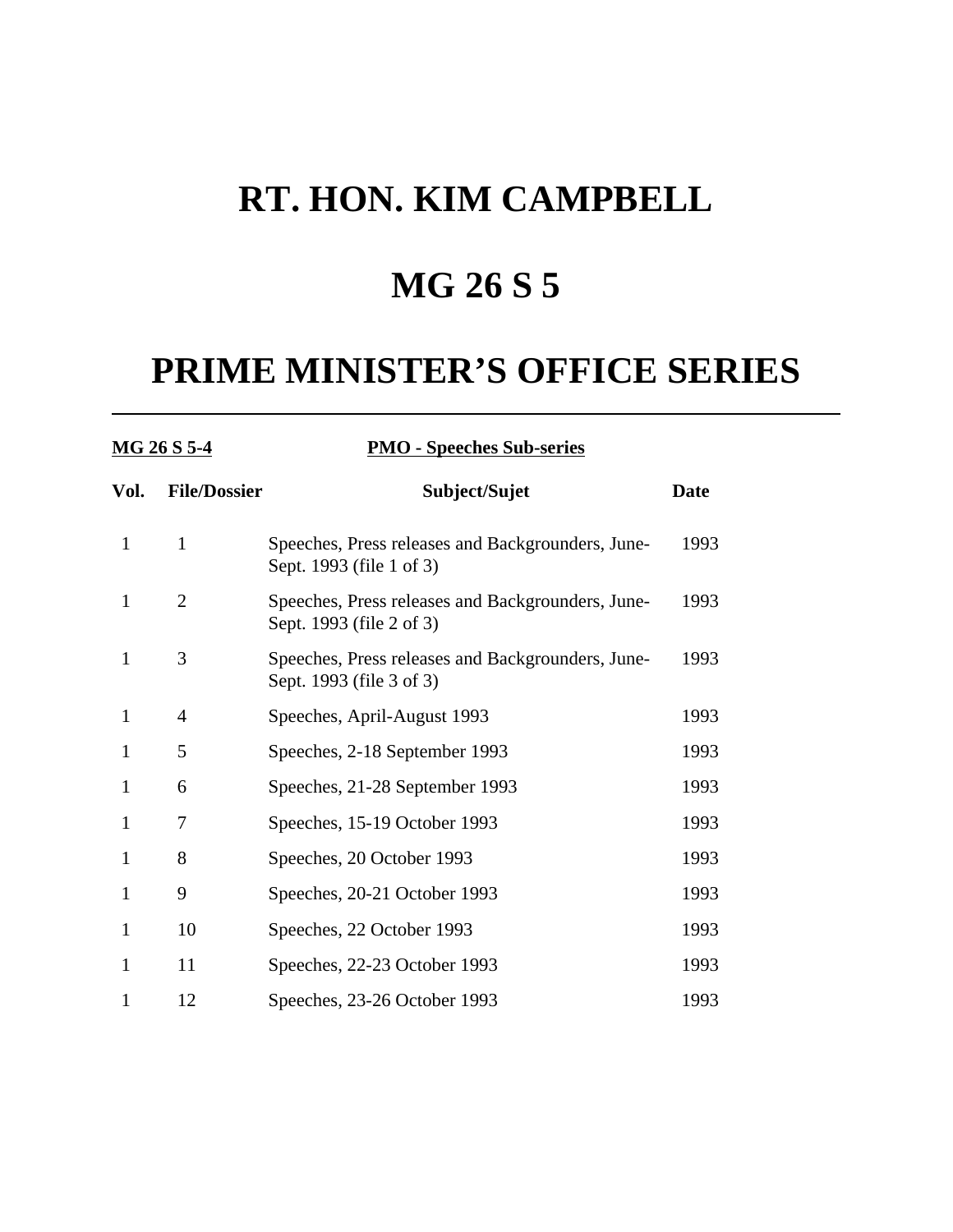# RT. HON. KIM CAMPBELL

# MG 26 S 5

# PRIME MINISTER'S OFFICE SERIES

---

**MG 26 S 5-4** **PMO - Speeches Sub-series**

| Vol. | File/Dossier | Subject/Sujet | Date |
|---|---|---|---|
| 1 | 1 | Speeches, Press releases and Backgrounders, June-Sept. 1993 (file 1 of 3) | 1993 |
| 1 | 2 | Speeches, Press releases and Backgrounders, June-Sept. 1993 (file 2 of 3) | 1993 |
| 1 | 3 | Speeches, Press releases and Backgrounders, June-Sept. 1993 (file 3 of 3) | 1993 |
| 1 | 4 | Speeches, April-August 1993 | 1993 |
| 1 | 5 | Speeches, 2-18 September 1993 | 1993 |
| 1 | 6 | Speeches, 21-28 September 1993 | 1993 |
| 1 | 7 | Speeches, 15-19 October 1993 | 1993 |
| 1 | 8 | Speeches, 20 October 1993 | 1993 |
| 1 | 9 | Speeches, 20-21 October 1993 | 1993 |
| 1 | 10 | Speeches, 22 October 1993 | 1993 |
| 1 | 11 | Speeches, 22-23 October 1993 | 1993 |
| 1 | 12 | Speeches, 23-26 October 1993 | 1993 |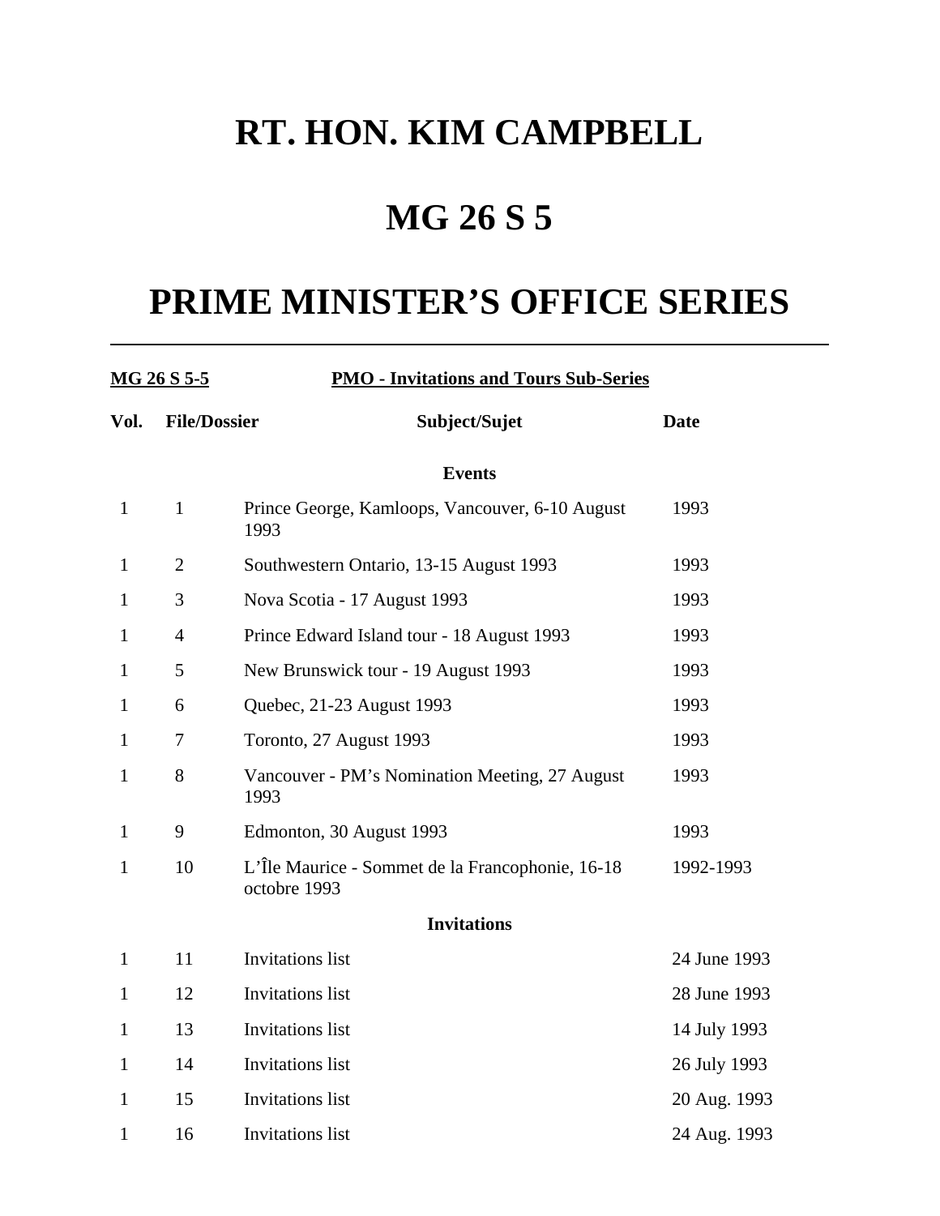# RT. HON. KIM CAMPBELL

# MG 26 S 5

# PRIME MINISTER'S OFFICE SERIES

---

**MG 26 S 5-5** **PMO - Invitations and Tours Sub-Series**

| Vol. | File/Dossier | Subject/Sujet | Date |
|---|---|---|---|
| | | **Events** | |
| 1 | 1 | Prince George, Kamloops, Vancouver, 6-10 August 1993 | 1993 |
| 1 | 2 | Southwestern Ontario, 13-15 August 1993 | 1993 |
| 1 | 3 | Nova Scotia - 17 August 1993 | 1993 |
| 1 | 4 | Prince Edward Island tour - 18 August 1993 | 1993 |
| 1 | 5 | New Brunswick tour - 19 August 1993 | 1993 |
| 1 | 6 | Quebec, 21-23 August 1993 | 1993 |
| 1 | 7 | Toronto, 27 August 1993 | 1993 |
| 1 | 8 | Vancouver - PM's Nomination Meeting, 27 August 1993 | 1993 |
| 1 | 9 | Edmonton, 30 August 1993 | 1993 |
| 1 | 10 | L'Île Maurice - Sommet de la Francophonie, 16-18 octobre 1993 | 1992-1993 |
| | | **Invitations** | |
| 1 | 11 | Invitations list | 24 June 1993 |
| 1 | 12 | Invitations list | 28 June 1993 |
| 1 | 13 | Invitations list | 14 July 1993 |
| 1 | 14 | Invitations list | 26 July 1993 |
| 1 | 15 | Invitations list | 20 Aug. 1993 |
| 1 | 16 | Invitations list | 24 Aug. 1993 |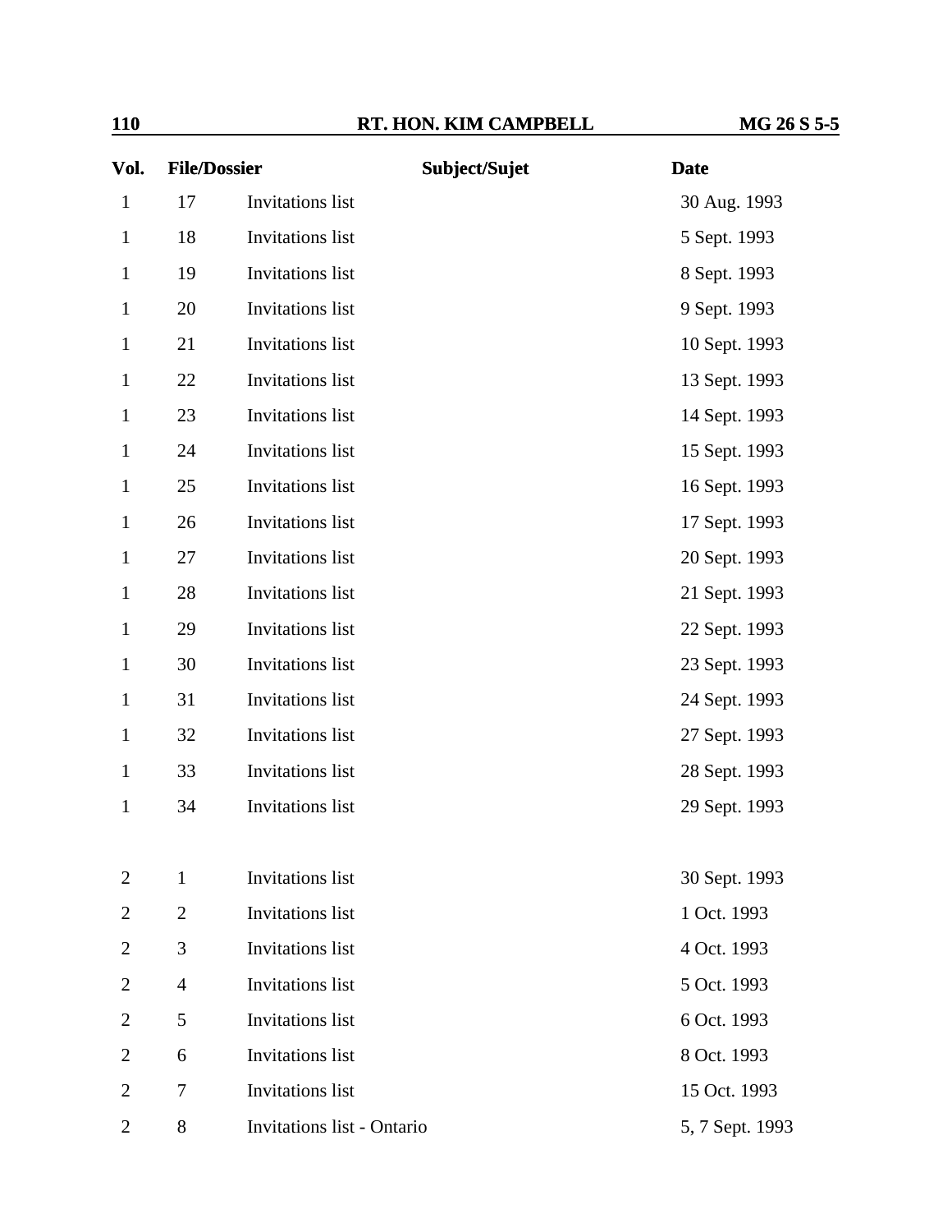| Vol. | File/Dossier | Subject/Sujet | Date |
|---|---|---|---|
| 1 | 17 | Invitations list | 30 Aug. 1993 |
| 1 | 18 | Invitations list | 5 Sept. 1993 |
| 1 | 19 | Invitations list | 8 Sept. 1993 |
| 1 | 20 | Invitations list | 9 Sept. 1993 |
| 1 | 21 | Invitations list | 10 Sept. 1993 |
| 1 | 22 | Invitations list | 13 Sept. 1993 |
| 1 | 23 | Invitations list | 14 Sept. 1993 |
| 1 | 24 | Invitations list | 15 Sept. 1993 |
| 1 | 25 | Invitations list | 16 Sept. 1993 |
| 1 | 26 | Invitations list | 17 Sept. 1993 |
| 1 | 27 | Invitations list | 20 Sept. 1993 |
| 1 | 28 | Invitations list | 21 Sept. 1993 |
| 1 | 29 | Invitations list | 22 Sept. 1993 |
| 1 | 30 | Invitations list | 23 Sept. 1993 |
| 1 | 31 | Invitations list | 24 Sept. 1993 |
| 1 | 32 | Invitations list | 27 Sept. 1993 |
| 1 | 33 | Invitations list | 28 Sept. 1993 |
| 1 | 34 | Invitations list | 29 Sept. 1993 |
| | | | |
| 2 | 1 | Invitations list | 30 Sept. 1993 |
| 2 | 2 | Invitations list | 1 Oct. 1993 |
| 2 | 3 | Invitations list | 4 Oct. 1993 |
| 2 | 4 | Invitations list | 5 Oct. 1993 |
| 2 | 5 | Invitations list | 6 Oct. 1993 |
| 2 | 6 | Invitations list | 8 Oct. 1993 |
| 2 | 7 | Invitations list | 15 Oct. 1993 |
| 2 | 8 | Invitations list - Ontario | 5, 7 Sept. 1993 |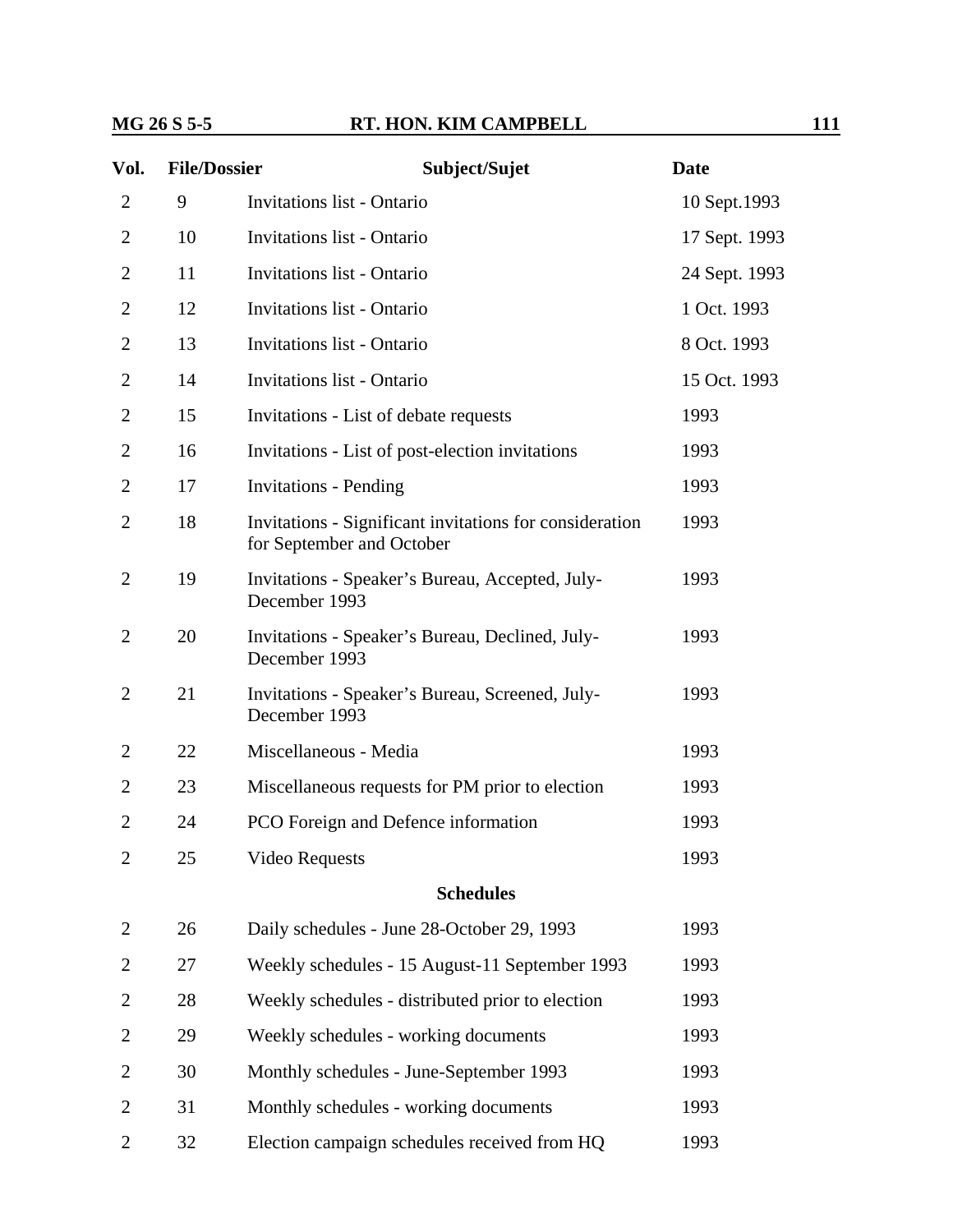| Vol. | File/Dossier | Subject/Sujet | Date |
|---|---|---|---|
| 2 | 9 | Invitations list - Ontario | 10 Sept.1993 |
| 2 | 10 | Invitations list - Ontario | 17 Sept. 1993 |
| 2 | 11 | Invitations list - Ontario | 24 Sept. 1993 |
| 2 | 12 | Invitations list - Ontario | 1 Oct. 1993 |
| 2 | 13 | Invitations list - Ontario | 8 Oct. 1993 |
| 2 | 14 | Invitations list - Ontario | 15 Oct. 1993 |
| 2 | 15 | Invitations - List of debate requests | 1993 |
| 2 | 16 | Invitations - List of post-election invitations | 1993 |
| 2 | 17 | Invitations - Pending | 1993 |
| 2 | 18 | Invitations - Significant invitations for consideration for September and October | 1993 |
| 2 | 19 | Invitations - Speaker's Bureau, Accepted, July-December 1993 | 1993 |
| 2 | 20 | Invitations - Speaker's Bureau, Declined, July-December 1993 | 1993 |
| 2 | 21 | Invitations - Speaker's Bureau, Screened, July-December 1993 | 1993 |
| 2 | 22 | Miscellaneous - Media | 1993 |
| 2 | 23 | Miscellaneous requests for PM prior to election | 1993 |
| 2 | 24 | PCO Foreign and Defence information | 1993 |
| 2 | 25 | Video Requests | 1993 |
| | | **Schedules** | |
| 2 | 26 | Daily schedules - June 28-October 29, 1993 | 1993 |
| 2 | 27 | Weekly schedules - 15 August-11 September 1993 | 1993 |
| 2 | 28 | Weekly schedules - distributed prior to election | 1993 |
| 2 | 29 | Weekly schedules - working documents | 1993 |
| 2 | 30 | Monthly schedules - June-September 1993 | 1993 |
| 2 | 31 | Monthly schedules - working documents | 1993 |
| 2 | 32 | Election campaign schedules received from HQ | 1993 |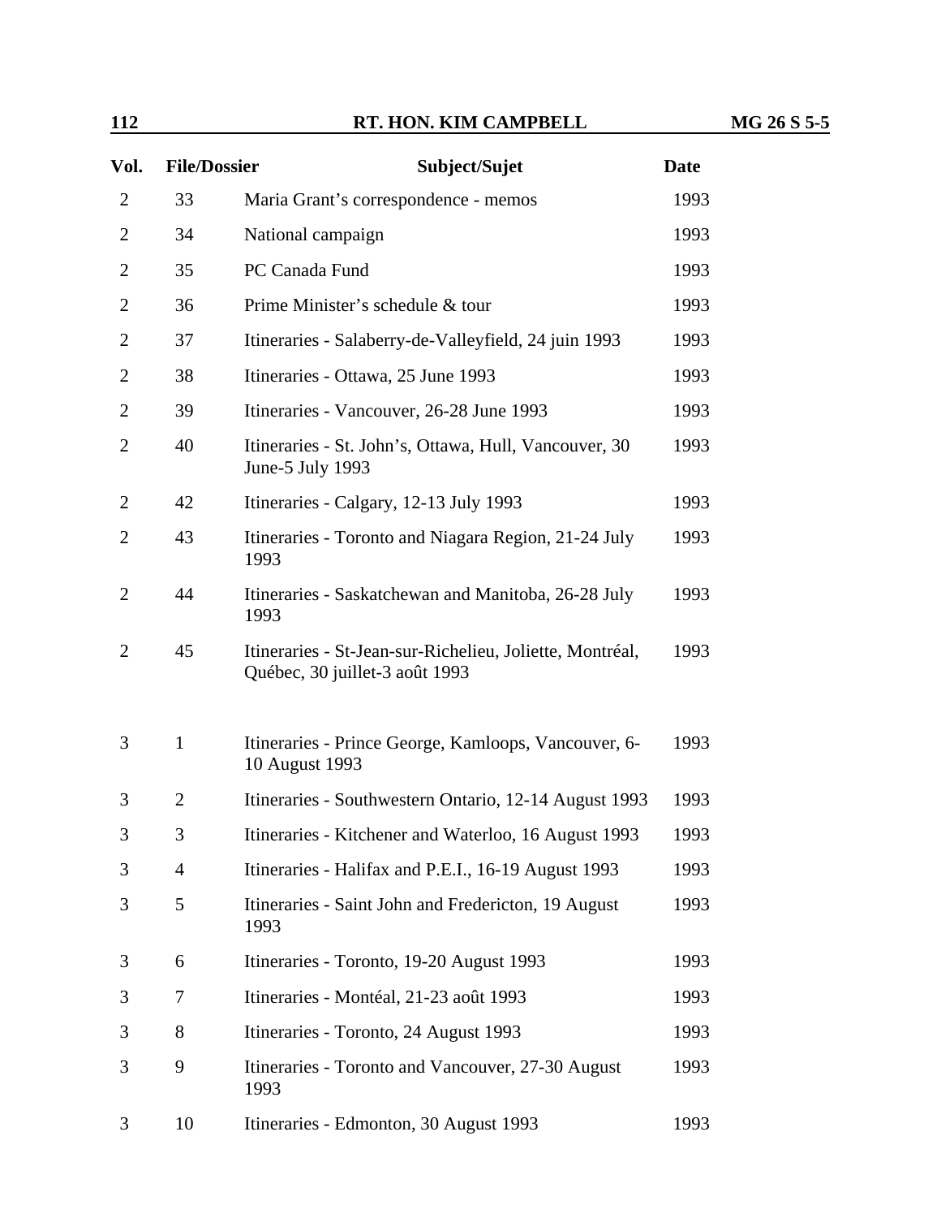| Vol. | File/Dossier | Subject/Sujet | Date |
|---|---|---|---|
| 2 | 33 | Maria Grant's correspondence - memos | 1993 |
| 2 | 34 | National campaign | 1993 |
| 2 | 35 | PC Canada Fund | 1993 |
| 2 | 36 | Prime Minister's schedule & tour | 1993 |
| 2 | 37 | Itineraries - Salaberry-de-Valleyfield, 24 juin 1993 | 1993 |
| 2 | 38 | Itineraries - Ottawa, 25 June 1993 | 1993 |
| 2 | 39 | Itineraries - Vancouver, 26-28 June 1993 | 1993 |
| 2 | 40 | Itineraries - St. John's, Ottawa, Hull, Vancouver, 30 June-5 July 1993 | 1993 |
| 2 | 42 | Itineraries - Calgary, 12-13 July 1993 | 1993 |
| 2 | 43 | Itineraries - Toronto and Niagara Region, 21-24 July 1993 | 1993 |
| 2 | 44 | Itineraries - Saskatchewan and Manitoba, 26-28 July 1993 | 1993 |
| 2 | 45 | Itineraries - St-Jean-sur-Richelieu, Joliette, Montréal, Québec, 30 juillet-3 août 1993 | 1993 |
| 3 | 1 | Itineraries - Prince George, Kamloops, Vancouver, 6-10 August 1993 | 1993 |
| 3 | 2 | Itineraries - Southwestern Ontario, 12-14 August 1993 | 1993 |
| 3 | 3 | Itineraries - Kitchener and Waterloo, 16 August 1993 | 1993 |
| 3 | 4 | Itineraries - Halifax and P.E.I., 16-19 August 1993 | 1993 |
| 3 | 5 | Itineraries - Saint John and Fredericton, 19 August 1993 | 1993 |
| 3 | 6 | Itineraries - Toronto, 19-20 August 1993 | 1993 |
| 3 | 7 | Itineraries - Montéal, 21-23 août 1993 | 1993 |
| 3 | 8 | Itineraries - Toronto, 24 August 1993 | 1993 |
| 3 | 9 | Itineraries - Toronto and Vancouver, 27-30 August 1993 | 1993 |
| 3 | 10 | Itineraries - Edmonton, 30 August 1993 | 1993 |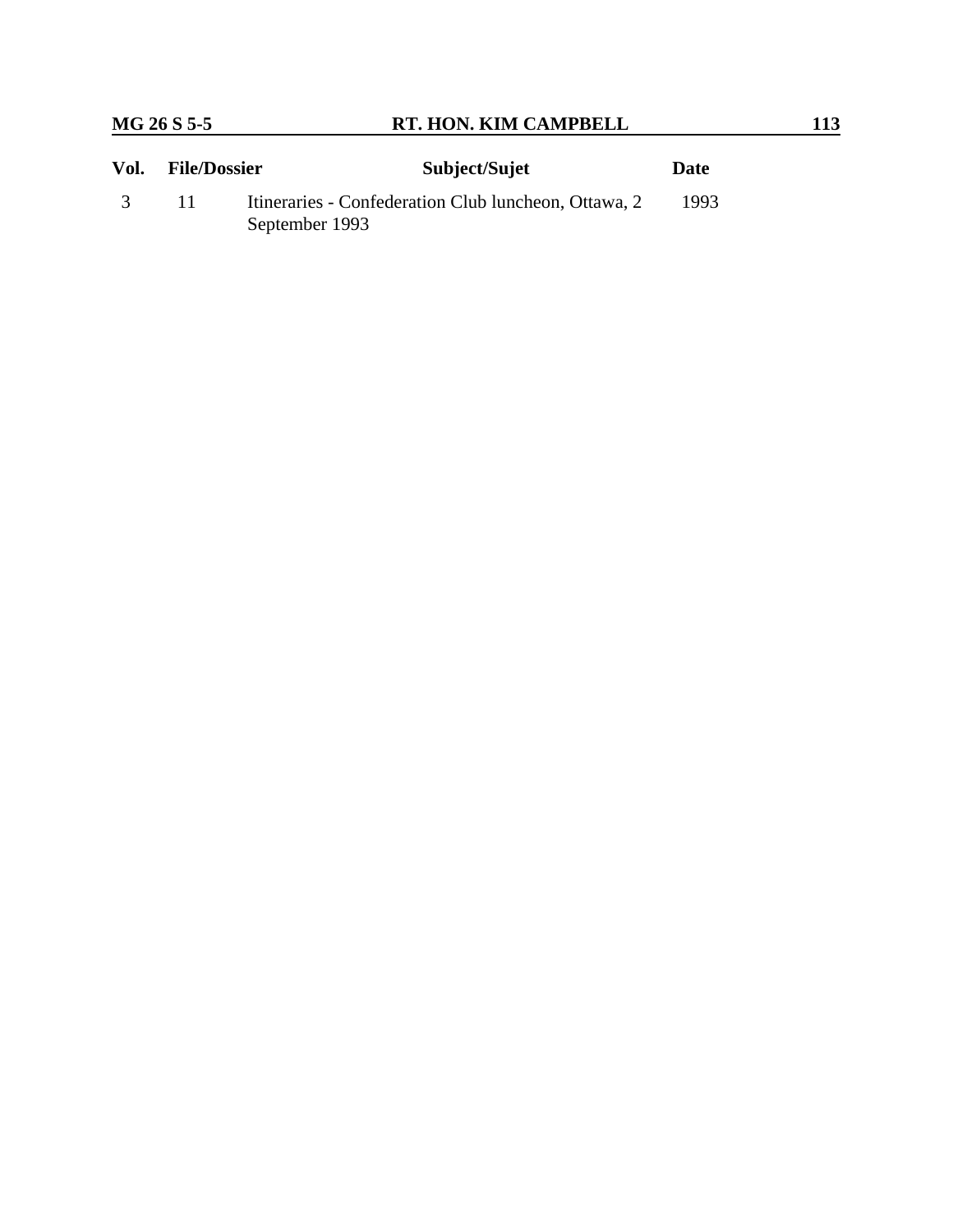| Vol. | File/Dossier | Subject/Sujet | Date |
|---|---|---|---|
| 3 | 11 | Itineraries - Confederation Club luncheon, Ottawa, 2 September 1993 | 1993 |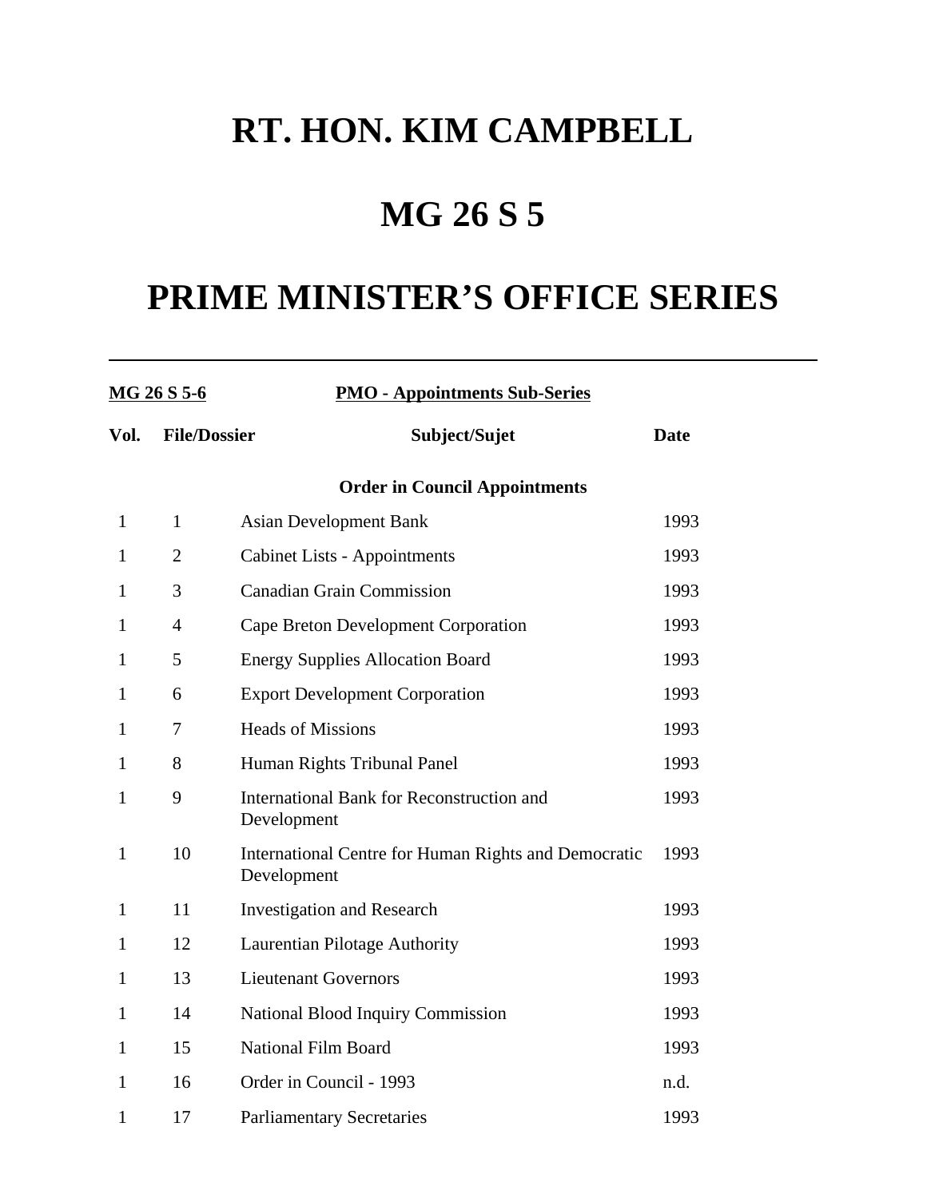# RT. HON. KIM CAMPBELL

# MG 26 S 5

# PRIME MINISTER'S OFFICE SERIES

---

**MG 26 S 5-6** **PMO - Appointments Sub-Series**

| Vol. | File/Dossier | Subject/Sujet | Date |
|---|---|---|---|
| | | **Order in Council Appointments** | |
| 1 | 1 | Asian Development Bank | 1993 |
| 1 | 2 | Cabinet Lists - Appointments | 1993 |
| 1 | 3 | Canadian Grain Commission | 1993 |
| 1 | 4 | Cape Breton Development Corporation | 1993 |
| 1 | 5 | Energy Supplies Allocation Board | 1993 |
| 1 | 6 | Export Development Corporation | 1993 |
| 1 | 7 | Heads of Missions | 1993 |
| 1 | 8 | Human Rights Tribunal Panel | 1993 |
| 1 | 9 | International Bank for Reconstruction and Development | 1993 |
| 1 | 10 | International Centre for Human Rights and Democratic Development | 1993 |
| 1 | 11 | Investigation and Research | 1993 |
| 1 | 12 | Laurentian Pilotage Authority | 1993 |
| 1 | 13 | Lieutenant Governors | 1993 |
| 1 | 14 | National Blood Inquiry Commission | 1993 |
| 1 | 15 | National Film Board | 1993 |
| 1 | 16 | Order in Council - 1993 | n.d. |
| 1 | 17 | Parliamentary Secretaries | 1993 |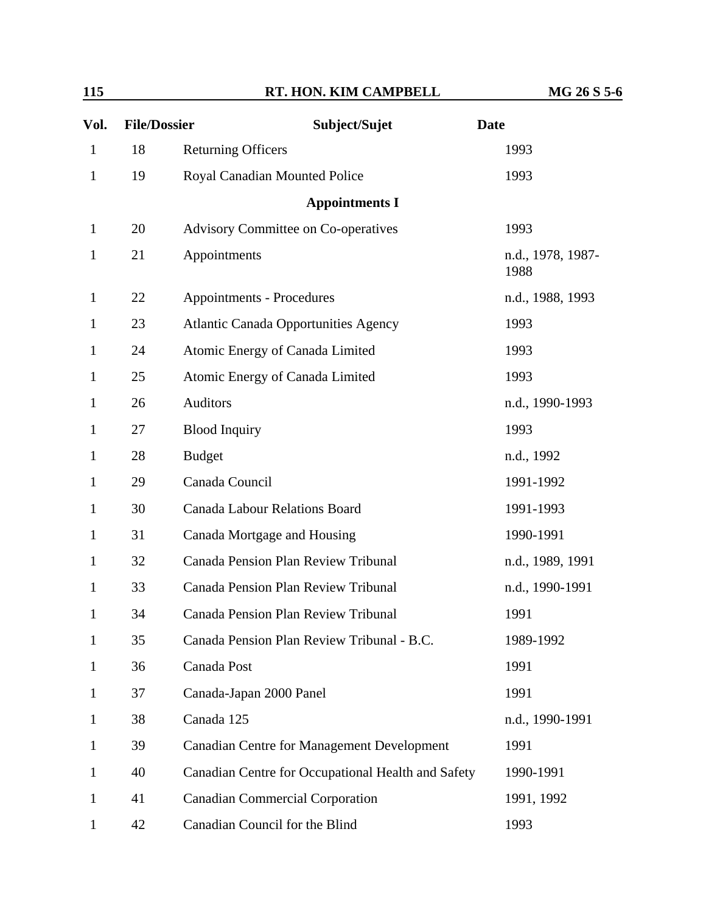| Vol. | File/Dossier | Subject/Sujet | Date |
|---|---|---|---|
| 1 | 18 | Returning Officers | 1993 |
| 1 | 19 | Royal Canadian Mounted Police | 1993 |
| | | **Appointments I** | |
| 1 | 20 | Advisory Committee on Co-operatives | 1993 |
| 1 | 21 | Appointments | n.d., 1978, 1987-1988 |
| 1 | 22 | Appointments - Procedures | n.d., 1988, 1993 |
| 1 | 23 | Atlantic Canada Opportunities Agency | 1993 |
| 1 | 24 | Atomic Energy of Canada Limited | 1993 |
| 1 | 25 | Atomic Energy of Canada Limited | 1993 |
| 1 | 26 | Auditors | n.d., 1990-1993 |
| 1 | 27 | Blood Inquiry | 1993 |
| 1 | 28 | Budget | n.d., 1992 |
| 1 | 29 | Canada Council | 1991-1992 |
| 1 | 30 | Canada Labour Relations Board | 1991-1993 |
| 1 | 31 | Canada Mortgage and Housing | 1990-1991 |
| 1 | 32 | Canada Pension Plan Review Tribunal | n.d., 1989, 1991 |
| 1 | 33 | Canada Pension Plan Review Tribunal | n.d., 1990-1991 |
| 1 | 34 | Canada Pension Plan Review Tribunal | 1991 |
| 1 | 35 | Canada Pension Plan Review Tribunal - B.C. | 1989-1992 |
| 1 | 36 | Canada Post | 1991 |
| 1 | 37 | Canada-Japan 2000 Panel | 1991 |
| 1 | 38 | Canada 125 | n.d., 1990-1991 |
| 1 | 39 | Canadian Centre for Management Development | 1991 |
| 1 | 40 | Canadian Centre for Occupational Health and Safety | 1990-1991 |
| 1 | 41 | Canadian Commercial Corporation | 1991, 1992 |
| 1 | 42 | Canadian Council for the Blind | 1993 |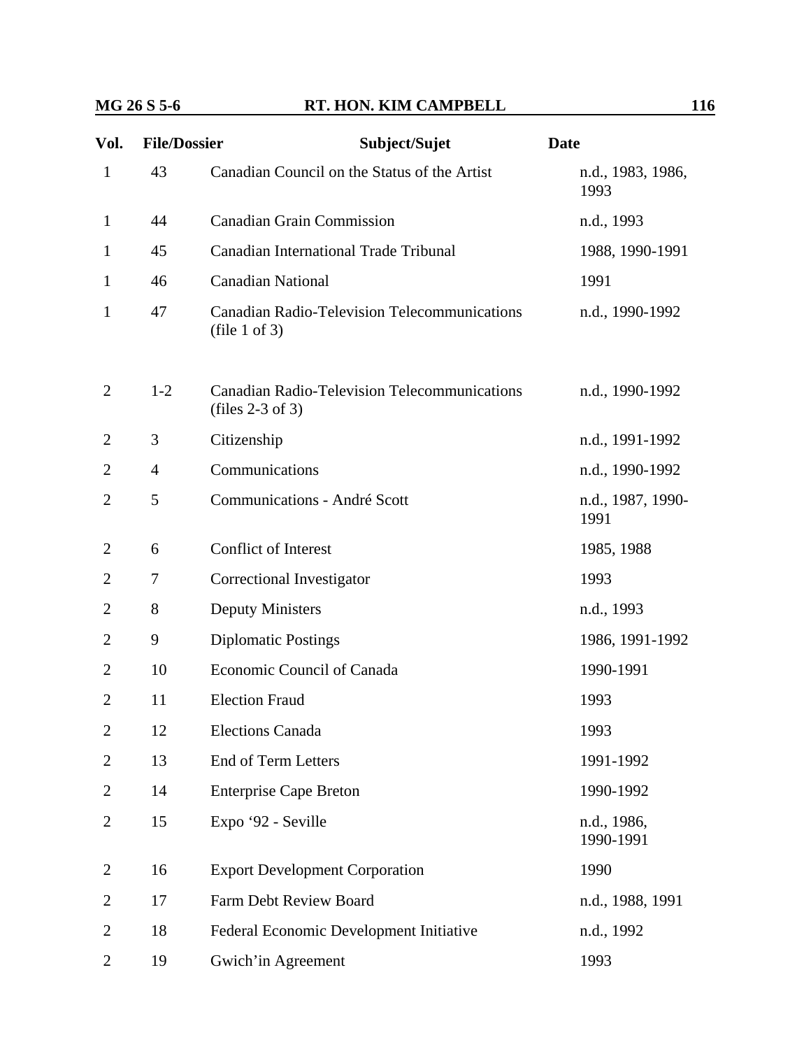| Vol. | File/Dossier | Subject/Sujet | Date |
|---|---|---|---|
| 1 | 43 | Canadian Council on the Status of the Artist | n.d., 1983, 1986, 1993 |
| 1 | 44 | Canadian Grain Commission | n.d., 1993 |
| 1 | 45 | Canadian International Trade Tribunal | 1988, 1990-1991 |
| 1 | 46 | Canadian National | 1991 |
| 1 | 47 | Canadian Radio-Television Telecommunications (file 1 of 3) | n.d., 1990-1992 |
| 2 | 1-2 | Canadian Radio-Television Telecommunications (files 2-3 of 3) | n.d., 1990-1992 |
| 2 | 3 | Citizenship | n.d., 1991-1992 |
| 2 | 4 | Communications | n.d., 1990-1992 |
| 2 | 5 | Communications - André Scott | n.d., 1987, 1990-1991 |
| 2 | 6 | Conflict of Interest | 1985, 1988 |
| 2 | 7 | Correctional Investigator | 1993 |
| 2 | 8 | Deputy Ministers | n.d., 1993 |
| 2 | 9 | Diplomatic Postings | 1986, 1991-1992 |
| 2 | 10 | Economic Council of Canada | 1990-1991 |
| 2 | 11 | Election Fraud | 1993 |
| 2 | 12 | Elections Canada | 1993 |
| 2 | 13 | End of Term Letters | 1991-1992 |
| 2 | 14 | Enterprise Cape Breton | 1990-1992 |
| 2 | 15 | Expo '92 - Seville | n.d., 1986, 1990-1991 |
| 2 | 16 | Export Development Corporation | 1990 |
| 2 | 17 | Farm Debt Review Board | n.d., 1988, 1991 |
| 2 | 18 | Federal Economic Development Initiative | n.d., 1992 |
| 2 | 19 | Gwich'in Agreement | 1993 |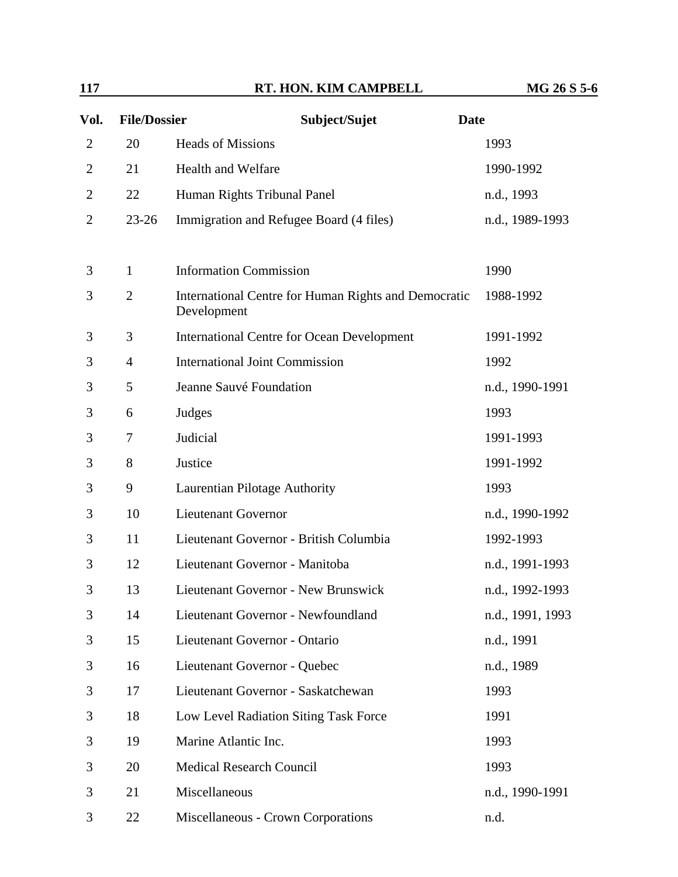| Vol. | File/Dossier | Subject/Sujet | Date |
| --- | --- | --- | --- |
| 2 | 20 | Heads of Missions | 1993 |
| 2 | 21 | Health and Welfare | 1990-1992 |
| 2 | 22 | Human Rights Tribunal Panel | n.d., 1993 |
| 2 | 23-26 | Immigration and Refugee Board (4 files) | n.d., 1989-1993 |
| 3 | 1 | Information Commission | 1990 |
| 3 | 2 | International Centre for Human Rights and Democratic Development | 1988-1992 |
| 3 | 3 | International Centre for Ocean Development | 1991-1992 |
| 3 | 4 | International Joint Commission | 1992 |
| 3 | 5 | Jeanne Sauvé Foundation | n.d., 1990-1991 |
| 3 | 6 | Judges | 1993 |
| 3 | 7 | Judicial | 1991-1993 |
| 3 | 8 | Justice | 1991-1992 |
| 3 | 9 | Laurentian Pilotage Authority | 1993 |
| 3 | 10 | Lieutenant Governor | n.d., 1990-1992 |
| 3 | 11 | Lieutenant Governor - British Columbia | 1992-1993 |
| 3 | 12 | Lieutenant Governor - Manitoba | n.d., 1991-1993 |
| 3 | 13 | Lieutenant Governor - New Brunswick | n.d., 1992-1993 |
| 3 | 14 | Lieutenant Governor - Newfoundland | n.d., 1991, 1993 |
| 3 | 15 | Lieutenant Governor - Ontario | n.d., 1991 |
| 3 | 16 | Lieutenant Governor - Quebec | n.d., 1989 |
| 3 | 17 | Lieutenant Governor - Saskatchewan | 1993 |
| 3 | 18 | Low Level Radiation Siting Task Force | 1991 |
| 3 | 19 | Marine Atlantic Inc. | 1993 |
| 3 | 20 | Medical Research Council | 1993 |
| 3 | 21 | Miscellaneous | n.d., 1990-1991 |
| 3 | 22 | Miscellaneous - Crown Corporations | n.d. |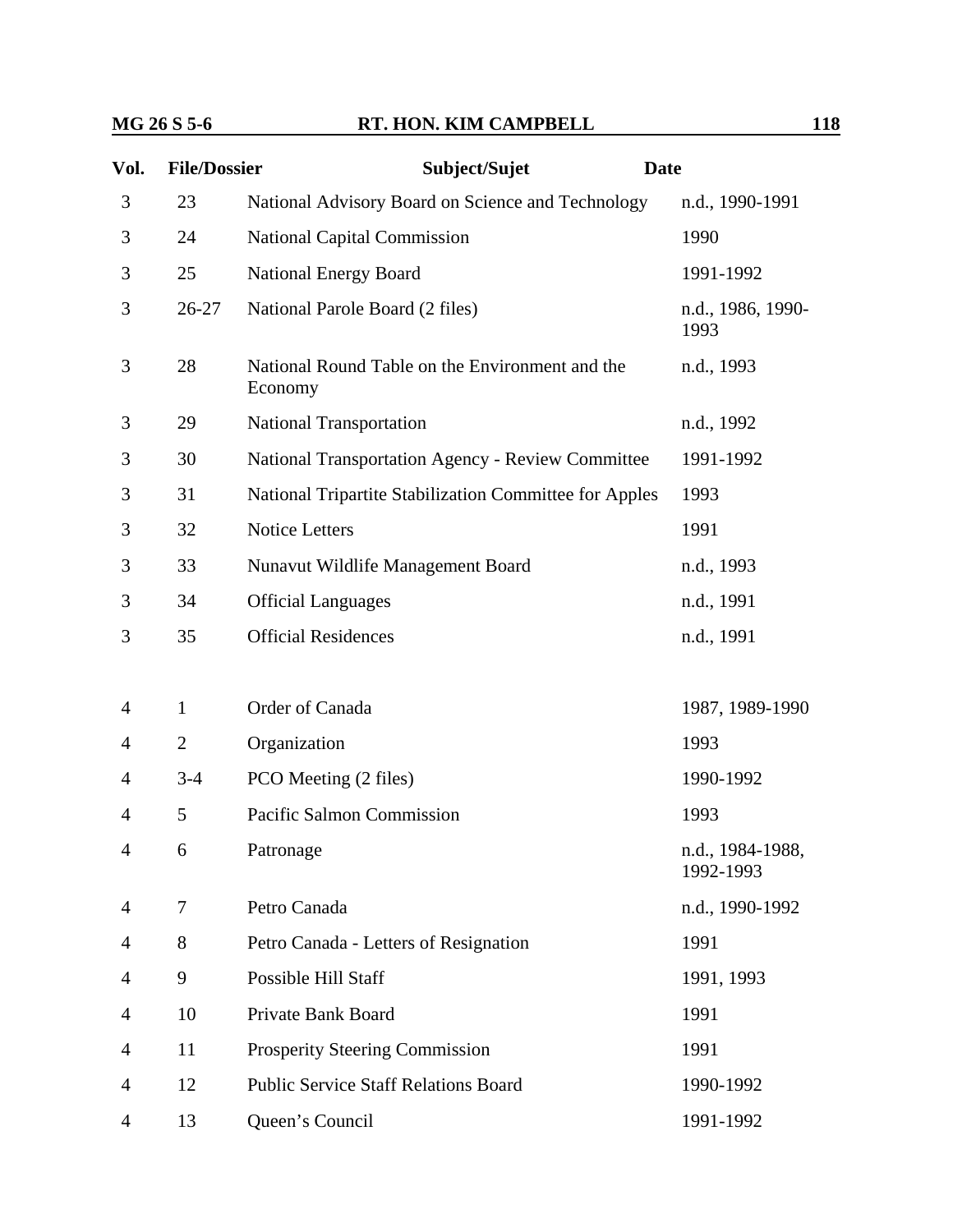| Vol. | File/Dossier | Subject/Sujet | Date |
|---|---|---|---|
| 3 | 23 | National Advisory Board on Science and Technology | n.d., 1990-1991 |
| 3 | 24 | National Capital Commission | 1990 |
| 3 | 25 | National Energy Board | 1991-1992 |
| 3 | 26-27 | National Parole Board (2 files) | n.d., 1986, 1990-1993 |
| 3 | 28 | National Round Table on the Environment and the Economy | n.d., 1993 |
| 3 | 29 | National Transportation | n.d., 1992 |
| 3 | 30 | National Transportation Agency - Review Committee | 1991-1992 |
| 3 | 31 | National Tripartite Stabilization Committee for Apples | 1993 |
| 3 | 32 | Notice Letters | 1991 |
| 3 | 33 | Nunavut Wildlife Management Board | n.d., 1993 |
| 3 | 34 | Official Languages | n.d., 1991 |
| 3 | 35 | Official Residences | n.d., 1991 |
| 4 | 1 | Order of Canada | 1987, 1989-1990 |
| 4 | 2 | Organization | 1993 |
| 4 | 3-4 | PCO Meeting (2 files) | 1990-1992 |
| 4 | 5 | Pacific Salmon Commission | 1993 |
| 4 | 6 | Patronage | n.d., 1984-1988, 1992-1993 |
| 4 | 7 | Petro Canada | n.d., 1990-1992 |
| 4 | 8 | Petro Canada - Letters of Resignation | 1991 |
| 4 | 9 | Possible Hill Staff | 1991, 1993 |
| 4 | 10 | Private Bank Board | 1991 |
| 4 | 11 | Prosperity Steering Commission | 1991 |
| 4 | 12 | Public Service Staff Relations Board | 1990-1992 |
| 4 | 13 | Queen's Council | 1991-1992 |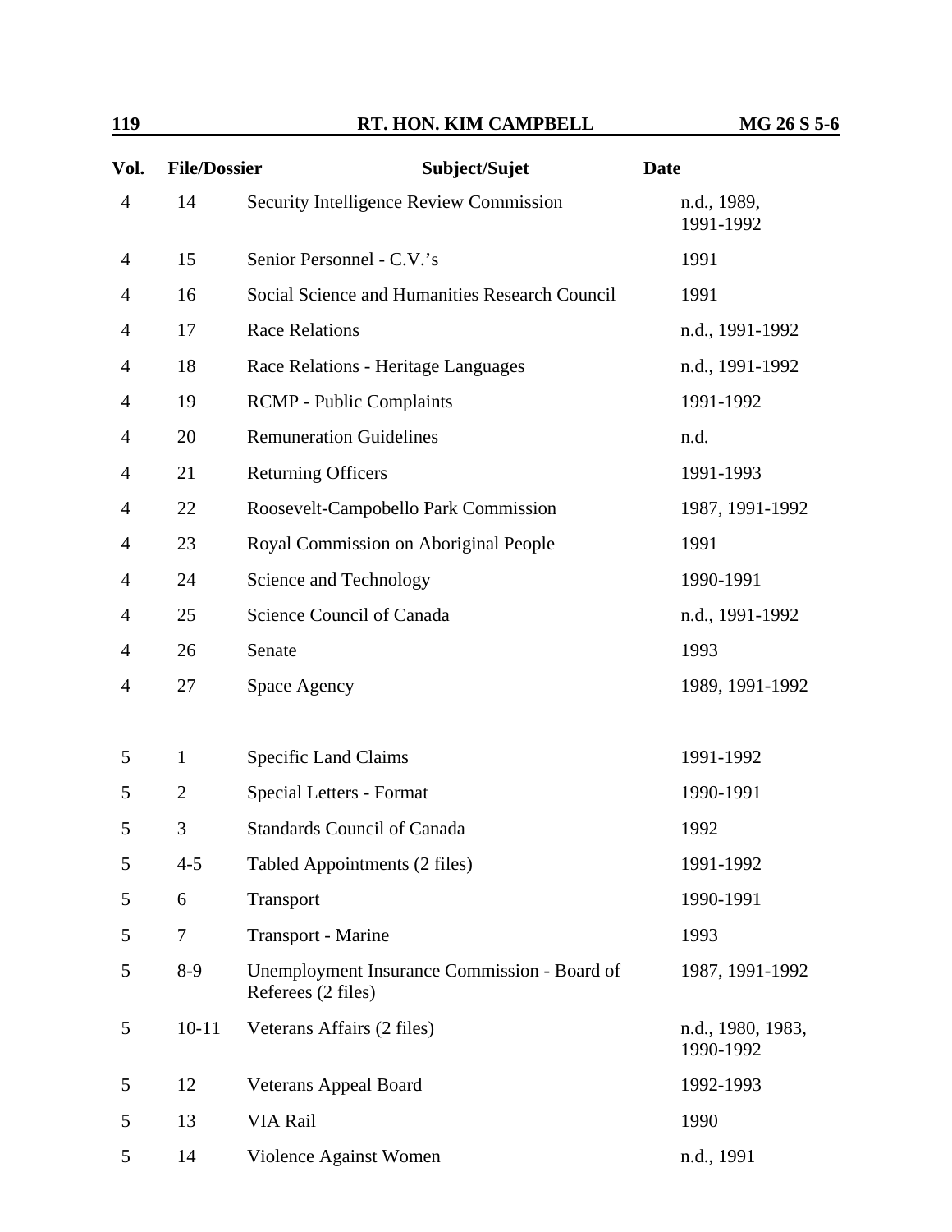| Vol. | File/Dossier | Subject/Sujet | Date |
|---|---|---|---|
| 4 | 14 | Security Intelligence Review Commission | n.d., 1989, 1991-1992 |
| 4 | 15 | Senior Personnel - C.V.'s | 1991 |
| 4 | 16 | Social Science and Humanities Research Council | 1991 |
| 4 | 17 | Race Relations | n.d., 1991-1992 |
| 4 | 18 | Race Relations - Heritage Languages | n.d., 1991-1992 |
| 4 | 19 | RCMP - Public Complaints | 1991-1992 |
| 4 | 20 | Remuneration Guidelines | n.d. |
| 4 | 21 | Returning Officers | 1991-1993 |
| 4 | 22 | Roosevelt-Campobello Park Commission | 1987, 1991-1992 |
| 4 | 23 | Royal Commission on Aboriginal People | 1991 |
| 4 | 24 | Science and Technology | 1990-1991 |
| 4 | 25 | Science Council of Canada | n.d., 1991-1992 |
| 4 | 26 | Senate | 1993 |
| 4 | 27 | Space Agency | 1989, 1991-1992 |
| 5 | 1 | Specific Land Claims | 1991-1992 |
| 5 | 2 | Special Letters - Format | 1990-1991 |
| 5 | 3 | Standards Council of Canada | 1992 |
| 5 | 4-5 | Tabled Appointments (2 files) | 1991-1992 |
| 5 | 6 | Transport | 1990-1991 |
| 5 | 7 | Transport - Marine | 1993 |
| 5 | 8-9 | Unemployment Insurance Commission - Board of Referees (2 files) | 1987, 1991-1992 |
| 5 | 10-11 | Veterans Affairs (2 files) | n.d., 1980, 1983, 1990-1992 |
| 5 | 12 | Veterans Appeal Board | 1992-1993 |
| 5 | 13 | VIA Rail | 1990 |
| 5 | 14 | Violence Against Women | n.d., 1991 |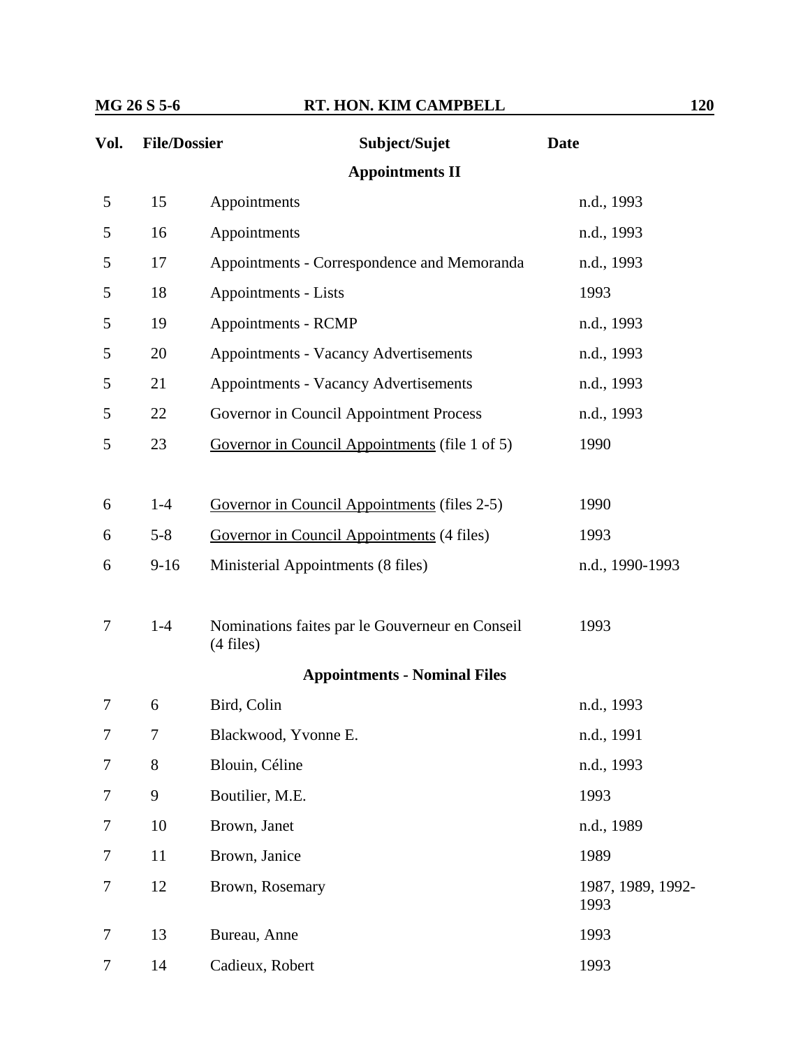| Vol. | File/Dossier | Subject/Sujet | Date |
|---|---|---|---|
| | | **Appointments II** | |
| 5 | 15 | Appointments | n.d., 1993 |
| 5 | 16 | Appointments | n.d., 1993 |
| 5 | 17 | Appointments - Correspondence and Memoranda | n.d., 1993 |
| 5 | 18 | Appointments - Lists | 1993 |
| 5 | 19 | Appointments - RCMP | n.d., 1993 |
| 5 | 20 | Appointments - Vacancy Advertisements | n.d., 1993 |
| 5 | 21 | Appointments - Vacancy Advertisements | n.d., 1993 |
| 5 | 22 | Governor in Council Appointment Process | n.d., 1993 |
| 5 | 23 | Governor in Council Appointments (file 1 of 5) | 1990 |
| 6 | 1-4 | Governor in Council Appointments (files 2-5) | 1990 |
| 6 | 5-8 | Governor in Council Appointments (4 files) | 1993 |
| 6 | 9-16 | Ministerial Appointments (8 files) | n.d., 1990-1993 |
| 7 | 1-4 | Nominations faites par le Gouverneur en Conseil (4 files) | 1993 |
| | | **Appointments - Nominal Files** | |
| 7 | 6 | Bird, Colin | n.d., 1993 |
| 7 | 7 | Blackwood, Yvonne E. | n.d., 1991 |
| 7 | 8 | Blouin, Céline | n.d., 1993 |
| 7 | 9 | Boutilier, M.E. | 1993 |
| 7 | 10 | Brown, Janet | n.d., 1989 |
| 7 | 11 | Brown, Janice | 1989 |
| 7 | 12 | Brown, Rosemary | 1987, 1989, 1992-1993 |
| 7 | 13 | Bureau, Anne | 1993 |
| 7 | 14 | Cadieux, Robert | 1993 |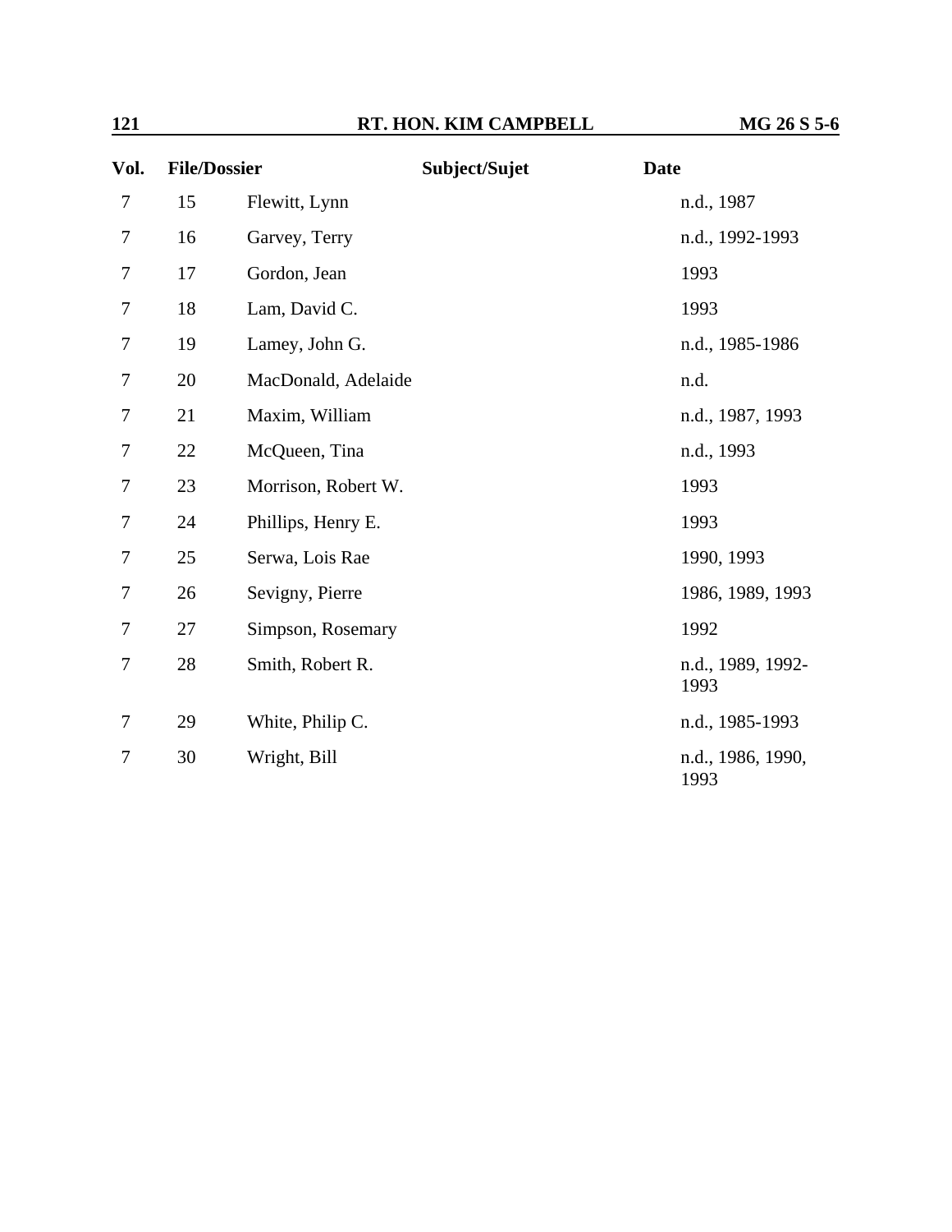| Vol. | File/Dossier | Subject/Sujet | Date |
| --- | --- | --- | --- |
| 7 | 15 | Flewitt, Lynn | n.d., 1987 |
| 7 | 16 | Garvey, Terry | n.d., 1992-1993 |
| 7 | 17 | Gordon, Jean | 1993 |
| 7 | 18 | Lam, David C. | 1993 |
| 7 | 19 | Lamey, John G. | n.d., 1985-1986 |
| 7 | 20 | MacDonald, Adelaide | n.d. |
| 7 | 21 | Maxim, William | n.d., 1987, 1993 |
| 7 | 22 | McQueen, Tina | n.d., 1993 |
| 7 | 23 | Morrison, Robert W. | 1993 |
| 7 | 24 | Phillips, Henry E. | 1993 |
| 7 | 25 | Serwa, Lois Rae | 1990, 1993 |
| 7 | 26 | Sevigny, Pierre | 1986, 1989, 1993 |
| 7 | 27 | Simpson, Rosemary | 1992 |
| 7 | 28 | Smith, Robert R. | n.d., 1989, 1992-1993 |
| 7 | 29 | White, Philip C. | n.d., 1985-1993 |
| 7 | 30 | Wright, Bill | n.d., 1986, 1990, 1993 |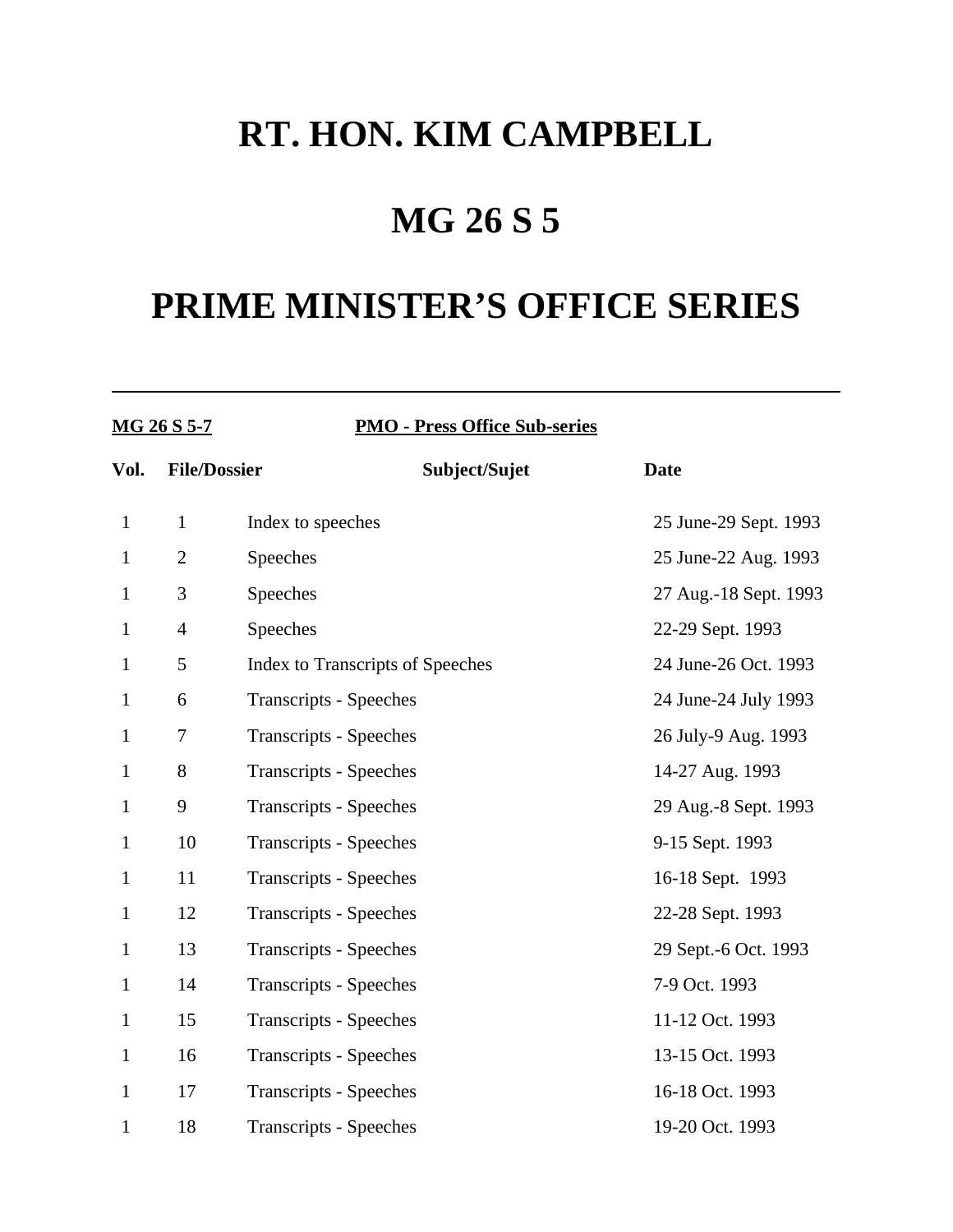# RT. HON. KIM CAMPBELL

# MG 26 S 5

# PRIME MINISTER'S OFFICE SERIES

---

**MG 26 S 5-7** **PMO - Press Office Sub-series**

| Vol. | File/Dossier | Subject/Sujet | Date |
|---|---|---|---|
| 1 | 1 | Index to speeches | 25 June-29 Sept. 1993 |
| 1 | 2 | Speeches | 25 June-22 Aug. 1993 |
| 1 | 3 | Speeches | 27 Aug.-18 Sept. 1993 |
| 1 | 4 | Speeches | 22-29 Sept. 1993 |
| 1 | 5 | Index to Transcripts of Speeches | 24 June-26 Oct. 1993 |
| 1 | 6 | Transcripts - Speeches | 24 June-24 July 1993 |
| 1 | 7 | Transcripts - Speeches | 26 July-9 Aug. 1993 |
| 1 | 8 | Transcripts - Speeches | 14-27 Aug. 1993 |
| 1 | 9 | Transcripts - Speeches | 29 Aug.-8 Sept. 1993 |
| 1 | 10 | Transcripts - Speeches | 9-15 Sept. 1993 |
| 1 | 11 | Transcripts - Speeches | 16-18 Sept. 1993 |
| 1 | 12 | Transcripts - Speeches | 22-28 Sept. 1993 |
| 1 | 13 | Transcripts - Speeches | 29 Sept.-6 Oct. 1993 |
| 1 | 14 | Transcripts - Speeches | 7-9 Oct. 1993 |
| 1 | 15 | Transcripts - Speeches | 11-12 Oct. 1993 |
| 1 | 16 | Transcripts - Speeches | 13-15 Oct. 1993 |
| 1 | 17 | Transcripts - Speeches | 16-18 Oct. 1993 |
| 1 | 18 | Transcripts - Speeches | 19-20 Oct. 1993 |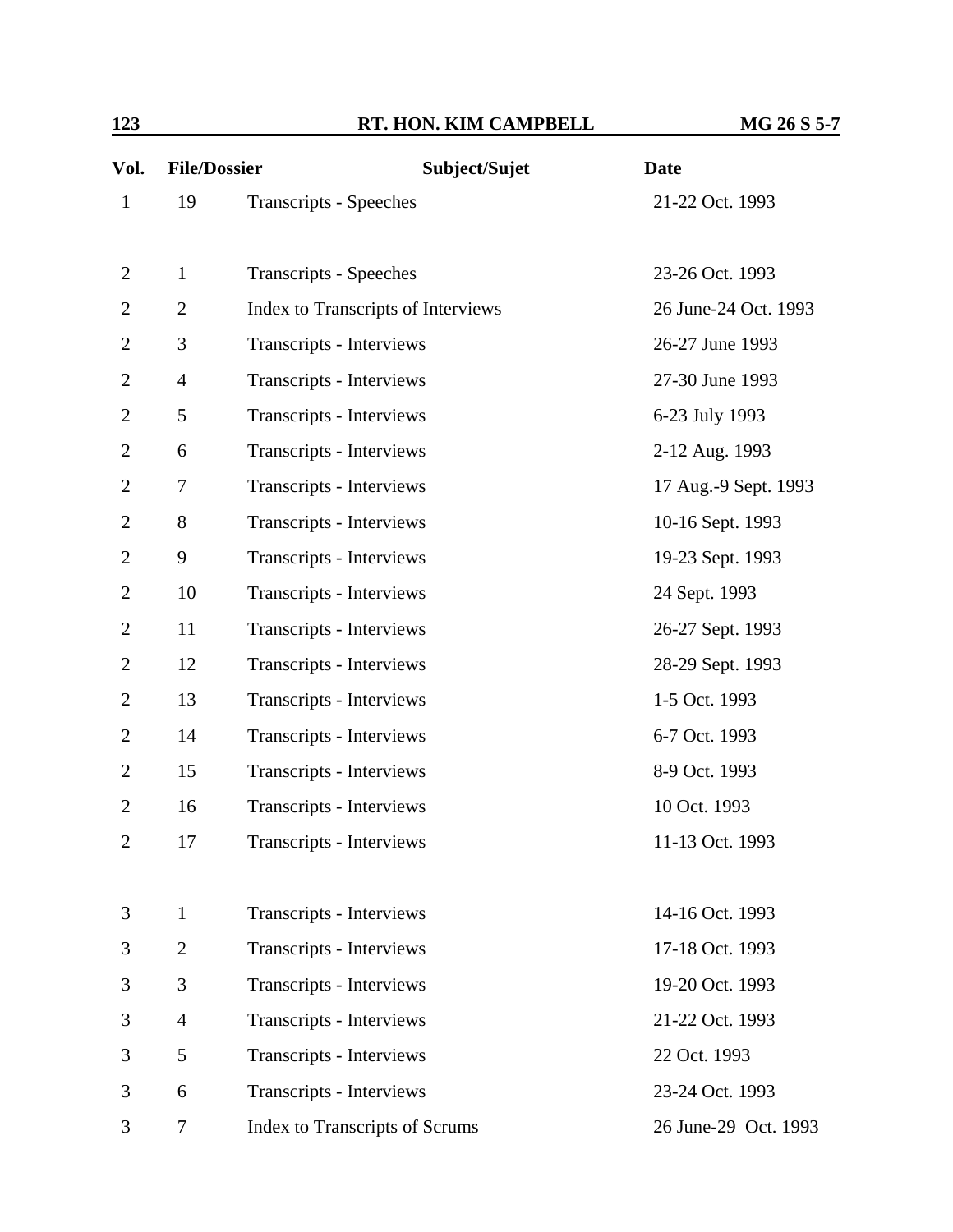| Vol. | File/Dossier | Subject/Sujet | Date |
|---|---|---|---|
| 1 | 19 | Transcripts - Speeches | 21-22 Oct. 1993 |
| 2 | 1 | Transcripts - Speeches | 23-26 Oct. 1993 |
| 2 | 2 | Index to Transcripts of Interviews | 26 June-24 Oct. 1993 |
| 2 | 3 | Transcripts - Interviews | 26-27 June 1993 |
| 2 | 4 | Transcripts - Interviews | 27-30 June 1993 |
| 2 | 5 | Transcripts - Interviews | 6-23 July 1993 |
| 2 | 6 | Transcripts - Interviews | 2-12 Aug. 1993 |
| 2 | 7 | Transcripts - Interviews | 17 Aug.-9 Sept. 1993 |
| 2 | 8 | Transcripts - Interviews | 10-16 Sept. 1993 |
| 2 | 9 | Transcripts - Interviews | 19-23 Sept. 1993 |
| 2 | 10 | Transcripts - Interviews | 24 Sept. 1993 |
| 2 | 11 | Transcripts - Interviews | 26-27 Sept. 1993 |
| 2 | 12 | Transcripts - Interviews | 28-29 Sept. 1993 |
| 2 | 13 | Transcripts - Interviews | 1-5 Oct. 1993 |
| 2 | 14 | Transcripts - Interviews | 6-7 Oct. 1993 |
| 2 | 15 | Transcripts - Interviews | 8-9 Oct. 1993 |
| 2 | 16 | Transcripts - Interviews | 10 Oct. 1993 |
| 2 | 17 | Transcripts - Interviews | 11-13 Oct. 1993 |
| 3 | 1 | Transcripts - Interviews | 14-16 Oct. 1993 |
| 3 | 2 | Transcripts - Interviews | 17-18 Oct. 1993 |
| 3 | 3 | Transcripts - Interviews | 19-20 Oct. 1993 |
| 3 | 4 | Transcripts - Interviews | 21-22 Oct. 1993 |
| 3 | 5 | Transcripts - Interviews | 22 Oct. 1993 |
| 3 | 6 | Transcripts - Interviews | 23-24 Oct. 1993 |
| 3 | 7 | Index to Transcripts of Scrums | 26 June-29 Oct. 1993 |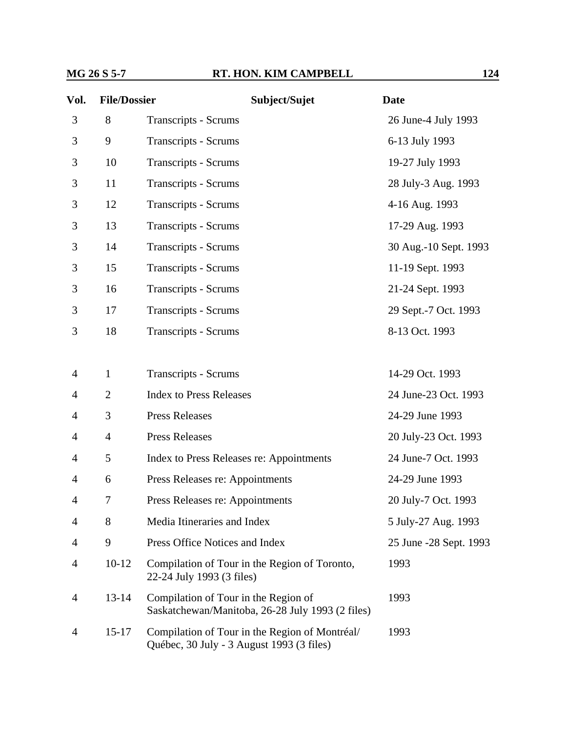| Vol. | File/Dossier | Subject/Sujet | Date |
|---|---|---|---|
| 3 | 8 | Transcripts - Scrums | 26 June-4 July 1993 |
| 3 | 9 | Transcripts - Scrums | 6-13 July 1993 |
| 3 | 10 | Transcripts - Scrums | 19-27 July 1993 |
| 3 | 11 | Transcripts - Scrums | 28 July-3 Aug. 1993 |
| 3 | 12 | Transcripts - Scrums | 4-16 Aug. 1993 |
| 3 | 13 | Transcripts - Scrums | 17-29 Aug. 1993 |
| 3 | 14 | Transcripts - Scrums | 30 Aug.-10 Sept. 1993 |
| 3 | 15 | Transcripts - Scrums | 11-19 Sept. 1993 |
| 3 | 16 | Transcripts - Scrums | 21-24 Sept. 1993 |
| 3 | 17 | Transcripts - Scrums | 29 Sept.-7 Oct. 1993 |
| 3 | 18 | Transcripts - Scrums | 8-13 Oct. 1993 |
| 4 | 1 | Transcripts - Scrums | 14-29 Oct. 1993 |
| 4 | 2 | Index to Press Releases | 24 June-23 Oct. 1993 |
| 4 | 3 | Press Releases | 24-29 June 1993 |
| 4 | 4 | Press Releases | 20 July-23 Oct. 1993 |
| 4 | 5 | Index to Press Releases re: Appointments | 24 June-7 Oct. 1993 |
| 4 | 6 | Press Releases re: Appointments | 24-29 June 1993 |
| 4 | 7 | Press Releases re: Appointments | 20 July-7 Oct. 1993 |
| 4 | 8 | Media Itineraries and Index | 5 July-27 Aug. 1993 |
| 4 | 9 | Press Office Notices and Index | 25 June -28 Sept. 1993 |
| 4 | 10-12 | Compilation of Tour in the Region of Toronto, 22-24 July 1993 (3 files) | 1993 |
| 4 | 13-14 | Compilation of Tour in the Region of Saskatchewan/Manitoba, 26-28 July 1993 (2 files) | 1993 |
| 4 | 15-17 | Compilation of Tour in the Region of Montréal/ Québec, 30 July - 3 August 1993 (3 files) | 1993 |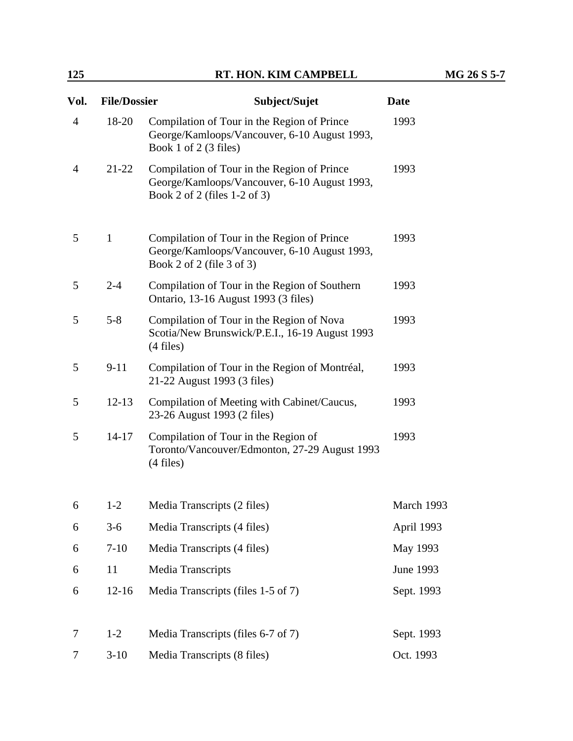| Vol. | File/Dossier | Subject/Sujet | Date |
|---|---|---|---|
| 4 | 18-20 | Compilation of Tour in the Region of Prince George/Kamloops/Vancouver, 6-10 August 1993, Book 1 of 2 (3 files) | 1993 |
| 4 | 21-22 | Compilation of Tour in the Region of Prince George/Kamloops/Vancouver, 6-10 August 1993, Book 2 of 2 (files 1-2 of 3) | 1993 |
| 5 | 1 | Compilation of Tour in the Region of Prince George/Kamloops/Vancouver, 6-10 August 1993, Book 2 of 2 (file 3 of 3) | 1993 |
| 5 | 2-4 | Compilation of Tour in the Region of Southern Ontario, 13-16 August 1993 (3 files) | 1993 |
| 5 | 5-8 | Compilation of Tour in the Region of Nova Scotia/New Brunswick/P.E.I., 16-19 August 1993 (4 files) | 1993 |
| 5 | 9-11 | Compilation of Tour in the Region of Montréal, 21-22 August 1993 (3 files) | 1993 |
| 5 | 12-13 | Compilation of Meeting with Cabinet/Caucus, 23-26 August 1993 (2 files) | 1993 |
| 5 | 14-17 | Compilation of Tour in the Region of Toronto/Vancouver/Edmonton, 27-29 August 1993 (4 files) | 1993 |
| 6 | 1-2 | Media Transcripts (2 files) | March 1993 |
| 6 | 3-6 | Media Transcripts (4 files) | April 1993 |
| 6 | 7-10 | Media Transcripts (4 files) | May 1993 |
| 6 | 11 | Media Transcripts | June 1993 |
| 6 | 12-16 | Media Transcripts (files 1-5 of 7) | Sept. 1993 |
| 7 | 1-2 | Media Transcripts (files 6-7 of 7) | Sept. 1993 |
| 7 | 3-10 | Media Transcripts (8 files) | Oct. 1993 |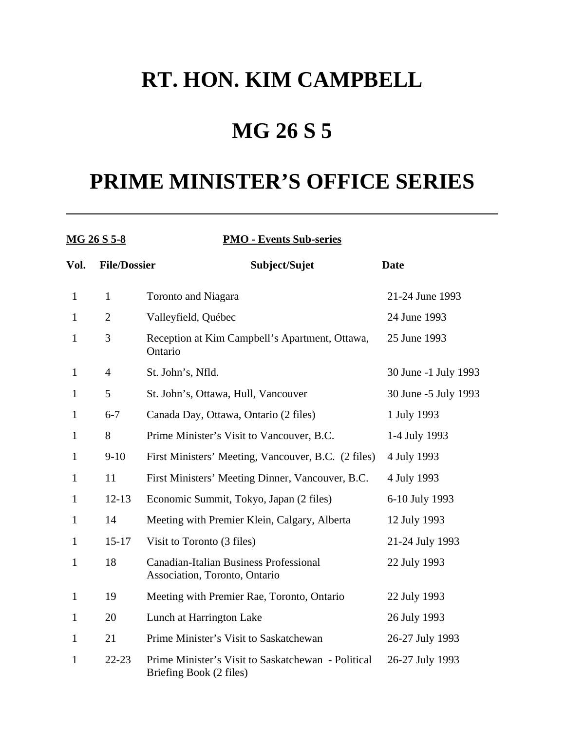# RT. HON. KIM CAMPBELL

# MG 26 S 5

# PRIME MINISTER'S OFFICE SERIES

---

**MG 26 S 5-8** **PMO - Events Sub-series**

| Vol. | File/Dossier | Subject/Sujet | Date |
|---|---|---|---|
| 1 | 1 | Toronto and Niagara | 21-24 June 1993 |
| 1 | 2 | Valleyfield, Québec | 24 June 1993 |
| 1 | 3 | Reception at Kim Campbell's Apartment, Ottawa, Ontario | 25 June 1993 |
| 1 | 4 | St. John's, Nfld. | 30 June -1 July 1993 |
| 1 | 5 | St. John's, Ottawa, Hull, Vancouver | 30 June -5 July 1993 |
| 1 | 6-7 | Canada Day, Ottawa, Ontario (2 files) | 1 July 1993 |
| 1 | 8 | Prime Minister's Visit to Vancouver, B.C. | 1-4 July 1993 |
| 1 | 9-10 | First Ministers' Meeting, Vancouver, B.C. (2 files) | 4 July 1993 |
| 1 | 11 | First Ministers' Meeting Dinner, Vancouver, B.C. | 4 July 1993 |
| 1 | 12-13 | Economic Summit, Tokyo, Japan (2 files) | 6-10 July 1993 |
| 1 | 14 | Meeting with Premier Klein, Calgary, Alberta | 12 July 1993 |
| 1 | 15-17 | Visit to Toronto (3 files) | 21-24 July 1993 |
| 1 | 18 | Canadian-Italian Business Professional Association, Toronto, Ontario | 22 July 1993 |
| 1 | 19 | Meeting with Premier Rae, Toronto, Ontario | 22 July 1993 |
| 1 | 20 | Lunch at Harrington Lake | 26 July 1993 |
| 1 | 21 | Prime Minister's Visit to Saskatchewan | 26-27 July 1993 |
| 1 | 22-23 | Prime Minister's Visit to Saskatchewan - Political Briefing Book (2 files) | 26-27 July 1993 |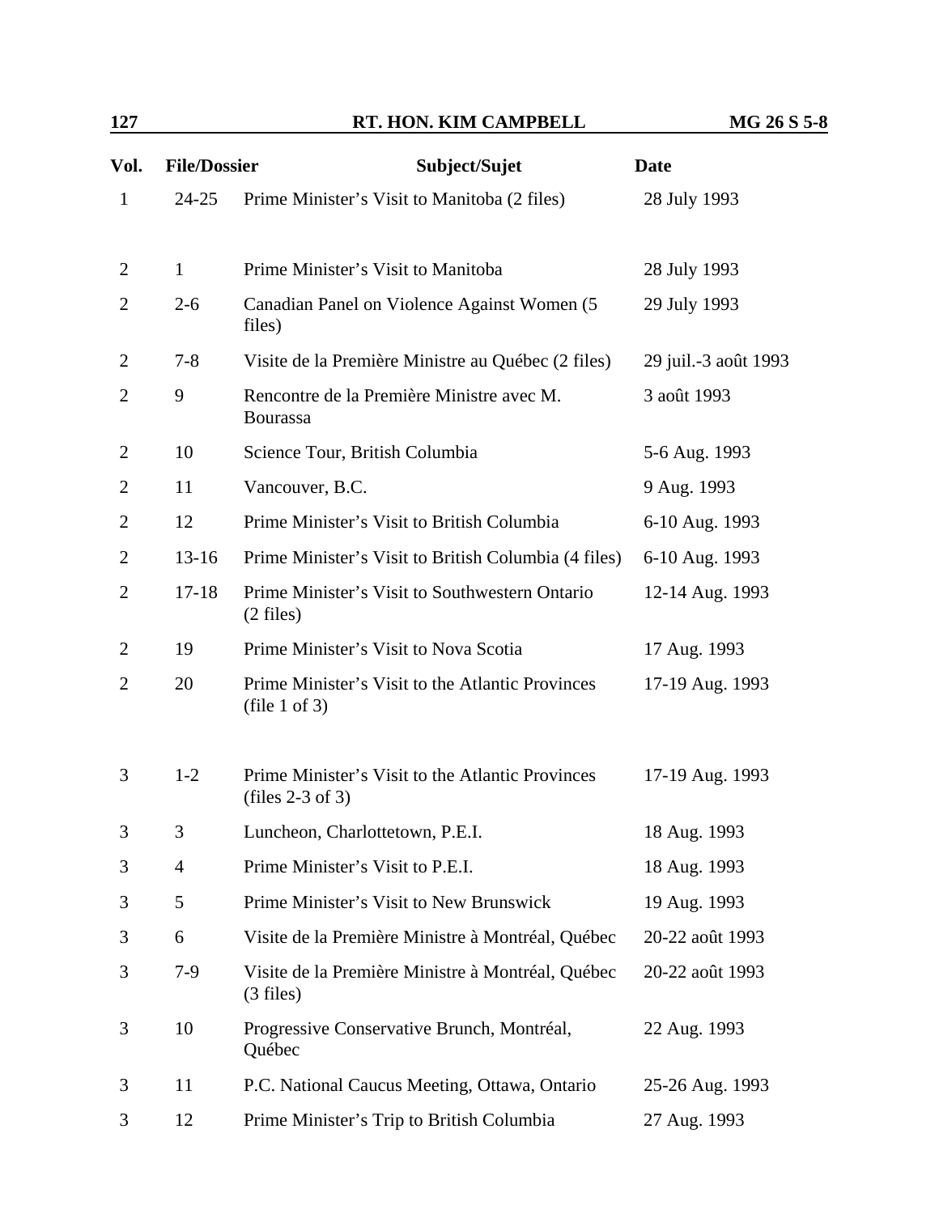| Vol. | File/Dossier | Subject/Sujet | Date |
|---|---|---|---|
| 1 | 24-25 | Prime Minister's Visit to Manitoba (2 files) | 28 July 1993 |
| 2 | 1 | Prime Minister's Visit to Manitoba | 28 July 1993 |
| 2 | 2-6 | Canadian Panel on Violence Against Women (5 files) | 29 July 1993 |
| 2 | 7-8 | Visite de la Première Ministre au Québec (2 files) | 29 juil.-3 août 1993 |
| 2 | 9 | Rencontre de la Première Ministre avec M. Bourassa | 3 août 1993 |
| 2 | 10 | Science Tour, British Columbia | 5-6 Aug. 1993 |
| 2 | 11 | Vancouver, B.C. | 9 Aug. 1993 |
| 2 | 12 | Prime Minister's Visit to British Columbia | 6-10 Aug. 1993 |
| 2 | 13-16 | Prime Minister's Visit to British Columbia (4 files) | 6-10 Aug. 1993 |
| 2 | 17-18 | Prime Minister's Visit to Southwestern Ontario (2 files) | 12-14 Aug. 1993 |
| 2 | 19 | Prime Minister's Visit to Nova Scotia | 17 Aug. 1993 |
| 2 | 20 | Prime Minister's Visit to the Atlantic Provinces (file 1 of 3) | 17-19 Aug. 1993 |
| 3 | 1-2 | Prime Minister's Visit to the Atlantic Provinces (files 2-3 of 3) | 17-19 Aug. 1993 |
| 3 | 3 | Luncheon, Charlottetown, P.E.I. | 18 Aug. 1993 |
| 3 | 4 | Prime Minister's Visit to P.E.I. | 18 Aug. 1993 |
| 3 | 5 | Prime Minister's Visit to New Brunswick | 19 Aug. 1993 |
| 3 | 6 | Visite de la Première Ministre à Montréal, Québec | 20-22 août 1993 |
| 3 | 7-9 | Visite de la Première Ministre à Montréal, Québec (3 files) | 20-22 août 1993 |
| 3 | 10 | Progressive Conservative Brunch, Montréal, Québec | 22 Aug. 1993 |
| 3 | 11 | P.C. National Caucus Meeting, Ottawa, Ontario | 25-26 Aug. 1993 |
| 3 | 12 | Prime Minister's Trip to British Columbia | 27 Aug. 1993 |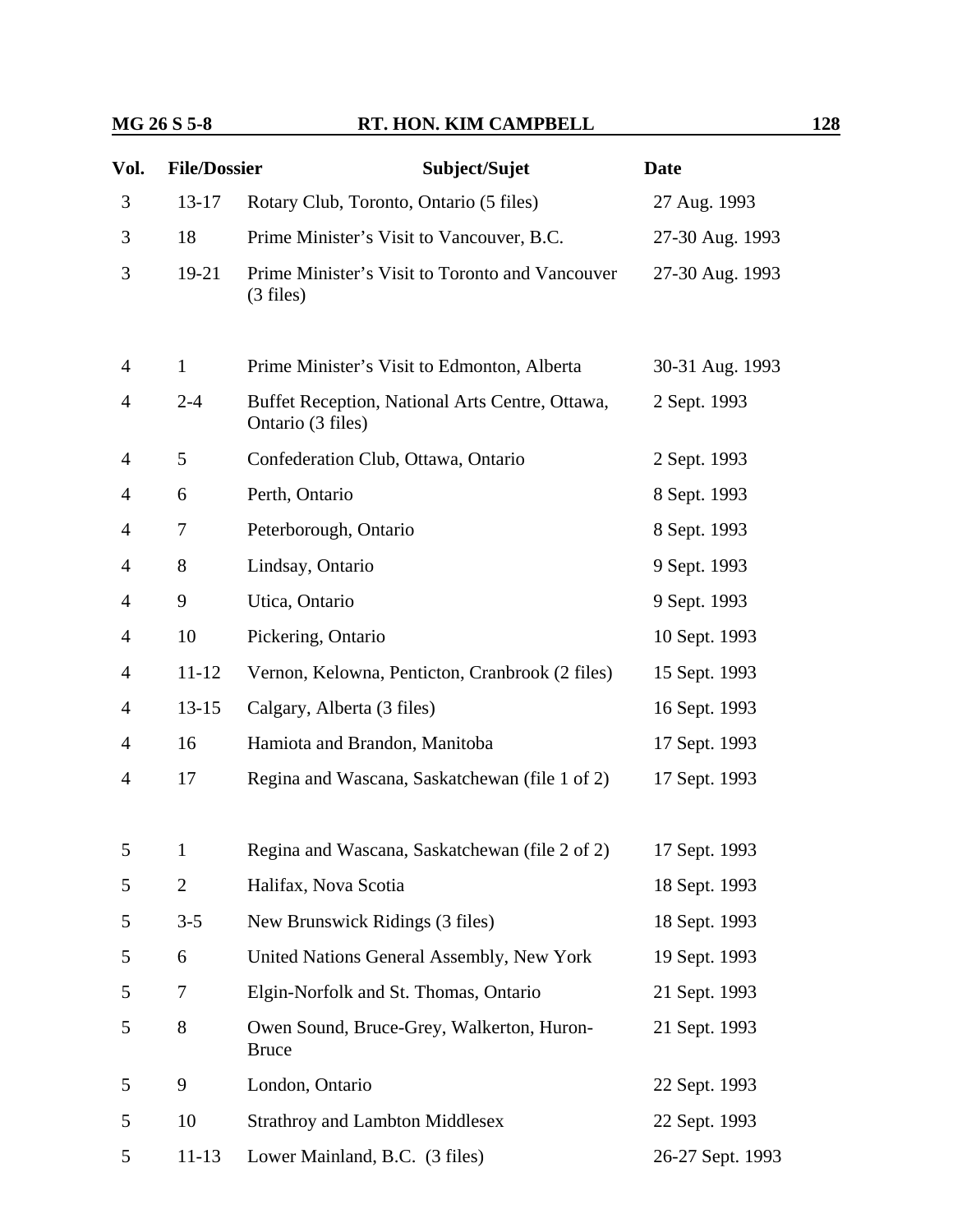| Vol. | File/Dossier | Subject/Sujet | Date |
|---|---|---|---|
| 3 | 13-17 | Rotary Club, Toronto, Ontario (5 files) | 27 Aug. 1993 |
| 3 | 18 | Prime Minister's Visit to Vancouver, B.C. | 27-30 Aug. 1993 |
| 3 | 19-21 | Prime Minister's Visit to Toronto and Vancouver (3 files) | 27-30 Aug. 1993 |
| 4 | 1 | Prime Minister's Visit to Edmonton, Alberta | 30-31 Aug. 1993 |
| 4 | 2-4 | Buffet Reception, National Arts Centre, Ottawa, Ontario (3 files) | 2 Sept. 1993 |
| 4 | 5 | Confederation Club, Ottawa, Ontario | 2 Sept. 1993 |
| 4 | 6 | Perth, Ontario | 8 Sept. 1993 |
| 4 | 7 | Peterborough, Ontario | 8 Sept. 1993 |
| 4 | 8 | Lindsay, Ontario | 9 Sept. 1993 |
| 4 | 9 | Utica, Ontario | 9 Sept. 1993 |
| 4 | 10 | Pickering, Ontario | 10 Sept. 1993 |
| 4 | 11-12 | Vernon, Kelowna, Penticton, Cranbrook (2 files) | 15 Sept. 1993 |
| 4 | 13-15 | Calgary, Alberta (3 files) | 16 Sept. 1993 |
| 4 | 16 | Hamiota and Brandon, Manitoba | 17 Sept. 1993 |
| 4 | 17 | Regina and Wascana, Saskatchewan (file 1 of 2) | 17 Sept. 1993 |
| 5 | 1 | Regina and Wascana, Saskatchewan (file 2 of 2) | 17 Sept. 1993 |
| 5 | 2 | Halifax, Nova Scotia | 18 Sept. 1993 |
| 5 | 3-5 | New Brunswick Ridings (3 files) | 18 Sept. 1993 |
| 5 | 6 | United Nations General Assembly, New York | 19 Sept. 1993 |
| 5 | 7 | Elgin-Norfolk and St. Thomas, Ontario | 21 Sept. 1993 |
| 5 | 8 | Owen Sound, Bruce-Grey, Walkerton, Huron-Bruce | 21 Sept. 1993 |
| 5 | 9 | London, Ontario | 22 Sept. 1993 |
| 5 | 10 | Strathroy and Lambton Middlesex | 22 Sept. 1993 |
| 5 | 11-13 | Lower Mainland, B.C. (3 files) | 26-27 Sept. 1993 |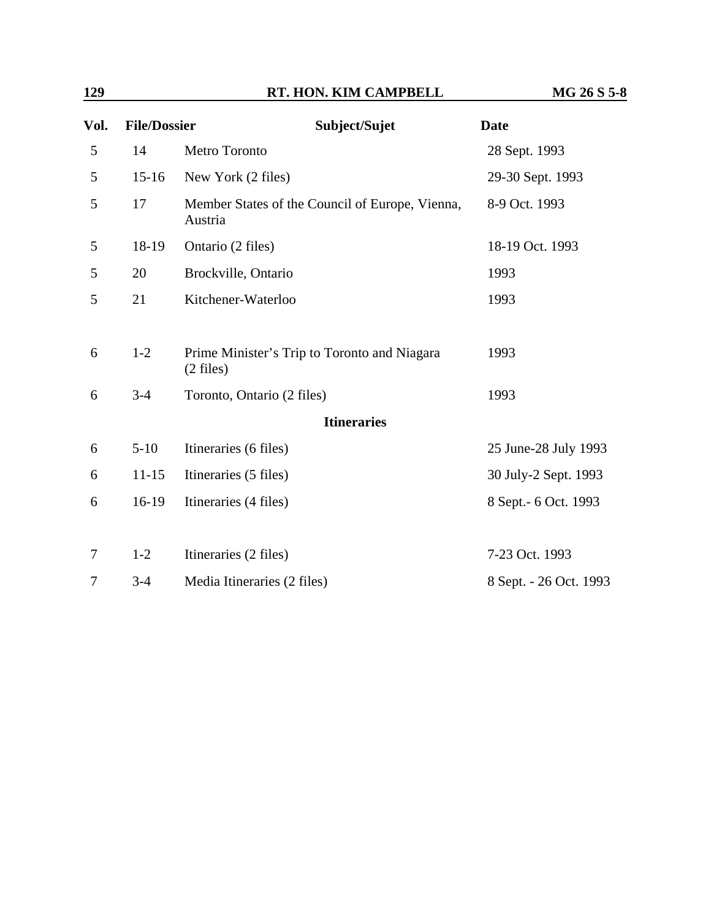| Vol. | File/Dossier | Subject/Sujet | Date |
|---|---|---|---|
| 5 | 14 | Metro Toronto | 28 Sept. 1993 |
| 5 | 15-16 | New York (2 files) | 29-30 Sept. 1993 |
| 5 | 17 | Member States of the Council of Europe, Vienna, Austria | 8-9 Oct. 1993 |
| 5 | 18-19 | Ontario (2 files) | 18-19 Oct. 1993 |
| 5 | 20 | Brockville, Ontario | 1993 |
| 5 | 21 | Kitchener-Waterloo | 1993 |
| 6 | 1-2 | Prime Minister's Trip to Toronto and Niagara (2 files) | 1993 |
| 6 | 3-4 | Toronto, Ontario (2 files) | 1993 |
| | | **Itineraries** | |
| 6 | 5-10 | Itineraries (6 files) | 25 June-28 July 1993 |
| 6 | 11-15 | Itineraries (5 files) | 30 July-2 Sept. 1993 |
| 6 | 16-19 | Itineraries (4 files) | 8 Sept.- 6 Oct. 1993 |
| 7 | 1-2 | Itineraries (2 files) | 7-23 Oct. 1993 |
| 7 | 3-4 | Media Itineraries (2 files) | 8 Sept. - 26 Oct. 1993 |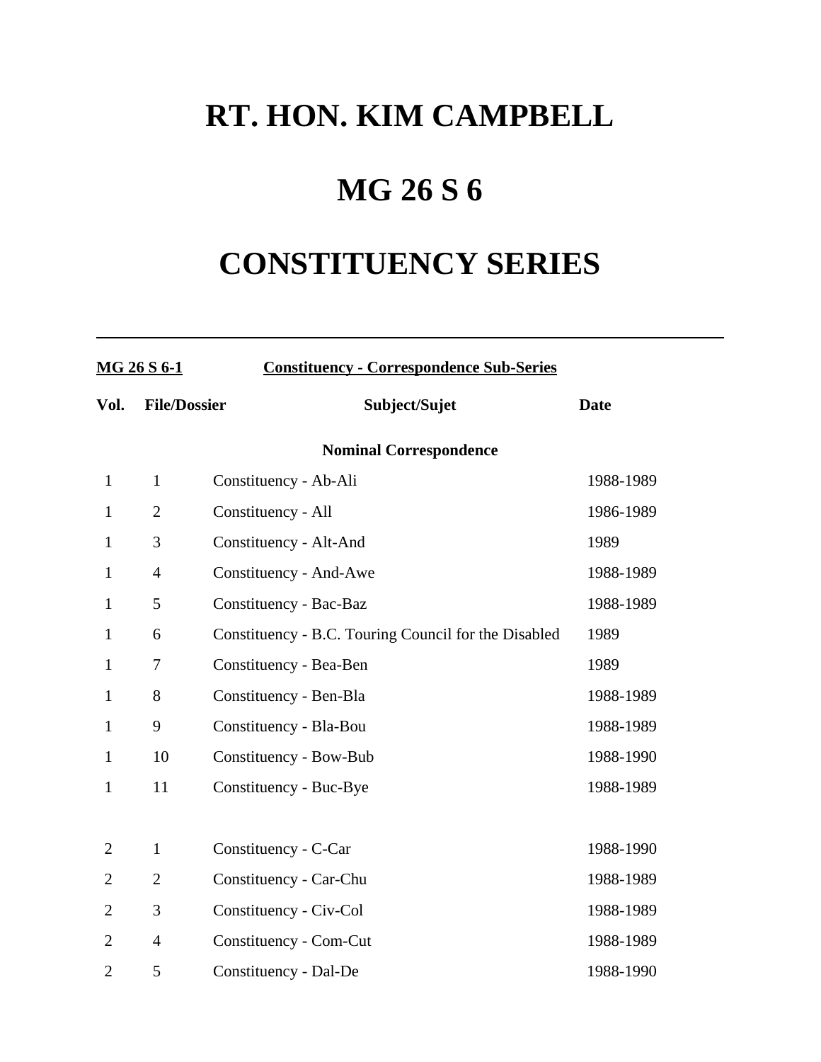# RT. HON. KIM CAMPBELL

# MG 26 S 6

# CONSTITUENCY SERIES

---

**MG 26 S 6-1** **Constituency - Correspondence Sub-Series**

| Vol. | File/Dossier | Subject/Sujet | Date |
|---|---|---|---|
| | | **Nominal Correspondence** | |
| 1 | 1 | Constituency - Ab-Ali | 1988-1989 |
| 1 | 2 | Constituency - All | 1986-1989 |
| 1 | 3 | Constituency - Alt-And | 1989 |
| 1 | 4 | Constituency - And-Awe | 1988-1989 |
| 1 | 5 | Constituency - Bac-Baz | 1988-1989 |
| 1 | 6 | Constituency - B.C. Touring Council for the Disabled | 1989 |
| 1 | 7 | Constituency - Bea-Ben | 1989 |
| 1 | 8 | Constituency - Ben-Bla | 1988-1989 |
| 1 | 9 | Constituency - Bla-Bou | 1988-1989 |
| 1 | 10 | Constituency - Bow-Bub | 1988-1990 |
| 1 | 11 | Constituency - Buc-Bye | 1988-1989 |
| 2 | 1 | Constituency - C-Car | 1988-1990 |
| 2 | 2 | Constituency - Car-Chu | 1988-1989 |
| 2 | 3 | Constituency - Civ-Col | 1988-1989 |
| 2 | 4 | Constituency - Com-Cut | 1988-1989 |
| 2 | 5 | Constituency - Dal-De | 1988-1990 |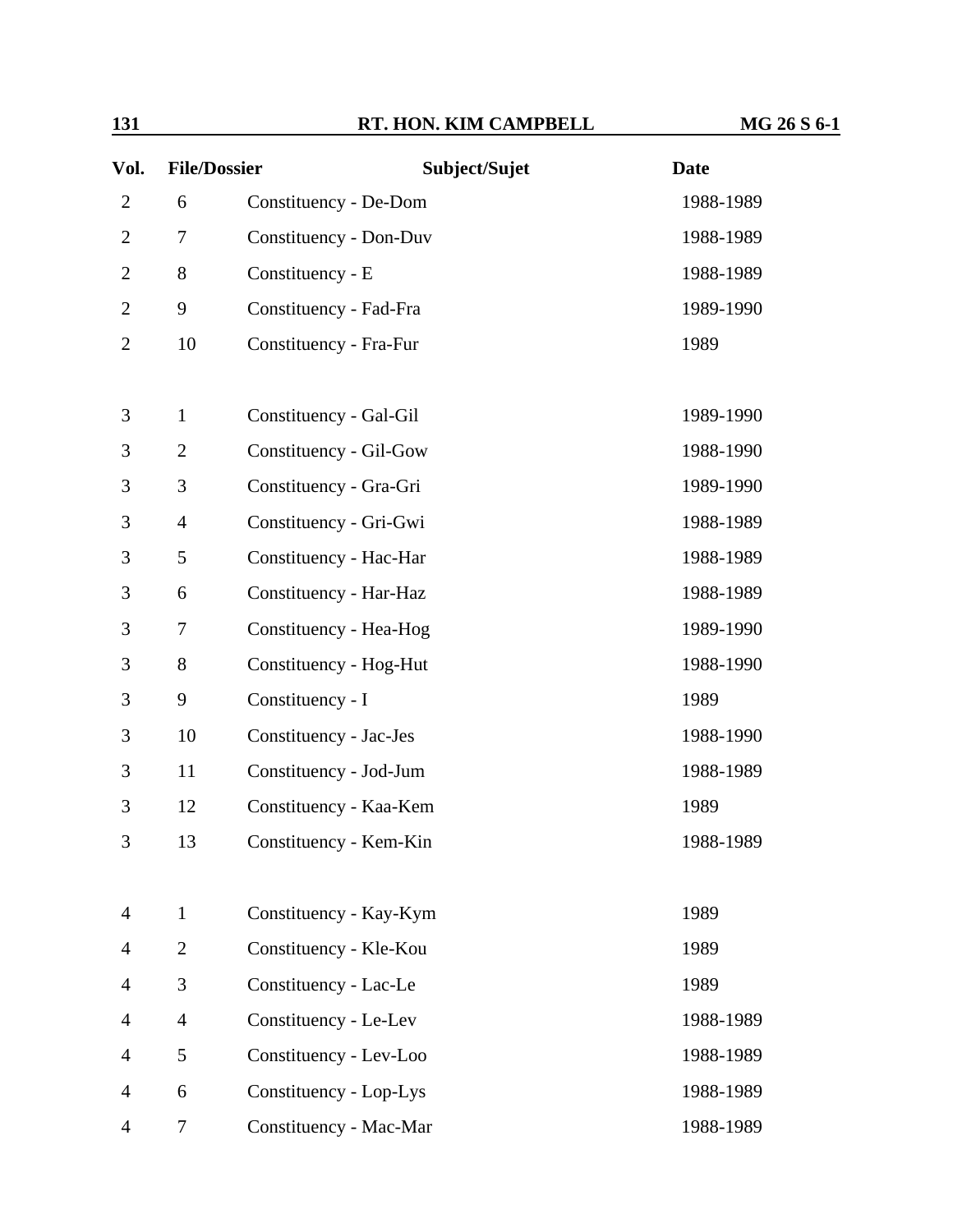| Vol. | File/Dossier | Subject/Sujet | Date |
|---|---|---|---|
| 2 | 6 | Constituency - De-Dom | 1988-1989 |
| 2 | 7 | Constituency - Don-Duv | 1988-1989 |
| 2 | 8 | Constituency - E | 1988-1989 |
| 2 | 9 | Constituency - Fad-Fra | 1989-1990 |
| 2 | 10 | Constituency - Fra-Fur | 1989 |
| 3 | 1 | Constituency - Gal-Gil | 1989-1990 |
| 3 | 2 | Constituency - Gil-Gow | 1988-1990 |
| 3 | 3 | Constituency - Gra-Gri | 1989-1990 |
| 3 | 4 | Constituency - Gri-Gwi | 1988-1989 |
| 3 | 5 | Constituency - Hac-Har | 1988-1989 |
| 3 | 6 | Constituency - Har-Haz | 1988-1989 |
| 3 | 7 | Constituency - Hea-Hog | 1989-1990 |
| 3 | 8 | Constituency - Hog-Hut | 1988-1990 |
| 3 | 9 | Constituency - I | 1989 |
| 3 | 10 | Constituency - Jac-Jes | 1988-1990 |
| 3 | 11 | Constituency - Jod-Jum | 1988-1989 |
| 3 | 12 | Constituency - Kaa-Kem | 1989 |
| 3 | 13 | Constituency - Kem-Kin | 1988-1989 |
| 4 | 1 | Constituency - Kay-Kym | 1989 |
| 4 | 2 | Constituency - Kle-Kou | 1989 |
| 4 | 3 | Constituency - Lac-Le | 1989 |
| 4 | 4 | Constituency - Le-Lev | 1988-1989 |
| 4 | 5 | Constituency - Lev-Loo | 1988-1989 |
| 4 | 6 | Constituency - Lop-Lys | 1988-1989 |
| 4 | 7 | Constituency - Mac-Mar | 1988-1989 |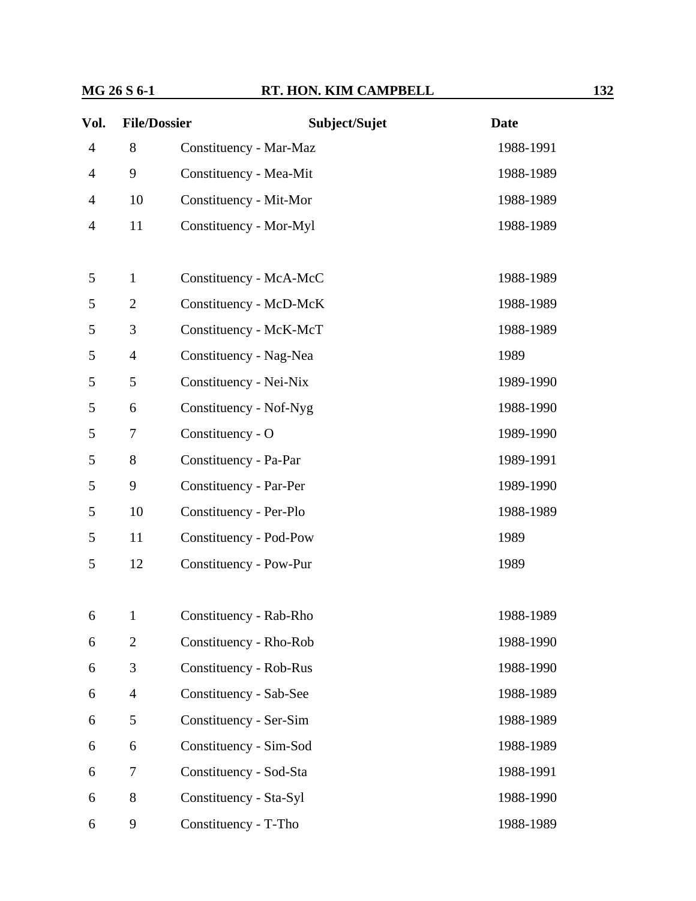| Vol. | File/Dossier | Subject/Sujet | Date |
|---|---|---|---|
| 4 | 8 | Constituency - Mar-Maz | 1988-1991 |
| 4 | 9 | Constituency - Mea-Mit | 1988-1989 |
| 4 | 10 | Constituency - Mit-Mor | 1988-1989 |
| 4 | 11 | Constituency - Mor-Myl | 1988-1989 |
| 5 | 1 | Constituency - McA-McC | 1988-1989 |
| 5 | 2 | Constituency - McD-McK | 1988-1989 |
| 5 | 3 | Constituency - McK-McT | 1988-1989 |
| 5 | 4 | Constituency - Nag-Nea | 1989 |
| 5 | 5 | Constituency - Nei-Nix | 1989-1990 |
| 5 | 6 | Constituency - Nof-Nyg | 1988-1990 |
| 5 | 7 | Constituency - O | 1989-1990 |
| 5 | 8 | Constituency - Pa-Par | 1989-1991 |
| 5 | 9 | Constituency - Par-Per | 1989-1990 |
| 5 | 10 | Constituency - Per-Plo | 1988-1989 |
| 5 | 11 | Constituency - Pod-Pow | 1989 |
| 5 | 12 | Constituency - Pow-Pur | 1989 |
| 6 | 1 | Constituency - Rab-Rho | 1988-1989 |
| 6 | 2 | Constituency - Rho-Rob | 1988-1990 |
| 6 | 3 | Constituency - Rob-Rus | 1988-1990 |
| 6 | 4 | Constituency - Sab-See | 1988-1989 |
| 6 | 5 | Constituency - Ser-Sim | 1988-1989 |
| 6 | 6 | Constituency - Sim-Sod | 1988-1989 |
| 6 | 7 | Constituency - Sod-Sta | 1988-1991 |
| 6 | 8 | Constituency - Sta-Syl | 1988-1990 |
| 6 | 9 | Constituency - T-Tho | 1988-1989 |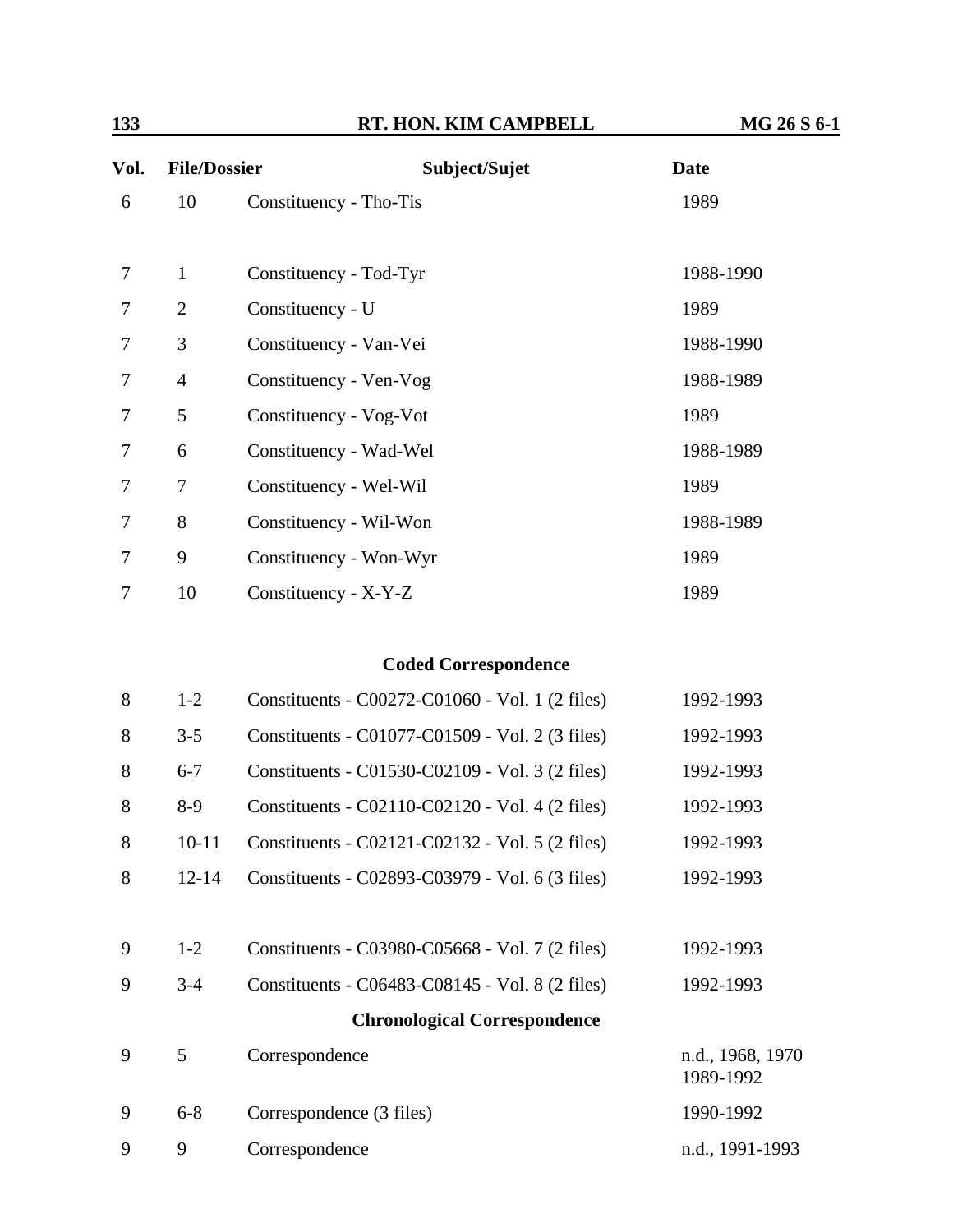| Vol. | File/Dossier | Subject/Sujet | Date |
|---|---|---|---|
| 6 | 10 | Constituency - Tho-Tis | 1989 |
| | | | |
| 7 | 1 | Constituency - Tod-Tyr | 1988-1990 |
| 7 | 2 | Constituency - U | 1989 |
| 7 | 3 | Constituency - Van-Vei | 1988-1990 |
| 7 | 4 | Constituency - Ven-Vog | 1988-1989 |
| 7 | 5 | Constituency - Vog-Vot | 1989 |
| 7 | 6 | Constituency - Wad-Wel | 1988-1989 |
| 7 | 7 | Constituency - Wel-Wil | 1989 |
| 7 | 8 | Constituency - Wil-Won | 1988-1989 |
| 7 | 9 | Constituency - Won-Wyr | 1989 |
| 7 | 10 | Constituency - X-Y-Z | 1989 |
| | | **Coded Correspondence** | |
| 8 | 1-2 | Constituents - C00272-C01060 - Vol. 1 (2 files) | 1992-1993 |
| 8 | 3-5 | Constituents - C01077-C01509 - Vol. 2 (3 files) | 1992-1993 |
| 8 | 6-7 | Constituents - C01530-C02109 - Vol. 3 (2 files) | 1992-1993 |
| 8 | 8-9 | Constituents - C02110-C02120 - Vol. 4 (2 files) | 1992-1993 |
| 8 | 10-11 | Constituents - C02121-C02132 - Vol. 5 (2 files) | 1992-1993 |
| 8 | 12-14 | Constituents - C02893-C03979 - Vol. 6 (3 files) | 1992-1993 |
| | | | |
| 9 | 1-2 | Constituents - C03980-C05668 - Vol. 7 (2 files) | 1992-1993 |
| 9 | 3-4 | Constituents - C06483-C08145 - Vol. 8 (2 files) | 1992-1993 |
| | | **Chronological Correspondence** | |
| 9 | 5 | Correspondence | n.d., 1968, 1970 1989-1992 |
| 9 | 6-8 | Correspondence (3 files) | 1990-1992 |
| 9 | 9 | Correspondence | n.d., 1991-1993 |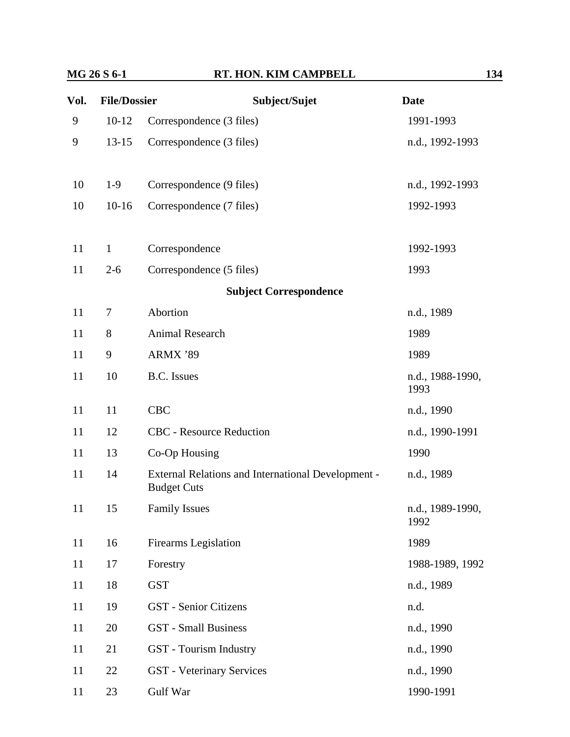| Vol. | File/Dossier | Subject/Sujet | Date |
|---|---|---|---|
| 9 | 10-12 | Correspondence (3 files) | 1991-1993 |
| 9 | 13-15 | Correspondence (3 files) | n.d., 1992-1993 |
| 10 | 1-9 | Correspondence (9 files) | n.d., 1992-1993 |
| 10 | 10-16 | Correspondence (7 files) | 1992-1993 |
| 11 | 1 | Correspondence | 1992-1993 |
| 11 | 2-6 | Correspondence (5 files) | 1993 |
| | | **Subject Correspondence** | |
| 11 | 7 | Abortion | n.d., 1989 |
| 11 | 8 | Animal Research | 1989 |
| 11 | 9 | ARMX '89 | 1989 |
| 11 | 10 | B.C. Issues | n.d., 1988-1990, 1993 |
| 11 | 11 | CBC | n.d., 1990 |
| 11 | 12 | CBC - Resource Reduction | n.d., 1990-1991 |
| 11 | 13 | Co-Op Housing | 1990 |
| 11 | 14 | External Relations and International Development - Budget Cuts | n.d., 1989 |
| 11 | 15 | Family Issues | n.d., 1989-1990, 1992 |
| 11 | 16 | Firearms Legislation | 1989 |
| 11 | 17 | Forestry | 1988-1989, 1992 |
| 11 | 18 | GST | n.d., 1989 |
| 11 | 19 | GST - Senior Citizens | n.d. |
| 11 | 20 | GST - Small Business | n.d., 1990 |
| 11 | 21 | GST - Tourism Industry | n.d., 1990 |
| 11 | 22 | GST - Veterinary Services | n.d., 1990 |
| 11 | 23 | Gulf War | 1990-1991 |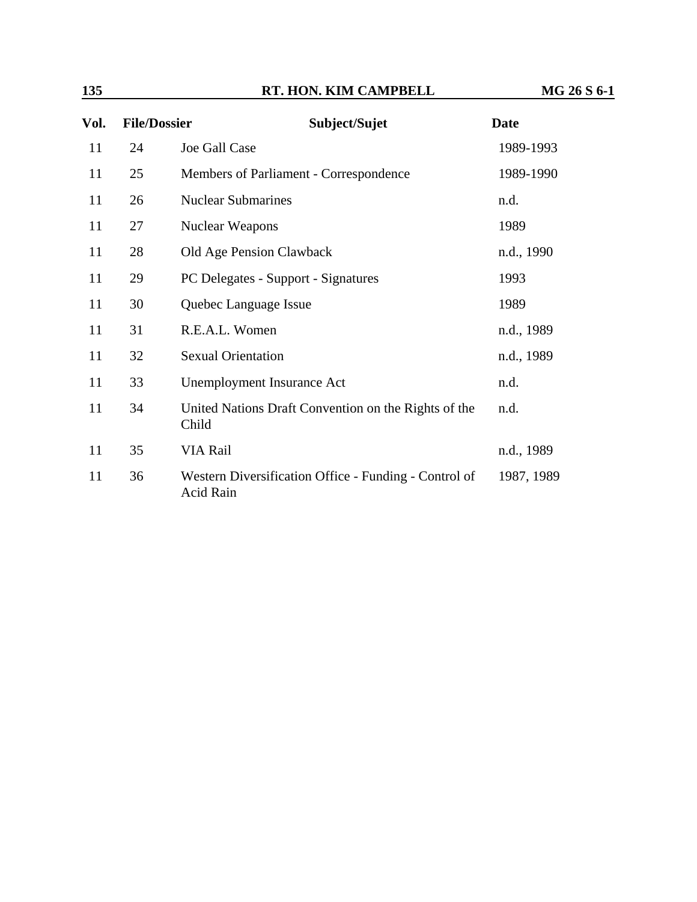| Vol. | File/Dossier | Subject/Sujet | Date |
|---|---|---|---|
| 11 | 24 | Joe Gall Case | 1989-1993 |
| 11 | 25 | Members of Parliament - Correspondence | 1989-1990 |
| 11 | 26 | Nuclear Submarines | n.d. |
| 11 | 27 | Nuclear Weapons | 1989 |
| 11 | 28 | Old Age Pension Clawback | n.d., 1990 |
| 11 | 29 | PC Delegates - Support - Signatures | 1993 |
| 11 | 30 | Quebec Language Issue | 1989 |
| 11 | 31 | R.E.A.L. Women | n.d., 1989 |
| 11 | 32 | Sexual Orientation | n.d., 1989 |
| 11 | 33 | Unemployment Insurance Act | n.d. |
| 11 | 34 | United Nations Draft Convention on the Rights of the Child | n.d. |
| 11 | 35 | VIA Rail | n.d., 1989 |
| 11 | 36 | Western Diversification Office - Funding - Control of Acid Rain | 1987, 1989 |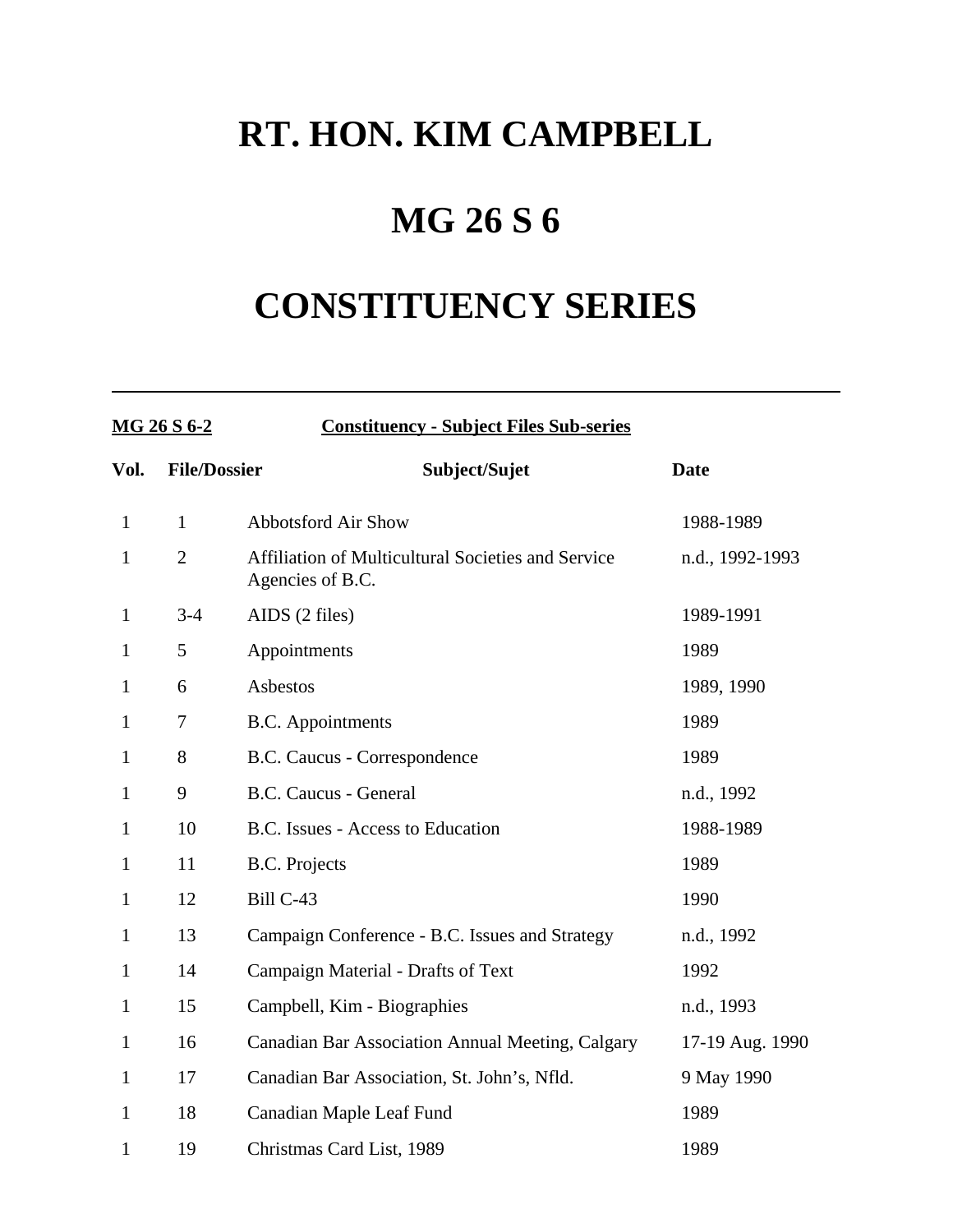# RT. HON. KIM CAMPBELL

# MG 26 S 6

# CONSTITUENCY SERIES

---

**MG 26 S 6-2** **Constituency - Subject Files Sub-series**

| Vol. | File/Dossier | Subject/Sujet | Date |
|---|---|---|---|
| 1 | 1 | Abbotsford Air Show | 1988-1989 |
| 1 | 2 | Affiliation of Multicultural Societies and Service Agencies of B.C. | n.d., 1992-1993 |
| 1 | 3-4 | AIDS (2 files) | 1989-1991 |
| 1 | 5 | Appointments | 1989 |
| 1 | 6 | Asbestos | 1989, 1990 |
| 1 | 7 | B.C. Appointments | 1989 |
| 1 | 8 | B.C. Caucus - Correspondence | 1989 |
| 1 | 9 | B.C. Caucus - General | n.d., 1992 |
| 1 | 10 | B.C. Issues - Access to Education | 1988-1989 |
| 1 | 11 | B.C. Projects | 1989 |
| 1 | 12 | Bill C-43 | 1990 |
| 1 | 13 | Campaign Conference - B.C. Issues and Strategy | n.d., 1992 |
| 1 | 14 | Campaign Material - Drafts of Text | 1992 |
| 1 | 15 | Campbell, Kim - Biographies | n.d., 1993 |
| 1 | 16 | Canadian Bar Association Annual Meeting, Calgary | 17-19 Aug. 1990 |
| 1 | 17 | Canadian Bar Association, St. John's, Nfld. | 9 May 1990 |
| 1 | 18 | Canadian Maple Leaf Fund | 1989 |
| 1 | 19 | Christmas Card List, 1989 | 1989 |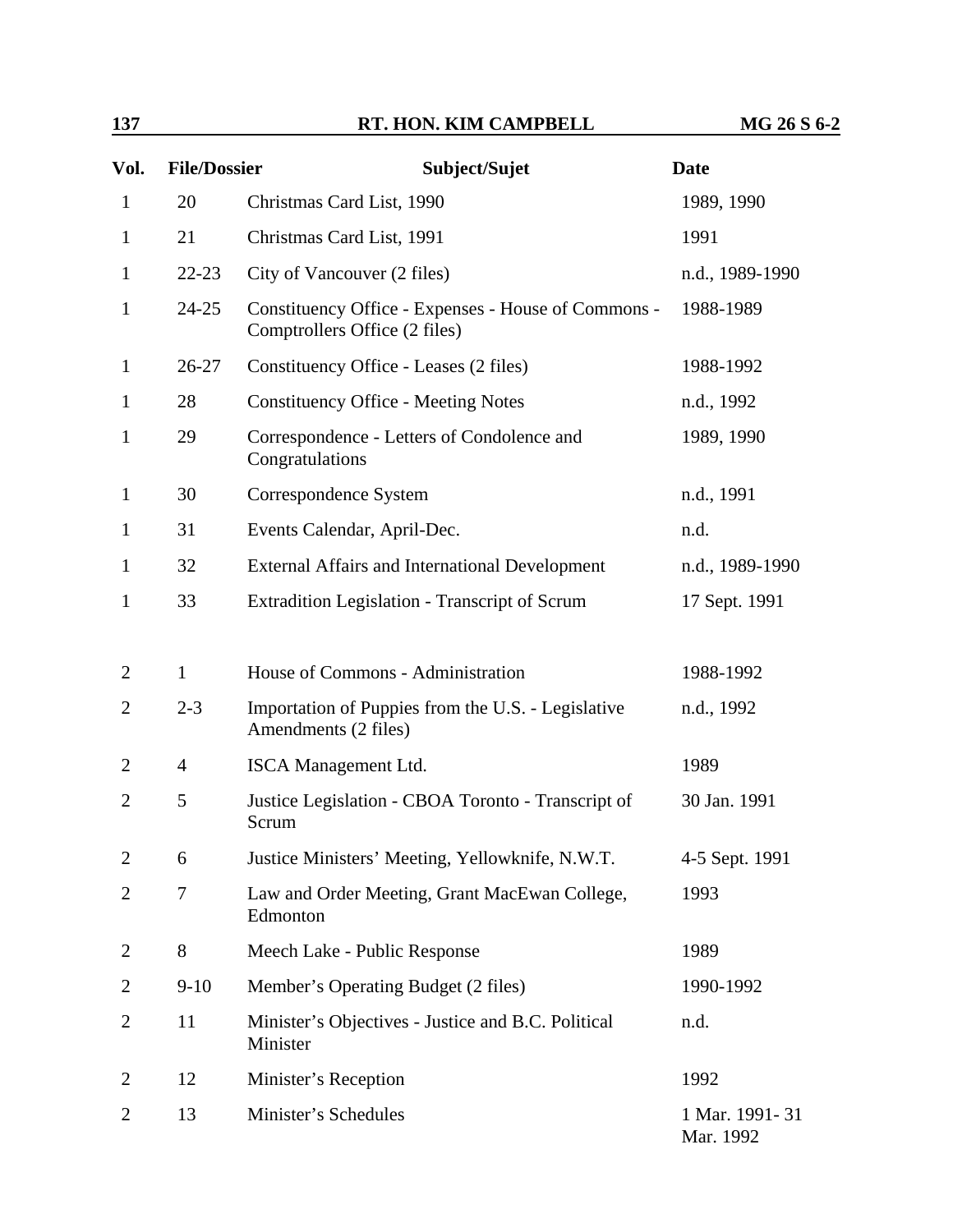| Vol. | File/Dossier | Subject/Sujet | Date |
|---|---|---|---|
| 1 | 20 | Christmas Card List, 1990 | 1989, 1990 |
| 1 | 21 | Christmas Card List, 1991 | 1991 |
| 1 | 22-23 | City of Vancouver (2 files) | n.d., 1989-1990 |
| 1 | 24-25 | Constituency Office - Expenses - House of Commons - Comptrollers Office (2 files) | 1988-1989 |
| 1 | 26-27 | Constituency Office - Leases (2 files) | 1988-1992 |
| 1 | 28 | Constituency Office - Meeting Notes | n.d., 1992 |
| 1 | 29 | Correspondence - Letters of Condolence and Congratulations | 1989, 1990 |
| 1 | 30 | Correspondence System | n.d., 1991 |
| 1 | 31 | Events Calendar, April-Dec. | n.d. |
| 1 | 32 | External Affairs and International Development | n.d., 1989-1990 |
| 1 | 33 | Extradition Legislation - Transcript of Scrum | 17 Sept. 1991 |
| 2 | 1 | House of Commons - Administration | 1988-1992 |
| 2 | 2-3 | Importation of Puppies from the U.S. - Legislative Amendments (2 files) | n.d., 1992 |
| 2 | 4 | ISCA Management Ltd. | 1989 |
| 2 | 5 | Justice Legislation - CBOA Toronto - Transcript of Scrum | 30 Jan. 1991 |
| 2 | 6 | Justice Ministers' Meeting, Yellowknife, N.W.T. | 4-5 Sept. 1991 |
| 2 | 7 | Law and Order Meeting, Grant MacEwan College, Edmonton | 1993 |
| 2 | 8 | Meech Lake - Public Response | 1989 |
| 2 | 9-10 | Member's Operating Budget (2 files) | 1990-1992 |
| 2 | 11 | Minister's Objectives - Justice and B.C. Political Minister | n.d. |
| 2 | 12 | Minister's Reception | 1992 |
| 2 | 13 | Minister's Schedules | 1 Mar. 1991- 31 Mar. 1992 |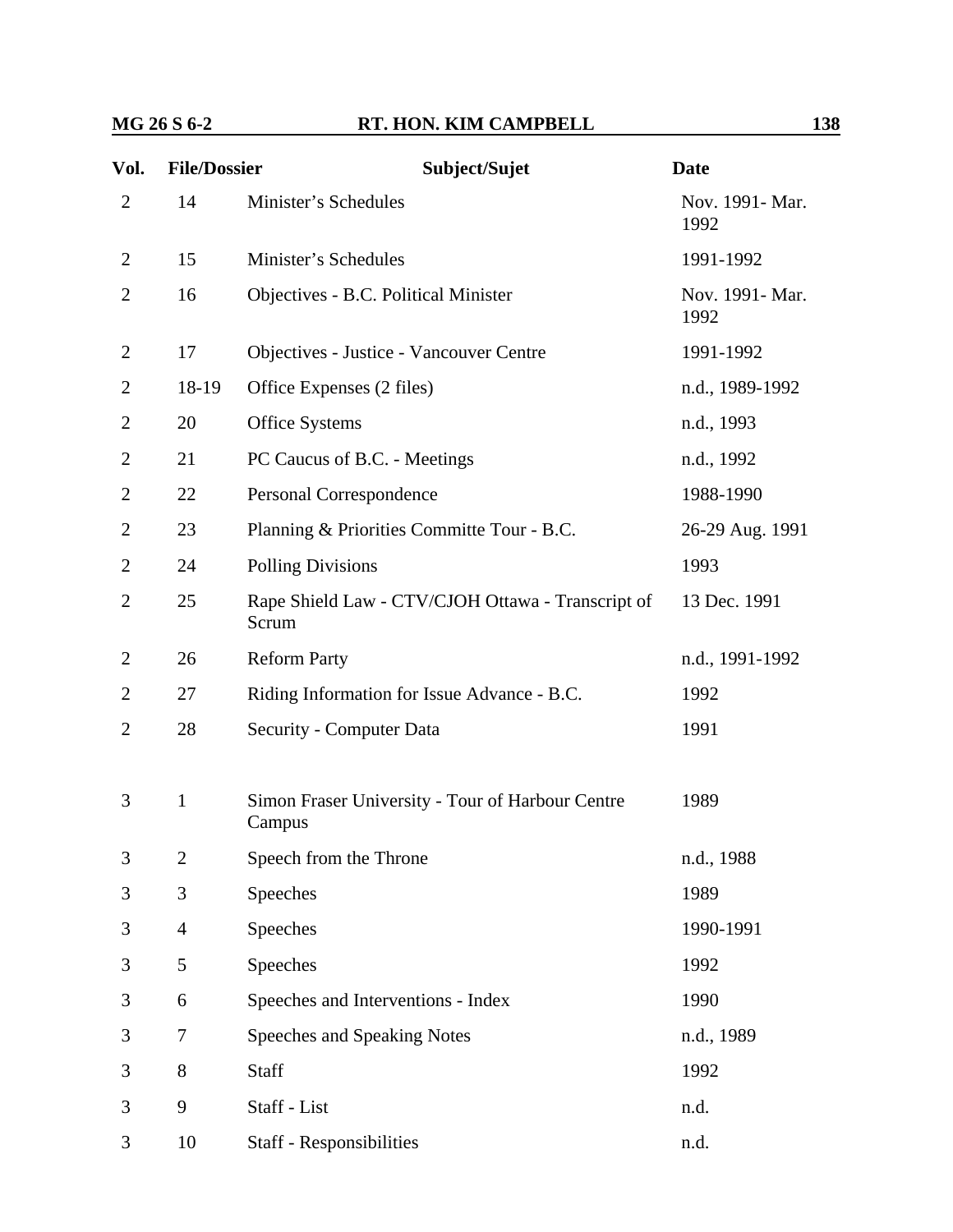| Vol. | File/Dossier | Subject/Sujet | Date |
|---|---|---|---|
| 2 | 14 | Minister's Schedules | Nov. 1991- Mar. 1992 |
| 2 | 15 | Minister's Schedules | 1991-1992 |
| 2 | 16 | Objectives - B.C. Political Minister | Nov. 1991- Mar. 1992 |
| 2 | 17 | Objectives - Justice - Vancouver Centre | 1991-1992 |
| 2 | 18-19 | Office Expenses (2 files) | n.d., 1989-1992 |
| 2 | 20 | Office Systems | n.d., 1993 |
| 2 | 21 | PC Caucus of B.C. - Meetings | n.d., 1992 |
| 2 | 22 | Personal Correspondence | 1988-1990 |
| 2 | 23 | Planning & Priorities Committe Tour - B.C. | 26-29 Aug. 1991 |
| 2 | 24 | Polling Divisions | 1993 |
| 2 | 25 | Rape Shield Law - CTV/CJOH Ottawa - Transcript of Scrum | 13 Dec. 1991 |
| 2 | 26 | Reform Party | n.d., 1991-1992 |
| 2 | 27 | Riding Information for Issue Advance - B.C. | 1992 |
| 2 | 28 | Security - Computer Data | 1991 |
| 3 | 1 | Simon Fraser University - Tour of Harbour Centre Campus | 1989 |
| 3 | 2 | Speech from the Throne | n.d., 1988 |
| 3 | 3 | Speeches | 1989 |
| 3 | 4 | Speeches | 1990-1991 |
| 3 | 5 | Speeches | 1992 |
| 3 | 6 | Speeches and Interventions - Index | 1990 |
| 3 | 7 | Speeches and Speaking Notes | n.d., 1989 |
| 3 | 8 | Staff | 1992 |
| 3 | 9 | Staff - List | n.d. |
| 3 | 10 | Staff - Responsibilities | n.d. |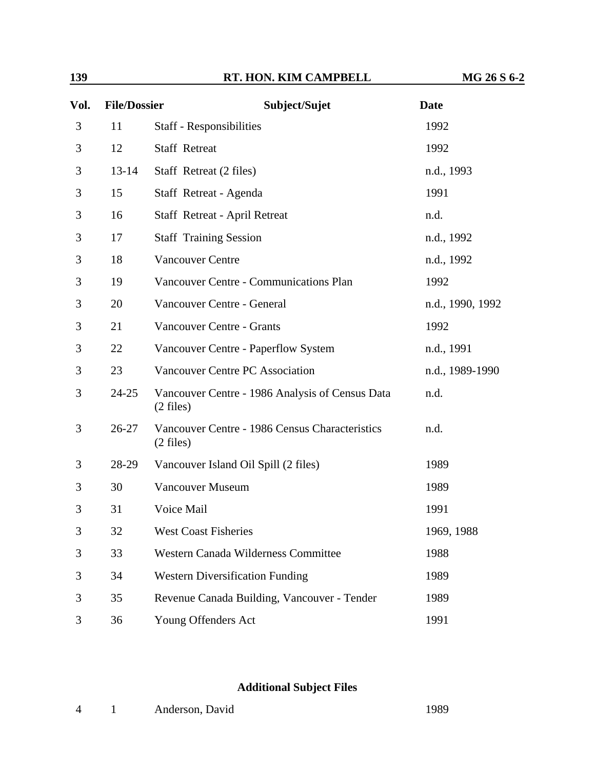| Vol. | File/Dossier | Subject/Sujet | Date |
|---|---|---|---|
| 3 | 11 | Staff - Responsibilities | 1992 |
| 3 | 12 | Staff Retreat | 1992 |
| 3 | 13-14 | Staff Retreat (2 files) | n.d., 1993 |
| 3 | 15 | Staff Retreat - Agenda | 1991 |
| 3 | 16 | Staff Retreat - April Retreat | n.d. |
| 3 | 17 | Staff Training Session | n.d., 1992 |
| 3 | 18 | Vancouver Centre | n.d., 1992 |
| 3 | 19 | Vancouver Centre - Communications Plan | 1992 |
| 3 | 20 | Vancouver Centre - General | n.d., 1990, 1992 |
| 3 | 21 | Vancouver Centre - Grants | 1992 |
| 3 | 22 | Vancouver Centre - Paperflow System | n.d., 1991 |
| 3 | 23 | Vancouver Centre PC Association | n.d., 1989-1990 |
| 3 | 24-25 | Vancouver Centre - 1986 Analysis of Census Data (2 files) | n.d. |
| 3 | 26-27 | Vancouver Centre - 1986 Census Characteristics (2 files) | n.d. |
| 3 | 28-29 | Vancouver Island Oil Spill (2 files) | 1989 |
| 3 | 30 | Vancouver Museum | 1989 |
| 3 | 31 | Voice Mail | 1991 |
| 3 | 32 | West Coast Fisheries | 1969, 1988 |
| 3 | 33 | Western Canada Wilderness Committee | 1988 |
| 3 | 34 | Western Diversification Funding | 1989 |
| 3 | 35 | Revenue Canada Building, Vancouver - Tender | 1989 |
| 3 | 36 | Young Offenders Act | 1991 |

**Additional Subject Files**

| Vol. | File/Dossier | Subject/Sujet | Date |
|---|---|---|---|
| 4 | 1 | Anderson, David | 1989 |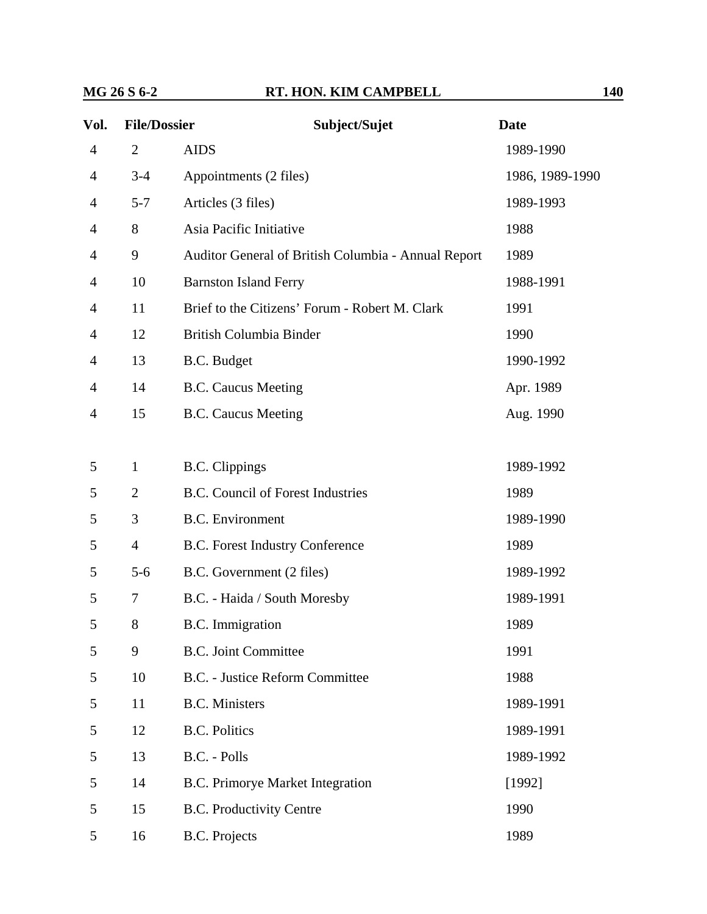| Vol. | File/Dossier | Subject/Sujet | Date |
|---|---|---|---|
| 4 | 2 | AIDS | 1989-1990 |
| 4 | 3-4 | Appointments (2 files) | 1986, 1989-1990 |
| 4 | 5-7 | Articles (3 files) | 1989-1993 |
| 4 | 8 | Asia Pacific Initiative | 1988 |
| 4 | 9 | Auditor General of British Columbia - Annual Report | 1989 |
| 4 | 10 | Barnston Island Ferry | 1988-1991 |
| 4 | 11 | Brief to the Citizens' Forum - Robert M. Clark | 1991 |
| 4 | 12 | British Columbia Binder | 1990 |
| 4 | 13 | B.C. Budget | 1990-1992 |
| 4 | 14 | B.C. Caucus Meeting | Apr. 1989 |
| 4 | 15 | B.C. Caucus Meeting | Aug. 1990 |
| 5 | 1 | B.C. Clippings | 1989-1992 |
| 5 | 2 | B.C. Council of Forest Industries | 1989 |
| 5 | 3 | B.C. Environment | 1989-1990 |
| 5 | 4 | B.C. Forest Industry Conference | 1989 |
| 5 | 5-6 | B.C. Government (2 files) | 1989-1992 |
| 5 | 7 | B.C. - Haida / South Moresby | 1989-1991 |
| 5 | 8 | B.C. Immigration | 1989 |
| 5 | 9 | B.C. Joint Committee | 1991 |
| 5 | 10 | B.C. - Justice Reform Committee | 1988 |
| 5 | 11 | B.C. Ministers | 1989-1991 |
| 5 | 12 | B.C. Politics | 1989-1991 |
| 5 | 13 | B.C. - Polls | 1989-1992 |
| 5 | 14 | B.C. Primorye Market Integration | [1992] |
| 5 | 15 | B.C. Productivity Centre | 1990 |
| 5 | 16 | B.C. Projects | 1989 |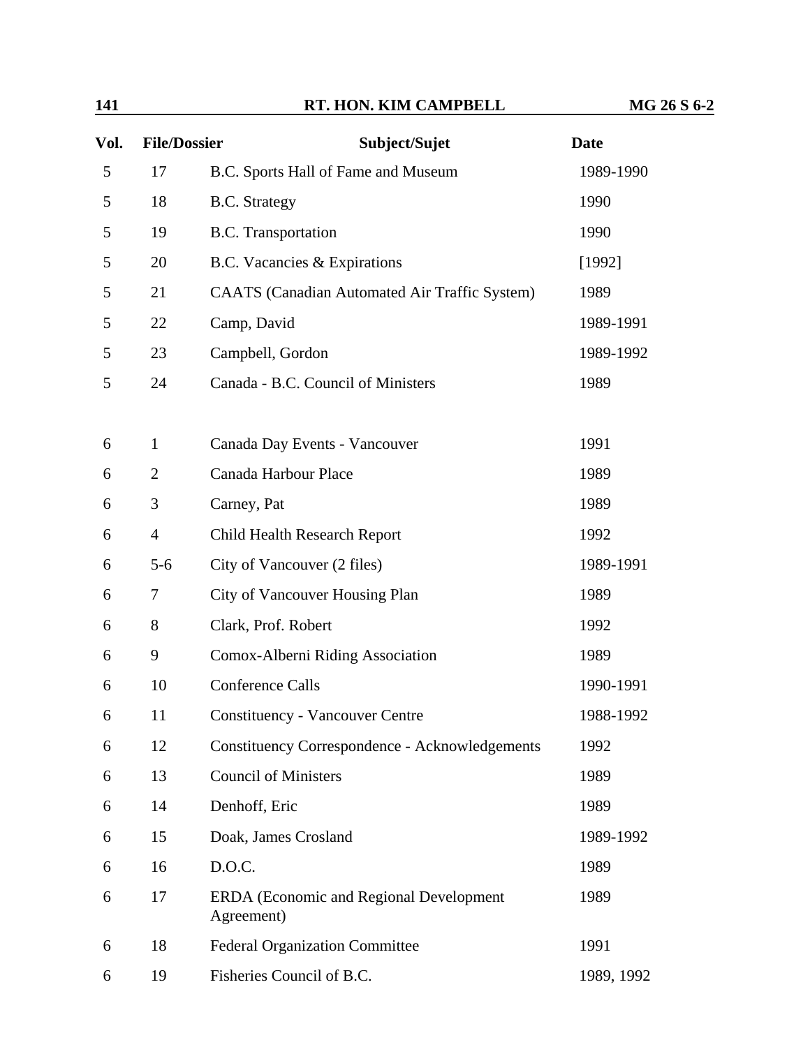| Vol. | File/Dossier | Subject/Sujet | Date |
|---|---|---|---|
| 5 | 17 | B.C. Sports Hall of Fame and Museum | 1989-1990 |
| 5 | 18 | B.C. Strategy | 1990 |
| 5 | 19 | B.C. Transportation | 1990 |
| 5 | 20 | B.C. Vacancies & Expirations | [1992] |
| 5 | 21 | CAATS (Canadian Automated Air Traffic System) | 1989 |
| 5 | 22 | Camp, David | 1989-1991 |
| 5 | 23 | Campbell, Gordon | 1989-1992 |
| 5 | 24 | Canada - B.C. Council of Ministers | 1989 |
| 6 | 1 | Canada Day Events - Vancouver | 1991 |
| 6 | 2 | Canada Harbour Place | 1989 |
| 6 | 3 | Carney, Pat | 1989 |
| 6 | 4 | Child Health Research Report | 1992 |
| 6 | 5-6 | City of Vancouver (2 files) | 1989-1991 |
| 6 | 7 | City of Vancouver Housing Plan | 1989 |
| 6 | 8 | Clark, Prof. Robert | 1992 |
| 6 | 9 | Comox-Alberni Riding Association | 1989 |
| 6 | 10 | Conference Calls | 1990-1991 |
| 6 | 11 | Constituency - Vancouver Centre | 1988-1992 |
| 6 | 12 | Constituency Correspondence - Acknowledgements | 1992 |
| 6 | 13 | Council of Ministers | 1989 |
| 6 | 14 | Denhoff, Eric | 1989 |
| 6 | 15 | Doak, James Crosland | 1989-1992 |
| 6 | 16 | D.O.C. | 1989 |
| 6 | 17 | ERDA (Economic and Regional Development Agreement) | 1989 |
| 6 | 18 | Federal Organization Committee | 1991 |
| 6 | 19 | Fisheries Council of B.C. | 1989, 1992 |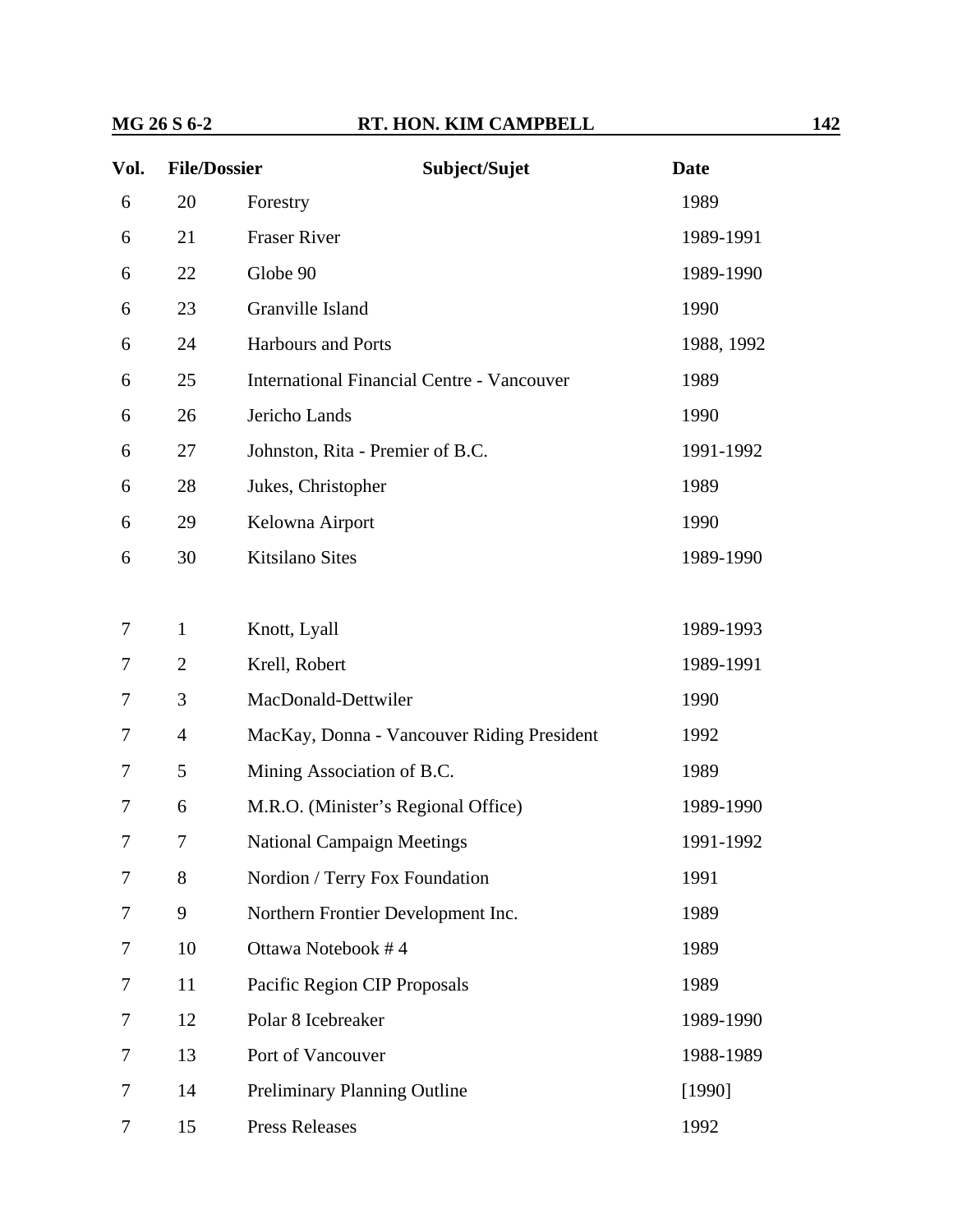| Vol. | File/Dossier | Subject/Sujet | Date |
|---|---|---|---|
| 6 | 20 | Forestry | 1989 |
| 6 | 21 | Fraser River | 1989-1991 |
| 6 | 22 | Globe 90 | 1989-1990 |
| 6 | 23 | Granville Island | 1990 |
| 6 | 24 | Harbours and Ports | 1988, 1992 |
| 6 | 25 | International Financial Centre - Vancouver | 1989 |
| 6 | 26 | Jericho Lands | 1990 |
| 6 | 27 | Johnston, Rita - Premier of B.C. | 1991-1992 |
| 6 | 28 | Jukes, Christopher | 1989 |
| 6 | 29 | Kelowna Airport | 1990 |
| 6 | 30 | Kitsilano Sites | 1989-1990 |
| 7 | 1 | Knott, Lyall | 1989-1993 |
| 7 | 2 | Krell, Robert | 1989-1991 |
| 7 | 3 | MacDonald-Dettwiler | 1990 |
| 7 | 4 | MacKay, Donna - Vancouver Riding President | 1992 |
| 7 | 5 | Mining Association of B.C. | 1989 |
| 7 | 6 | M.R.O. (Minister's Regional Office) | 1989-1990 |
| 7 | 7 | National Campaign Meetings | 1991-1992 |
| 7 | 8 | Nordion / Terry Fox Foundation | 1991 |
| 7 | 9 | Northern Frontier Development Inc. | 1989 |
| 7 | 10 | Ottawa Notebook # 4 | 1989 |
| 7 | 11 | Pacific Region CIP Proposals | 1989 |
| 7 | 12 | Polar 8 Icebreaker | 1989-1990 |
| 7 | 13 | Port of Vancouver | 1988-1989 |
| 7 | 14 | Preliminary Planning Outline | [1990] |
| 7 | 15 | Press Releases | 1992 |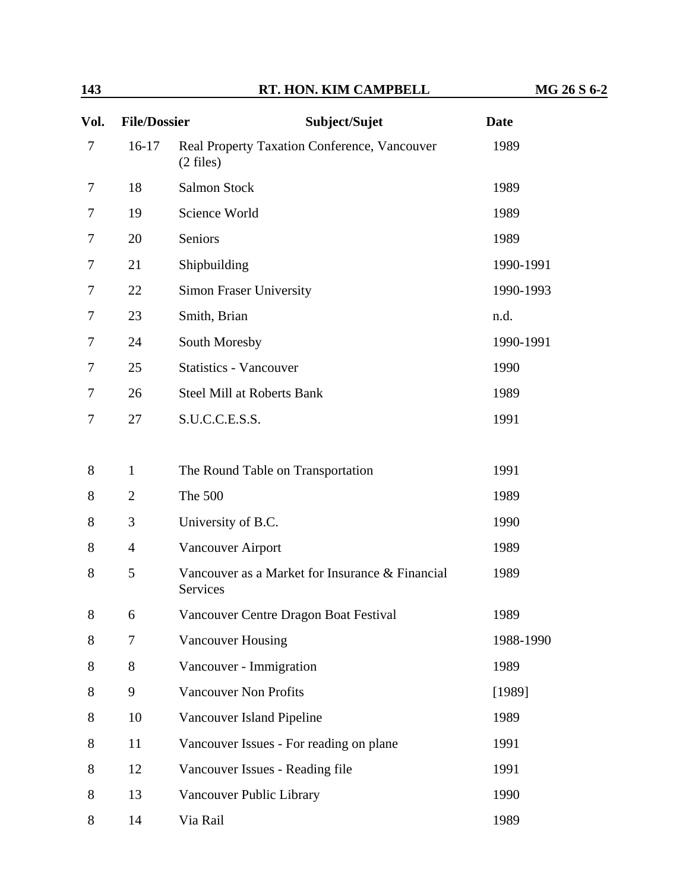| Vol. | File/Dossier | Subject/Sujet | Date |
|---|---|---|---|
| 7 | 16-17 | Real Property Taxation Conference, Vancouver (2 files) | 1989 |
| 7 | 18 | Salmon Stock | 1989 |
| 7 | 19 | Science World | 1989 |
| 7 | 20 | Seniors | 1989 |
| 7 | 21 | Shipbuilding | 1990-1991 |
| 7 | 22 | Simon Fraser University | 1990-1993 |
| 7 | 23 | Smith, Brian | n.d. |
| 7 | 24 | South Moresby | 1990-1991 |
| 7 | 25 | Statistics - Vancouver | 1990 |
| 7 | 26 | Steel Mill at Roberts Bank | 1989 |
| 7 | 27 | S.U.C.C.E.S.S. | 1991 |
| 8 | 1 | The Round Table on Transportation | 1991 |
| 8 | 2 | The 500 | 1989 |
| 8 | 3 | University of B.C. | 1990 |
| 8 | 4 | Vancouver Airport | 1989 |
| 8 | 5 | Vancouver as a Market for Insurance & Financial Services | 1989 |
| 8 | 6 | Vancouver Centre Dragon Boat Festival | 1989 |
| 8 | 7 | Vancouver Housing | 1988-1990 |
| 8 | 8 | Vancouver - Immigration | 1989 |
| 8 | 9 | Vancouver Non Profits | [1989] |
| 8 | 10 | Vancouver Island Pipeline | 1989 |
| 8 | 11 | Vancouver Issues - For reading on plane | 1991 |
| 8 | 12 | Vancouver Issues - Reading file | 1991 |
| 8 | 13 | Vancouver Public Library | 1990 |
| 8 | 14 | Via Rail | 1989 |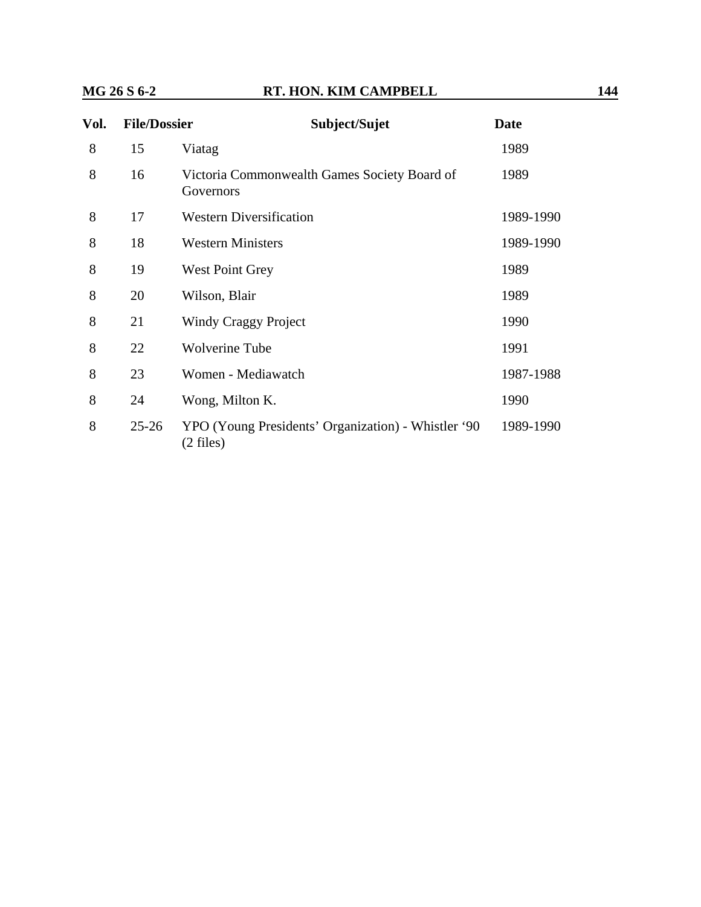| Vol. | File/Dossier | Subject/Sujet | Date |
| --- | --- | --- | --- |
| 8 | 15 | Viatag | 1989 |
| 8 | 16 | Victoria Commonwealth Games Society Board of Governors | 1989 |
| 8 | 17 | Western Diversification | 1989-1990 |
| 8 | 18 | Western Ministers | 1989-1990 |
| 8 | 19 | West Point Grey | 1989 |
| 8 | 20 | Wilson, Blair | 1989 |
| 8 | 21 | Windy Craggy Project | 1990 |
| 8 | 22 | Wolverine Tube | 1991 |
| 8 | 23 | Women - Mediawatch | 1987-1988 |
| 8 | 24 | Wong, Milton K. | 1990 |
| 8 | 25-26 | YPO (Young Presidents' Organization) - Whistler '90 (2 files) | 1989-1990 |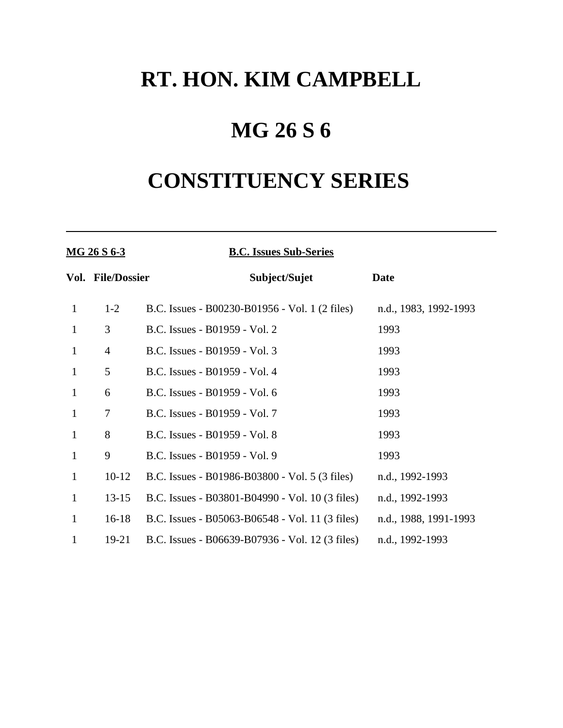# RT. HON. KIM CAMPBELL

# MG 26 S 6

# CONSTITUENCY SERIES

---

**MG 26 S 6-3** **B.C. Issues Sub-Series**

| Vol. | File/Dossier | Subject/Sujet | Date |
|---|---|---|---|
| 1 | 1-2 | B.C. Issues - B00230-B01956 - Vol. 1 (2 files) | n.d., 1983, 1992-1993 |
| 1 | 3 | B.C. Issues - B01959 - Vol. 2 | 1993 |
| 1 | 4 | B.C. Issues - B01959 - Vol. 3 | 1993 |
| 1 | 5 | B.C. Issues - B01959 - Vol. 4 | 1993 |
| 1 | 6 | B.C. Issues - B01959 - Vol. 6 | 1993 |
| 1 | 7 | B.C. Issues - B01959 - Vol. 7 | 1993 |
| 1 | 8 | B.C. Issues - B01959 - Vol. 8 | 1993 |
| 1 | 9 | B.C. Issues - B01959 - Vol. 9 | 1993 |
| 1 | 10-12 | B.C. Issues - B01986-B03800 - Vol. 5 (3 files) | n.d., 1992-1993 |
| 1 | 13-15 | B.C. Issues - B03801-B04990 - Vol. 10 (3 files) | n.d., 1992-1993 |
| 1 | 16-18 | B.C. Issues - B05063-B06548 - Vol. 11 (3 files) | n.d., 1988, 1991-1993 |
| 1 | 19-21 | B.C. Issues - B06639-B07936 - Vol. 12 (3 files) | n.d., 1992-1993 |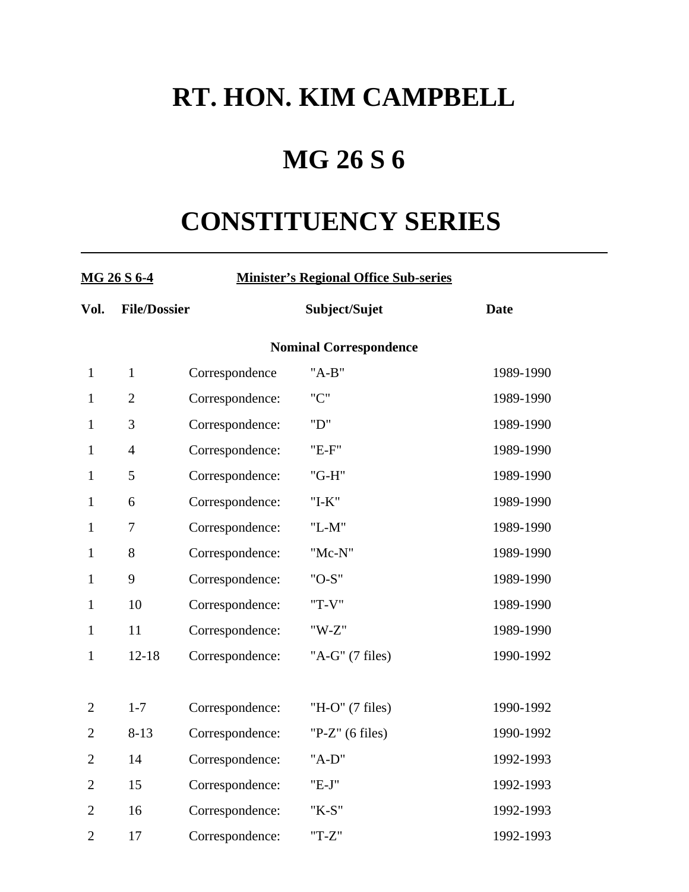# RT. HON. KIM CAMPBELL

# MG 26 S 6

# CONSTITUENCY SERIES

---

**MG 26 S 6-4** **Minister's Regional Office Sub-series**

| Vol. | File/Dossier | Subject/Sujet | | Date |
|---|---|---|---|---|
| | | **Nominal Correspondence** | | |
| 1 | 1 | Correspondence | "A-B" | 1989-1990 |
| 1 | 2 | Correspondence: | "C" | 1989-1990 |
| 1 | 3 | Correspondence: | "D" | 1989-1990 |
| 1 | 4 | Correspondence: | "E-F" | 1989-1990 |
| 1 | 5 | Correspondence: | "G-H" | 1989-1990 |
| 1 | 6 | Correspondence: | "I-K" | 1989-1990 |
| 1 | 7 | Correspondence: | "L-M" | 1989-1990 |
| 1 | 8 | Correspondence: | "Mc-N" | 1989-1990 |
| 1 | 9 | Correspondence: | "O-S" | 1989-1990 |
| 1 | 10 | Correspondence: | "T-V" | 1989-1990 |
| 1 | 11 | Correspondence: | "W-Z" | 1989-1990 |
| 1 | 12-18 | Correspondence: | "A-G" (7 files) | 1990-1992 |
| | | | | |
| 2 | 1-7 | Correspondence: | "H-O" (7 files) | 1990-1992 |
| 2 | 8-13 | Correspondence: | "P-Z" (6 files) | 1990-1992 |
| 2 | 14 | Correspondence: | "A-D" | 1992-1993 |
| 2 | 15 | Correspondence: | "E-J" | 1992-1993 |
| 2 | 16 | Correspondence: | "K-S" | 1992-1993 |
| 2 | 17 | Correspondence: | "T-Z" | 1992-1993 |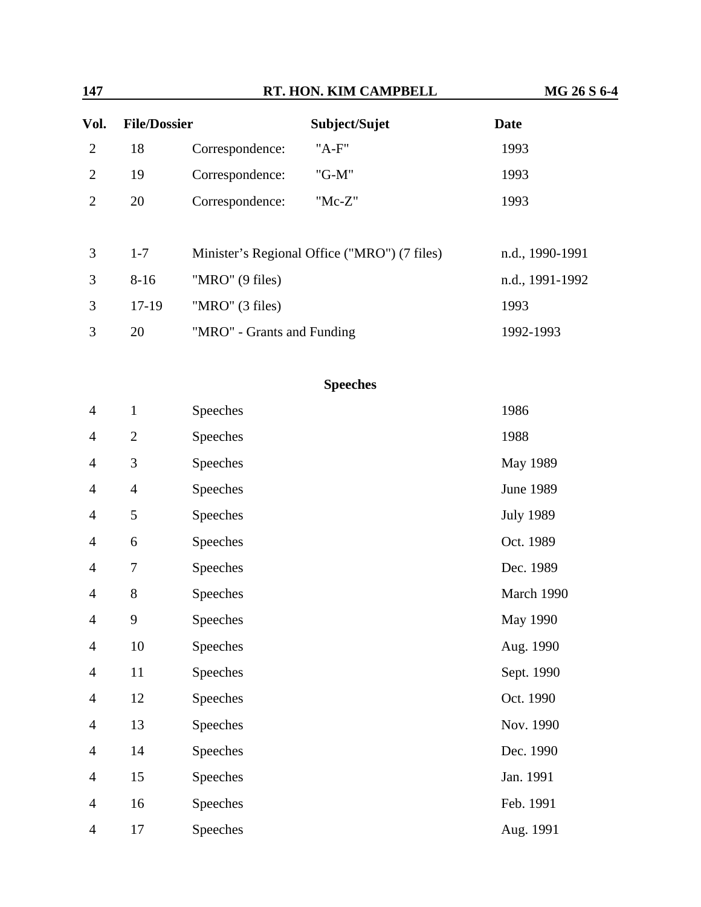| Vol. | File/Dossier | Subject/Sujet | Date |
|---|---|---|---|
| 2 | 18 | Correspondence: "A-F" | 1993 |
| 2 | 19 | Correspondence: "G-M" | 1993 |
| 2 | 20 | Correspondence: "Mc-Z" | 1993 |
| | | | |
| 3 | 1-7 | Minister's Regional Office ("MRO") (7 files) | n.d., 1990-1991 |
| 3 | 8-16 | "MRO" (9 files) | n.d., 1991-1992 |
| 3 | 17-19 | "MRO" (3 files) | 1993 |
| 3 | 20 | "MRO" - Grants and Funding | 1992-1993 |

**Speeches**

| Vol. | File/Dossier | Subject/Sujet | Date |
|---|---|---|---|
| 4 | 1 | Speeches | 1986 |
| 4 | 2 | Speeches | 1988 |
| 4 | 3 | Speeches | May 1989 |
| 4 | 4 | Speeches | June 1989 |
| 4 | 5 | Speeches | July 1989 |
| 4 | 6 | Speeches | Oct. 1989 |
| 4 | 7 | Speeches | Dec. 1989 |
| 4 | 8 | Speeches | March 1990 |
| 4 | 9 | Speeches | May 1990 |
| 4 | 10 | Speeches | Aug. 1990 |
| 4 | 11 | Speeches | Sept. 1990 |
| 4 | 12 | Speeches | Oct. 1990 |
| 4 | 13 | Speeches | Nov. 1990 |
| 4 | 14 | Speeches | Dec. 1990 |
| 4 | 15 | Speeches | Jan. 1991 |
| 4 | 16 | Speeches | Feb. 1991 |
| 4 | 17 | Speeches | Aug. 1991 |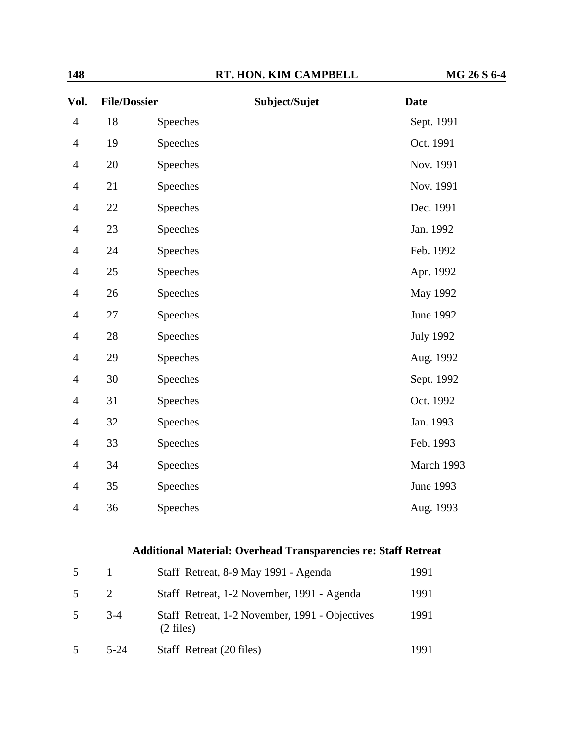| Vol. | File/Dossier | Subject/Sujet | Date |
|---|---|---|---|
| 4 | 18 | Speeches | Sept. 1991 |
| 4 | 19 | Speeches | Oct. 1991 |
| 4 | 20 | Speeches | Nov. 1991 |
| 4 | 21 | Speeches | Nov. 1991 |
| 4 | 22 | Speeches | Dec. 1991 |
| 4 | 23 | Speeches | Jan. 1992 |
| 4 | 24 | Speeches | Feb. 1992 |
| 4 | 25 | Speeches | Apr. 1992 |
| 4 | 26 | Speeches | May 1992 |
| 4 | 27 | Speeches | June 1992 |
| 4 | 28 | Speeches | July 1992 |
| 4 | 29 | Speeches | Aug. 1992 |
| 4 | 30 | Speeches | Sept. 1992 |
| 4 | 31 | Speeches | Oct. 1992 |
| 4 | 32 | Speeches | Jan. 1993 |
| 4 | 33 | Speeches | Feb. 1993 |
| 4 | 34 | Speeches | March 1993 |
| 4 | 35 | Speeches | June 1993 |
| 4 | 36 | Speeches | Aug. 1993 |

### Additional Material: Overhead Transparencies re: Staff Retreat

| Vol. | File/Dossier | Subject/Sujet | Date |
|---|---|---|---|
| 5 | 1 | Staff Retreat, 8-9 May 1991 - Agenda | 1991 |
| 5 | 2 | Staff Retreat, 1-2 November, 1991 - Agenda | 1991 |
| 5 | 3-4 | Staff Retreat, 1-2 November, 1991 - Objectives (2 files) | 1991 |
| 5 | 5-24 | Staff Retreat (20 files) | 1991 |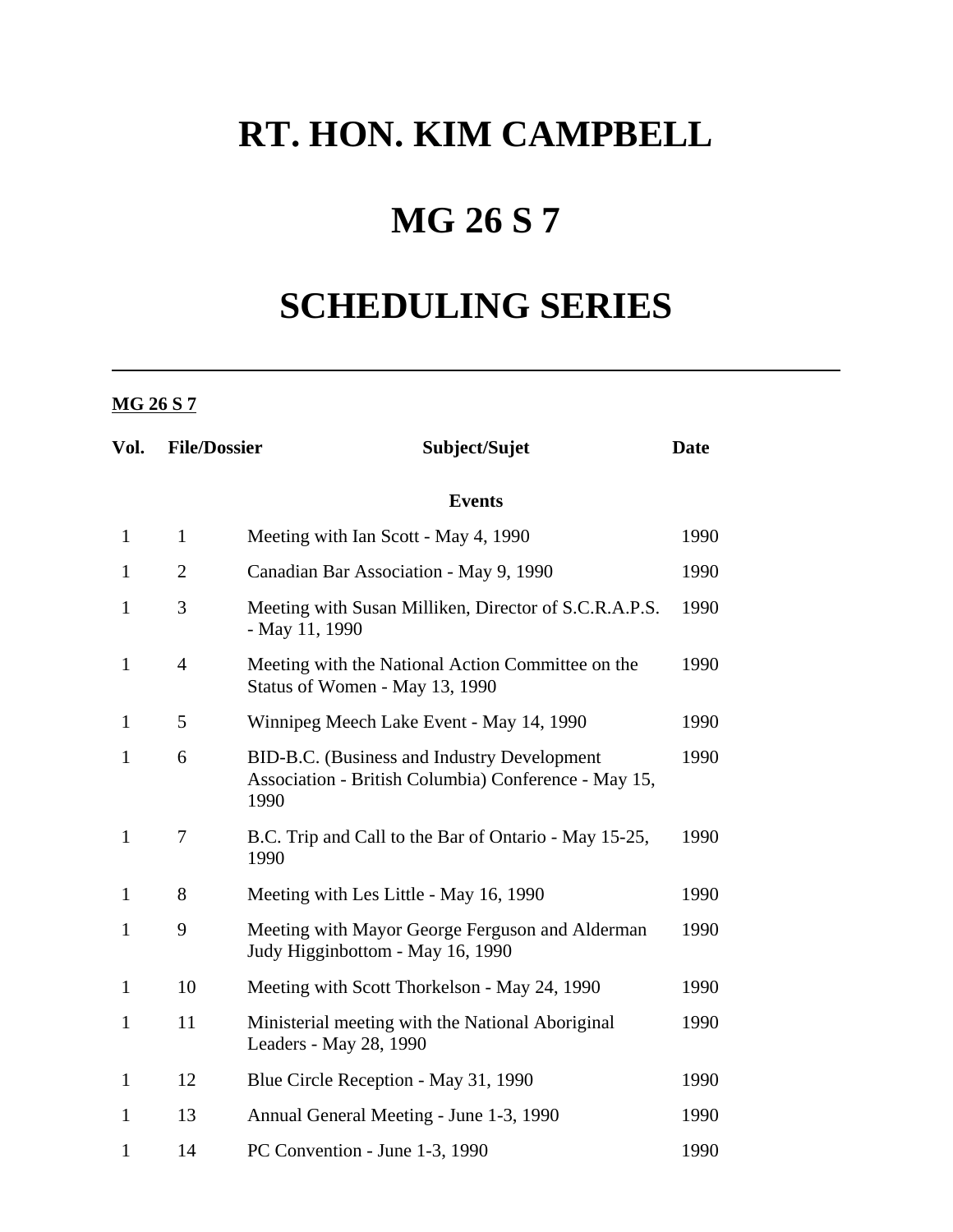# RT. HON. KIM CAMPBELL

# MG 26 S 7

# SCHEDULING SERIES

---

**MG 26 S 7**

| Vol. | File/Dossier | Subject/Sujet | Date |
|---|---|---|---|
| | | **Events** | |
| 1 | 1 | Meeting with Ian Scott - May 4, 1990 | 1990 |
| 1 | 2 | Canadian Bar Association - May 9, 1990 | 1990 |
| 1 | 3 | Meeting with Susan Milliken, Director of S.C.R.A.P.S. - May 11, 1990 | 1990 |
| 1 | 4 | Meeting with the National Action Committee on the Status of Women - May 13, 1990 | 1990 |
| 1 | 5 | Winnipeg Meech Lake Event - May 14, 1990 | 1990 |
| 1 | 6 | BID-B.C. (Business and Industry Development Association - British Columbia) Conference - May 15, 1990 | 1990 |
| 1 | 7 | B.C. Trip and Call to the Bar of Ontario - May 15-25, 1990 | 1990 |
| 1 | 8 | Meeting with Les Little - May 16, 1990 | 1990 |
| 1 | 9 | Meeting with Mayor George Ferguson and Alderman Judy Higginbottom - May 16, 1990 | 1990 |
| 1 | 10 | Meeting with Scott Thorkelson - May 24, 1990 | 1990 |
| 1 | 11 | Ministerial meeting with the National Aboriginal Leaders - May 28, 1990 | 1990 |
| 1 | 12 | Blue Circle Reception - May 31, 1990 | 1990 |
| 1 | 13 | Annual General Meeting - June 1-3, 1990 | 1990 |
| 1 | 14 | PC Convention - June 1-3, 1990 | 1990 |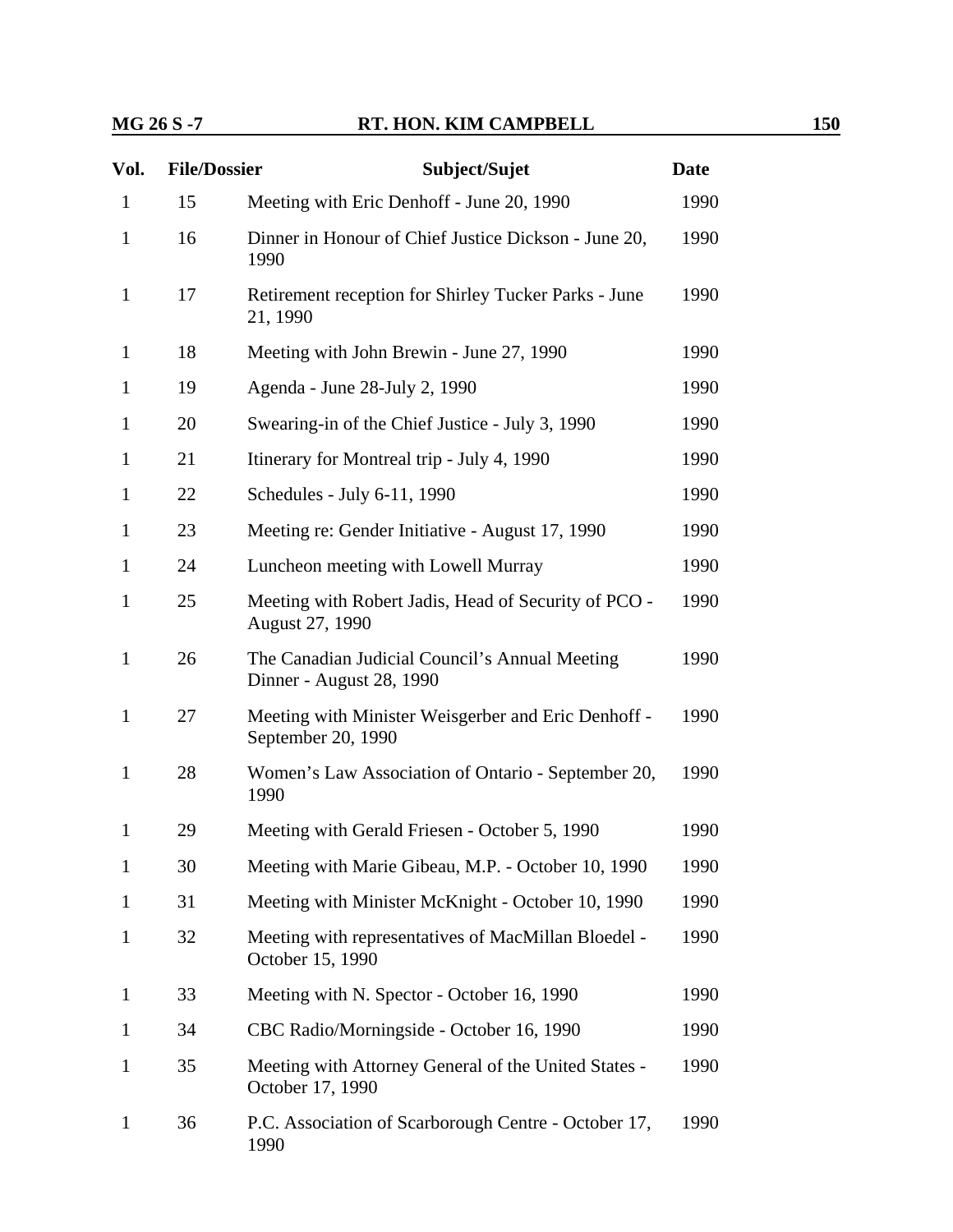| Vol. | File/Dossier | Subject/Sujet | Date |
|---|---|---|---|
| 1 | 15 | Meeting with Eric Denhoff - June 20, 1990 | 1990 |
| 1 | 16 | Dinner in Honour of Chief Justice Dickson - June 20, 1990 | 1990 |
| 1 | 17 | Retirement reception for Shirley Tucker Parks - June 21, 1990 | 1990 |
| 1 | 18 | Meeting with John Brewin - June 27, 1990 | 1990 |
| 1 | 19 | Agenda - June 28-July 2, 1990 | 1990 |
| 1 | 20 | Swearing-in of the Chief Justice - July 3, 1990 | 1990 |
| 1 | 21 | Itinerary for Montreal trip - July 4, 1990 | 1990 |
| 1 | 22 | Schedules - July 6-11, 1990 | 1990 |
| 1 | 23 | Meeting re: Gender Initiative - August 17, 1990 | 1990 |
| 1 | 24 | Luncheon meeting with Lowell Murray | 1990 |
| 1 | 25 | Meeting with Robert Jadis, Head of Security of PCO - August 27, 1990 | 1990 |
| 1 | 26 | The Canadian Judicial Council's Annual Meeting Dinner - August 28, 1990 | 1990 |
| 1 | 27 | Meeting with Minister Weisgerber and Eric Denhoff - September 20, 1990 | 1990 |
| 1 | 28 | Women's Law Association of Ontario - September 20, 1990 | 1990 |
| 1 | 29 | Meeting with Gerald Friesen - October 5, 1990 | 1990 |
| 1 | 30 | Meeting with Marie Gibeau, M.P. - October 10, 1990 | 1990 |
| 1 | 31 | Meeting with Minister McKnight - October 10, 1990 | 1990 |
| 1 | 32 | Meeting with representatives of MacMillan Bloedel - October 15, 1990 | 1990 |
| 1 | 33 | Meeting with N. Spector - October 16, 1990 | 1990 |
| 1 | 34 | CBC Radio/Morningside - October 16, 1990 | 1990 |
| 1 | 35 | Meeting with Attorney General of the United States - October 17, 1990 | 1990 |
| 1 | 36 | P.C. Association of Scarborough Centre - October 17, 1990 | 1990 |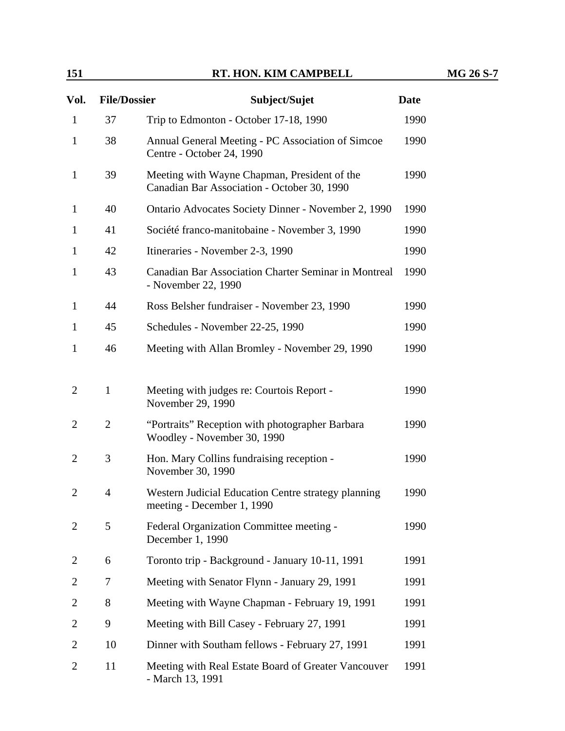| Vol. | File/Dossier | Subject/Sujet | Date |
|---|---|---|---|
| 1 | 37 | Trip to Edmonton - October 17-18, 1990 | 1990 |
| 1 | 38 | Annual General Meeting - PC Association of Simcoe Centre - October 24, 1990 | 1990 |
| 1 | 39 | Meeting with Wayne Chapman, President of the Canadian Bar Association - October 30, 1990 | 1990 |
| 1 | 40 | Ontario Advocates Society Dinner - November 2, 1990 | 1990 |
| 1 | 41 | Société franco-manitobaine - November 3, 1990 | 1990 |
| 1 | 42 | Itineraries - November 2-3, 1990 | 1990 |
| 1 | 43 | Canadian Bar Association Charter Seminar in Montreal - November 22, 1990 | 1990 |
| 1 | 44 | Ross Belsher fundraiser - November 23, 1990 | 1990 |
| 1 | 45 | Schedules - November 22-25, 1990 | 1990 |
| 1 | 46 | Meeting with Allan Bromley - November 29, 1990 | 1990 |
| 2 | 1 | Meeting with judges re: Courtois Report - November 29, 1990 | 1990 |
| 2 | 2 | "Portraits" Reception with photographer Barbara Woodley - November 30, 1990 | 1990 |
| 2 | 3 | Hon. Mary Collins fundraising reception - November 30, 1990 | 1990 |
| 2 | 4 | Western Judicial Education Centre strategy planning meeting - December 1, 1990 | 1990 |
| 2 | 5 | Federal Organization Committee meeting - December 1, 1990 | 1990 |
| 2 | 6 | Toronto trip - Background - January 10-11, 1991 | 1991 |
| 2 | 7 | Meeting with Senator Flynn - January 29, 1991 | 1991 |
| 2 | 8 | Meeting with Wayne Chapman - February 19, 1991 | 1991 |
| 2 | 9 | Meeting with Bill Casey - February 27, 1991 | 1991 |
| 2 | 10 | Dinner with Southam fellows - February 27, 1991 | 1991 |
| 2 | 11 | Meeting with Real Estate Board of Greater Vancouver - March 13, 1991 | 1991 |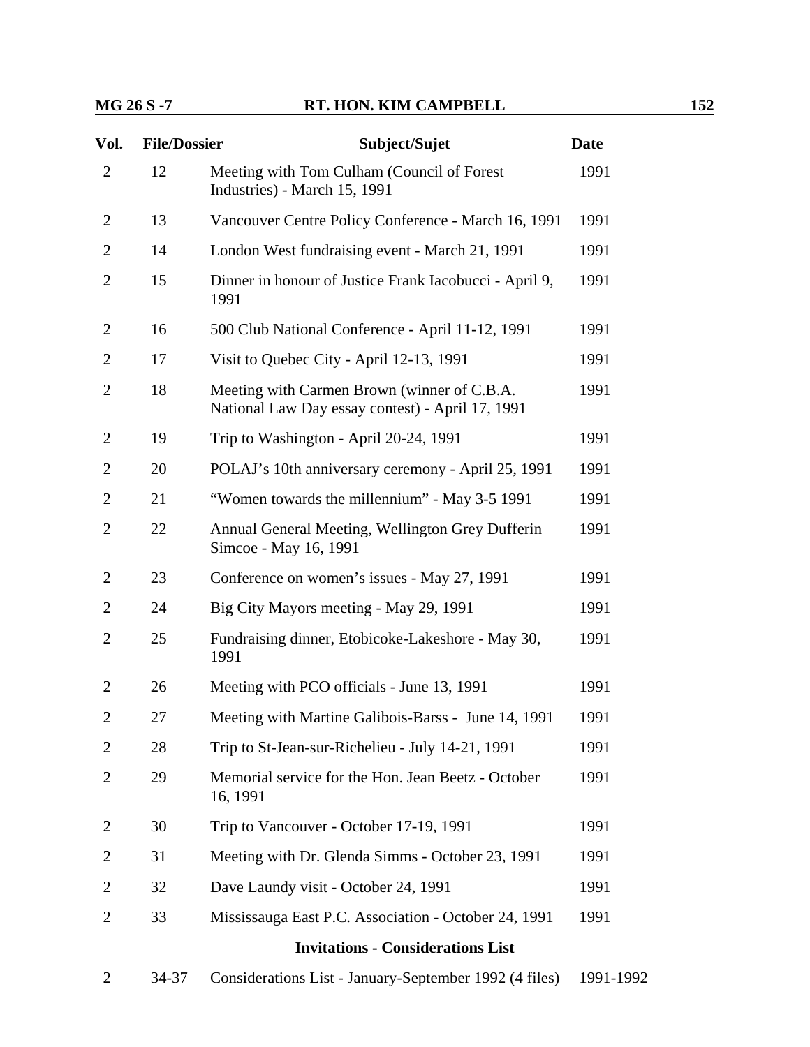| Vol. | File/Dossier | Subject/Sujet | Date |
|---|---|---|---|
| 2 | 12 | Meeting with Tom Culham (Council of Forest Industries) - March 15, 1991 | 1991 |
| 2 | 13 | Vancouver Centre Policy Conference - March 16, 1991 | 1991 |
| 2 | 14 | London West fundraising event - March 21, 1991 | 1991 |
| 2 | 15 | Dinner in honour of Justice Frank Iacobucci - April 9, 1991 | 1991 |
| 2 | 16 | 500 Club National Conference - April 11-12, 1991 | 1991 |
| 2 | 17 | Visit to Quebec City - April 12-13, 1991 | 1991 |
| 2 | 18 | Meeting with Carmen Brown (winner of C.B.A. National Law Day essay contest) - April 17, 1991 | 1991 |
| 2 | 19 | Trip to Washington - April 20-24, 1991 | 1991 |
| 2 | 20 | POLAJ's 10th anniversary ceremony - April 25, 1991 | 1991 |
| 2 | 21 | "Women towards the millennium" - May 3-5 1991 | 1991 |
| 2 | 22 | Annual General Meeting, Wellington Grey Dufferin Simcoe - May 16, 1991 | 1991 |
| 2 | 23 | Conference on women's issues - May 27, 1991 | 1991 |
| 2 | 24 | Big City Mayors meeting - May 29, 1991 | 1991 |
| 2 | 25 | Fundraising dinner, Etobicoke-Lakeshore - May 30, 1991 | 1991 |
| 2 | 26 | Meeting with PCO officials - June 13, 1991 | 1991 |
| 2 | 27 | Meeting with Martine Galibois-Barss - June 14, 1991 | 1991 |
| 2 | 28 | Trip to St-Jean-sur-Richelieu - July 14-21, 1991 | 1991 |
| 2 | 29 | Memorial service for the Hon. Jean Beetz - October 16, 1991 | 1991 |
| 2 | 30 | Trip to Vancouver - October 17-19, 1991 | 1991 |
| 2 | 31 | Meeting with Dr. Glenda Simms - October 23, 1991 | 1991 |
| 2 | 32 | Dave Laundy visit - October 24, 1991 | 1991 |
| 2 | 33 | Mississauga East P.C. Association - October 24, 1991 | 1991 |
| | | **Invitations - Considerations List** | |
| 2 | 34-37 | Considerations List - January-September 1992 (4 files) | 1991-1992 |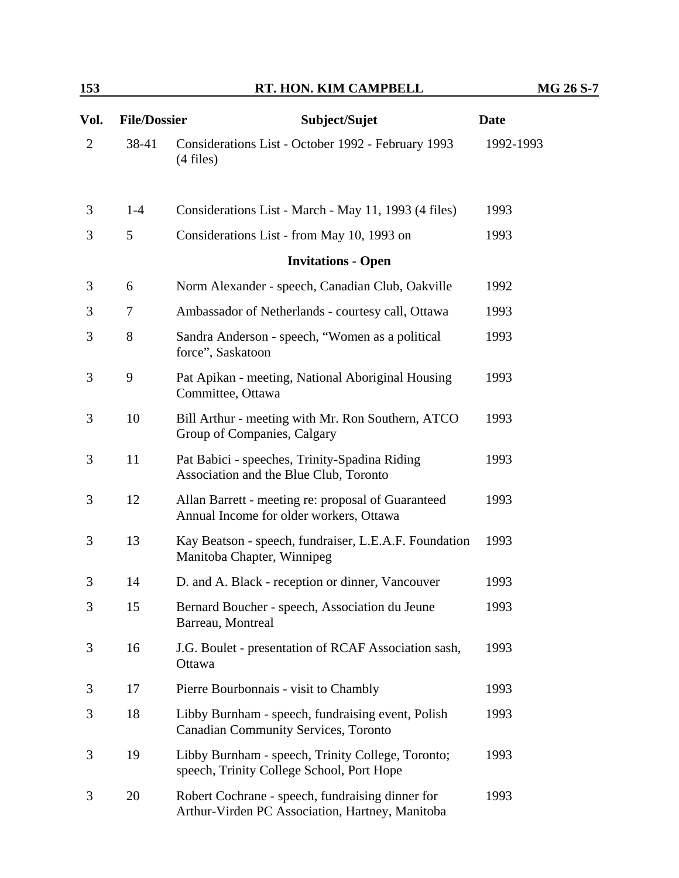| Vol. | File/Dossier | Subject/Sujet | Date |
|---|---|---|---|
| 2 | 38-41 | Considerations List - October 1992 - February 1993 (4 files) | 1992-1993 |
| 3 | 1-4 | Considerations List - March - May 11, 1993 (4 files) | 1993 |
| 3 | 5 | Considerations List - from May 10, 1993 on | 1993 |
| | | **Invitations - Open** | |
| 3 | 6 | Norm Alexander - speech, Canadian Club, Oakville | 1992 |
| 3 | 7 | Ambassador of Netherlands - courtesy call, Ottawa | 1993 |
| 3 | 8 | Sandra Anderson - speech, “Women as a political force”, Saskatoon | 1993 |
| 3 | 9 | Pat Apikan - meeting, National Aboriginal Housing Committee, Ottawa | 1993 |
| 3 | 10 | Bill Arthur - meeting with Mr. Ron Southern, ATCO Group of Companies, Calgary | 1993 |
| 3 | 11 | Pat Babici - speeches, Trinity-Spadina Riding Association and the Blue Club, Toronto | 1993 |
| 3 | 12 | Allan Barrett - meeting re: proposal of Guaranteed Annual Income for older workers, Ottawa | 1993 |
| 3 | 13 | Kay Beatson - speech, fundraiser, L.E.A.F. Foundation Manitoba Chapter, Winnipeg | 1993 |
| 3 | 14 | D. and A. Black - reception or dinner, Vancouver | 1993 |
| 3 | 15 | Bernard Boucher - speech, Association du Jeune Barreau, Montreal | 1993 |
| 3 | 16 | J.G. Boulet - presentation of RCAF Association sash, Ottawa | 1993 |
| 3 | 17 | Pierre Bourbonnais - visit to Chambly | 1993 |
| 3 | 18 | Libby Burnham - speech, fundraising event, Polish Canadian Community Services, Toronto | 1993 |
| 3 | 19 | Libby Burnham - speech, Trinity College, Toronto; speech, Trinity College School, Port Hope | 1993 |
| 3 | 20 | Robert Cochrane - speech, fundraising dinner for Arthur-Virden PC Association, Hartney, Manitoba | 1993 |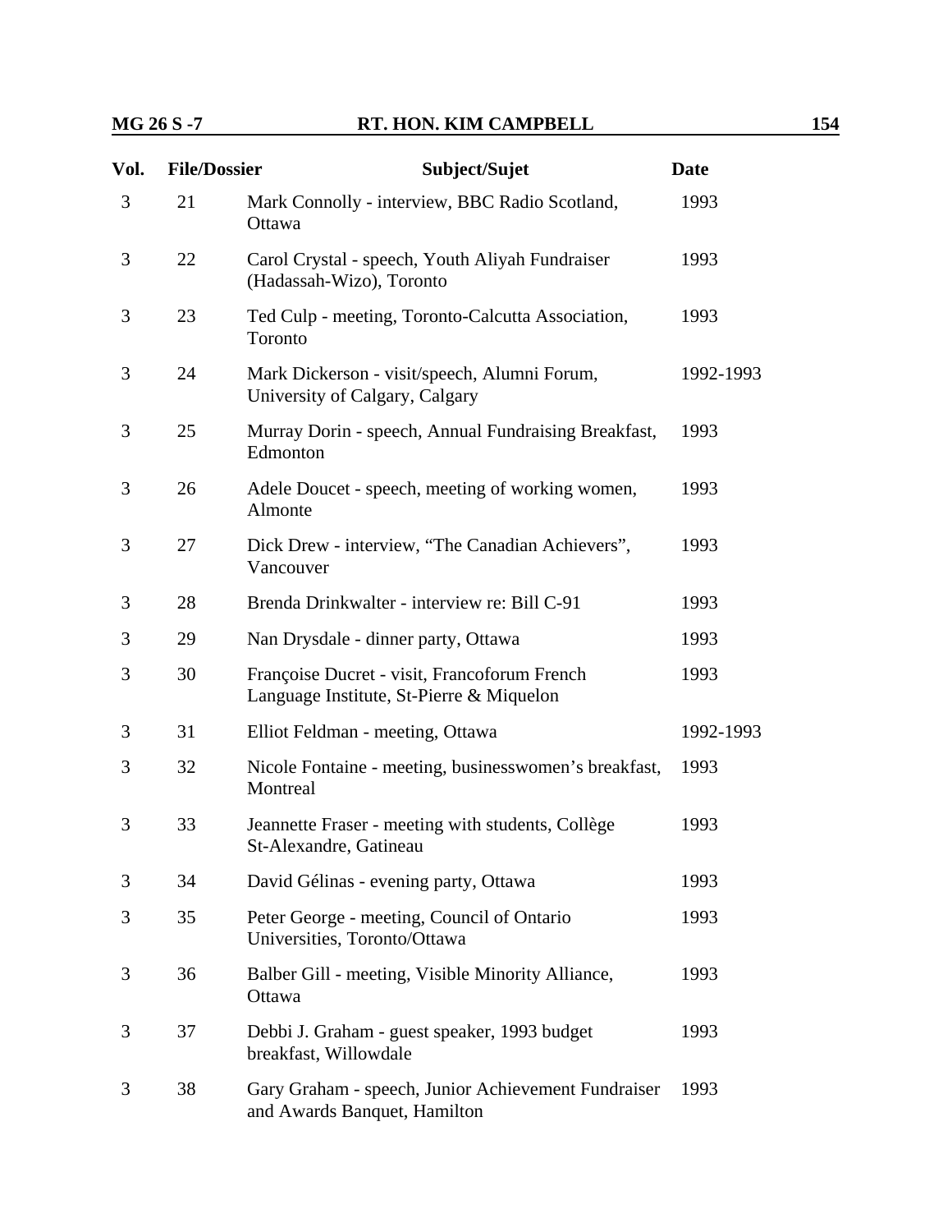| Vol. | File/Dossier | Subject/Sujet | Date |
|---|---|---|---|
| 3 | 21 | Mark Connolly - interview, BBC Radio Scotland, Ottawa | 1993 |
| 3 | 22 | Carol Crystal - speech, Youth Aliyah Fundraiser (Hadassah-Wizo), Toronto | 1993 |
| 3 | 23 | Ted Culp - meeting, Toronto-Calcutta Association, Toronto | 1993 |
| 3 | 24 | Mark Dickerson - visit/speech, Alumni Forum, University of Calgary, Calgary | 1992-1993 |
| 3 | 25 | Murray Dorin - speech, Annual Fundraising Breakfast, Edmonton | 1993 |
| 3 | 26 | Adele Doucet - speech, meeting of working women, Almonte | 1993 |
| 3 | 27 | Dick Drew - interview, "The Canadian Achievers", Vancouver | 1993 |
| 3 | 28 | Brenda Drinkwalter - interview re: Bill C-91 | 1993 |
| 3 | 29 | Nan Drysdale - dinner party, Ottawa | 1993 |
| 3 | 30 | Françoise Ducret - visit, Francoforum French Language Institute, St-Pierre & Miquelon | 1993 |
| 3 | 31 | Elliot Feldman - meeting, Ottawa | 1992-1993 |
| 3 | 32 | Nicole Fontaine - meeting, businesswomen's breakfast, Montreal | 1993 |
| 3 | 33 | Jeannette Fraser - meeting with students, Collège St-Alexandre, Gatineau | 1993 |
| 3 | 34 | David Gélinas - evening party, Ottawa | 1993 |
| 3 | 35 | Peter George - meeting, Council of Ontario Universities, Toronto/Ottawa | 1993 |
| 3 | 36 | Balber Gill - meeting, Visible Minority Alliance, Ottawa | 1993 |
| 3 | 37 | Debbi J. Graham - guest speaker, 1993 budget breakfast, Willowdale | 1993 |
| 3 | 38 | Gary Graham - speech, Junior Achievement Fundraiser and Awards Banquet, Hamilton | 1993 |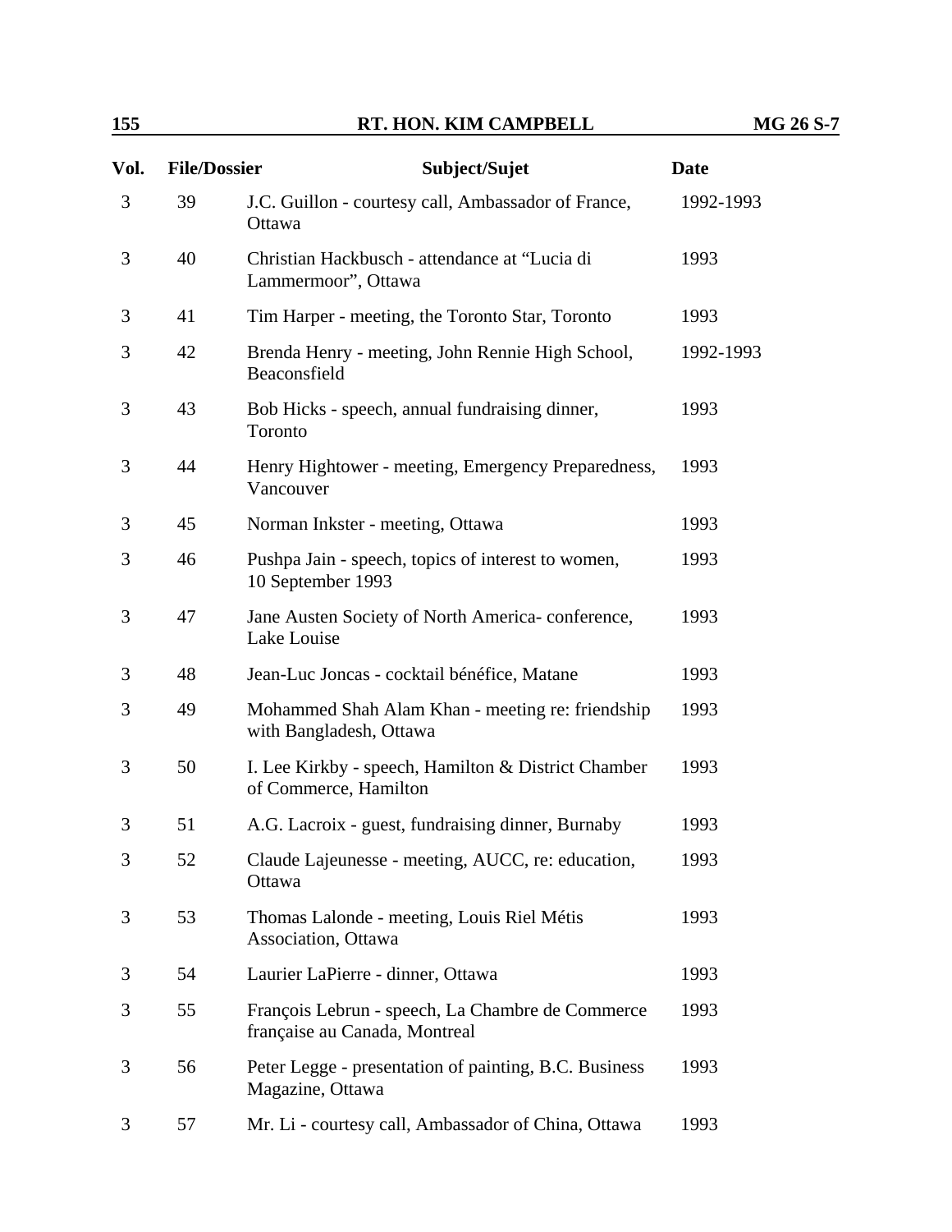| Vol. | File/Dossier | Subject/Sujet | Date |
|---|---|---|---|
| 3 | 39 | J.C. Guillon - courtesy call, Ambassador of France, Ottawa | 1992-1993 |
| 3 | 40 | Christian Hackbusch - attendance at "Lucia di Lammermoor", Ottawa | 1993 |
| 3 | 41 | Tim Harper - meeting, the Toronto Star, Toronto | 1993 |
| 3 | 42 | Brenda Henry - meeting, John Rennie High School, Beaconsfield | 1992-1993 |
| 3 | 43 | Bob Hicks - speech, annual fundraising dinner, Toronto | 1993 |
| 3 | 44 | Henry Hightower - meeting, Emergency Preparedness, Vancouver | 1993 |
| 3 | 45 | Norman Inkster - meeting, Ottawa | 1993 |
| 3 | 46 | Pushpa Jain - speech, topics of interest to women, 10 September 1993 | 1993 |
| 3 | 47 | Jane Austen Society of North America- conference, Lake Louise | 1993 |
| 3 | 48 | Jean-Luc Joncas - cocktail bénéfice, Matane | 1993 |
| 3 | 49 | Mohammed Shah Alam Khan - meeting re: friendship with Bangladesh, Ottawa | 1993 |
| 3 | 50 | I. Lee Kirkby - speech, Hamilton & District Chamber of Commerce, Hamilton | 1993 |
| 3 | 51 | A.G. Lacroix - guest, fundraising dinner, Burnaby | 1993 |
| 3 | 52 | Claude Lajeunesse - meeting, AUCC, re: education, Ottawa | 1993 |
| 3 | 53 | Thomas Lalonde - meeting, Louis Riel Métis Association, Ottawa | 1993 |
| 3 | 54 | Laurier LaPierre - dinner, Ottawa | 1993 |
| 3 | 55 | François Lebrun - speech, La Chambre de Commerce française au Canada, Montreal | 1993 |
| 3 | 56 | Peter Legge - presentation of painting, B.C. Business Magazine, Ottawa | 1993 |
| 3 | 57 | Mr. Li - courtesy call, Ambassador of China, Ottawa | 1993 |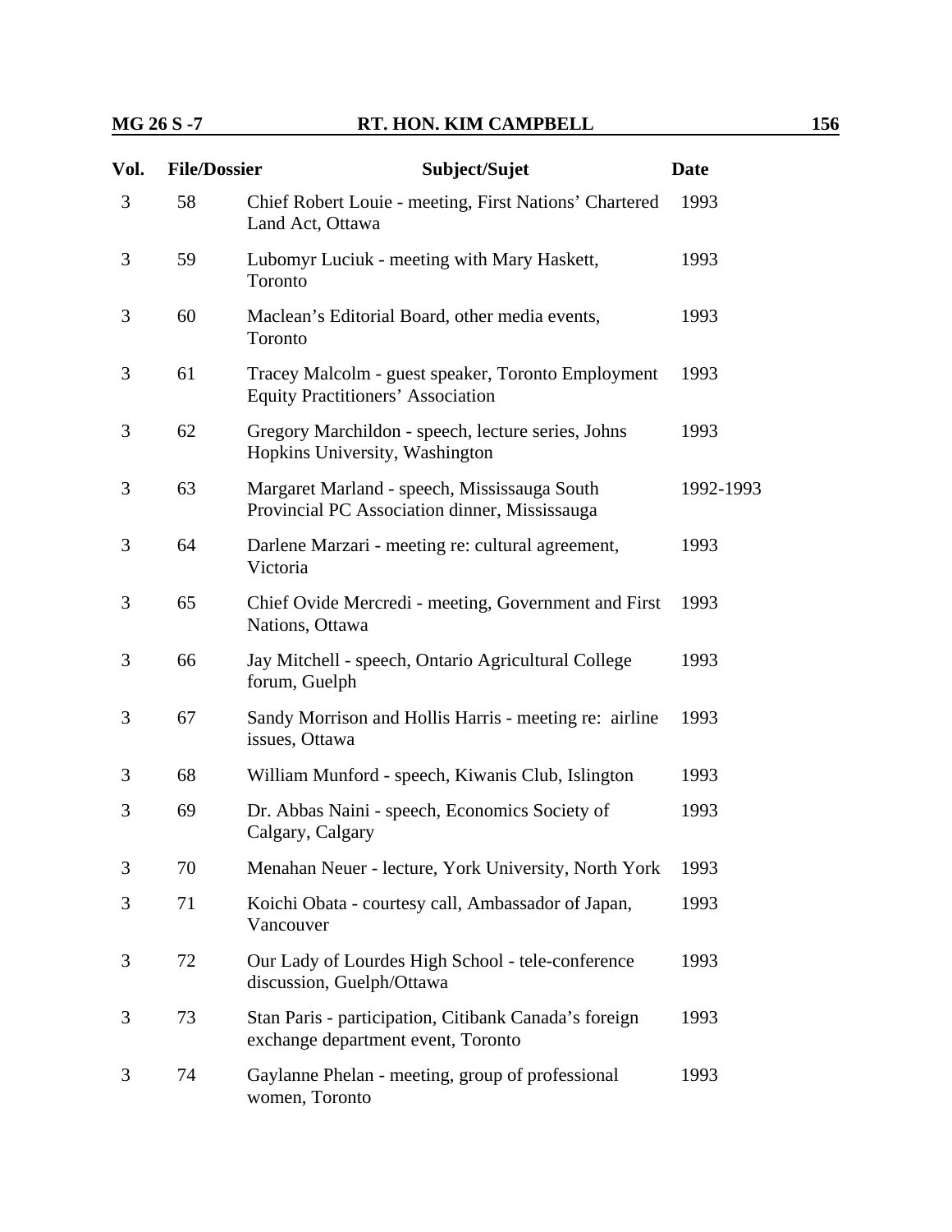| Vol. | File/Dossier | Subject/Sujet | Date |
|---|---|---|---|
| 3 | 58 | Chief Robert Louie - meeting, First Nations' Chartered Land Act, Ottawa | 1993 |
| 3 | 59 | Lubomyr Luciuk - meeting with Mary Haskett, Toronto | 1993 |
| 3 | 60 | Maclean's Editorial Board, other media events, Toronto | 1993 |
| 3 | 61 | Tracey Malcolm - guest speaker, Toronto Employment Equity Practitioners' Association | 1993 |
| 3 | 62 | Gregory Marchildon - speech, lecture series, Johns Hopkins University, Washington | 1993 |
| 3 | 63 | Margaret Marland - speech, Mississauga South Provincial PC Association dinner, Mississauga | 1992-1993 |
| 3 | 64 | Darlene Marzari - meeting re: cultural agreement, Victoria | 1993 |
| 3 | 65 | Chief Ovide Mercredi - meeting, Government and First Nations, Ottawa | 1993 |
| 3 | 66 | Jay Mitchell - speech, Ontario Agricultural College forum, Guelph | 1993 |
| 3 | 67 | Sandy Morrison and Hollis Harris - meeting re: airline issues, Ottawa | 1993 |
| 3 | 68 | William Munford - speech, Kiwanis Club, Islington | 1993 |
| 3 | 69 | Dr. Abbas Naini - speech, Economics Society of Calgary, Calgary | 1993 |
| 3 | 70 | Menahan Neuer - lecture, York University, North York | 1993 |
| 3 | 71 | Koichi Obata - courtesy call, Ambassador of Japan, Vancouver | 1993 |
| 3 | 72 | Our Lady of Lourdes High School - tele-conference discussion, Guelph/Ottawa | 1993 |
| 3 | 73 | Stan Paris - participation, Citibank Canada's foreign exchange department event, Toronto | 1993 |
| 3 | 74 | Gaylanne Phelan - meeting, group of professional women, Toronto | 1993 |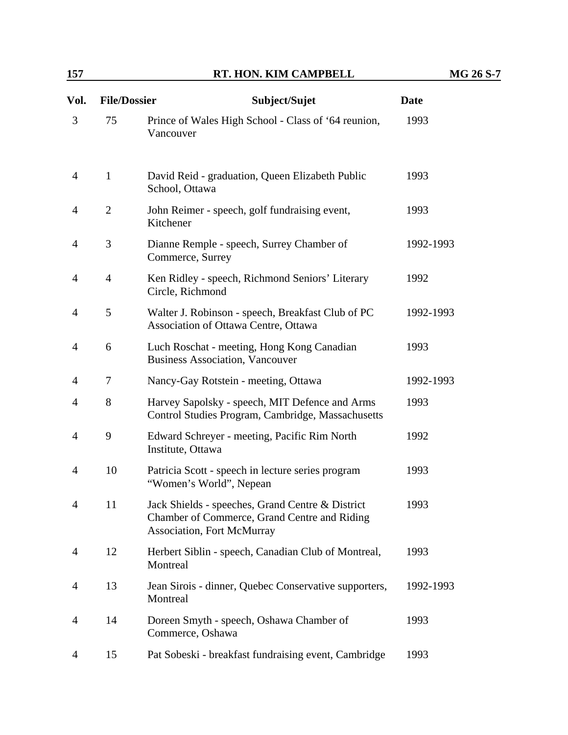| Vol. | File/Dossier | Subject/Sujet | Date |
|---|---|---|---|
| 3 | 75 | Prince of Wales High School - Class of '64 reunion, Vancouver | 1993 |
| 4 | 1 | David Reid - graduation, Queen Elizabeth Public School, Ottawa | 1993 |
| 4 | 2 | John Reimer - speech, golf fundraising event, Kitchener | 1993 |
| 4 | 3 | Dianne Remple - speech, Surrey Chamber of Commerce, Surrey | 1992-1993 |
| 4 | 4 | Ken Ridley - speech, Richmond Seniors' Literary Circle, Richmond | 1992 |
| 4 | 5 | Walter J. Robinson - speech, Breakfast Club of PC Association of Ottawa Centre, Ottawa | 1992-1993 |
| 4 | 6 | Luch Roschat - meeting, Hong Kong Canadian Business Association, Vancouver | 1993 |
| 4 | 7 | Nancy-Gay Rotstein - meeting, Ottawa | 1992-1993 |
| 4 | 8 | Harvey Sapolsky - speech, MIT Defence and Arms Control Studies Program, Cambridge, Massachusetts | 1993 |
| 4 | 9 | Edward Schreyer - meeting, Pacific Rim North Institute, Ottawa | 1992 |
| 4 | 10 | Patricia Scott - speech in lecture series program "Women's World", Nepean | 1993 |
| 4 | 11 | Jack Shields - speeches, Grand Centre & District Chamber of Commerce, Grand Centre and Riding Association, Fort McMurray | 1993 |
| 4 | 12 | Herbert Siblin - speech, Canadian Club of Montreal, Montreal | 1993 |
| 4 | 13 | Jean Sirois - dinner, Quebec Conservative supporters, Montreal | 1992-1993 |
| 4 | 14 | Doreen Smyth - speech, Oshawa Chamber of Commerce, Oshawa | 1993 |
| 4 | 15 | Pat Sobeski - breakfast fundraising event, Cambridge | 1993 |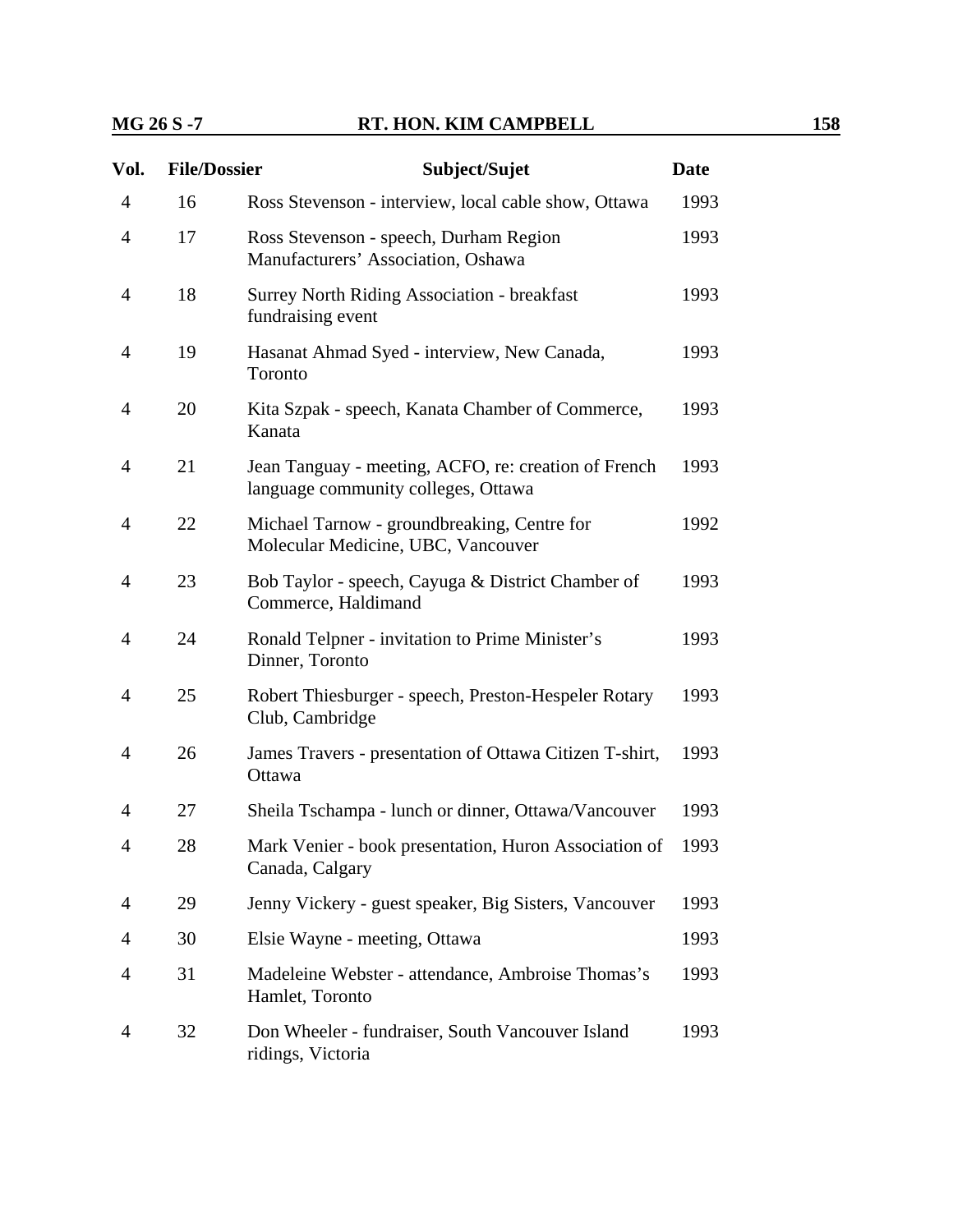| Vol. | File/Dossier | Subject/Sujet | Date |
|---|---|---|---|
| 4 | 16 | Ross Stevenson - interview, local cable show, Ottawa | 1993 |
| 4 | 17 | Ross Stevenson - speech, Durham Region Manufacturers' Association, Oshawa | 1993 |
| 4 | 18 | Surrey North Riding Association - breakfast fundraising event | 1993 |
| 4 | 19 | Hasanat Ahmad Syed - interview, New Canada, Toronto | 1993 |
| 4 | 20 | Kita Szpak - speech, Kanata Chamber of Commerce, Kanata | 1993 |
| 4 | 21 | Jean Tanguay - meeting, ACFO, re: creation of French language community colleges, Ottawa | 1993 |
| 4 | 22 | Michael Tarnow - groundbreaking, Centre for Molecular Medicine, UBC, Vancouver | 1992 |
| 4 | 23 | Bob Taylor - speech, Cayuga & District Chamber of Commerce, Haldimand | 1993 |
| 4 | 24 | Ronald Telpner - invitation to Prime Minister's Dinner, Toronto | 1993 |
| 4 | 25 | Robert Thiesburger - speech, Preston-Hespeler Rotary Club, Cambridge | 1993 |
| 4 | 26 | James Travers - presentation of Ottawa Citizen T-shirt, Ottawa | 1993 |
| 4 | 27 | Sheila Tschampa - lunch or dinner, Ottawa/Vancouver | 1993 |
| 4 | 28 | Mark Venier - book presentation, Huron Association of Canada, Calgary | 1993 |
| 4 | 29 | Jenny Vickery - guest speaker, Big Sisters, Vancouver | 1993 |
| 4 | 30 | Elsie Wayne - meeting, Ottawa | 1993 |
| 4 | 31 | Madeleine Webster - attendance, Ambroise Thomas's Hamlet, Toronto | 1993 |
| 4 | 32 | Don Wheeler - fundraiser, South Vancouver Island ridings, Victoria | 1993 |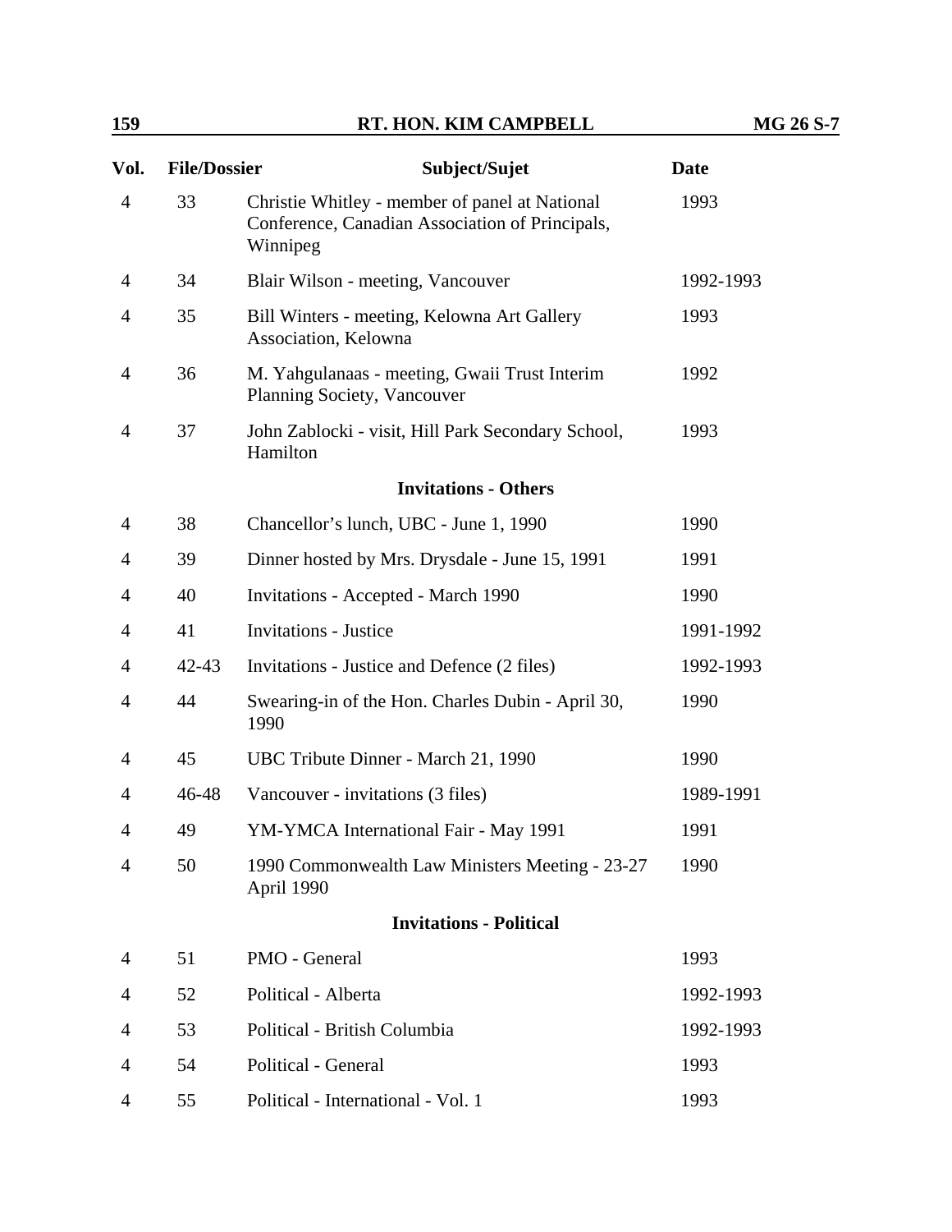| Vol. | File/Dossier | Subject/Sujet | Date |
|---|---|---|---|
| 4 | 33 | Christie Whitley - member of panel at National Conference, Canadian Association of Principals, Winnipeg | 1993 |
| 4 | 34 | Blair Wilson - meeting, Vancouver | 1992-1993 |
| 4 | 35 | Bill Winters - meeting, Kelowna Art Gallery Association, Kelowna | 1993 |
| 4 | 36 | M. Yahgulanaas - meeting, Gwaii Trust Interim Planning Society, Vancouver | 1992 |
| 4 | 37 | John Zablocki - visit, Hill Park Secondary School, Hamilton | 1993 |
| | | **Invitations - Others** | |
| 4 | 38 | Chancellor's lunch, UBC - June 1, 1990 | 1990 |
| 4 | 39 | Dinner hosted by Mrs. Drysdale - June 15, 1991 | 1991 |
| 4 | 40 | Invitations - Accepted - March 1990 | 1990 |
| 4 | 41 | Invitations - Justice | 1991-1992 |
| 4 | 42-43 | Invitations - Justice and Defence (2 files) | 1992-1993 |
| 4 | 44 | Swearing-in of the Hon. Charles Dubin - April 30, 1990 | 1990 |
| 4 | 45 | UBC Tribute Dinner - March 21, 1990 | 1990 |
| 4 | 46-48 | Vancouver - invitations (3 files) | 1989-1991 |
| 4 | 49 | YM-YMCA International Fair - May 1991 | 1991 |
| 4 | 50 | 1990 Commonwealth Law Ministers Meeting - 23-27 April 1990 | 1990 |
| | | **Invitations - Political** | |
| 4 | 51 | PMO - General | 1993 |
| 4 | 52 | Political - Alberta | 1992-1993 |
| 4 | 53 | Political - British Columbia | 1992-1993 |
| 4 | 54 | Political - General | 1993 |
| 4 | 55 | Political - International - Vol. 1 | 1993 |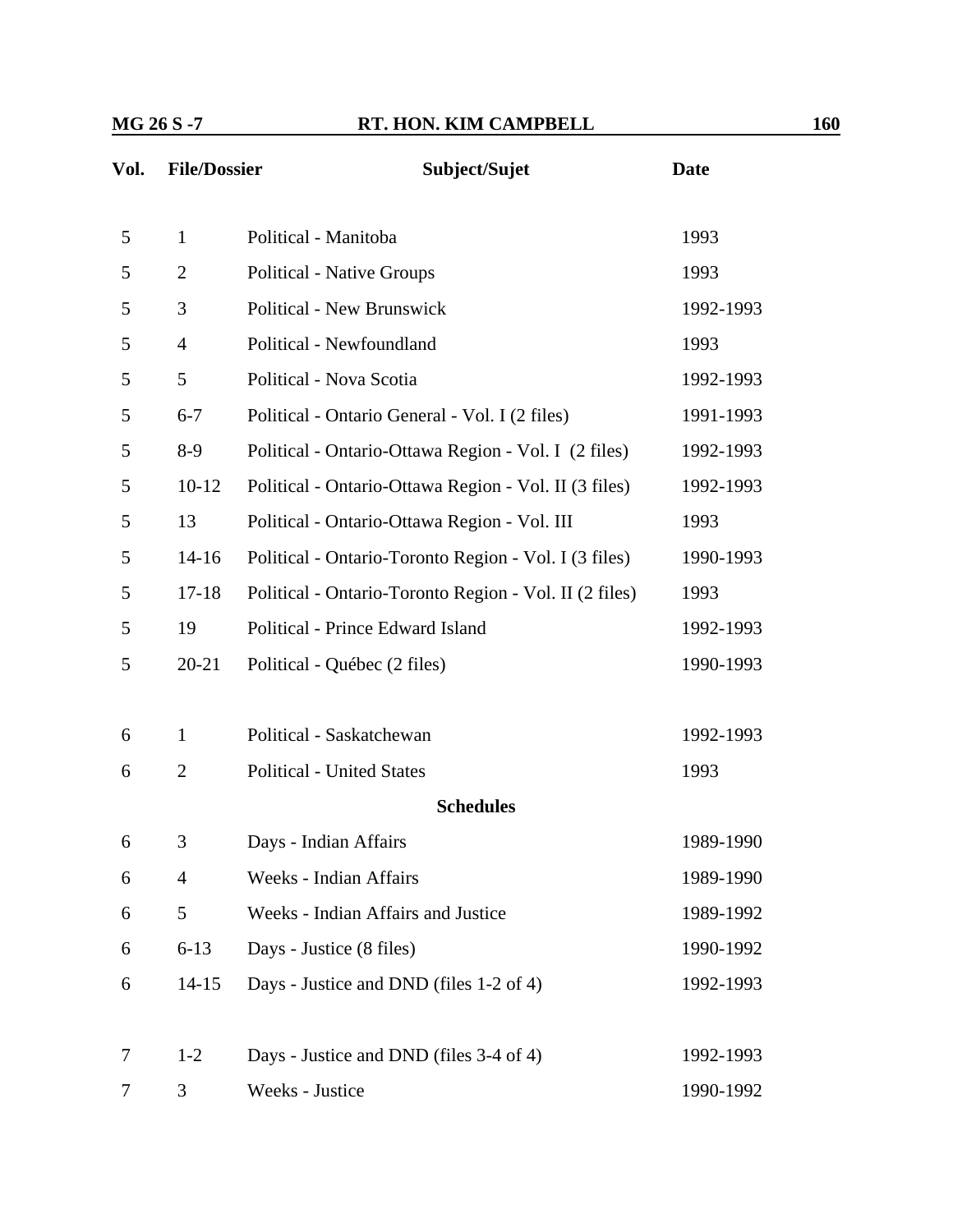| Vol. | File/Dossier | Subject/Sujet | Date |
|---|---|---|---|
| 5 | 1 | Political - Manitoba | 1993 |
| 5 | 2 | Political - Native Groups | 1993 |
| 5 | 3 | Political - New Brunswick | 1992-1993 |
| 5 | 4 | Political - Newfoundland | 1993 |
| 5 | 5 | Political - Nova Scotia | 1992-1993 |
| 5 | 6-7 | Political - Ontario General - Vol. I (2 files) | 1991-1993 |
| 5 | 8-9 | Political - Ontario-Ottawa Region - Vol. I (2 files) | 1992-1993 |
| 5 | 10-12 | Political - Ontario-Ottawa Region - Vol. II (3 files) | 1992-1993 |
| 5 | 13 | Political - Ontario-Ottawa Region - Vol. III | 1993 |
| 5 | 14-16 | Political - Ontario-Toronto Region - Vol. I (3 files) | 1990-1993 |
| 5 | 17-18 | Political - Ontario-Toronto Region - Vol. II (2 files) | 1993 |
| 5 | 19 | Political - Prince Edward Island | 1992-1993 |
| 5 | 20-21 | Political - Québec (2 files) | 1990-1993 |
| | | | |
| 6 | 1 | Political - Saskatchewan | 1992-1993 |
| 6 | 2 | Political - United States | 1993 |
| | | **Schedules** | |
| 6 | 3 | Days - Indian Affairs | 1989-1990 |
| 6 | 4 | Weeks - Indian Affairs | 1989-1990 |
| 6 | 5 | Weeks - Indian Affairs and Justice | 1989-1992 |
| 6 | 6-13 | Days - Justice (8 files) | 1990-1992 |
| 6 | 14-15 | Days - Justice and DND (files 1-2 of 4) | 1992-1993 |
| | | | |
| 7 | 1-2 | Days - Justice and DND (files 3-4 of 4) | 1992-1993 |
| 7 | 3 | Weeks - Justice | 1990-1992 |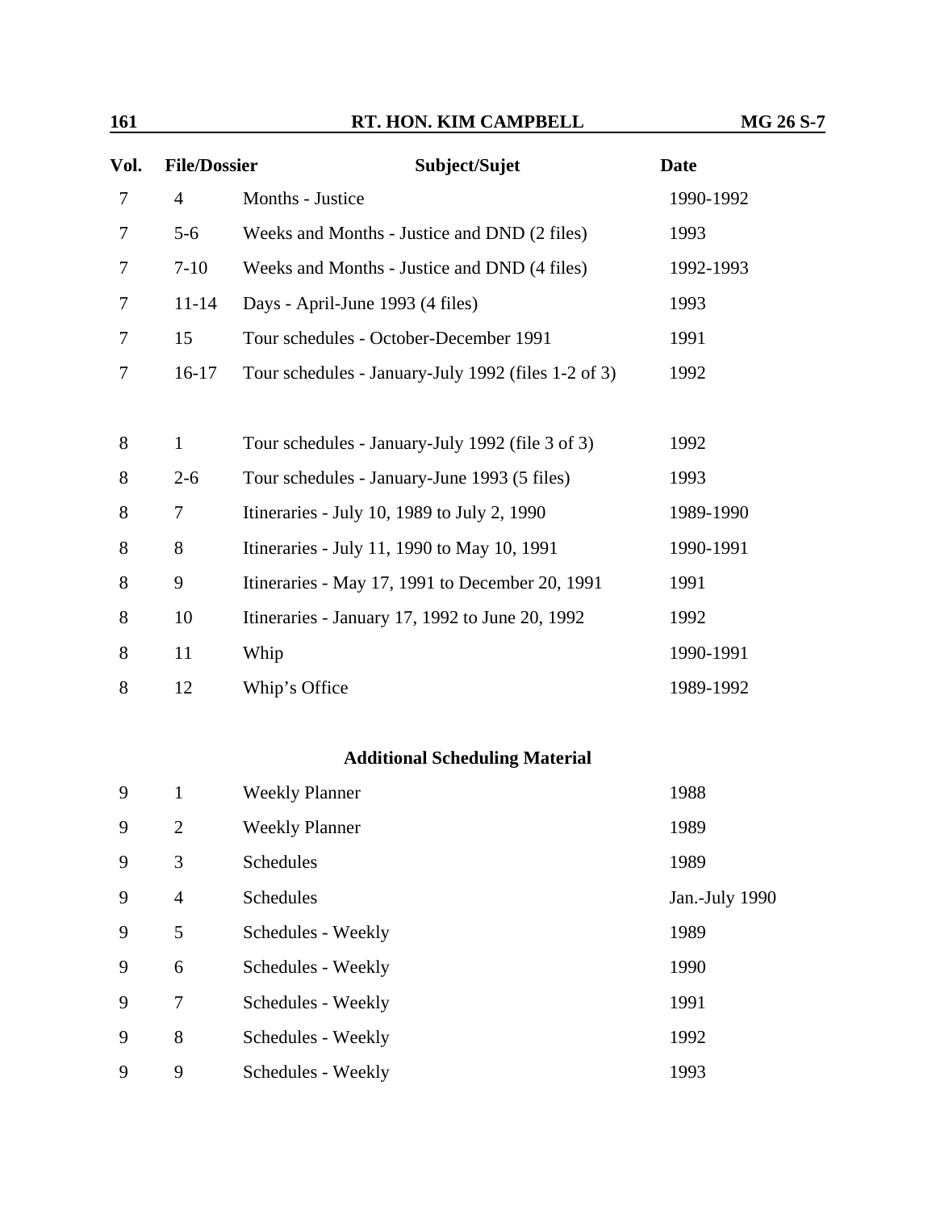| Vol. | File/Dossier | Subject/Sujet | Date |
|---|---|---|---|
| 7 | 4 | Months - Justice | 1990-1992 |
| 7 | 5-6 | Weeks and Months - Justice and DND (2 files) | 1993 |
| 7 | 7-10 | Weeks and Months - Justice and DND (4 files) | 1992-1993 |
| 7 | 11-14 | Days - April-June 1993 (4 files) | 1993 |
| 7 | 15 | Tour schedules - October-December 1991 | 1991 |
| 7 | 16-17 | Tour schedules - January-July 1992 (files 1-2 of 3) | 1992 |
| 8 | 1 | Tour schedules - January-July 1992 (file 3 of 3) | 1992 |
| 8 | 2-6 | Tour schedules - January-June 1993 (5 files) | 1993 |
| 8 | 7 | Itineraries - July 10, 1989 to July 2, 1990 | 1989-1990 |
| 8 | 8 | Itineraries - July 11, 1990 to May 10, 1991 | 1990-1991 |
| 8 | 9 | Itineraries - May 17, 1991 to December 20, 1991 | 1991 |
| 8 | 10 | Itineraries - January 17, 1992 to June 20, 1992 | 1992 |
| 8 | 11 | Whip | 1990-1991 |
| 8 | 12 | Whip's Office | 1989-1992 |

**Additional Scheduling Material**

| Vol. | File/Dossier | Subject/Sujet | Date |
|---|---|---|---|
| 9 | 1 | Weekly Planner | 1988 |
| 9 | 2 | Weekly Planner | 1989 |
| 9 | 3 | Schedules | 1989 |
| 9 | 4 | Schedules | Jan.-July 1990 |
| 9 | 5 | Schedules - Weekly | 1989 |
| 9 | 6 | Schedules - Weekly | 1990 |
| 9 | 7 | Schedules - Weekly | 1991 |
| 9 | 8 | Schedules - Weekly | 1992 |
| 9 | 9 | Schedules - Weekly | 1993 |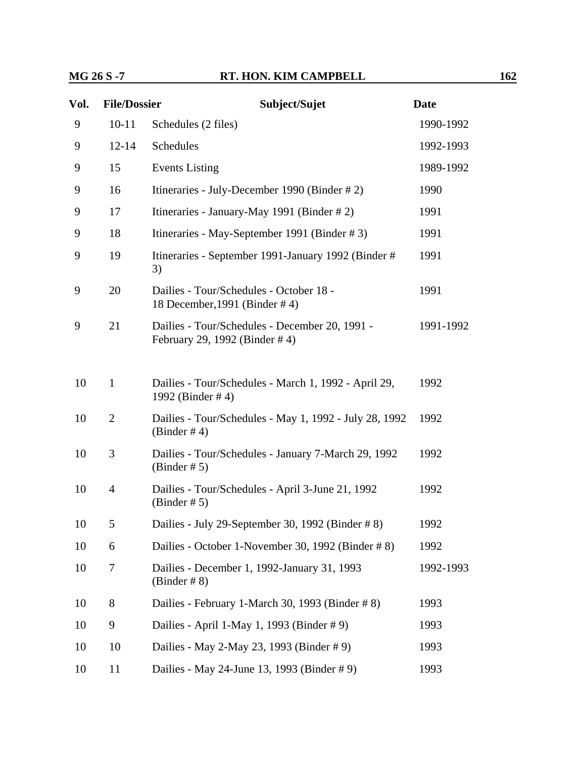| Vol. | File/Dossier | Subject/Sujet | Date |
|---|---|---|---|
| 9 | 10-11 | Schedules (2 files) | 1990-1992 |
| 9 | 12-14 | Schedules | 1992-1993 |
| 9 | 15 | Events Listing | 1989-1992 |
| 9 | 16 | Itineraries - July-December 1990 (Binder # 2) | 1990 |
| 9 | 17 | Itineraries - January-May 1991 (Binder # 2) | 1991 |
| 9 | 18 | Itineraries - May-September 1991 (Binder # 3) | 1991 |
| 9 | 19 | Itineraries - September 1991-January 1992 (Binder # 3) | 1991 |
| 9 | 20 | Dailies - Tour/Schedules - October 18 - 18 December,1991 (Binder # 4) | 1991 |
| 9 | 21 | Dailies - Tour/Schedules - December 20, 1991 - February 29, 1992 (Binder # 4) | 1991-1992 |
| 10 | 1 | Dailies - Tour/Schedules - March 1, 1992 - April 29, 1992 (Binder # 4) | 1992 |
| 10 | 2 | Dailies - Tour/Schedules - May 1, 1992 - July 28, 1992 (Binder # 4) | 1992 |
| 10 | 3 | Dailies - Tour/Schedules - January 7-March 29, 1992 (Binder # 5) | 1992 |
| 10 | 4 | Dailies - Tour/Schedules - April 3-June 21, 1992 (Binder # 5) | 1992 |
| 10 | 5 | Dailies - July 29-September 30, 1992 (Binder # 8) | 1992 |
| 10 | 6 | Dailies - October 1-November 30, 1992 (Binder # 8) | 1992 |
| 10 | 7 | Dailies - December 1, 1992-January 31, 1993 (Binder # 8) | 1992-1993 |
| 10 | 8 | Dailies - February 1-March 30, 1993 (Binder # 8) | 1993 |
| 10 | 9 | Dailies - April 1-May 1, 1993 (Binder # 9) | 1993 |
| 10 | 10 | Dailies - May 2-May 23, 1993 (Binder # 9) | 1993 |
| 10 | 11 | Dailies - May 24-June 13, 1993 (Binder # 9) | 1993 |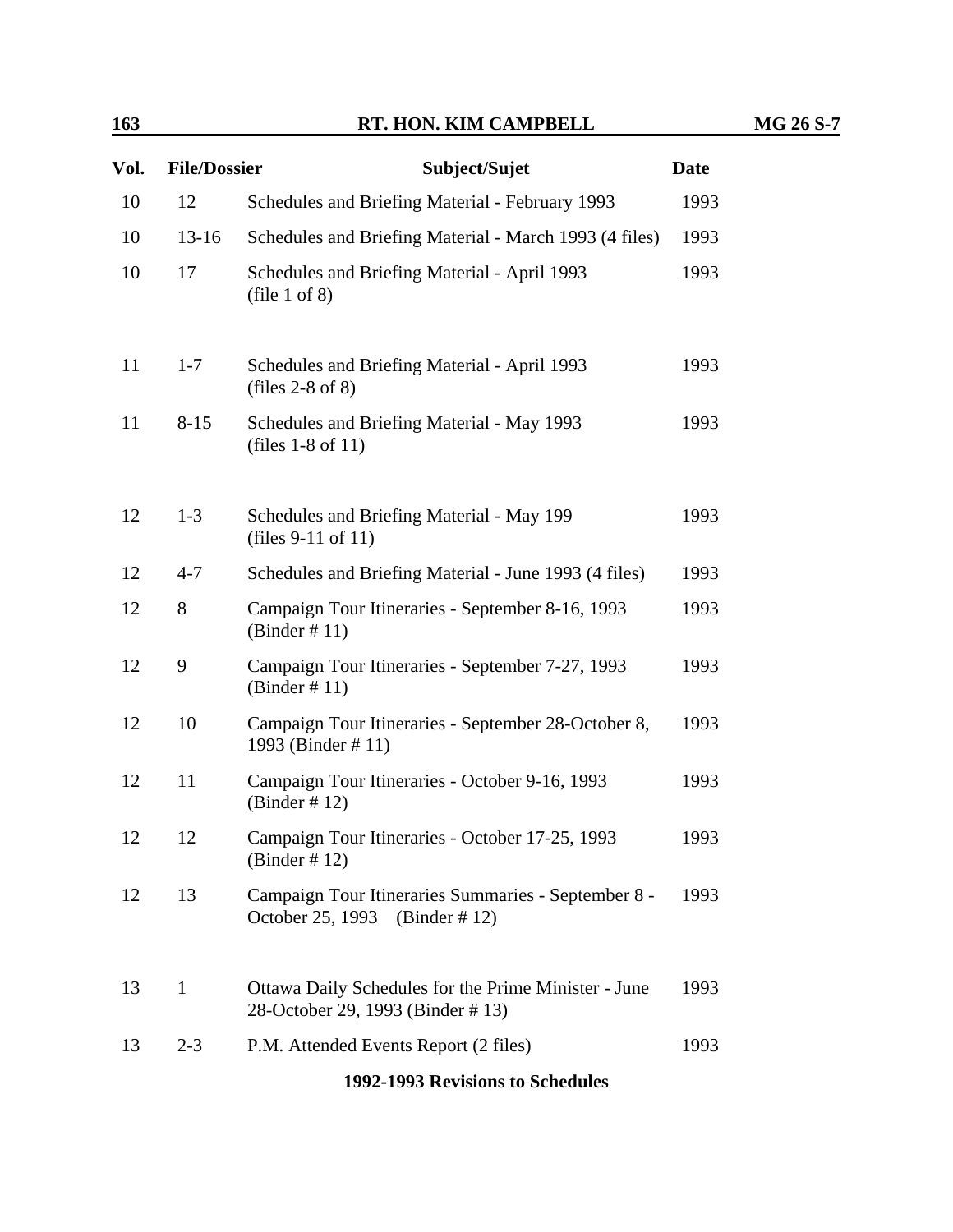| Vol. | File/Dossier | Subject/Sujet | Date |
|---|---|---|---|
| 10 | 12 | Schedules and Briefing Material - February 1993 | 1993 |
| 10 | 13-16 | Schedules and Briefing Material - March 1993 (4 files) | 1993 |
| 10 | 17 | Schedules and Briefing Material - April 1993 (file 1 of 8) | 1993 |
| 11 | 1-7 | Schedules and Briefing Material - April 1993 (files 2-8 of 8) | 1993 |
| 11 | 8-15 | Schedules and Briefing Material - May 1993 (files 1-8 of 11) | 1993 |
| 12 | 1-3 | Schedules and Briefing Material - May 199 (files 9-11 of 11) | 1993 |
| 12 | 4-7 | Schedules and Briefing Material - June 1993 (4 files) | 1993 |
| 12 | 8 | Campaign Tour Itineraries - September 8-16, 1993 (Binder # 11) | 1993 |
| 12 | 9 | Campaign Tour Itineraries - September 7-27, 1993 (Binder # 11) | 1993 |
| 12 | 10 | Campaign Tour Itineraries - September 28-October 8, 1993 (Binder # 11) | 1993 |
| 12 | 11 | Campaign Tour Itineraries - October 9-16, 1993 (Binder # 12) | 1993 |
| 12 | 12 | Campaign Tour Itineraries - October 17-25, 1993 (Binder # 12) | 1993 |
| 12 | 13 | Campaign Tour Itineraries Summaries - September 8 - October 25, 1993 (Binder # 12) | 1993 |
| 13 | 1 | Ottawa Daily Schedules for the Prime Minister - June 28-October 29, 1993 (Binder # 13) | 1993 |
| 13 | 2-3 | P.M. Attended Events Report (2 files) | 1993 |

**1992-1993 Revisions to Schedules**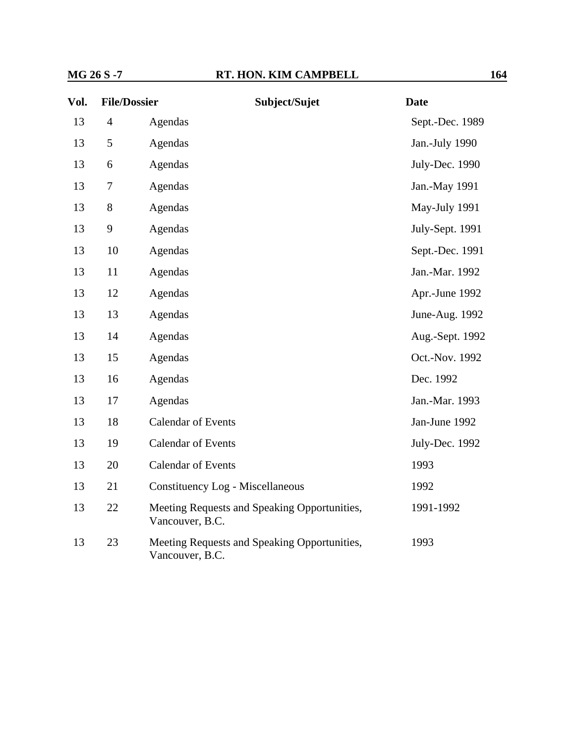| Vol. | File/Dossier | Subject/Sujet | Date |
|---|---|---|---|
| 13 | 4 | Agendas | Sept.-Dec. 1989 |
| 13 | 5 | Agendas | Jan.-July 1990 |
| 13 | 6 | Agendas | July-Dec. 1990 |
| 13 | 7 | Agendas | Jan.-May 1991 |
| 13 | 8 | Agendas | May-July 1991 |
| 13 | 9 | Agendas | July-Sept. 1991 |
| 13 | 10 | Agendas | Sept.-Dec. 1991 |
| 13 | 11 | Agendas | Jan.-Mar. 1992 |
| 13 | 12 | Agendas | Apr.-June 1992 |
| 13 | 13 | Agendas | June-Aug. 1992 |
| 13 | 14 | Agendas | Aug.-Sept. 1992 |
| 13 | 15 | Agendas | Oct.-Nov. 1992 |
| 13 | 16 | Agendas | Dec. 1992 |
| 13 | 17 | Agendas | Jan.-Mar. 1993 |
| 13 | 18 | Calendar of Events | Jan-June 1992 |
| 13 | 19 | Calendar of Events | July-Dec. 1992 |
| 13 | 20 | Calendar of Events | 1993 |
| 13 | 21 | Constituency Log - Miscellaneous | 1992 |
| 13 | 22 | Meeting Requests and Speaking Opportunities, Vancouver, B.C. | 1991-1992 |
| 13 | 23 | Meeting Requests and Speaking Opportunities, Vancouver, B.C. | 1993 |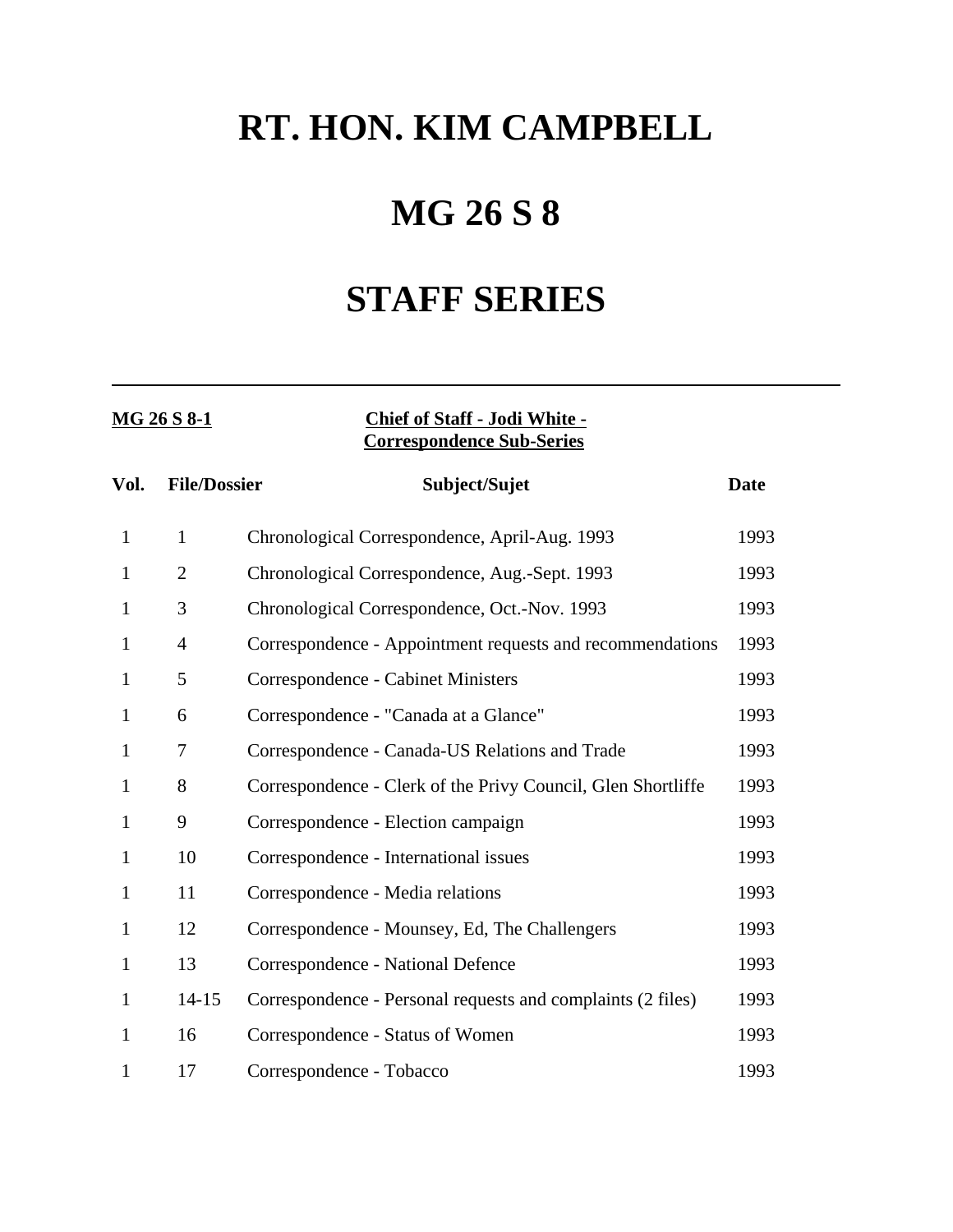# RT. HON. KIM CAMPBELL

# MG 26 S 8

# STAFF SERIES

---

**MG 26 S 8-1** **Chief of Staff - Jodi White - Correspondence Sub-Series**

| Vol. | File/Dossier | Subject/Sujet | Date |
|---|---|---|---|
| 1 | 1 | Chronological Correspondence, April-Aug. 1993 | 1993 |
| 1 | 2 | Chronological Correspondence, Aug.-Sept. 1993 | 1993 |
| 1 | 3 | Chronological Correspondence, Oct.-Nov. 1993 | 1993 |
| 1 | 4 | Correspondence - Appointment requests and recommendations | 1993 |
| 1 | 5 | Correspondence - Cabinet Ministers | 1993 |
| 1 | 6 | Correspondence - "Canada at a Glance" | 1993 |
| 1 | 7 | Correspondence - Canada-US Relations and Trade | 1993 |
| 1 | 8 | Correspondence - Clerk of the Privy Council, Glen Shortliffe | 1993 |
| 1 | 9 | Correspondence - Election campaign | 1993 |
| 1 | 10 | Correspondence - International issues | 1993 |
| 1 | 11 | Correspondence - Media relations | 1993 |
| 1 | 12 | Correspondence - Mounsey, Ed, The Challengers | 1993 |
| 1 | 13 | Correspondence - National Defence | 1993 |
| 1 | 14-15 | Correspondence - Personal requests and complaints (2 files) | 1993 |
| 1 | 16 | Correspondence - Status of Women | 1993 |
| 1 | 17 | Correspondence - Tobacco | 1993 |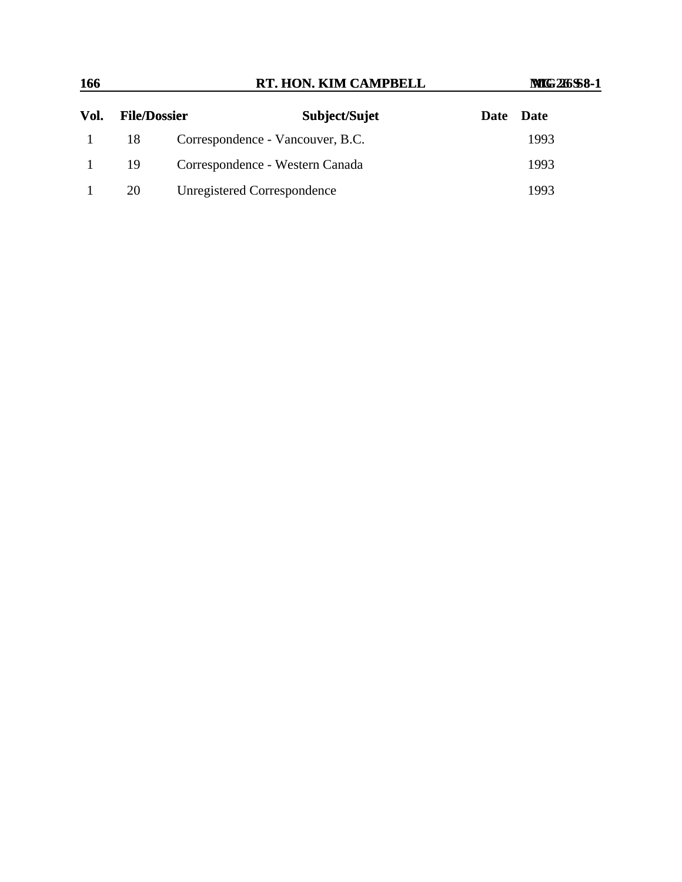| Vol. | File/Dossier | Subject/Sujet | Date | Date |
|---|---|---|---|---|
| 1 | 18 | Correspondence - Vancouver, B.C. | | 1993 |
| 1 | 19 | Correspondence - Western Canada | | 1993 |
| 1 | 20 | Unregistered Correspondence | | 1993 |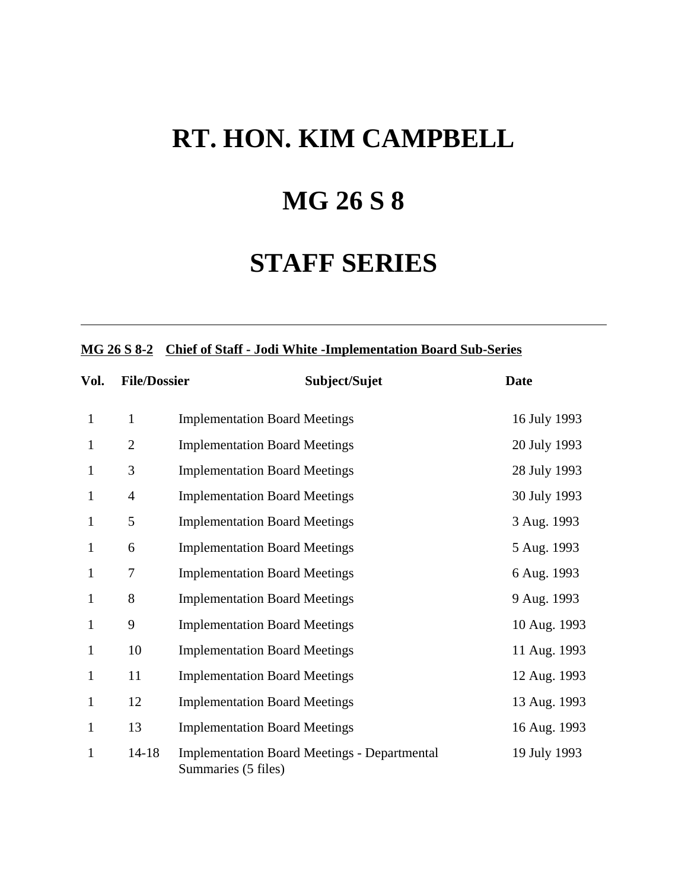# RT. HON. KIM CAMPBELL

# MG 26 S 8

# STAFF SERIES

---

**MG 26 S 8-2 Chief of Staff - Jodi White -Implementation Board Sub-Series**

| Vol. | File/Dossier | Subject/Sujet | Date |
|---|---|---|---|
| 1 | 1 | Implementation Board Meetings | 16 July 1993 |
| 1 | 2 | Implementation Board Meetings | 20 July 1993 |
| 1 | 3 | Implementation Board Meetings | 28 July 1993 |
| 1 | 4 | Implementation Board Meetings | 30 July 1993 |
| 1 | 5 | Implementation Board Meetings | 3 Aug. 1993 |
| 1 | 6 | Implementation Board Meetings | 5 Aug. 1993 |
| 1 | 7 | Implementation Board Meetings | 6 Aug. 1993 |
| 1 | 8 | Implementation Board Meetings | 9 Aug. 1993 |
| 1 | 9 | Implementation Board Meetings | 10 Aug. 1993 |
| 1 | 10 | Implementation Board Meetings | 11 Aug. 1993 |
| 1 | 11 | Implementation Board Meetings | 12 Aug. 1993 |
| 1 | 12 | Implementation Board Meetings | 13 Aug. 1993 |
| 1 | 13 | Implementation Board Meetings | 16 Aug. 1993 |
| 1 | 14-18 | Implementation Board Meetings - Departmental Summaries (5 files) | 19 July 1993 |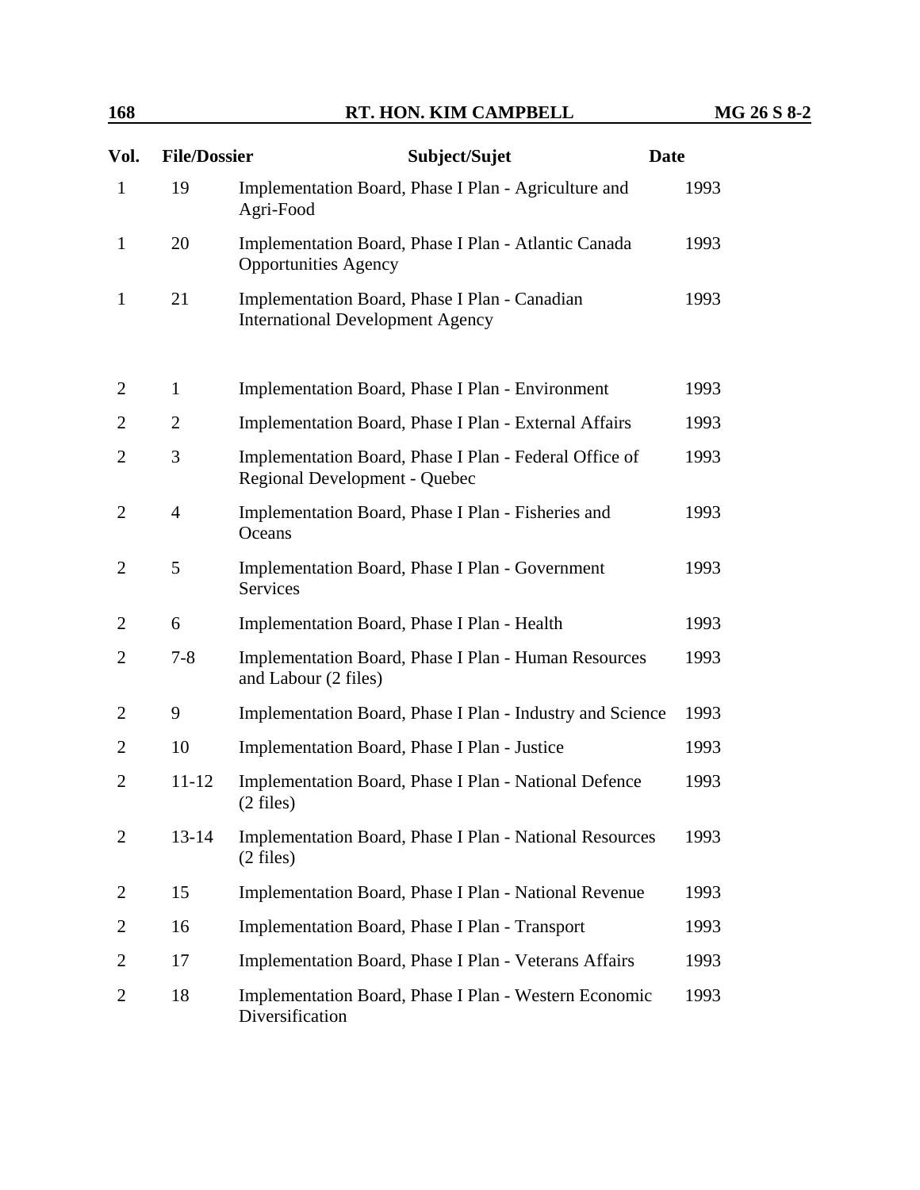| Vol. | File/Dossier | Subject/Sujet | Date |
|---|---|---|---|
| 1 | 19 | Implementation Board, Phase I Plan - Agriculture and Agri-Food | 1993 |
| 1 | 20 | Implementation Board, Phase I Plan - Atlantic Canada Opportunities Agency | 1993 |
| 1 | 21 | Implementation Board, Phase I Plan - Canadian International Development Agency | 1993 |
| 2 | 1 | Implementation Board, Phase I Plan - Environment | 1993 |
| 2 | 2 | Implementation Board, Phase I Plan - External Affairs | 1993 |
| 2 | 3 | Implementation Board, Phase I Plan - Federal Office of Regional Development - Quebec | 1993 |
| 2 | 4 | Implementation Board, Phase I Plan - Fisheries and Oceans | 1993 |
| 2 | 5 | Implementation Board, Phase I Plan - Government Services | 1993 |
| 2 | 6 | Implementation Board, Phase I Plan - Health | 1993 |
| 2 | 7-8 | Implementation Board, Phase I Plan - Human Resources and Labour (2 files) | 1993 |
| 2 | 9 | Implementation Board, Phase I Plan - Industry and Science | 1993 |
| 2 | 10 | Implementation Board, Phase I Plan - Justice | 1993 |
| 2 | 11-12 | Implementation Board, Phase I Plan - National Defence (2 files) | 1993 |
| 2 | 13-14 | Implementation Board, Phase I Plan - National Resources (2 files) | 1993 |
| 2 | 15 | Implementation Board, Phase I Plan - National Revenue | 1993 |
| 2 | 16 | Implementation Board, Phase I Plan - Transport | 1993 |
| 2 | 17 | Implementation Board, Phase I Plan - Veterans Affairs | 1993 |
| 2 | 18 | Implementation Board, Phase I Plan - Western Economic Diversification | 1993 |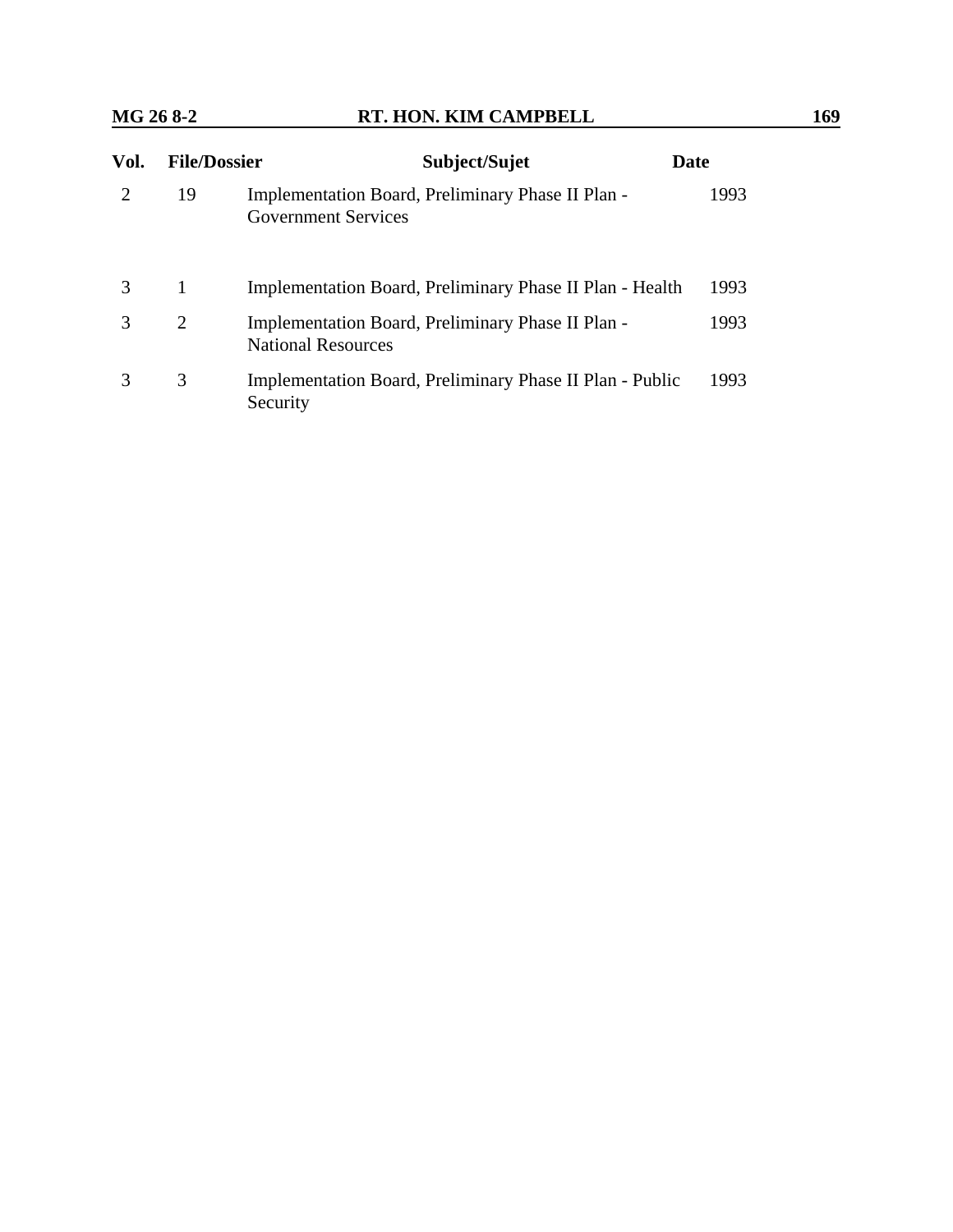| Vol. | File/Dossier | Subject/Sujet | Date |
|---|---|---|---|
| 2 | 19 | Implementation Board, Preliminary Phase II Plan - Government Services | 1993 |
| 3 | 1 | Implementation Board, Preliminary Phase II Plan - Health | 1993 |
| 3 | 2 | Implementation Board, Preliminary Phase II Plan - National Resources | 1993 |
| 3 | 3 | Implementation Board, Preliminary Phase II Plan - Public Security | 1993 |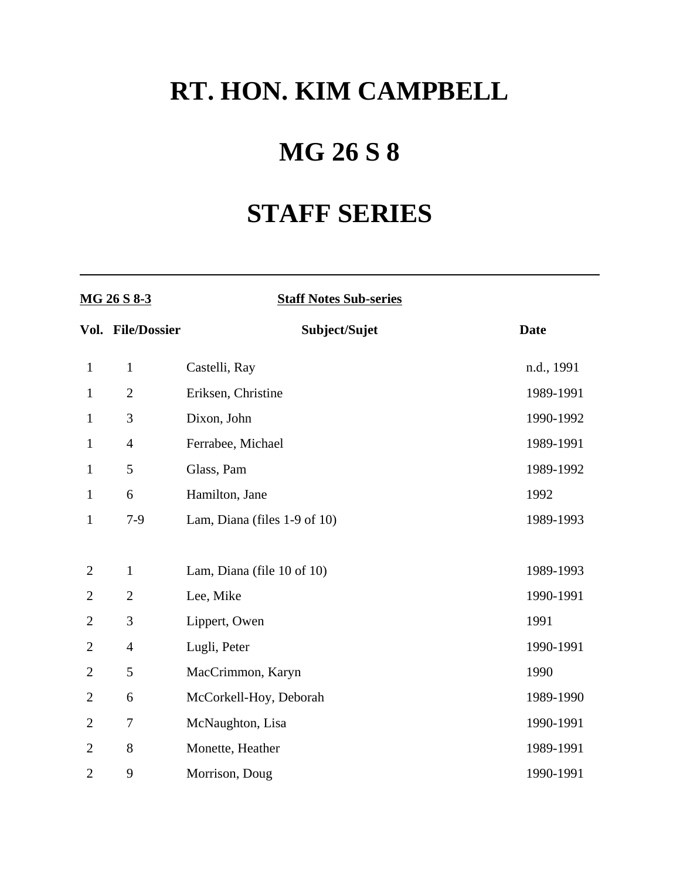# RT. HON. KIM CAMPBELL

# MG 26 S 8

# STAFF SERIES

---

**MG 26 S 8-3** **Staff Notes Sub-series**

| Vol. | File/Dossier | Subject/Sujet | Date |
|---|---|---|---|
| 1 | 1 | Castelli, Ray | n.d., 1991 |
| 1 | 2 | Eriksen, Christine | 1989-1991 |
| 1 | 3 | Dixon, John | 1990-1992 |
| 1 | 4 | Ferrabee, Michael | 1989-1991 |
| 1 | 5 | Glass, Pam | 1989-1992 |
| 1 | 6 | Hamilton, Jane | 1992 |
| 1 | 7-9 | Lam, Diana (files 1-9 of 10) | 1989-1993 |
| 2 | 1 | Lam, Diana (file 10 of 10) | 1989-1993 |
| 2 | 2 | Lee, Mike | 1990-1991 |
| 2 | 3 | Lippert, Owen | 1991 |
| 2 | 4 | Lugli, Peter | 1990-1991 |
| 2 | 5 | MacCrimmon, Karyn | 1990 |
| 2 | 6 | McCorkell-Hoy, Deborah | 1989-1990 |
| 2 | 7 | McNaughton, Lisa | 1990-1991 |
| 2 | 8 | Monette, Heather | 1989-1991 |
| 2 | 9 | Morrison, Doug | 1990-1991 |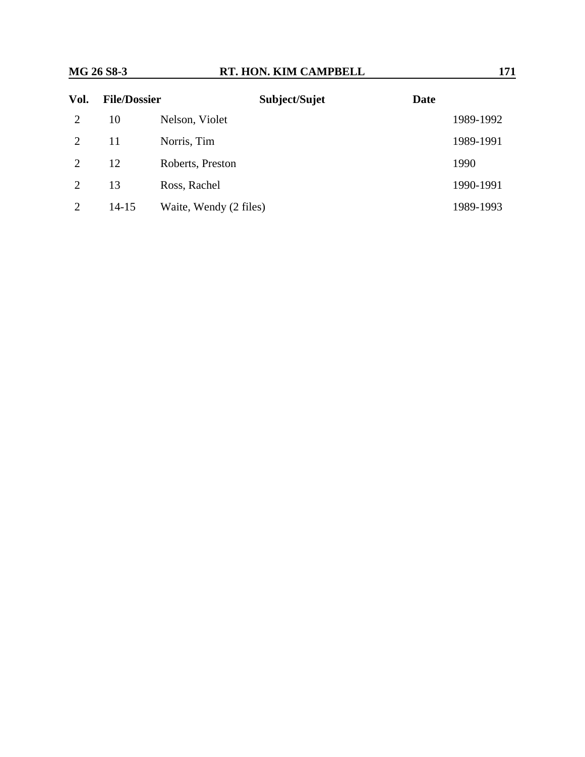| Vol. | File/Dossier | Subject/Sujet | Date |
|---|---|---|---|
| 2 | 10 | Nelson, Violet | 1989-1992 |
| 2 | 11 | Norris, Tim | 1989-1991 |
| 2 | 12 | Roberts, Preston | 1990 |
| 2 | 13 | Ross, Rachel | 1990-1991 |
| 2 | 14-15 | Waite, Wendy (2 files) | 1989-1993 |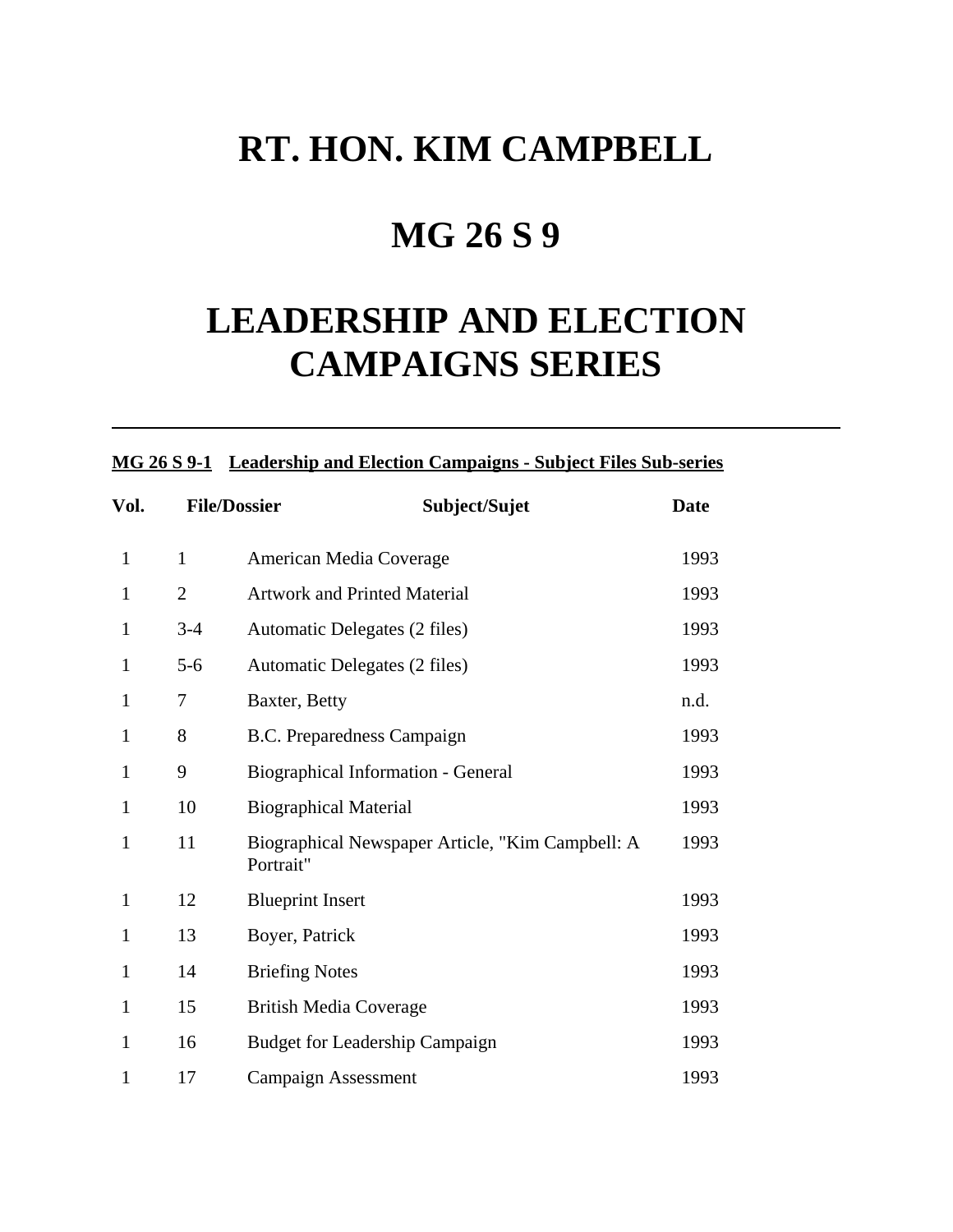# RT. HON. KIM CAMPBELL

# MG 26 S 9

# LEADERSHIP AND ELECTION CAMPAIGNS SERIES

---

**MG 26 S 9-1 Leadership and Election Campaigns - Subject Files Sub-series**

| Vol. | File/Dossier | Subject/Sujet | Date |
|---|---|---|---|
| 1 | 1 | American Media Coverage | 1993 |
| 1 | 2 | Artwork and Printed Material | 1993 |
| 1 | 3-4 | Automatic Delegates (2 files) | 1993 |
| 1 | 5-6 | Automatic Delegates (2 files) | 1993 |
| 1 | 7 | Baxter, Betty | n.d. |
| 1 | 8 | B.C. Preparedness Campaign | 1993 |
| 1 | 9 | Biographical Information - General | 1993 |
| 1 | 10 | Biographical Material | 1993 |
| 1 | 11 | Biographical Newspaper Article, "Kim Campbell: A Portrait" | 1993 |
| 1 | 12 | Blueprint Insert | 1993 |
| 1 | 13 | Boyer, Patrick | 1993 |
| 1 | 14 | Briefing Notes | 1993 |
| 1 | 15 | British Media Coverage | 1993 |
| 1 | 16 | Budget for Leadership Campaign | 1993 |
| 1 | 17 | Campaign Assessment | 1993 |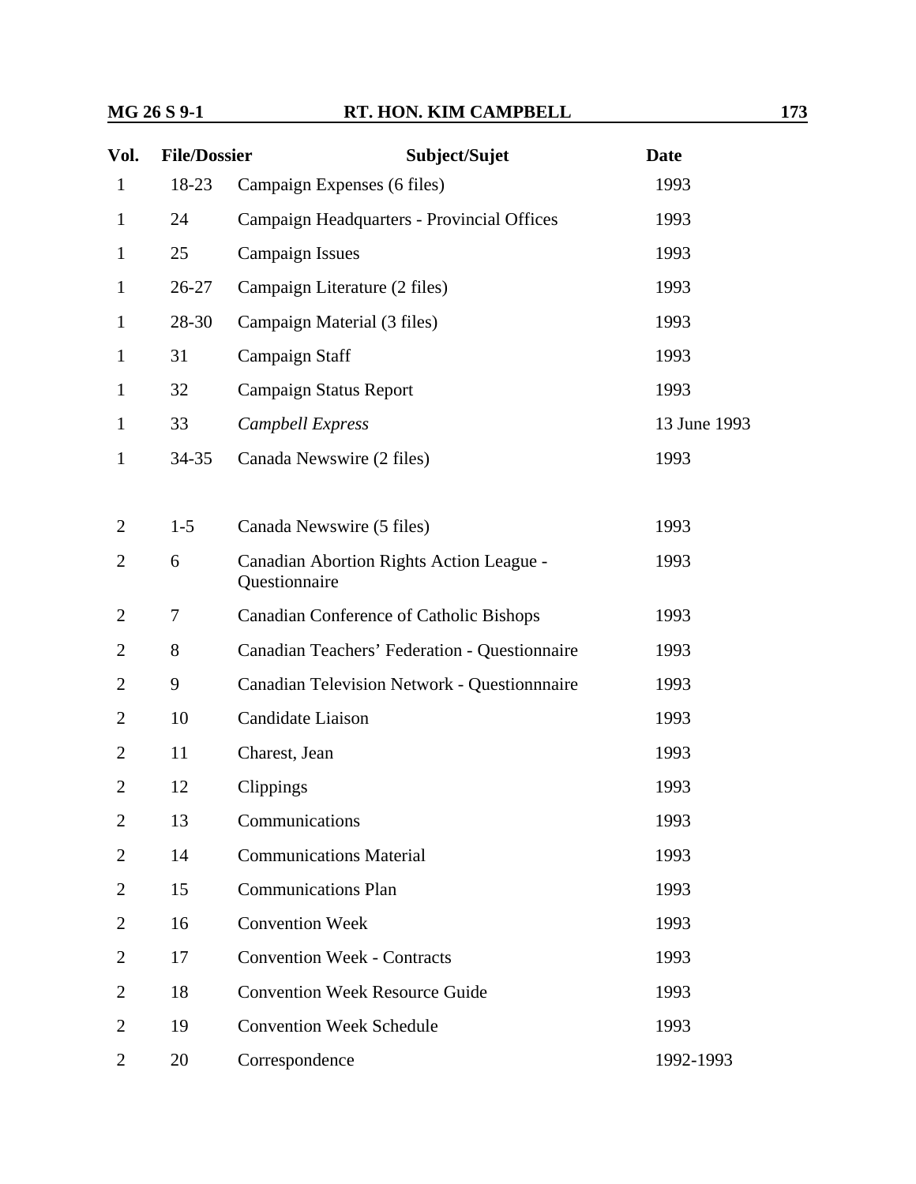| Vol. | File/Dossier | Subject/Sujet | Date |
|---|---|---|---|
| 1 | 18-23 | Campaign Expenses (6 files) | 1993 |
| 1 | 24 | Campaign Headquarters - Provincial Offices | 1993 |
| 1 | 25 | Campaign Issues | 1993 |
| 1 | 26-27 | Campaign Literature (2 files) | 1993 |
| 1 | 28-30 | Campaign Material (3 files) | 1993 |
| 1 | 31 | Campaign Staff | 1993 |
| 1 | 32 | Campaign Status Report | 1993 |
| 1 | 33 | *Campbell Express* | 13 June 1993 |
| 1 | 34-35 | Canada Newswire (2 files) | 1993 |
| 2 | 1-5 | Canada Newswire (5 files) | 1993 |
| 2 | 6 | Canadian Abortion Rights Action League - Questionnaire | 1993 |
| 2 | 7 | Canadian Conference of Catholic Bishops | 1993 |
| 2 | 8 | Canadian Teachers' Federation - Questionnaire | 1993 |
| 2 | 9 | Canadian Television Network - Questionnnaire | 1993 |
| 2 | 10 | Candidate Liaison | 1993 |
| 2 | 11 | Charest, Jean | 1993 |
| 2 | 12 | Clippings | 1993 |
| 2 | 13 | Communications | 1993 |
| 2 | 14 | Communications Material | 1993 |
| 2 | 15 | Communications Plan | 1993 |
| 2 | 16 | Convention Week | 1993 |
| 2 | 17 | Convention Week - Contracts | 1993 |
| 2 | 18 | Convention Week Resource Guide | 1993 |
| 2 | 19 | Convention Week Schedule | 1993 |
| 2 | 20 | Correspondence | 1992-1993 |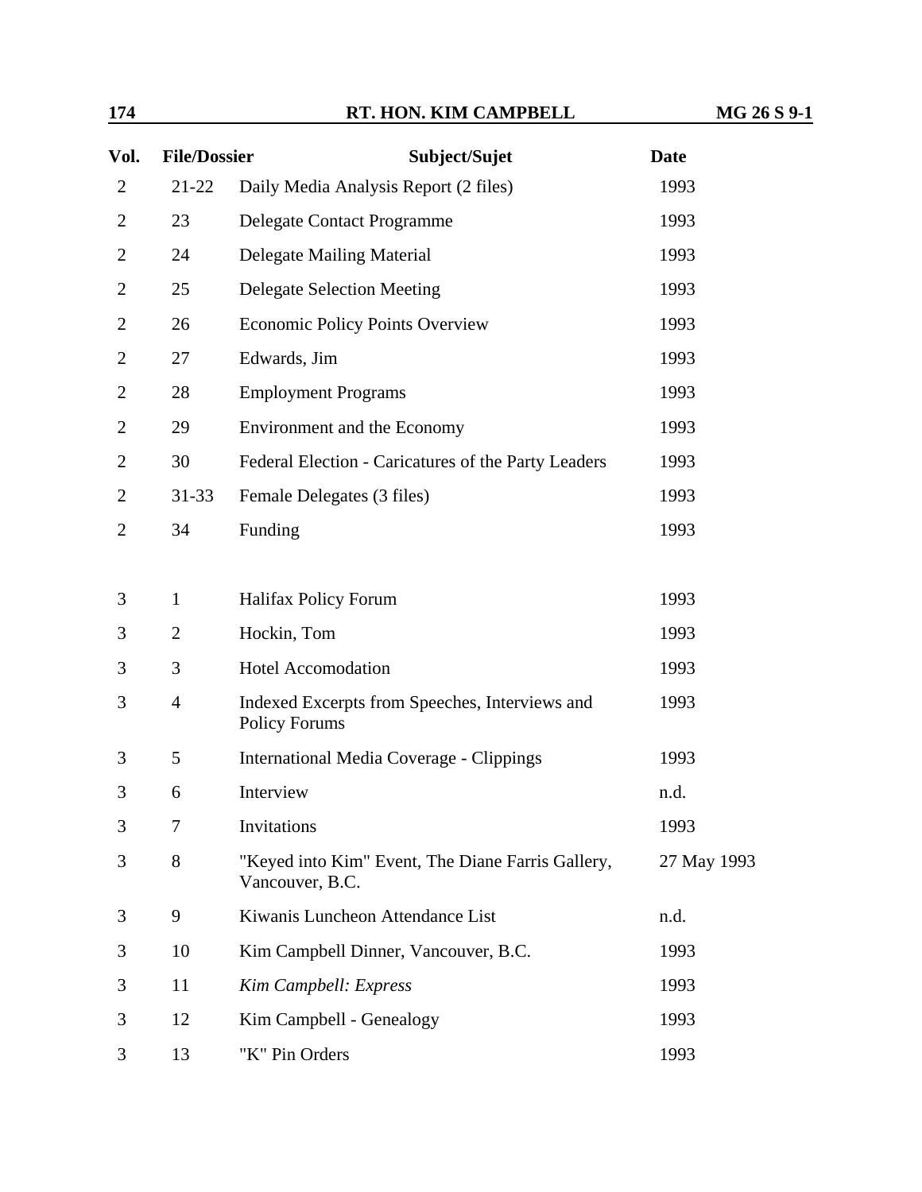| Vol. | File/Dossier | Subject/Sujet | Date |
|---|---|---|---|
| 2 | 21-22 | Daily Media Analysis Report (2 files) | 1993 |
| 2 | 23 | Delegate Contact Programme | 1993 |
| 2 | 24 | Delegate Mailing Material | 1993 |
| 2 | 25 | Delegate Selection Meeting | 1993 |
| 2 | 26 | Economic Policy Points Overview | 1993 |
| 2 | 27 | Edwards, Jim | 1993 |
| 2 | 28 | Employment Programs | 1993 |
| 2 | 29 | Environment and the Economy | 1993 |
| 2 | 30 | Federal Election - Caricatures of the Party Leaders | 1993 |
| 2 | 31-33 | Female Delegates (3 files) | 1993 |
| 2 | 34 | Funding | 1993 |
| | | | |
| 3 | 1 | Halifax Policy Forum | 1993 |
| 3 | 2 | Hockin, Tom | 1993 |
| 3 | 3 | Hotel Accomodation | 1993 |
| 3 | 4 | Indexed Excerpts from Speeches, Interviews and Policy Forums | 1993 |
| 3 | 5 | International Media Coverage - Clippings | 1993 |
| 3 | 6 | Interview | n.d. |
| 3 | 7 | Invitations | 1993 |
| 3 | 8 | "Keyed into Kim" Event, The Diane Farris Gallery, Vancouver, B.C. | 27 May 1993 |
| 3 | 9 | Kiwanis Luncheon Attendance List | n.d. |
| 3 | 10 | Kim Campbell Dinner, Vancouver, B.C. | 1993 |
| 3 | 11 | *Kim Campbell: Express* | 1993 |
| 3 | 12 | Kim Campbell - Genealogy | 1993 |
| 3 | 13 | "K" Pin Orders | 1993 |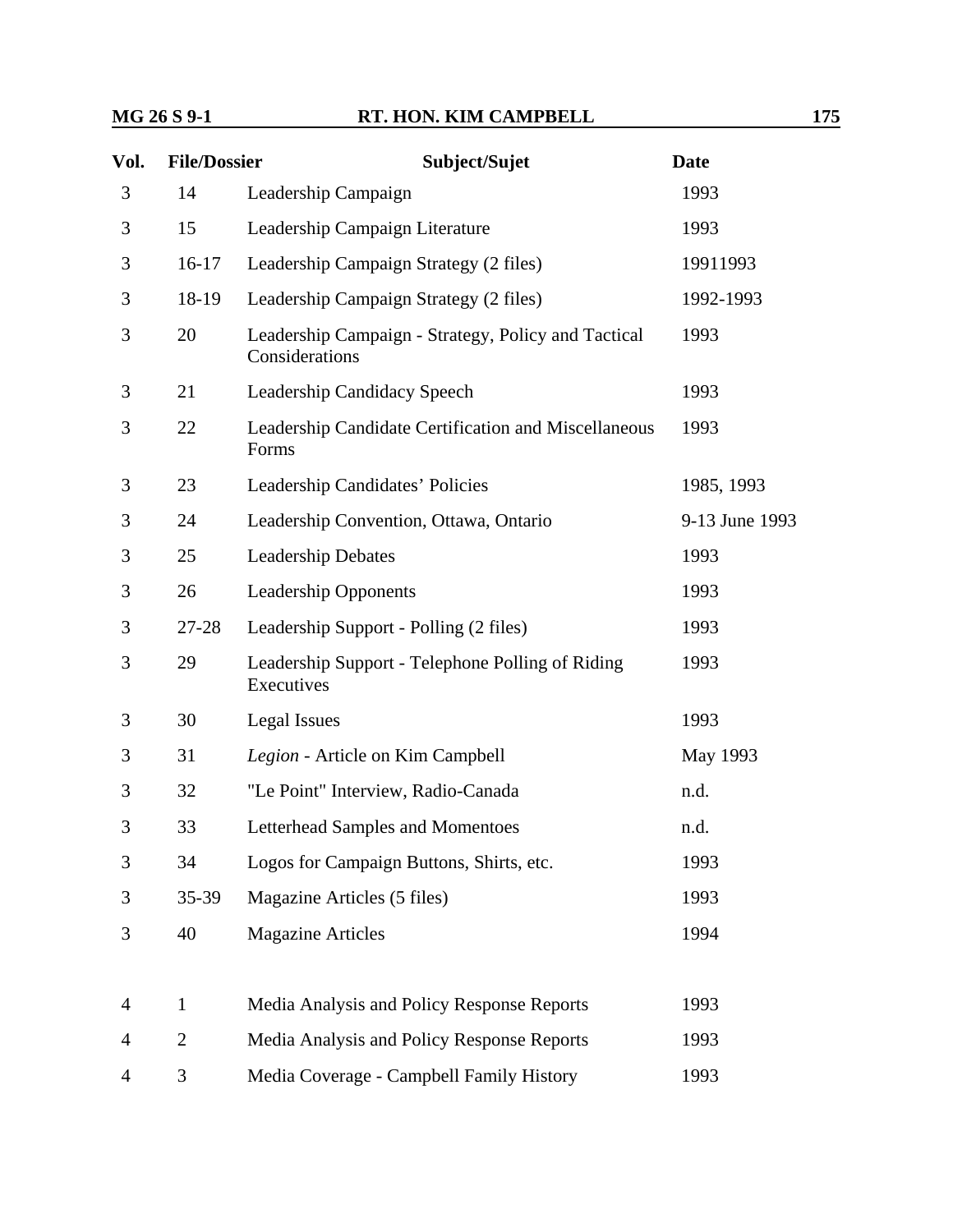| Vol. | File/Dossier | Subject/Sujet | Date |
|---|---|---|---|
| 3 | 14 | Leadership Campaign | 1993 |
| 3 | 15 | Leadership Campaign Literature | 1993 |
| 3 | 16-17 | Leadership Campaign Strategy (2 files) | 19911993 |
| 3 | 18-19 | Leadership Campaign Strategy (2 files) | 1992-1993 |
| 3 | 20 | Leadership Campaign - Strategy, Policy and Tactical Considerations | 1993 |
| 3 | 21 | Leadership Candidacy Speech | 1993 |
| 3 | 22 | Leadership Candidate Certification and Miscellaneous Forms | 1993 |
| 3 | 23 | Leadership Candidates' Policies | 1985, 1993 |
| 3 | 24 | Leadership Convention, Ottawa, Ontario | 9-13 June 1993 |
| 3 | 25 | Leadership Debates | 1993 |
| 3 | 26 | Leadership Opponents | 1993 |
| 3 | 27-28 | Leadership Support - Polling (2 files) | 1993 |
| 3 | 29 | Leadership Support - Telephone Polling of Riding Executives | 1993 |
| 3 | 30 | Legal Issues | 1993 |
| 3 | 31 | *Legion* - Article on Kim Campbell | May 1993 |
| 3 | 32 | "Le Point" Interview, Radio-Canada | n.d. |
| 3 | 33 | Letterhead Samples and Momentoes | n.d. |
| 3 | 34 | Logos for Campaign Buttons, Shirts, etc. | 1993 |
| 3 | 35-39 | Magazine Articles (5 files) | 1993 |
| 3 | 40 | Magazine Articles | 1994 |
| 4 | 1 | Media Analysis and Policy Response Reports | 1993 |
| 4 | 2 | Media Analysis and Policy Response Reports | 1993 |
| 4 | 3 | Media Coverage - Campbell Family History | 1993 |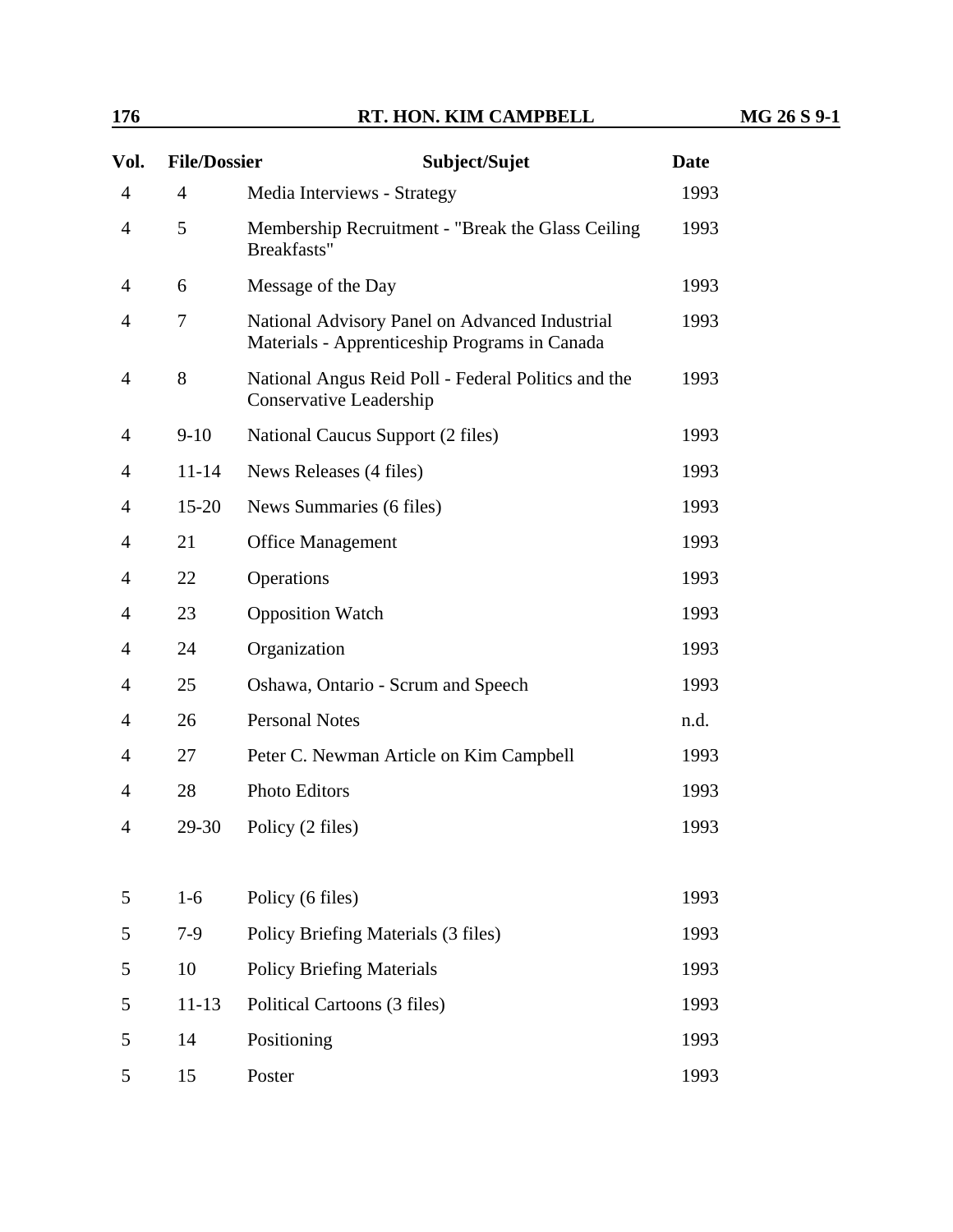| Vol. | File/Dossier | Subject/Sujet | Date |
|---|---|---|---|
| 4 | 4 | Media Interviews - Strategy | 1993 |
| 4 | 5 | Membership Recruitment - "Break the Glass Ceiling Breakfasts" | 1993 |
| 4 | 6 | Message of the Day | 1993 |
| 4 | 7 | National Advisory Panel on Advanced Industrial Materials - Apprenticeship Programs in Canada | 1993 |
| 4 | 8 | National Angus Reid Poll - Federal Politics and the Conservative Leadership | 1993 |
| 4 | 9-10 | National Caucus Support (2 files) | 1993 |
| 4 | 11-14 | News Releases (4 files) | 1993 |
| 4 | 15-20 | News Summaries (6 files) | 1993 |
| 4 | 21 | Office Management | 1993 |
| 4 | 22 | Operations | 1993 |
| 4 | 23 | Opposition Watch | 1993 |
| 4 | 24 | Organization | 1993 |
| 4 | 25 | Oshawa, Ontario - Scrum and Speech | 1993 |
| 4 | 26 | Personal Notes | n.d. |
| 4 | 27 | Peter C. Newman Article on Kim Campbell | 1993 |
| 4 | 28 | Photo Editors | 1993 |
| 4 | 29-30 | Policy (2 files) | 1993 |
| 5 | 1-6 | Policy (6 files) | 1993 |
| 5 | 7-9 | Policy Briefing Materials (3 files) | 1993 |
| 5 | 10 | Policy Briefing Materials | 1993 |
| 5 | 11-13 | Political Cartoons (3 files) | 1993 |
| 5 | 14 | Positioning | 1993 |
| 5 | 15 | Poster | 1993 |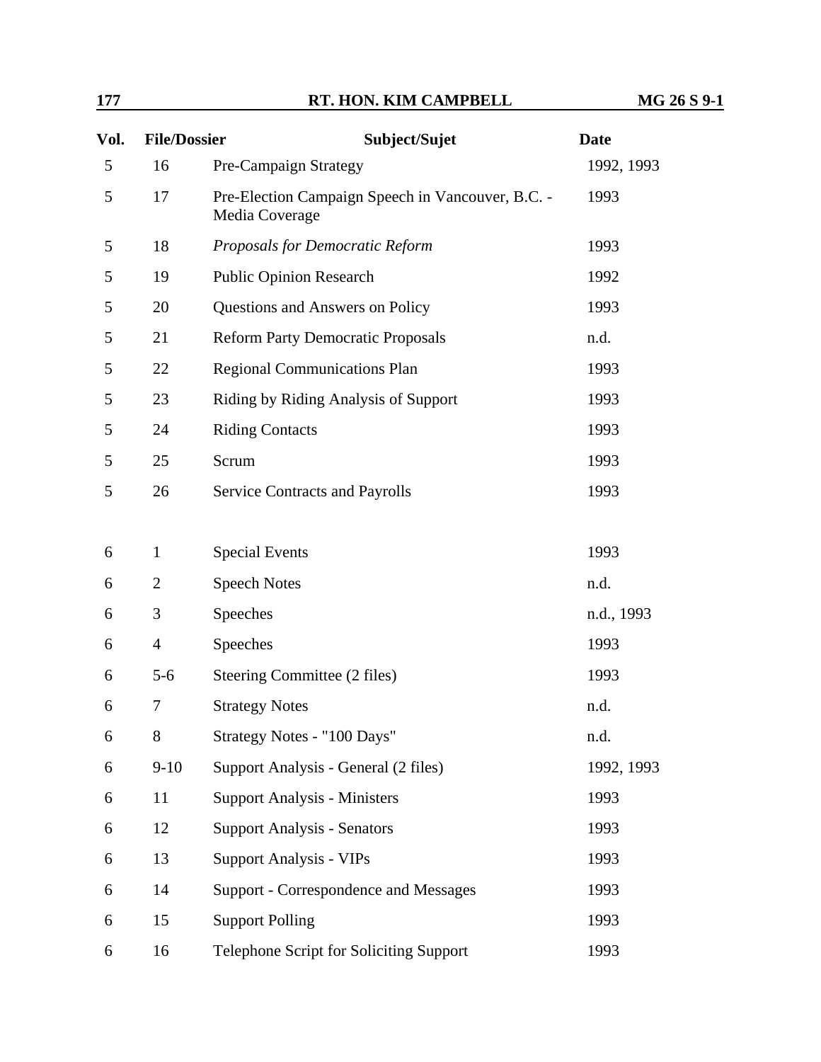| Vol. | File/Dossier | Subject/Sujet | Date |
|---|---|---|---|
| 5 | 16 | Pre-Campaign Strategy | 1992, 1993 |
| 5 | 17 | Pre-Election Campaign Speech in Vancouver, B.C. - Media Coverage | 1993 |
| 5 | 18 | *Proposals for Democratic Reform* | 1993 |
| 5 | 19 | Public Opinion Research | 1992 |
| 5 | 20 | Questions and Answers on Policy | 1993 |
| 5 | 21 | Reform Party Democratic Proposals | n.d. |
| 5 | 22 | Regional Communications Plan | 1993 |
| 5 | 23 | Riding by Riding Analysis of Support | 1993 |
| 5 | 24 | Riding Contacts | 1993 |
| 5 | 25 | Scrum | 1993 |
| 5 | 26 | Service Contracts and Payrolls | 1993 |
| 6 | 1 | Special Events | 1993 |
| 6 | 2 | Speech Notes | n.d. |
| 6 | 3 | Speeches | n.d., 1993 |
| 6 | 4 | Speeches | 1993 |
| 6 | 5-6 | Steering Committee (2 files) | 1993 |
| 6 | 7 | Strategy Notes | n.d. |
| 6 | 8 | Strategy Notes - "100 Days" | n.d. |
| 6 | 9-10 | Support Analysis - General (2 files) | 1992, 1993 |
| 6 | 11 | Support Analysis - Ministers | 1993 |
| 6 | 12 | Support Analysis - Senators | 1993 |
| 6 | 13 | Support Analysis - VIPs | 1993 |
| 6 | 14 | Support - Correspondence and Messages | 1993 |
| 6 | 15 | Support Polling | 1993 |
| 6 | 16 | Telephone Script for Soliciting Support | 1993 |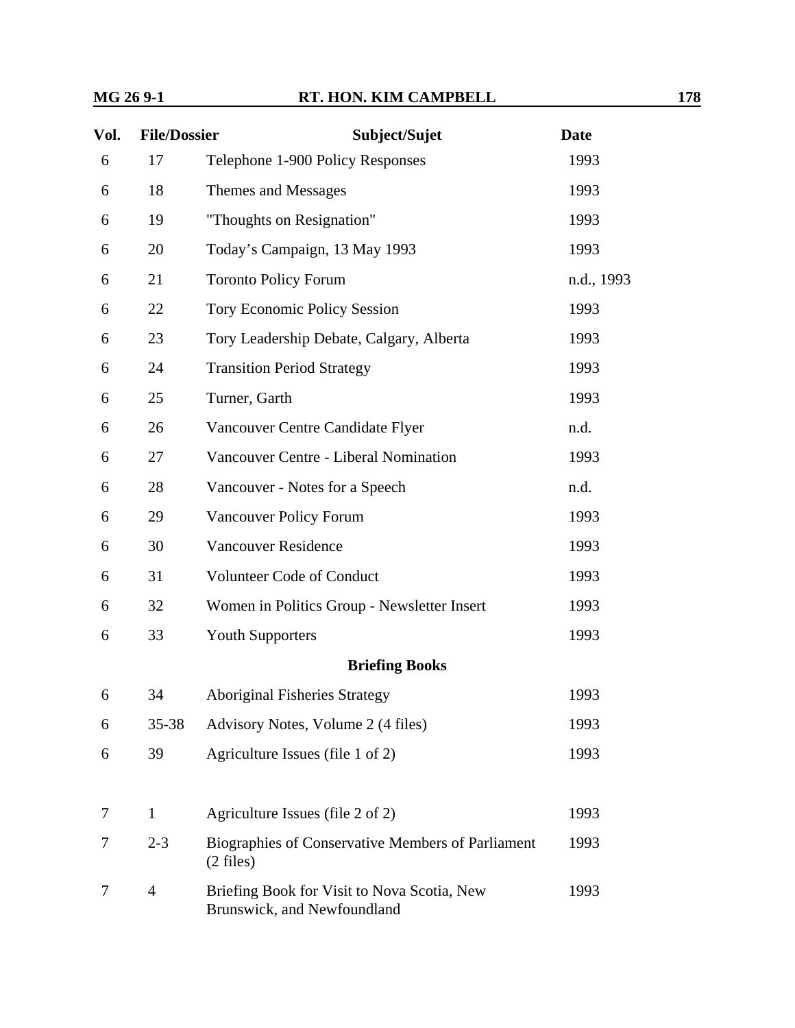| Vol. | File/Dossier | Subject/Sujet | Date |
|---|---|---|---|
| 6 | 17 | Telephone 1-900 Policy Responses | 1993 |
| 6 | 18 | Themes and Messages | 1993 |
| 6 | 19 | "Thoughts on Resignation" | 1993 |
| 6 | 20 | Today's Campaign, 13 May 1993 | 1993 |
| 6 | 21 | Toronto Policy Forum | n.d., 1993 |
| 6 | 22 | Tory Economic Policy Session | 1993 |
| 6 | 23 | Tory Leadership Debate, Calgary, Alberta | 1993 |
| 6 | 24 | Transition Period Strategy | 1993 |
| 6 | 25 | Turner, Garth | 1993 |
| 6 | 26 | Vancouver Centre Candidate Flyer | n.d. |
| 6 | 27 | Vancouver Centre - Liberal Nomination | 1993 |
| 6 | 28 | Vancouver - Notes for a Speech | n.d. |
| 6 | 29 | Vancouver Policy Forum | 1993 |
| 6 | 30 | Vancouver Residence | 1993 |
| 6 | 31 | Volunteer Code of Conduct | 1993 |
| 6 | 32 | Women in Politics Group - Newsletter Insert | 1993 |
| 6 | 33 | Youth Supporters | 1993 |
| | | **Briefing Books** | |
| 6 | 34 | Aboriginal Fisheries Strategy | 1993 |
| 6 | 35-38 | Advisory Notes, Volume 2 (4 files) | 1993 |
| 6 | 39 | Agriculture Issues (file 1 of 2) | 1993 |
| 7 | 1 | Agriculture Issues (file 2 of 2) | 1993 |
| 7 | 2-3 | Biographies of Conservative Members of Parliament (2 files) | 1993 |
| 7 | 4 | Briefing Book for Visit to Nova Scotia, New Brunswick, and Newfoundland | 1993 |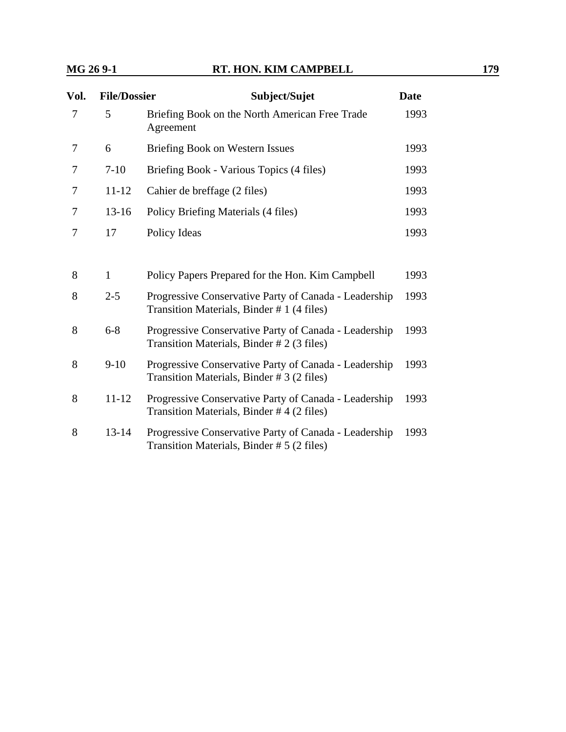| Vol. | File/Dossier | Subject/Sujet | Date |
|---|---|---|---|
| 7 | 5 | Briefing Book on the North American Free Trade Agreement | 1993 |
| 7 | 6 | Briefing Book on Western Issues | 1993 |
| 7 | 7-10 | Briefing Book - Various Topics (4 files) | 1993 |
| 7 | 11-12 | Cahier de breffage (2 files) | 1993 |
| 7 | 13-16 | Policy Briefing Materials (4 files) | 1993 |
| 7 | 17 | Policy Ideas | 1993 |
| 8 | 1 | Policy Papers Prepared for the Hon. Kim Campbell | 1993 |
| 8 | 2-5 | Progressive Conservative Party of Canada - Leadership Transition Materials, Binder # 1 (4 files) | 1993 |
| 8 | 6-8 | Progressive Conservative Party of Canada - Leadership Transition Materials, Binder # 2 (3 files) | 1993 |
| 8 | 9-10 | Progressive Conservative Party of Canada - Leadership Transition Materials, Binder # 3 (2 files) | 1993 |
| 8 | 11-12 | Progressive Conservative Party of Canada - Leadership Transition Materials, Binder # 4 (2 files) | 1993 |
| 8 | 13-14 | Progressive Conservative Party of Canada - Leadership Transition Materials, Binder # 5 (2 files) | 1993 |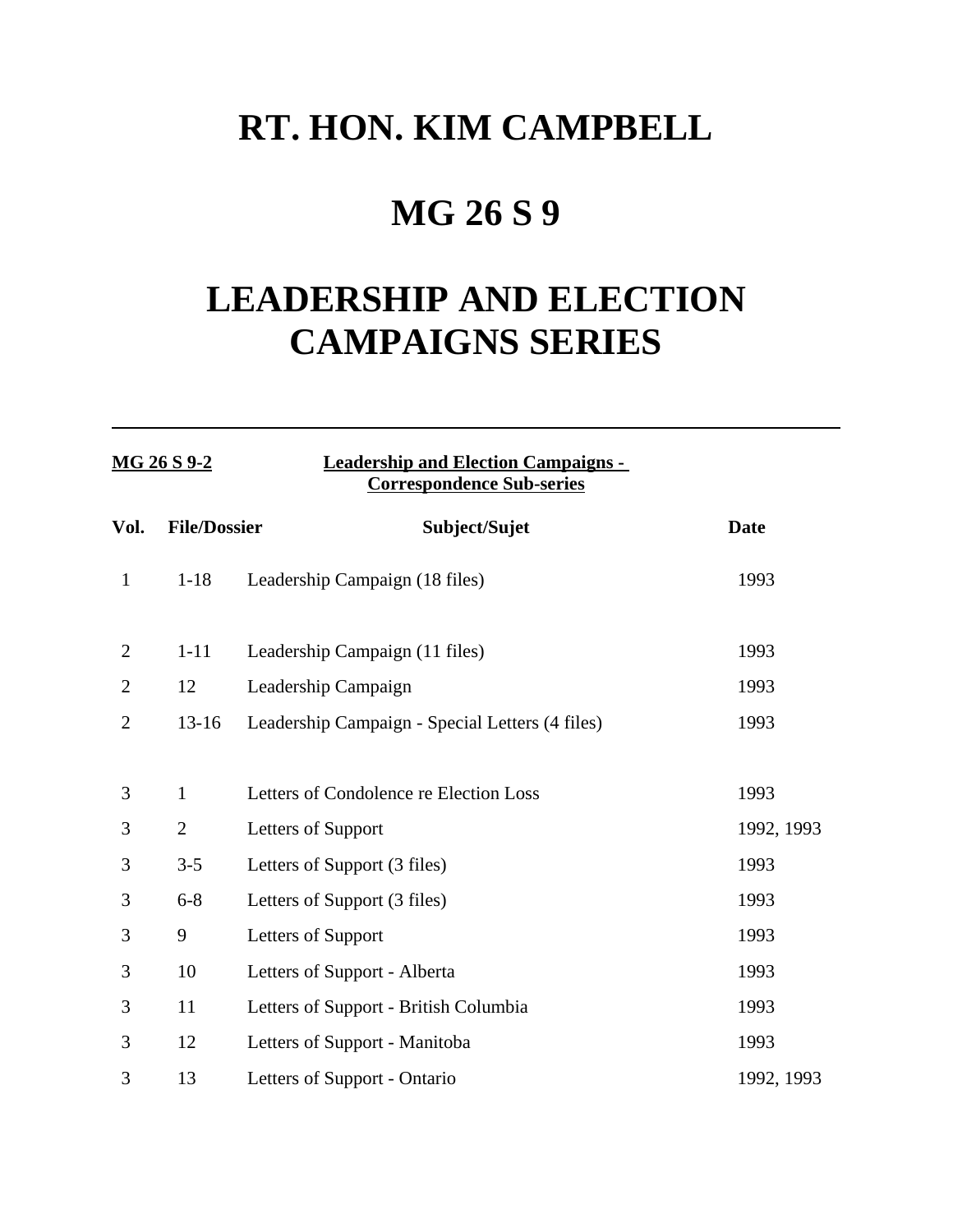# RT. HON. KIM CAMPBELL

# MG 26 S 9

# LEADERSHIP AND ELECTION CAMPAIGNS SERIES

---

**MG 26 S 9-2** **Leadership and Election Campaigns - Correspondence Sub-series**

| Vol. | File/Dossier | Subject/Sujet | Date |
|---|---|---|---|
| 1 | 1-18 | Leadership Campaign (18 files) | 1993 |
| 2 | 1-11 | Leadership Campaign (11 files) | 1993 |
| 2 | 12 | Leadership Campaign | 1993 |
| 2 | 13-16 | Leadership Campaign - Special Letters (4 files) | 1993 |
| 3 | 1 | Letters of Condolence re Election Loss | 1993 |
| 3 | 2 | Letters of Support | 1992, 1993 |
| 3 | 3-5 | Letters of Support (3 files) | 1993 |
| 3 | 6-8 | Letters of Support (3 files) | 1993 |
| 3 | 9 | Letters of Support | 1993 |
| 3 | 10 | Letters of Support - Alberta | 1993 |
| 3 | 11 | Letters of Support - British Columbia | 1993 |
| 3 | 12 | Letters of Support - Manitoba | 1993 |
| 3 | 13 | Letters of Support - Ontario | 1992, 1993 |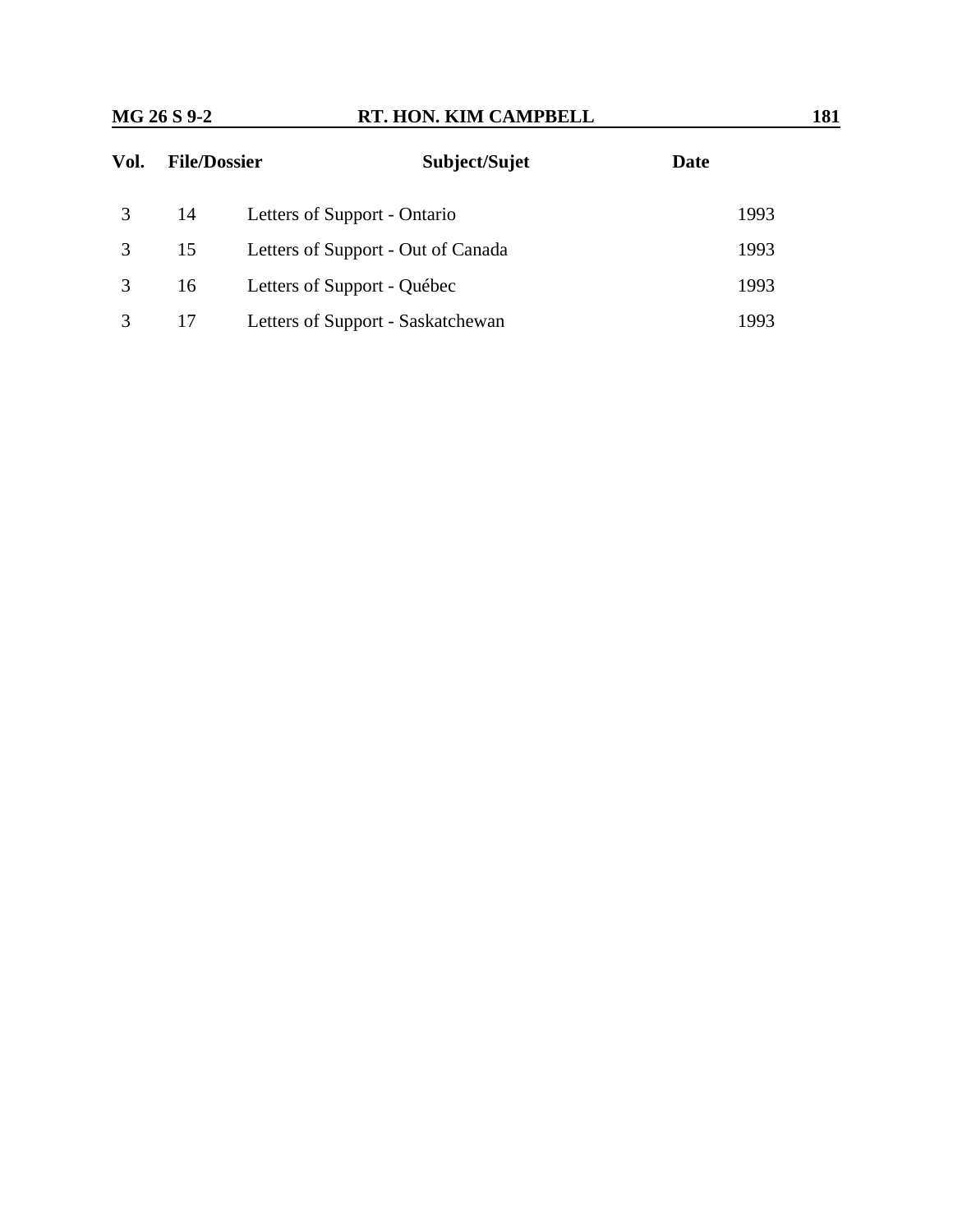| Vol. | File/Dossier | Subject/Sujet | Date |
|---|---|---|---|
| 3 | 14 | Letters of Support - Ontario | 1993 |
| 3 | 15 | Letters of Support - Out of Canada | 1993 |
| 3 | 16 | Letters of Support - Québec | 1993 |
| 3 | 17 | Letters of Support - Saskatchewan | 1993 |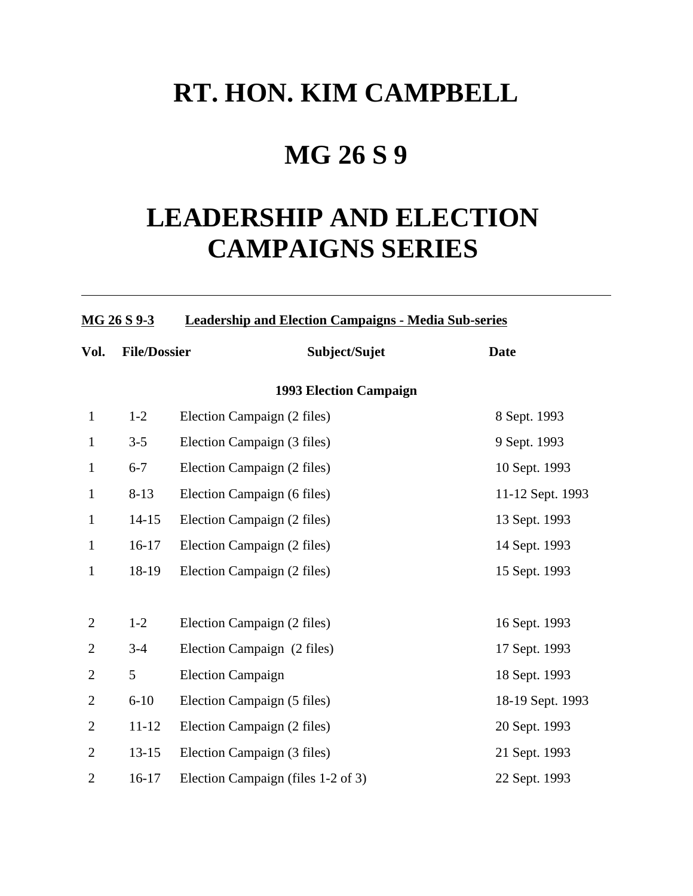# RT. HON. KIM CAMPBELL

# MG 26 S 9

# LEADERSHIP AND ELECTION CAMPAIGNS SERIES

---

**MG 26 S 9-3 Leadership and Election Campaigns - Media Sub-series**

| Vol. | File/Dossier | Subject/Sujet | Date |
|---|---|---|---|
| | | **1993 Election Campaign** | |
| 1 | 1-2 | Election Campaign (2 files) | 8 Sept. 1993 |
| 1 | 3-5 | Election Campaign (3 files) | 9 Sept. 1993 |
| 1 | 6-7 | Election Campaign (2 files) | 10 Sept. 1993 |
| 1 | 8-13 | Election Campaign (6 files) | 11-12 Sept. 1993 |
| 1 | 14-15 | Election Campaign (2 files) | 13 Sept. 1993 |
| 1 | 16-17 | Election Campaign (2 files) | 14 Sept. 1993 |
| 1 | 18-19 | Election Campaign (2 files) | 15 Sept. 1993 |
| 2 | 1-2 | Election Campaign (2 files) | 16 Sept. 1993 |
| 2 | 3-4 | Election Campaign (2 files) | 17 Sept. 1993 |
| 2 | 5 | Election Campaign | 18 Sept. 1993 |
| 2 | 6-10 | Election Campaign (5 files) | 18-19 Sept. 1993 |
| 2 | 11-12 | Election Campaign (2 files) | 20 Sept. 1993 |
| 2 | 13-15 | Election Campaign (3 files) | 21 Sept. 1993 |
| 2 | 16-17 | Election Campaign (files 1-2 of 3) | 22 Sept. 1993 |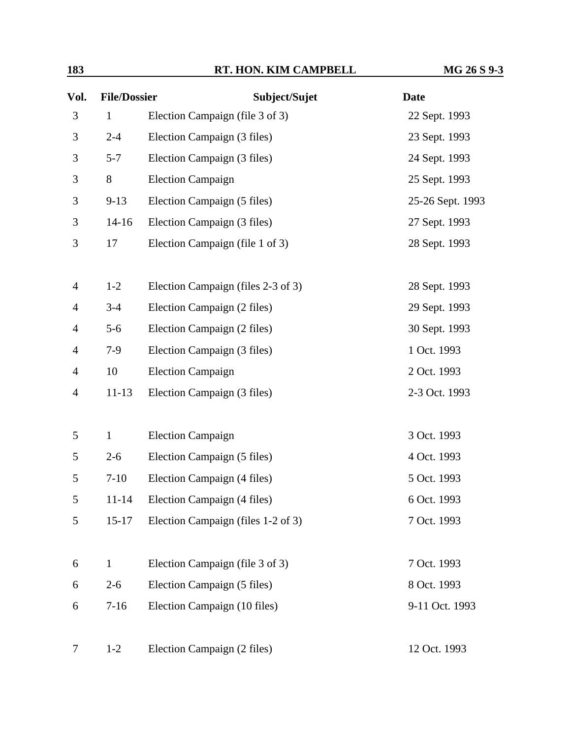| Vol. | File/Dossier | Subject/Sujet | Date |
|---|---|---|---|
| 3 | 1 | Election Campaign (file 3 of 3) | 22 Sept. 1993 |
| 3 | 2-4 | Election Campaign (3 files) | 23 Sept. 1993 |
| 3 | 5-7 | Election Campaign (3 files) | 24 Sept. 1993 |
| 3 | 8 | Election Campaign | 25 Sept. 1993 |
| 3 | 9-13 | Election Campaign (5 files) | 25-26 Sept. 1993 |
| 3 | 14-16 | Election Campaign (3 files) | 27 Sept. 1993 |
| 3 | 17 | Election Campaign (file 1 of 3) | 28 Sept. 1993 |
| 4 | 1-2 | Election Campaign (files 2-3 of 3) | 28 Sept. 1993 |
| 4 | 3-4 | Election Campaign (2 files) | 29 Sept. 1993 |
| 4 | 5-6 | Election Campaign (2 files) | 30 Sept. 1993 |
| 4 | 7-9 | Election Campaign (3 files) | 1 Oct. 1993 |
| 4 | 10 | Election Campaign | 2 Oct. 1993 |
| 4 | 11-13 | Election Campaign (3 files) | 2-3 Oct. 1993 |
| 5 | 1 | Election Campaign | 3 Oct. 1993 |
| 5 | 2-6 | Election Campaign (5 files) | 4 Oct. 1993 |
| 5 | 7-10 | Election Campaign (4 files) | 5 Oct. 1993 |
| 5 | 11-14 | Election Campaign (4 files) | 6 Oct. 1993 |
| 5 | 15-17 | Election Campaign (files 1-2 of 3) | 7 Oct. 1993 |
| 6 | 1 | Election Campaign (file 3 of 3) | 7 Oct. 1993 |
| 6 | 2-6 | Election Campaign (5 files) | 8 Oct. 1993 |
| 6 | 7-16 | Election Campaign (10 files) | 9-11 Oct. 1993 |
| 7 | 1-2 | Election Campaign (2 files) | 12 Oct. 1993 |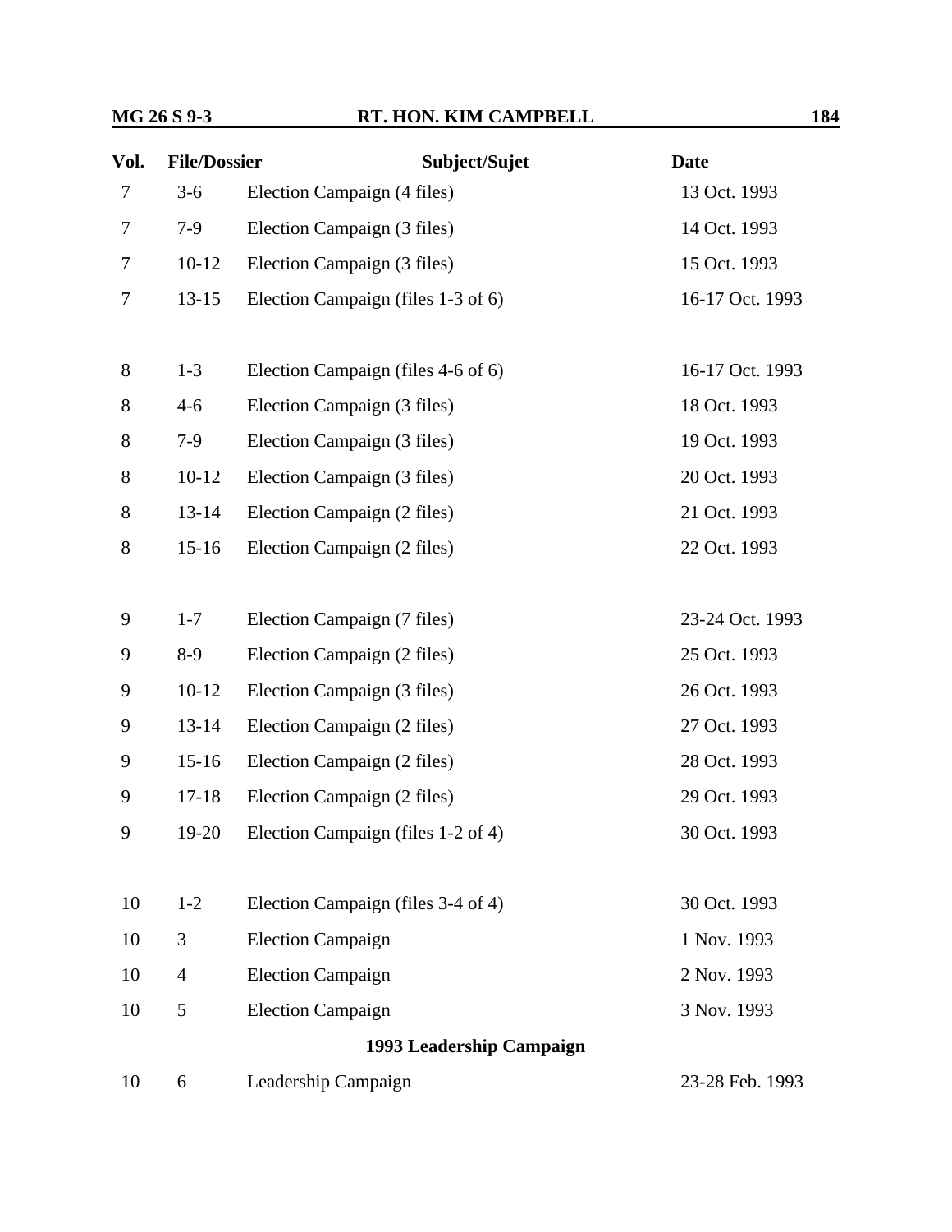| Vol. | File/Dossier | Subject/Sujet | Date |
|---|---|---|---|
| 7 | 3-6 | Election Campaign (4 files) | 13 Oct. 1993 |
| 7 | 7-9 | Election Campaign (3 files) | 14 Oct. 1993 |
| 7 | 10-12 | Election Campaign (3 files) | 15 Oct. 1993 |
| 7 | 13-15 | Election Campaign (files 1-3 of 6) | 16-17 Oct. 1993 |
| 8 | 1-3 | Election Campaign (files 4-6 of 6) | 16-17 Oct. 1993 |
| 8 | 4-6 | Election Campaign (3 files) | 18 Oct. 1993 |
| 8 | 7-9 | Election Campaign (3 files) | 19 Oct. 1993 |
| 8 | 10-12 | Election Campaign (3 files) | 20 Oct. 1993 |
| 8 | 13-14 | Election Campaign (2 files) | 21 Oct. 1993 |
| 8 | 15-16 | Election Campaign (2 files) | 22 Oct. 1993 |
| 9 | 1-7 | Election Campaign (7 files) | 23-24 Oct. 1993 |
| 9 | 8-9 | Election Campaign (2 files) | 25 Oct. 1993 |
| 9 | 10-12 | Election Campaign (3 files) | 26 Oct. 1993 |
| 9 | 13-14 | Election Campaign (2 files) | 27 Oct. 1993 |
| 9 | 15-16 | Election Campaign (2 files) | 28 Oct. 1993 |
| 9 | 17-18 | Election Campaign (2 files) | 29 Oct. 1993 |
| 9 | 19-20 | Election Campaign (files 1-2 of 4) | 30 Oct. 1993 |
| 10 | 1-2 | Election Campaign (files 3-4 of 4) | 30 Oct. 1993 |
| 10 | 3 | Election Campaign | 1 Nov. 1993 |
| 10 | 4 | Election Campaign | 2 Nov. 1993 |
| 10 | 5 | Election Campaign | 3 Nov. 1993 |
| | | **1993 Leadership Campaign** | |
| 10 | 6 | Leadership Campaign | 23-28 Feb. 1993 |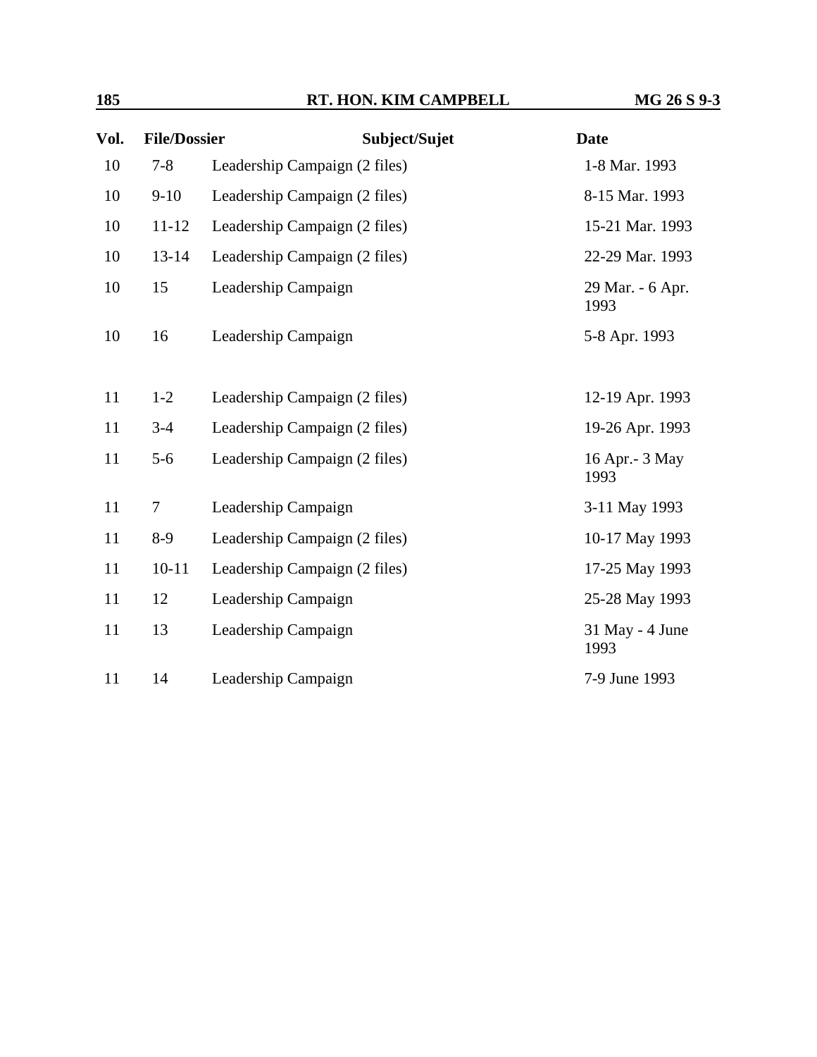| Vol. | File/Dossier | Subject/Sujet | Date |
|---|---|---|---|
| 10 | 7-8 | Leadership Campaign (2 files) | 1-8 Mar. 1993 |
| 10 | 9-10 | Leadership Campaign (2 files) | 8-15 Mar. 1993 |
| 10 | 11-12 | Leadership Campaign (2 files) | 15-21 Mar. 1993 |
| 10 | 13-14 | Leadership Campaign (2 files) | 22-29 Mar. 1993 |
| 10 | 15 | Leadership Campaign | 29 Mar. - 6 Apr. 1993 |
| 10 | 16 | Leadership Campaign | 5-8 Apr. 1993 |
| 11 | 1-2 | Leadership Campaign (2 files) | 12-19 Apr. 1993 |
| 11 | 3-4 | Leadership Campaign (2 files) | 19-26 Apr. 1993 |
| 11 | 5-6 | Leadership Campaign (2 files) | 16 Apr.- 3 May 1993 |
| 11 | 7 | Leadership Campaign | 3-11 May 1993 |
| 11 | 8-9 | Leadership Campaign (2 files) | 10-17 May 1993 |
| 11 | 10-11 | Leadership Campaign (2 files) | 17-25 May 1993 |
| 11 | 12 | Leadership Campaign | 25-28 May 1993 |
| 11 | 13 | Leadership Campaign | 31 May - 4 June 1993 |
| 11 | 14 | Leadership Campaign | 7-9 June 1993 |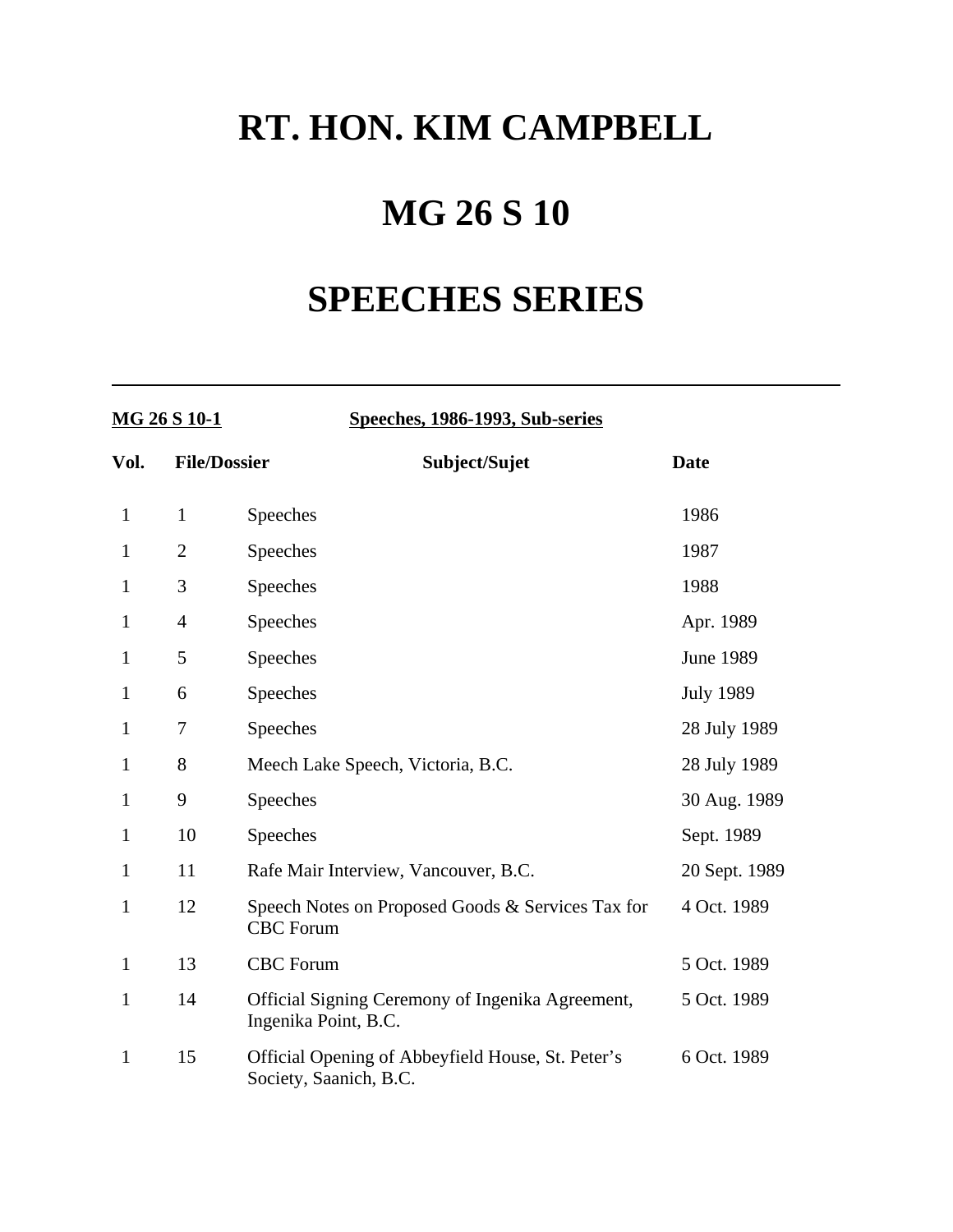# RT. HON. KIM CAMPBELL

# MG 26 S 10

# SPEECHES SERIES

---

**MG 26 S 10-1** **Speeches, 1986-1993, Sub-series**

| Vol. | File/Dossier | Subject/Sujet | Date |
|---|---|---|---|
| 1 | 1 | Speeches | 1986 |
| 1 | 2 | Speeches | 1987 |
| 1 | 3 | Speeches | 1988 |
| 1 | 4 | Speeches | Apr. 1989 |
| 1 | 5 | Speeches | June 1989 |
| 1 | 6 | Speeches | July 1989 |
| 1 | 7 | Speeches | 28 July 1989 |
| 1 | 8 | Meech Lake Speech, Victoria, B.C. | 28 July 1989 |
| 1 | 9 | Speeches | 30 Aug. 1989 |
| 1 | 10 | Speeches | Sept. 1989 |
| 1 | 11 | Rafe Mair Interview, Vancouver, B.C. | 20 Sept. 1989 |
| 1 | 12 | Speech Notes on Proposed Goods & Services Tax for CBC Forum | 4 Oct. 1989 |
| 1 | 13 | CBC Forum | 5 Oct. 1989 |
| 1 | 14 | Official Signing Ceremony of Ingenika Agreement, Ingenika Point, B.C. | 5 Oct. 1989 |
| 1 | 15 | Official Opening of Abbeyfield House, St. Peter's Society, Saanich, B.C. | 6 Oct. 1989 |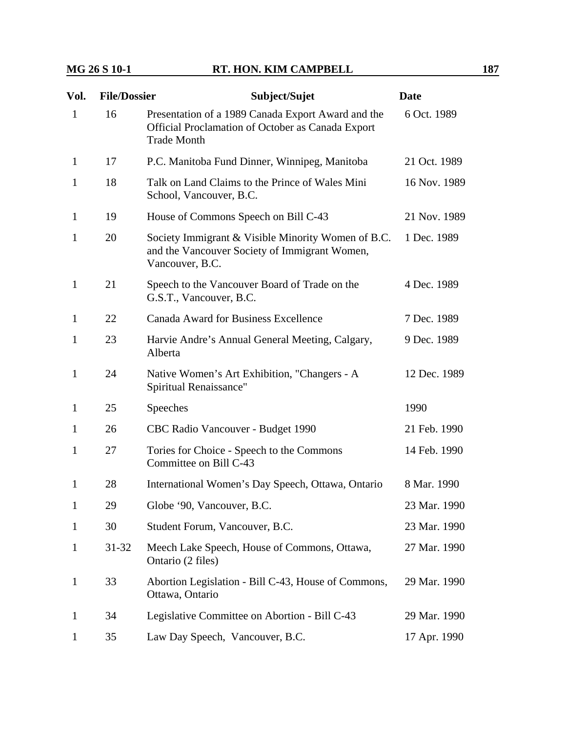| Vol. | File/Dossier | Subject/Sujet | Date |
| --- | --- | --- | --- |
| 1 | 16 | Presentation of a 1989 Canada Export Award and the Official Proclamation of October as Canada Export Trade Month | 6 Oct. 1989 |
| 1 | 17 | P.C. Manitoba Fund Dinner, Winnipeg, Manitoba | 21 Oct. 1989 |
| 1 | 18 | Talk on Land Claims to the Prince of Wales Mini School, Vancouver, B.C. | 16 Nov. 1989 |
| 1 | 19 | House of Commons Speech on Bill C-43 | 21 Nov. 1989 |
| 1 | 20 | Society Immigrant & Visible Minority Women of B.C. and the Vancouver Society of Immigrant Women, Vancouver, B.C. | 1 Dec. 1989 |
| 1 | 21 | Speech to the Vancouver Board of Trade on the G.S.T., Vancouver, B.C. | 4 Dec. 1989 |
| 1 | 22 | Canada Award for Business Excellence | 7 Dec. 1989 |
| 1 | 23 | Harvie Andre's Annual General Meeting, Calgary, Alberta | 9 Dec. 1989 |
| 1 | 24 | Native Women's Art Exhibition, "Changers - A Spiritual Renaissance" | 12 Dec. 1989 |
| 1 | 25 | Speeches | 1990 |
| 1 | 26 | CBC Radio Vancouver - Budget 1990 | 21 Feb. 1990 |
| 1 | 27 | Tories for Choice - Speech to the Commons Committee on Bill C-43 | 14 Feb. 1990 |
| 1 | 28 | International Women's Day Speech, Ottawa, Ontario | 8 Mar. 1990 |
| 1 | 29 | Globe '90, Vancouver, B.C. | 23 Mar. 1990 |
| 1 | 30 | Student Forum, Vancouver, B.C. | 23 Mar. 1990 |
| 1 | 31-32 | Meech Lake Speech, House of Commons, Ottawa, Ontario (2 files) | 27 Mar. 1990 |
| 1 | 33 | Abortion Legislation - Bill C-43, House of Commons, Ottawa, Ontario | 29 Mar. 1990 |
| 1 | 34 | Legislative Committee on Abortion - Bill C-43 | 29 Mar. 1990 |
| 1 | 35 | Law Day Speech, Vancouver, B.C. | 17 Apr. 1990 |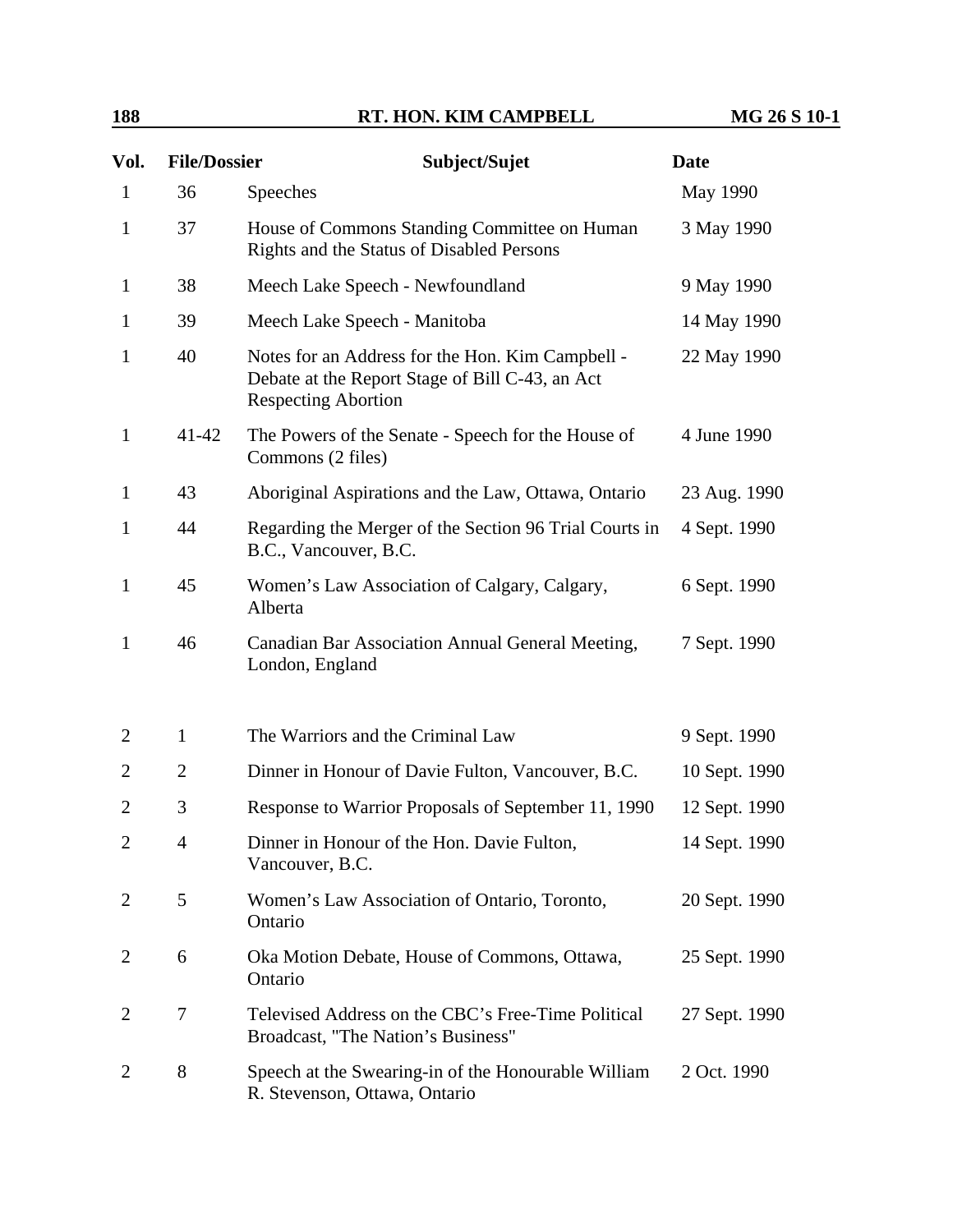| Vol. | File/Dossier | Subject/Sujet | Date |
|---|---|---|---|
| 1 | 36 | Speeches | May 1990 |
| 1 | 37 | House of Commons Standing Committee on Human Rights and the Status of Disabled Persons | 3 May 1990 |
| 1 | 38 | Meech Lake Speech - Newfoundland | 9 May 1990 |
| 1 | 39 | Meech Lake Speech - Manitoba | 14 May 1990 |
| 1 | 40 | Notes for an Address for the Hon. Kim Campbell - Debate at the Report Stage of Bill C-43, an Act Respecting Abortion | 22 May 1990 |
| 1 | 41-42 | The Powers of the Senate - Speech for the House of Commons (2 files) | 4 June 1990 |
| 1 | 43 | Aboriginal Aspirations and the Law, Ottawa, Ontario | 23 Aug. 1990 |
| 1 | 44 | Regarding the Merger of the Section 96 Trial Courts in B.C., Vancouver, B.C. | 4 Sept. 1990 |
| 1 | 45 | Women's Law Association of Calgary, Calgary, Alberta | 6 Sept. 1990 |
| 1 | 46 | Canadian Bar Association Annual General Meeting, London, England | 7 Sept. 1990 |
| 2 | 1 | The Warriors and the Criminal Law | 9 Sept. 1990 |
| 2 | 2 | Dinner in Honour of Davie Fulton, Vancouver, B.C. | 10 Sept. 1990 |
| 2 | 3 | Response to Warrior Proposals of September 11, 1990 | 12 Sept. 1990 |
| 2 | 4 | Dinner in Honour of the Hon. Davie Fulton, Vancouver, B.C. | 14 Sept. 1990 |
| 2 | 5 | Women's Law Association of Ontario, Toronto, Ontario | 20 Sept. 1990 |
| 2 | 6 | Oka Motion Debate, House of Commons, Ottawa, Ontario | 25 Sept. 1990 |
| 2 | 7 | Televised Address on the CBC's Free-Time Political Broadcast, "The Nation's Business" | 27 Sept. 1990 |
| 2 | 8 | Speech at the Swearing-in of the Honourable William R. Stevenson, Ottawa, Ontario | 2 Oct. 1990 |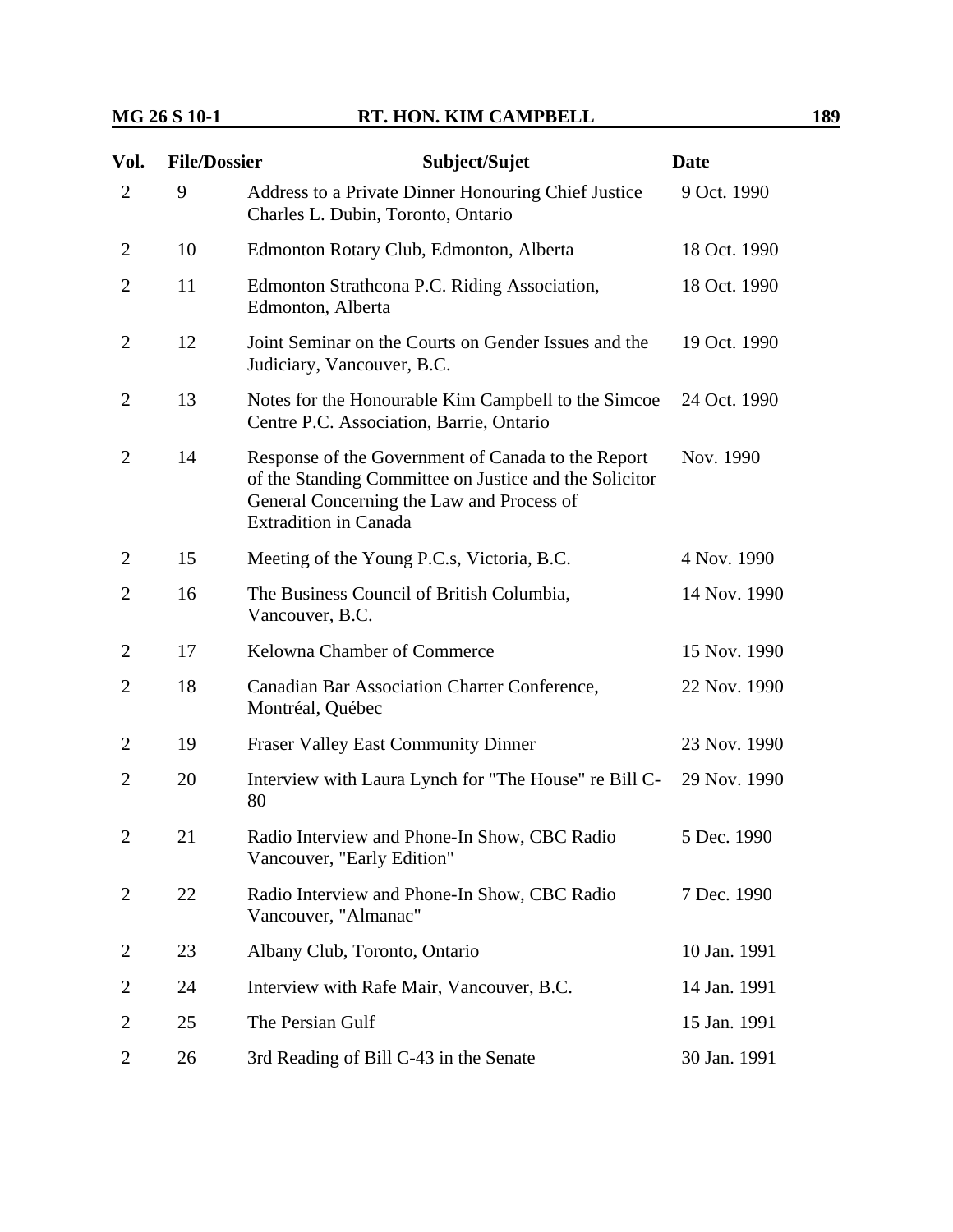| Vol. | File/Dossier | Subject/Sujet | Date |
|---|---|---|---|
| 2 | 9 | Address to a Private Dinner Honouring Chief Justice Charles L. Dubin, Toronto, Ontario | 9 Oct. 1990 |
| 2 | 10 | Edmonton Rotary Club, Edmonton, Alberta | 18 Oct. 1990 |
| 2 | 11 | Edmonton Strathcona P.C. Riding Association, Edmonton, Alberta | 18 Oct. 1990 |
| 2 | 12 | Joint Seminar on the Courts on Gender Issues and the Judiciary, Vancouver, B.C. | 19 Oct. 1990 |
| 2 | 13 | Notes for the Honourable Kim Campbell to the Simcoe Centre P.C. Association, Barrie, Ontario | 24 Oct. 1990 |
| 2 | 14 | Response of the Government of Canada to the Report of the Standing Committee on Justice and the Solicitor General Concerning the Law and Process of Extradition in Canada | Nov. 1990 |
| 2 | 15 | Meeting of the Young P.C.s, Victoria, B.C. | 4 Nov. 1990 |
| 2 | 16 | The Business Council of British Columbia, Vancouver, B.C. | 14 Nov. 1990 |
| 2 | 17 | Kelowna Chamber of Commerce | 15 Nov. 1990 |
| 2 | 18 | Canadian Bar Association Charter Conference, Montréal, Québec | 22 Nov. 1990 |
| 2 | 19 | Fraser Valley East Community Dinner | 23 Nov. 1990 |
| 2 | 20 | Interview with Laura Lynch for "The House" re Bill C-80 | 29 Nov. 1990 |
| 2 | 21 | Radio Interview and Phone-In Show, CBC Radio Vancouver, "Early Edition" | 5 Dec. 1990 |
| 2 | 22 | Radio Interview and Phone-In Show, CBC Radio Vancouver, "Almanac" | 7 Dec. 1990 |
| 2 | 23 | Albany Club, Toronto, Ontario | 10 Jan. 1991 |
| 2 | 24 | Interview with Rafe Mair, Vancouver, B.C. | 14 Jan. 1991 |
| 2 | 25 | The Persian Gulf | 15 Jan. 1991 |
| 2 | 26 | 3rd Reading of Bill C-43 in the Senate | 30 Jan. 1991 |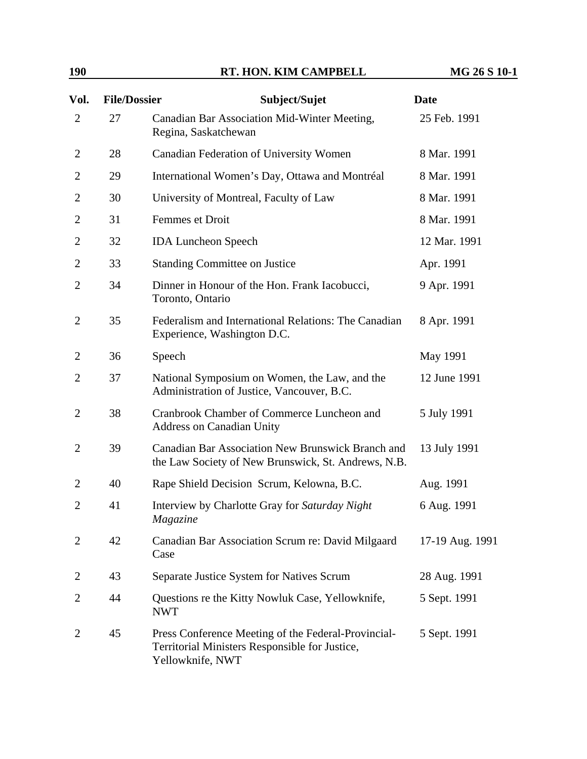| Vol. | File/Dossier | Subject/Sujet | Date |
|---|---|---|---|
| 2 | 27 | Canadian Bar Association Mid-Winter Meeting, Regina, Saskatchewan | 25 Feb. 1991 |
| 2 | 28 | Canadian Federation of University Women | 8 Mar. 1991 |
| 2 | 29 | International Women's Day, Ottawa and Montréal | 8 Mar. 1991 |
| 2 | 30 | University of Montreal, Faculty of Law | 8 Mar. 1991 |
| 2 | 31 | Femmes et Droit | 8 Mar. 1991 |
| 2 | 32 | IDA Luncheon Speech | 12 Mar. 1991 |
| 2 | 33 | Standing Committee on Justice | Apr. 1991 |
| 2 | 34 | Dinner in Honour of the Hon. Frank Iacobucci, Toronto, Ontario | 9 Apr. 1991 |
| 2 | 35 | Federalism and International Relations: The Canadian Experience, Washington D.C. | 8 Apr. 1991 |
| 2 | 36 | Speech | May 1991 |
| 2 | 37 | National Symposium on Women, the Law, and the Administration of Justice, Vancouver, B.C. | 12 June 1991 |
| 2 | 38 | Cranbrook Chamber of Commerce Luncheon and Address on Canadian Unity | 5 July 1991 |
| 2 | 39 | Canadian Bar Association New Brunswick Branch and the Law Society of New Brunswick, St. Andrews, N.B. | 13 July 1991 |
| 2 | 40 | Rape Shield Decision Scrum, Kelowna, B.C. | Aug. 1991 |
| 2 | 41 | Interview by Charlotte Gray for *Saturday Night Magazine* | 6 Aug. 1991 |
| 2 | 42 | Canadian Bar Association Scrum re: David Milgaard Case | 17-19 Aug. 1991 |
| 2 | 43 | Separate Justice System for Natives Scrum | 28 Aug. 1991 |
| 2 | 44 | Questions re the Kitty Nowluk Case, Yellowknife, NWT | 5 Sept. 1991 |
| 2 | 45 | Press Conference Meeting of the Federal-Provincial-Territorial Ministers Responsible for Justice, Yellowknife, NWT | 5 Sept. 1991 |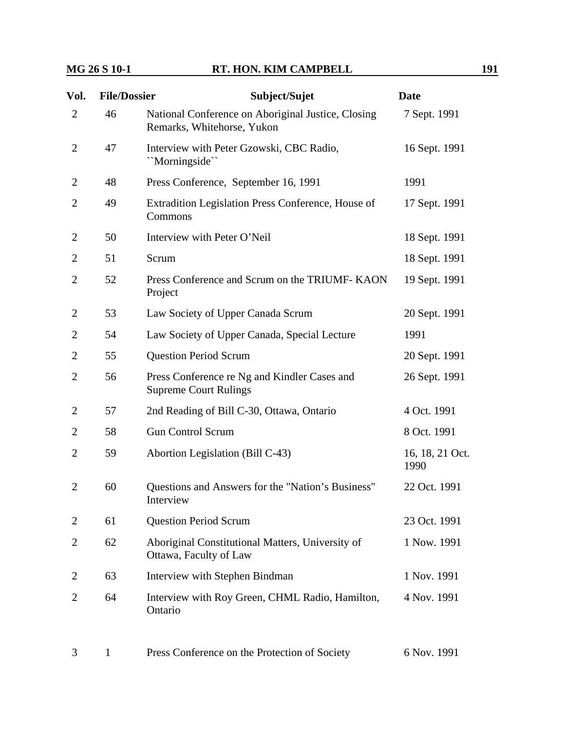| Vol. | File/Dossier | Subject/Sujet | Date |
|---|---|---|---|
| 2 | 46 | National Conference on Aboriginal Justice, Closing Remarks, Whitehorse, Yukon | 7 Sept. 1991 |
| 2 | 47 | Interview with Peter Gzowski, CBC Radio, ``Morningside`` | 16 Sept. 1991 |
| 2 | 48 | Press Conference, September 16, 1991 | 1991 |
| 2 | 49 | Extradition Legislation Press Conference, House of Commons | 17 Sept. 1991 |
| 2 | 50 | Interview with Peter O'Neil | 18 Sept. 1991 |
| 2 | 51 | Scrum | 18 Sept. 1991 |
| 2 | 52 | Press Conference and Scrum on the TRIUMF- KAON Project | 19 Sept. 1991 |
| 2 | 53 | Law Society of Upper Canada Scrum | 20 Sept. 1991 |
| 2 | 54 | Law Society of Upper Canada, Special Lecture | 1991 |
| 2 | 55 | Question Period Scrum | 20 Sept. 1991 |
| 2 | 56 | Press Conference re Ng and Kindler Cases and Supreme Court Rulings | 26 Sept. 1991 |
| 2 | 57 | 2nd Reading of Bill C-30, Ottawa, Ontario | 4 Oct. 1991 |
| 2 | 58 | Gun Control Scrum | 8 Oct. 1991 |
| 2 | 59 | Abortion Legislation (Bill C-43) | 16, 18, 21 Oct. 1990 |
| 2 | 60 | Questions and Answers for the "Nation's Business" Interview | 22 Oct. 1991 |
| 2 | 61 | Question Period Scrum | 23 Oct. 1991 |
| 2 | 62 | Aboriginal Constitutional Matters, University of Ottawa, Faculty of Law | 1 Now. 1991 |
| 2 | 63 | Interview with Stephen Bindman | 1 Nov. 1991 |
| 2 | 64 | Interview with Roy Green, CHML Radio, Hamilton, Ontario | 4 Nov. 1991 |
| 3 | 1 | Press Conference on the Protection of Society | 6 Nov. 1991 |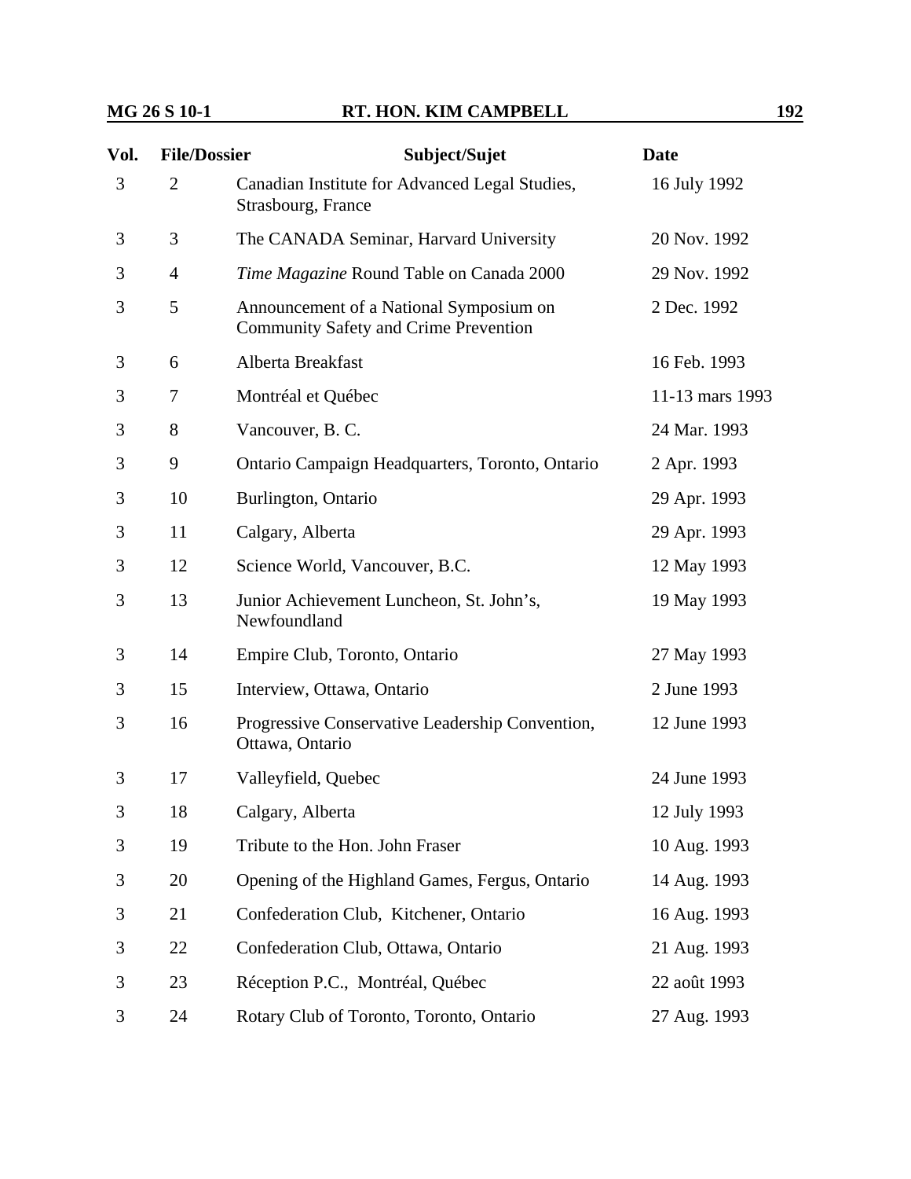| Vol. | File/Dossier | Subject/Sujet | Date |
|---|---|---|---|
| 3 | 2 | Canadian Institute for Advanced Legal Studies, Strasbourg, France | 16 July 1992 |
| 3 | 3 | The CANADA Seminar, Harvard University | 20 Nov. 1992 |
| 3 | 4 | *Time Magazine* Round Table on Canada 2000 | 29 Nov. 1992 |
| 3 | 5 | Announcement of a National Symposium on Community Safety and Crime Prevention | 2 Dec. 1992 |
| 3 | 6 | Alberta Breakfast | 16 Feb. 1993 |
| 3 | 7 | Montréal et Québec | 11-13 mars 1993 |
| 3 | 8 | Vancouver, B. C. | 24 Mar. 1993 |
| 3 | 9 | Ontario Campaign Headquarters, Toronto, Ontario | 2 Apr. 1993 |
| 3 | 10 | Burlington, Ontario | 29 Apr. 1993 |
| 3 | 11 | Calgary, Alberta | 29 Apr. 1993 |
| 3 | 12 | Science World, Vancouver, B.C. | 12 May 1993 |
| 3 | 13 | Junior Achievement Luncheon, St. John's, Newfoundland | 19 May 1993 |
| 3 | 14 | Empire Club, Toronto, Ontario | 27 May 1993 |
| 3 | 15 | Interview, Ottawa, Ontario | 2 June 1993 |
| 3 | 16 | Progressive Conservative Leadership Convention, Ottawa, Ontario | 12 June 1993 |
| 3 | 17 | Valleyfield, Quebec | 24 June 1993 |
| 3 | 18 | Calgary, Alberta | 12 July 1993 |
| 3 | 19 | Tribute to the Hon. John Fraser | 10 Aug. 1993 |
| 3 | 20 | Opening of the Highland Games, Fergus, Ontario | 14 Aug. 1993 |
| 3 | 21 | Confederation Club, Kitchener, Ontario | 16 Aug. 1993 |
| 3 | 22 | Confederation Club, Ottawa, Ontario | 21 Aug. 1993 |
| 3 | 23 | Réception P.C., Montréal, Québec | 22 août 1993 |
| 3 | 24 | Rotary Club of Toronto, Toronto, Ontario | 27 Aug. 1993 |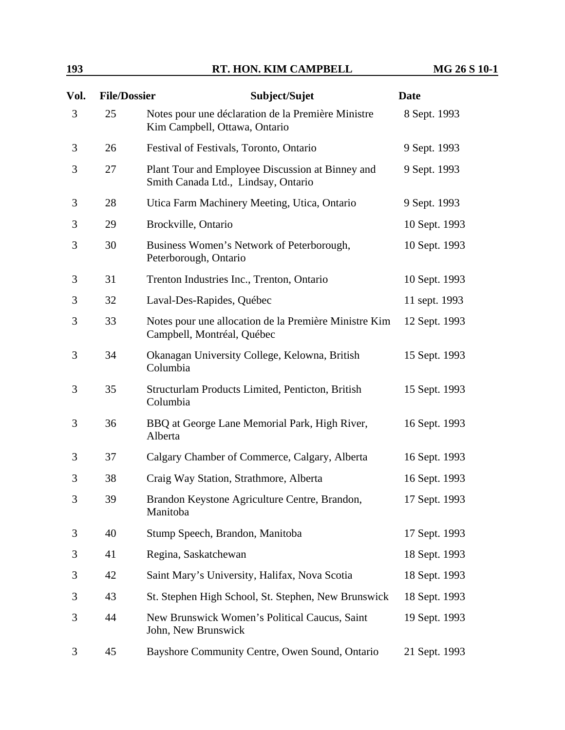| Vol. | File/Dossier | Subject/Sujet | Date |
|---|---|---|---|
| 3 | 25 | Notes pour une déclaration de la Première Ministre Kim Campbell, Ottawa, Ontario | 8 Sept. 1993 |
| 3 | 26 | Festival of Festivals, Toronto, Ontario | 9 Sept. 1993 |
| 3 | 27 | Plant Tour and Employee Discussion at Binney and Smith Canada Ltd., Lindsay, Ontario | 9 Sept. 1993 |
| 3 | 28 | Utica Farm Machinery Meeting, Utica, Ontario | 9 Sept. 1993 |
| 3 | 29 | Brockville, Ontario | 10 Sept. 1993 |
| 3 | 30 | Business Women's Network of Peterborough, Peterborough, Ontario | 10 Sept. 1993 |
| 3 | 31 | Trenton Industries Inc., Trenton, Ontario | 10 Sept. 1993 |
| 3 | 32 | Laval-Des-Rapides, Québec | 11 sept. 1993 |
| 3 | 33 | Notes pour une allocation de la Première Ministre Kim Campbell, Montréal, Québec | 12 Sept. 1993 |
| 3 | 34 | Okanagan University College, Kelowna, British Columbia | 15 Sept. 1993 |
| 3 | 35 | Structurlam Products Limited, Penticton, British Columbia | 15 Sept. 1993 |
| 3 | 36 | BBQ at George Lane Memorial Park, High River, Alberta | 16 Sept. 1993 |
| 3 | 37 | Calgary Chamber of Commerce, Calgary, Alberta | 16 Sept. 1993 |
| 3 | 38 | Craig Way Station, Strathmore, Alberta | 16 Sept. 1993 |
| 3 | 39 | Brandon Keystone Agriculture Centre, Brandon, Manitoba | 17 Sept. 1993 |
| 3 | 40 | Stump Speech, Brandon, Manitoba | 17 Sept. 1993 |
| 3 | 41 | Regina, Saskatchewan | 18 Sept. 1993 |
| 3 | 42 | Saint Mary's University, Halifax, Nova Scotia | 18 Sept. 1993 |
| 3 | 43 | St. Stephen High School, St. Stephen, New Brunswick | 18 Sept. 1993 |
| 3 | 44 | New Brunswick Women's Political Caucus, Saint John, New Brunswick | 19 Sept. 1993 |
| 3 | 45 | Bayshore Community Centre, Owen Sound, Ontario | 21 Sept. 1993 |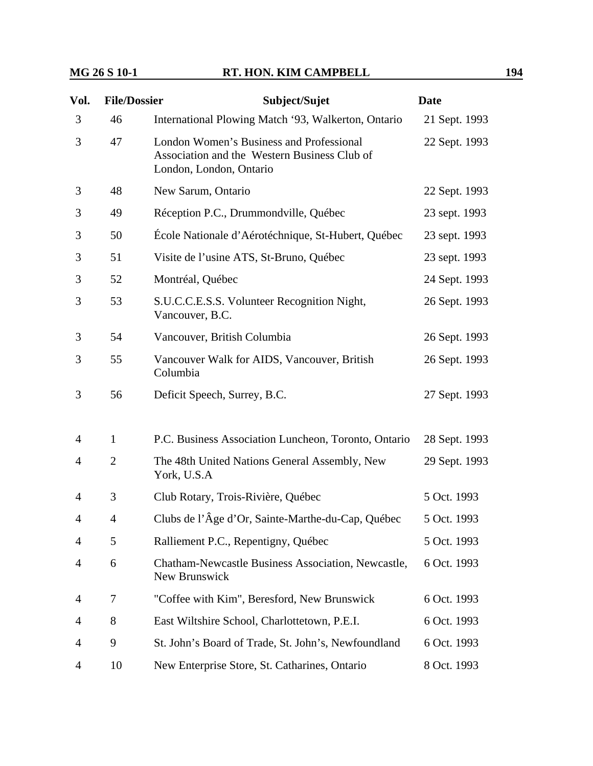| Vol. | File/Dossier | Subject/Sujet | Date |
|---|---|---|---|
| 3 | 46 | International Plowing Match '93, Walkerton, Ontario | 21 Sept. 1993 |
| 3 | 47 | London Women's Business and Professional Association and the Western Business Club of London, London, Ontario | 22 Sept. 1993 |
| 3 | 48 | New Sarum, Ontario | 22 Sept. 1993 |
| 3 | 49 | Réception P.C., Drummondville, Québec | 23 sept. 1993 |
| 3 | 50 | École Nationale d'Aérotéchnique, St-Hubert, Québec | 23 sept. 1993 |
| 3 | 51 | Visite de l'usine ATS, St-Bruno, Québec | 23 sept. 1993 |
| 3 | 52 | Montréal, Québec | 24 Sept. 1993 |
| 3 | 53 | S.U.C.C.E.S.S. Volunteer Recognition Night, Vancouver, B.C. | 26 Sept. 1993 |
| 3 | 54 | Vancouver, British Columbia | 26 Sept. 1993 |
| 3 | 55 | Vancouver Walk for AIDS, Vancouver, British Columbia | 26 Sept. 1993 |
| 3 | 56 | Deficit Speech, Surrey, B.C. | 27 Sept. 1993 |
| 4 | 1 | P.C. Business Association Luncheon, Toronto, Ontario | 28 Sept. 1993 |
| 4 | 2 | The 48th United Nations General Assembly, New York, U.S.A | 29 Sept. 1993 |
| 4 | 3 | Club Rotary, Trois-Rivière, Québec | 5 Oct. 1993 |
| 4 | 4 | Clubs de l'Âge d'Or, Sainte-Marthe-du-Cap, Québec | 5 Oct. 1993 |
| 4 | 5 | Ralliement P.C., Repentigny, Québec | 5 Oct. 1993 |
| 4 | 6 | Chatham-Newcastle Business Association, Newcastle, New Brunswick | 6 Oct. 1993 |
| 4 | 7 | "Coffee with Kim", Beresford, New Brunswick | 6 Oct. 1993 |
| 4 | 8 | East Wiltshire School, Charlottetown, P.E.I. | 6 Oct. 1993 |
| 4 | 9 | St. John's Board of Trade, St. John's, Newfoundland | 6 Oct. 1993 |
| 4 | 10 | New Enterprise Store, St. Catharines, Ontario | 8 Oct. 1993 |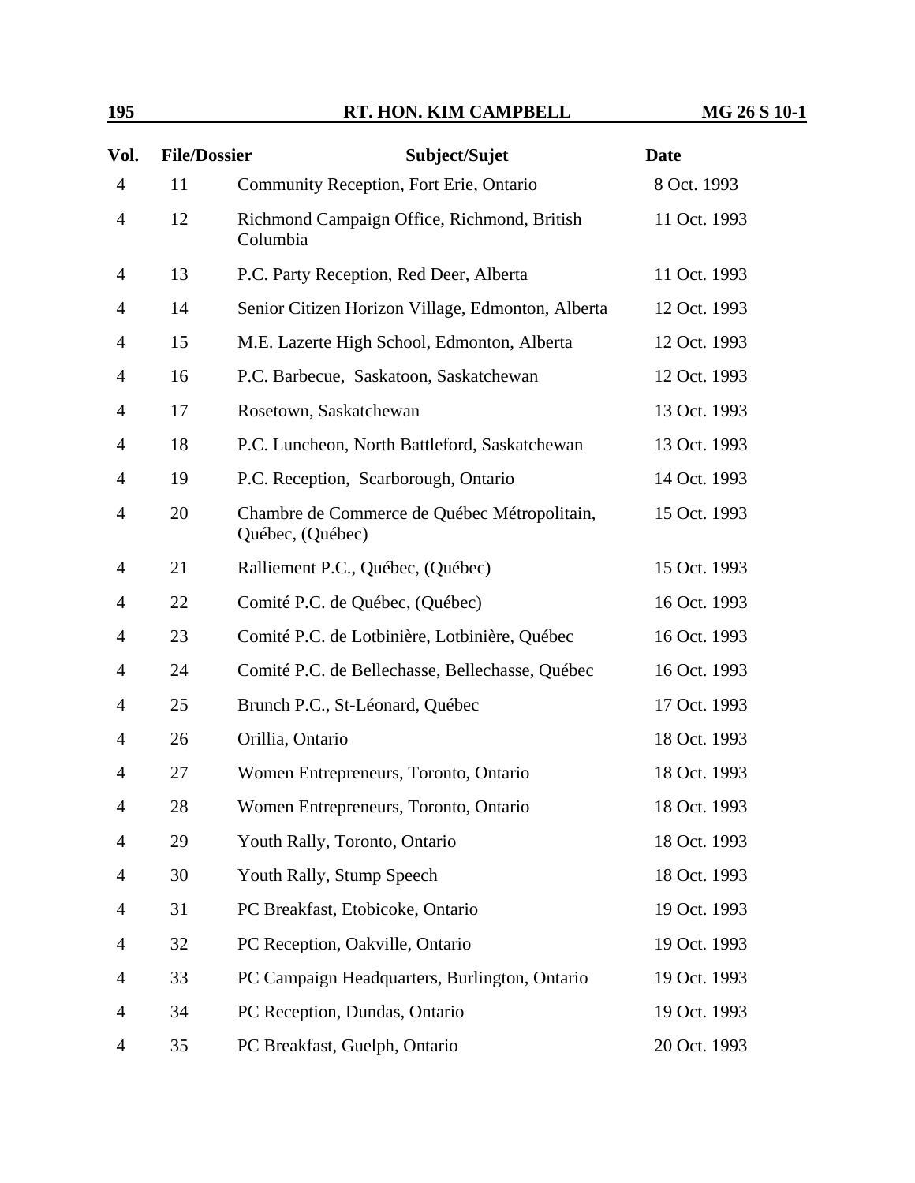| Vol. | File/Dossier | Subject/Sujet | Date |
|---|---|---|---|
| 4 | 11 | Community Reception, Fort Erie, Ontario | 8 Oct. 1993 |
| 4 | 12 | Richmond Campaign Office, Richmond, British Columbia | 11 Oct. 1993 |
| 4 | 13 | P.C. Party Reception, Red Deer, Alberta | 11 Oct. 1993 |
| 4 | 14 | Senior Citizen Horizon Village, Edmonton, Alberta | 12 Oct. 1993 |
| 4 | 15 | M.E. Lazerte High School, Edmonton, Alberta | 12 Oct. 1993 |
| 4 | 16 | P.C. Barbecue, Saskatoon, Saskatchewan | 12 Oct. 1993 |
| 4 | 17 | Rosetown, Saskatchewan | 13 Oct. 1993 |
| 4 | 18 | P.C. Luncheon, North Battleford, Saskatchewan | 13 Oct. 1993 |
| 4 | 19 | P.C. Reception, Scarborough, Ontario | 14 Oct. 1993 |
| 4 | 20 | Chambre de Commerce de Québec Métropolitain, Québec, (Québec) | 15 Oct. 1993 |
| 4 | 21 | Ralliement P.C., Québec, (Québec) | 15 Oct. 1993 |
| 4 | 22 | Comité P.C. de Québec, (Québec) | 16 Oct. 1993 |
| 4 | 23 | Comité P.C. de Lotbinière, Lotbinière, Québec | 16 Oct. 1993 |
| 4 | 24 | Comité P.C. de Bellechasse, Bellechasse, Québec | 16 Oct. 1993 |
| 4 | 25 | Brunch P.C., St-Léonard, Québec | 17 Oct. 1993 |
| 4 | 26 | Orillia, Ontario | 18 Oct. 1993 |
| 4 | 27 | Women Entrepreneurs, Toronto, Ontario | 18 Oct. 1993 |
| 4 | 28 | Women Entrepreneurs, Toronto, Ontario | 18 Oct. 1993 |
| 4 | 29 | Youth Rally, Toronto, Ontario | 18 Oct. 1993 |
| 4 | 30 | Youth Rally, Stump Speech | 18 Oct. 1993 |
| 4 | 31 | PC Breakfast, Etobicoke, Ontario | 19 Oct. 1993 |
| 4 | 32 | PC Reception, Oakville, Ontario | 19 Oct. 1993 |
| 4 | 33 | PC Campaign Headquarters, Burlington, Ontario | 19 Oct. 1993 |
| 4 | 34 | PC Reception, Dundas, Ontario | 19 Oct. 1993 |
| 4 | 35 | PC Breakfast, Guelph, Ontario | 20 Oct. 1993 |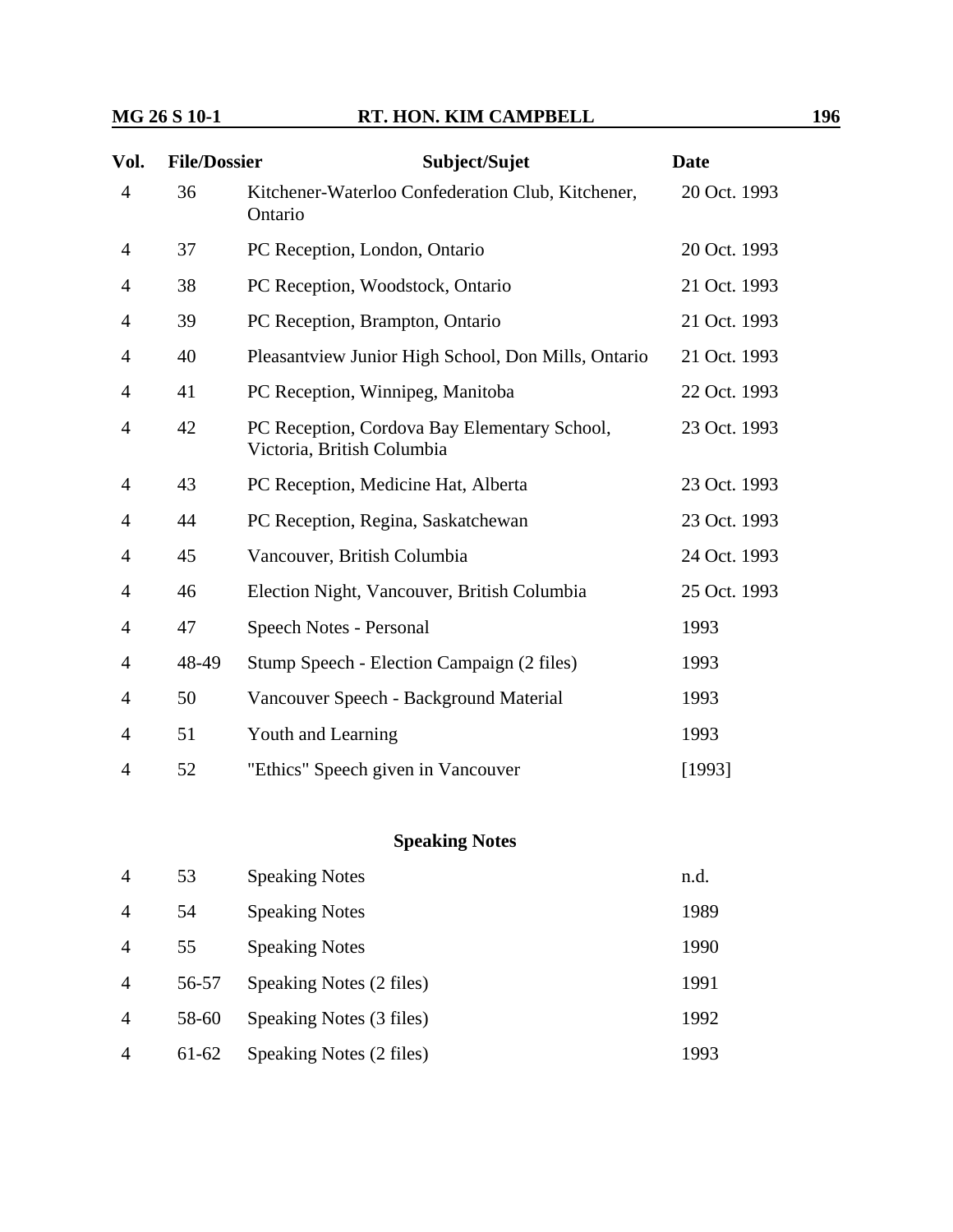| Vol. | File/Dossier | Subject/Sujet | Date |
|---|---|---|---|
| 4 | 36 | Kitchener-Waterloo Confederation Club, Kitchener, Ontario | 20 Oct. 1993 |
| 4 | 37 | PC Reception, London, Ontario | 20 Oct. 1993 |
| 4 | 38 | PC Reception, Woodstock, Ontario | 21 Oct. 1993 |
| 4 | 39 | PC Reception, Brampton, Ontario | 21 Oct. 1993 |
| 4 | 40 | Pleasantview Junior High School, Don Mills, Ontario | 21 Oct. 1993 |
| 4 | 41 | PC Reception, Winnipeg, Manitoba | 22 Oct. 1993 |
| 4 | 42 | PC Reception, Cordova Bay Elementary School, Victoria, British Columbia | 23 Oct. 1993 |
| 4 | 43 | PC Reception, Medicine Hat, Alberta | 23 Oct. 1993 |
| 4 | 44 | PC Reception, Regina, Saskatchewan | 23 Oct. 1993 |
| 4 | 45 | Vancouver, British Columbia | 24 Oct. 1993 |
| 4 | 46 | Election Night, Vancouver, British Columbia | 25 Oct. 1993 |
| 4 | 47 | Speech Notes - Personal | 1993 |
| 4 | 48-49 | Stump Speech - Election Campaign (2 files) | 1993 |
| 4 | 50 | Vancouver Speech - Background Material | 1993 |
| 4 | 51 | Youth and Learning | 1993 |
| 4 | 52 | "Ethics" Speech given in Vancouver | [1993] |

## Speaking Notes

| Vol. | File/Dossier | Subject/Sujet | Date |
|---|---|---|---|
| 4 | 53 | Speaking Notes | n.d. |
| 4 | 54 | Speaking Notes | 1989 |
| 4 | 55 | Speaking Notes | 1990 |
| 4 | 56-57 | Speaking Notes (2 files) | 1991 |
| 4 | 58-60 | Speaking Notes (3 files) | 1992 |
| 4 | 61-62 | Speaking Notes (2 files) | 1993 |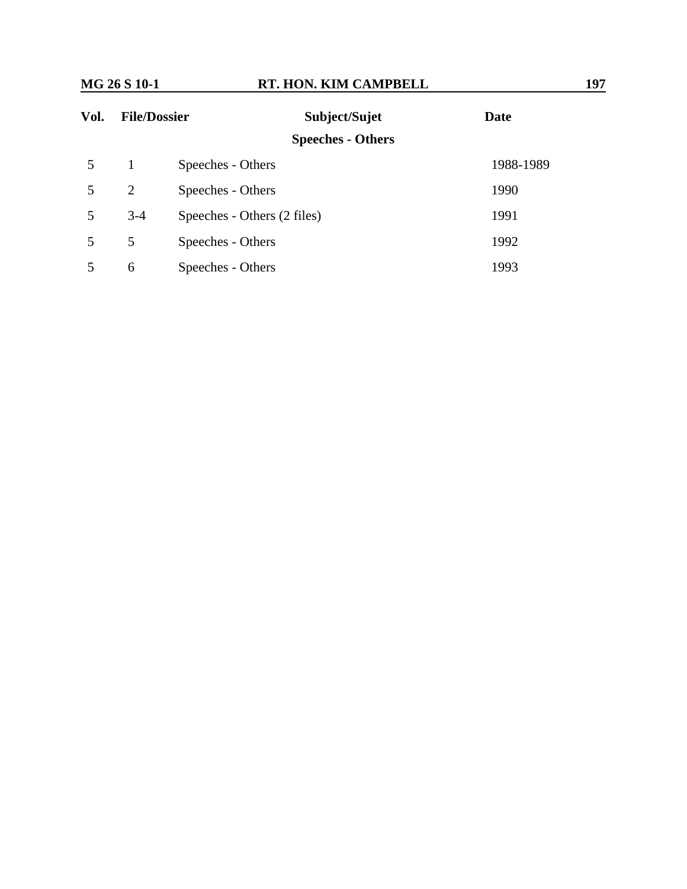| Vol. | File/Dossier | Subject/Sujet | Date |
|---|---|---|---|
| | | **Speeches - Others** | |
| 5 | 1 | Speeches - Others | 1988-1989 |
| 5 | 2 | Speeches - Others | 1990 |
| 5 | 3-4 | Speeches - Others (2 files) | 1991 |
| 5 | 5 | Speeches - Others | 1992 |
| 5 | 6 | Speeches - Others | 1993 |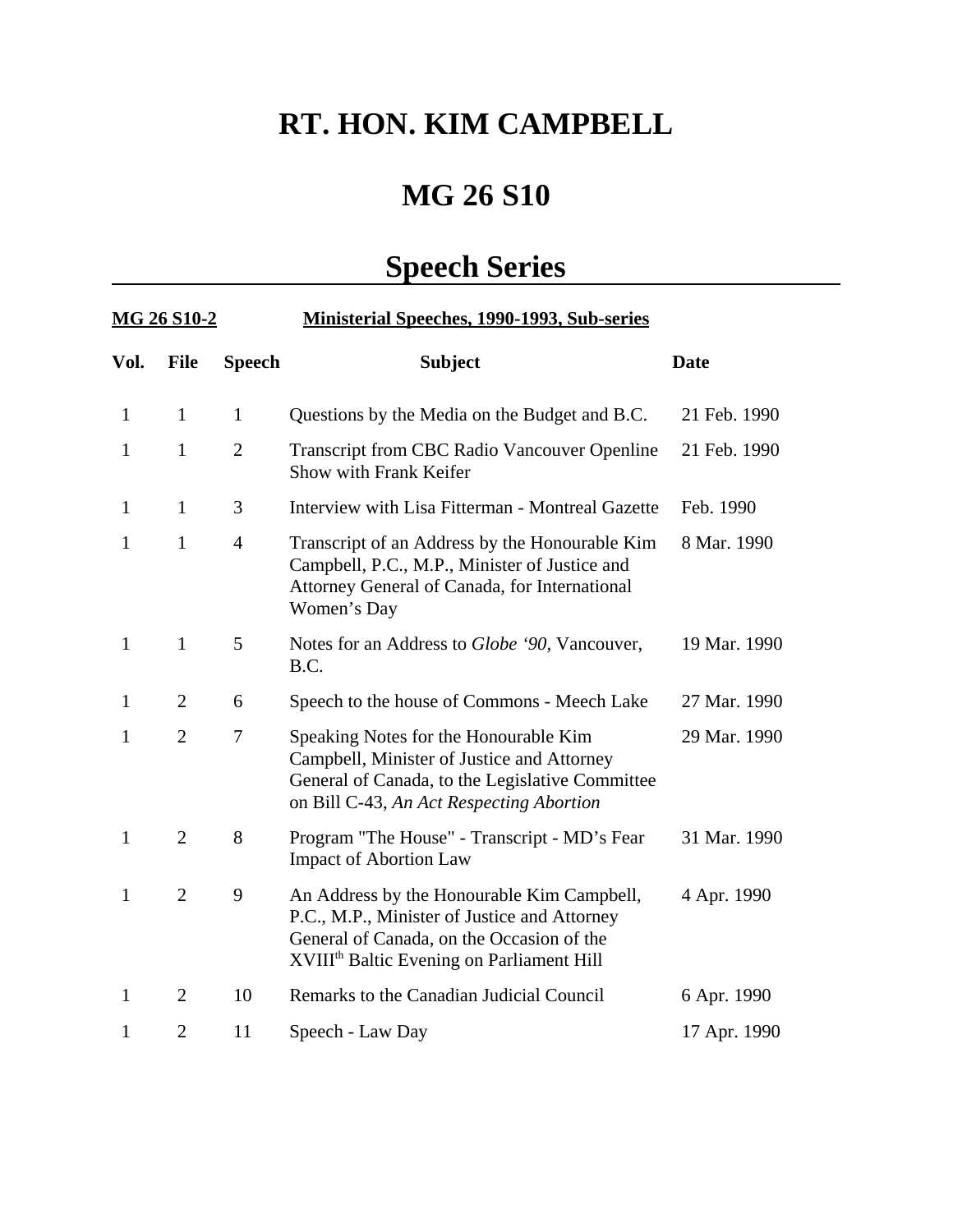# RT. HON. KIM CAMPBELL

# MG 26 S10

# Speech Series

**MG 26 S10-2** **Ministerial Speeches, 1990-1993, Sub-series**

| Vol. | File | Speech | Subject | Date |
|---|---|---|---|---|
| 1 | 1 | 1 | Questions by the Media on the Budget and B.C. | 21 Feb. 1990 |
| 1 | 1 | 2 | Transcript from CBC Radio Vancouver Openline Show with Frank Keifer | 21 Feb. 1990 |
| 1 | 1 | 3 | Interview with Lisa Fitterman - Montreal Gazette | Feb. 1990 |
| 1 | 1 | 4 | Transcript of an Address by the Honourable Kim Campbell, P.C., M.P., Minister of Justice and Attorney General of Canada, for International Women's Day | 8 Mar. 1990 |
| 1 | 1 | 5 | Notes for an Address to *Globe '90*, Vancouver, B.C. | 19 Mar. 1990 |
| 1 | 2 | 6 | Speech to the house of Commons - Meech Lake | 27 Mar. 1990 |
| 1 | 2 | 7 | Speaking Notes for the Honourable Kim Campbell, Minister of Justice and Attorney General of Canada, to the Legislative Committee on Bill C-43, *An Act Respecting Abortion* | 29 Mar. 1990 |
| 1 | 2 | 8 | Program "The House" - Transcript - MD's Fear Impact of Abortion Law | 31 Mar. 1990 |
| 1 | 2 | 9 | An Address by the Honourable Kim Campbell, P.C., M.P., Minister of Justice and Attorney General of Canada, on the Occasion of the XVIII$^{th}$ Baltic Evening on Parliament Hill | 4 Apr. 1990 |
| 1 | 2 | 10 | Remarks to the Canadian Judicial Council | 6 Apr. 1990 |
| 1 | 2 | 11 | Speech - Law Day | 17 Apr. 1990 |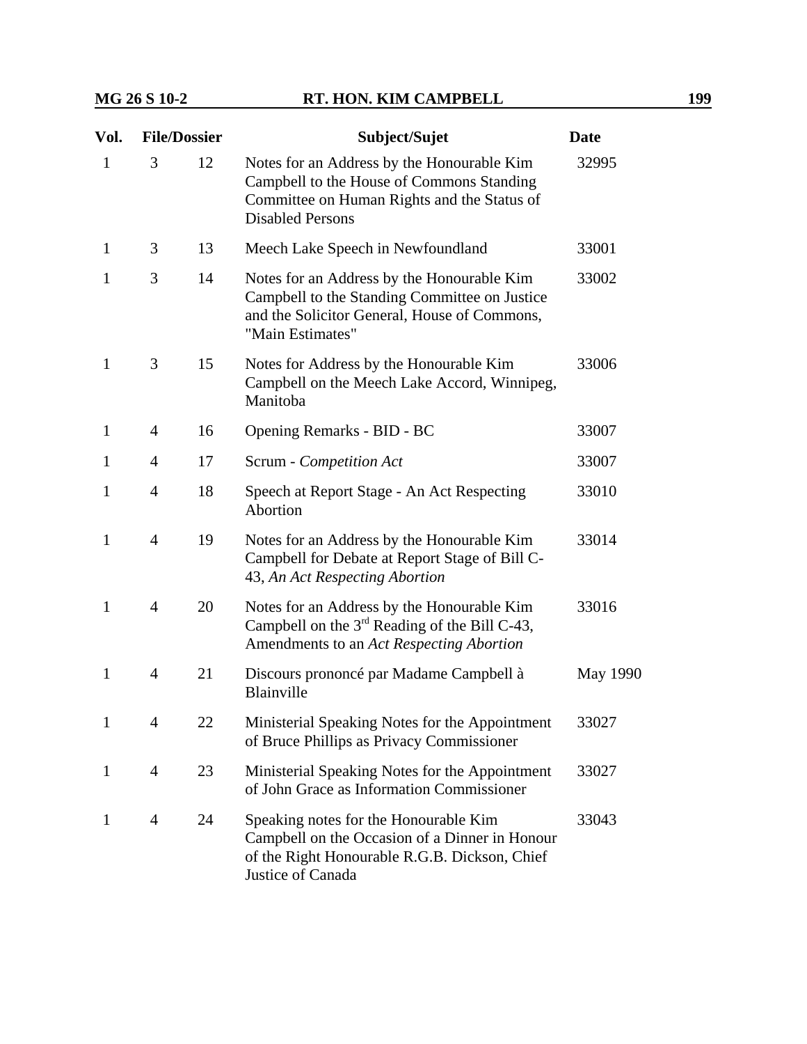| Vol. | File/Dossier | | Subject/Sujet | Date |
|---|---|---|---|---|
| 1 | 3 | 12 | Notes for an Address by the Honourable Kim Campbell to the House of Commons Standing Committee on Human Rights and the Status of Disabled Persons | 32995 |
| 1 | 3 | 13 | Meech Lake Speech in Newfoundland | 33001 |
| 1 | 3 | 14 | Notes for an Address by the Honourable Kim Campbell to the Standing Committee on Justice and the Solicitor General, House of Commons, "Main Estimates" | 33002 |
| 1 | 3 | 15 | Notes for Address by the Honourable Kim Campbell on the Meech Lake Accord, Winnipeg, Manitoba | 33006 |
| 1 | 4 | 16 | Opening Remarks - BID - BC | 33007 |
| 1 | 4 | 17 | Scrum - *Competition Act* | 33007 |
| 1 | 4 | 18 | Speech at Report Stage - An Act Respecting Abortion | 33010 |
| 1 | 4 | 19 | Notes for an Address by the Honourable Kim Campbell for Debate at Report Stage of Bill C-43, *An Act Respecting Abortion* | 33014 |
| 1 | 4 | 20 | Notes for an Address by the Honourable Kim Campbell on the 3rd Reading of the Bill C-43, Amendments to an *Act Respecting Abortion* | 33016 |
| 1 | 4 | 21 | Discours prononcé par Madame Campbell à Blainville | May 1990 |
| 1 | 4 | 22 | Ministerial Speaking Notes for the Appointment of Bruce Phillips as Privacy Commissioner | 33027 |
| 1 | 4 | 23 | Ministerial Speaking Notes for the Appointment of John Grace as Information Commissioner | 33027 |
| 1 | 4 | 24 | Speaking notes for the Honourable Kim Campbell on the Occasion of a Dinner in Honour of the Right Honourable R.G.B. Dickson, Chief Justice of Canada | 33043 |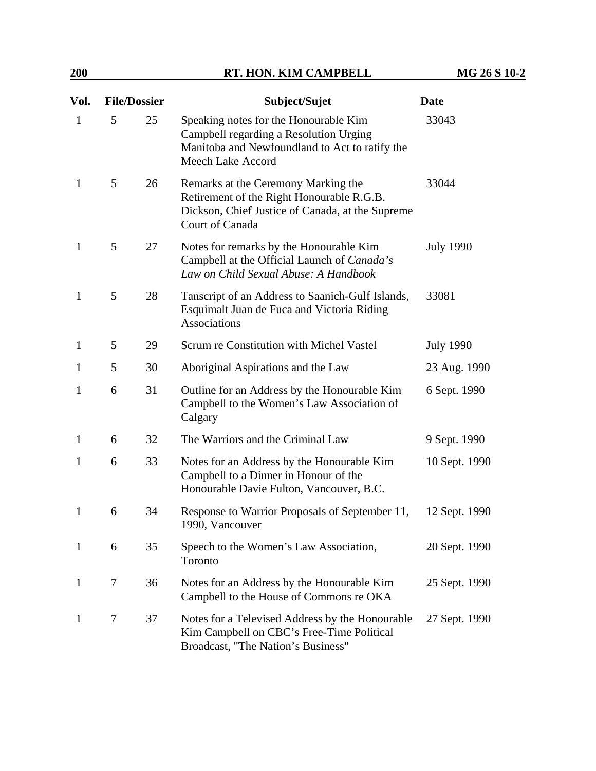| Vol. | File/Dossier | | Subject/Sujet | Date |
| --- | --- | --- | --- | --- |
| 1 | 5 | 25 | Speaking notes for the Honourable Kim Campbell regarding a Resolution Urging Manitoba and Newfoundland to Act to ratify the Meech Lake Accord | 33043 |
| 1 | 5 | 26 | Remarks at the Ceremony Marking the Retirement of the Right Honourable R.G.B. Dickson, Chief Justice of Canada, at the Supreme Court of Canada | 33044 |
| 1 | 5 | 27 | Notes for remarks by the Honourable Kim Campbell at the Official Launch of *Canada's Law on Child Sexual Abuse: A Handbook* | July 1990 |
| 1 | 5 | 28 | Tanscript of an Address to Saanich-Gulf Islands, Esquimalt Juan de Fuca and Victoria Riding Associations | 33081 |
| 1 | 5 | 29 | Scrum re Constitution with Michel Vastel | July 1990 |
| 1 | 5 | 30 | Aboriginal Aspirations and the Law | 23 Aug. 1990 |
| 1 | 6 | 31 | Outline for an Address by the Honourable Kim Campbell to the Women's Law Association of Calgary | 6 Sept. 1990 |
| 1 | 6 | 32 | The Warriors and the Criminal Law | 9 Sept. 1990 |
| 1 | 6 | 33 | Notes for an Address by the Honourable Kim Campbell to a Dinner in Honour of the Honourable Davie Fulton, Vancouver, B.C. | 10 Sept. 1990 |
| 1 | 6 | 34 | Response to Warrior Proposals of September 11, 1990, Vancouver | 12 Sept. 1990 |
| 1 | 6 | 35 | Speech to the Women's Law Association, Toronto | 20 Sept. 1990 |
| 1 | 7 | 36 | Notes for an Address by the Honourable Kim Campbell to the House of Commons re OKA | 25 Sept. 1990 |
| 1 | 7 | 37 | Notes for a Televised Address by the Honourable Kim Campbell on CBC's Free-Time Political Broadcast, "The Nation's Business" | 27 Sept. 1990 |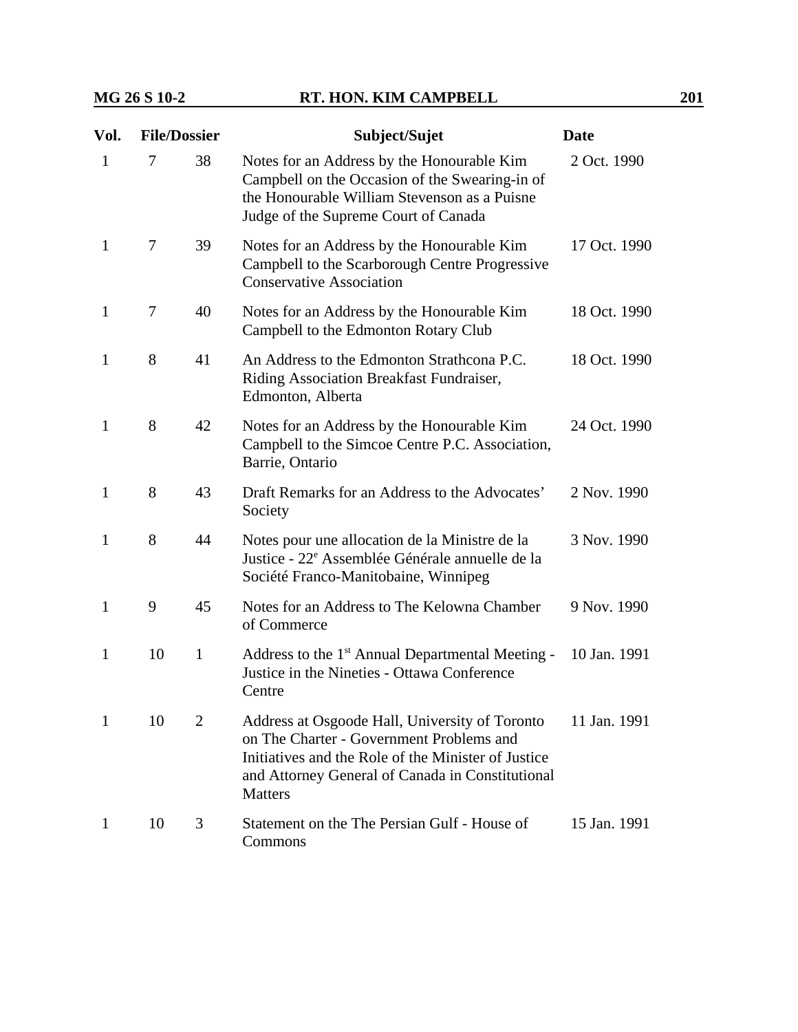| Vol. | File/Dossier | | Subject/Sujet | Date |
|---|---|---|---|---|
| 1 | 7 | 38 | Notes for an Address by the Honourable Kim Campbell on the Occasion of the Swearing-in of the Honourable William Stevenson as a Puisne Judge of the Supreme Court of Canada | 2 Oct. 1990 |
| 1 | 7 | 39 | Notes for an Address by the Honourable Kim Campbell to the Scarborough Centre Progressive Conservative Association | 17 Oct. 1990 |
| 1 | 7 | 40 | Notes for an Address by the Honourable Kim Campbell to the Edmonton Rotary Club | 18 Oct. 1990 |
| 1 | 8 | 41 | An Address to the Edmonton Strathcona P.C. Riding Association Breakfast Fundraiser, Edmonton, Alberta | 18 Oct. 1990 |
| 1 | 8 | 42 | Notes for an Address by the Honourable Kim Campbell to the Simcoe Centre P.C. Association, Barrie, Ontario | 24 Oct. 1990 |
| 1 | 8 | 43 | Draft Remarks for an Address to the Advocates' Society | 2 Nov. 1990 |
| 1 | 8 | 44 | Notes pour une allocation de la Ministre de la Justice - 22e Assemblée Générale annuelle de la Société Franco-Manitobaine, Winnipeg | 3 Nov. 1990 |
| 1 | 9 | 45 | Notes for an Address to The Kelowna Chamber of Commerce | 9 Nov. 1990 |
| 1 | 10 | 1 | Address to the 1st Annual Departmental Meeting - Justice in the Nineties - Ottawa Conference Centre | 10 Jan. 1991 |
| 1 | 10 | 2 | Address at Osgoode Hall, University of Toronto on The Charter - Government Problems and Initiatives and the Role of the Minister of Justice and Attorney General of Canada in Constitutional Matters | 11 Jan. 1991 |
| 1 | 10 | 3 | Statement on the The Persian Gulf - House of Commons | 15 Jan. 1991 |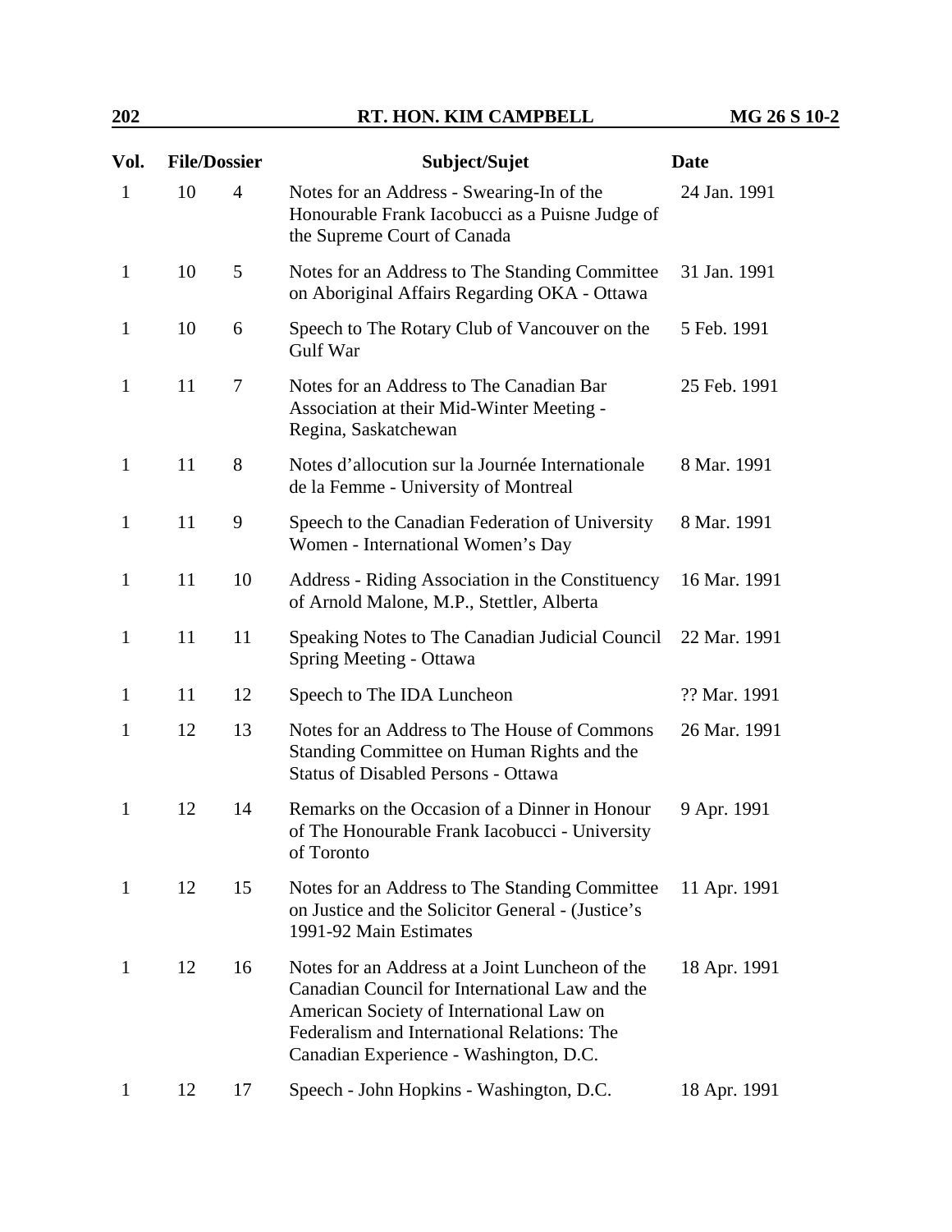| Vol. | File/Dossier | | Subject/Sujet | Date |
|---|---|---|---|---|
| 1 | 10 | 4 | Notes for an Address - Swearing-In of the Honourable Frank Iacobucci as a Puisne Judge of the Supreme Court of Canada | 24 Jan. 1991 |
| 1 | 10 | 5 | Notes for an Address to The Standing Committee on Aboriginal Affairs Regarding OKA - Ottawa | 31 Jan. 1991 |
| 1 | 10 | 6 | Speech to The Rotary Club of Vancouver on the Gulf War | 5 Feb. 1991 |
| 1 | 11 | 7 | Notes for an Address to The Canadian Bar Association at their Mid-Winter Meeting - Regina, Saskatchewan | 25 Feb. 1991 |
| 1 | 11 | 8 | Notes d'allocution sur la Journée Internationale de la Femme - University of Montreal | 8 Mar. 1991 |
| 1 | 11 | 9 | Speech to the Canadian Federation of University Women - International Women's Day | 8 Mar. 1991 |
| 1 | 11 | 10 | Address - Riding Association in the Constituency of Arnold Malone, M.P., Stettler, Alberta | 16 Mar. 1991 |
| 1 | 11 | 11 | Speaking Notes to The Canadian Judicial Council Spring Meeting - Ottawa | 22 Mar. 1991 |
| 1 | 11 | 12 | Speech to The IDA Luncheon | ?? Mar. 1991 |
| 1 | 12 | 13 | Notes for an Address to The House of Commons Standing Committee on Human Rights and the Status of Disabled Persons - Ottawa | 26 Mar. 1991 |
| 1 | 12 | 14 | Remarks on the Occasion of a Dinner in Honour of The Honourable Frank Iacobucci - University of Toronto | 9 Apr. 1991 |
| 1 | 12 | 15 | Notes for an Address to The Standing Committee on Justice and the Solicitor General - (Justice's 1991-92 Main Estimates | 11 Apr. 1991 |
| 1 | 12 | 16 | Notes for an Address at a Joint Luncheon of the Canadian Council for International Law and the American Society of International Law on Federalism and International Relations: The Canadian Experience - Washington, D.C. | 18 Apr. 1991 |
| 1 | 12 | 17 | Speech - John Hopkins - Washington, D.C. | 18 Apr. 1991 |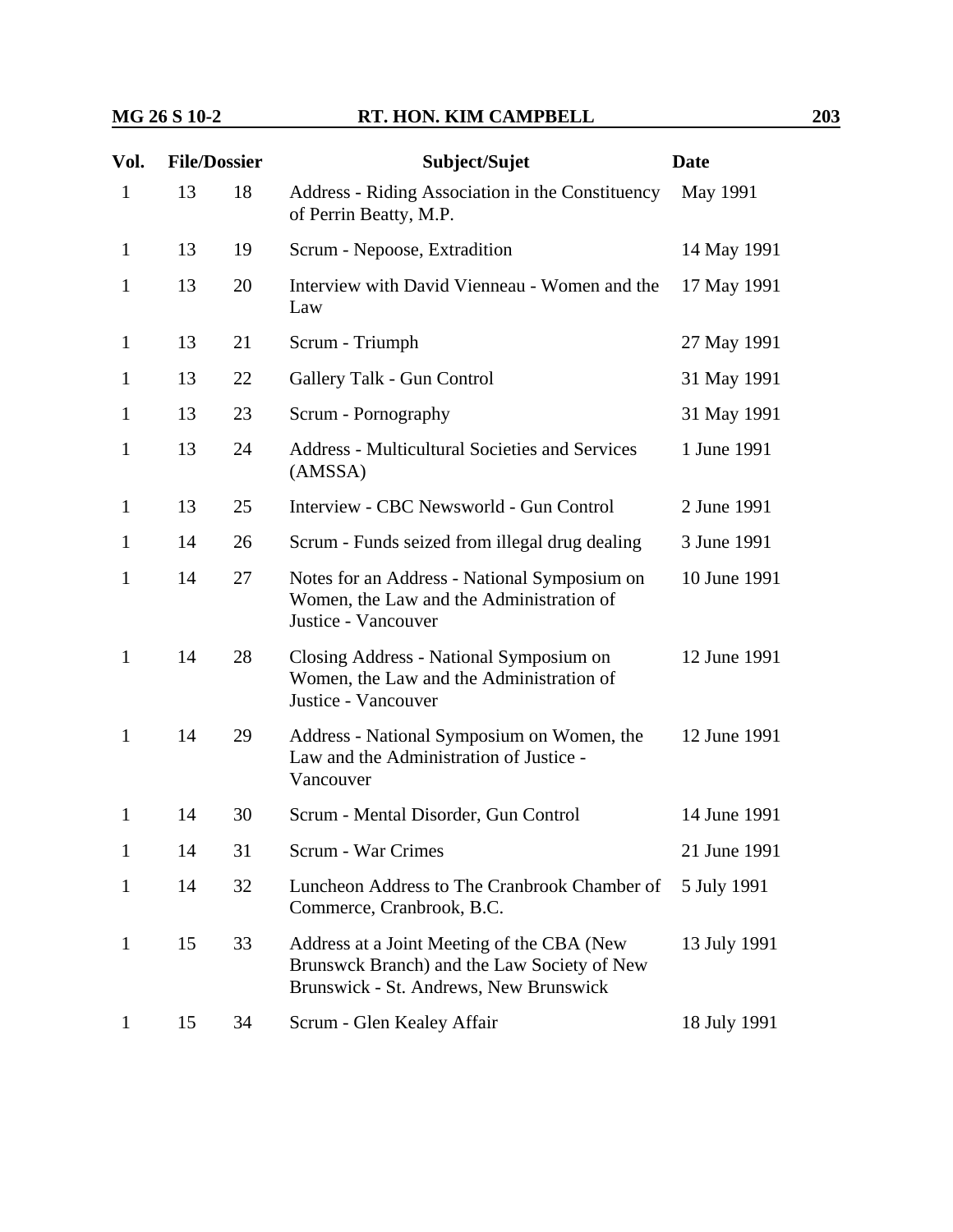| Vol. | File/Dossier | | Subject/Sujet | Date |
|---|---|---|---|---|
| 1 | 13 | 18 | Address - Riding Association in the Constituency of Perrin Beatty, M.P. | May 1991 |
| 1 | 13 | 19 | Scrum - Nepoose, Extradition | 14 May 1991 |
| 1 | 13 | 20 | Interview with David Vienneau - Women and the Law | 17 May 1991 |
| 1 | 13 | 21 | Scrum - Triumph | 27 May 1991 |
| 1 | 13 | 22 | Gallery Talk - Gun Control | 31 May 1991 |
| 1 | 13 | 23 | Scrum - Pornography | 31 May 1991 |
| 1 | 13 | 24 | Address - Multicultural Societies and Services (AMSSA) | 1 June 1991 |
| 1 | 13 | 25 | Interview - CBC Newsworld - Gun Control | 2 June 1991 |
| 1 | 14 | 26 | Scrum - Funds seized from illegal drug dealing | 3 June 1991 |
| 1 | 14 | 27 | Notes for an Address - National Symposium on Women, the Law and the Administration of Justice - Vancouver | 10 June 1991 |
| 1 | 14 | 28 | Closing Address - National Symposium on Women, the Law and the Administration of Justice - Vancouver | 12 June 1991 |
| 1 | 14 | 29 | Address - National Symposium on Women, the Law and the Administration of Justice - Vancouver | 12 June 1991 |
| 1 | 14 | 30 | Scrum - Mental Disorder, Gun Control | 14 June 1991 |
| 1 | 14 | 31 | Scrum - War Crimes | 21 June 1991 |
| 1 | 14 | 32 | Luncheon Address to The Cranbrook Chamber of Commerce, Cranbrook, B.C. | 5 July 1991 |
| 1 | 15 | 33 | Address at a Joint Meeting of the CBA (New Brunswck Branch) and the Law Society of New Brunswick - St. Andrews, New Brunswick | 13 July 1991 |
| 1 | 15 | 34 | Scrum - Glen Kealey Affair | 18 July 1991 |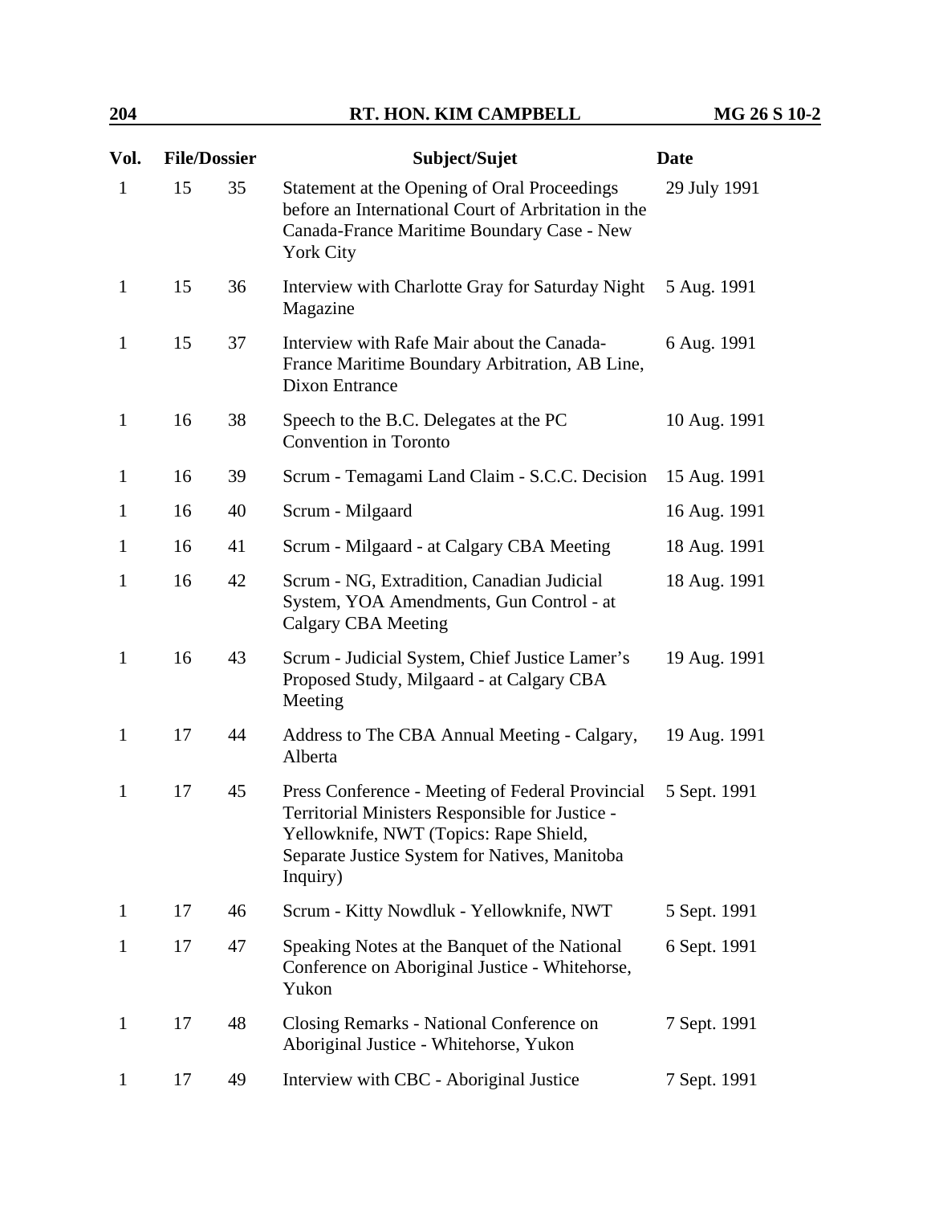| Vol. | File/Dossier | | Subject/Sujet | Date |
|---|---|---|---|---|
| 1 | 15 | 35 | Statement at the Opening of Oral Proceedings before an International Court of Arbitration in the Canada-France Maritime Boundary Case - New York City | 29 July 1991 |
| 1 | 15 | 36 | Interview with Charlotte Gray for Saturday Night Magazine | 5 Aug. 1991 |
| 1 | 15 | 37 | Interview with Rafe Mair about the Canada-France Maritime Boundary Arbitration, AB Line, Dixon Entrance | 6 Aug. 1991 |
| 1 | 16 | 38 | Speech to the B.C. Delegates at the PC Convention in Toronto | 10 Aug. 1991 |
| 1 | 16 | 39 | Scrum - Temagami Land Claim - S.C.C. Decision | 15 Aug. 1991 |
| 1 | 16 | 40 | Scrum - Milgaard | 16 Aug. 1991 |
| 1 | 16 | 41 | Scrum - Milgaard - at Calgary CBA Meeting | 18 Aug. 1991 |
| 1 | 16 | 42 | Scrum - NG, Extradition, Canadian Judicial System, YOA Amendments, Gun Control - at Calgary CBA Meeting | 18 Aug. 1991 |
| 1 | 16 | 43 | Scrum - Judicial System, Chief Justice Lamer's Proposed Study, Milgaard - at Calgary CBA Meeting | 19 Aug. 1991 |
| 1 | 17 | 44 | Address to The CBA Annual Meeting - Calgary, Alberta | 19 Aug. 1991 |
| 1 | 17 | 45 | Press Conference - Meeting of Federal Provincial Territorial Ministers Responsible for Justice - Yellowknife, NWT (Topics: Rape Shield, Separate Justice System for Natives, Manitoba Inquiry) | 5 Sept. 1991 |
| 1 | 17 | 46 | Scrum - Kitty Nowdluk - Yellowknife, NWT | 5 Sept. 1991 |
| 1 | 17 | 47 | Speaking Notes at the Banquet of the National Conference on Aboriginal Justice - Whitehorse, Yukon | 6 Sept. 1991 |
| 1 | 17 | 48 | Closing Remarks - National Conference on Aboriginal Justice - Whitehorse, Yukon | 7 Sept. 1991 |
| 1 | 17 | 49 | Interview with CBC - Aboriginal Justice | 7 Sept. 1991 |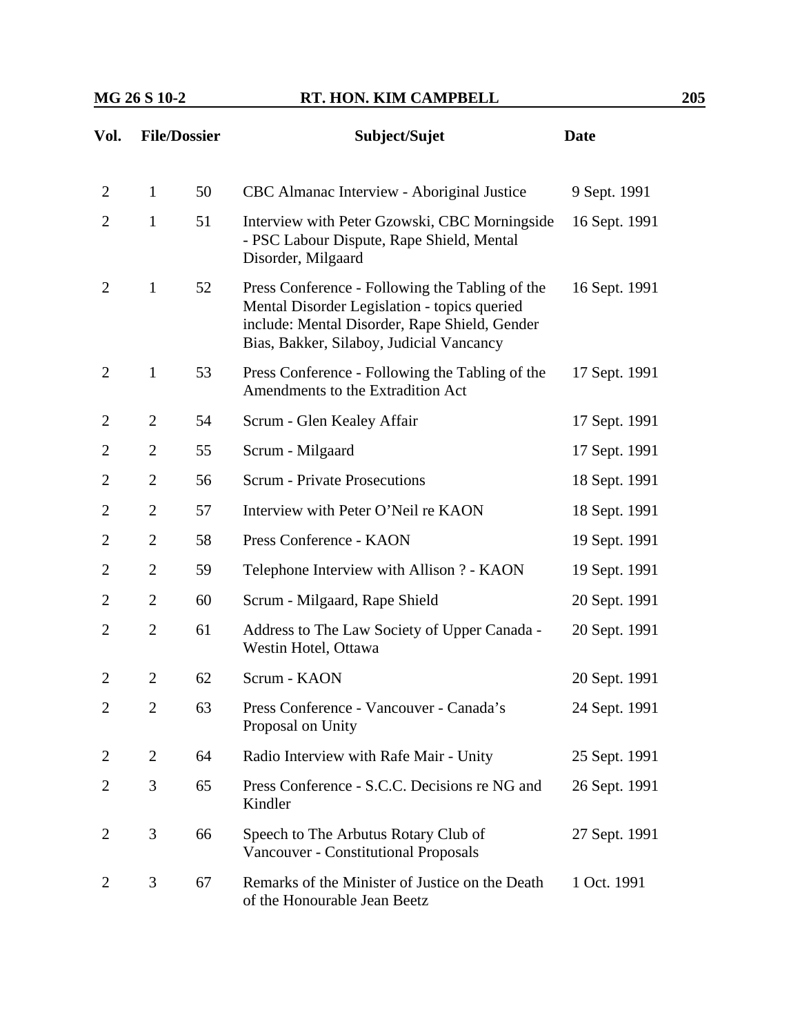| Vol. | File/Dossier | | Subject/Sujet | Date |
|---|---|---|---|---|
| 2 | 1 | 50 | CBC Almanac Interview - Aboriginal Justice | 9 Sept. 1991 |
| 2 | 1 | 51 | Interview with Peter Gzowski, CBC Morningside - PSC Labour Dispute, Rape Shield, Mental Disorder, Milgaard | 16 Sept. 1991 |
| 2 | 1 | 52 | Press Conference - Following the Tabling of the Mental Disorder Legislation - topics queried include: Mental Disorder, Rape Shield, Gender Bias, Bakker, Silaboy, Judicial Vancancy | 16 Sept. 1991 |
| 2 | 1 | 53 | Press Conference - Following the Tabling of the Amendments to the Extradition Act | 17 Sept. 1991 |
| 2 | 2 | 54 | Scrum - Glen Kealey Affair | 17 Sept. 1991 |
| 2 | 2 | 55 | Scrum - Milgaard | 17 Sept. 1991 |
| 2 | 2 | 56 | Scrum - Private Prosecutions | 18 Sept. 1991 |
| 2 | 2 | 57 | Interview with Peter O'Neil re KAON | 18 Sept. 1991 |
| 2 | 2 | 58 | Press Conference - KAON | 19 Sept. 1991 |
| 2 | 2 | 59 | Telephone Interview with Allison ? - KAON | 19 Sept. 1991 |
| 2 | 2 | 60 | Scrum - Milgaard, Rape Shield | 20 Sept. 1991 |
| 2 | 2 | 61 | Address to The Law Society of Upper Canada - Westin Hotel, Ottawa | 20 Sept. 1991 |
| 2 | 2 | 62 | Scrum - KAON | 20 Sept. 1991 |
| 2 | 2 | 63 | Press Conference - Vancouver - Canada's Proposal on Unity | 24 Sept. 1991 |
| 2 | 2 | 64 | Radio Interview with Rafe Mair - Unity | 25 Sept. 1991 |
| 2 | 3 | 65 | Press Conference - S.C.C. Decisions re NG and Kindler | 26 Sept. 1991 |
| 2 | 3 | 66 | Speech to The Arbutus Rotary Club of Vancouver - Constitutional Proposals | 27 Sept. 1991 |
| 2 | 3 | 67 | Remarks of the Minister of Justice on the Death of the Honourable Jean Beetz | 1 Oct. 1991 |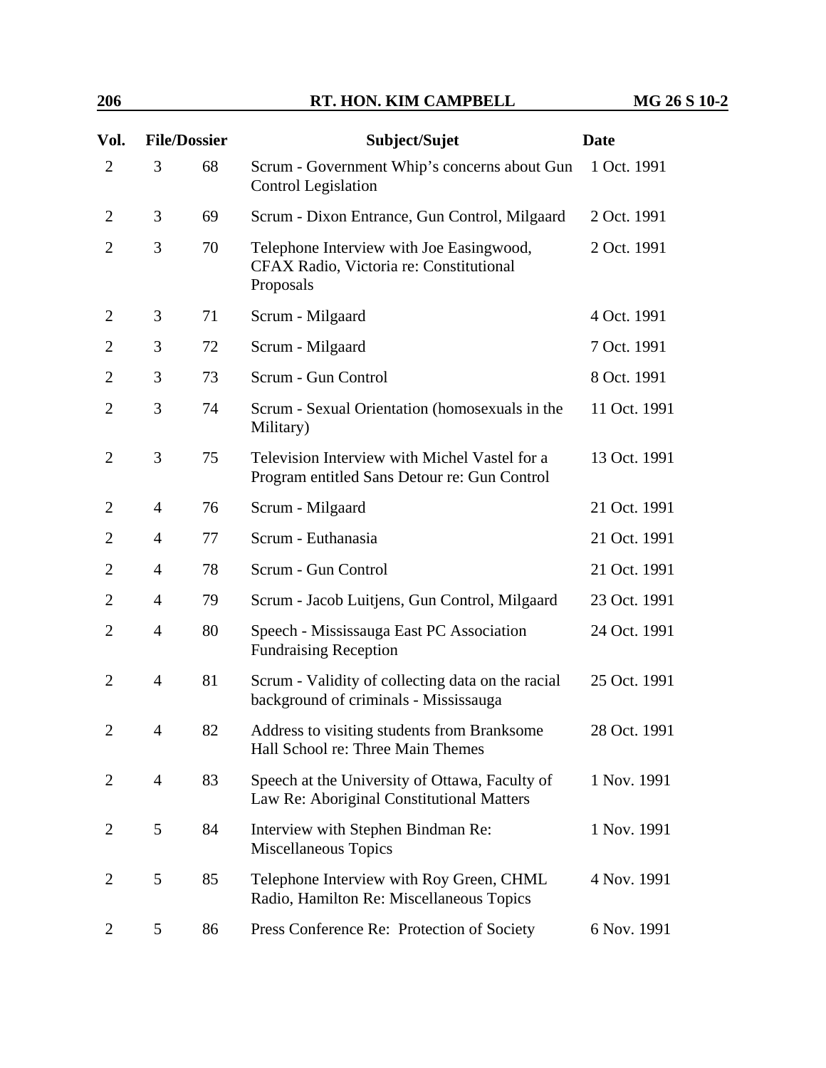| Vol. | File/Dossier | | Subject/Sujet | Date |
|---|---|---|---|---|
| 2 | 3 | 68 | Scrum - Government Whip's concerns about Gun Control Legislation | 1 Oct. 1991 |
| 2 | 3 | 69 | Scrum - Dixon Entrance, Gun Control, Milgaard | 2 Oct. 1991 |
| 2 | 3 | 70 | Telephone Interview with Joe Easingwood, CFAX Radio, Victoria re: Constitutional Proposals | 2 Oct. 1991 |
| 2 | 3 | 71 | Scrum - Milgaard | 4 Oct. 1991 |
| 2 | 3 | 72 | Scrum - Milgaard | 7 Oct. 1991 |
| 2 | 3 | 73 | Scrum - Gun Control | 8 Oct. 1991 |
| 2 | 3 | 74 | Scrum - Sexual Orientation (homosexuals in the Military) | 11 Oct. 1991 |
| 2 | 3 | 75 | Television Interview with Michel Vastel for a Program entitled Sans Detour re: Gun Control | 13 Oct. 1991 |
| 2 | 4 | 76 | Scrum - Milgaard | 21 Oct. 1991 |
| 2 | 4 | 77 | Scrum - Euthanasia | 21 Oct. 1991 |
| 2 | 4 | 78 | Scrum - Gun Control | 21 Oct. 1991 |
| 2 | 4 | 79 | Scrum - Jacob Luitjens, Gun Control, Milgaard | 23 Oct. 1991 |
| 2 | 4 | 80 | Speech - Mississauga East PC Association Fundraising Reception | 24 Oct. 1991 |
| 2 | 4 | 81 | Scrum - Validity of collecting data on the racial background of criminals - Mississauga | 25 Oct. 1991 |
| 2 | 4 | 82 | Address to visiting students from Branksome Hall School re: Three Main Themes | 28 Oct. 1991 |
| 2 | 4 | 83 | Speech at the University of Ottawa, Faculty of Law Re: Aboriginal Constitutional Matters | 1 Nov. 1991 |
| 2 | 5 | 84 | Interview with Stephen Bindman Re: Miscellaneous Topics | 1 Nov. 1991 |
| 2 | 5 | 85 | Telephone Interview with Roy Green, CHML Radio, Hamilton Re: Miscellaneous Topics | 4 Nov. 1991 |
| 2 | 5 | 86 | Press Conference Re: Protection of Society | 6 Nov. 1991 |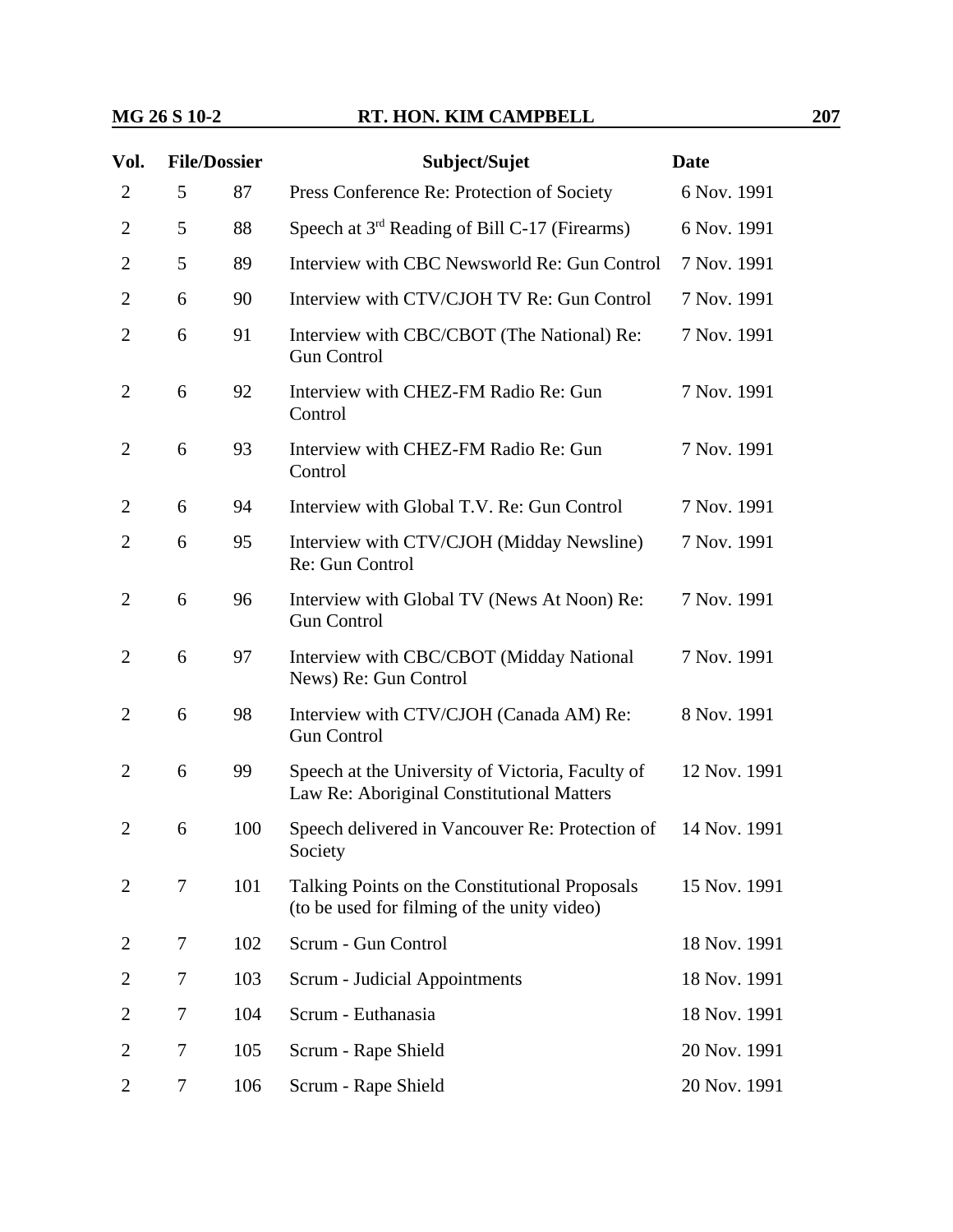| Vol. | File/Dossier | | Subject/Sujet | Date |
|---|---|---|---|---|
| 2 | 5 | 87 | Press Conference Re: Protection of Society | 6 Nov. 1991 |
| 2 | 5 | 88 | Speech at 3rd Reading of Bill C-17 (Firearms) | 6 Nov. 1991 |
| 2 | 5 | 89 | Interview with CBC Newsworld Re: Gun Control | 7 Nov. 1991 |
| 2 | 6 | 90 | Interview with CTV/CJOH TV Re: Gun Control | 7 Nov. 1991 |
| 2 | 6 | 91 | Interview with CBC/CBOT (The National) Re: Gun Control | 7 Nov. 1991 |
| 2 | 6 | 92 | Interview with CHEZ-FM Radio Re: Gun Control | 7 Nov. 1991 |
| 2 | 6 | 93 | Interview with CHEZ-FM Radio Re: Gun Control | 7 Nov. 1991 |
| 2 | 6 | 94 | Interview with Global T.V. Re: Gun Control | 7 Nov. 1991 |
| 2 | 6 | 95 | Interview with CTV/CJOH (Midday Newsline) Re: Gun Control | 7 Nov. 1991 |
| 2 | 6 | 96 | Interview with Global TV (News At Noon) Re: Gun Control | 7 Nov. 1991 |
| 2 | 6 | 97 | Interview with CBC/CBOT (Midday National News) Re: Gun Control | 7 Nov. 1991 |
| 2 | 6 | 98 | Interview with CTV/CJOH (Canada AM) Re: Gun Control | 8 Nov. 1991 |
| 2 | 6 | 99 | Speech at the University of Victoria, Faculty of Law Re: Aboriginal Constitutional Matters | 12 Nov. 1991 |
| 2 | 6 | 100 | Speech delivered in Vancouver Re: Protection of Society | 14 Nov. 1991 |
| 2 | 7 | 101 | Talking Points on the Constitutional Proposals (to be used for filming of the unity video) | 15 Nov. 1991 |
| 2 | 7 | 102 | Scrum - Gun Control | 18 Nov. 1991 |
| 2 | 7 | 103 | Scrum - Judicial Appointments | 18 Nov. 1991 |
| 2 | 7 | 104 | Scrum - Euthanasia | 18 Nov. 1991 |
| 2 | 7 | 105 | Scrum - Rape Shield | 20 Nov. 1991 |
| 2 | 7 | 106 | Scrum - Rape Shield | 20 Nov. 1991 |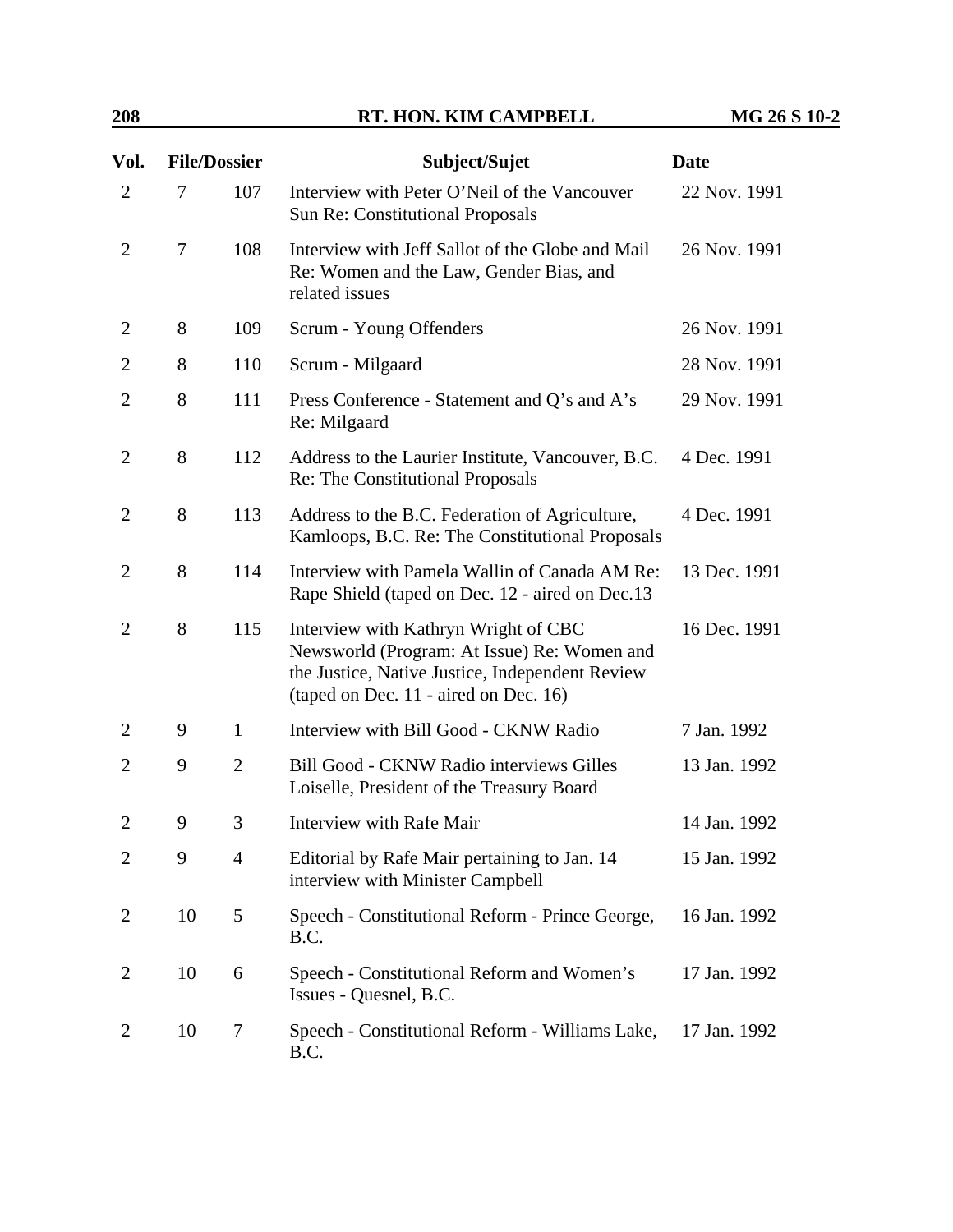| Vol. | File/Dossier | | Subject/Sujet | Date |
|---|---|---|---|---|
| 2 | 7 | 107 | Interview with Peter O'Neil of the Vancouver Sun Re: Constitutional Proposals | 22 Nov. 1991 |
| 2 | 7 | 108 | Interview with Jeff Sallot of the Globe and Mail Re: Women and the Law, Gender Bias, and related issues | 26 Nov. 1991 |
| 2 | 8 | 109 | Scrum - Young Offenders | 26 Nov. 1991 |
| 2 | 8 | 110 | Scrum - Milgaard | 28 Nov. 1991 |
| 2 | 8 | 111 | Press Conference - Statement and Q's and A's Re: Milgaard | 29 Nov. 1991 |
| 2 | 8 | 112 | Address to the Laurier Institute, Vancouver, B.C. Re: The Constitutional Proposals | 4 Dec. 1991 |
| 2 | 8 | 113 | Address to the B.C. Federation of Agriculture, Kamloops, B.C. Re: The Constitutional Proposals | 4 Dec. 1991 |
| 2 | 8 | 114 | Interview with Pamela Wallin of Canada AM Re: Rape Shield (taped on Dec. 12 - aired on Dec.13 | 13 Dec. 1991 |
| 2 | 8 | 115 | Interview with Kathryn Wright of CBC Newsworld (Program: At Issue) Re: Women and the Justice, Native Justice, Independent Review (taped on Dec. 11 - aired on Dec. 16) | 16 Dec. 1991 |
| 2 | 9 | 1 | Interview with Bill Good - CKNW Radio | 7 Jan. 1992 |
| 2 | 9 | 2 | Bill Good - CKNW Radio interviews Gilles Loiselle, President of the Treasury Board | 13 Jan. 1992 |
| 2 | 9 | 3 | Interview with Rafe Mair | 14 Jan. 1992 |
| 2 | 9 | 4 | Editorial by Rafe Mair pertaining to Jan. 14 interview with Minister Campbell | 15 Jan. 1992 |
| 2 | 10 | 5 | Speech - Constitutional Reform - Prince George, B.C. | 16 Jan. 1992 |
| 2 | 10 | 6 | Speech - Constitutional Reform and Women's Issues - Quesnel, B.C. | 17 Jan. 1992 |
| 2 | 10 | 7 | Speech - Constitutional Reform - Williams Lake, B.C. | 17 Jan. 1992 |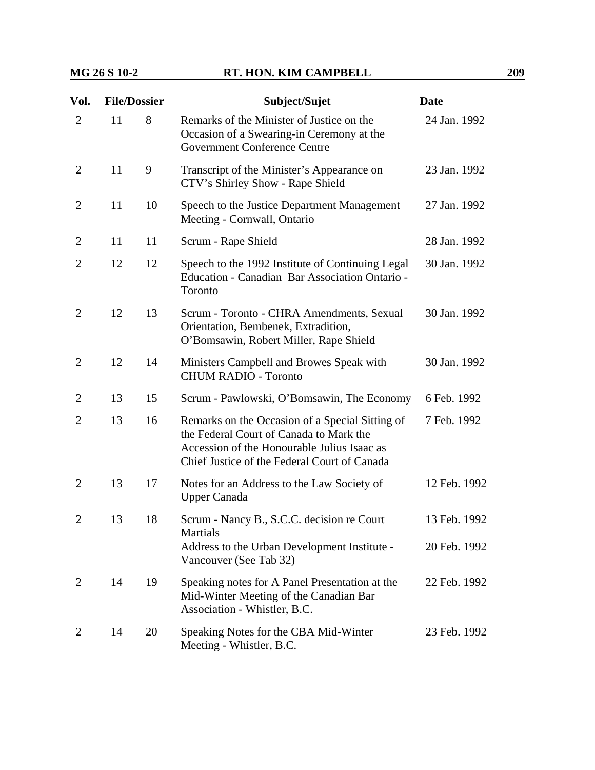| Vol. | File/Dossier | | Subject/Sujet | Date |
|---|---|---|---|---|
| 2 | 11 | 8 | Remarks of the Minister of Justice on the Occasion of a Swearing-in Ceremony at the Government Conference Centre | 24 Jan. 1992 |
| 2 | 11 | 9 | Transcript of the Minister's Appearance on CTV's Shirley Show - Rape Shield | 23 Jan. 1992 |
| 2 | 11 | 10 | Speech to the Justice Department Management Meeting - Cornwall, Ontario | 27 Jan. 1992 |
| 2 | 11 | 11 | Scrum - Rape Shield | 28 Jan. 1992 |
| 2 | 12 | 12 | Speech to the 1992 Institute of Continuing Legal Education - Canadian Bar Association Ontario - Toronto | 30 Jan. 1992 |
| 2 | 12 | 13 | Scrum - Toronto - CHRA Amendments, Sexual Orientation, Bembenek, Extradition, O'Bomsawin, Robert Miller, Rape Shield | 30 Jan. 1992 |
| 2 | 12 | 14 | Ministers Campbell and Browes Speak with CHUM RADIO - Toronto | 30 Jan. 1992 |
| 2 | 13 | 15 | Scrum - Pawlowski, O'Bomsawin, The Economy | 6 Feb. 1992 |
| 2 | 13 | 16 | Remarks on the Occasion of a Special Sitting of the Federal Court of Canada to Mark the Accession of the Honourable Julius Isaac as Chief Justice of the Federal Court of Canada | 7 Feb. 1992 |
| 2 | 13 | 17 | Notes for an Address to the Law Society of Upper Canada | 12 Feb. 1992 |
| 2 | 13 | 18 | Scrum - Nancy B., S.C.C. decision re Court Martials | 13 Feb. 1992 |
| | | | Address to the Urban Development Institute - Vancouver (See Tab 32) | 20 Feb. 1992 |
| 2 | 14 | 19 | Speaking notes for A Panel Presentation at the Mid-Winter Meeting of the Canadian Bar Association - Whistler, B.C. | 22 Feb. 1992 |
| 2 | 14 | 20 | Speaking Notes for the CBA Mid-Winter Meeting - Whistler, B.C. | 23 Feb. 1992 |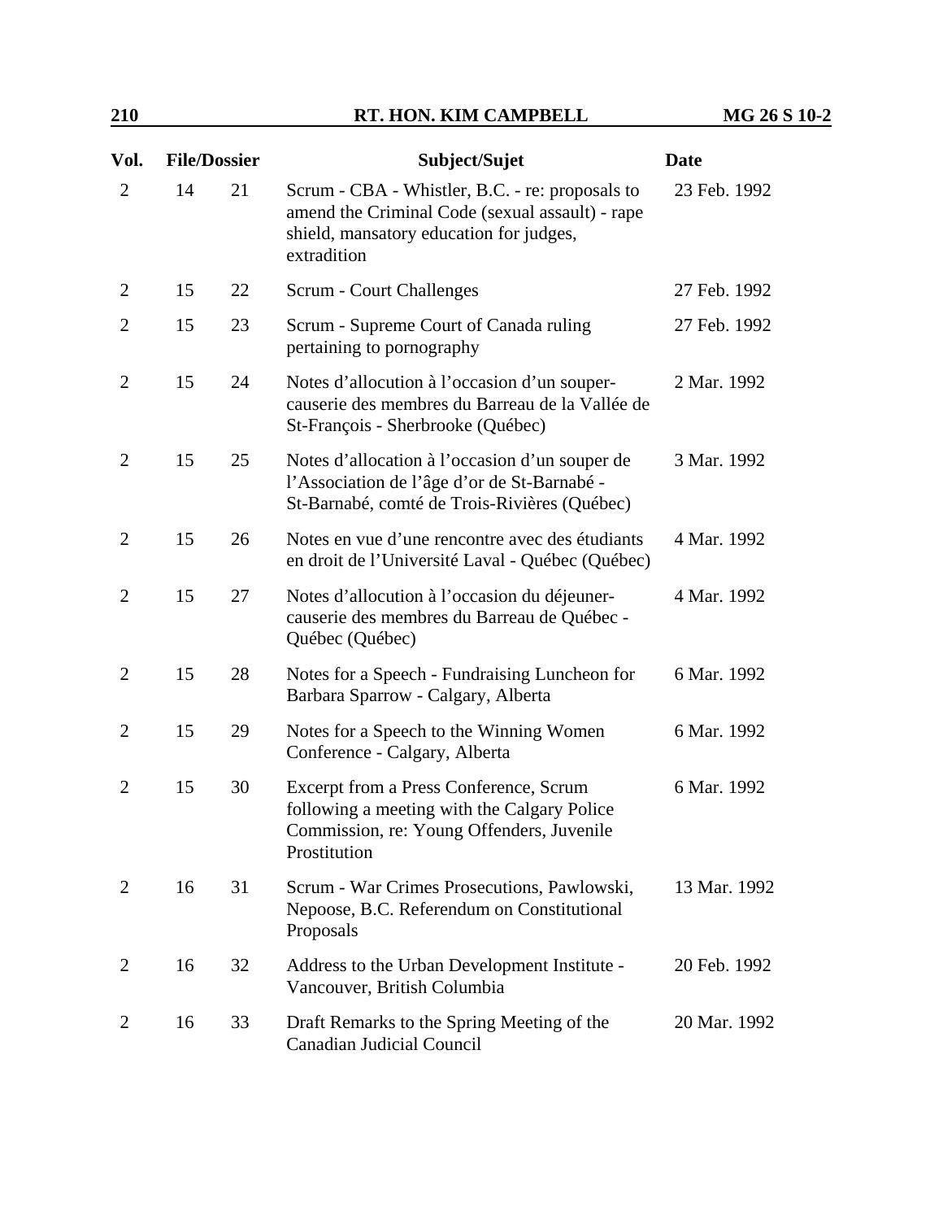| Vol. | File/Dossier | | Subject/Sujet | Date |
|---|---|---|---|---|
| 2 | 14 | 21 | Scrum - CBA - Whistler, B.C. - re: proposals to amend the Criminal Code (sexual assault) - rape shield, mansatory education for judges, extradition | 23 Feb. 1992 |
| 2 | 15 | 22 | Scrum - Court Challenges | 27 Feb. 1992 |
| 2 | 15 | 23 | Scrum - Supreme Court of Canada ruling pertaining to pornography | 27 Feb. 1992 |
| 2 | 15 | 24 | Notes d'allocution à l'occasion d'un souper-causerie des membres du Barreau de la Vallée de St-François - Sherbrooke (Québec) | 2 Mar. 1992 |
| 2 | 15 | 25 | Notes d'allocation à l'occasion d'un souper de l'Association de l'âge d'or de St-Barnabé - St-Barnabé, comté de Trois-Rivières (Québec) | 3 Mar. 1992 |
| 2 | 15 | 26 | Notes en vue d'une rencontre avec des étudiants en droit de l'Université Laval - Québec (Québec) | 4 Mar. 1992 |
| 2 | 15 | 27 | Notes d'allocution à l'occasion du déjeuner-causerie des membres du Barreau de Québec - Québec (Québec) | 4 Mar. 1992 |
| 2 | 15 | 28 | Notes for a Speech - Fundraising Luncheon for Barbara Sparrow - Calgary, Alberta | 6 Mar. 1992 |
| 2 | 15 | 29 | Notes for a Speech to the Winning Women Conference - Calgary, Alberta | 6 Mar. 1992 |
| 2 | 15 | 30 | Excerpt from a Press Conference, Scrum following a meeting with the Calgary Police Commission, re: Young Offenders, Juvenile Prostitution | 6 Mar. 1992 |
| 2 | 16 | 31 | Scrum - War Crimes Prosecutions, Pawlowski, Nepoose, B.C. Referendum on Constitutional Proposals | 13 Mar. 1992 |
| 2 | 16 | 32 | Address to the Urban Development Institute - Vancouver, British Columbia | 20 Feb. 1992 |
| 2 | 16 | 33 | Draft Remarks to the Spring Meeting of the Canadian Judicial Council | 20 Mar. 1992 |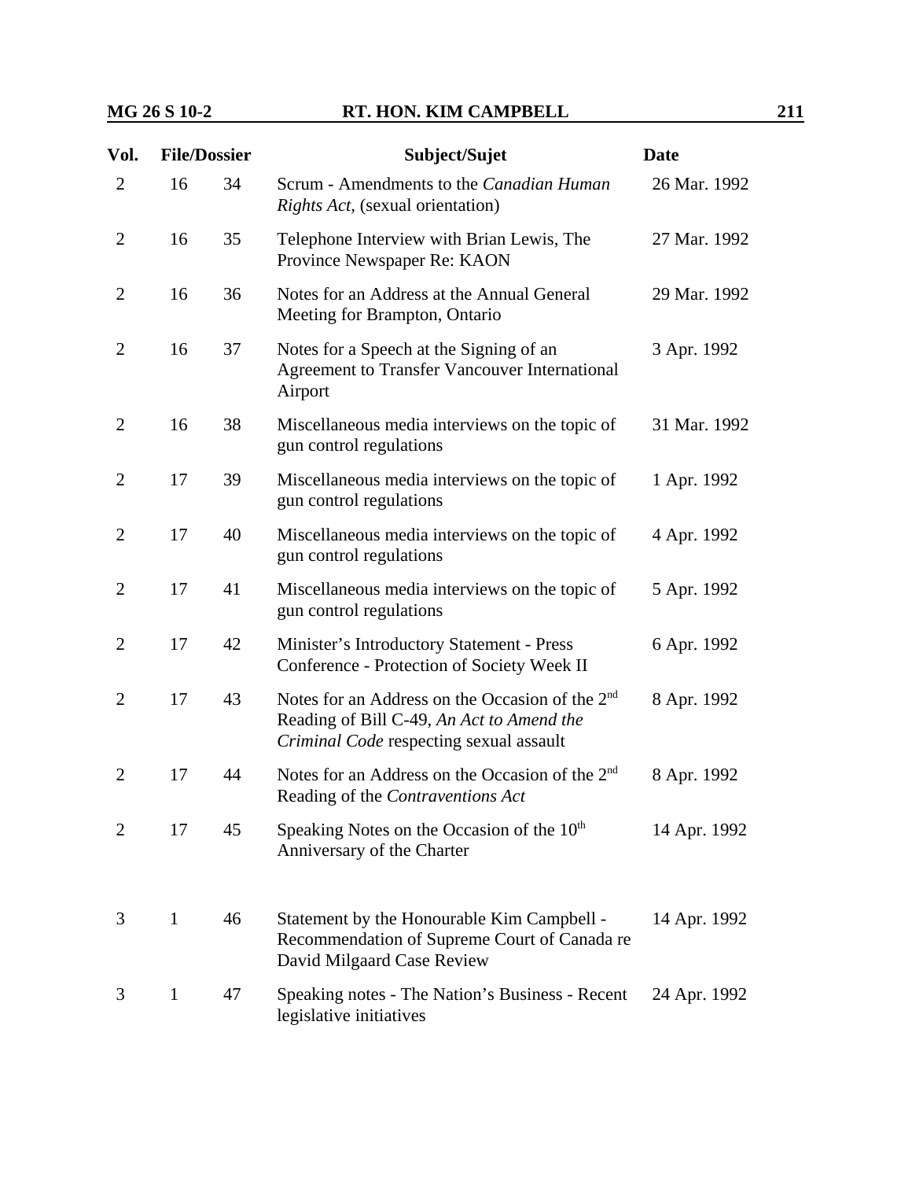| Vol. | File/Dossier | | Subject/Sujet | Date |
|---|---|---|---|---|
| 2 | 16 | 34 | Scrum - Amendments to the *Canadian Human Rights Act*, (sexual orientation) | 26 Mar. 1992 |
| 2 | 16 | 35 | Telephone Interview with Brian Lewis, The Province Newspaper Re: KAON | 27 Mar. 1992 |
| 2 | 16 | 36 | Notes for an Address at the Annual General Meeting for Brampton, Ontario | 29 Mar. 1992 |
| 2 | 16 | 37 | Notes for a Speech at the Signing of an Agreement to Transfer Vancouver International Airport | 3 Apr. 1992 |
| 2 | 16 | 38 | Miscellaneous media interviews on the topic of gun control regulations | 31 Mar. 1992 |
| 2 | 17 | 39 | Miscellaneous media interviews on the topic of gun control regulations | 1 Apr. 1992 |
| 2 | 17 | 40 | Miscellaneous media interviews on the topic of gun control regulations | 4 Apr. 1992 |
| 2 | 17 | 41 | Miscellaneous media interviews on the topic of gun control regulations | 5 Apr. 1992 |
| 2 | 17 | 42 | Minister's Introductory Statement - Press Conference - Protection of Society Week II | 6 Apr. 1992 |
| 2 | 17 | 43 | Notes for an Address on the Occasion of the 2nd Reading of Bill C-49, *An Act to Amend the Criminal Code* respecting sexual assault | 8 Apr. 1992 |
| 2 | 17 | 44 | Notes for an Address on the Occasion of the 2nd Reading of the *Contraventions Act* | 8 Apr. 1992 |
| 2 | 17 | 45 | Speaking Notes on the Occasion of the 10th Anniversary of the Charter | 14 Apr. 1992 |
| 3 | 1 | 46 | Statement by the Honourable Kim Campbell - Recommendation of Supreme Court of Canada re David Milgaard Case Review | 14 Apr. 1992 |
| 3 | 1 | 47 | Speaking notes - The Nation's Business - Recent legislative initiatives | 24 Apr. 1992 |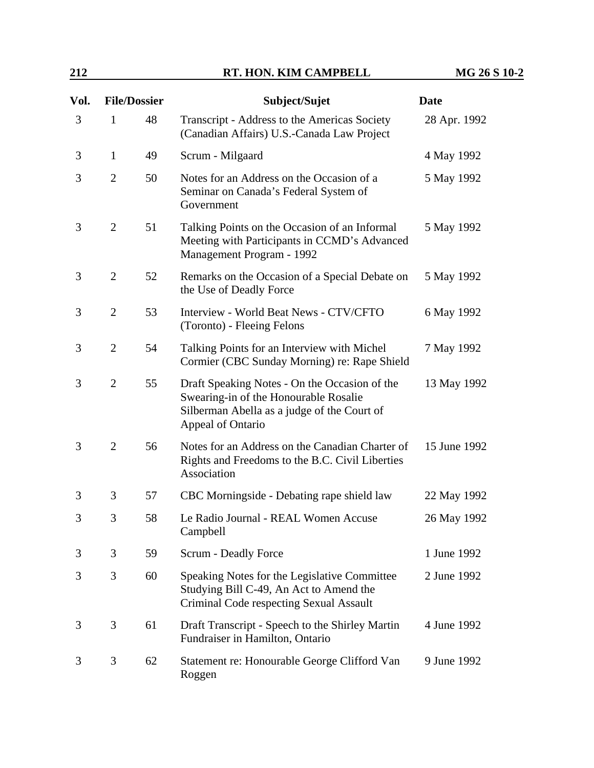| Vol. | File/Dossier | | Subject/Sujet | Date |
|---|---|---|---|---|
| 3 | 1 | 48 | Transcript - Address to the Americas Society (Canadian Affairs) U.S.-Canada Law Project | 28 Apr. 1992 |
| 3 | 1 | 49 | Scrum - Milgaard | 4 May 1992 |
| 3 | 2 | 50 | Notes for an Address on the Occasion of a Seminar on Canada's Federal System of Government | 5 May 1992 |
| 3 | 2 | 51 | Talking Points on the Occasion of an Informal Meeting with Participants in CCMD's Advanced Management Program - 1992 | 5 May 1992 |
| 3 | 2 | 52 | Remarks on the Occasion of a Special Debate on the Use of Deadly Force | 5 May 1992 |
| 3 | 2 | 53 | Interview - World Beat News - CTV/CFTO (Toronto) - Fleeing Felons | 6 May 1992 |
| 3 | 2 | 54 | Talking Points for an Interview with Michel Cormier (CBC Sunday Morning) re: Rape Shield | 7 May 1992 |
| 3 | 2 | 55 | Draft Speaking Notes - On the Occasion of the Swearing-in of the Honourable Rosalie Silberman Abella as a judge of the Court of Appeal of Ontario | 13 May 1992 |
| 3 | 2 | 56 | Notes for an Address on the Canadian Charter of Rights and Freedoms to the B.C. Civil Liberties Association | 15 June 1992 |
| 3 | 3 | 57 | CBC Morningside - Debating rape shield law | 22 May 1992 |
| 3 | 3 | 58 | Le Radio Journal - REAL Women Accuse Campbell | 26 May 1992 |
| 3 | 3 | 59 | Scrum - Deadly Force | 1 June 1992 |
| 3 | 3 | 60 | Speaking Notes for the Legislative Committee Studying Bill C-49, An Act to Amend the Criminal Code respecting Sexual Assault | 2 June 1992 |
| 3 | 3 | 61 | Draft Transcript - Speech to the Shirley Martin Fundraiser in Hamilton, Ontario | 4 June 1992 |
| 3 | 3 | 62 | Statement re: Honourable George Clifford Van Roggen | 9 June 1992 |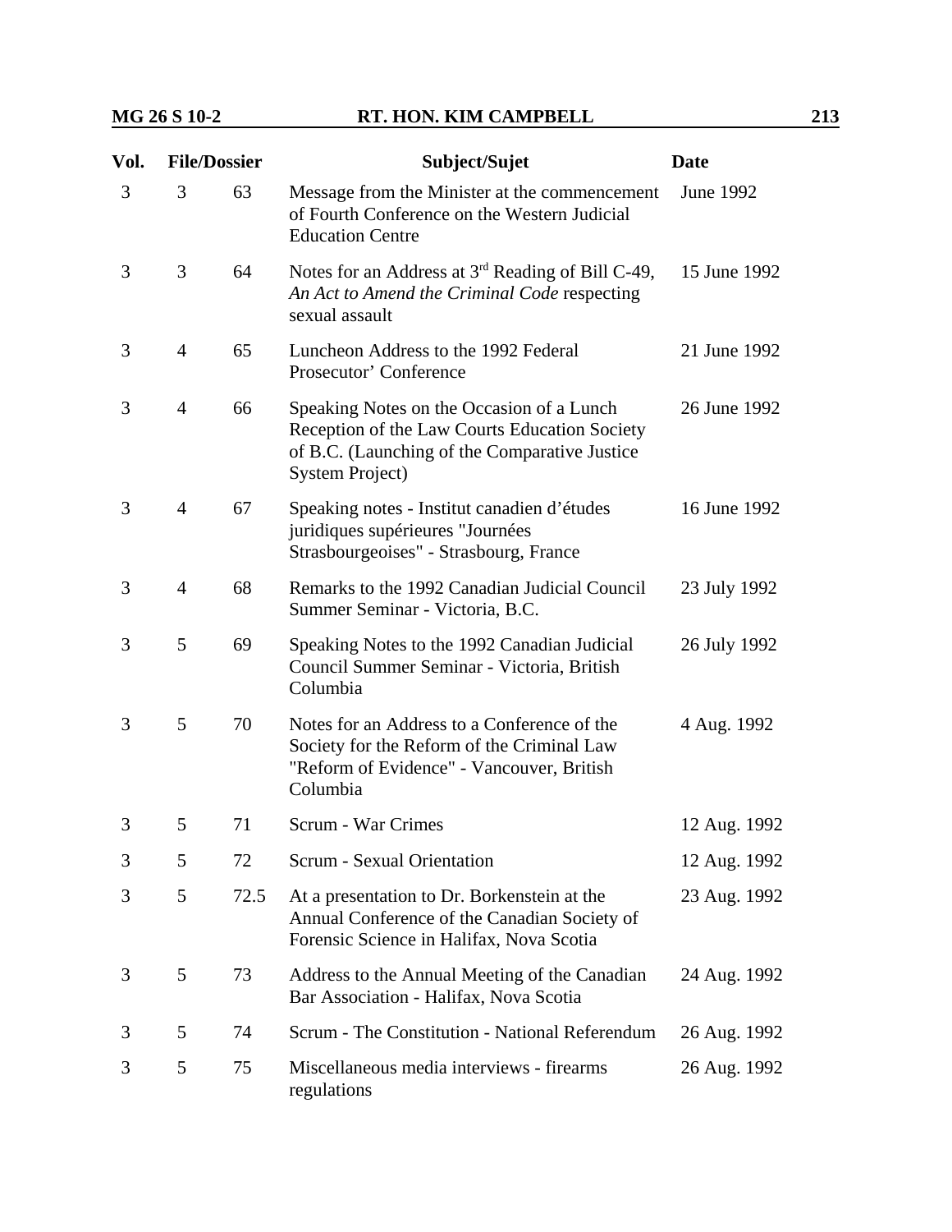| Vol. | File/Dossier | | Subject/Sujet | Date |
|---|---|---|---|---|
| 3 | 3 | 63 | Message from the Minister at the commencement of Fourth Conference on the Western Judicial Education Centre | June 1992 |
| 3 | 3 | 64 | Notes for an Address at 3rd Reading of Bill C-49, *An Act to Amend the Criminal Code* respecting sexual assault | 15 June 1992 |
| 3 | 4 | 65 | Luncheon Address to the 1992 Federal Prosecutor' Conference | 21 June 1992 |
| 3 | 4 | 66 | Speaking Notes on the Occasion of a Lunch Reception of the Law Courts Education Society of B.C. (Launching of the Comparative Justice System Project) | 26 June 1992 |
| 3 | 4 | 67 | Speaking notes - Institut canadien d'études juridiques supérieures "Journées Strasbourgeoises" - Strasbourg, France | 16 June 1992 |
| 3 | 4 | 68 | Remarks to the 1992 Canadian Judicial Council Summer Seminar - Victoria, B.C. | 23 July 1992 |
| 3 | 5 | 69 | Speaking Notes to the 1992 Canadian Judicial Council Summer Seminar - Victoria, British Columbia | 26 July 1992 |
| 3 | 5 | 70 | Notes for an Address to a Conference of the Society for the Reform of the Criminal Law "Reform of Evidence" - Vancouver, British Columbia | 4 Aug. 1992 |
| 3 | 5 | 71 | Scrum - War Crimes | 12 Aug. 1992 |
| 3 | 5 | 72 | Scrum - Sexual Orientation | 12 Aug. 1992 |
| 3 | 5 | 72.5 | At a presentation to Dr. Borkenstein at the Annual Conference of the Canadian Society of Forensic Science in Halifax, Nova Scotia | 23 Aug. 1992 |
| 3 | 5 | 73 | Address to the Annual Meeting of the Canadian Bar Association - Halifax, Nova Scotia | 24 Aug. 1992 |
| 3 | 5 | 74 | Scrum - The Constitution - National Referendum | 26 Aug. 1992 |
| 3 | 5 | 75 | Miscellaneous media interviews - firearms regulations | 26 Aug. 1992 |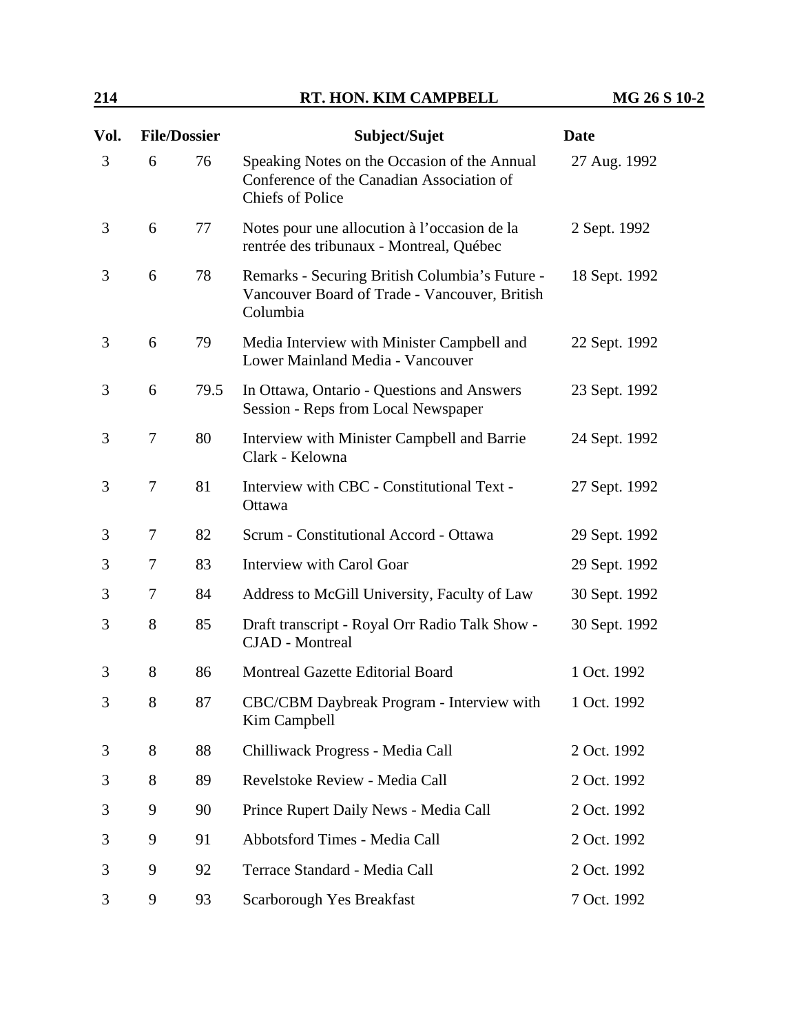| Vol. | File/Dossier | | Subject/Sujet | Date |
|---|---|---|---|---|
| 3 | 6 | 76 | Speaking Notes on the Occasion of the Annual Conference of the Canadian Association of Chiefs of Police | 27 Aug. 1992 |
| 3 | 6 | 77 | Notes pour une allocution à l'occasion de la rentrée des tribunaux - Montreal, Québec | 2 Sept. 1992 |
| 3 | 6 | 78 | Remarks - Securing British Columbia's Future - Vancouver Board of Trade - Vancouver, British Columbia | 18 Sept. 1992 |
| 3 | 6 | 79 | Media Interview with Minister Campbell and Lower Mainland Media - Vancouver | 22 Sept. 1992 |
| 3 | 6 | 79.5 | In Ottawa, Ontario - Questions and Answers Session - Reps from Local Newspaper | 23 Sept. 1992 |
| 3 | 7 | 80 | Interview with Minister Campbell and Barrie Clark - Kelowna | 24 Sept. 1992 |
| 3 | 7 | 81 | Interview with CBC - Constitutional Text - Ottawa | 27 Sept. 1992 |
| 3 | 7 | 82 | Scrum - Constitutional Accord - Ottawa | 29 Sept. 1992 |
| 3 | 7 | 83 | Interview with Carol Goar | 29 Sept. 1992 |
| 3 | 7 | 84 | Address to McGill University, Faculty of Law | 30 Sept. 1992 |
| 3 | 8 | 85 | Draft transcript - Royal Orr Radio Talk Show - CJAD - Montreal | 30 Sept. 1992 |
| 3 | 8 | 86 | Montreal Gazette Editorial Board | 1 Oct. 1992 |
| 3 | 8 | 87 | CBC/CBM Daybreak Program - Interview with Kim Campbell | 1 Oct. 1992 |
| 3 | 8 | 88 | Chilliwack Progress - Media Call | 2 Oct. 1992 |
| 3 | 8 | 89 | Revelstoke Review - Media Call | 2 Oct. 1992 |
| 3 | 9 | 90 | Prince Rupert Daily News - Media Call | 2 Oct. 1992 |
| 3 | 9 | 91 | Abbotsford Times - Media Call | 2 Oct. 1992 |
| 3 | 9 | 92 | Terrace Standard - Media Call | 2 Oct. 1992 |
| 3 | 9 | 93 | Scarborough Yes Breakfast | 7 Oct. 1992 |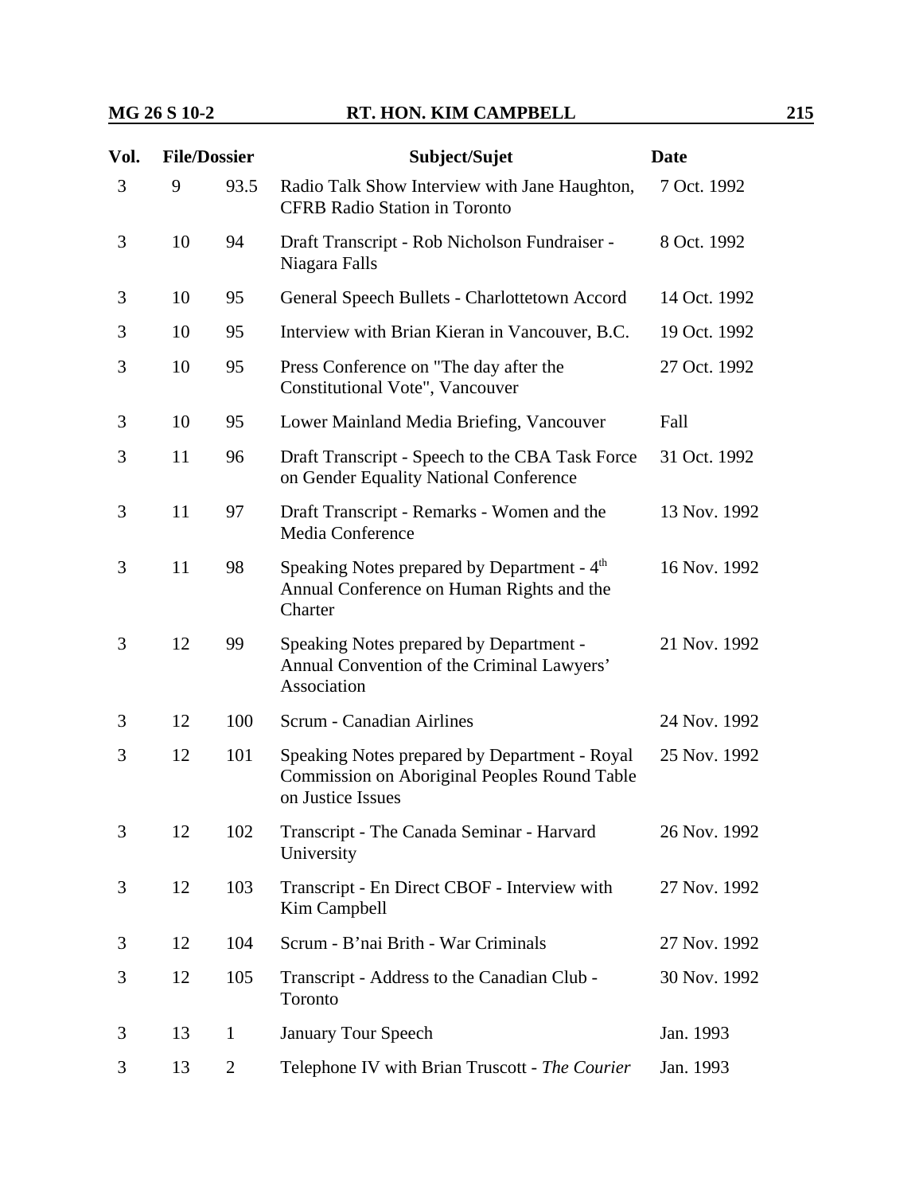| Vol. | File/Dossier | | Subject/Sujet | Date |
|---|---|---|---|---|
| 3 | 9 | 93.5 | Radio Talk Show Interview with Jane Haughton, CFRB Radio Station in Toronto | 7 Oct. 1992 |
| 3 | 10 | 94 | Draft Transcript - Rob Nicholson Fundraiser - Niagara Falls | 8 Oct. 1992 |
| 3 | 10 | 95 | General Speech Bullets - Charlottetown Accord | 14 Oct. 1992 |
| 3 | 10 | 95 | Interview with Brian Kieran in Vancouver, B.C. | 19 Oct. 1992 |
| 3 | 10 | 95 | Press Conference on "The day after the Constitutional Vote", Vancouver | 27 Oct. 1992 |
| 3 | 10 | 95 | Lower Mainland Media Briefing, Vancouver | Fall |
| 3 | 11 | 96 | Draft Transcript - Speech to the CBA Task Force on Gender Equality National Conference | 31 Oct. 1992 |
| 3 | 11 | 97 | Draft Transcript - Remarks - Women and the Media Conference | 13 Nov. 1992 |
| 3 | 11 | 98 | Speaking Notes prepared by Department - 4th Annual Conference on Human Rights and the Charter | 16 Nov. 1992 |
| 3 | 12 | 99 | Speaking Notes prepared by Department - Annual Convention of the Criminal Lawyers' Association | 21 Nov. 1992 |
| 3 | 12 | 100 | Scrum - Canadian Airlines | 24 Nov. 1992 |
| 3 | 12 | 101 | Speaking Notes prepared by Department - Royal Commission on Aboriginal Peoples Round Table on Justice Issues | 25 Nov. 1992 |
| 3 | 12 | 102 | Transcript - The Canada Seminar - Harvard University | 26 Nov. 1992 |
| 3 | 12 | 103 | Transcript - En Direct CBOF - Interview with Kim Campbell | 27 Nov. 1992 |
| 3 | 12 | 104 | Scrum - B'nai Brith - War Criminals | 27 Nov. 1992 |
| 3 | 12 | 105 | Transcript - Address to the Canadian Club - Toronto | 30 Nov. 1992 |
| 3 | 13 | 1 | January Tour Speech | Jan. 1993 |
| 3 | 13 | 2 | Telephone IV with Brian Truscott - *The Courier* | Jan. 1993 |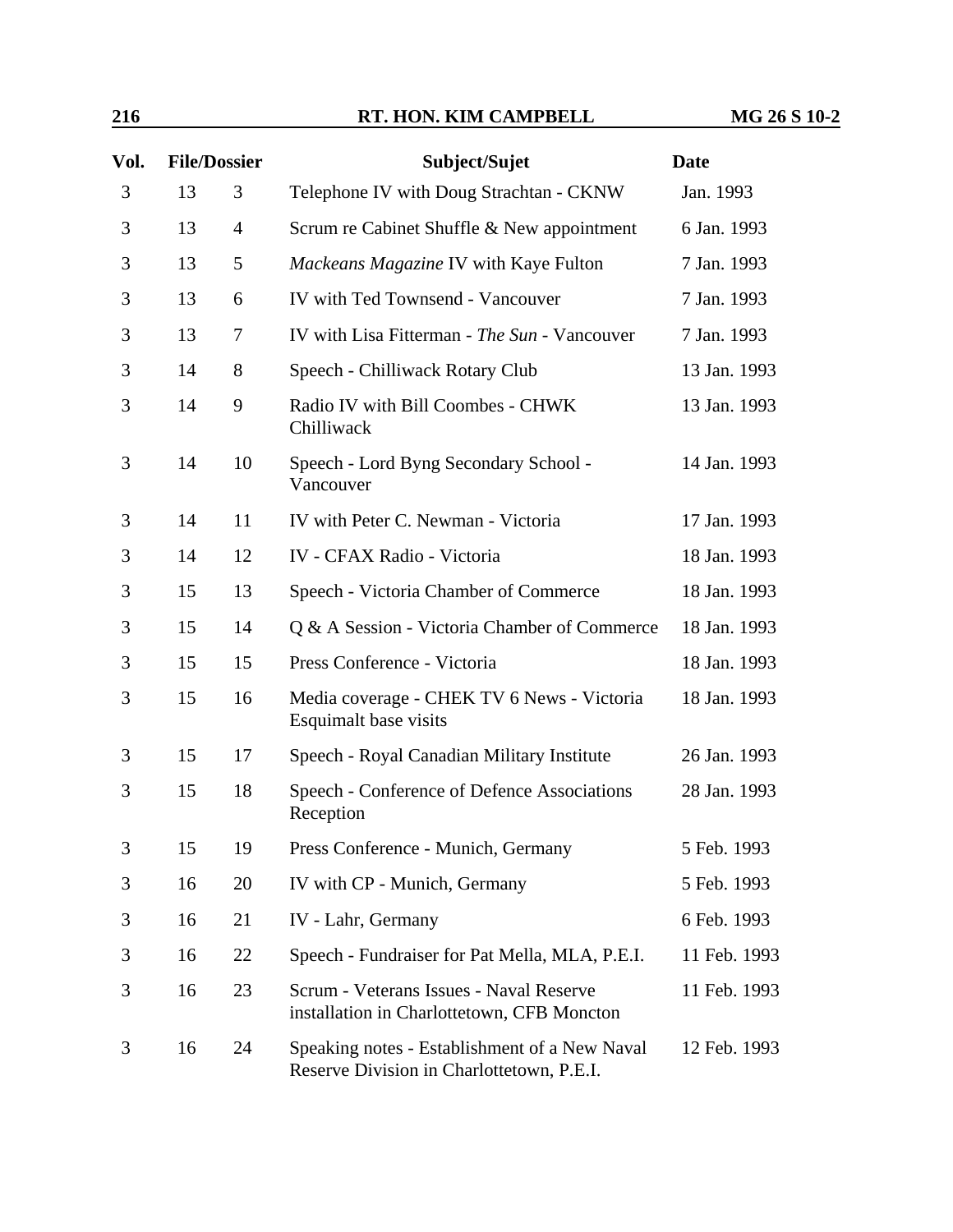| Vol. | File/Dossier | | Subject/Sujet | Date |
|---|---|---|---|---|
| 3 | 13 | 3 | Telephone IV with Doug Strachtan - CKNW | Jan. 1993 |
| 3 | 13 | 4 | Scrum re Cabinet Shuffle & New appointment | 6 Jan. 1993 |
| 3 | 13 | 5 | *Mackeans Magazine* IV with Kaye Fulton | 7 Jan. 1993 |
| 3 | 13 | 6 | IV with Ted Townsend - Vancouver | 7 Jan. 1993 |
| 3 | 13 | 7 | IV with Lisa Fitterman - *The Sun* - Vancouver | 7 Jan. 1993 |
| 3 | 14 | 8 | Speech - Chilliwack Rotary Club | 13 Jan. 1993 |
| 3 | 14 | 9 | Radio IV with Bill Coombes - CHWK Chilliwack | 13 Jan. 1993 |
| 3 | 14 | 10 | Speech - Lord Byng Secondary School - Vancouver | 14 Jan. 1993 |
| 3 | 14 | 11 | IV with Peter C. Newman - Victoria | 17 Jan. 1993 |
| 3 | 14 | 12 | IV - CFAX Radio - Victoria | 18 Jan. 1993 |
| 3 | 15 | 13 | Speech - Victoria Chamber of Commerce | 18 Jan. 1993 |
| 3 | 15 | 14 | Q & A Session - Victoria Chamber of Commerce | 18 Jan. 1993 |
| 3 | 15 | 15 | Press Conference - Victoria | 18 Jan. 1993 |
| 3 | 15 | 16 | Media coverage - CHEK TV 6 News - Victoria Esquimalt base visits | 18 Jan. 1993 |
| 3 | 15 | 17 | Speech - Royal Canadian Military Institute | 26 Jan. 1993 |
| 3 | 15 | 18 | Speech - Conference of Defence Associations Reception | 28 Jan. 1993 |
| 3 | 15 | 19 | Press Conference - Munich, Germany | 5 Feb. 1993 |
| 3 | 16 | 20 | IV with CP - Munich, Germany | 5 Feb. 1993 |
| 3 | 16 | 21 | IV - Lahr, Germany | 6 Feb. 1993 |
| 3 | 16 | 22 | Speech - Fundraiser for Pat Mella, MLA, P.E.I. | 11 Feb. 1993 |
| 3 | 16 | 23 | Scrum - Veterans Issues - Naval Reserve installation in Charlottetown, CFB Moncton | 11 Feb. 1993 |
| 3 | 16 | 24 | Speaking notes - Establishment of a New Naval Reserve Division in Charlottetown, P.E.I. | 12 Feb. 1993 |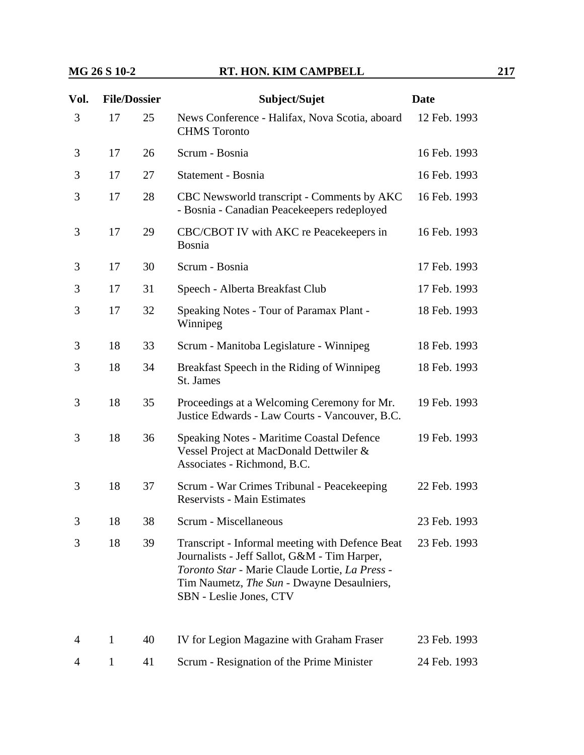| Vol. | File/Dossier | | Subject/Sujet | Date |
|---|---|---|---|---|
| 3 | 17 | 25 | News Conference - Halifax, Nova Scotia, aboard CHMS Toronto | 12 Feb. 1993 |
| 3 | 17 | 26 | Scrum - Bosnia | 16 Feb. 1993 |
| 3 | 17 | 27 | Statement - Bosnia | 16 Feb. 1993 |
| 3 | 17 | 28 | CBC Newsworld transcript - Comments by AKC - Bosnia - Canadian Peacekeepers redeployed | 16 Feb. 1993 |
| 3 | 17 | 29 | CBC/CBOT IV with AKC re Peacekeepers in Bosnia | 16 Feb. 1993 |
| 3 | 17 | 30 | Scrum - Bosnia | 17 Feb. 1993 |
| 3 | 17 | 31 | Speech - Alberta Breakfast Club | 17 Feb. 1993 |
| 3 | 17 | 32 | Speaking Notes - Tour of Paramax Plant - Winnipeg | 18 Feb. 1993 |
| 3 | 18 | 33 | Scrum - Manitoba Legislature - Winnipeg | 18 Feb. 1993 |
| 3 | 18 | 34 | Breakfast Speech in the Riding of Winnipeg St. James | 18 Feb. 1993 |
| 3 | 18 | 35 | Proceedings at a Welcoming Ceremony for Mr. Justice Edwards - Law Courts - Vancouver, B.C. | 19 Feb. 1993 |
| 3 | 18 | 36 | Speaking Notes - Maritime Coastal Defence Vessel Project at MacDonald Dettwiler & Associates - Richmond, B.C. | 19 Feb. 1993 |
| 3 | 18 | 37 | Scrum - War Crimes Tribunal - Peacekeeping Reservists - Main Estimates | 22 Feb. 1993 |
| 3 | 18 | 38 | Scrum - Miscellaneous | 23 Feb. 1993 |
| 3 | 18 | 39 | Transcript - Informal meeting with Defence Beat Journalists - Jeff Sallot, G&M - Tim Harper, *Toronto Star* - Marie Claude Lortie, *La Press* - Tim Naumetz, *The Sun* - Dwayne Desaulniers, SBN - Leslie Jones, CTV | 23 Feb. 1993 |
| 4 | 1 | 40 | IV for Legion Magazine with Graham Fraser | 23 Feb. 1993 |
| 4 | 1 | 41 | Scrum - Resignation of the Prime Minister | 24 Feb. 1993 |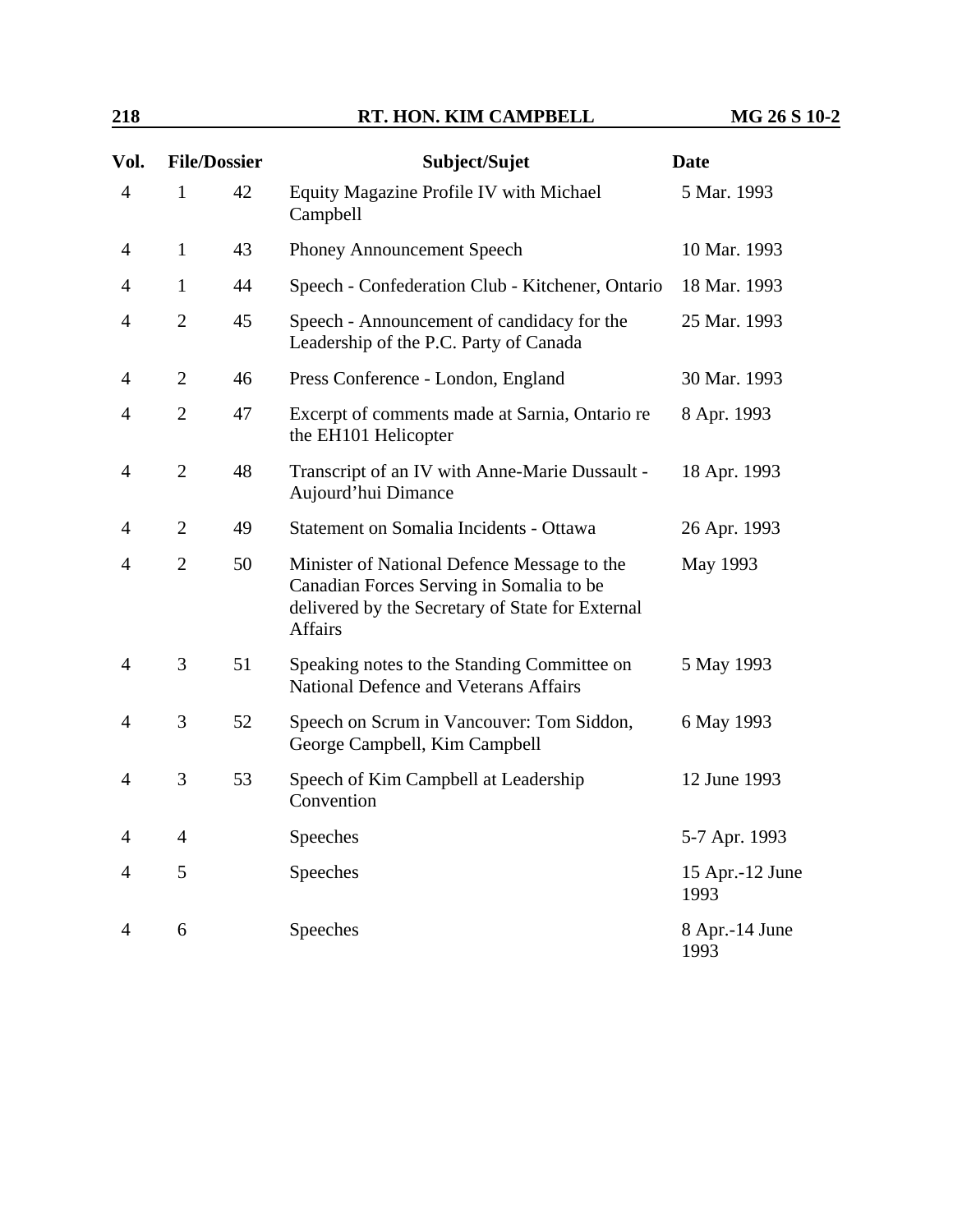| Vol. | File/Dossier | | Subject/Sujet | Date |
|---|---|---|---|---|
| 4 | 1 | 42 | Equity Magazine Profile IV with Michael Campbell | 5 Mar. 1993 |
| 4 | 1 | 43 | Phoney Announcement Speech | 10 Mar. 1993 |
| 4 | 1 | 44 | Speech - Confederation Club - Kitchener, Ontario | 18 Mar. 1993 |
| 4 | 2 | 45 | Speech - Announcement of candidacy for the Leadership of the P.C. Party of Canada | 25 Mar. 1993 |
| 4 | 2 | 46 | Press Conference - London, England | 30 Mar. 1993 |
| 4 | 2 | 47 | Excerpt of comments made at Sarnia, Ontario re the EH101 Helicopter | 8 Apr. 1993 |
| 4 | 2 | 48 | Transcript of an IV with Anne-Marie Dussault - Aujourd'hui Dimance | 18 Apr. 1993 |
| 4 | 2 | 49 | Statement on Somalia Incidents - Ottawa | 26 Apr. 1993 |
| 4 | 2 | 50 | Minister of National Defence Message to the Canadian Forces Serving in Somalia to be delivered by the Secretary of State for External Affairs | May 1993 |
| 4 | 3 | 51 | Speaking notes to the Standing Committee on National Defence and Veterans Affairs | 5 May 1993 |
| 4 | 3 | 52 | Speech on Scrum in Vancouver: Tom Siddon, George Campbell, Kim Campbell | 6 May 1993 |
| 4 | 3 | 53 | Speech of Kim Campbell at Leadership Convention | 12 June 1993 |
| 4 | 4 | | Speeches | 5-7 Apr. 1993 |
| 4 | 5 | | Speeches | 15 Apr.-12 June 1993 |
| 4 | 6 | | Speeches | 8 Apr.-14 June 1993 |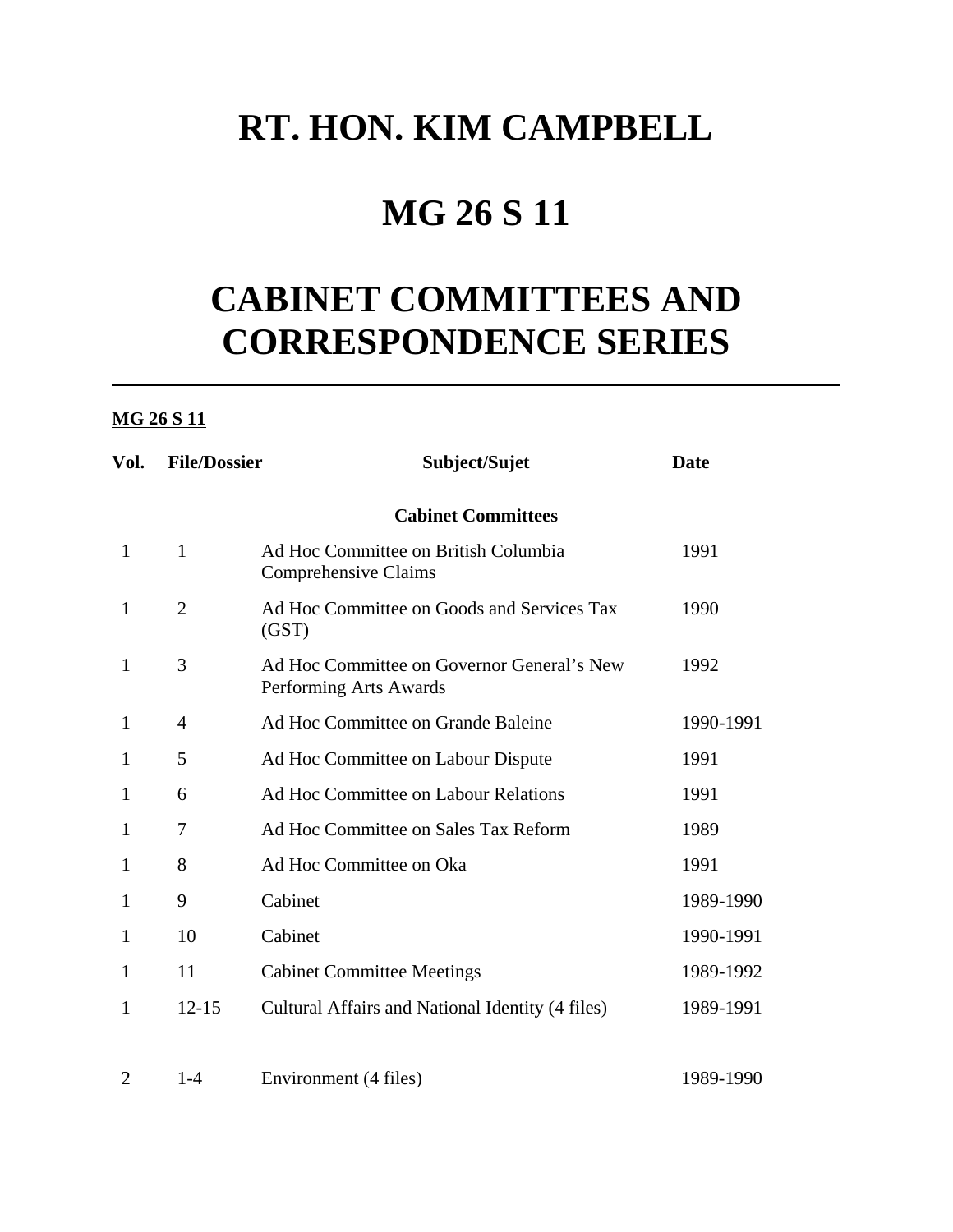# RT. HON. KIM CAMPBELL

# MG 26 S 11

# CABINET COMMITTEES AND CORRESPONDENCE SERIES

---

**MG 26 S 11**

| Vol. | File/Dossier | Subject/Sujet | Date |
|---|---|---|---|
| | | **Cabinet Committees** | |
| 1 | 1 | Ad Hoc Committee on British Columbia Comprehensive Claims | 1991 |
| 1 | 2 | Ad Hoc Committee on Goods and Services Tax (GST) | 1990 |
| 1 | 3 | Ad Hoc Committee on Governor General's New Performing Arts Awards | 1992 |
| 1 | 4 | Ad Hoc Committee on Grande Baleine | 1990-1991 |
| 1 | 5 | Ad Hoc Committee on Labour Dispute | 1991 |
| 1 | 6 | Ad Hoc Committee on Labour Relations | 1991 |
| 1 | 7 | Ad Hoc Committee on Sales Tax Reform | 1989 |
| 1 | 8 | Ad Hoc Committee on Oka | 1991 |
| 1 | 9 | Cabinet | 1989-1990 |
| 1 | 10 | Cabinet | 1990-1991 |
| 1 | 11 | Cabinet Committee Meetings | 1989-1992 |
| 1 | 12-15 | Cultural Affairs and National Identity (4 files) | 1989-1991 |
| 2 | 1-4 | Environment (4 files) | 1989-1990 |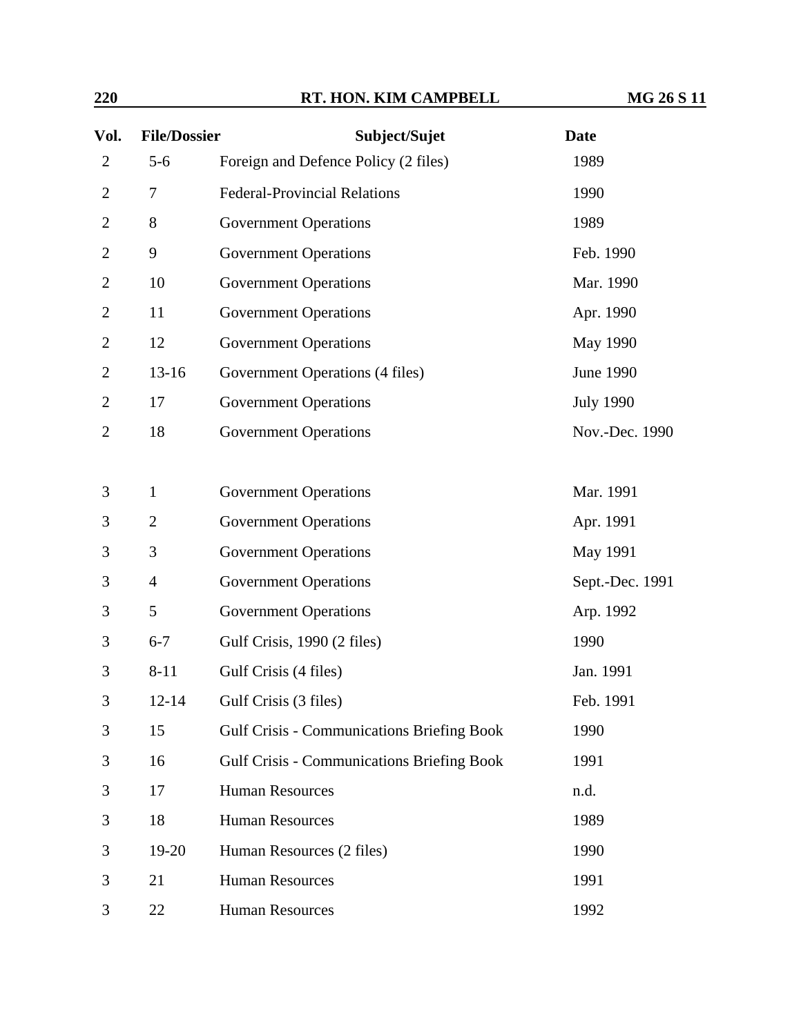| Vol. | File/Dossier | Subject/Sujet | Date |
|---|---|---|---|
| 2 | 5-6 | Foreign and Defence Policy (2 files) | 1989 |
| 2 | 7 | Federal-Provincial Relations | 1990 |
| 2 | 8 | Government Operations | 1989 |
| 2 | 9 | Government Operations | Feb. 1990 |
| 2 | 10 | Government Operations | Mar. 1990 |
| 2 | 11 | Government Operations | Apr. 1990 |
| 2 | 12 | Government Operations | May 1990 |
| 2 | 13-16 | Government Operations (4 files) | June 1990 |
| 2 | 17 | Government Operations | July 1990 |
| 2 | 18 | Government Operations | Nov.-Dec. 1990 |
| 3 | 1 | Government Operations | Mar. 1991 |
| 3 | 2 | Government Operations | Apr. 1991 |
| 3 | 3 | Government Operations | May 1991 |
| 3 | 4 | Government Operations | Sept.-Dec. 1991 |
| 3 | 5 | Government Operations | Arp. 1992 |
| 3 | 6-7 | Gulf Crisis, 1990 (2 files) | 1990 |
| 3 | 8-11 | Gulf Crisis (4 files) | Jan. 1991 |
| 3 | 12-14 | Gulf Crisis (3 files) | Feb. 1991 |
| 3 | 15 | Gulf Crisis - Communications Briefing Book | 1990 |
| 3 | 16 | Gulf Crisis - Communications Briefing Book | 1991 |
| 3 | 17 | Human Resources | n.d. |
| 3 | 18 | Human Resources | 1989 |
| 3 | 19-20 | Human Resources (2 files) | 1990 |
| 3 | 21 | Human Resources | 1991 |
| 3 | 22 | Human Resources | 1992 |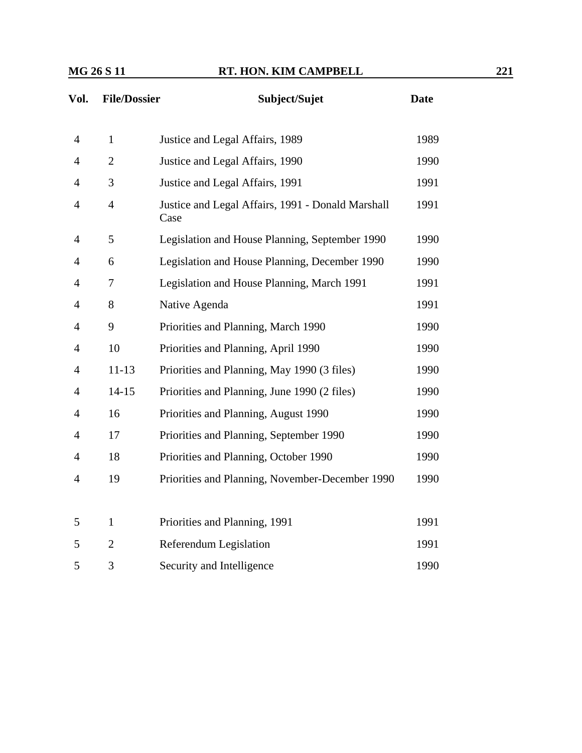| Vol. | File/Dossier | Subject/Sujet | Date |
|---|---|---|---|
| 4 | 1 | Justice and Legal Affairs, 1989 | 1989 |
| 4 | 2 | Justice and Legal Affairs, 1990 | 1990 |
| 4 | 3 | Justice and Legal Affairs, 1991 | 1991 |
| 4 | 4 | Justice and Legal Affairs, 1991 - Donald Marshall Case | 1991 |
| 4 | 5 | Legislation and House Planning, September 1990 | 1990 |
| 4 | 6 | Legislation and House Planning, December 1990 | 1990 |
| 4 | 7 | Legislation and House Planning, March 1991 | 1991 |
| 4 | 8 | Native Agenda | 1991 |
| 4 | 9 | Priorities and Planning, March 1990 | 1990 |
| 4 | 10 | Priorities and Planning, April 1990 | 1990 |
| 4 | 11-13 | Priorities and Planning, May 1990 (3 files) | 1990 |
| 4 | 14-15 | Priorities and Planning, June 1990 (2 files) | 1990 |
| 4 | 16 | Priorities and Planning, August 1990 | 1990 |
| 4 | 17 | Priorities and Planning, September 1990 | 1990 |
| 4 | 18 | Priorities and Planning, October 1990 | 1990 |
| 4 | 19 | Priorities and Planning, November-December 1990 | 1990 |
| 5 | 1 | Priorities and Planning, 1991 | 1991 |
| 5 | 2 | Referendum Legislation | 1991 |
| 5 | 3 | Security and Intelligence | 1990 |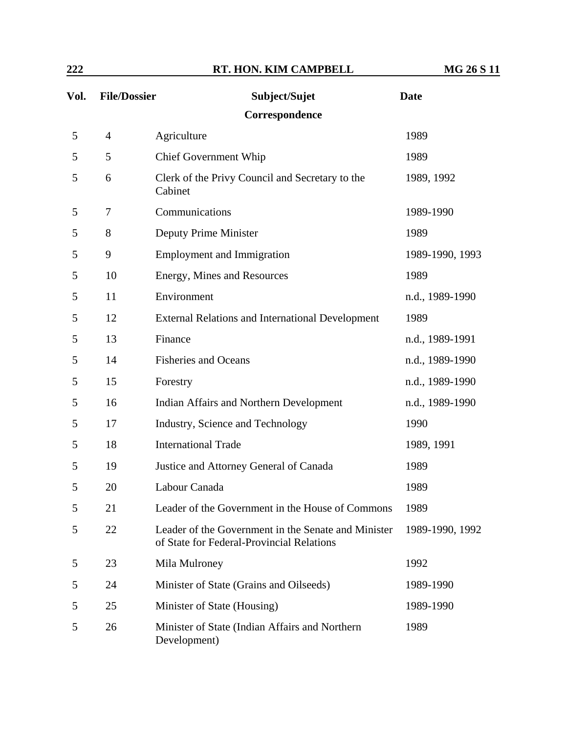| Vol. | File/Dossier | Subject/Sujet | Date |
|---|---|---|---|
| | | **Correspondence** | |
| 5 | 4 | Agriculture | 1989 |
| 5 | 5 | Chief Government Whip | 1989 |
| 5 | 6 | Clerk of the Privy Council and Secretary to the Cabinet | 1989, 1992 |
| 5 | 7 | Communications | 1989-1990 |
| 5 | 8 | Deputy Prime Minister | 1989 |
| 5 | 9 | Employment and Immigration | 1989-1990, 1993 |
| 5 | 10 | Energy, Mines and Resources | 1989 |
| 5 | 11 | Environment | n.d., 1989-1990 |
| 5 | 12 | External Relations and International Development | 1989 |
| 5 | 13 | Finance | n.d., 1989-1991 |
| 5 | 14 | Fisheries and Oceans | n.d., 1989-1990 |
| 5 | 15 | Forestry | n.d., 1989-1990 |
| 5 | 16 | Indian Affairs and Northern Development | n.d., 1989-1990 |
| 5 | 17 | Industry, Science and Technology | 1990 |
| 5 | 18 | International Trade | 1989, 1991 |
| 5 | 19 | Justice and Attorney General of Canada | 1989 |
| 5 | 20 | Labour Canada | 1989 |
| 5 | 21 | Leader of the Government in the House of Commons | 1989 |
| 5 | 22 | Leader of the Government in the Senate and Minister of State for Federal-Provincial Relations | 1989-1990, 1992 |
| 5 | 23 | Mila Mulroney | 1992 |
| 5 | 24 | Minister of State (Grains and Oilseeds) | 1989-1990 |
| 5 | 25 | Minister of State (Housing) | 1989-1990 |
| 5 | 26 | Minister of State (Indian Affairs and Northern Development) | 1989 |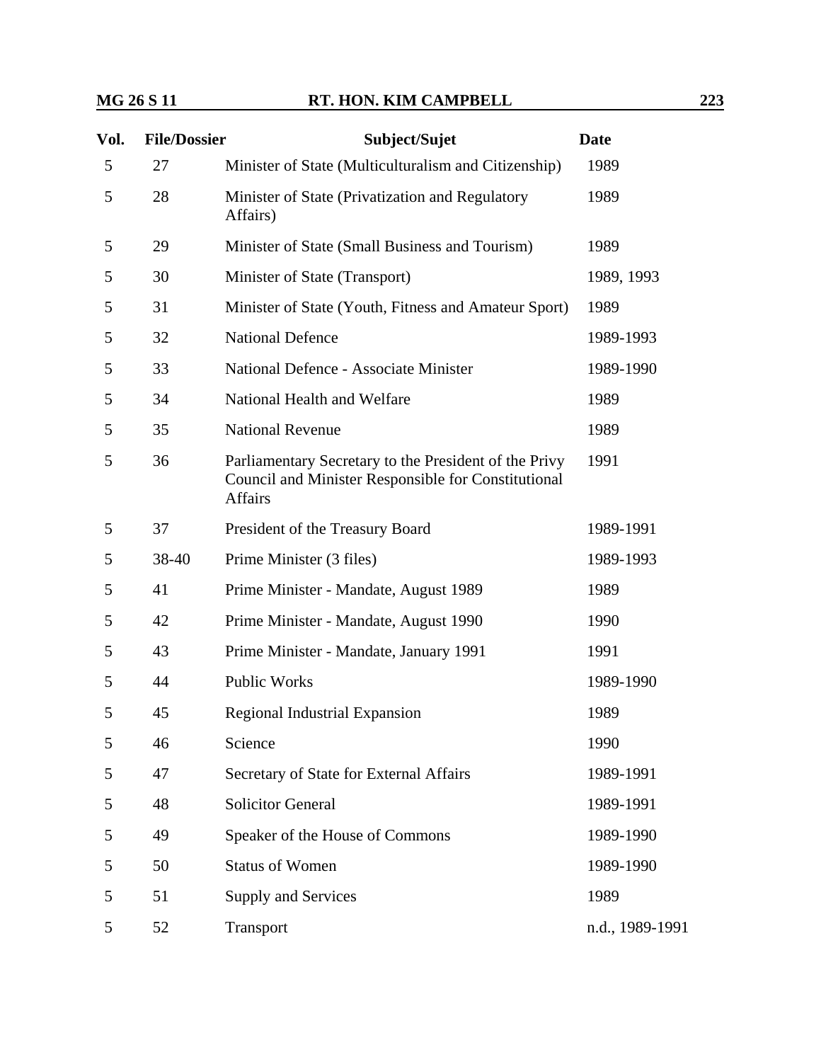| Vol. | File/Dossier | Subject/Sujet | Date |
|---|---|---|---|
| 5 | 27 | Minister of State (Multiculturalism and Citizenship) | 1989 |
| 5 | 28 | Minister of State (Privatization and Regulatory Affairs) | 1989 |
| 5 | 29 | Minister of State (Small Business and Tourism) | 1989 |
| 5 | 30 | Minister of State (Transport) | 1989, 1993 |
| 5 | 31 | Minister of State (Youth, Fitness and Amateur Sport) | 1989 |
| 5 | 32 | National Defence | 1989-1993 |
| 5 | 33 | National Defence - Associate Minister | 1989-1990 |
| 5 | 34 | National Health and Welfare | 1989 |
| 5 | 35 | National Revenue | 1989 |
| 5 | 36 | Parliamentary Secretary to the President of the Privy Council and Minister Responsible for Constitutional Affairs | 1991 |
| 5 | 37 | President of the Treasury Board | 1989-1991 |
| 5 | 38-40 | Prime Minister (3 files) | 1989-1993 |
| 5 | 41 | Prime Minister - Mandate, August 1989 | 1989 |
| 5 | 42 | Prime Minister - Mandate, August 1990 | 1990 |
| 5 | 43 | Prime Minister - Mandate, January 1991 | 1991 |
| 5 | 44 | Public Works | 1989-1990 |
| 5 | 45 | Regional Industrial Expansion | 1989 |
| 5 | 46 | Science | 1990 |
| 5 | 47 | Secretary of State for External Affairs | 1989-1991 |
| 5 | 48 | Solicitor General | 1989-1991 |
| 5 | 49 | Speaker of the House of Commons | 1989-1990 |
| 5 | 50 | Status of Women | 1989-1990 |
| 5 | 51 | Supply and Services | 1989 |
| 5 | 52 | Transport | n.d., 1989-1991 |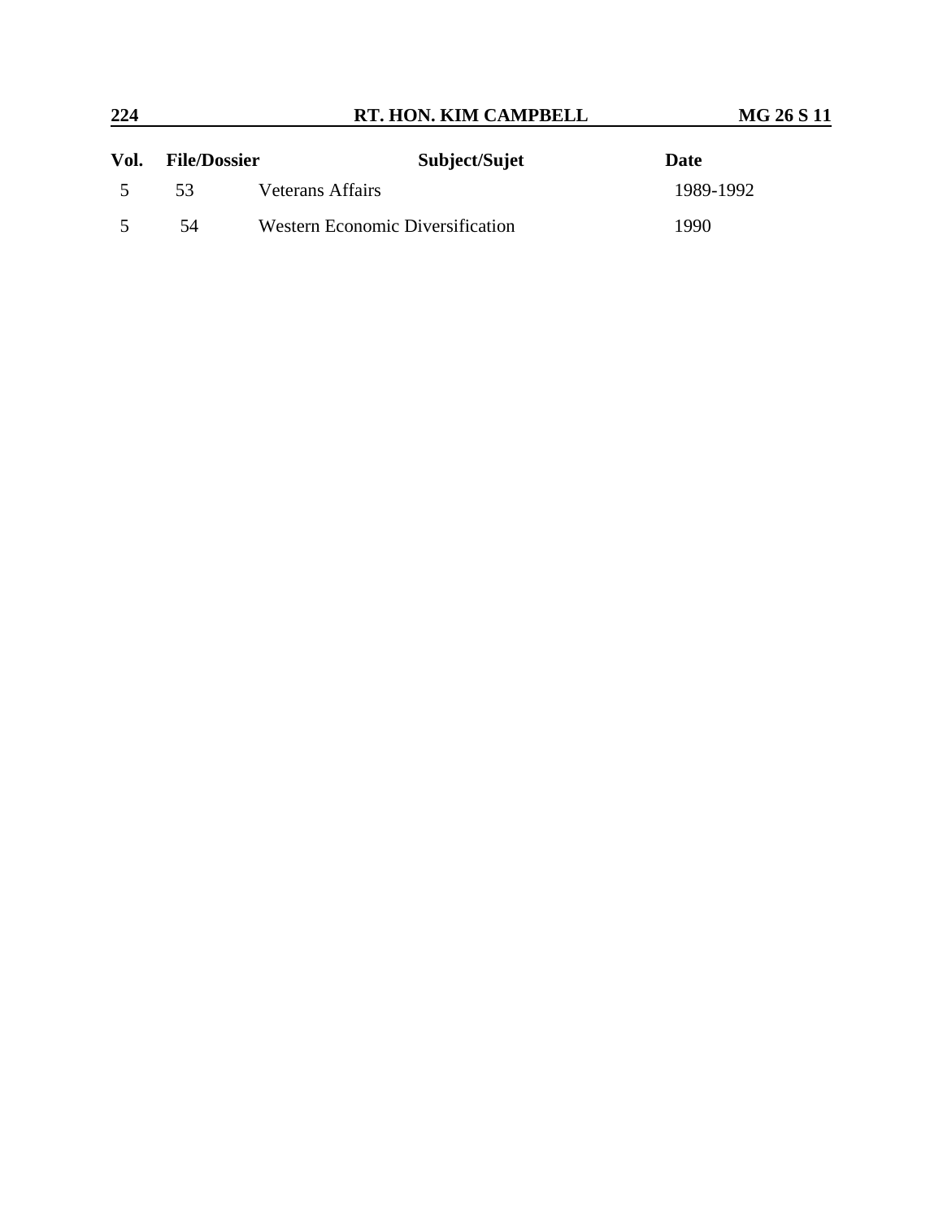| Vol. | File/Dossier | Subject/Sujet | Date |
| --- | --- | --- | --- |
| 5 | 53 | Veterans Affairs | 1989-1992 |
| 5 | 54 | Western Economic Diversification | 1990 |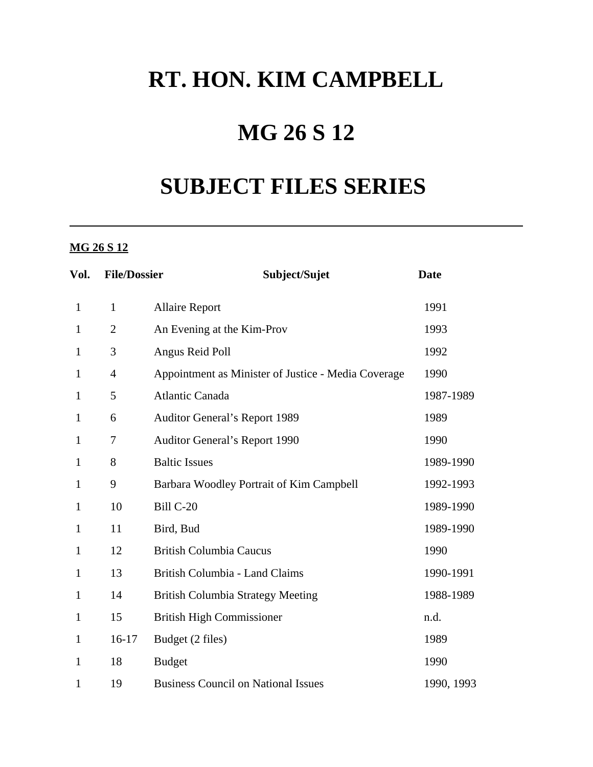# RT. HON. KIM CAMPBELL

# MG 26 S 12

# SUBJECT FILES SERIES

---

**MG 26 S 12**

| Vol. | File/Dossier | Subject/Sujet | Date |
|---|---|---|---|
| 1 | 1 | Allaire Report | 1991 |
| 1 | 2 | An Evening at the Kim-Prov | 1993 |
| 1 | 3 | Angus Reid Poll | 1992 |
| 1 | 4 | Appointment as Minister of Justice - Media Coverage | 1990 |
| 1 | 5 | Atlantic Canada | 1987-1989 |
| 1 | 6 | Auditor General's Report 1989 | 1989 |
| 1 | 7 | Auditor General's Report 1990 | 1990 |
| 1 | 8 | Baltic Issues | 1989-1990 |
| 1 | 9 | Barbara Woodley Portrait of Kim Campbell | 1992-1993 |
| 1 | 10 | Bill C-20 | 1989-1990 |
| 1 | 11 | Bird, Bud | 1989-1990 |
| 1 | 12 | British Columbia Caucus | 1990 |
| 1 | 13 | British Columbia - Land Claims | 1990-1991 |
| 1 | 14 | British Columbia Strategy Meeting | 1988-1989 |
| 1 | 15 | British High Commissioner | n.d. |
| 1 | 16-17 | Budget (2 files) | 1989 |
| 1 | 18 | Budget | 1990 |
| 1 | 19 | Business Council on National Issues | 1990, 1993 |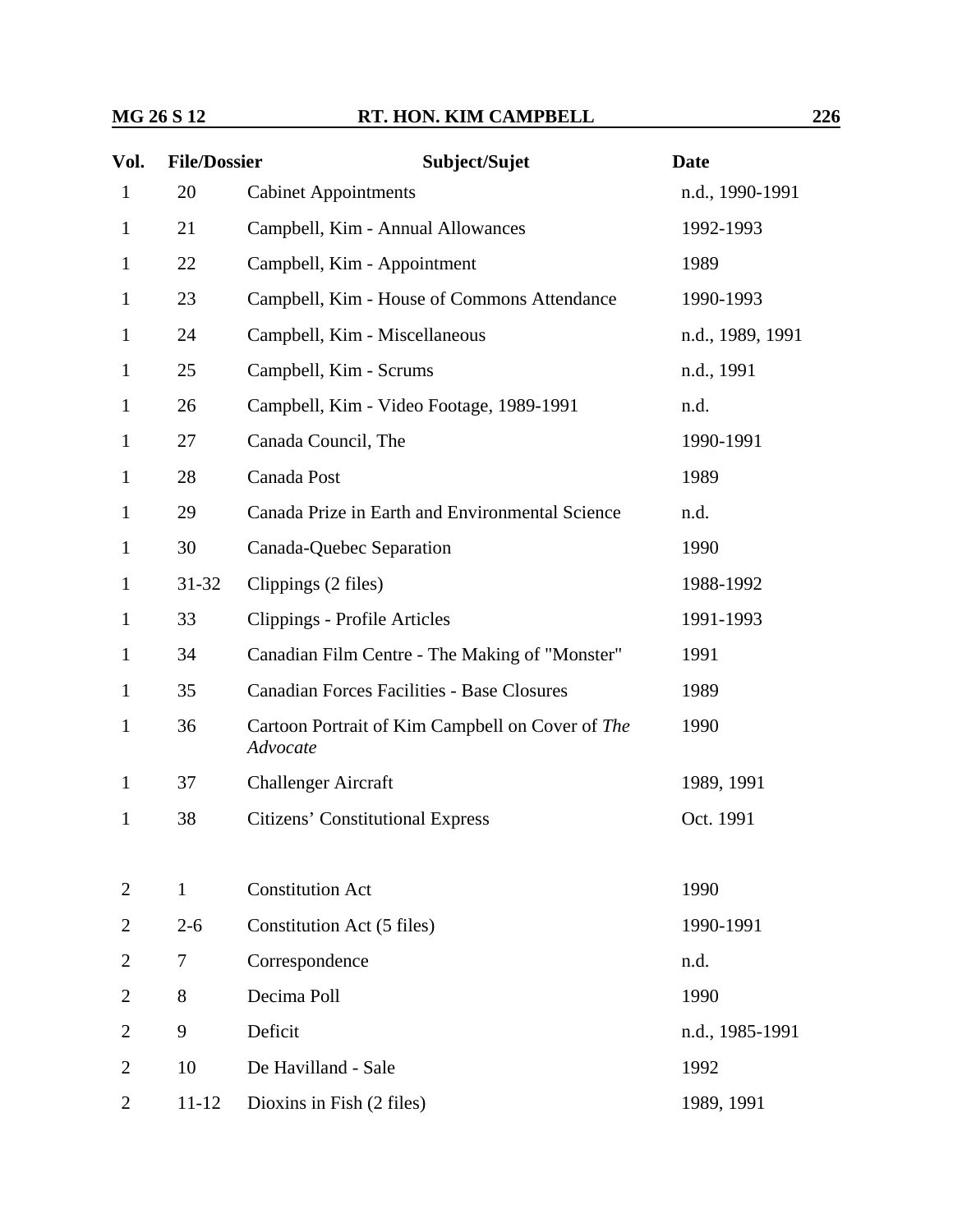| Vol. | File/Dossier | Subject/Sujet | Date |
|---|---|---|---|
| 1 | 20 | Cabinet Appointments | n.d., 1990-1991 |
| 1 | 21 | Campbell, Kim - Annual Allowances | 1992-1993 |
| 1 | 22 | Campbell, Kim - Appointment | 1989 |
| 1 | 23 | Campbell, Kim - House of Commons Attendance | 1990-1993 |
| 1 | 24 | Campbell, Kim - Miscellaneous | n.d., 1989, 1991 |
| 1 | 25 | Campbell, Kim - Scrums | n.d., 1991 |
| 1 | 26 | Campbell, Kim - Video Footage, 1989-1991 | n.d. |
| 1 | 27 | Canada Council, The | 1990-1991 |
| 1 | 28 | Canada Post | 1989 |
| 1 | 29 | Canada Prize in Earth and Environmental Science | n.d. |
| 1 | 30 | Canada-Quebec Separation | 1990 |
| 1 | 31-32 | Clippings (2 files) | 1988-1992 |
| 1 | 33 | Clippings - Profile Articles | 1991-1993 |
| 1 | 34 | Canadian Film Centre - The Making of "Monster" | 1991 |
| 1 | 35 | Canadian Forces Facilities - Base Closures | 1989 |
| 1 | 36 | Cartoon Portrait of Kim Campbell on Cover of *The Advocate* | 1990 |
| 1 | 37 | Challenger Aircraft | 1989, 1991 |
| 1 | 38 | Citizens' Constitutional Express | Oct. 1991 |
| | | | |
| 2 | 1 | Constitution Act | 1990 |
| 2 | 2-6 | Constitution Act (5 files) | 1990-1991 |
| 2 | 7 | Correspondence | n.d. |
| 2 | 8 | Decima Poll | 1990 |
| 2 | 9 | Deficit | n.d., 1985-1991 |
| 2 | 10 | De Havilland - Sale | 1992 |
| 2 | 11-12 | Dioxins in Fish (2 files) | 1989, 1991 |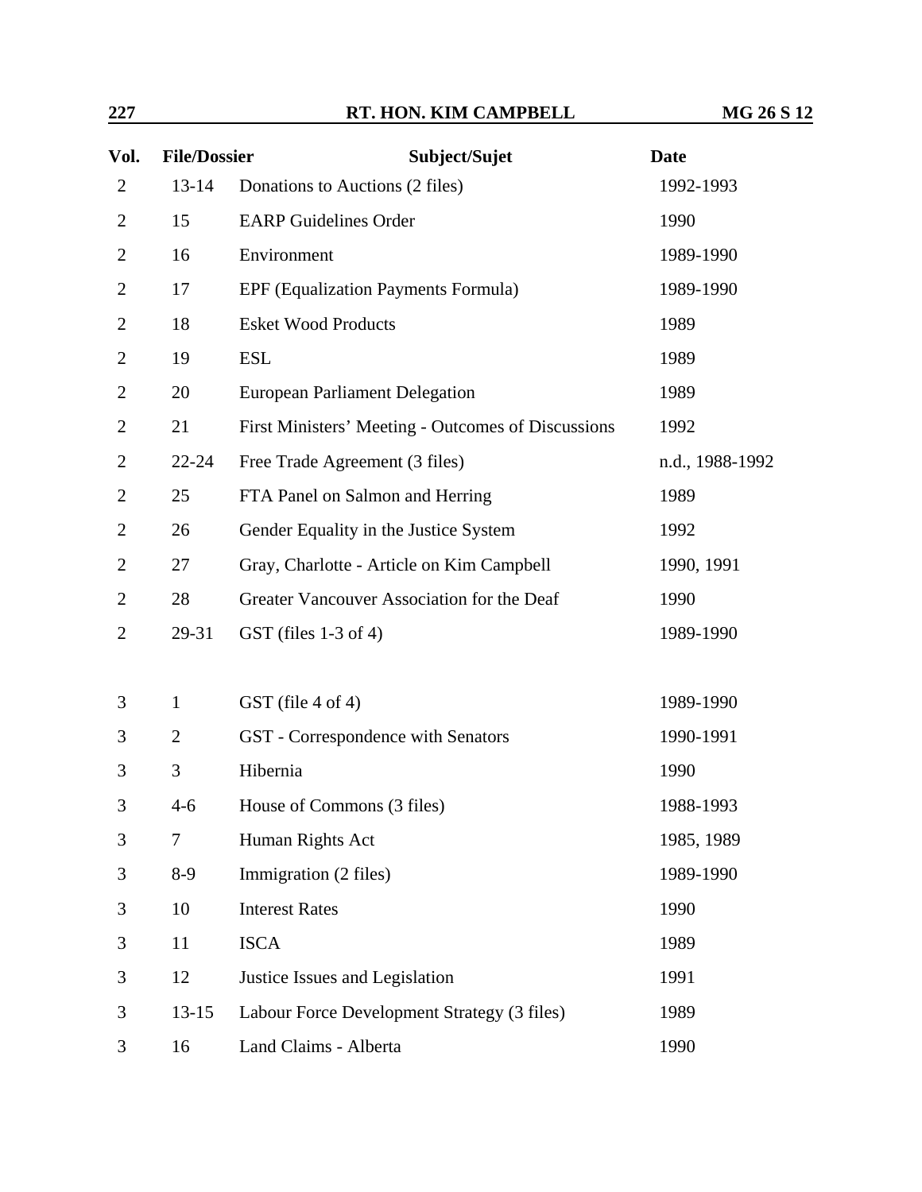| Vol. | File/Dossier | Subject/Sujet | Date |
|---|---|---|---|
| 2 | 13-14 | Donations to Auctions (2 files) | 1992-1993 |
| 2 | 15 | EARP Guidelines Order | 1990 |
| 2 | 16 | Environment | 1989-1990 |
| 2 | 17 | EPF (Equalization Payments Formula) | 1989-1990 |
| 2 | 18 | Esket Wood Products | 1989 |
| 2 | 19 | ESL | 1989 |
| 2 | 20 | European Parliament Delegation | 1989 |
| 2 | 21 | First Ministers' Meeting - Outcomes of Discussions | 1992 |
| 2 | 22-24 | Free Trade Agreement (3 files) | n.d., 1988-1992 |
| 2 | 25 | FTA Panel on Salmon and Herring | 1989 |
| 2 | 26 | Gender Equality in the Justice System | 1992 |
| 2 | 27 | Gray, Charlotte - Article on Kim Campbell | 1990, 1991 |
| 2 | 28 | Greater Vancouver Association for the Deaf | 1990 |
| 2 | 29-31 | GST (files 1-3 of 4) | 1989-1990 |
| 3 | 1 | GST (file 4 of 4) | 1989-1990 |
| 3 | 2 | GST - Correspondence with Senators | 1990-1991 |
| 3 | 3 | Hibernia | 1990 |
| 3 | 4-6 | House of Commons (3 files) | 1988-1993 |
| 3 | 7 | Human Rights Act | 1985, 1989 |
| 3 | 8-9 | Immigration (2 files) | 1989-1990 |
| 3 | 10 | Interest Rates | 1990 |
| 3 | 11 | ISCA | 1989 |
| 3 | 12 | Justice Issues and Legislation | 1991 |
| 3 | 13-15 | Labour Force Development Strategy (3 files) | 1989 |
| 3 | 16 | Land Claims - Alberta | 1990 |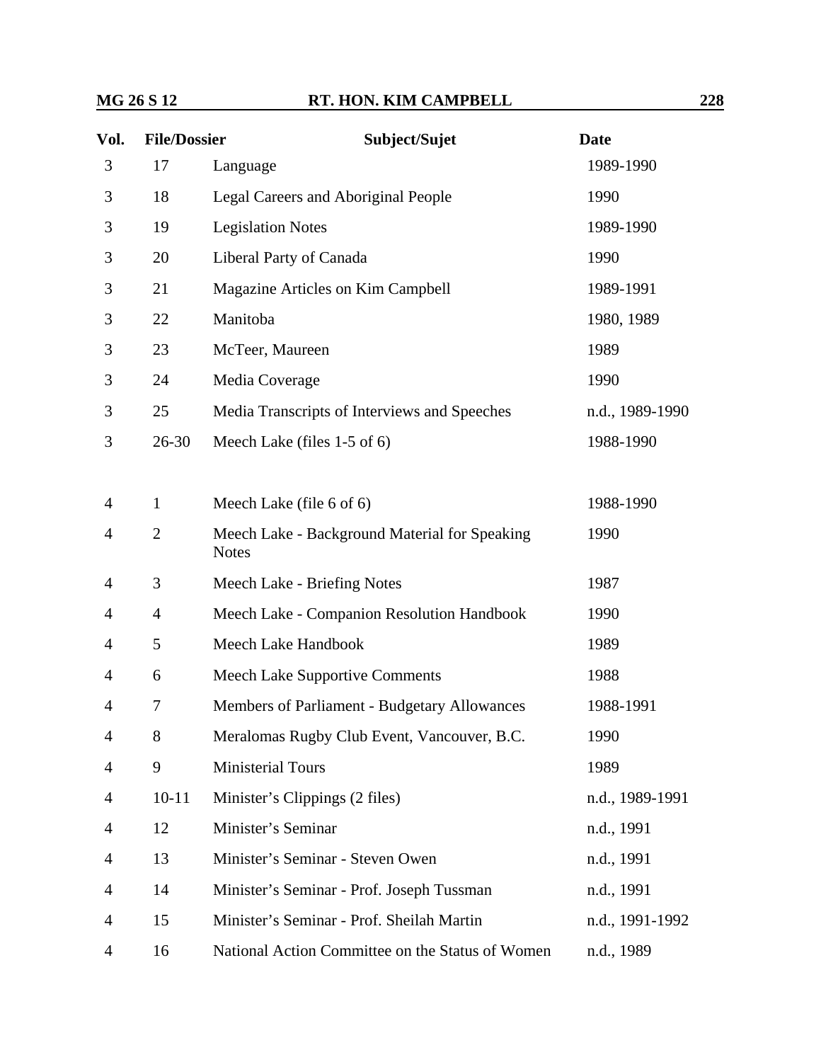| Vol. | File/Dossier | Subject/Sujet | Date |
|---|---|---|---|
| 3 | 17 | Language | 1989-1990 |
| 3 | 18 | Legal Careers and Aboriginal People | 1990 |
| 3 | 19 | Legislation Notes | 1989-1990 |
| 3 | 20 | Liberal Party of Canada | 1990 |
| 3 | 21 | Magazine Articles on Kim Campbell | 1989-1991 |
| 3 | 22 | Manitoba | 1980, 1989 |
| 3 | 23 | McTeer, Maureen | 1989 |
| 3 | 24 | Media Coverage | 1990 |
| 3 | 25 | Media Transcripts of Interviews and Speeches | n.d., 1989-1990 |
| 3 | 26-30 | Meech Lake (files 1-5 of 6) | 1988-1990 |
| 4 | 1 | Meech Lake (file 6 of 6) | 1988-1990 |
| 4 | 2 | Meech Lake - Background Material for Speaking Notes | 1990 |
| 4 | 3 | Meech Lake - Briefing Notes | 1987 |
| 4 | 4 | Meech Lake - Companion Resolution Handbook | 1990 |
| 4 | 5 | Meech Lake Handbook | 1989 |
| 4 | 6 | Meech Lake Supportive Comments | 1988 |
| 4 | 7 | Members of Parliament - Budgetary Allowances | 1988-1991 |
| 4 | 8 | Meralomas Rugby Club Event, Vancouver, B.C. | 1990 |
| 4 | 9 | Ministerial Tours | 1989 |
| 4 | 10-11 | Minister's Clippings (2 files) | n.d., 1989-1991 |
| 4 | 12 | Minister's Seminar | n.d., 1991 |
| 4 | 13 | Minister's Seminar - Steven Owen | n.d., 1991 |
| 4 | 14 | Minister's Seminar - Prof. Joseph Tussman | n.d., 1991 |
| 4 | 15 | Minister's Seminar - Prof. Sheilah Martin | n.d., 1991-1992 |
| 4 | 16 | National Action Committee on the Status of Women | n.d., 1989 |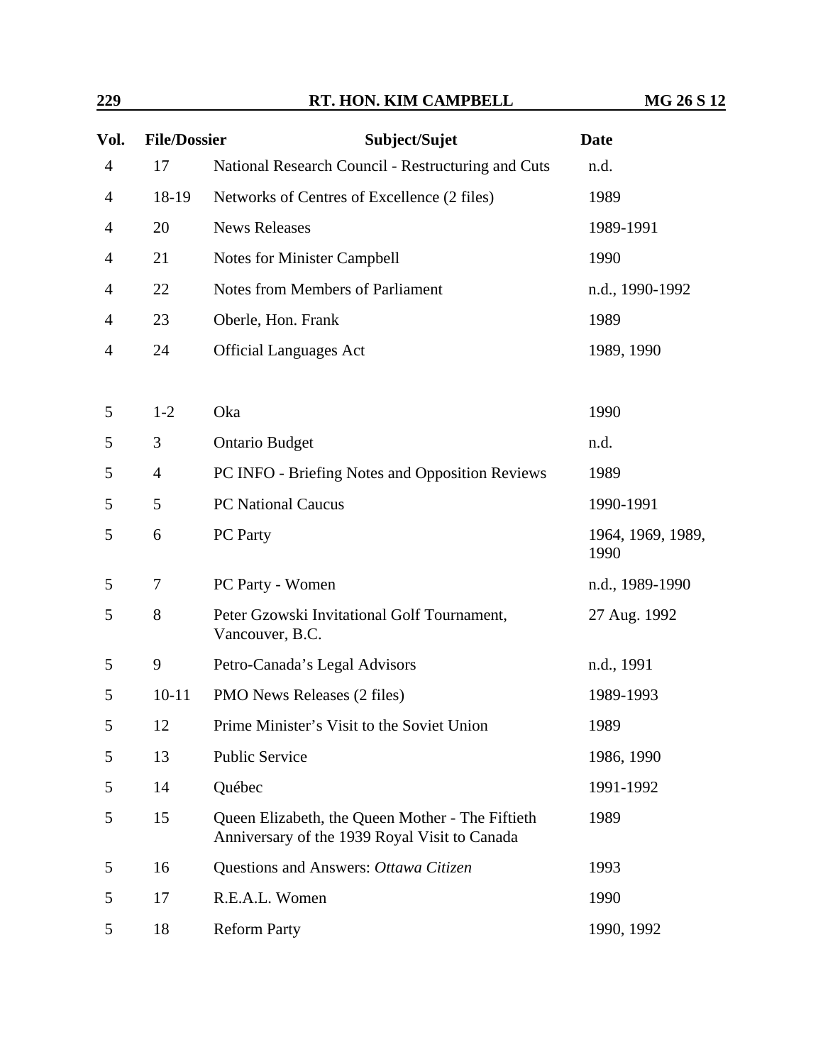| Vol. | File/Dossier | Subject/Sujet | Date |
|---|---|---|---|
| 4 | 17 | National Research Council - Restructuring and Cuts | n.d. |
| 4 | 18-19 | Networks of Centres of Excellence (2 files) | 1989 |
| 4 | 20 | News Releases | 1989-1991 |
| 4 | 21 | Notes for Minister Campbell | 1990 |
| 4 | 22 | Notes from Members of Parliament | n.d., 1990-1992 |
| 4 | 23 | Oberle, Hon. Frank | 1989 |
| 4 | 24 | Official Languages Act | 1989, 1990 |
| 5 | 1-2 | Oka | 1990 |
| 5 | 3 | Ontario Budget | n.d. |
| 5 | 4 | PC INFO - Briefing Notes and Opposition Reviews | 1989 |
| 5 | 5 | PC National Caucus | 1990-1991 |
| 5 | 6 | PC Party | 1964, 1969, 1989, 1990 |
| 5 | 7 | PC Party - Women | n.d., 1989-1990 |
| 5 | 8 | Peter Gzowski Invitational Golf Tournament, Vancouver, B.C. | 27 Aug. 1992 |
| 5 | 9 | Petro-Canada's Legal Advisors | n.d., 1991 |
| 5 | 10-11 | PMO News Releases (2 files) | 1989-1993 |
| 5 | 12 | Prime Minister's Visit to the Soviet Union | 1989 |
| 5 | 13 | Public Service | 1986, 1990 |
| 5 | 14 | Québec | 1991-1992 |
| 5 | 15 | Queen Elizabeth, the Queen Mother - The Fiftieth Anniversary of the 1939 Royal Visit to Canada | 1989 |
| 5 | 16 | Questions and Answers: *Ottawa Citizen* | 1993 |
| 5 | 17 | R.E.A.L. Women | 1990 |
| 5 | 18 | Reform Party | 1990, 1992 |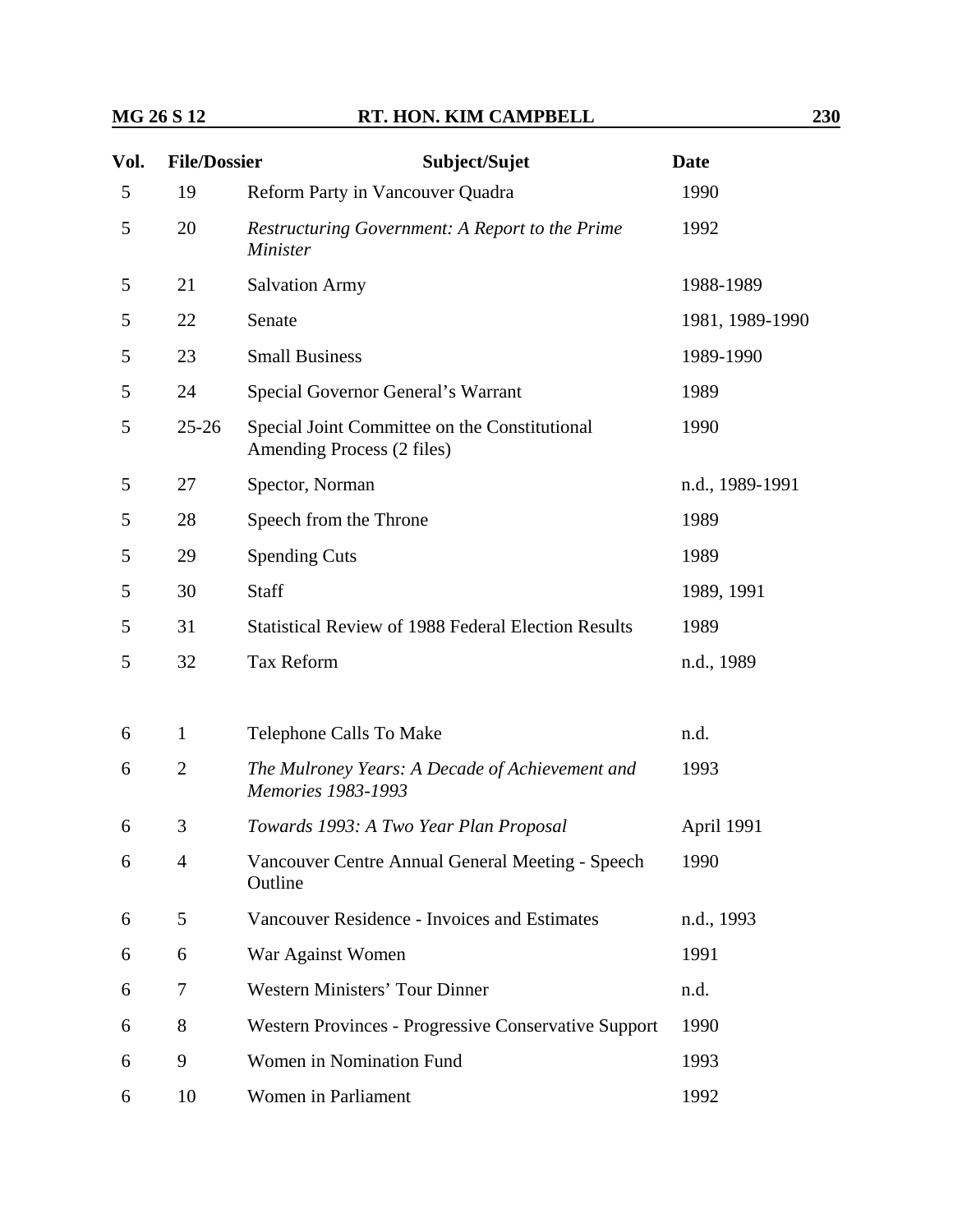| Vol. | File/Dossier | Subject/Sujet | Date |
|---|---|---|---|
| 5 | 19 | Reform Party in Vancouver Quadra | 1990 |
| 5 | 20 | *Restructuring Government: A Report to the Prime Minister* | 1992 |
| 5 | 21 | Salvation Army | 1988-1989 |
| 5 | 22 | Senate | 1981, 1989-1990 |
| 5 | 23 | Small Business | 1989-1990 |
| 5 | 24 | Special Governor General's Warrant | 1989 |
| 5 | 25-26 | Special Joint Committee on the Constitutional Amending Process (2 files) | 1990 |
| 5 | 27 | Spector, Norman | n.d., 1989-1991 |
| 5 | 28 | Speech from the Throne | 1989 |
| 5 | 29 | Spending Cuts | 1989 |
| 5 | 30 | Staff | 1989, 1991 |
| 5 | 31 | Statistical Review of 1988 Federal Election Results | 1989 |
| 5 | 32 | Tax Reform | n.d., 1989 |
| 6 | 1 | Telephone Calls To Make | n.d. |
| 6 | 2 | *The Mulroney Years: A Decade of Achievement and Memories 1983-1993* | 1993 |
| 6 | 3 | *Towards 1993: A Two Year Plan Proposal* | April 1991 |
| 6 | 4 | Vancouver Centre Annual General Meeting - Speech Outline | 1990 |
| 6 | 5 | Vancouver Residence - Invoices and Estimates | n.d., 1993 |
| 6 | 6 | War Against Women | 1991 |
| 6 | 7 | Western Ministers' Tour Dinner | n.d. |
| 6 | 8 | Western Provinces - Progressive Conservative Support | 1990 |
| 6 | 9 | Women in Nomination Fund | 1993 |
| 6 | 10 | Women in Parliament | 1992 |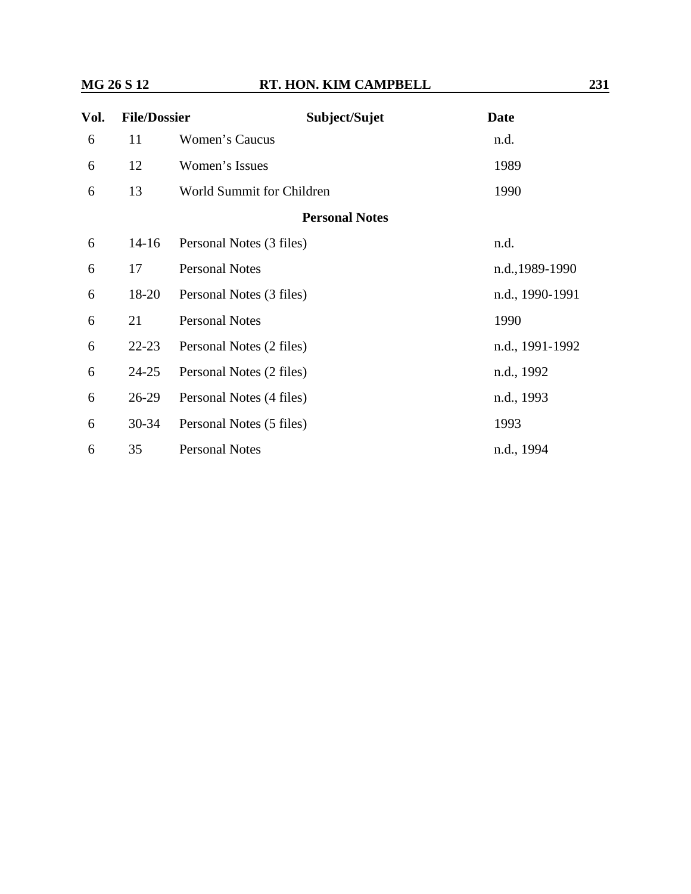| Vol. | File/Dossier | Subject/Sujet | Date |
|---|---|---|---|
| 6 | 11 | Women's Caucus | n.d. |
| 6 | 12 | Women's Issues | 1989 |
| 6 | 13 | World Summit for Children | 1990 |
| | | **Personal Notes** | |
| 6 | 14-16 | Personal Notes (3 files) | n.d. |
| 6 | 17 | Personal Notes | n.d.,1989-1990 |
| 6 | 18-20 | Personal Notes (3 files) | n.d., 1990-1991 |
| 6 | 21 | Personal Notes | 1990 |
| 6 | 22-23 | Personal Notes (2 files) | n.d., 1991-1992 |
| 6 | 24-25 | Personal Notes (2 files) | n.d., 1992 |
| 6 | 26-29 | Personal Notes (4 files) | n.d., 1993 |
| 6 | 30-34 | Personal Notes (5 files) | 1993 |
| 6 | 35 | Personal Notes | n.d., 1994 |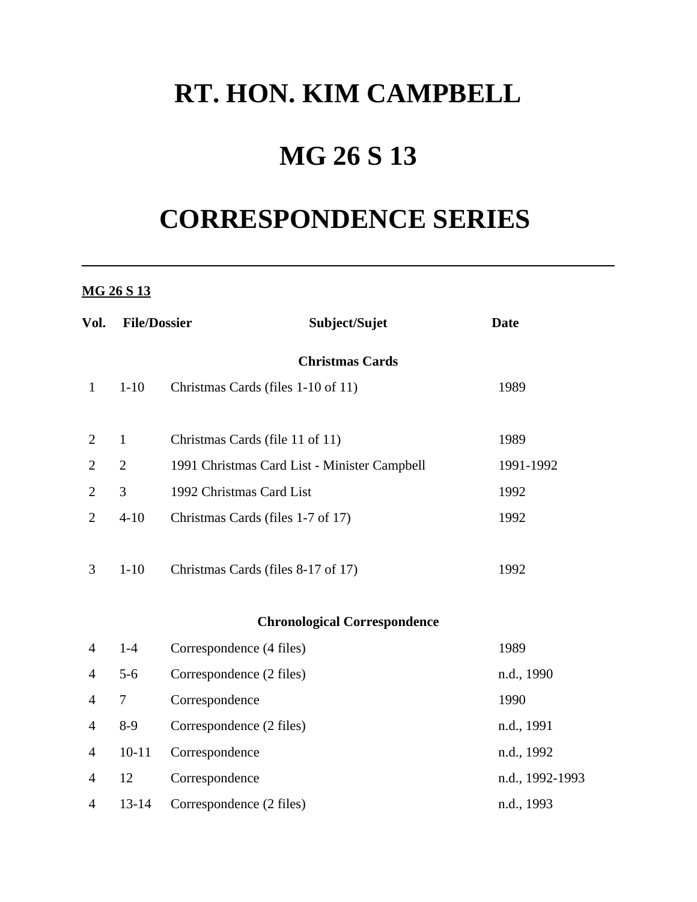# RT. HON. KIM CAMPBELL

# MG 26 S 13

# CORRESPONDENCE SERIES

---

**MG 26 S 13**

| Vol. | File/Dossier | Subject/Sujet | Date |
|---|---|---|---|
| | | **Christmas Cards** | |
| 1 | 1-10 | Christmas Cards (files 1-10 of 11) | 1989 |
| 2 | 1 | Christmas Cards (file 11 of 11) | 1989 |
| 2 | 2 | 1991 Christmas Card List - Minister Campbell | 1991-1992 |
| 2 | 3 | 1992 Christmas Card List | 1992 |
| 2 | 4-10 | Christmas Cards (files 1-7 of 17) | 1992 |
| 3 | 1-10 | Christmas Cards (files 8-17 of 17) | 1992 |
| | | **Chronological Correspondence** | |
| 4 | 1-4 | Correspondence (4 files) | 1989 |
| 4 | 5-6 | Correspondence (2 files) | n.d., 1990 |
| 4 | 7 | Correspondence | 1990 |
| 4 | 8-9 | Correspondence (2 files) | n.d., 1991 |
| 4 | 10-11 | Correspondence | n.d., 1992 |
| 4 | 12 | Correspondence | n.d., 1992-1993 |
| 4 | 13-14 | Correspondence (2 files) | n.d., 1993 |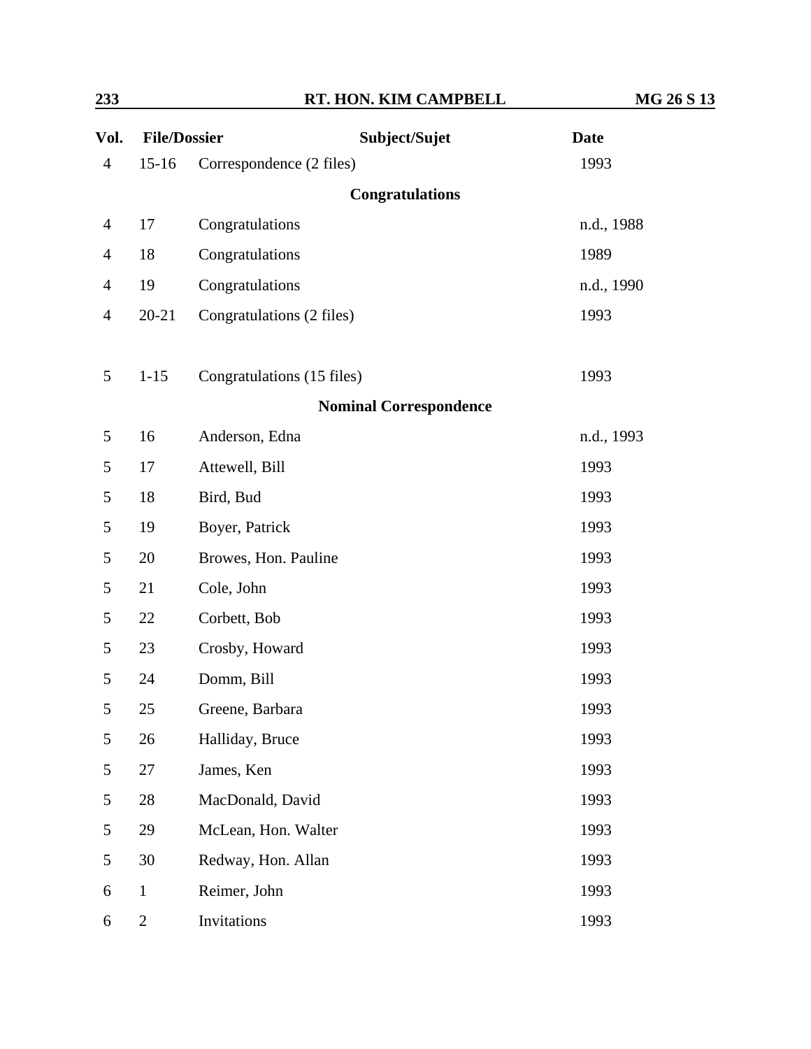| Vol. | File/Dossier | Subject/Sujet | Date |
|---|---|---|---|
| 4 | 15-16 | Correspondence (2 files) | 1993 |
| | | **Congratulations** | |
| 4 | 17 | Congratulations | n.d., 1988 |
| 4 | 18 | Congratulations | 1989 |
| 4 | 19 | Congratulations | n.d., 1990 |
| 4 | 20-21 | Congratulations (2 files) | 1993 |
| 5 | 1-15 | Congratulations (15 files) | 1993 |
| | | **Nominal Correspondence** | |
| 5 | 16 | Anderson, Edna | n.d., 1993 |
| 5 | 17 | Attewell, Bill | 1993 |
| 5 | 18 | Bird, Bud | 1993 |
| 5 | 19 | Boyer, Patrick | 1993 |
| 5 | 20 | Browes, Hon. Pauline | 1993 |
| 5 | 21 | Cole, John | 1993 |
| 5 | 22 | Corbett, Bob | 1993 |
| 5 | 23 | Crosby, Howard | 1993 |
| 5 | 24 | Domm, Bill | 1993 |
| 5 | 25 | Greene, Barbara | 1993 |
| 5 | 26 | Halliday, Bruce | 1993 |
| 5 | 27 | James, Ken | 1993 |
| 5 | 28 | MacDonald, David | 1993 |
| 5 | 29 | McLean, Hon. Walter | 1993 |
| 5 | 30 | Redway, Hon. Allan | 1993 |
| 6 | 1 | Reimer, John | 1993 |
| 6 | 2 | Invitations | 1993 |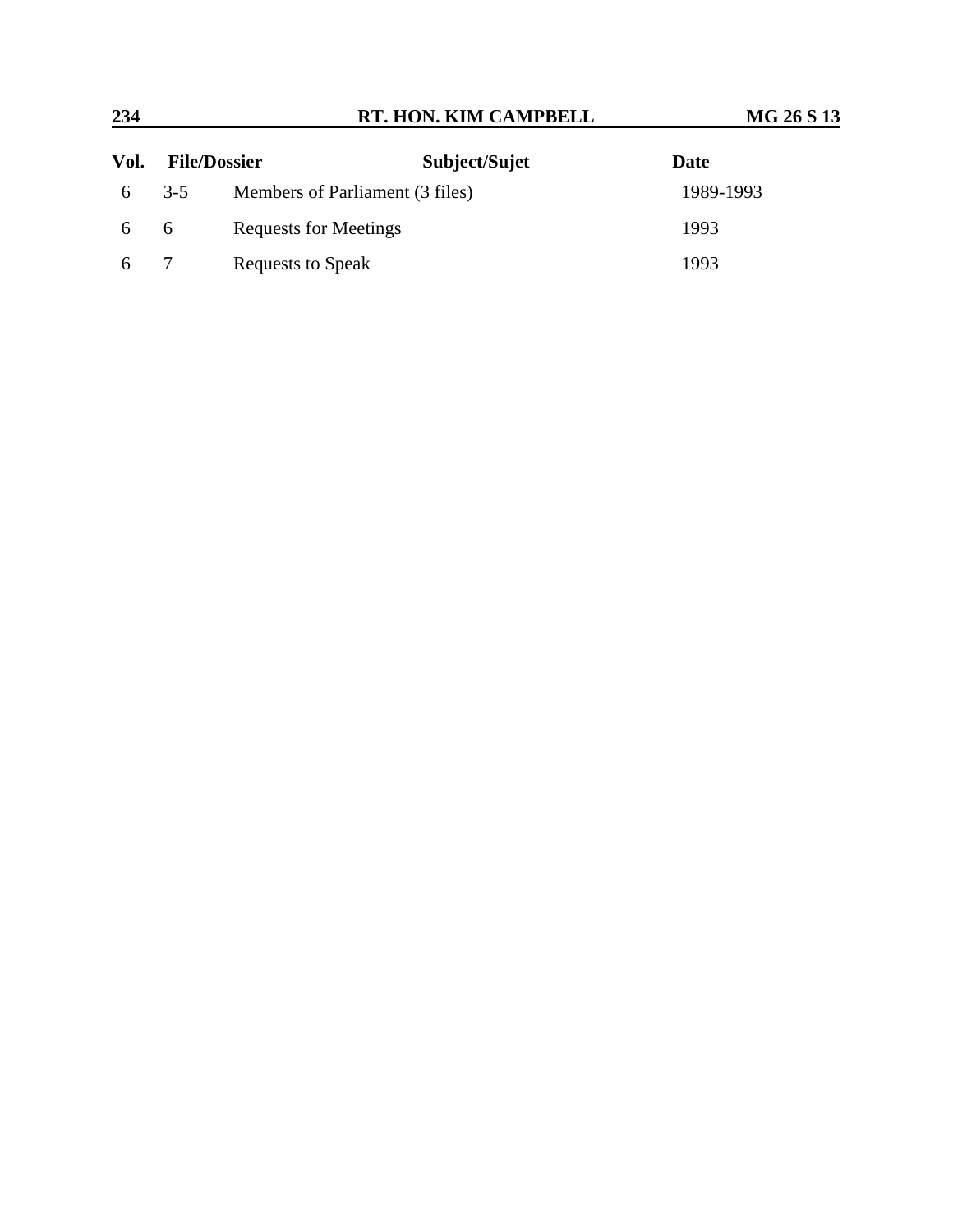| Vol. | File/Dossier | Subject/Sujet | Date |
| --- | --- | --- | --- |
| 6 | 3-5 | Members of Parliament (3 files) | 1989-1993 |
| 6 | 6 | Requests for Meetings | 1993 |
| 6 | 7 | Requests to Speak | 1993 |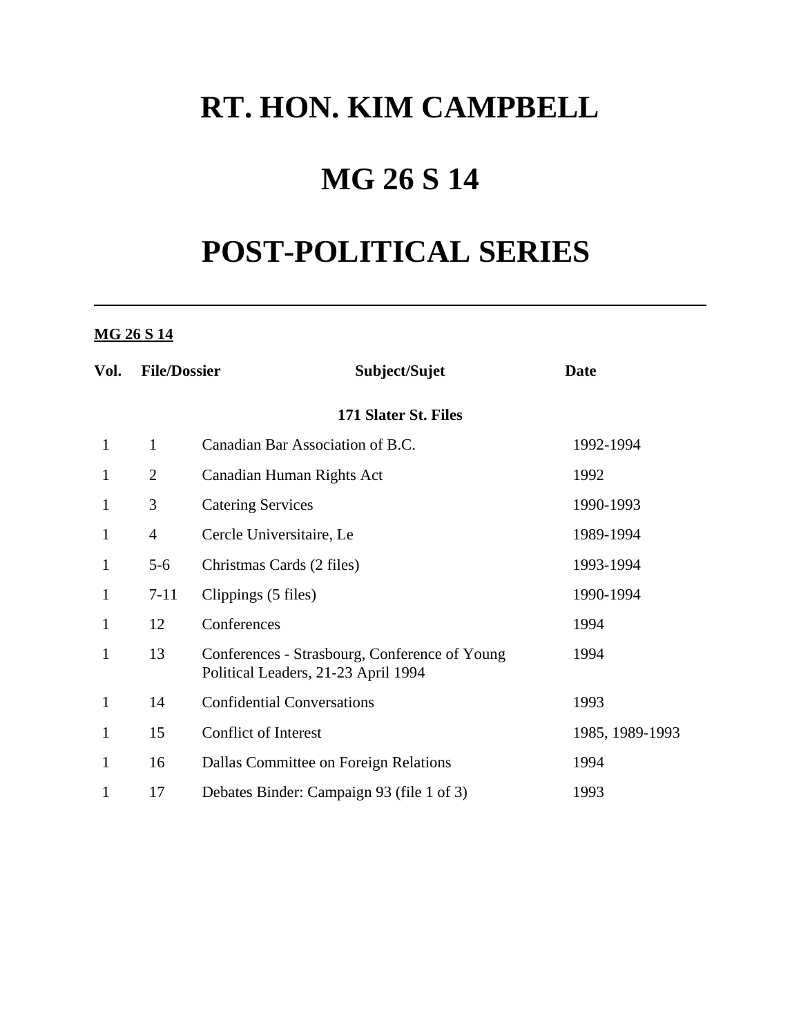# RT. HON. KIM CAMPBELL

# MG 26 S 14

# POST-POLITICAL SERIES

---

**MG 26 S 14**

| Vol. | File/Dossier | Subject/Sujet | Date |
|---|---|---|---|
| | | **171 Slater St. Files** | |
| 1 | 1 | Canadian Bar Association of B.C. | 1992-1994 |
| 1 | 2 | Canadian Human Rights Act | 1992 |
| 1 | 3 | Catering Services | 1990-1993 |
| 1 | 4 | Cercle Universitaire, Le | 1989-1994 |
| 1 | 5-6 | Christmas Cards (2 files) | 1993-1994 |
| 1 | 7-11 | Clippings (5 files) | 1990-1994 |
| 1 | 12 | Conferences | 1994 |
| 1 | 13 | Conferences - Strasbourg, Conference of Young Political Leaders, 21-23 April 1994 | 1994 |
| 1 | 14 | Confidential Conversations | 1993 |
| 1 | 15 | Conflict of Interest | 1985, 1989-1993 |
| 1 | 16 | Dallas Committee on Foreign Relations | 1994 |
| 1 | 17 | Debates Binder: Campaign 93 (file 1 of 3) | 1993 |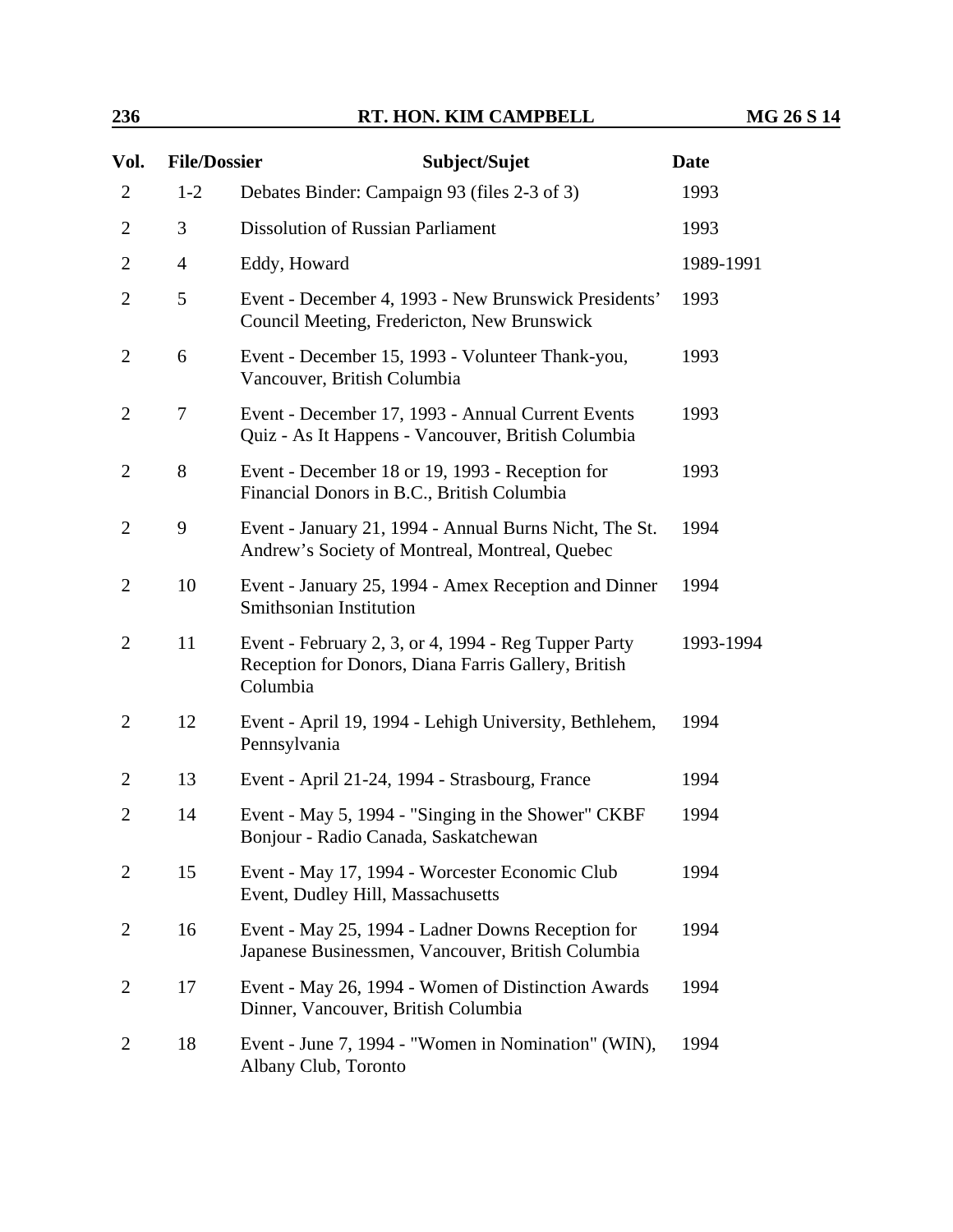| Vol. | File/Dossier | Subject/Sujet | Date |
| --- | --- | --- | --- |
| 2 | 1-2 | Debates Binder: Campaign 93 (files 2-3 of 3) | 1993 |
| 2 | 3 | Dissolution of Russian Parliament | 1993 |
| 2 | 4 | Eddy, Howard | 1989-1991 |
| 2 | 5 | Event - December 4, 1993 - New Brunswick Presidents' Council Meeting, Fredericton, New Brunswick | 1993 |
| 2 | 6 | Event - December 15, 1993 - Volunteer Thank-you, Vancouver, British Columbia | 1993 |
| 2 | 7 | Event - December 17, 1993 - Annual Current Events Quiz - As It Happens - Vancouver, British Columbia | 1993 |
| 2 | 8 | Event - December 18 or 19, 1993 - Reception for Financial Donors in B.C., British Columbia | 1993 |
| 2 | 9 | Event - January 21, 1994 - Annual Burns Nicht, The St. Andrew's Society of Montreal, Montreal, Quebec | 1994 |
| 2 | 10 | Event - January 25, 1994 - Amex Reception and Dinner Smithsonian Institution | 1994 |
| 2 | 11 | Event - February 2, 3, or 4, 1994 - Reg Tupper Party Reception for Donors, Diana Farris Gallery, British Columbia | 1993-1994 |
| 2 | 12 | Event - April 19, 1994 - Lehigh University, Bethlehem, Pennsylvania | 1994 |
| 2 | 13 | Event - April 21-24, 1994 - Strasbourg, France | 1994 |
| 2 | 14 | Event - May 5, 1994 - "Singing in the Shower" CKBF Bonjour - Radio Canada, Saskatchewan | 1994 |
| 2 | 15 | Event - May 17, 1994 - Worcester Economic Club Event, Dudley Hill, Massachusetts | 1994 |
| 2 | 16 | Event - May 25, 1994 - Ladner Downs Reception for Japanese Businessmen, Vancouver, British Columbia | 1994 |
| 2 | 17 | Event - May 26, 1994 - Women of Distinction Awards Dinner, Vancouver, British Columbia | 1994 |
| 2 | 18 | Event - June 7, 1994 - "Women in Nomination" (WIN), Albany Club, Toronto | 1994 |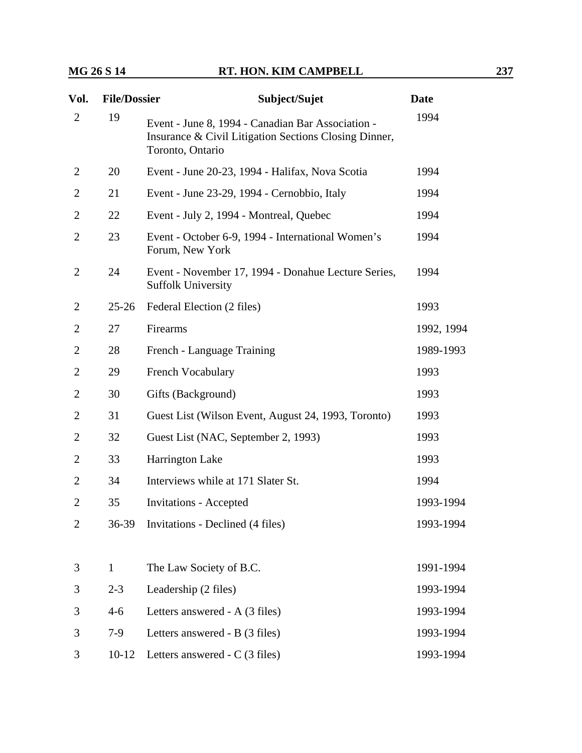| Vol. | File/Dossier | Subject/Sujet | Date |
|---|---|---|---|
| 2 | 19 | Event - June 8, 1994 - Canadian Bar Association - Insurance & Civil Litigation Sections Closing Dinner, Toronto, Ontario | 1994 |
| 2 | 20 | Event - June 20-23, 1994 - Halifax, Nova Scotia | 1994 |
| 2 | 21 | Event - June 23-29, 1994 - Cernobbio, Italy | 1994 |
| 2 | 22 | Event - July 2, 1994 - Montreal, Quebec | 1994 |
| 2 | 23 | Event - October 6-9, 1994 - International Women's Forum, New York | 1994 |
| 2 | 24 | Event - November 17, 1994 - Donahue Lecture Series, Suffolk University | 1994 |
| 2 | 25-26 | Federal Election (2 files) | 1993 |
| 2 | 27 | Firearms | 1992, 1994 |
| 2 | 28 | French - Language Training | 1989-1993 |
| 2 | 29 | French Vocabulary | 1993 |
| 2 | 30 | Gifts (Background) | 1993 |
| 2 | 31 | Guest List (Wilson Event, August 24, 1993, Toronto) | 1993 |
| 2 | 32 | Guest List (NAC, September 2, 1993) | 1993 |
| 2 | 33 | Harrington Lake | 1993 |
| 2 | 34 | Interviews while at 171 Slater St. | 1994 |
| 2 | 35 | Invitations - Accepted | 1993-1994 |
| 2 | 36-39 | Invitations - Declined (4 files) | 1993-1994 |
| 3 | 1 | The Law Society of B.C. | 1991-1994 |
| 3 | 2-3 | Leadership (2 files) | 1993-1994 |
| 3 | 4-6 | Letters answered - A (3 files) | 1993-1994 |
| 3 | 7-9 | Letters answered - B (3 files) | 1993-1994 |
| 3 | 10-12 | Letters answered - C (3 files) | 1993-1994 |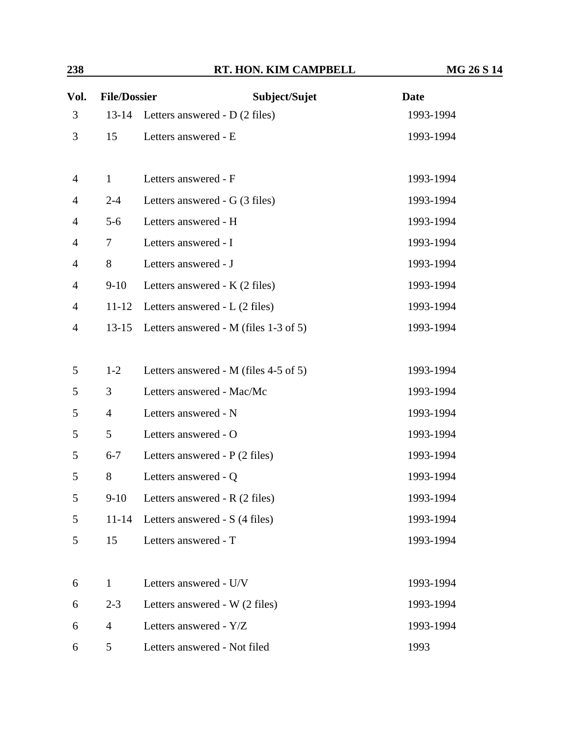| Vol. | File/Dossier | Subject/Sujet | Date |
|---|---|---|---|
| 3 | 13-14 | Letters answered - D (2 files) | 1993-1994 |
| 3 | 15 | Letters answered - E | 1993-1994 |
| 4 | 1 | Letters answered - F | 1993-1994 |
| 4 | 2-4 | Letters answered - G (3 files) | 1993-1994 |
| 4 | 5-6 | Letters answered - H | 1993-1994 |
| 4 | 7 | Letters answered - I | 1993-1994 |
| 4 | 8 | Letters answered - J | 1993-1994 |
| 4 | 9-10 | Letters answered - K (2 files) | 1993-1994 |
| 4 | 11-12 | Letters answered - L (2 files) | 1993-1994 |
| 4 | 13-15 | Letters answered - M (files 1-3 of 5) | 1993-1994 |
| 5 | 1-2 | Letters answered - M (files 4-5 of 5) | 1993-1994 |
| 5 | 3 | Letters answered - Mac/Mc | 1993-1994 |
| 5 | 4 | Letters answered - N | 1993-1994 |
| 5 | 5 | Letters answered - O | 1993-1994 |
| 5 | 6-7 | Letters answered - P (2 files) | 1993-1994 |
| 5 | 8 | Letters answered - Q | 1993-1994 |
| 5 | 9-10 | Letters answered - R (2 files) | 1993-1994 |
| 5 | 11-14 | Letters answered - S (4 files) | 1993-1994 |
| 5 | 15 | Letters answered - T | 1993-1994 |
| 6 | 1 | Letters answered - U/V | 1993-1994 |
| 6 | 2-3 | Letters answered - W (2 files) | 1993-1994 |
| 6 | 4 | Letters answered - Y/Z | 1993-1994 |
| 6 | 5 | Letters answered - Not filed | 1993 |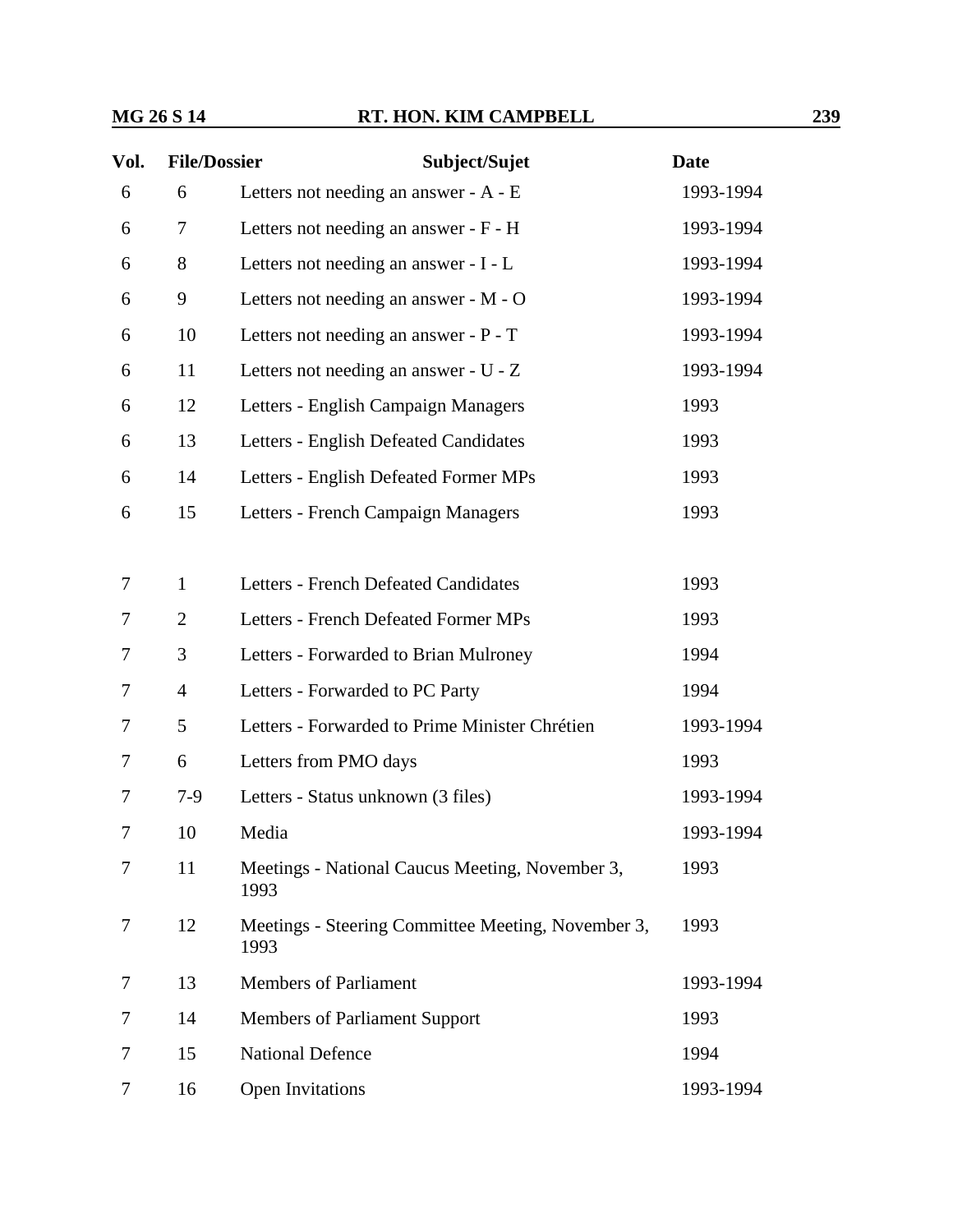| Vol. | File/Dossier | Subject/Sujet | Date |
|---|---|---|---|
| 6 | 6 | Letters not needing an answer - A - E | 1993-1994 |
| 6 | 7 | Letters not needing an answer - F - H | 1993-1994 |
| 6 | 8 | Letters not needing an answer - I - L | 1993-1994 |
| 6 | 9 | Letters not needing an answer - M - O | 1993-1994 |
| 6 | 10 | Letters not needing an answer - P - T | 1993-1994 |
| 6 | 11 | Letters not needing an answer - U - Z | 1993-1994 |
| 6 | 12 | Letters - English Campaign Managers | 1993 |
| 6 | 13 | Letters - English Defeated Candidates | 1993 |
| 6 | 14 | Letters - English Defeated Former MPs | 1993 |
| 6 | 15 | Letters - French Campaign Managers | 1993 |
| 7 | 1 | Letters - French Defeated Candidates | 1993 |
| 7 | 2 | Letters - French Defeated Former MPs | 1993 |
| 7 | 3 | Letters - Forwarded to Brian Mulroney | 1994 |
| 7 | 4 | Letters - Forwarded to PC Party | 1994 |
| 7 | 5 | Letters - Forwarded to Prime Minister Chrétien | 1993-1994 |
| 7 | 6 | Letters from PMO days | 1993 |
| 7 | 7-9 | Letters - Status unknown (3 files) | 1993-1994 |
| 7 | 10 | Media | 1993-1994 |
| 7 | 11 | Meetings - National Caucus Meeting, November 3, 1993 | 1993 |
| 7 | 12 | Meetings - Steering Committee Meeting, November 3, 1993 | 1993 |
| 7 | 13 | Members of Parliament | 1993-1994 |
| 7 | 14 | Members of Parliament Support | 1993 |
| 7 | 15 | National Defence | 1994 |
| 7 | 16 | Open Invitations | 1993-1994 |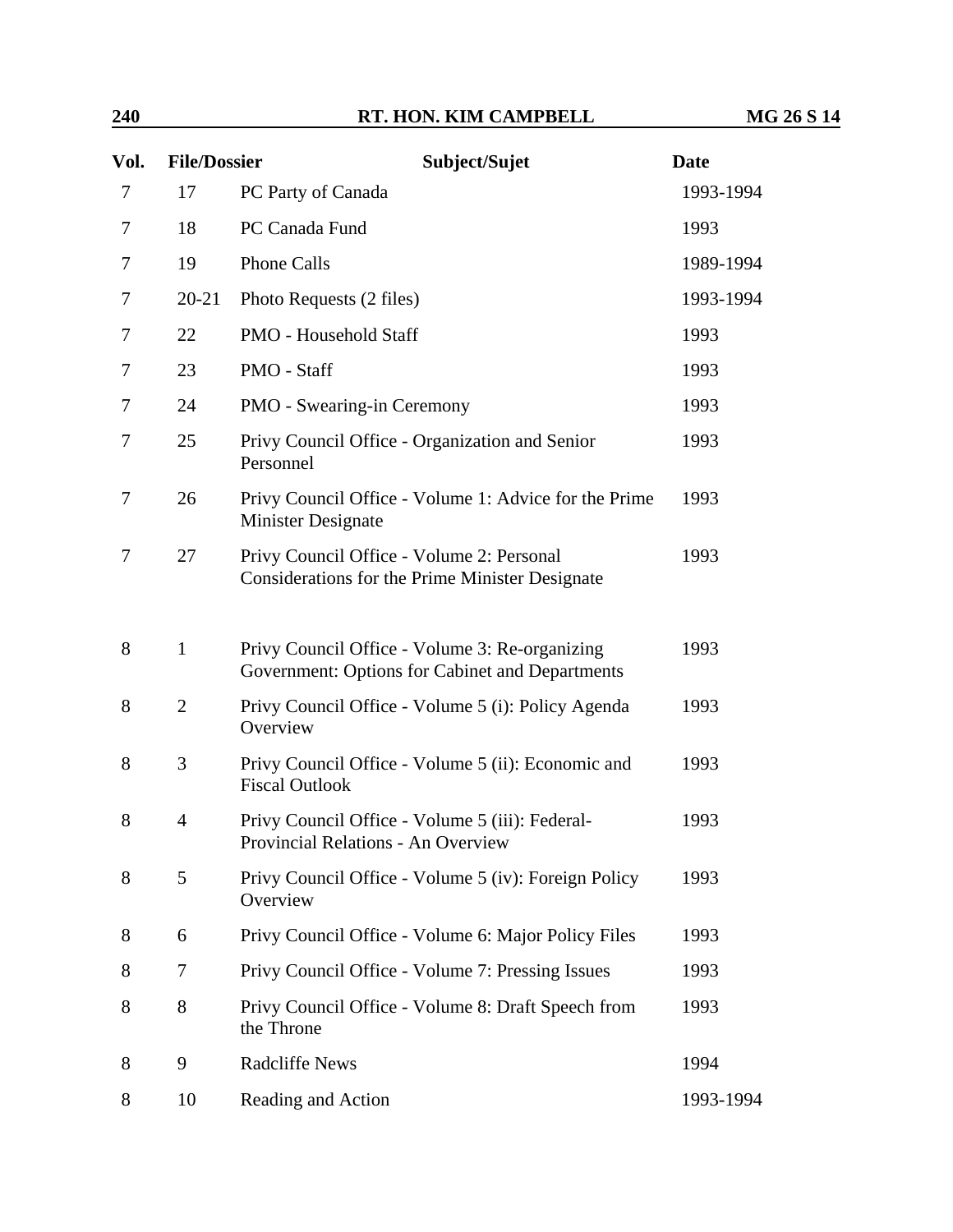| Vol. | File/Dossier | Subject/Sujet | Date |
|---|---|---|---|
| 7 | 17 | PC Party of Canada | 1993-1994 |
| 7 | 18 | PC Canada Fund | 1993 |
| 7 | 19 | Phone Calls | 1989-1994 |
| 7 | 20-21 | Photo Requests (2 files) | 1993-1994 |
| 7 | 22 | PMO - Household Staff | 1993 |
| 7 | 23 | PMO - Staff | 1993 |
| 7 | 24 | PMO - Swearing-in Ceremony | 1993 |
| 7 | 25 | Privy Council Office - Organization and Senior Personnel | 1993 |
| 7 | 26 | Privy Council Office - Volume 1: Advice for the Prime Minister Designate | 1993 |
| 7 | 27 | Privy Council Office - Volume 2: Personal Considerations for the Prime Minister Designate | 1993 |
| 8 | 1 | Privy Council Office - Volume 3: Re-organizing Government: Options for Cabinet and Departments | 1993 |
| 8 | 2 | Privy Council Office - Volume 5 (i): Policy Agenda Overview | 1993 |
| 8 | 3 | Privy Council Office - Volume 5 (ii): Economic and Fiscal Outlook | 1993 |
| 8 | 4 | Privy Council Office - Volume 5 (iii): Federal-Provincial Relations - An Overview | 1993 |
| 8 | 5 | Privy Council Office - Volume 5 (iv): Foreign Policy Overview | 1993 |
| 8 | 6 | Privy Council Office - Volume 6: Major Policy Files | 1993 |
| 8 | 7 | Privy Council Office - Volume 7: Pressing Issues | 1993 |
| 8 | 8 | Privy Council Office - Volume 8: Draft Speech from the Throne | 1993 |
| 8 | 9 | Radcliffe News | 1994 |
| 8 | 10 | Reading and Action | 1993-1994 |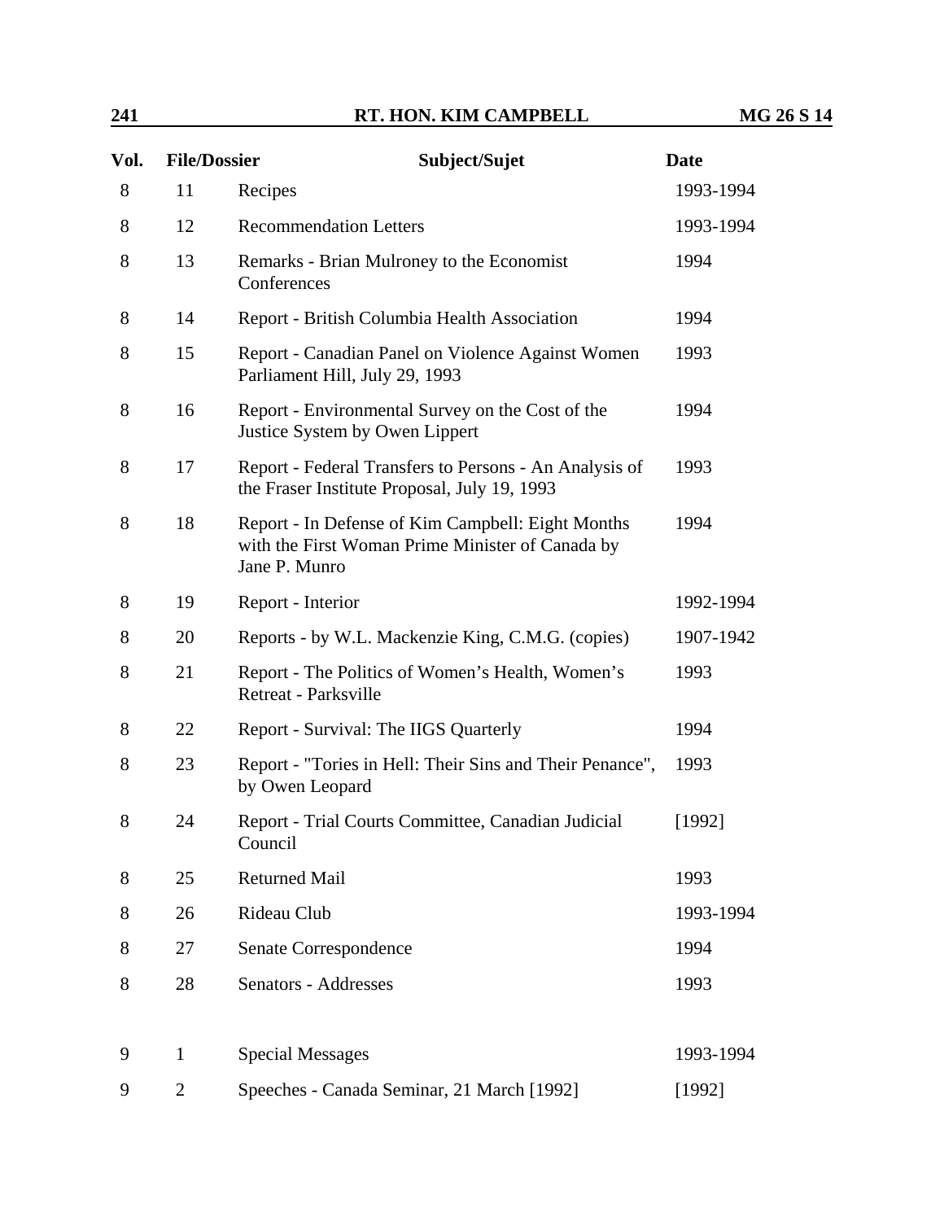| Vol. | File/Dossier | Subject/Sujet | Date |
|---|---|---|---|
| 8 | 11 | Recipes | 1993-1994 |
| 8 | 12 | Recommendation Letters | 1993-1994 |
| 8 | 13 | Remarks - Brian Mulroney to the Economist Conferences | 1994 |
| 8 | 14 | Report - British Columbia Health Association | 1994 |
| 8 | 15 | Report - Canadian Panel on Violence Against Women Parliament Hill, July 29, 1993 | 1993 |
| 8 | 16 | Report - Environmental Survey on the Cost of the Justice System by Owen Lippert | 1994 |
| 8 | 17 | Report - Federal Transfers to Persons - An Analysis of the Fraser Institute Proposal, July 19, 1993 | 1993 |
| 8 | 18 | Report - In Defense of Kim Campbell: Eight Months with the First Woman Prime Minister of Canada by Jane P. Munro | 1994 |
| 8 | 19 | Report - Interior | 1992-1994 |
| 8 | 20 | Reports - by W.L. Mackenzie King, C.M.G. (copies) | 1907-1942 |
| 8 | 21 | Report - The Politics of Women's Health, Women's Retreat - Parksville | 1993 |
| 8 | 22 | Report - Survival: The IIGS Quarterly | 1994 |
| 8 | 23 | Report - "Tories in Hell: Their Sins and Their Penance", by Owen Leopard | 1993 |
| 8 | 24 | Report - Trial Courts Committee, Canadian Judicial Council | [1992] |
| 8 | 25 | Returned Mail | 1993 |
| 8 | 26 | Rideau Club | 1993-1994 |
| 8 | 27 | Senate Correspondence | 1994 |
| 8 | 28 | Senators - Addresses | 1993 |
| 9 | 1 | Special Messages | 1993-1994 |
| 9 | 2 | Speeches - Canada Seminar, 21 March [1992] | [1992] |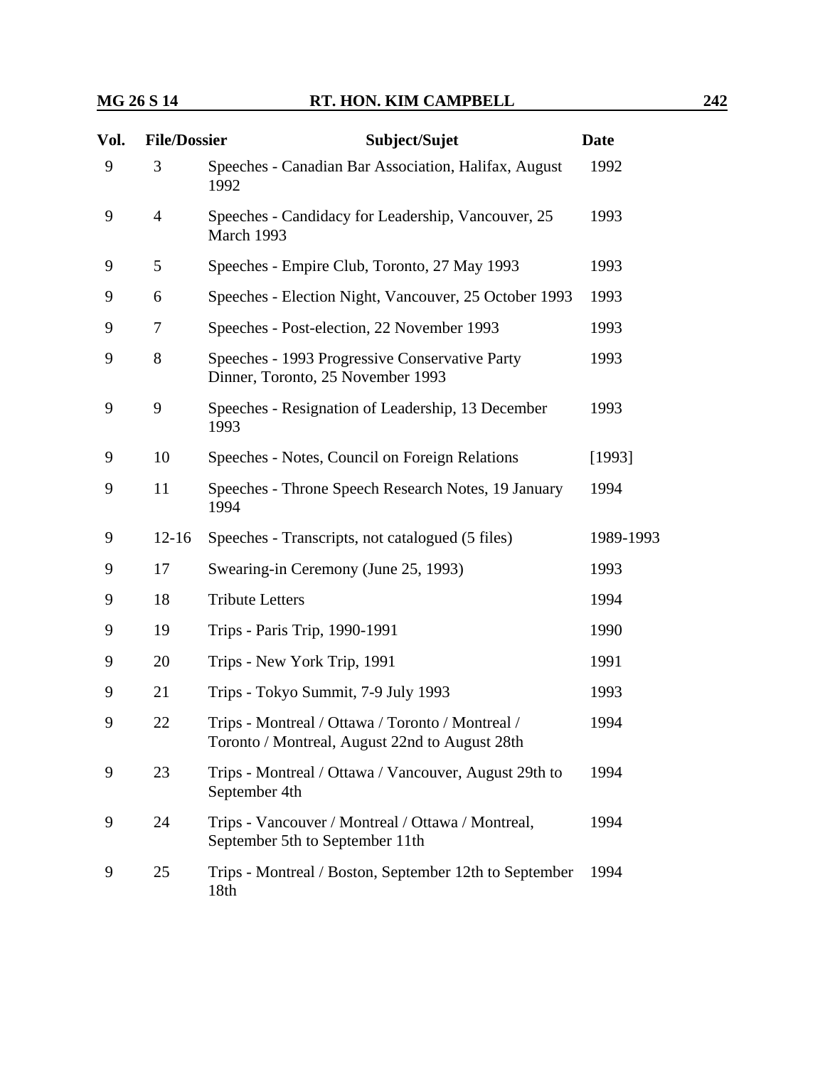| Vol. | File/Dossier | Subject/Sujet | Date |
|---|---|---|---|
| 9 | 3 | Speeches - Canadian Bar Association, Halifax, August 1992 | 1992 |
| 9 | 4 | Speeches - Candidacy for Leadership, Vancouver, 25 March 1993 | 1993 |
| 9 | 5 | Speeches - Empire Club, Toronto, 27 May 1993 | 1993 |
| 9 | 6 | Speeches - Election Night, Vancouver, 25 October 1993 | 1993 |
| 9 | 7 | Speeches - Post-election, 22 November 1993 | 1993 |
| 9 | 8 | Speeches - 1993 Progressive Conservative Party Dinner, Toronto, 25 November 1993 | 1993 |
| 9 | 9 | Speeches - Resignation of Leadership, 13 December 1993 | 1993 |
| 9 | 10 | Speeches - Notes, Council on Foreign Relations | [1993] |
| 9 | 11 | Speeches - Throne Speech Research Notes, 19 January 1994 | 1994 |
| 9 | 12-16 | Speeches - Transcripts, not catalogued (5 files) | 1989-1993 |
| 9 | 17 | Swearing-in Ceremony (June 25, 1993) | 1993 |
| 9 | 18 | Tribute Letters | 1994 |
| 9 | 19 | Trips - Paris Trip, 1990-1991 | 1990 |
| 9 | 20 | Trips - New York Trip, 1991 | 1991 |
| 9 | 21 | Trips - Tokyo Summit, 7-9 July 1993 | 1993 |
| 9 | 22 | Trips - Montreal / Ottawa / Toronto / Montreal / Toronto / Montreal, August 22nd to August 28th | 1994 |
| 9 | 23 | Trips - Montreal / Ottawa / Vancouver, August 29th to September 4th | 1994 |
| 9 | 24 | Trips - Vancouver / Montreal / Ottawa / Montreal, September 5th to September 11th | 1994 |
| 9 | 25 | Trips - Montreal / Boston, September 12th to September 18th | 1994 |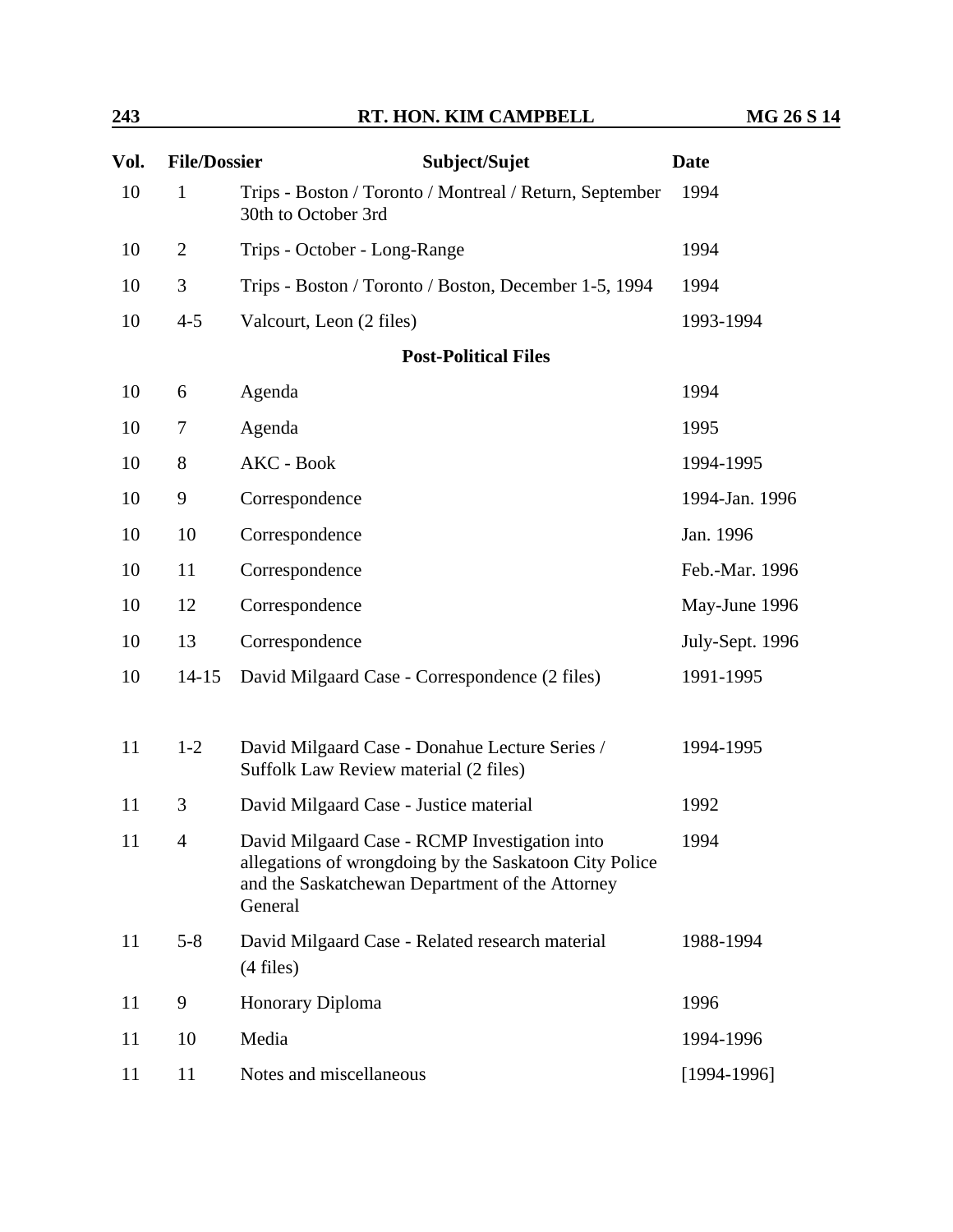| Vol. | File/Dossier | Subject/Sujet | Date |
|---|---|---|---|
| 10 | 1 | Trips - Boston / Toronto / Montreal / Return, September 30th to October 3rd | 1994 |
| 10 | 2 | Trips - October - Long-Range | 1994 |
| 10 | 3 | Trips - Boston / Toronto / Boston, December 1-5, 1994 | 1994 |
| 10 | 4-5 | Valcourt, Leon (2 files) | 1993-1994 |
| | | **Post-Political Files** | |
| 10 | 6 | Agenda | 1994 |
| 10 | 7 | Agenda | 1995 |
| 10 | 8 | AKC - Book | 1994-1995 |
| 10 | 9 | Correspondence | 1994-Jan. 1996 |
| 10 | 10 | Correspondence | Jan. 1996 |
| 10 | 11 | Correspondence | Feb.-Mar. 1996 |
| 10 | 12 | Correspondence | May-June 1996 |
| 10 | 13 | Correspondence | July-Sept. 1996 |
| 10 | 14-15 | David Milgaard Case - Correspondence (2 files) | 1991-1995 |
| 11 | 1-2 | David Milgaard Case - Donahue Lecture Series / Suffolk Law Review material (2 files) | 1994-1995 |
| 11 | 3 | David Milgaard Case - Justice material | 1992 |
| 11 | 4 | David Milgaard Case - RCMP Investigation into allegations of wrongdoing by the Saskatoon City Police and the Saskatchewan Department of the Attorney General | 1994 |
| 11 | 5-8 | David Milgaard Case - Related research material (4 files) | 1988-1994 |
| 11 | 9 | Honorary Diploma | 1996 |
| 11 | 10 | Media | 1994-1996 |
| 11 | 11 | Notes and miscellaneous | [1994-1996] |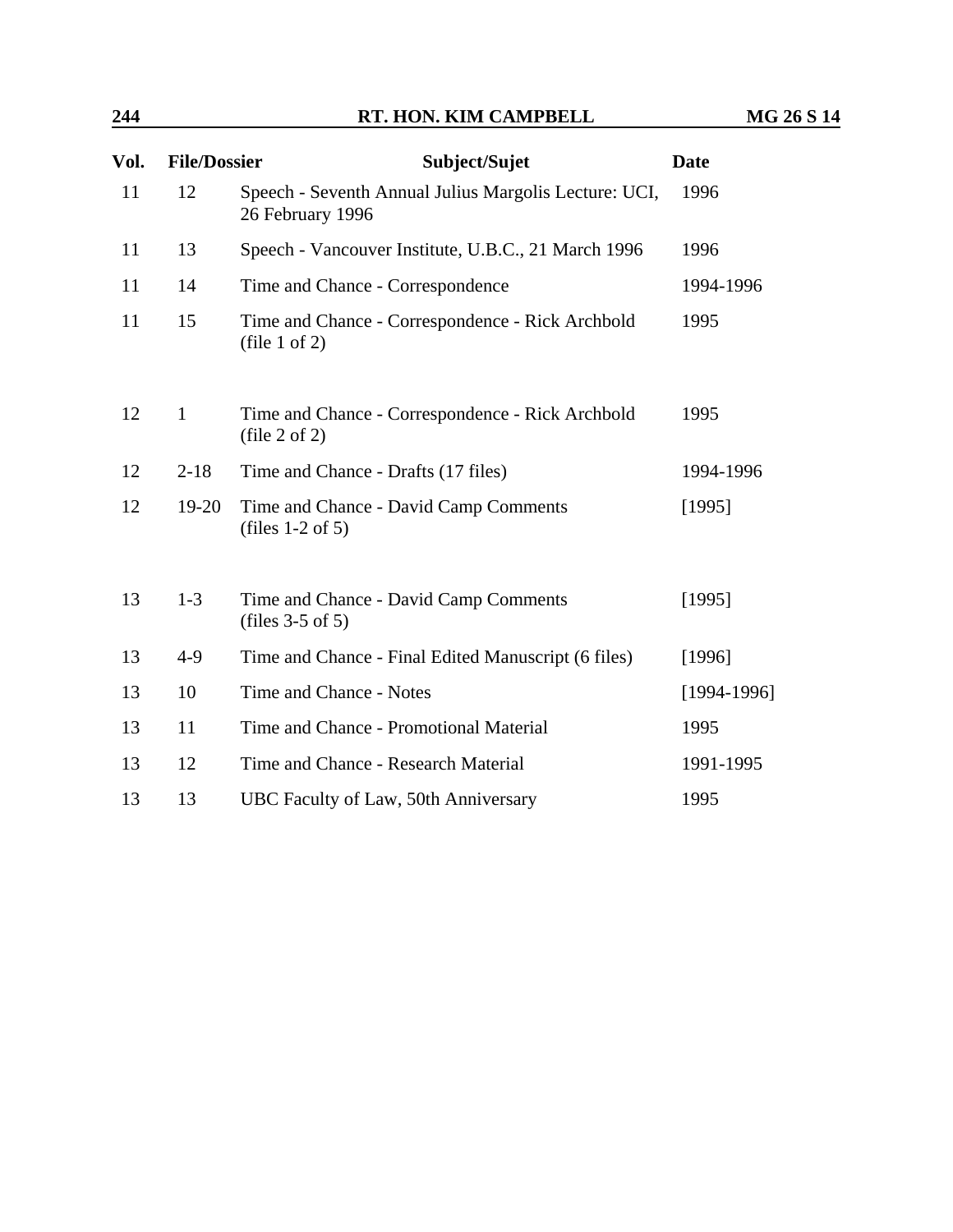| Vol. | File/Dossier | Subject/Sujet | Date |
|---|---|---|---|
| 11 | 12 | Speech - Seventh Annual Julius Margolis Lecture: UCI, 26 February 1996 | 1996 |
| 11 | 13 | Speech - Vancouver Institute, U.B.C., 21 March 1996 | 1996 |
| 11 | 14 | Time and Chance - Correspondence | 1994-1996 |
| 11 | 15 | Time and Chance - Correspondence - Rick Archbold (file 1 of 2) | 1995 |
| 12 | 1 | Time and Chance - Correspondence - Rick Archbold (file 2 of 2) | 1995 |
| 12 | 2-18 | Time and Chance - Drafts (17 files) | 1994-1996 |
| 12 | 19-20 | Time and Chance - David Camp Comments (files 1-2 of 5) | [1995] |
| 13 | 1-3 | Time and Chance - David Camp Comments (files 3-5 of 5) | [1995] |
| 13 | 4-9 | Time and Chance - Final Edited Manuscript (6 files) | [1996] |
| 13 | 10 | Time and Chance - Notes | [1994-1996] |
| 13 | 11 | Time and Chance - Promotional Material | 1995 |
| 13 | 12 | Time and Chance - Research Material | 1991-1995 |
| 13 | 13 | UBC Faculty of Law, 50th Anniversary | 1995 |